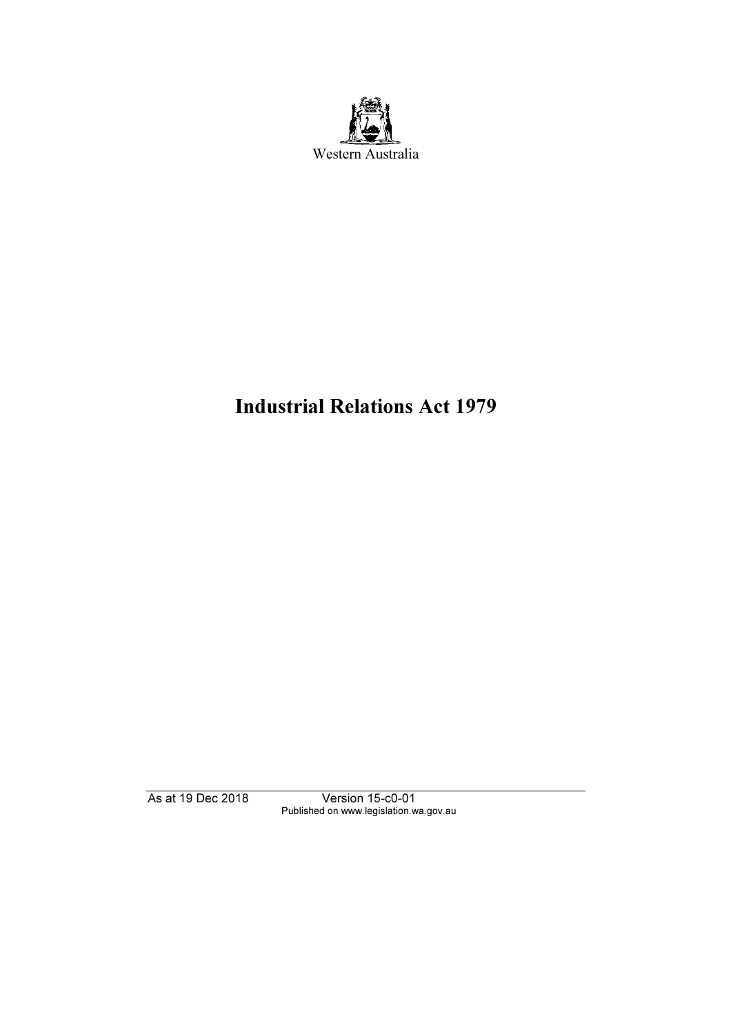Western Australia

# Industrial Relations Act 1979

As at 19 Dec 2018 Version 15-c0-01
Published on www.legislation.wa.gov.au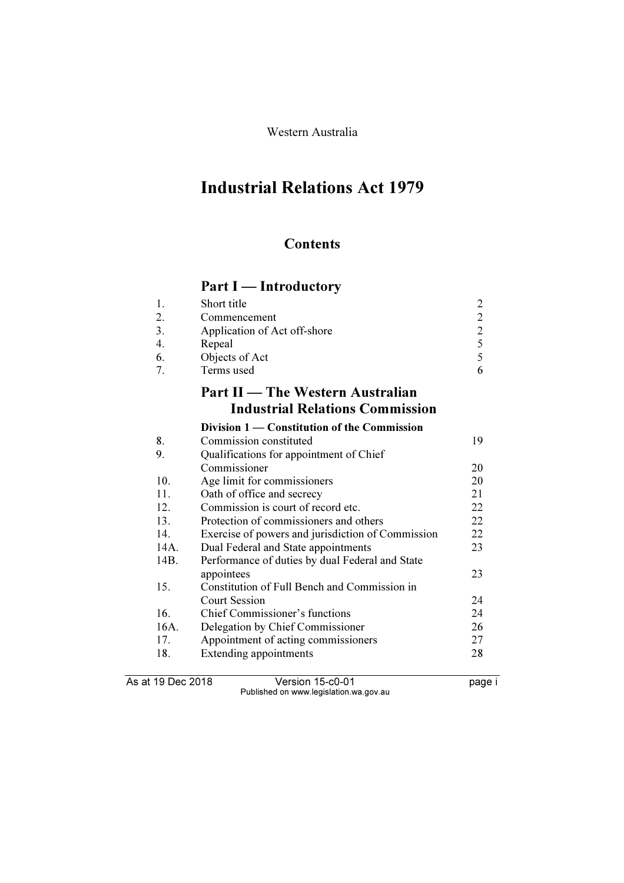Western Australia

# Industrial Relations Act 1979

## Contents

## Part I — Introductory

| | | |
|---|---|---|
| 1. | Short title | 2 |
| 2. | Commencement | 2 |
| 3. | Application of Act off-shore | 2 |
| 4. | Repeal | 5 |
| 6. | Objects of Act | 5 |
| 7. | Terms used | 6 |

## Part II — The Western Australian Industrial Relations Commission

**Division 1 — Constitution of the Commission**

| | | |
|---|---|---|
| 8. | Commission constituted | 19 |
| 9. | Qualifications for appointment of Chief Commissioner | 20 |
| 10. | Age limit for commissioners | 20 |
| 11. | Oath of office and secrecy | 21 |
| 12. | Commission is court of record etc. | 22 |
| 13. | Protection of commissioners and others | 22 |
| 14. | Exercise of powers and jurisdiction of Commission | 22 |
| 14A. | Dual Federal and State appointments | 23 |
| 14B. | Performance of duties by dual Federal and State appointees | 23 |
| 15. | Constitution of Full Bench and Commission in Court Session | 24 |
| 16. | Chief Commissioner's functions | 24 |
| 16A. | Delegation by Chief Commissioner | 26 |
| 17. | Appointment of acting commissioners | 27 |
| 18. | Extending appointments | 28 |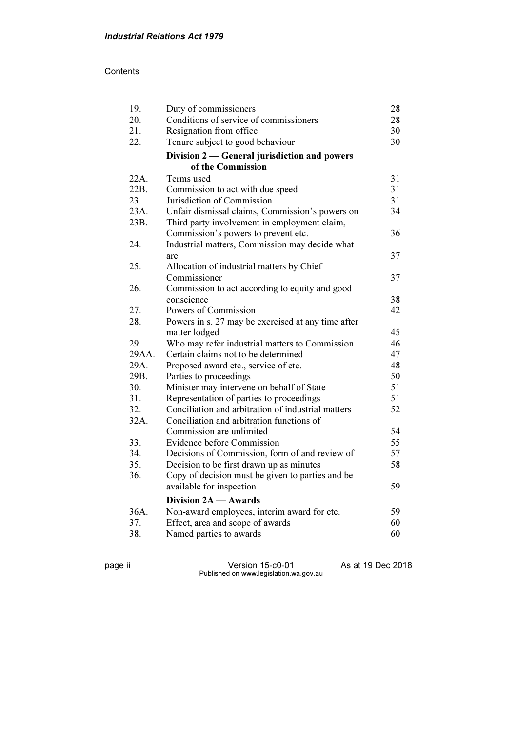| | | |
|---|---|---|
| 19. | Duty of commissioners | 28 |
| 20. | Conditions of service of commissioners | 28 |
| 21. | Resignation from office | 30 |
| 22. | Tenure subject to good behaviour | 30 |
| | **Division 2 — General jurisdiction and powers of the Commission** | |
| 22A. | Terms used | 31 |
| 22B. | Commission to act with due speed | 31 |
| 23. | Jurisdiction of Commission | 31 |
| 23A. | Unfair dismissal claims, Commission's powers on | 34 |
| 23B. | Third party involvement in employment claim, Commission's powers to prevent etc. | 36 |
| 24. | Industrial matters, Commission may decide what are | 37 |
| 25. | Allocation of industrial matters by Chief Commissioner | 37 |
| 26. | Commission to act according to equity and good conscience | 38 |
| 27. | Powers of Commission | 42 |
| 28. | Powers in s. 27 may be exercised at any time after matter lodged | 45 |
| 29. | Who may refer industrial matters to Commission | 46 |
| 29AA. | Certain claims not to be determined | 47 |
| 29A. | Proposed award etc., service of etc. | 48 |
| 29B. | Parties to proceedings | 50 |
| 30. | Minister may intervene on behalf of State | 51 |
| 31. | Representation of parties to proceedings | 51 |
| 32. | Conciliation and arbitration of industrial matters | 52 |
| 32A. | Conciliation and arbitration functions of Commission are unlimited | 54 |
| 33. | Evidence before Commission | 55 |
| 34. | Decisions of Commission, form of and review of | 57 |
| 35. | Decision to be first drawn up as minutes | 58 |
| 36. | Copy of decision must be given to parties and be available for inspection | 59 |
| | **Division 2A — Awards** | |
| 36A. | Non-award employees, interim award for etc. | 59 |
| 37. | Effect, area and scope of awards | 60 |
| 38. | Named parties to awards | 60 |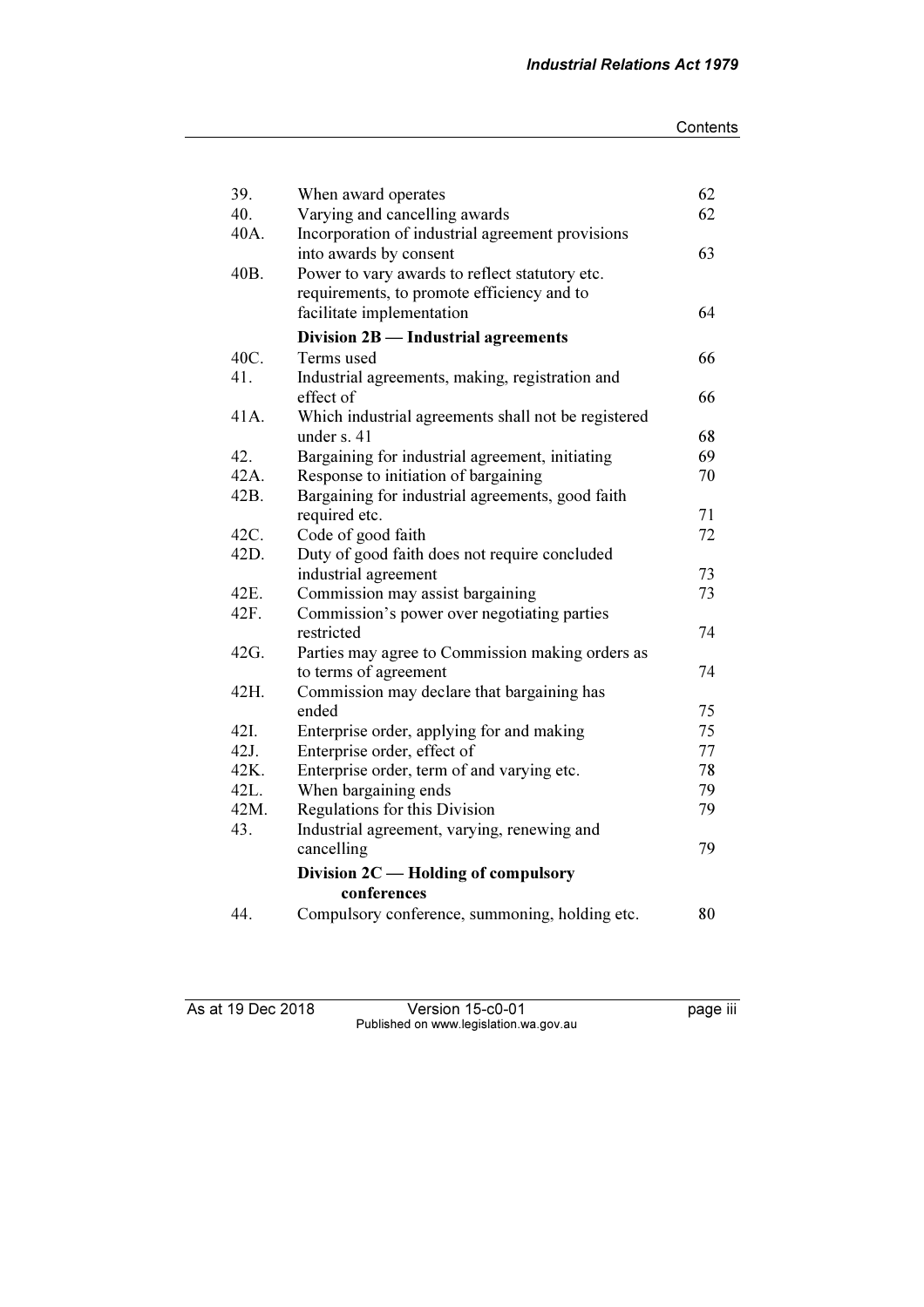| | | |
|---|---|---|
| 39. | When award operates | 62 |
| 40. | Varying and cancelling awards | 62 |
| 40A. | Incorporation of industrial agreement provisions into awards by consent | 63 |
| 40B. | Power to vary awards to reflect statutory etc. requirements, to promote efficiency and to facilitate implementation | 64 |
| | **Division 2B — Industrial agreements** | |
| 40C. | Terms used | 66 |
| 41. | Industrial agreements, making, registration and effect of | 66 |
| 41A. | Which industrial agreements shall not be registered under s. 41 | 68 |
| 42. | Bargaining for industrial agreement, initiating | 69 |
| 42A. | Response to initiation of bargaining | 70 |
| 42B. | Bargaining for industrial agreements, good faith required etc. | 71 |
| 42C. | Code of good faith | 72 |
| 42D. | Duty of good faith does not require concluded industrial agreement | 73 |
| 42E. | Commission may assist bargaining | 73 |
| 42F. | Commission's power over negotiating parties restricted | 74 |
| 42G. | Parties may agree to Commission making orders as to terms of agreement | 74 |
| 42H. | Commission may declare that bargaining has ended | 75 |
| 42I. | Enterprise order, applying for and making | 75 |
| 42J. | Enterprise order, effect of | 77 |
| 42K. | Enterprise order, term of and varying etc. | 78 |
| 42L. | When bargaining ends | 79 |
| 42M. | Regulations for this Division | 79 |
| 43. | Industrial agreement, varying, renewing and cancelling | 79 |
| | **Division 2C — Holding of compulsory conferences** | |
| 44. | Compulsory conference, summoning, holding etc. | 80 |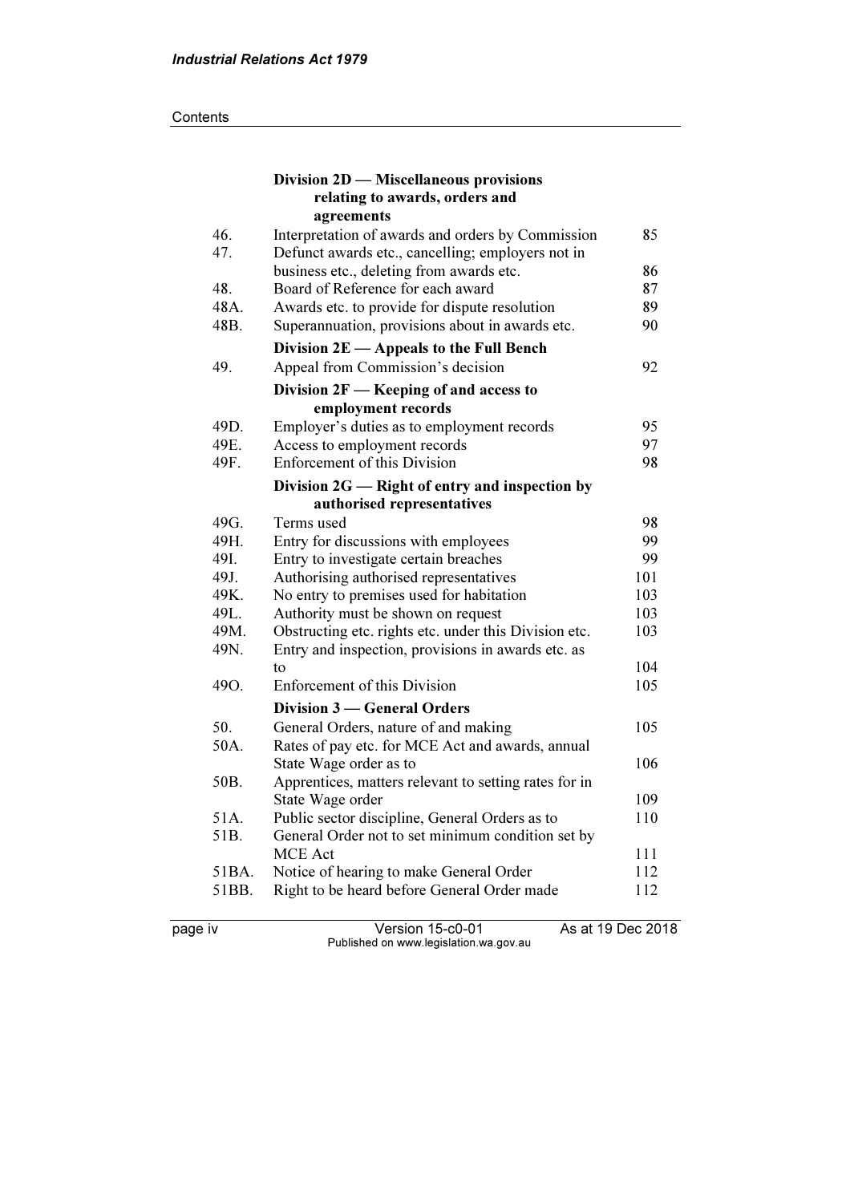| | | |
|---|---|---|
| | **Division 2D — Miscellaneous provisions relating to awards, orders and agreements** | |
| 46. | Interpretation of awards and orders by Commission | 85 |
| 47. | Defunct awards etc., cancelling; employers not in business etc., deleting from awards etc. | 86 |
| 48. | Board of Reference for each award | 87 |
| 48A. | Awards etc. to provide for dispute resolution | 89 |
| 48B. | Superannuation, provisions about in awards etc. | 90 |
| | **Division 2E — Appeals to the Full Bench** | |
| 49. | Appeal from Commission's decision | 92 |
| | **Division 2F — Keeping of and access to employment records** | |
| 49D. | Employer's duties as to employment records | 95 |
| 49E. | Access to employment records | 97 |
| 49F. | Enforcement of this Division | 98 |
| | **Division 2G — Right of entry and inspection by authorised representatives** | |
| 49G. | Terms used | 98 |
| 49H. | Entry for discussions with employees | 99 |
| 49I. | Entry to investigate certain breaches | 99 |
| 49J. | Authorising authorised representatives | 101 |
| 49K. | No entry to premises used for habitation | 103 |
| 49L. | Authority must be shown on request | 103 |
| 49M. | Obstructing etc. rights etc. under this Division etc. | 103 |
| 49N. | Entry and inspection, provisions in awards etc. as to | 104 |
| 49O. | Enforcement of this Division | 105 |
| | **Division 3 — General Orders** | |
| 50. | General Orders, nature of and making | 105 |
| 50A. | Rates of pay etc. for MCE Act and awards, annual State Wage order as to | 106 |
| 50B. | Apprentices, matters relevant to setting rates for in State Wage order | 109 |
| 51A. | Public sector discipline, General Orders as to | 110 |
| 51B. | General Order not to set minimum condition set by MCE Act | 111 |
| 51BA. | Notice of hearing to make General Order | 112 |
| 51BB. | Right to be heard before General Order made | 112 |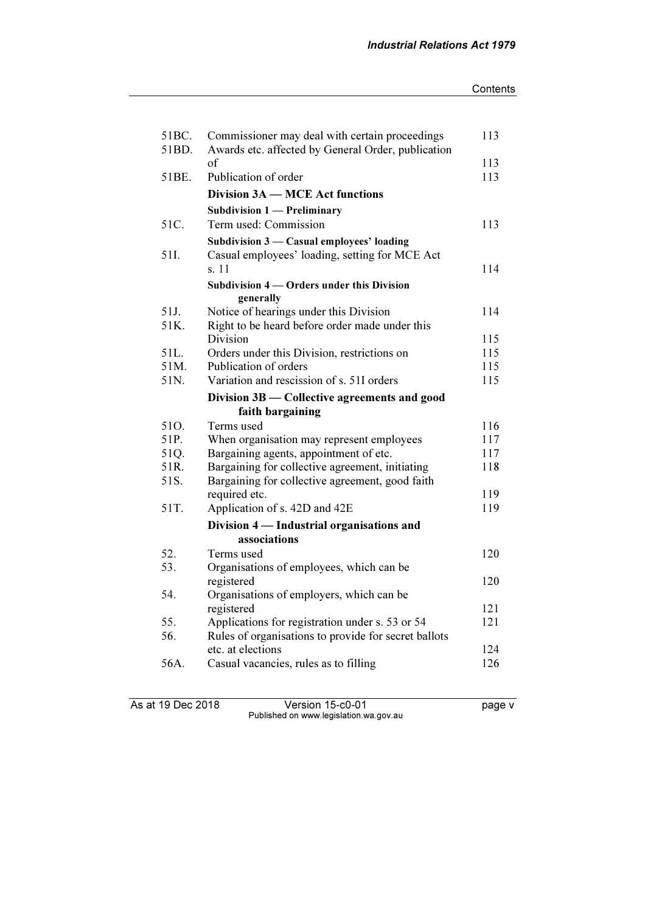| | | |
|---|---|---|
| 51BC. | Commissioner may deal with certain proceedings | 113 |
| 51BD. | Awards etc. affected by General Order, publication of | 113 |
| 51BE. | Publication of order | 113 |
| | **Division 3A — MCE Act functions** | |
| | **Subdivision 1 — Preliminary** | |
| 51C. | Term used: Commission | 113 |
| | **Subdivision 3 — Casual employees' loading** | |
| 51I. | Casual employees' loading, setting for MCE Act s. 11 | 114 |
| | **Subdivision 4 — Orders under this Division generally** | |
| 51J. | Notice of hearings under this Division | 114 |
| 51K. | Right to be heard before order made under this Division | 115 |
| 51L. | Orders under this Division, restrictions on | 115 |
| 51M. | Publication of orders | 115 |
| 51N. | Variation and rescission of s. 51I orders | 115 |
| | **Division 3B — Collective agreements and good faith bargaining** | |
| 51O. | Terms used | 116 |
| 51P. | When organisation may represent employees | 117 |
| 51Q. | Bargaining agents, appointment of etc. | 117 |
| 51R. | Bargaining for collective agreement, initiating | 118 |
| 51S. | Bargaining for collective agreement, good faith required etc. | 119 |
| 51T. | Application of s. 42D and 42E | 119 |
| | **Division 4 — Industrial organisations and associations** | |
| 52. | Terms used | 120 |
| 53. | Organisations of employees, which can be registered | 120 |
| 54. | Organisations of employers, which can be registered | 121 |
| 55. | Applications for registration under s. 53 or 54 | 121 |
| 56. | Rules of organisations to provide for secret ballots etc. at elections | 124 |
| 56A. | Casual vacancies, rules as to filling | 126 |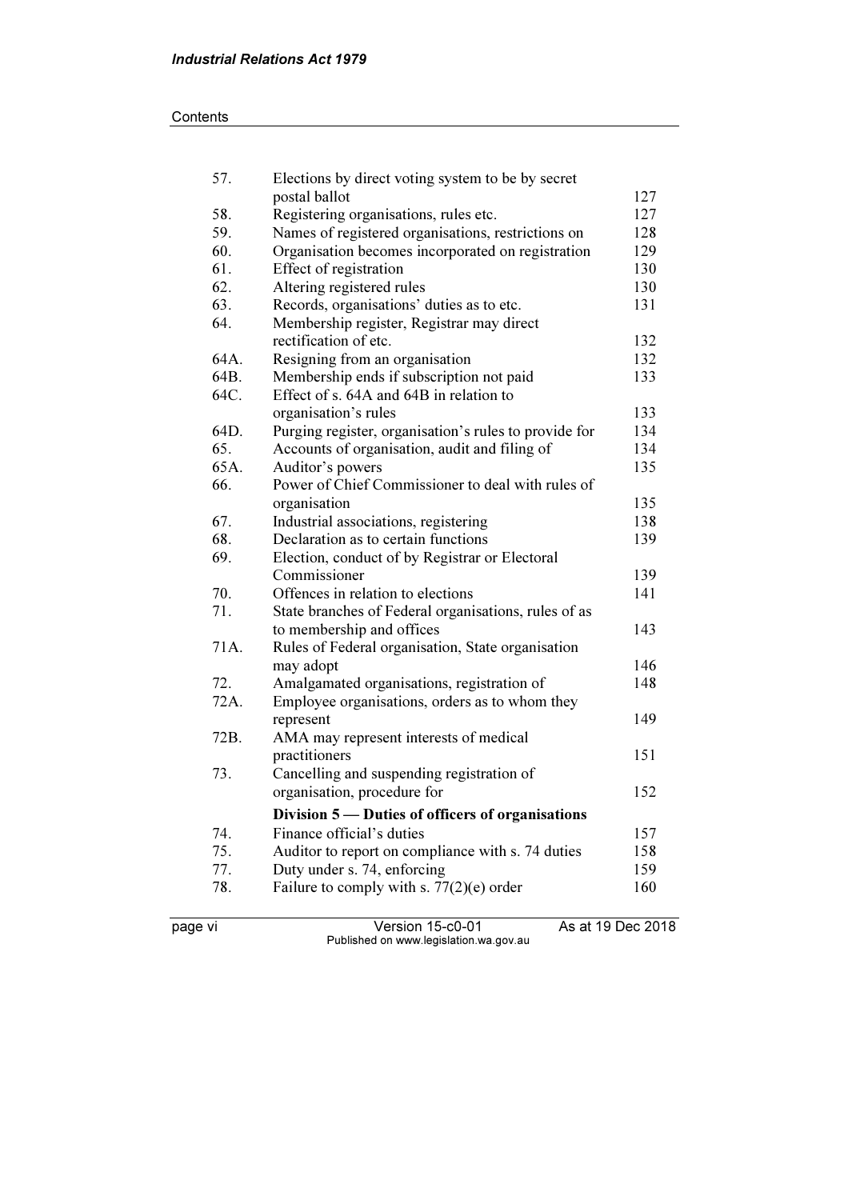| | | |
|---|---|---|
| 57. | Elections by direct voting system to be by secret postal ballot | 127 |
| 58. | Registering organisations, rules etc. | 127 |
| 59. | Names of registered organisations, restrictions on | 128 |
| 60. | Organisation becomes incorporated on registration | 129 |
| 61. | Effect of registration | 130 |
| 62. | Altering registered rules | 130 |
| 63. | Records, organisations' duties as to etc. | 131 |
| 64. | Membership register, Registrar may direct rectification of etc. | 132 |
| 64A. | Resigning from an organisation | 132 |
| 64B. | Membership ends if subscription not paid | 133 |
| 64C. | Effect of s. 64A and 64B in relation to organisation's rules | 133 |
| 64D. | Purging register, organisation's rules to provide for | 134 |
| 65. | Accounts of organisation, audit and filing of | 134 |
| 65A. | Auditor's powers | 135 |
| 66. | Power of Chief Commissioner to deal with rules of organisation | 135 |
| 67. | Industrial associations, registering | 138 |
| 68. | Declaration as to certain functions | 139 |
| 69. | Election, conduct of by Registrar or Electoral Commissioner | 139 |
| 70. | Offences in relation to elections | 141 |
| 71. | State branches of Federal organisations, rules of as to membership and offices | 143 |
| 71A. | Rules of Federal organisation, State organisation may adopt | 146 |
| 72. | Amalgamated organisations, registration of | 148 |
| 72A. | Employee organisations, orders as to whom they represent | 149 |
| 72B. | AMA may represent interests of medical practitioners | 151 |
| 73. | Cancelling and suspending registration of organisation, procedure for | 152 |
| | **Division 5 — Duties of officers of organisations** | |
| 74. | Finance official's duties | 157 |
| 75. | Auditor to report on compliance with s. 74 duties | 158 |
| 77. | Duty under s. 74, enforcing | 159 |
| 78. | Failure to comply with s. 77(2)(e) order | 160 |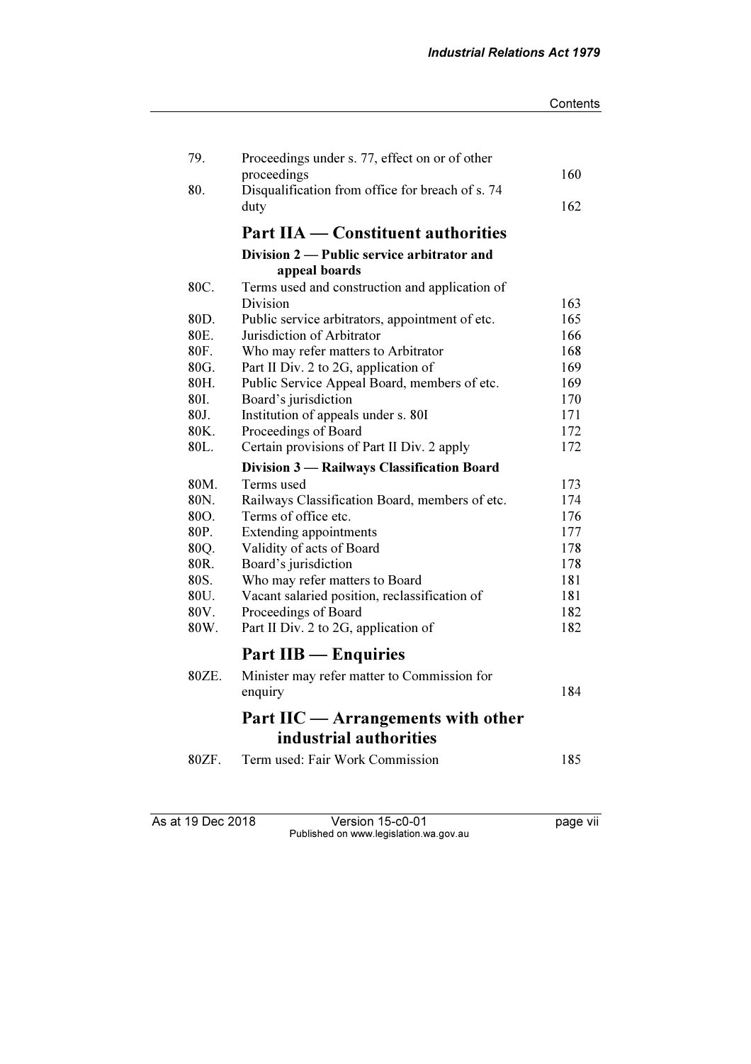| | | |
|---|---|---|
| 79. | Proceedings under s. 77, effect on or of other proceedings | 160 |
| 80. | Disqualification from office for breach of s. 74 duty | 162 |

## Part IIA — Constituent authorities

### Division 2 — Public service arbitrator and appeal boards

| | | |
|---|---|---|
| 80C. | Terms used and construction and application of Division | 163 |
| 80D. | Public service arbitrators, appointment of etc. | 165 |
| 80E. | Jurisdiction of Arbitrator | 166 |
| 80F. | Who may refer matters to Arbitrator | 168 |
| 80G. | Part II Div. 2 to 2G, application of | 169 |
| 80H. | Public Service Appeal Board, members of etc. | 169 |
| 80I. | Board's jurisdiction | 170 |
| 80J. | Institution of appeals under s. 80I | 171 |
| 80K. | Proceedings of Board | 172 |
| 80L. | Certain provisions of Part II Div. 2 apply | 172 |

### Division 3 — Railways Classification Board

| | | |
|---|---|---|
| 80M. | Terms used | 173 |
| 80N. | Railways Classification Board, members of etc. | 174 |
| 80O. | Terms of office etc. | 176 |
| 80P. | Extending appointments | 177 |
| 80Q. | Validity of acts of Board | 178 |
| 80R. | Board's jurisdiction | 178 |
| 80S. | Who may refer matters to Board | 181 |
| 80U. | Vacant salaried position, reclassification of | 181 |
| 80V. | Proceedings of Board | 182 |
| 80W. | Part II Div. 2 to 2G, application of | 182 |

## Part IIB — Enquiries

| | | |
|---|---|---|
| 80ZE. | Minister may refer matter to Commission for enquiry | 184 |

## Part IIC — Arrangements with other industrial authorities

| | | |
|---|---|---|
| 80ZF. | Term used: Fair Work Commission | 185 |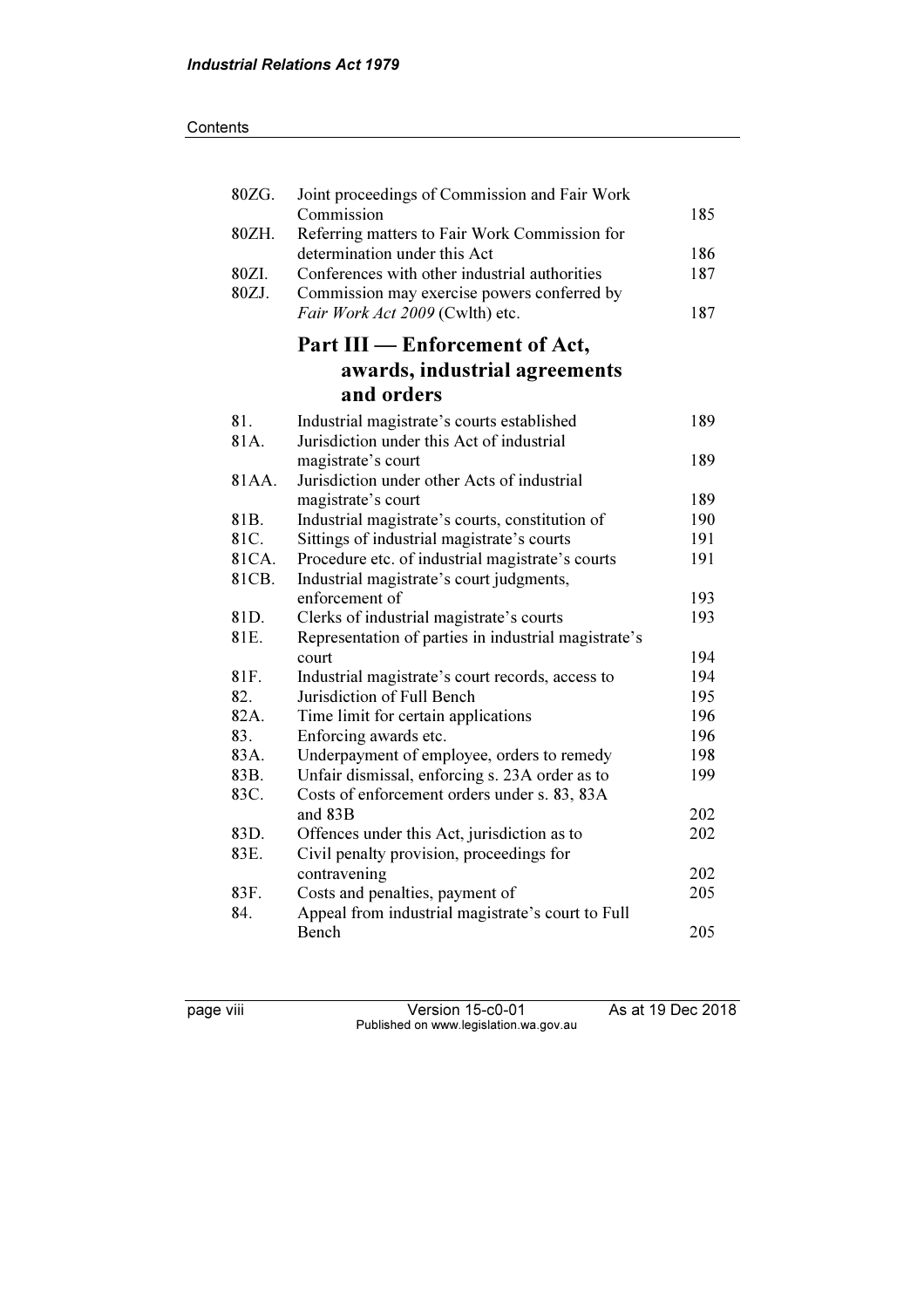| | | |
|---|---|---|
| 80ZG. | Joint proceedings of Commission and Fair Work Commission | 185 |
| 80ZH. | Referring matters to Fair Work Commission for determination under this Act | 186 |
| 80ZI. | Conferences with other industrial authorities | 187 |
| 80ZJ. | Commission may exercise powers conferred by *Fair Work Act 2009* (Cwlth) etc. | 187 |

## Part III — Enforcement of Act, awards, industrial agreements and orders

| | | |
|---|---|---|
| 81. | Industrial magistrate's courts established | 189 |
| 81A. | Jurisdiction under this Act of industrial magistrate's court | 189 |
| 81AA. | Jurisdiction under other Acts of industrial magistrate's court | 189 |
| 81B. | Industrial magistrate's courts, constitution of | 190 |
| 81C. | Sittings of industrial magistrate's courts | 191 |
| 81CA. | Procedure etc. of industrial magistrate's courts | 191 |
| 81CB. | Industrial magistrate's court judgments, enforcement of | 193 |
| 81D. | Clerks of industrial magistrate's courts | 193 |
| 81E. | Representation of parties in industrial magistrate's court | 194 |
| 81F. | Industrial magistrate's court records, access to | 194 |
| 82. | Jurisdiction of Full Bench | 195 |
| 82A. | Time limit for certain applications | 196 |
| 83. | Enforcing awards etc. | 196 |
| 83A. | Underpayment of employee, orders to remedy | 198 |
| 83B. | Unfair dismissal, enforcing s. 23A order as to | 199 |
| 83C. | Costs of enforcement orders under s. 83, 83A and 83B | 202 |
| 83D. | Offences under this Act, jurisdiction as to | 202 |
| 83E. | Civil penalty provision, proceedings for contravening | 202 |
| 83F. | Costs and penalties, payment of | 205 |
| 84. | Appeal from industrial magistrate's court to Full Bench | 205 |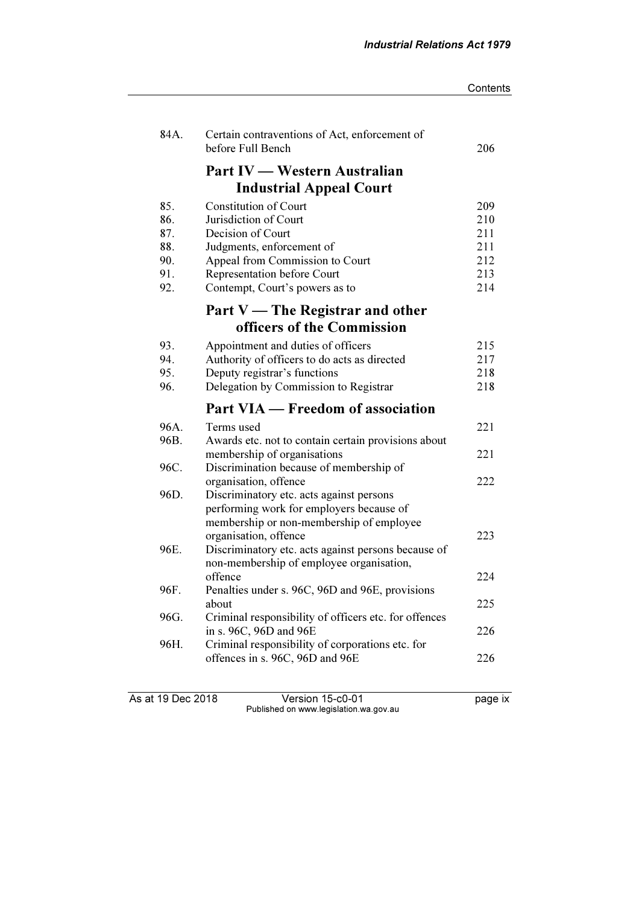| | | |
|---|---|---|
| 84A. | Certain contraventions of Act, enforcement of before Full Bench | 206 |

## Part IV — Western Australian Industrial Appeal Court

| | | |
|---|---|---|
| 85. | Constitution of Court | 209 |
| 86. | Jurisdiction of Court | 210 |
| 87. | Decision of Court | 211 |
| 88. | Judgments, enforcement of | 211 |
| 90. | Appeal from Commission to Court | 212 |
| 91. | Representation before Court | 213 |
| 92. | Contempt, Court's powers as to | 214 |

## Part V — The Registrar and other officers of the Commission

| | | |
|---|---|---|
| 93. | Appointment and duties of officers | 215 |
| 94. | Authority of officers to do acts as directed | 217 |
| 95. | Deputy registrar's functions | 218 |
| 96. | Delegation by Commission to Registrar | 218 |

## Part VIA — Freedom of association

| | | |
|---|---|---|
| 96A. | Terms used | 221 |
| 96B. | Awards etc. not to contain certain provisions about membership of organisations | 221 |
| 96C. | Discrimination because of membership of organisation, offence | 222 |
| 96D. | Discriminatory etc. acts against persons performing work for employers because of membership or non-membership of employee organisation, offence | 223 |
| 96E. | Discriminatory etc. acts against persons because of non-membership of employee organisation, offence | 224 |
| 96F. | Penalties under s. 96C, 96D and 96E, provisions about | 225 |
| 96G. | Criminal responsibility of officers etc. for offences in s. 96C, 96D and 96E | 226 |
| 96H. | Criminal responsibility of corporations etc. for offences in s. 96C, 96D and 96E | 226 |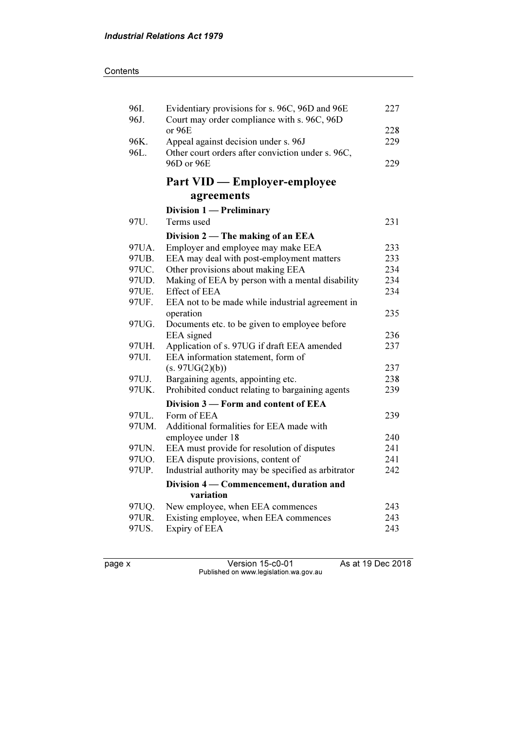| | | |
|---|---|---|
| 96I. | Evidentiary provisions for s. 96C, 96D and 96E | 227 |
| 96J. | Court may order compliance with s. 96C, 96D or 96E | 228 |
| 96K. | Appeal against decision under s. 96J | 229 |
| 96L. | Other court orders after conviction under s. 96C, 96D or 96E | 229 |

## Part VID — Employer-employee agreements

### Division 1 — Preliminary

| | | |
|---|---|---|
| 97U. | Terms used | 231 |

### Division 2 — The making of an EEA

| | | |
|---|---|---|
| 97UA. | Employer and employee may make EEA | 233 |
| 97UB. | EEA may deal with post-employment matters | 233 |
| 97UC. | Other provisions about making EEA | 234 |
| 97UD. | Making of EEA by person with a mental disability | 234 |
| 97UE. | Effect of EEA | 234 |
| 97UF. | EEA not to be made while industrial agreement in operation | 235 |
| 97UG. | Documents etc. to be given to employee before EEA signed | 236 |
| 97UH. | Application of s. 97UG if draft EEA amended | 237 |
| 97UI. | EEA information statement, form of (s. 97UG(2)(b)) | 237 |
| 97UJ. | Bargaining agents, appointing etc. | 238 |
| 97UK. | Prohibited conduct relating to bargaining agents | 239 |

### Division 3 — Form and content of EEA

| | | |
|---|---|---|
| 97UL. | Form of EEA | 239 |
| 97UM. | Additional formalities for EEA made with employee under 18 | 240 |
| 97UN. | EEA must provide for resolution of disputes | 241 |
| 97UO. | EEA dispute provisions, content of | 241 |
| 97UP. | Industrial authority may be specified as arbitrator | 242 |

### Division 4 — Commencement, duration and variation

| | | |
|---|---|---|
| 97UQ. | New employee, when EEA commences | 243 |
| 97UR. | Existing employee, when EEA commences | 243 |
| 97US. | Expiry of EEA | 243 |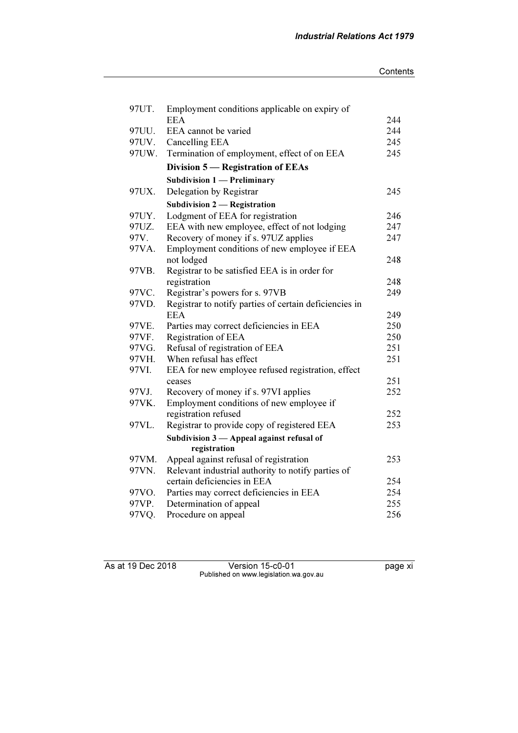| | | |
|---|---|---|
| 97UT. | Employment conditions applicable on expiry of EEA | 244 |
| 97UU. | EEA cannot be varied | 244 |
| 97UV. | Cancelling EEA | 245 |
| 97UW. | Termination of employment, effect of on EEA | 245 |
| | **Division 5 — Registration of EEAs** | |
| | **Subdivision 1 — Preliminary** | |
| 97UX. | Delegation by Registrar | 245 |
| | **Subdivision 2 — Registration** | |
| 97UY. | Lodgment of EEA for registration | 246 |
| 97UZ. | EEA with new employee, effect of not lodging | 247 |
| 97V. | Recovery of money if s. 97UZ applies | 247 |
| 97VA. | Employment conditions of new employee if EEA not lodged | 248 |
| 97VB. | Registrar to be satisfied EEA is in order for registration | 248 |
| 97VC. | Registrar's powers for s. 97VB | 249 |
| 97VD. | Registrar to notify parties of certain deficiencies in EEA | 249 |
| 97VE. | Parties may correct deficiencies in EEA | 250 |
| 97VF. | Registration of EEA | 250 |
| 97VG. | Refusal of registration of EEA | 251 |
| 97VH. | When refusal has effect | 251 |
| 97VI. | EEA for new employee refused registration, effect ceases | 251 |
| 97VJ. | Recovery of money if s. 97VI applies | 252 |
| 97VK. | Employment conditions of new employee if registration refused | 252 |
| 97VL. | Registrar to provide copy of registered EEA | 253 |
| | **Subdivision 3 — Appeal against refusal of registration** | |
| 97VM. | Appeal against refusal of registration | 253 |
| 97VN. | Relevant industrial authority to notify parties of certain deficiencies in EEA | 254 |
| 97VO. | Parties may correct deficiencies in EEA | 254 |
| 97VP. | Determination of appeal | 255 |
| 97VQ. | Procedure on appeal | 256 |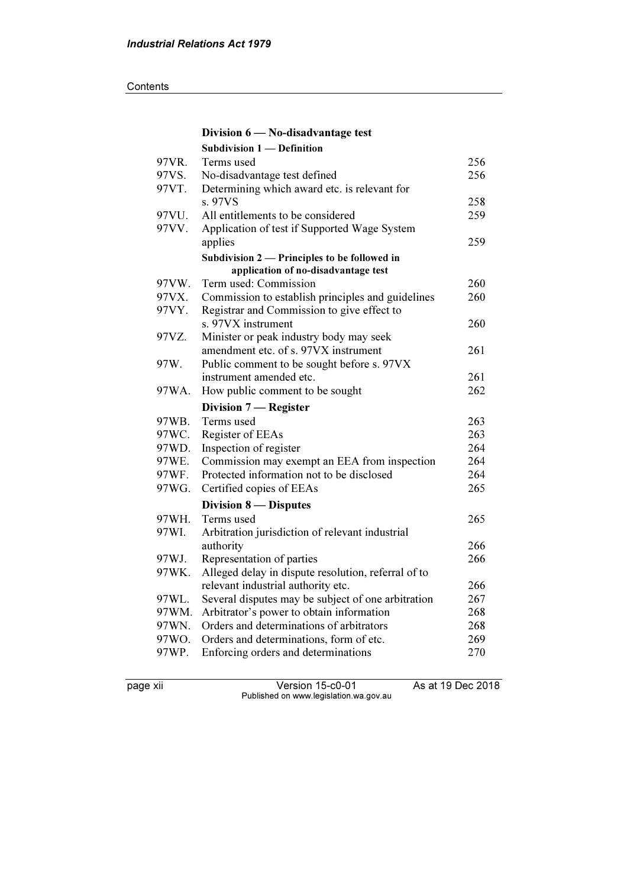### Division 6 — No-disadvantage test

#### Subdivision 1 — Definition

| | | |
|---|---|---|
| 97VR. | Terms used | 256 |
| 97VS. | No-disadvantage test defined | 256 |
| 97VT. | Determining which award etc. is relevant for s. 97VS | 258 |
| 97VU. | All entitlements to be considered | 259 |
| 97VV. | Application of test if Supported Wage System applies | 259 |

#### Subdivision 2 — Principles to be followed in application of no-disadvantage test

| | | |
|---|---|---|
| 97VW. | Term used: Commission | 260 |
| 97VX. | Commission to establish principles and guidelines | 260 |
| 97VY. | Registrar and Commission to give effect to s. 97VX instrument | 260 |
| 97VZ. | Minister or peak industry body may seek amendment etc. of s. 97VX instrument | 261 |
| 97W. | Public comment to be sought before s. 97VX instrument amended etc. | 261 |
| 97WA. | How public comment to be sought | 262 |

### Division 7 — Register

| | | |
|---|---|---|
| 97WB. | Terms used | 263 |
| 97WC. | Register of EEAs | 263 |
| 97WD. | Inspection of register | 264 |
| 97WE. | Commission may exempt an EEA from inspection | 264 |
| 97WF. | Protected information not to be disclosed | 264 |
| 97WG. | Certified copies of EEAs | 265 |

### Division 8 — Disputes

| | | |
|---|---|---|
| 97WH. | Terms used | 265 |
| 97WI. | Arbitration jurisdiction of relevant industrial authority | 266 |
| 97WJ. | Representation of parties | 266 |
| 97WK. | Alleged delay in dispute resolution, referral of to relevant industrial authority etc. | 266 |
| 97WL. | Several disputes may be subject of one arbitration | 267 |
| 97WM. | Arbitrator's power to obtain information | 268 |
| 97WN. | Orders and determinations of arbitrators | 268 |
| 97WO. | Orders and determinations, form of etc. | 269 |
| 97WP. | Enforcing orders and determinations | 270 |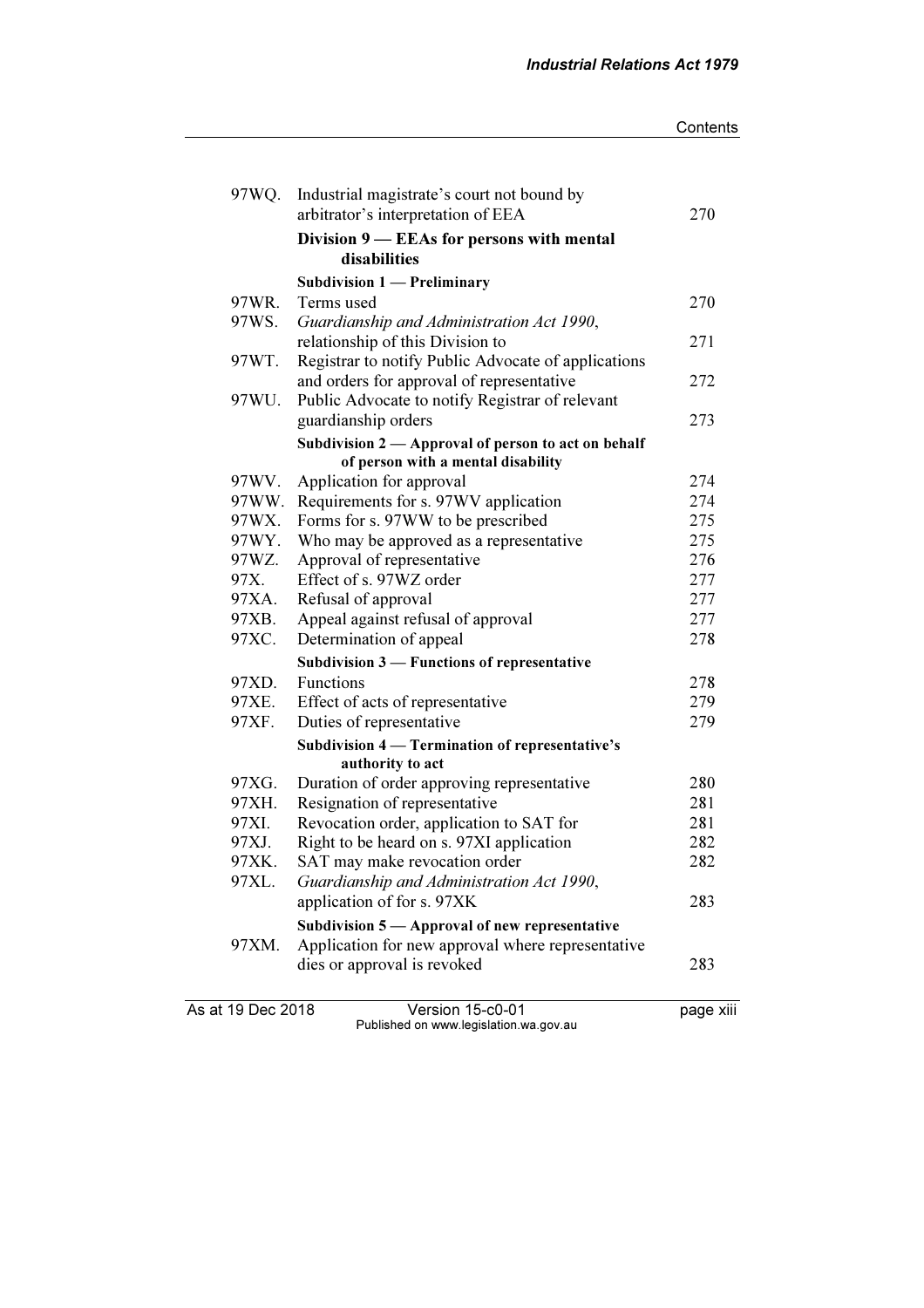| | | |
|---|---|---|
| 97WQ. | Industrial magistrate's court not bound by arbitrator's interpretation of EEA | 270 |
| | **Division 9 — EEAs for persons with mental disabilities** | |
| | **Subdivision 1 — Preliminary** | |
| 97WR. | Terms used | 270 |
| 97WS. | *Guardianship and Administration Act 1990*, relationship of this Division to | 271 |
| 97WT. | Registrar to notify Public Advocate of applications and orders for approval of representative | 272 |
| 97WU. | Public Advocate to notify Registrar of relevant guardianship orders | 273 |
| | **Subdivision 2 — Approval of person to act on behalf of person with a mental disability** | |
| 97WV. | Application for approval | 274 |
| 97WW. | Requirements for s. 97WV application | 274 |
| 97WX. | Forms for s. 97WW to be prescribed | 275 |
| 97WY. | Who may be approved as a representative | 275 |
| 97WZ. | Approval of representative | 276 |
| 97X. | Effect of s. 97WZ order | 277 |
| 97XA. | Refusal of approval | 277 |
| 97XB. | Appeal against refusal of approval | 277 |
| 97XC. | Determination of appeal | 278 |
| | **Subdivision 3 — Functions of representative** | |
| 97XD. | Functions | 278 |
| 97XE. | Effect of acts of representative | 279 |
| 97XF. | Duties of representative | 279 |
| | **Subdivision 4 — Termination of representative's authority to act** | |
| 97XG. | Duration of order approving representative | 280 |
| 97XH. | Resignation of representative | 281 |
| 97XI. | Revocation order, application to SAT for | 281 |
| 97XJ. | Right to be heard on s. 97XI application | 282 |
| 97XK. | SAT may make revocation order | 282 |
| 97XL. | *Guardianship and Administration Act 1990*, application of for s. 97XK | 283 |
| | **Subdivision 5 — Approval of new representative** | |
| 97XM. | Application for new approval where representative dies or approval is revoked | 283 |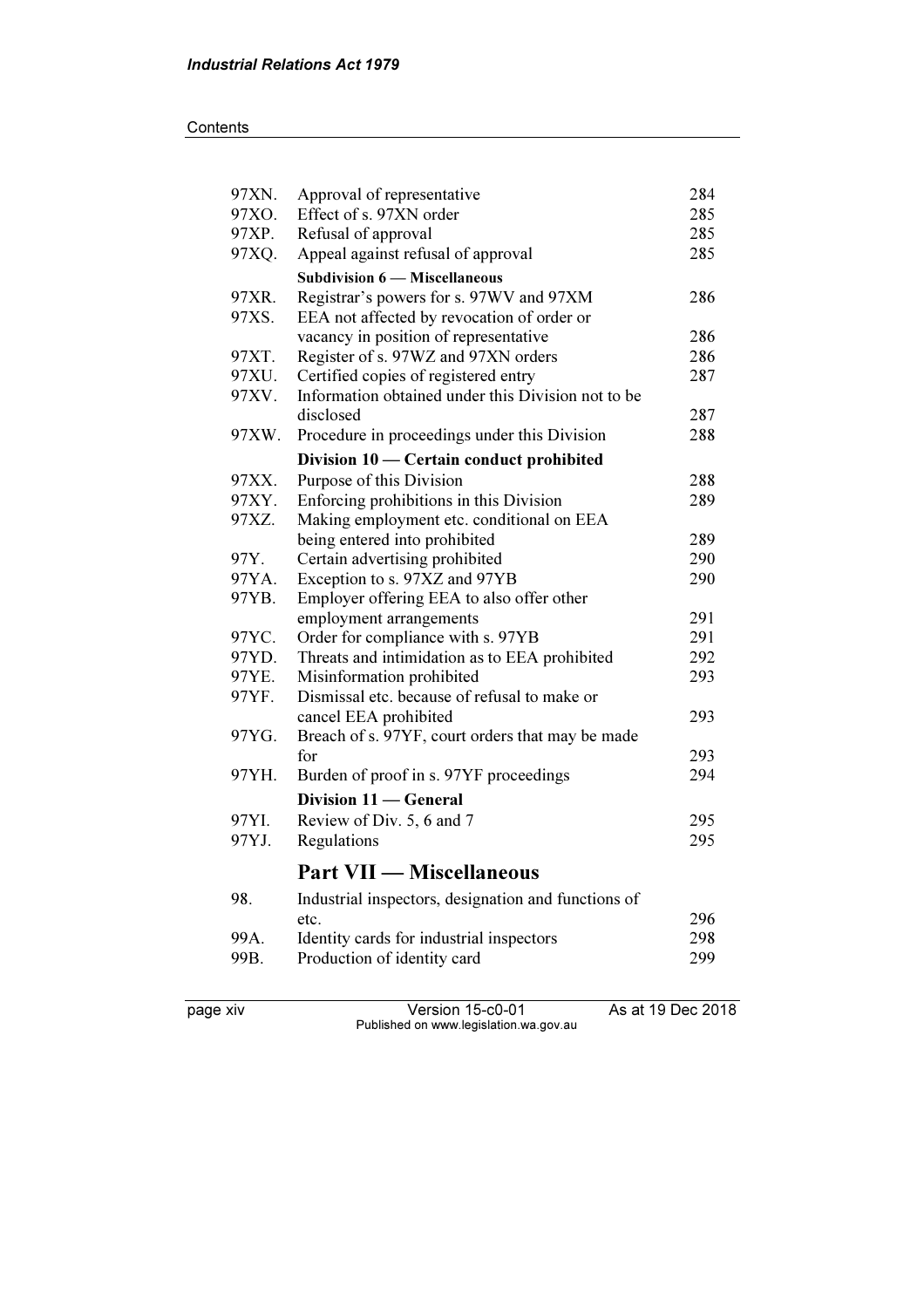| | | |
|---|---|---|
| 97XN. | Approval of representative | 284 |
| 97XO. | Effect of s. 97XN order | 285 |
| 97XP. | Refusal of approval | 285 |
| 97XQ. | Appeal against refusal of approval | 285 |
| | **Subdivision 6 — Miscellaneous** | |
| 97XR. | Registrar's powers for s. 97WV and 97XM | 286 |
| 97XS. | EEA not affected by revocation of order or vacancy in position of representative | 286 |
| 97XT. | Register of s. 97WZ and 97XN orders | 286 |
| 97XU. | Certified copies of registered entry | 287 |
| 97XV. | Information obtained under this Division not to be disclosed | 287 |
| 97XW. | Procedure in proceedings under this Division | 288 |
| | **Division 10 — Certain conduct prohibited** | |
| 97XX. | Purpose of this Division | 288 |
| 97XY. | Enforcing prohibitions in this Division | 289 |
| 97XZ. | Making employment etc. conditional on EEA being entered into prohibited | 289 |
| 97Y. | Certain advertising prohibited | 290 |
| 97YA. | Exception to s. 97XZ and 97YB | 290 |
| 97YB. | Employer offering EEA to also offer other employment arrangements | 291 |
| 97YC. | Order for compliance with s. 97YB | 291 |
| 97YD. | Threats and intimidation as to EEA prohibited | 292 |
| 97YE. | Misinformation prohibited | 293 |
| 97YF. | Dismissal etc. because of refusal to make or cancel EEA prohibited | 293 |
| 97YG. | Breach of s. 97YF, court orders that may be made for | 293 |
| 97YH. | Burden of proof in s. 97YF proceedings | 294 |
| | **Division 11 — General** | |
| 97YI. | Review of Div. 5, 6 and 7 | 295 |
| 97YJ. | Regulations | 295 |

## Part VII — Miscellaneous

| | | |
|---|---|---|
| 98. | Industrial inspectors, designation and functions of etc. | 296 |
| 99A. | Identity cards for industrial inspectors | 298 |
| 99B. | Production of identity card | 299 |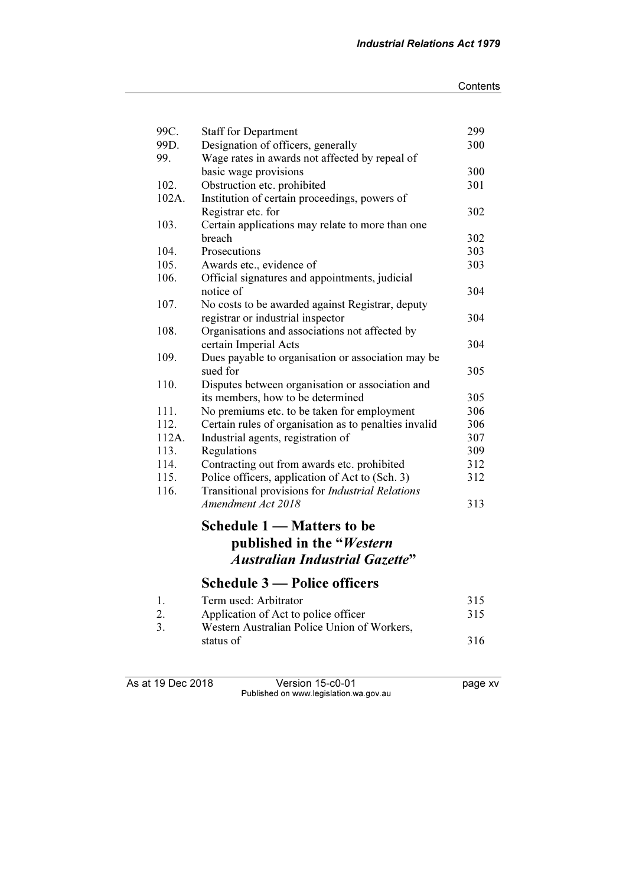| | | |
|---|---|---|
| 99C. | Staff for Department | 299 |
| 99D. | Designation of officers, generally | 300 |
| 99. | Wage rates in awards not affected by repeal of basic wage provisions | 300 |
| 102. | Obstruction etc. prohibited | 301 |
| 102A. | Institution of certain proceedings, powers of Registrar etc. for | 302 |
| 103. | Certain applications may relate to more than one breach | 302 |
| 104. | Prosecutions | 303 |
| 105. | Awards etc., evidence of | 303 |
| 106. | Official signatures and appointments, judicial notice of | 304 |
| 107. | No costs to be awarded against Registrar, deputy registrar or industrial inspector | 304 |
| 108. | Organisations and associations not affected by certain Imperial Acts | 304 |
| 109. | Dues payable to organisation or association may be sued for | 305 |
| 110. | Disputes between organisation or association and its members, how to be determined | 305 |
| 111. | No premiums etc. to be taken for employment | 306 |
| 112. | Certain rules of organisation as to penalties invalid | 306 |
| 112A. | Industrial agents, registration of | 307 |
| 113. | Regulations | 309 |
| 114. | Contracting out from awards etc. prohibited | 312 |
| 115. | Police officers, application of Act to (Sch. 3) | 312 |
| 116. | Transitional provisions for *Industrial Relations Amendment Act 2018* | 313 |

## Schedule 1 — Matters to be published in the "*Western Australian Industrial Gazette*"

## Schedule 3 — Police officers

| | | |
|---|---|---|
| 1. | Term used: Arbitrator | 315 |
| 2. | Application of Act to police officer | 315 |
| 3. | Western Australian Police Union of Workers, status of | 316 |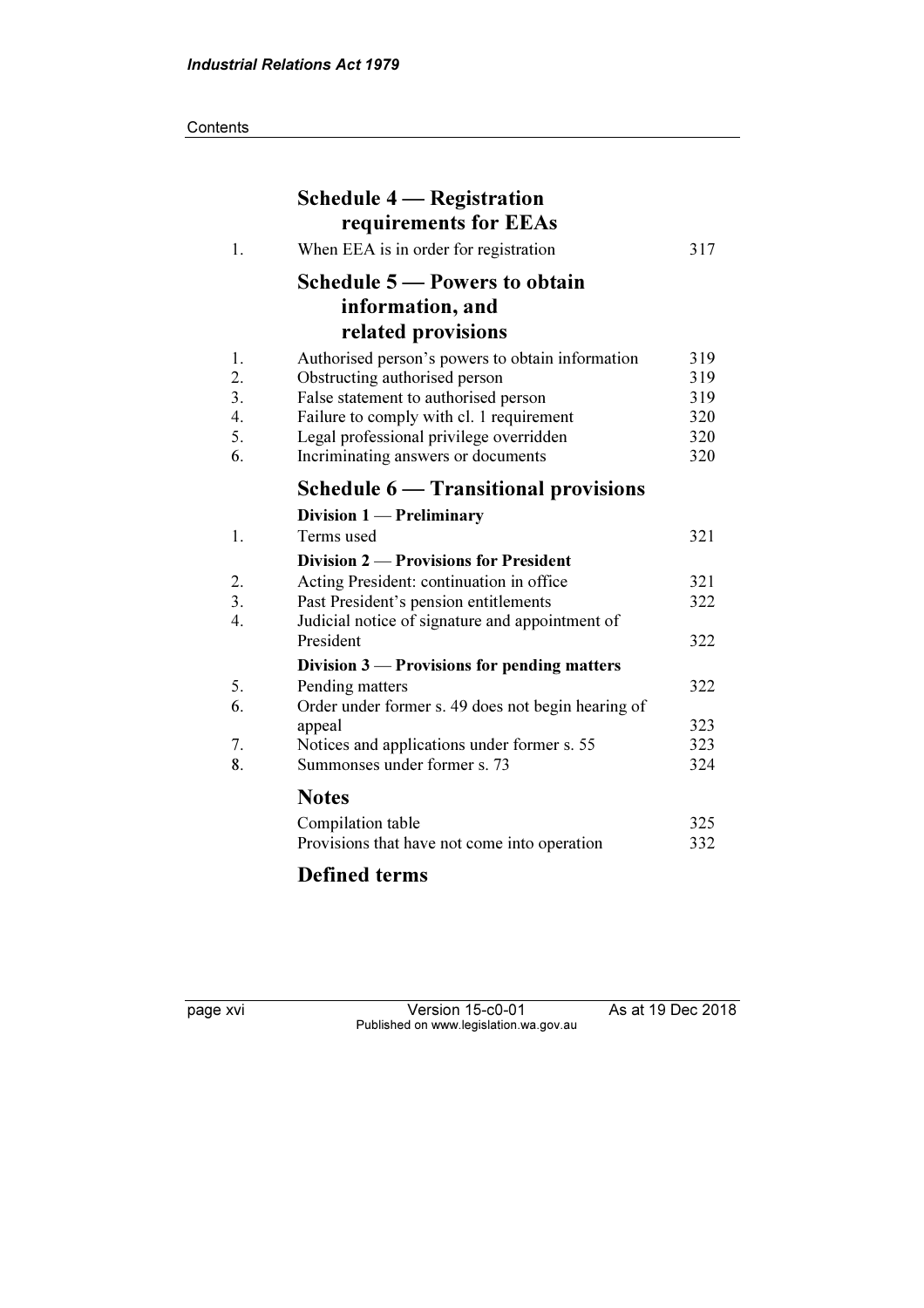## Schedule 4 — Registration requirements for EEAs

| | | |
|---|---|---|
| 1. | When EEA is in order for registration | 317 |

## Schedule 5 — Powers to obtain information, and related provisions

| | | |
|---|---|---|
| 1. | Authorised person's powers to obtain information | 319 |
| 2. | Obstructing authorised person | 319 |
| 3. | False statement to authorised person | 319 |
| 4. | Failure to comply with cl. 1 requirement | 320 |
| 5. | Legal professional privilege overridden | 320 |
| 6. | Incriminating answers or documents | 320 |

## Schedule 6 — Transitional provisions

### Division 1 — Preliminary

| | | |
|---|---|---|
| 1. | Terms used | 321 |

### Division 2 — Provisions for President

| | | |
|---|---|---|
| 2. | Acting President: continuation in office | 321 |
| 3. | Past President's pension entitlements | 322 |
| 4. | Judicial notice of signature and appointment of President | 322 |

### Division 3 — Provisions for pending matters

| | | |
|---|---|---|
| 5. | Pending matters | 322 |
| 6. | Order under former s. 49 does not begin hearing of appeal | 323 |
| 7. | Notices and applications under former s. 55 | 323 |
| 8. | Summonses under former s. 73 | 324 |

## Notes

| | |
|---|---|
| Compilation table | 325 |
| Provisions that have not come into operation | 332 |

## Defined terms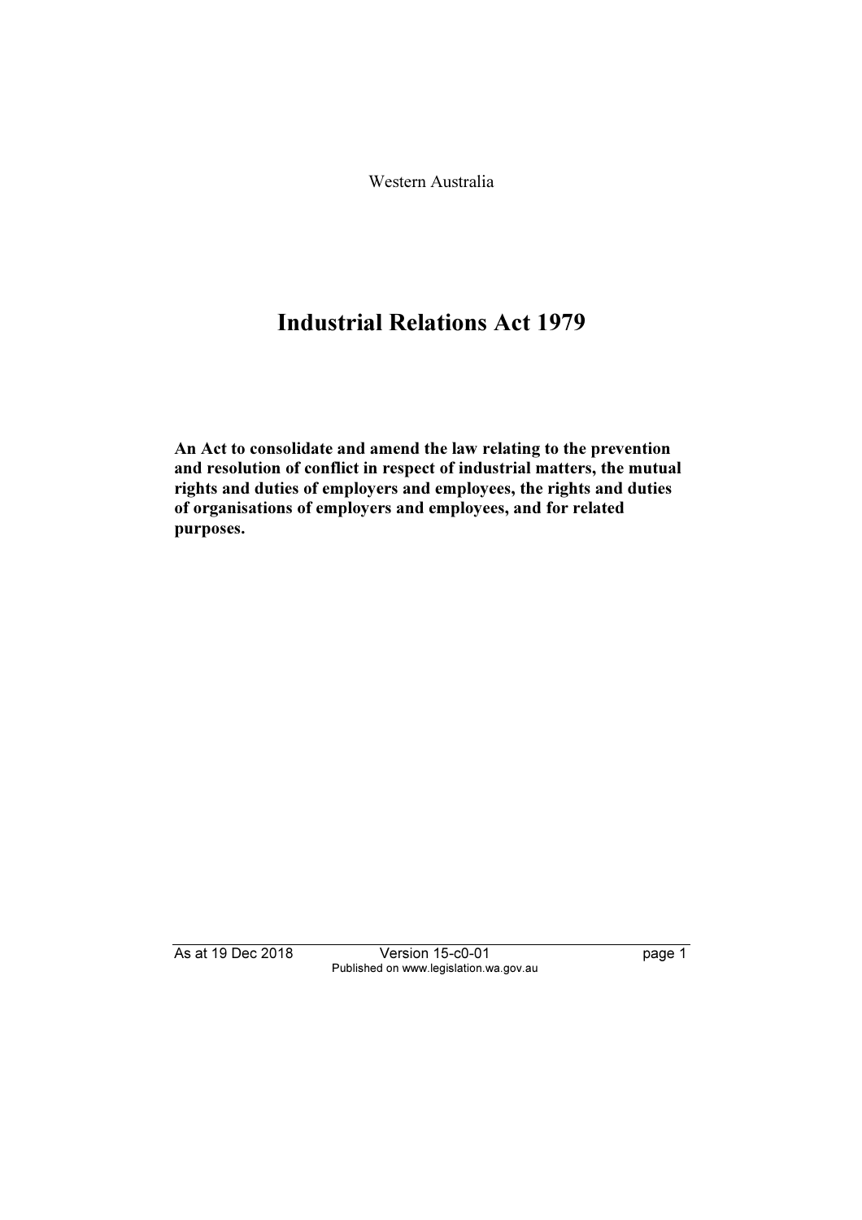Western Australia

# Industrial Relations Act 1979

**An Act to consolidate and amend the law relating to the prevention and resolution of conflict in respect of industrial matters, the mutual rights and duties of employers and employees, the rights and duties of organisations of employers and employees, and for related purposes.**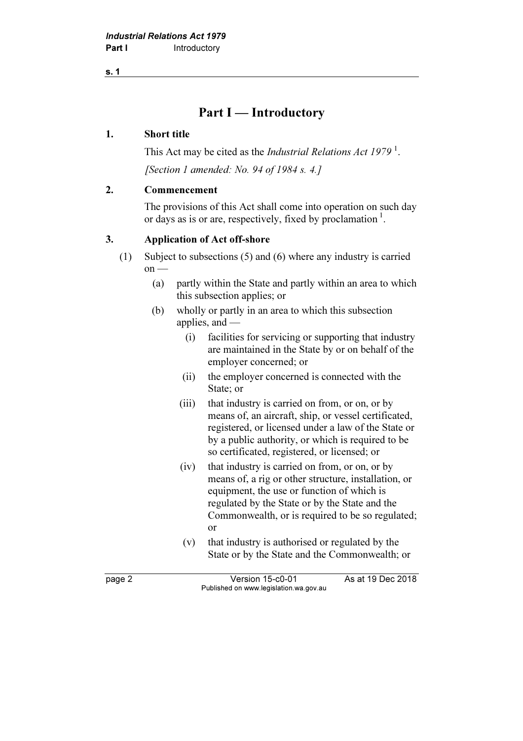# Part I — Introductory

## 1. Short title

This Act may be cited as the *Industrial Relations Act 1979* [1].

*[Section 1 amended: No. 94 of 1984 s. 4.]*

## 2. Commencement

The provisions of this Act shall come into operation on such day or days as is or are, respectively, fixed by proclamation [1].

## 3. Application of Act off-shore

(1) Subject to subsections (5) and (6) where any industry is carried on —

(a) partly within the State and partly within an area to which this subsection applies; or

(b) wholly or partly in an area to which this subsection applies, and —

(i) facilities for servicing or supporting that industry are maintained in the State by or on behalf of the employer concerned; or

(ii) the employer concerned is connected with the State; or

(iii) that industry is carried on from, or on, or by means of, an aircraft, ship, or vessel certificated, registered, or licensed under a law of the State or by a public authority, or which is required to be so certificated, registered, or licensed; or

(iv) that industry is carried on from, or on, or by means of, a rig or other structure, installation, or equipment, the use or function of which is regulated by the State or by the State and the Commonwealth, or is required to be so regulated; or

(v) that industry is authorised or regulated by the State or by the State and the Commonwealth; or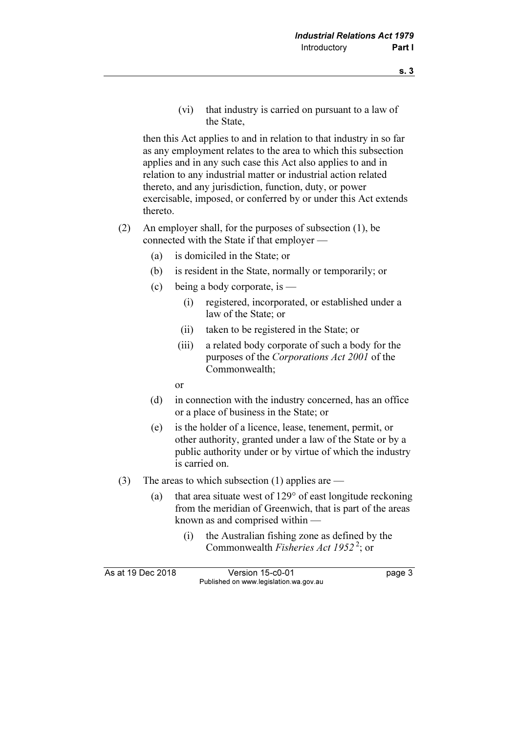(vi) that industry is carried on pursuant to a law of the State,

then this Act applies to and in relation to that industry in so far as any employment relates to the area to which this subsection applies and in any such case this Act also applies to and in relation to any industrial matter or industrial action related thereto, and any jurisdiction, function, duty, or power exercisable, imposed, or conferred by or under this Act extends thereto.

(2) An employer shall, for the purposes of subsection (1), be connected with the State if that employer —

(a) is domiciled in the State; or

(b) is resident in the State, normally or temporarily; or

(c) being a body corporate, is —

(i) registered, incorporated, or established under a law of the State; or

(ii) taken to be registered in the State; or

(iii) a related body corporate of such a body for the purposes of the *Corporations Act 2001* of the Commonwealth;

or

(d) in connection with the industry concerned, has an office or a place of business in the State; or

(e) is the holder of a licence, lease, tenement, permit, or other authority, granted under a law of the State or by a public authority under or by virtue of which the industry is carried on.

(3) The areas to which subsection (1) applies are —

(a) that area situate west of 129° of east longitude reckoning from the meridian of Greenwich, that is part of the areas known as and comprised within —

(i) the Australian fishing zone as defined by the Commonwealth *Fisheries Act 1952* [2]; or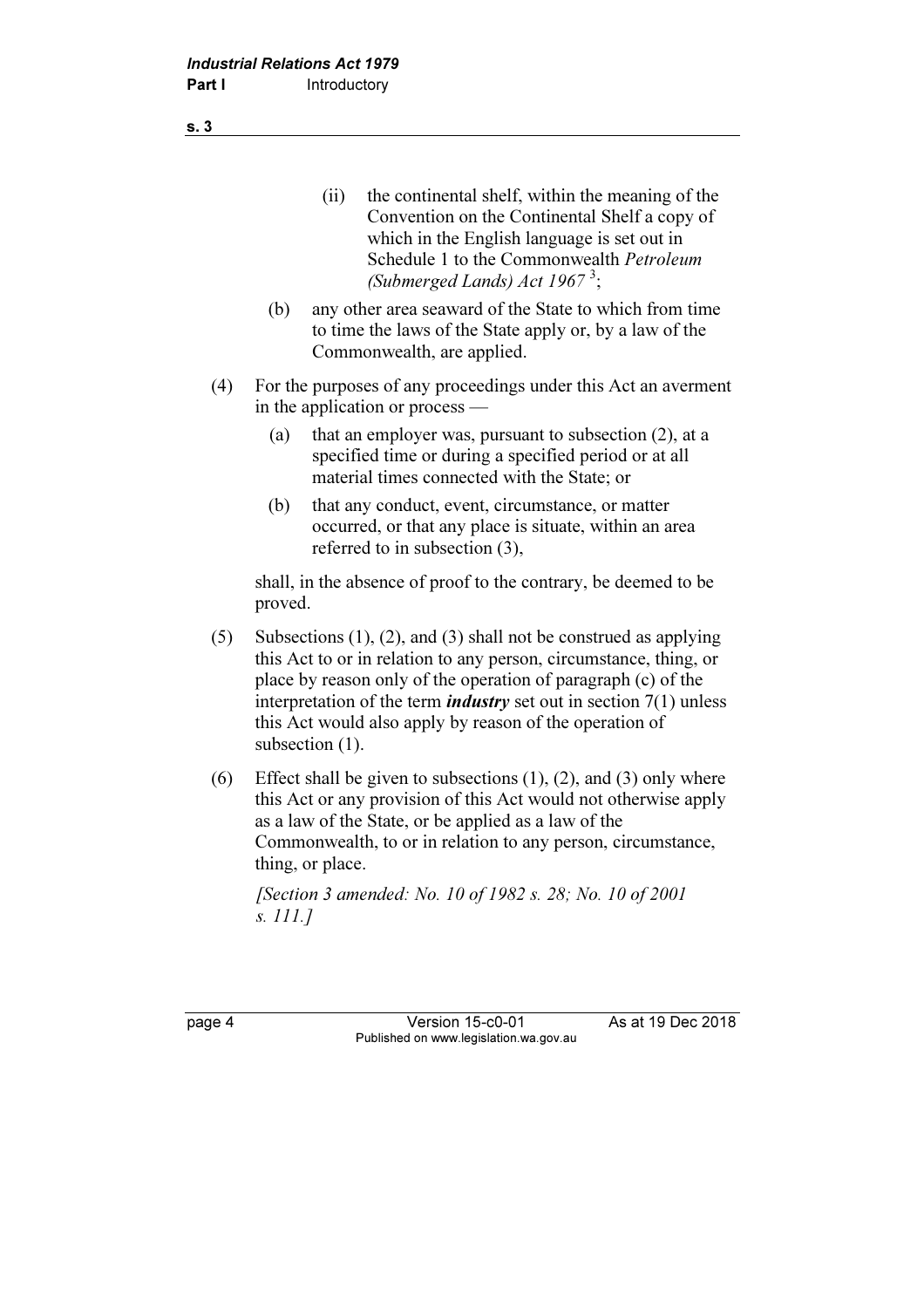(ii) the continental shelf, within the meaning of the Convention on the Continental Shelf a copy of which in the English language is set out in Schedule 1 to the Commonwealth *Petroleum (Submerged Lands) Act 1967* [3];

(b) any other area seaward of the State to which from time to time the laws of the State apply or, by a law of the Commonwealth, are applied.

(4) For the purposes of any proceedings under this Act an averment in the application or process —

(a) that an employer was, pursuant to subsection (2), at a specified time or during a specified period or at all material times connected with the State; or

(b) that any conduct, event, circumstance, or matter occurred, or that any place is situate, within an area referred to in subsection (3),

shall, in the absence of proof to the contrary, be deemed to be proved.

(5) Subsections (1), (2), and (3) shall not be construed as applying this Act to or in relation to any person, circumstance, thing, or place by reason only of the operation of paragraph (c) of the interpretation of the term ***industry*** set out in section 7(1) unless this Act would also apply by reason of the operation of subsection (1).

(6) Effect shall be given to subsections (1), (2), and (3) only where this Act or any provision of this Act would not otherwise apply as a law of the State, or be applied as a law of the Commonwealth, to or in relation to any person, circumstance, thing, or place.

*[Section 3 amended: No. 10 of 1982 s. 28; No. 10 of 2001 s. 111.]*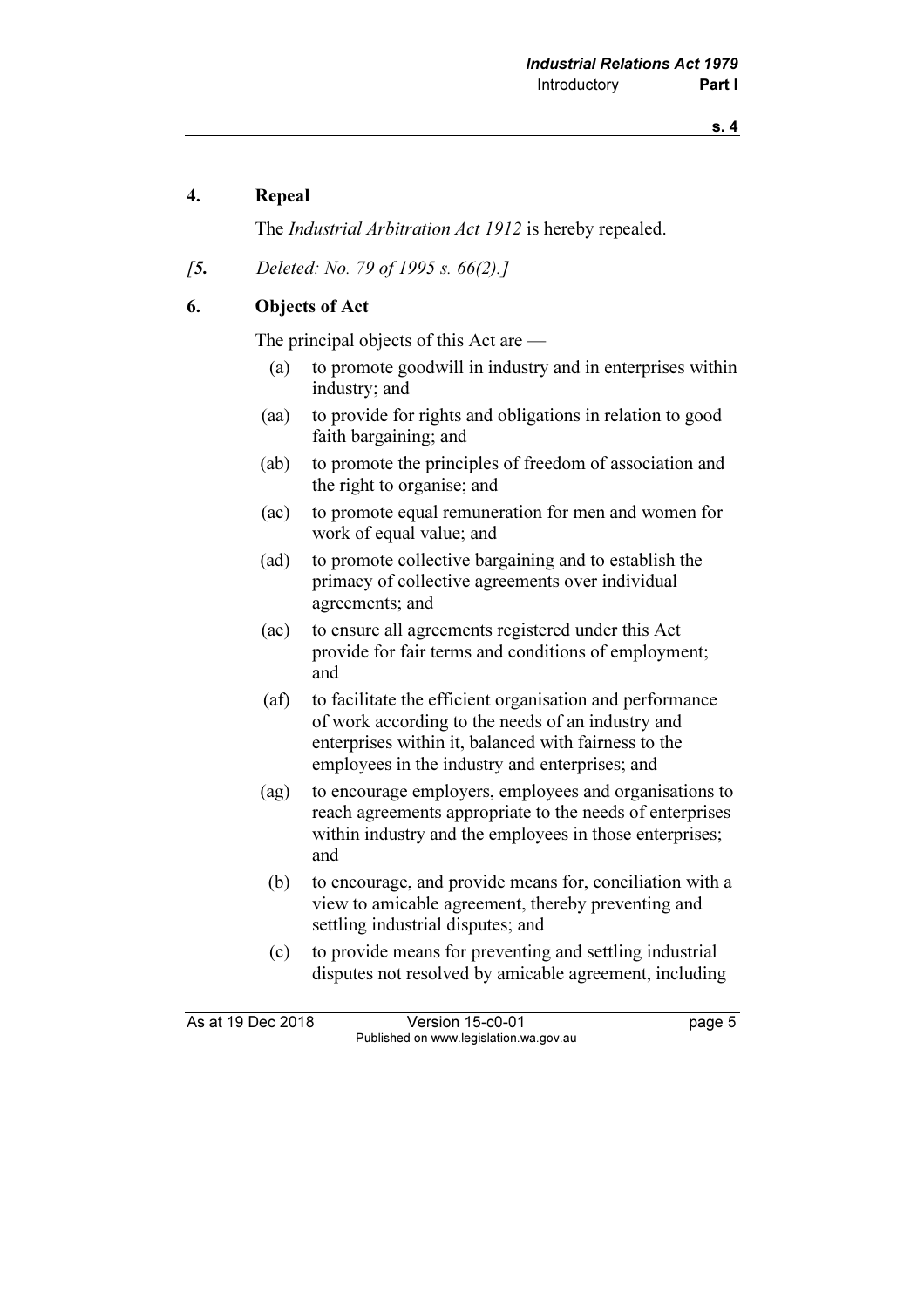## 4. Repeal

The *Industrial Arbitration Act 1912* is hereby repealed.

*[5. Deleted: No. 79 of 1995 s. 66(2).]*

## 6. Objects of Act

The principal objects of this Act are —

- (a) to promote goodwill in industry and in enterprises within industry; and
- (aa) to provide for rights and obligations in relation to good faith bargaining; and
- (ab) to promote the principles of freedom of association and the right to organise; and
- (ac) to promote equal remuneration for men and women for work of equal value; and
- (ad) to promote collective bargaining and to establish the primacy of collective agreements over individual agreements; and
- (ae) to ensure all agreements registered under this Act provide for fair terms and conditions of employment; and
- (af) to facilitate the efficient organisation and performance of work according to the needs of an industry and enterprises within it, balanced with fairness to the employees in the industry and enterprises; and
- (ag) to encourage employers, employees and organisations to reach agreements appropriate to the needs of enterprises within industry and the employees in those enterprises; and
- (b) to encourage, and provide means for, conciliation with a view to amicable agreement, thereby preventing and settling industrial disputes; and
- (c) to provide means for preventing and settling industrial disputes not resolved by amicable agreement, including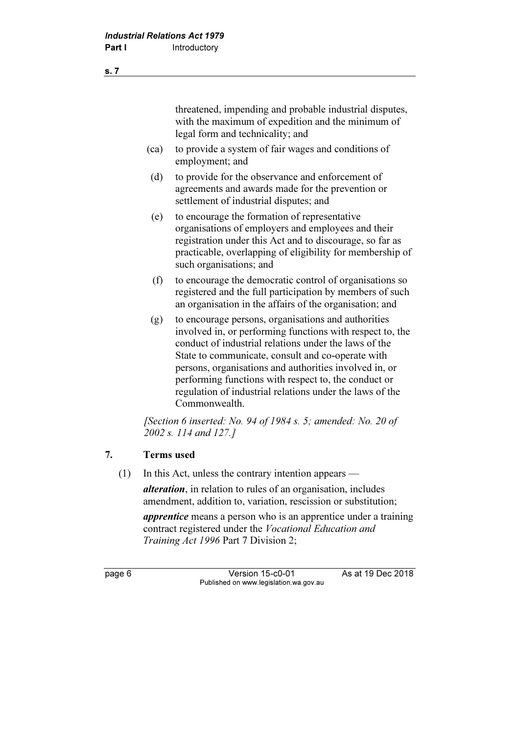threatened, impending and probable industrial disputes, with the maximum of expedition and the minimum of legal form and technicality; and

(ca) to provide a system of fair wages and conditions of employment; and

(d) to provide for the observance and enforcement of agreements and awards made for the prevention or settlement of industrial disputes; and

(e) to encourage the formation of representative organisations of employers and employees and their registration under this Act and to discourage, so far as practicable, overlapping of eligibility for membership of such organisations; and

(f) to encourage the democratic control of organisations so registered and the full participation by members of such an organisation in the affairs of the organisation; and

(g) to encourage persons, organisations and authorities involved in, or performing functions with respect to, the conduct of industrial relations under the laws of the State to communicate, consult and co-operate with persons, organisations and authorities involved in, or performing functions with respect to, the conduct or regulation of industrial relations under the laws of the Commonwealth.

*[Section 6 inserted: No. 94 of 1984 s. 5; amended: No. 20 of 2002 s. 114 and 127.]*

## 7. Terms used

(1) In this Act, unless the contrary intention appears —

***alteration***, in relation to rules of an organisation, includes amendment, addition to, variation, rescission or substitution;

***apprentice*** means a person who is an apprentice under a training contract registered under the *Vocational Education and Training Act 1996* Part 7 Division 2;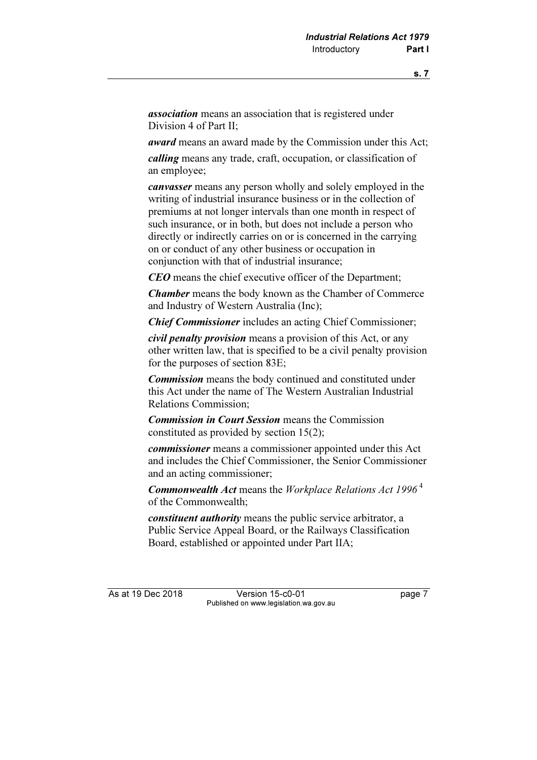***association*** means an association that is registered under Division 4 of Part II;

***award*** means an award made by the Commission under this Act;

***calling*** means any trade, craft, occupation, or classification of an employee;

***canvasser*** means any person wholly and solely employed in the writing of industrial insurance business or in the collection of premiums at not longer intervals than one month in respect of such insurance, or in both, but does not include a person who directly or indirectly carries on or is concerned in the carrying on or conduct of any other business or occupation in conjunction with that of industrial insurance;

***CEO*** means the chief executive officer of the Department;

***Chamber*** means the body known as the Chamber of Commerce and Industry of Western Australia (Inc);

***Chief Commissioner*** includes an acting Chief Commissioner;

***civil penalty provision*** means a provision of this Act, or any other written law, that is specified to be a civil penalty provision for the purposes of section 83E;

***Commission*** means the body continued and constituted under this Act under the name of The Western Australian Industrial Relations Commission;

***Commission in Court Session*** means the Commission constituted as provided by section 15(2);

***commissioner*** means a commissioner appointed under this Act and includes the Chief Commissioner, the Senior Commissioner and an acting commissioner;

***Commonwealth Act*** means the *Workplace Relations Act 1996* [4] of the Commonwealth;

***constituent authority*** means the public service arbitrator, a Public Service Appeal Board, or the Railways Classification Board, established or appointed under Part IIA;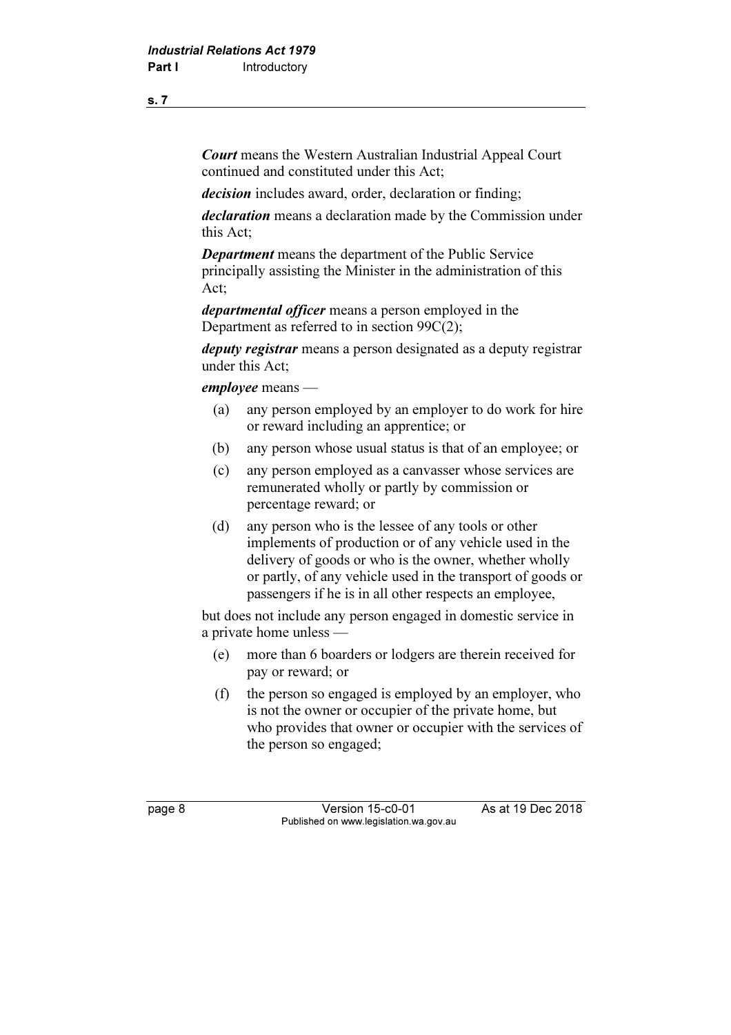***Court*** means the Western Australian Industrial Appeal Court continued and constituted under this Act;

***decision*** includes award, order, declaration or finding;

***declaration*** means a declaration made by the Commission under this Act;

***Department*** means the department of the Public Service principally assisting the Minister in the administration of this Act;

***departmental officer*** means a person employed in the Department as referred to in section 99C(2);

***deputy registrar*** means a person designated as a deputy registrar under this Act;

***employee*** means —

(a) any person employed by an employer to do work for hire or reward including an apprentice; or

(b) any person whose usual status is that of an employee; or

(c) any person employed as a canvasser whose services are remunerated wholly or partly by commission or percentage reward; or

(d) any person who is the lessee of any tools or other implements of production or of any vehicle used in the delivery of goods or who is the owner, whether wholly or partly, of any vehicle used in the transport of goods or passengers if he is in all other respects an employee,

but does not include any person engaged in domestic service in a private home unless —

(e) more than 6 boarders or lodgers are therein received for pay or reward; or

(f) the person so engaged is employed by an employer, who is not the owner or occupier of the private home, but who provides that owner or occupier with the services of the person so engaged;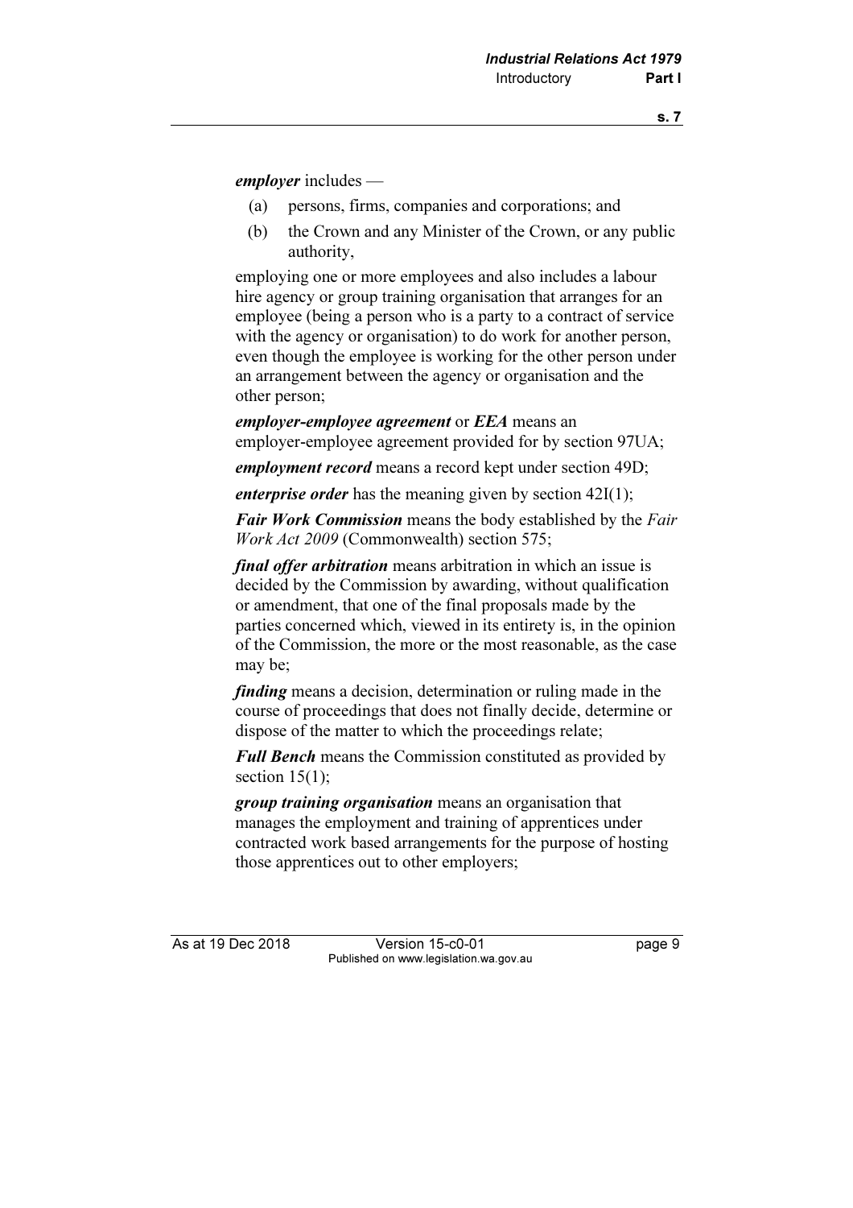***employer*** includes —

(a) persons, firms, companies and corporations; and

(b) the Crown and any Minister of the Crown, or any public authority,

employing one or more employees and also includes a labour hire agency or group training organisation that arranges for an employee (being a person who is a party to a contract of service with the agency or organisation) to do work for another person, even though the employee is working for the other person under an arrangement between the agency or organisation and the other person;

***employer-employee agreement*** or ***EEA*** means an employer-employee agreement provided for by section 97UA;

***employment record*** means a record kept under section 49D;

***enterprise order*** has the meaning given by section 42I(1);

***Fair Work Commission*** means the body established by the *Fair Work Act 2009* (Commonwealth) section 575;

***final offer arbitration*** means arbitration in which an issue is decided by the Commission by awarding, without qualification or amendment, that one of the final proposals made by the parties concerned which, viewed in its entirety is, in the opinion of the Commission, the more or the most reasonable, as the case may be;

***finding*** means a decision, determination or ruling made in the course of proceedings that does not finally decide, determine or dispose of the matter to which the proceedings relate;

***Full Bench*** means the Commission constituted as provided by section 15(1);

***group training organisation*** means an organisation that manages the employment and training of apprentices under contracted work based arrangements for the purpose of hosting those apprentices out to other employers;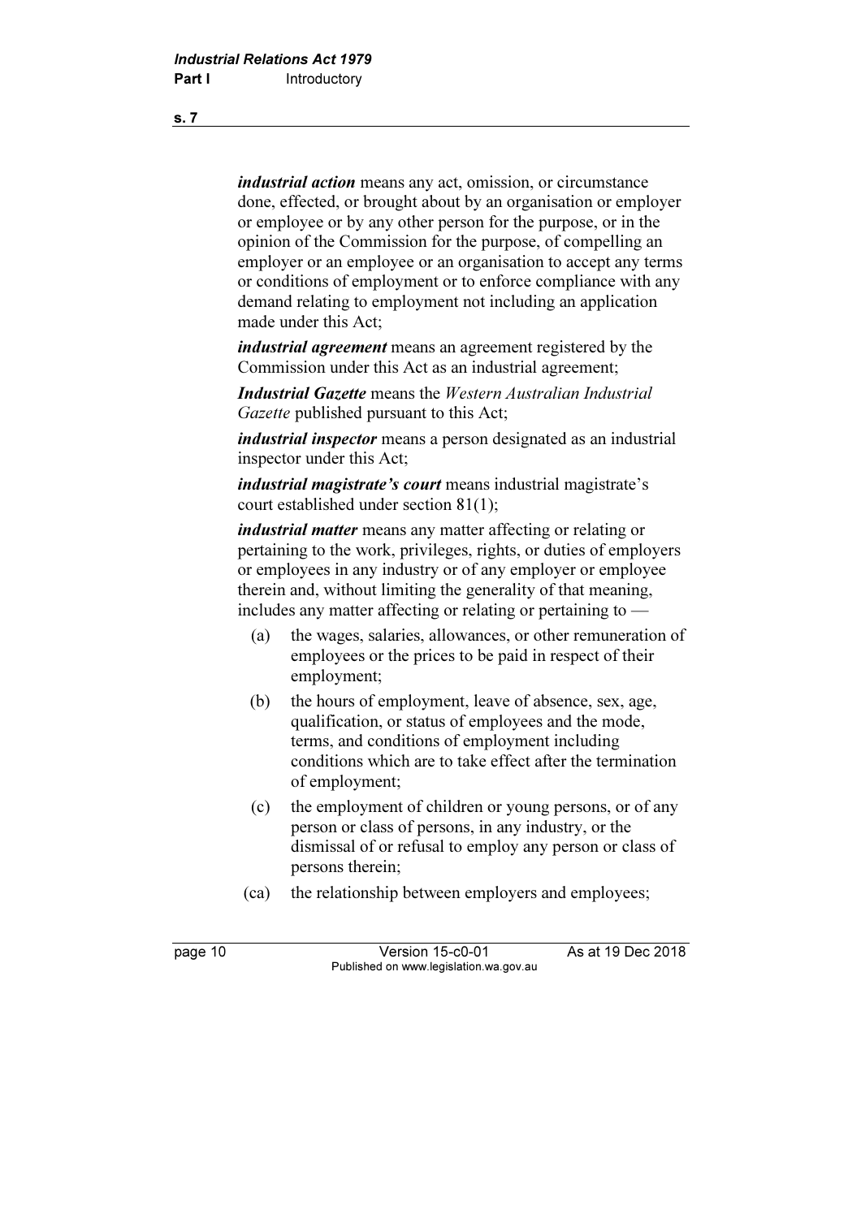***industrial action*** means any act, omission, or circumstance done, effected, or brought about by an organisation or employer or employee or by any other person for the purpose, or in the opinion of the Commission for the purpose, of compelling an employer or an employee or an organisation to accept any terms or conditions of employment or to enforce compliance with any demand relating to employment not including an application made under this Act;

***industrial agreement*** means an agreement registered by the Commission under this Act as an industrial agreement;

***Industrial Gazette*** means the *Western Australian Industrial Gazette* published pursuant to this Act;

***industrial inspector*** means a person designated as an industrial inspector under this Act;

***industrial magistrate's court*** means industrial magistrate's court established under section 81(1);

***industrial matter*** means any matter affecting or relating or pertaining to the work, privileges, rights, or duties of employers or employees in any industry or of any employer or employee therein and, without limiting the generality of that meaning, includes any matter affecting or relating or pertaining to —

(a) the wages, salaries, allowances, or other remuneration of employees or the prices to be paid in respect of their employment;

(b) the hours of employment, leave of absence, sex, age, qualification, or status of employees and the mode, terms, and conditions of employment including conditions which are to take effect after the termination of employment;

(c) the employment of children or young persons, or of any person or class of persons, in any industry, or the dismissal of or refusal to employ any person or class of persons therein;

(ca) the relationship between employers and employees;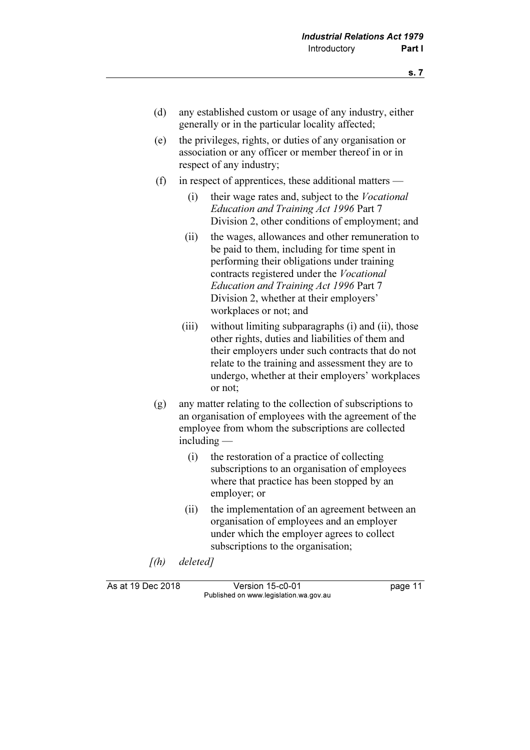(d) any established custom or usage of any industry, either generally or in the particular locality affected;

(e) the privileges, rights, or duties of any organisation or association or any officer or member thereof in or in respect of any industry;

(f) in respect of apprentices, these additional matters —

  (i) their wage rates and, subject to the *Vocational Education and Training Act 1996* Part 7 Division 2, other conditions of employment; and

  (ii) the wages, allowances and other remuneration to be paid to them, including for time spent in performing their obligations under training contracts registered under the *Vocational Education and Training Act 1996* Part 7 Division 2, whether at their employers' workplaces or not; and

  (iii) without limiting subparagraphs (i) and (ii), those other rights, duties and liabilities of them and their employers under such contracts that do not relate to the training and assessment they are to undergo, whether at their employers' workplaces or not;

(g) any matter relating to the collection of subscriptions to an organisation of employees with the agreement of the employee from whom the subscriptions are collected including —

  (i) the restoration of a practice of collecting subscriptions to an organisation of employees where that practice has been stopped by an employer; or

  (ii) the implementation of an agreement between an organisation of employees and an employer under which the employer agrees to collect subscriptions to the organisation;

*[(h) deleted]*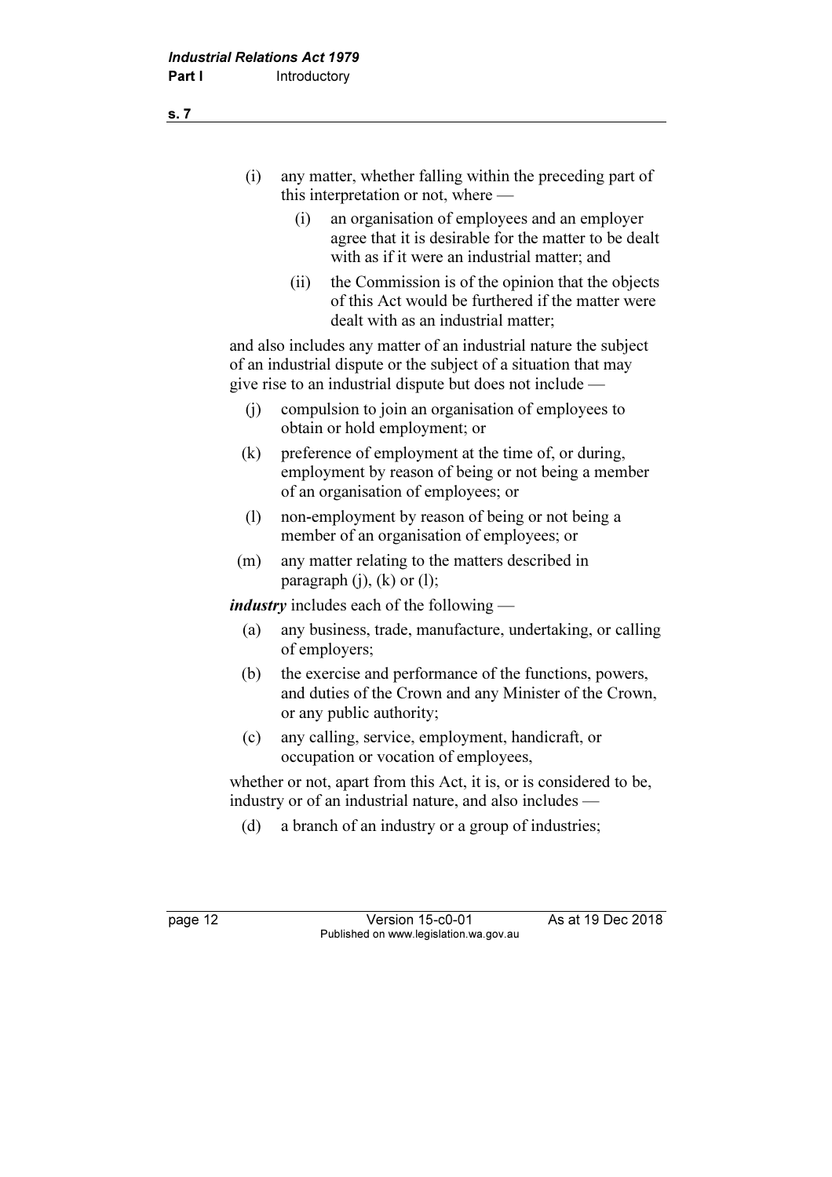(i) any matter, whether falling within the preceding part of this interpretation or not, where —

   (i) an organisation of employees and an employer agree that it is desirable for the matter to be dealt with as if it were an industrial matter; and

   (ii) the Commission is of the opinion that the objects of this Act would be furthered if the matter were dealt with as an industrial matter;

and also includes any matter of an industrial nature the subject of an industrial dispute or the subject of a situation that may give rise to an industrial dispute but does not include —

(j) compulsion to join an organisation of employees to obtain or hold employment; or

(k) preference of employment at the time of, or during, employment by reason of being or not being a member of an organisation of employees; or

(l) non-employment by reason of being or not being a member of an organisation of employees; or

(m) any matter relating to the matters described in paragraph (j), (k) or (l);

***industry*** includes each of the following —

(a) any business, trade, manufacture, undertaking, or calling of employers;

(b) the exercise and performance of the functions, powers, and duties of the Crown and any Minister of the Crown, or any public authority;

(c) any calling, service, employment, handicraft, or occupation or vocation of employees,

whether or not, apart from this Act, it is, or is considered to be, industry or of an industrial nature, and also includes —

(d) a branch of an industry or a group of industries;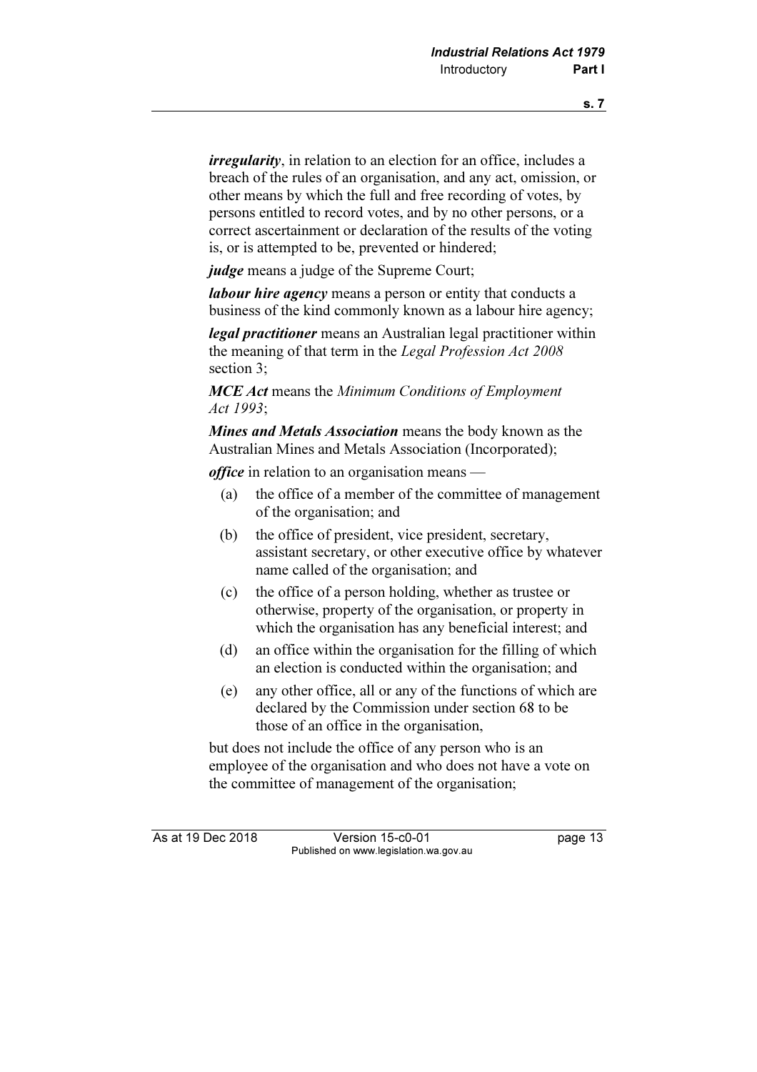***irregularity***, in relation to an election for an office, includes a breach of the rules of an organisation, and any act, omission, or other means by which the full and free recording of votes, by persons entitled to record votes, and by no other persons, or a correct ascertainment or declaration of the results of the voting is, or is attempted to be, prevented or hindered;

***judge*** means a judge of the Supreme Court;

***labour hire agency*** means a person or entity that conducts a business of the kind commonly known as a labour hire agency;

***legal practitioner*** means an Australian legal practitioner within the meaning of that term in the *Legal Profession Act 2008* section 3;

***MCE Act*** means the *Minimum Conditions of Employment Act 1993*;

***Mines and Metals Association*** means the body known as the Australian Mines and Metals Association (Incorporated);

***office*** in relation to an organisation means —

(a) the office of a member of the committee of management of the organisation; and

(b) the office of president, vice president, secretary, assistant secretary, or other executive office by whatever name called of the organisation; and

(c) the office of a person holding, whether as trustee or otherwise, property of the organisation, or property in which the organisation has any beneficial interest; and

(d) an office within the organisation for the filling of which an election is conducted within the organisation; and

(e) any other office, all or any of the functions of which are declared by the Commission under section 68 to be those of an office in the organisation,

but does not include the office of any person who is an employee of the organisation and who does not have a vote on the committee of management of the organisation;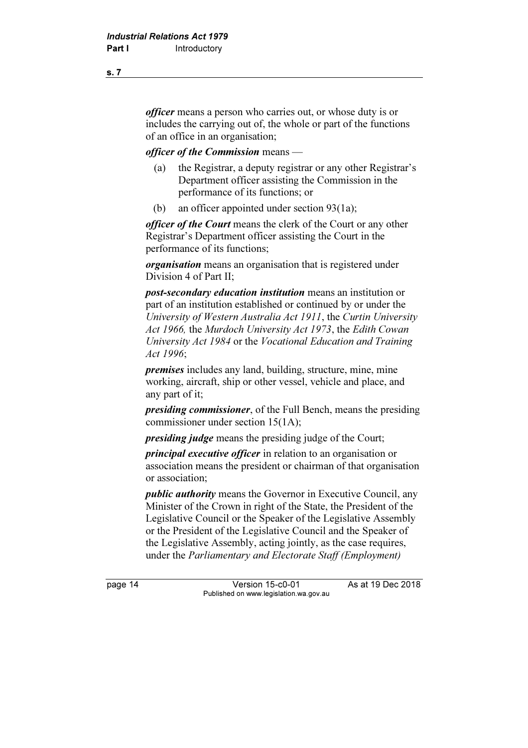***officer*** means a person who carries out, or whose duty is or includes the carrying out of, the whole or part of the functions of an office in an organisation;

***officer of the Commission*** means —

(a) the Registrar, a deputy registrar or any other Registrar's Department officer assisting the Commission in the performance of its functions; or

(b) an officer appointed under section 93(1a);

***officer of the Court*** means the clerk of the Court or any other Registrar's Department officer assisting the Court in the performance of its functions;

***organisation*** means an organisation that is registered under Division 4 of Part II;

***post-secondary education institution*** means an institution or part of an institution established or continued by or under the *University of Western Australia Act 1911*, the *Curtin University Act 1966,* the *Murdoch University Act 1973*, the *Edith Cowan University Act 1984* or the *Vocational Education and Training Act 1996*;

***premises*** includes any land, building, structure, mine, mine working, aircraft, ship or other vessel, vehicle and place, and any part of it;

***presiding commissioner***, of the Full Bench, means the presiding commissioner under section 15(1A);

***presiding judge*** means the presiding judge of the Court;

***principal executive officer*** in relation to an organisation or association means the president or chairman of that organisation or association;

***public authority*** means the Governor in Executive Council, any Minister of the Crown in right of the State, the President of the Legislative Council or the Speaker of the Legislative Assembly or the President of the Legislative Council and the Speaker of the Legislative Assembly, acting jointly, as the case requires, under the *Parliamentary and Electorate Staff (Employment)*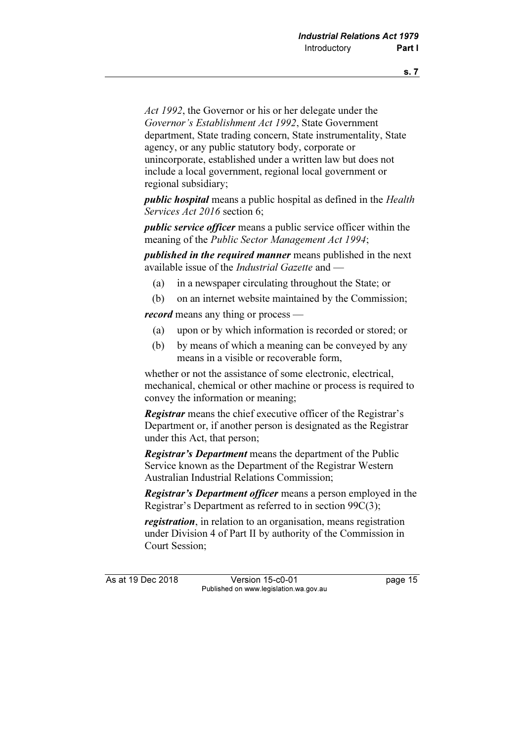*Act 1992*, the Governor or his or her delegate under the *Governor's Establishment Act 1992*, State Government department, State trading concern, State instrumentality, State agency, or any public statutory body, corporate or unincorporate, established under a written law but does not include a local government, regional local government or regional subsidiary;

***public hospital*** means a public hospital as defined in the *Health Services Act 2016* section 6;

***public service officer*** means a public service officer within the meaning of the *Public Sector Management Act 1994*;

***published in the required manner*** means published in the next available issue of the *Industrial Gazette* and —

(a) in a newspaper circulating throughout the State; or

(b) on an internet website maintained by the Commission;

***record*** means any thing or process —

(a) upon or by which information is recorded or stored; or

(b) by means of which a meaning can be conveyed by any means in a visible or recoverable form,

whether or not the assistance of some electronic, electrical, mechanical, chemical or other machine or process is required to convey the information or meaning;

***Registrar*** means the chief executive officer of the Registrar's Department or, if another person is designated as the Registrar under this Act, that person;

***Registrar's Department*** means the department of the Public Service known as the Department of the Registrar Western Australian Industrial Relations Commission;

***Registrar's Department officer*** means a person employed in the Registrar's Department as referred to in section 99C(3);

***registration***, in relation to an organisation, means registration under Division 4 of Part II by authority of the Commission in Court Session;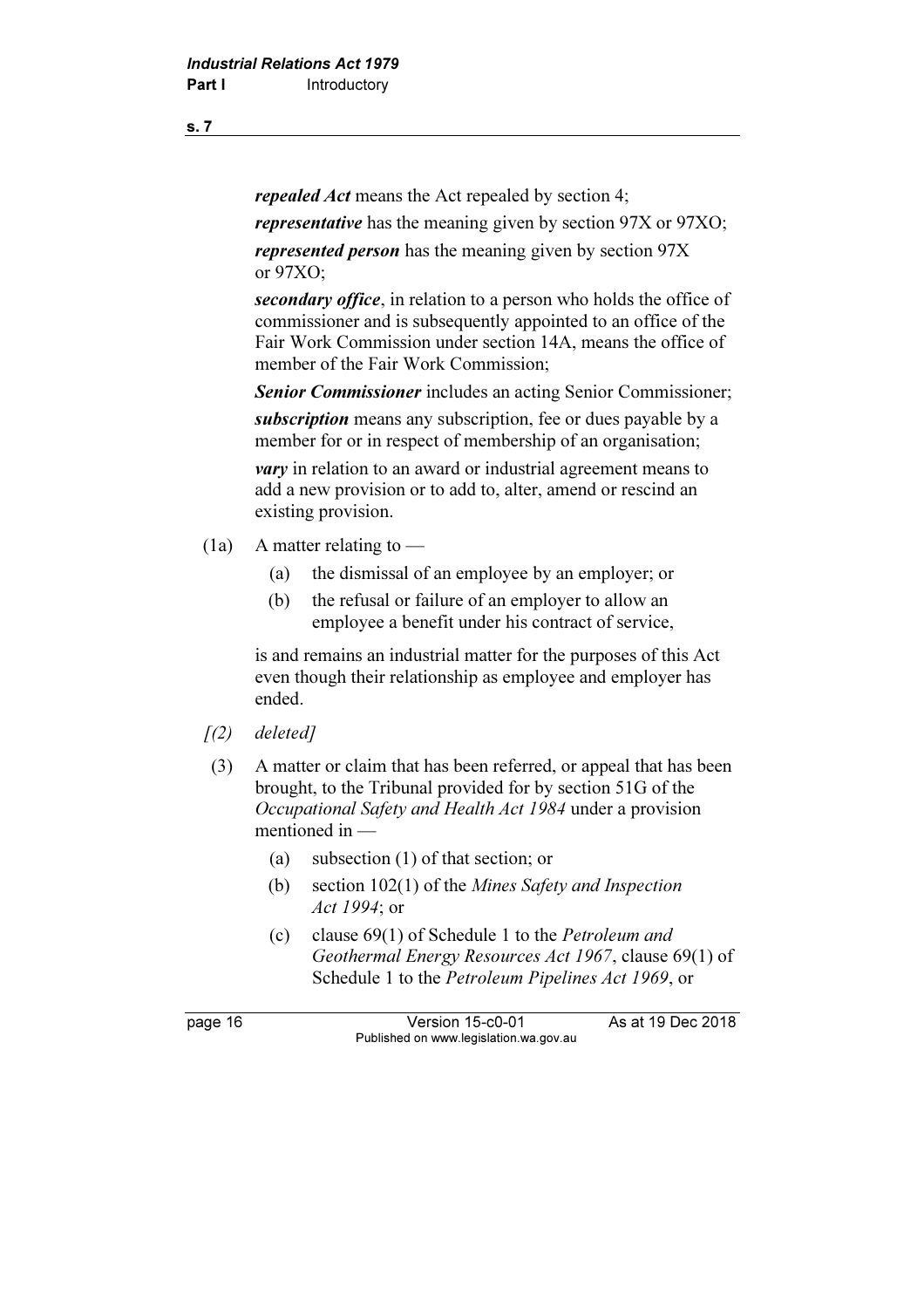***repealed Act*** means the Act repealed by section 4;

***representative*** has the meaning given by section 97X or 97XO;

***represented person*** has the meaning given by section 97X or 97XO;

***secondary office***, in relation to a person who holds the office of commissioner and is subsequently appointed to an office of the Fair Work Commission under section 14A, means the office of member of the Fair Work Commission;

***Senior Commissioner*** includes an acting Senior Commissioner;

***subscription*** means any subscription, fee or dues payable by a member for or in respect of membership of an organisation;

***vary*** in relation to an award or industrial agreement means to add a new provision or to add to, alter, amend or rescind an existing provision.

(1a) A matter relating to —

   (a) the dismissal of an employee by an employer; or

   (b) the refusal or failure of an employer to allow an employee a benefit under his contract of service,

is and remains an industrial matter for the purposes of this Act even though their relationship as employee and employer has ended.

*[(2) deleted]*

(3) A matter or claim that has been referred, or appeal that has been brought, to the Tribunal provided for by section 51G of the *Occupational Safety and Health Act 1984* under a provision mentioned in —

   (a) subsection (1) of that section; or

   (b) section 102(1) of the *Mines Safety and Inspection Act 1994*; or

   (c) clause 69(1) of Schedule 1 to the *Petroleum and Geothermal Energy Resources Act 1967*, clause 69(1) of Schedule 1 to the *Petroleum Pipelines Act 1969*, or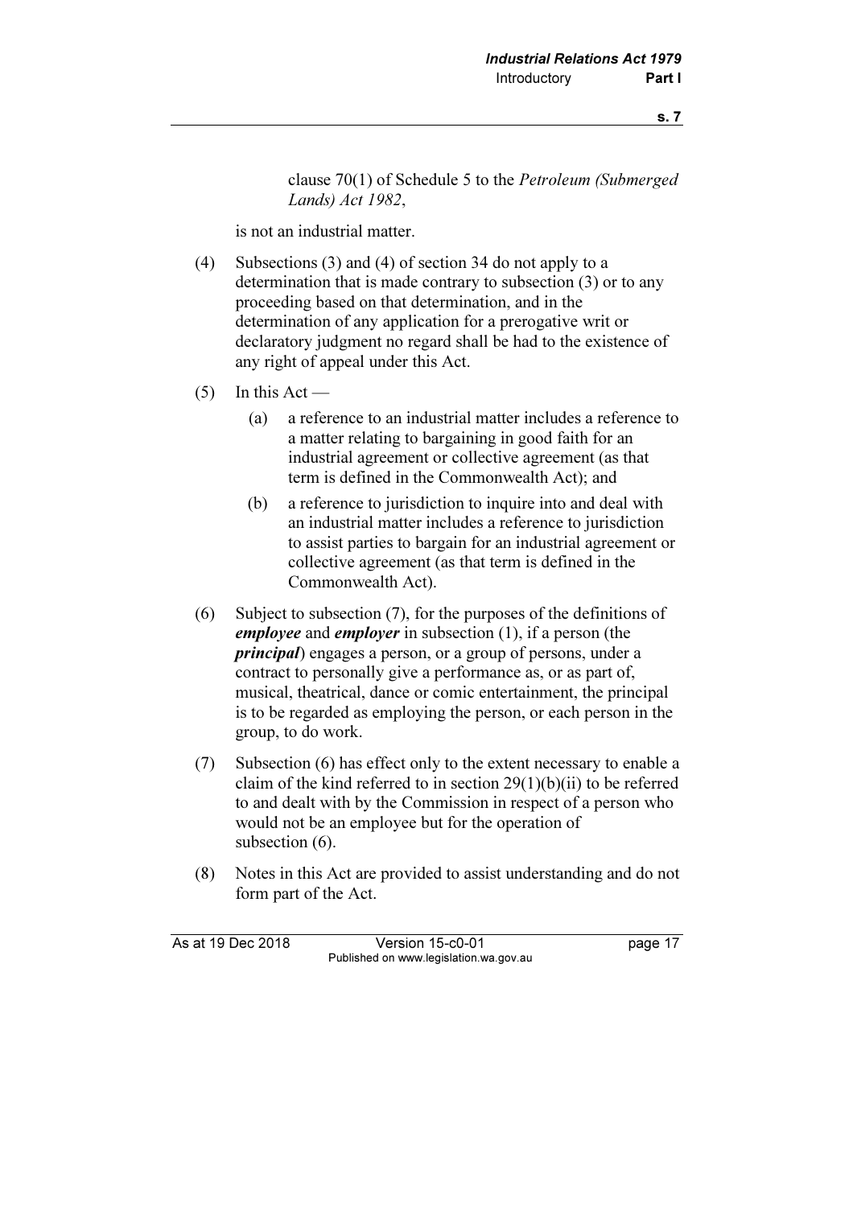clause 70(1) of Schedule 5 to the *Petroleum (Submerged Lands) Act 1982*,

is not an industrial matter.

(4) Subsections (3) and (4) of section 34 do not apply to a determination that is made contrary to subsection (3) or to any proceeding based on that determination, and in the determination of any application for a prerogative writ or declaratory judgment no regard shall be had to the existence of any right of appeal under this Act.

(5) In this Act —

(a) a reference to an industrial matter includes a reference to a matter relating to bargaining in good faith for an industrial agreement or collective agreement (as that term is defined in the Commonwealth Act); and

(b) a reference to jurisdiction to inquire into and deal with an industrial matter includes a reference to jurisdiction to assist parties to bargain for an industrial agreement or collective agreement (as that term is defined in the Commonwealth Act).

(6) Subject to subsection (7), for the purposes of the definitions of ***employee*** and ***employer*** in subsection (1), if a person (the ***principal***) engages a person, or a group of persons, under a contract to personally give a performance as, or as part of, musical, theatrical, dance or comic entertainment, the principal is to be regarded as employing the person, or each person in the group, to do work.

(7) Subsection (6) has effect only to the extent necessary to enable a claim of the kind referred to in section 29(1)(b)(ii) to be referred to and dealt with by the Commission in respect of a person who would not be an employee but for the operation of subsection (6).

(8) Notes in this Act are provided to assist understanding and do not form part of the Act.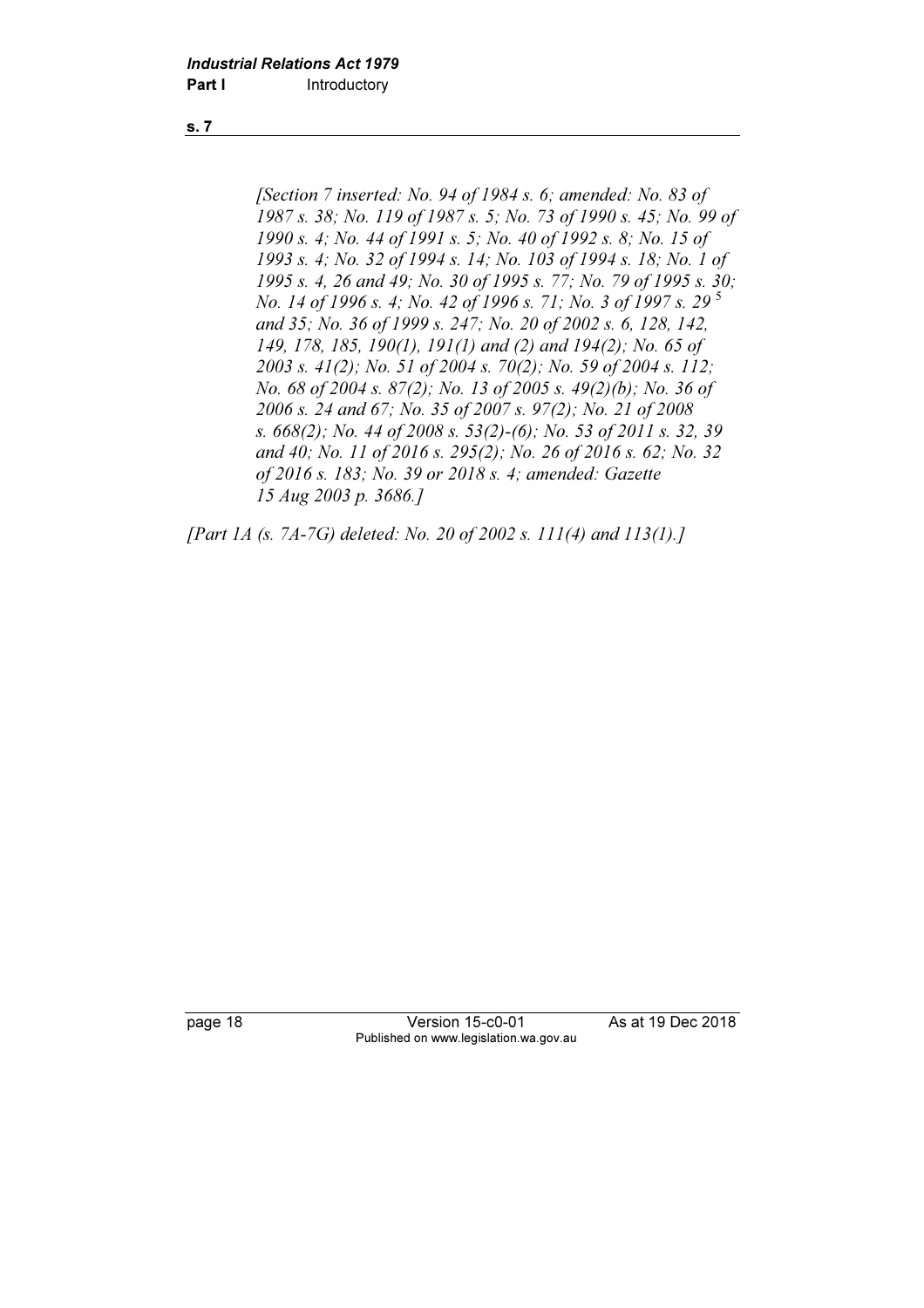*[Section 7 inserted: No. 94 of 1984 s. 6; amended: No. 83 of 1987 s. 38; No. 119 of 1987 s. 5; No. 73 of 1990 s. 45; No. 99 of 1990 s. 4; No. 44 of 1991 s. 5; No. 40 of 1992 s. 8; No. 15 of 1993 s. 4; No. 32 of 1994 s. 14; No. 103 of 1994 s. 18; No. 1 of 1995 s. 4, 26 and 49; No. 30 of 1995 s. 77; No. 79 of 1995 s. 30; No. 14 of 1996 s. 4; No. 42 of 1996 s. 71; No. 3 of 1997 s. 29 [5] and 35; No. 36 of 1999 s. 247; No. 20 of 2002 s. 6, 128, 142, 149, 178, 185, 190(1), 191(1) and (2) and 194(2); No. 65 of 2003 s. 41(2); No. 51 of 2004 s. 70(2); No. 59 of 2004 s. 112; No. 68 of 2004 s. 87(2); No. 13 of 2005 s. 49(2)(b); No. 36 of 2006 s. 24 and 67; No. 35 of 2007 s. 97(2); No. 21 of 2008 s. 668(2); No. 44 of 2008 s. 53(2)-(6); No. 53 of 2011 s. 32, 39 and 40; No. 11 of 2016 s. 295(2); No. 26 of 2016 s. 62; No. 32 of 2016 s. 183; No. 39 or 2018 s. 4; amended: Gazette 15 Aug 2003 p. 3686.]*

*[Part 1A (s. 7A-7G) deleted: No. 20 of 2002 s. 111(4) and 113(1).]*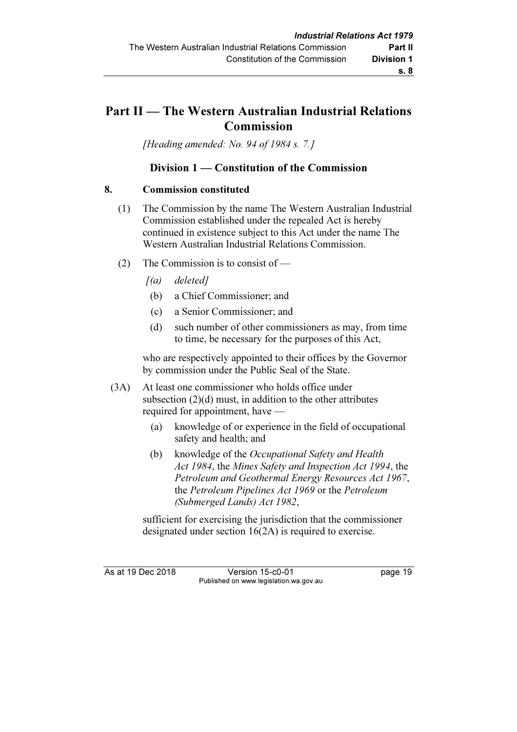# Part II — The Western Australian Industrial Relations Commission

*[Heading amended: No. 94 of 1984 s. 7.]*

## Division 1 — Constitution of the Commission

### 8. Commission constituted

(1) The Commission by the name The Western Australian Industrial Commission established under the repealed Act is hereby continued in existence subject to this Act under the name The Western Australian Industrial Relations Commission.

(2) The Commission is to consist of —

*[(a) deleted]*

(b) a Chief Commissioner; and

(c) a Senior Commissioner; and

(d) such number of other commissioners as may, from time to time, be necessary for the purposes of this Act,

who are respectively appointed to their offices by the Governor by commission under the Public Seal of the State.

(3A) At least one commissioner who holds office under subsection (2)(d) must, in addition to the other attributes required for appointment, have —

(a) knowledge of or experience in the field of occupational safety and health; and

(b) knowledge of the *Occupational Safety and Health Act 1984*, the *Mines Safety and Inspection Act 1994*, the *Petroleum and Geothermal Energy Resources Act 1967*, the *Petroleum Pipelines Act 1969* or the *Petroleum (Submerged Lands) Act 1982*,

sufficient for exercising the jurisdiction that the commissioner designated under section 16(2A) is required to exercise.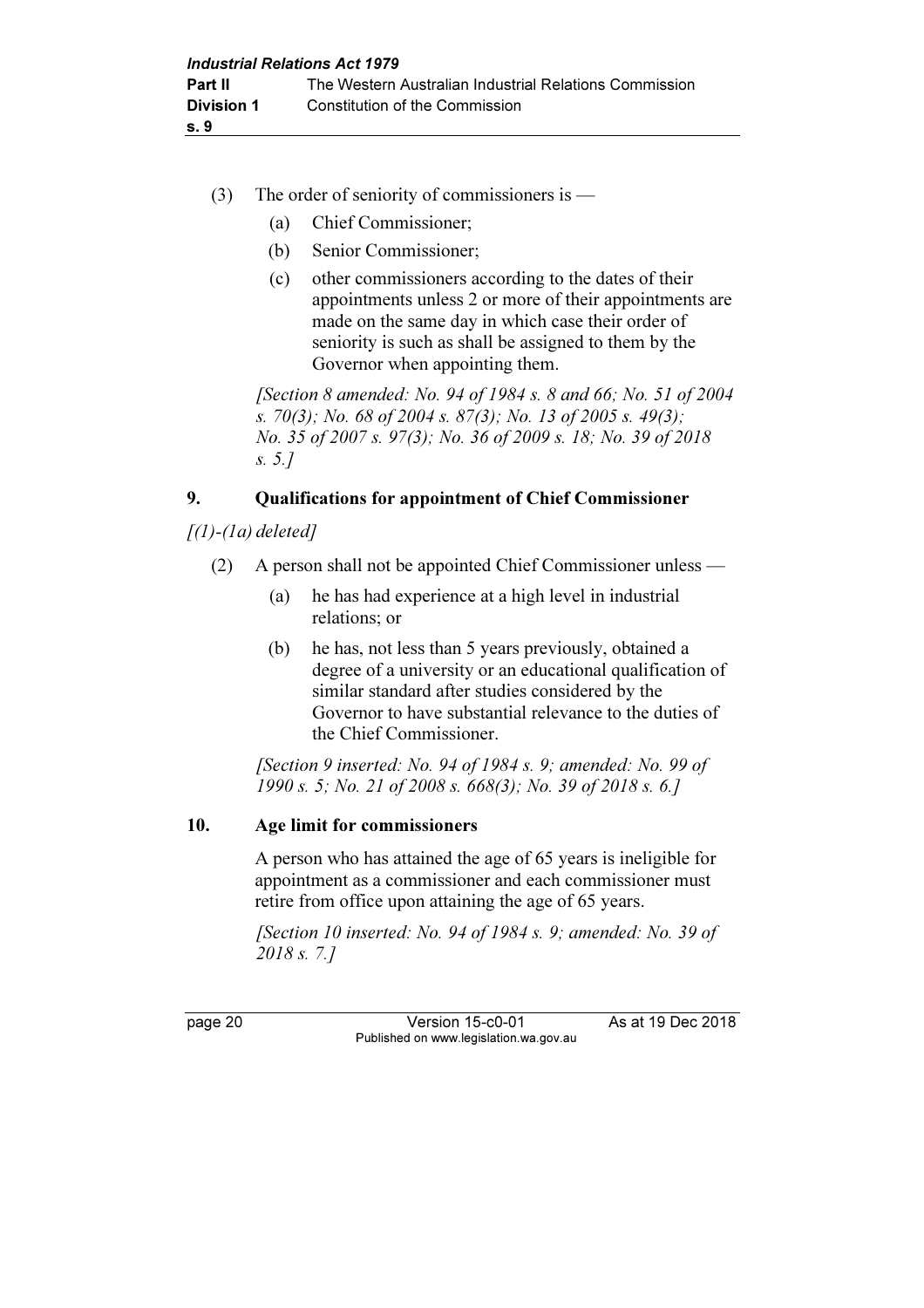(3) The order of seniority of commissioners is —

  (a) Chief Commissioner;

  (b) Senior Commissioner;

  (c) other commissioners according to the dates of their appointments unless 2 or more of their appointments are made on the same day in which case their order of seniority is such as shall be assigned to them by the Governor when appointing them.

*[Section 8 amended: No. 94 of 1984 s. 8 and 66; No. 51 of 2004 s. 70(3); No. 68 of 2004 s. 87(3); No. 13 of 2005 s. 49(3); No. 35 of 2007 s. 97(3); No. 36 of 2009 s. 18; No. 39 of 2018 s. 5.]*

### 9. Qualifications for appointment of Chief Commissioner

*[(1)-(1a) deleted]*

(2) A person shall not be appointed Chief Commissioner unless —

  (a) he has had experience at a high level in industrial relations; or

  (b) he has, not less than 5 years previously, obtained a degree of a university or an educational qualification of similar standard after studies considered by the Governor to have substantial relevance to the duties of the Chief Commissioner.

*[Section 9 inserted: No. 94 of 1984 s. 9; amended: No. 99 of 1990 s. 5; No. 21 of 2008 s. 668(3); No. 39 of 2018 s. 6.]*

### 10. Age limit for commissioners

A person who has attained the age of 65 years is ineligible for appointment as a commissioner and each commissioner must retire from office upon attaining the age of 65 years.

*[Section 10 inserted: No. 94 of 1984 s. 9; amended: No. 39 of 2018 s. 7.]*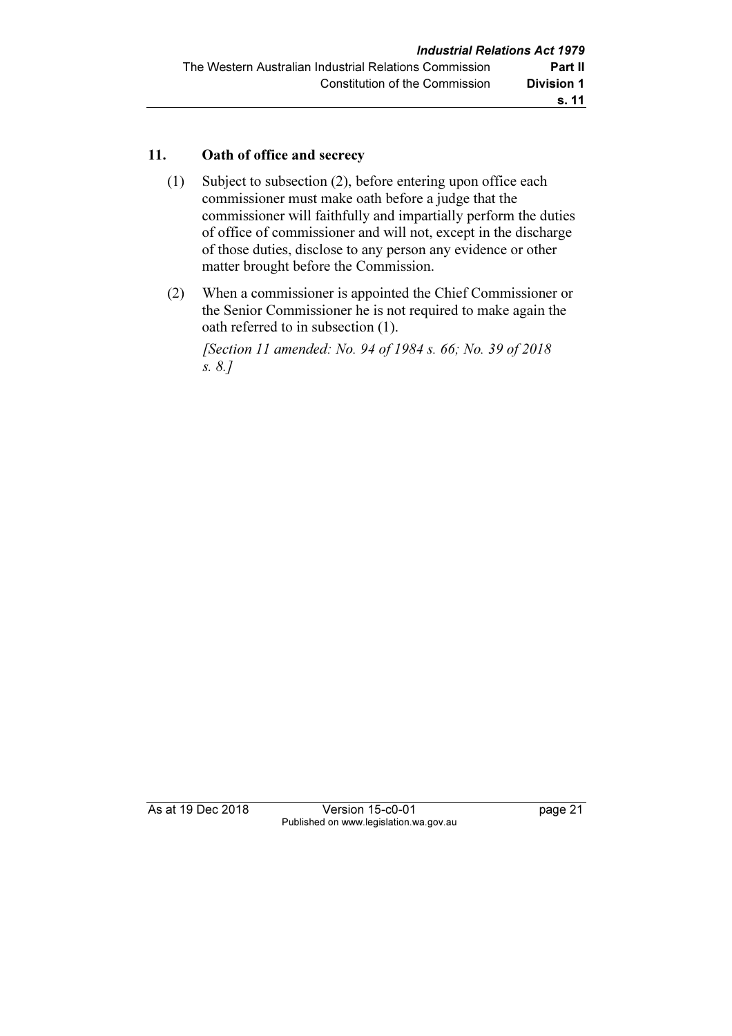## 11. Oath of office and secrecy

(1) Subject to subsection (2), before entering upon office each commissioner must make oath before a judge that the commissioner will faithfully and impartially perform the duties of office of commissioner and will not, except in the discharge of those duties, disclose to any person any evidence or other matter brought before the Commission.

(2) When a commissioner is appointed the Chief Commissioner or the Senior Commissioner he is not required to make again the oath referred to in subsection (1).

*[Section 11 amended: No. 94 of 1984 s. 66; No. 39 of 2018 s. 8.]*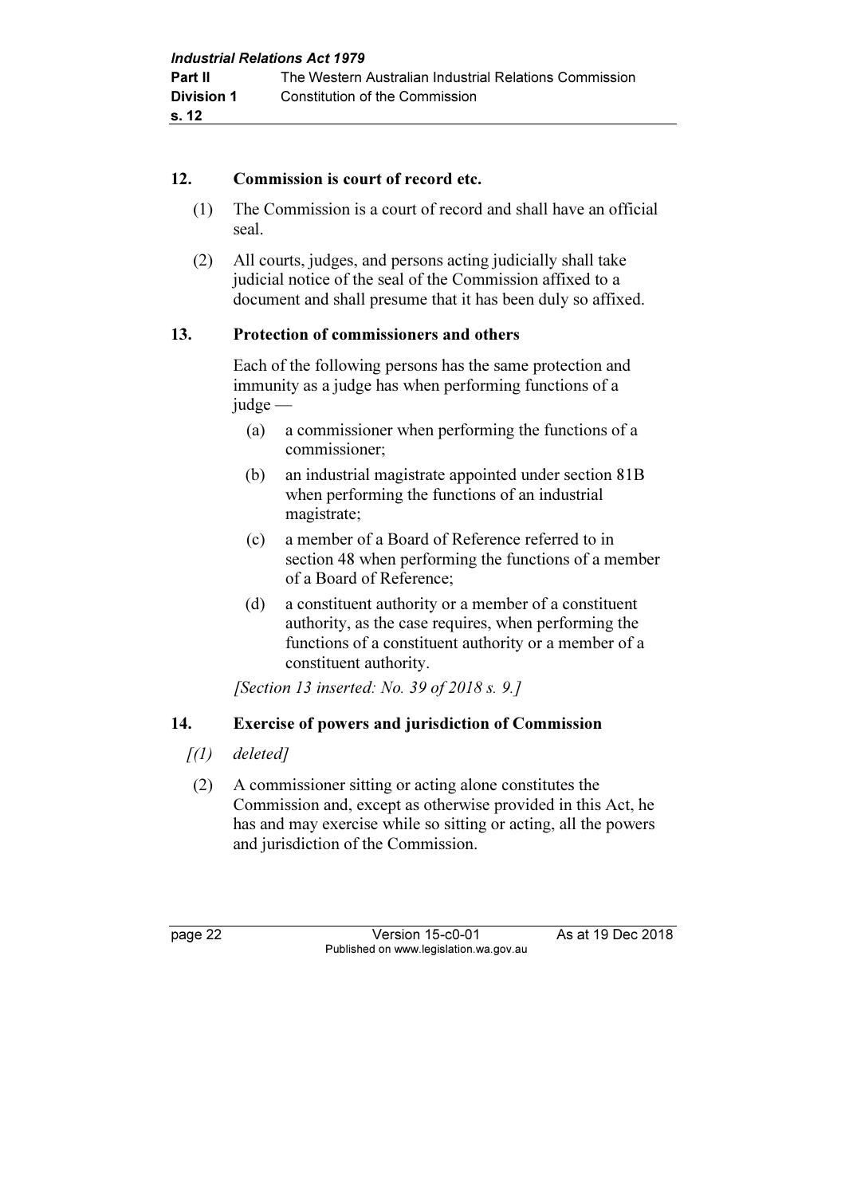### 12. Commission is court of record etc.

(1) The Commission is a court of record and shall have an official seal.

(2) All courts, judges, and persons acting judicially shall take judicial notice of the seal of the Commission affixed to a document and shall presume that it has been duly so affixed.

### 13. Protection of commissioners and others

Each of the following persons has the same protection and immunity as a judge has when performing functions of a judge —

(a) a commissioner when performing the functions of a commissioner;

(b) an industrial magistrate appointed under section 81B when performing the functions of an industrial magistrate;

(c) a member of a Board of Reference referred to in section 48 when performing the functions of a member of a Board of Reference;

(d) a constituent authority or a member of a constituent authority, as the case requires, when performing the functions of a constituent authority or a member of a constituent authority.

*[Section 13 inserted: No. 39 of 2018 s. 9.]*

### 14. Exercise of powers and jurisdiction of Commission

*[(1) deleted]*

(2) A commissioner sitting or acting alone constitutes the Commission and, except as otherwise provided in this Act, he has and may exercise while so sitting or acting, all the powers and jurisdiction of the Commission.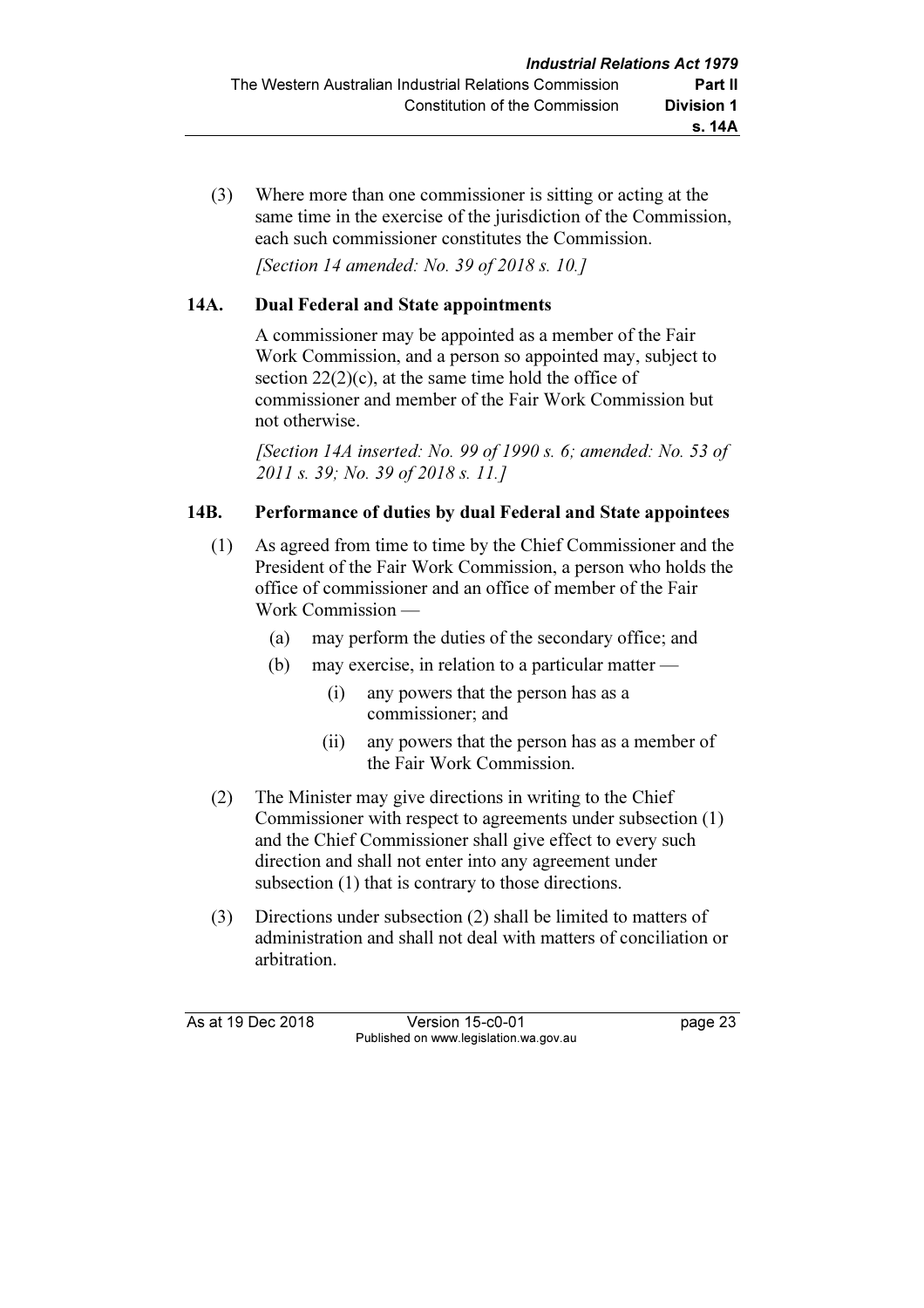(3) Where more than one commissioner is sitting or acting at the same time in the exercise of the jurisdiction of the Commission, each such commissioner constitutes the Commission.

*[Section 14 amended: No. 39 of 2018 s. 10.]*

### 14A. Dual Federal and State appointments

A commissioner may be appointed as a member of the Fair Work Commission, and a person so appointed may, subject to section 22(2)(c), at the same time hold the office of commissioner and member of the Fair Work Commission but not otherwise.

*[Section 14A inserted: No. 99 of 1990 s. 6; amended: No. 53 of 2011 s. 39; No. 39 of 2018 s. 11.]*

### 14B. Performance of duties by dual Federal and State appointees

(1) As agreed from time to time by the Chief Commissioner and the President of the Fair Work Commission, a person who holds the office of commissioner and an office of member of the Fair Work Commission —

- (a) may perform the duties of the secondary office; and
- (b) may exercise, in relation to a particular matter —
  - (i) any powers that the person has as a commissioner; and
  - (ii) any powers that the person has as a member of the Fair Work Commission.

(2) The Minister may give directions in writing to the Chief Commissioner with respect to agreements under subsection (1) and the Chief Commissioner shall give effect to every such direction and shall not enter into any agreement under subsection (1) that is contrary to those directions.

(3) Directions under subsection (2) shall be limited to matters of administration and shall not deal with matters of conciliation or arbitration.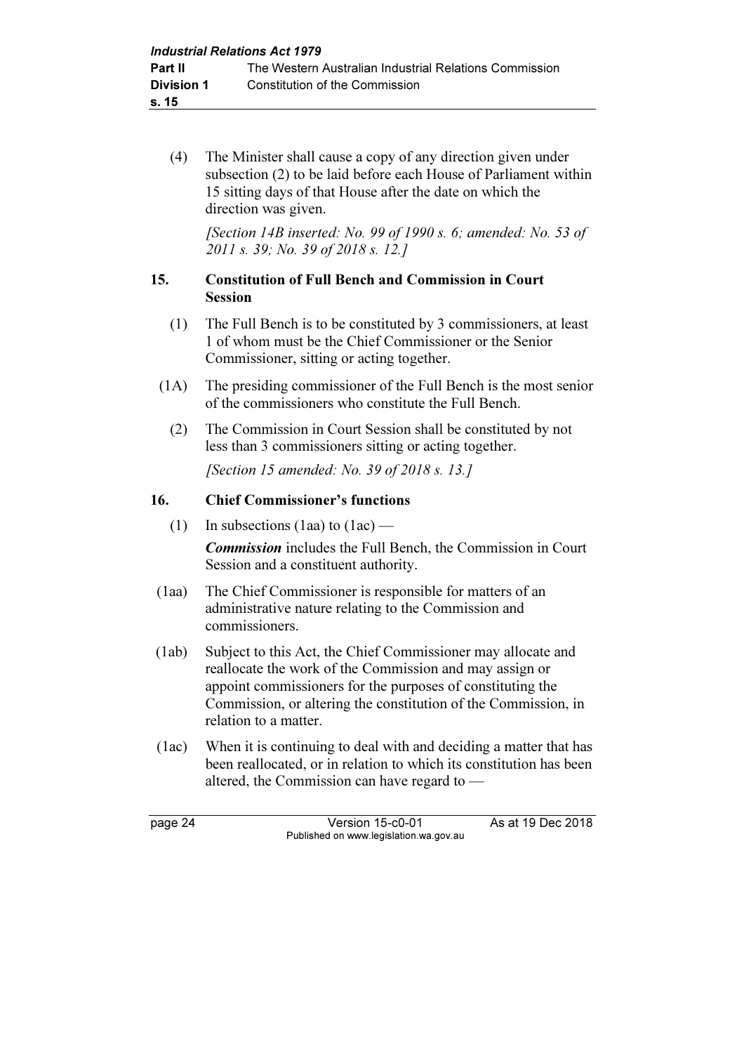(4) The Minister shall cause a copy of any direction given under subsection (2) to be laid before each House of Parliament within 15 sitting days of that House after the date on which the direction was given.

*[Section 14B inserted: No. 99 of 1990 s. 6; amended: No. 53 of 2011 s. 39; No. 39 of 2018 s. 12.]*

### 15. Constitution of Full Bench and Commission in Court Session

(1) The Full Bench is to be constituted by 3 commissioners, at least 1 of whom must be the Chief Commissioner or the Senior Commissioner, sitting or acting together.

(1A) The presiding commissioner of the Full Bench is the most senior of the commissioners who constitute the Full Bench.

(2) The Commission in Court Session shall be constituted by not less than 3 commissioners sitting or acting together.

*[Section 15 amended: No. 39 of 2018 s. 13.]*

### 16. Chief Commissioner's functions

(1) In subsections (1aa) to (1ac) —

***Commission*** includes the Full Bench, the Commission in Court Session and a constituent authority.

(1aa) The Chief Commissioner is responsible for matters of an administrative nature relating to the Commission and commissioners.

(1ab) Subject to this Act, the Chief Commissioner may allocate and reallocate the work of the Commission and may assign or appoint commissioners for the purposes of constituting the Commission, or altering the constitution of the Commission, in relation to a matter.

(1ac) When it is continuing to deal with and deciding a matter that has been reallocated, or in relation to which its constitution has been altered, the Commission can have regard to —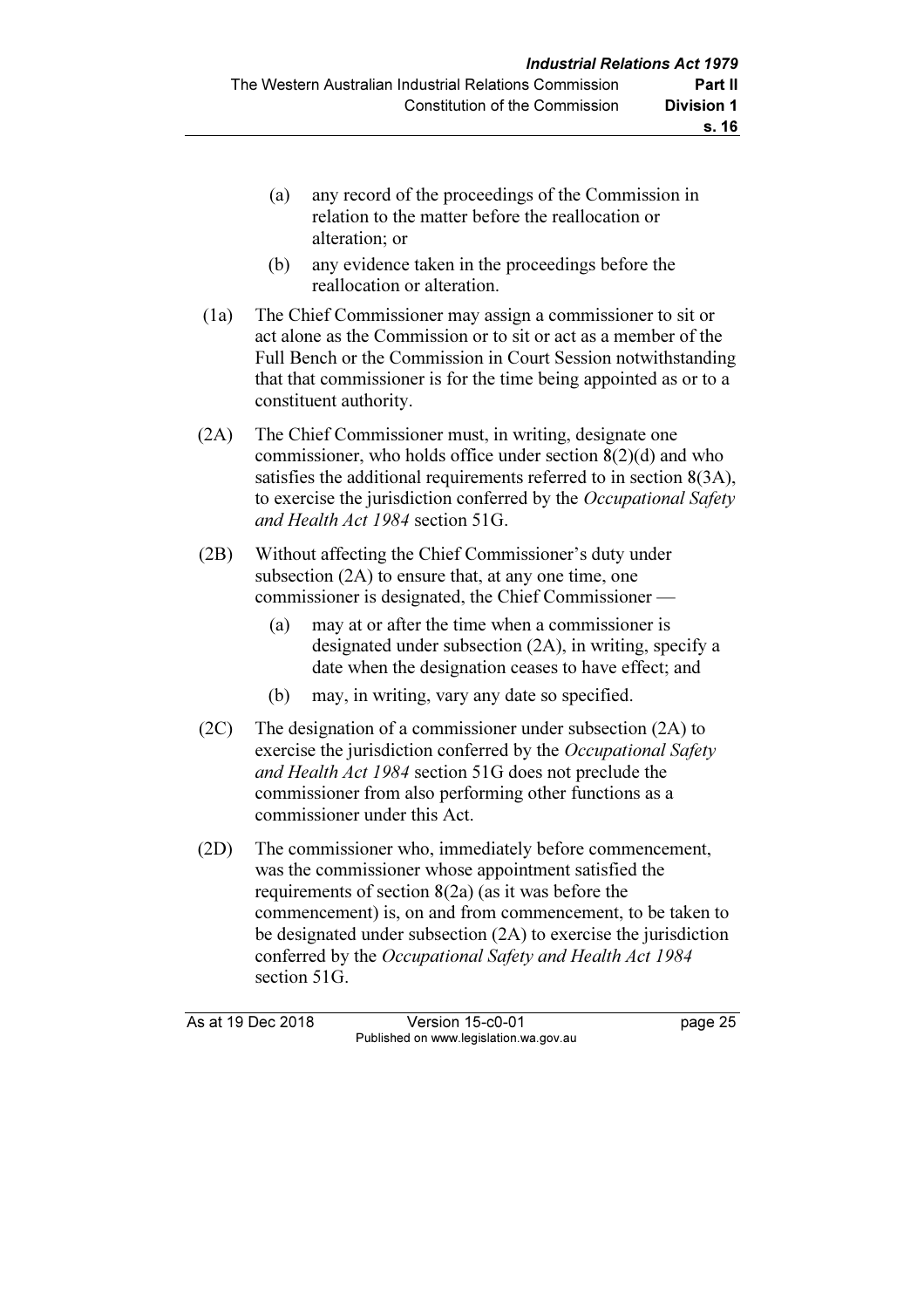(a) any record of the proceedings of the Commission in relation to the matter before the reallocation or alteration; or

(b) any evidence taken in the proceedings before the reallocation or alteration.

(1a) The Chief Commissioner may assign a commissioner to sit or act alone as the Commission or to sit or act as a member of the Full Bench or the Commission in Court Session notwithstanding that that commissioner is for the time being appointed as or to a constituent authority.

(2A) The Chief Commissioner must, in writing, designate one commissioner, who holds office under section 8(2)(d) and who satisfies the additional requirements referred to in section 8(3A), to exercise the jurisdiction conferred by the *Occupational Safety and Health Act 1984* section 51G.

(2B) Without affecting the Chief Commissioner's duty under subsection (2A) to ensure that, at any one time, one commissioner is designated, the Chief Commissioner —

(a) may at or after the time when a commissioner is designated under subsection (2A), in writing, specify a date when the designation ceases to have effect; and

(b) may, in writing, vary any date so specified.

(2C) The designation of a commissioner under subsection (2A) to exercise the jurisdiction conferred by the *Occupational Safety and Health Act 1984* section 51G does not preclude the commissioner from also performing other functions as a commissioner under this Act.

(2D) The commissioner who, immediately before commencement, was the commissioner whose appointment satisfied the requirements of section 8(2a) (as it was before the commencement) is, on and from commencement, to be taken to be designated under subsection (2A) to exercise the jurisdiction conferred by the *Occupational Safety and Health Act 1984* section 51G.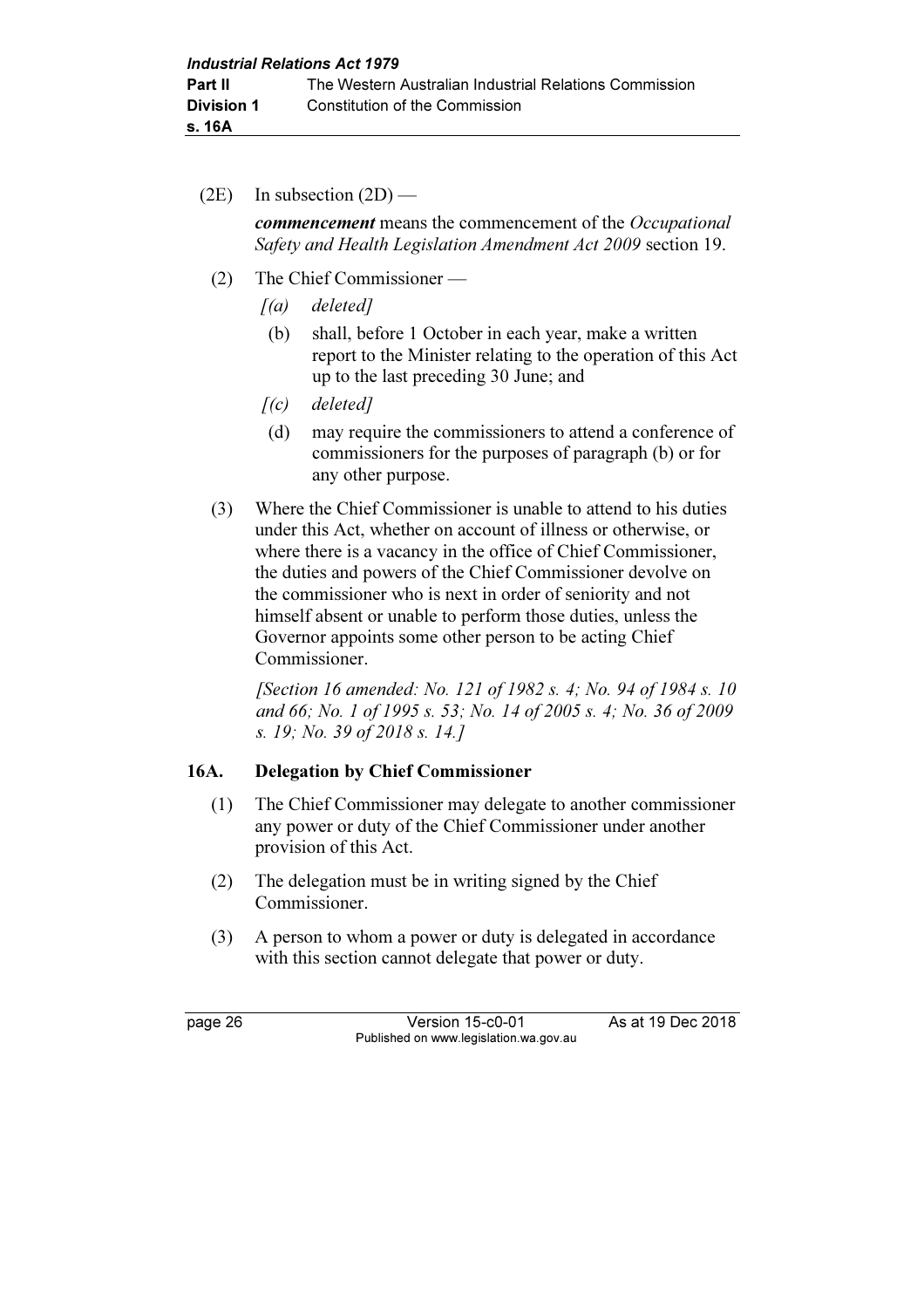(2E) In subsection (2D) —

***commencement*** means the commencement of the *Occupational Safety and Health Legislation Amendment Act 2009* section 19.

(2) The Chief Commissioner —

*[(a) deleted]*

(b) shall, before 1 October in each year, make a written report to the Minister relating to the operation of this Act up to the last preceding 30 June; and

*[(c) deleted]*

(d) may require the commissioners to attend a conference of commissioners for the purposes of paragraph (b) or for any other purpose.

(3) Where the Chief Commissioner is unable to attend to his duties under this Act, whether on account of illness or otherwise, or where there is a vacancy in the office of Chief Commissioner, the duties and powers of the Chief Commissioner devolve on the commissioner who is next in order of seniority and not himself absent or unable to perform those duties, unless the Governor appoints some other person to be acting Chief Commissioner.

*[Section 16 amended: No. 121 of 1982 s. 4; No. 94 of 1984 s. 10 and 66; No. 1 of 1995 s. 53; No. 14 of 2005 s. 4; No. 36 of 2009 s. 19; No. 39 of 2018 s. 14.]*

## 16A. Delegation by Chief Commissioner

(1) The Chief Commissioner may delegate to another commissioner any power or duty of the Chief Commissioner under another provision of this Act.

(2) The delegation must be in writing signed by the Chief Commissioner.

(3) A person to whom a power or duty is delegated in accordance with this section cannot delegate that power or duty.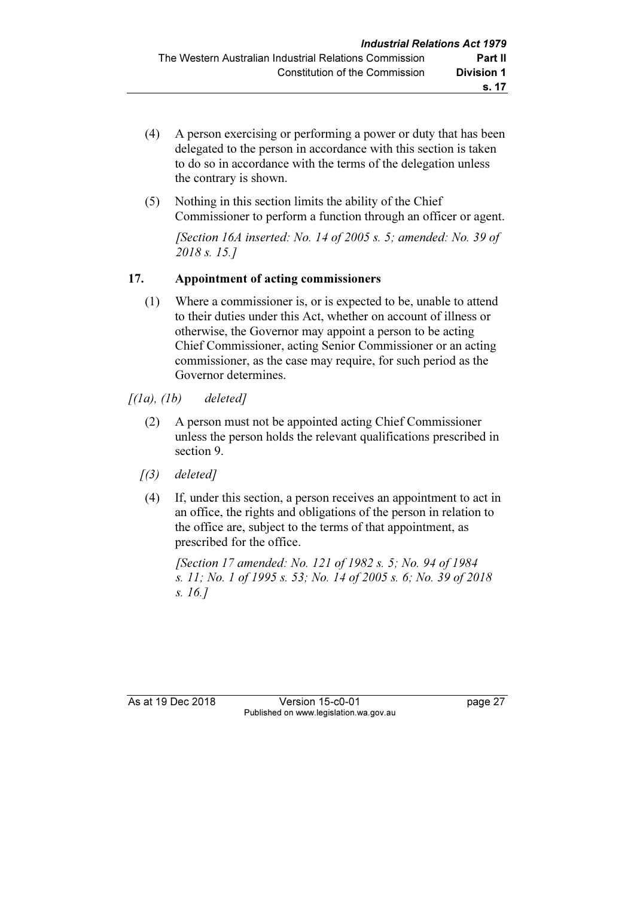(4) A person exercising or performing a power or duty that has been delegated to the person in accordance with this section is taken to do so in accordance with the terms of the delegation unless the contrary is shown.

(5) Nothing in this section limits the ability of the Chief Commissioner to perform a function through an officer or agent.

*[Section 16A inserted: No. 14 of 2005 s. 5; amended: No. 39 of 2018 s. 15.]*

### 17. Appointment of acting commissioners

(1) Where a commissioner is, or is expected to be, unable to attend to their duties under this Act, whether on account of illness or otherwise, the Governor may appoint a person to be acting Chief Commissioner, acting Senior Commissioner or an acting commissioner, as the case may require, for such period as the Governor determines.

*[(1a), (1b) deleted]*

(2) A person must not be appointed acting Chief Commissioner unless the person holds the relevant qualifications prescribed in section 9.

*[(3) deleted]*

(4) If, under this section, a person receives an appointment to act in an office, the rights and obligations of the person in relation to the office are, subject to the terms of that appointment, as prescribed for the office.

*[Section 17 amended: No. 121 of 1982 s. 5; No. 94 of 1984 s. 11; No. 1 of 1995 s. 53; No. 14 of 2005 s. 6; No. 39 of 2018 s. 16.]*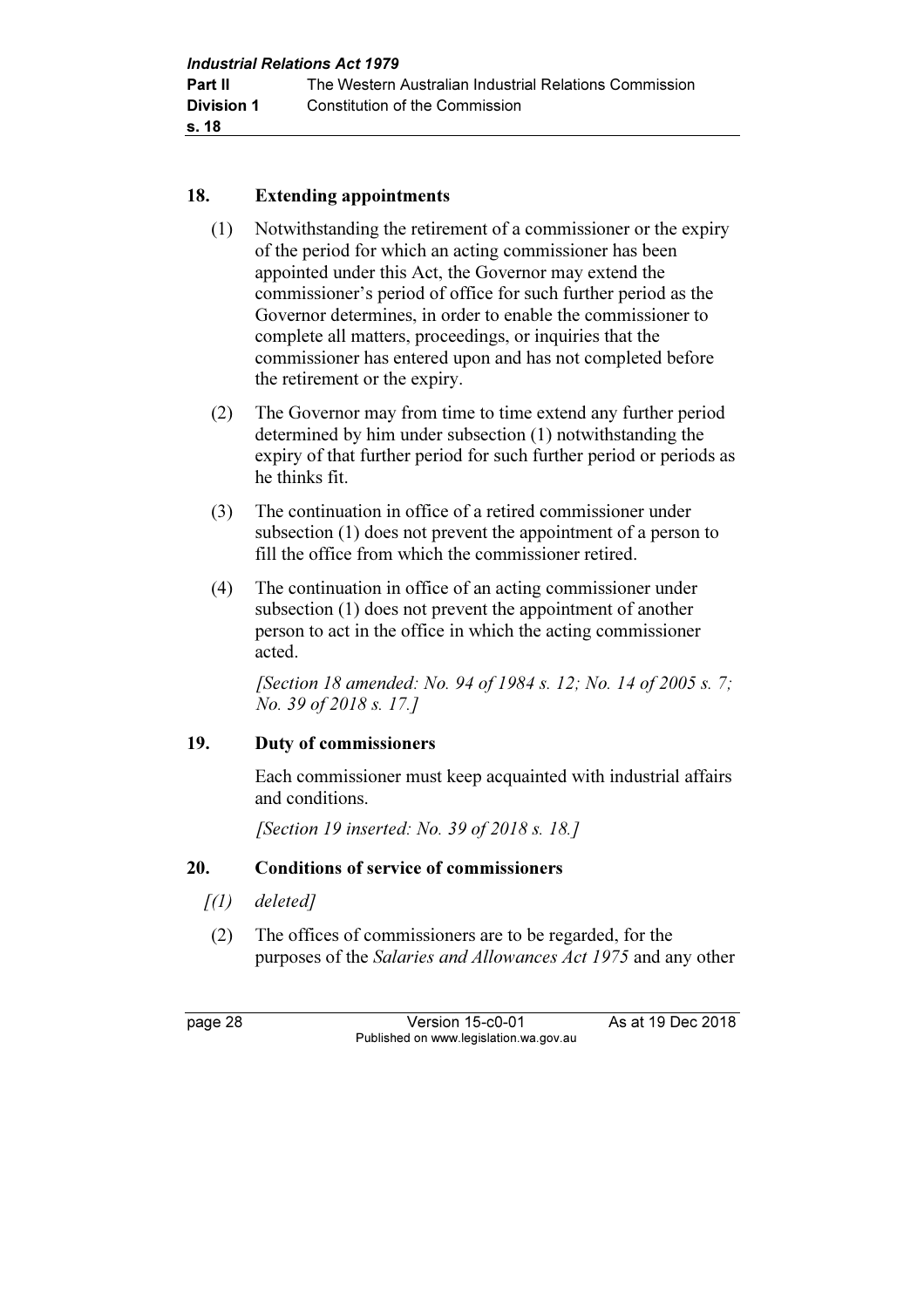## 18. Extending appointments

(1) Notwithstanding the retirement of a commissioner or the expiry of the period for which an acting commissioner has been appointed under this Act, the Governor may extend the commissioner's period of office for such further period as the Governor determines, in order to enable the commissioner to complete all matters, proceedings, or inquiries that the commissioner has entered upon and has not completed before the retirement or the expiry.

(2) The Governor may from time to time extend any further period determined by him under subsection (1) notwithstanding the expiry of that further period for such further period or periods as he thinks fit.

(3) The continuation in office of a retired commissioner under subsection (1) does not prevent the appointment of a person to fill the office from which the commissioner retired.

(4) The continuation in office of an acting commissioner under subsection (1) does not prevent the appointment of another person to act in the office in which the acting commissioner acted.

*[Section 18 amended: No. 94 of 1984 s. 12; No. 14 of 2005 s. 7; No. 39 of 2018 s. 17.]*

## 19. Duty of commissioners

Each commissioner must keep acquainted with industrial affairs and conditions.

*[Section 19 inserted: No. 39 of 2018 s. 18.]*

## 20. Conditions of service of commissioners

*[(1) deleted]*

(2) The offices of commissioners are to be regarded, for the purposes of the *Salaries and Allowances Act 1975* and any other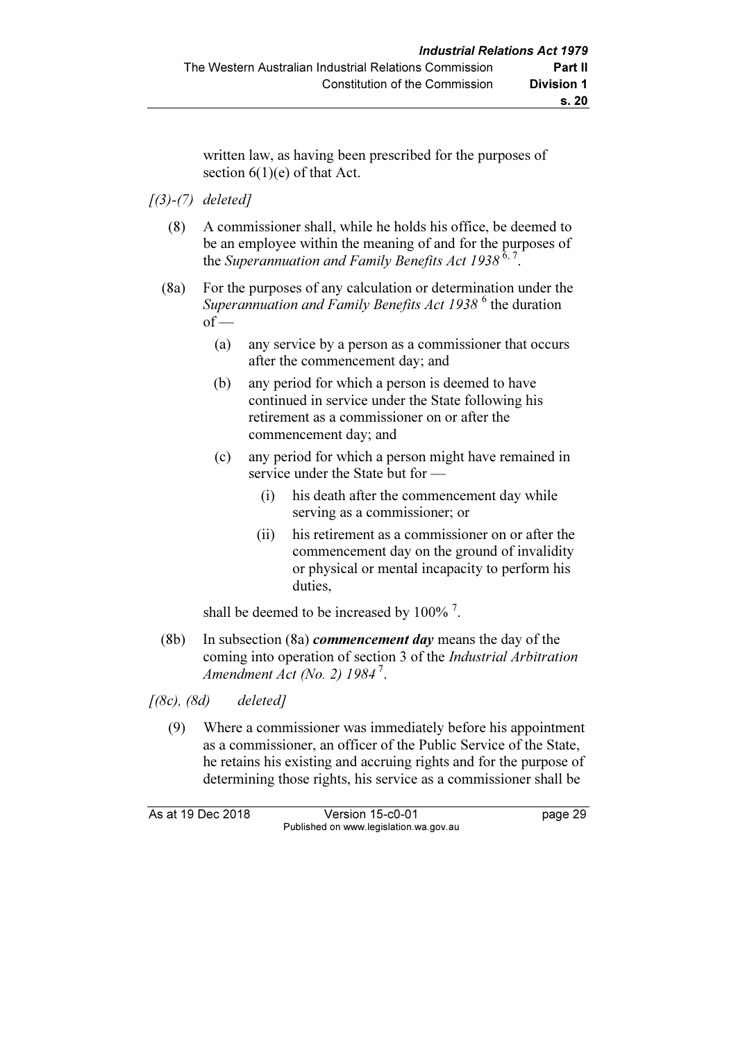written law, as having been prescribed for the purposes of section 6(1)(e) of that Act.

*[(3)-(7) deleted]*

(8) A commissioner shall, while he holds his office, be deemed to be an employee within the meaning of and for the purposes of the *Superannuation and Family Benefits Act 1938* [6, 7].

(8a) For the purposes of any calculation or determination under the *Superannuation and Family Benefits Act 1938* [6] the duration of —

(a) any service by a person as a commissioner that occurs after the commencement day; and

(b) any period for which a person is deemed to have continued in service under the State following his retirement as a commissioner on or after the commencement day; and

(c) any period for which a person might have remained in service under the State but for —

(i) his death after the commencement day while serving as a commissioner; or

(ii) his retirement as a commissioner on or after the commencement day on the ground of invalidity or physical or mental incapacity to perform his duties,

shall be deemed to be increased by 100% [7].

(8b) In subsection (8a) ***commencement day*** means the day of the coming into operation of section 3 of the *Industrial Arbitration Amendment Act (No. 2) 1984* [7].

*[(8c), (8d) deleted]*

(9) Where a commissioner was immediately before his appointment as a commissioner, an officer of the Public Service of the State, he retains his existing and accruing rights and for the purpose of determining those rights, his service as a commissioner shall be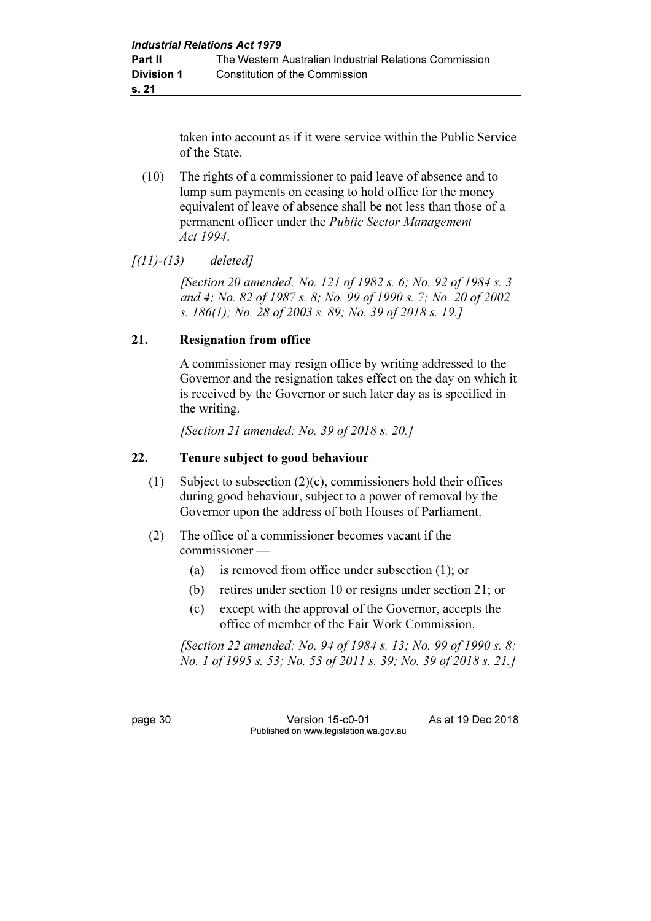taken into account as if it were service within the Public Service of the State.

(10) The rights of a commissioner to paid leave of absence and to lump sum payments on ceasing to hold office for the money equivalent of leave of absence shall be not less than those of a permanent officer under the *Public Sector Management Act 1994*.

*[(11)-(13) deleted]*

*[Section 20 amended: No. 121 of 1982 s. 6; No. 92 of 1984 s. 3 and 4; No. 82 of 1987 s. 8; No. 99 of 1990 s. 7; No. 20 of 2002 s. 186(1); No. 28 of 2003 s. 89; No. 39 of 2018 s. 19.]*

## 21. Resignation from office

A commissioner may resign office by writing addressed to the Governor and the resignation takes effect on the day on which it is received by the Governor or such later day as is specified in the writing.

*[Section 21 amended: No. 39 of 2018 s. 20.]*

## 22. Tenure subject to good behaviour

(1) Subject to subsection (2)(c), commissioners hold their offices during good behaviour, subject to a power of removal by the Governor upon the address of both Houses of Parliament.

(2) The office of a commissioner becomes vacant if the commissioner —

(a) is removed from office under subsection (1); or

(b) retires under section 10 or resigns under section 21; or

(c) except with the approval of the Governor, accepts the office of member of the Fair Work Commission.

*[Section 22 amended: No. 94 of 1984 s. 13; No. 99 of 1990 s. 8; No. 1 of 1995 s. 53; No. 53 of 2011 s. 39; No. 39 of 2018 s. 21.]*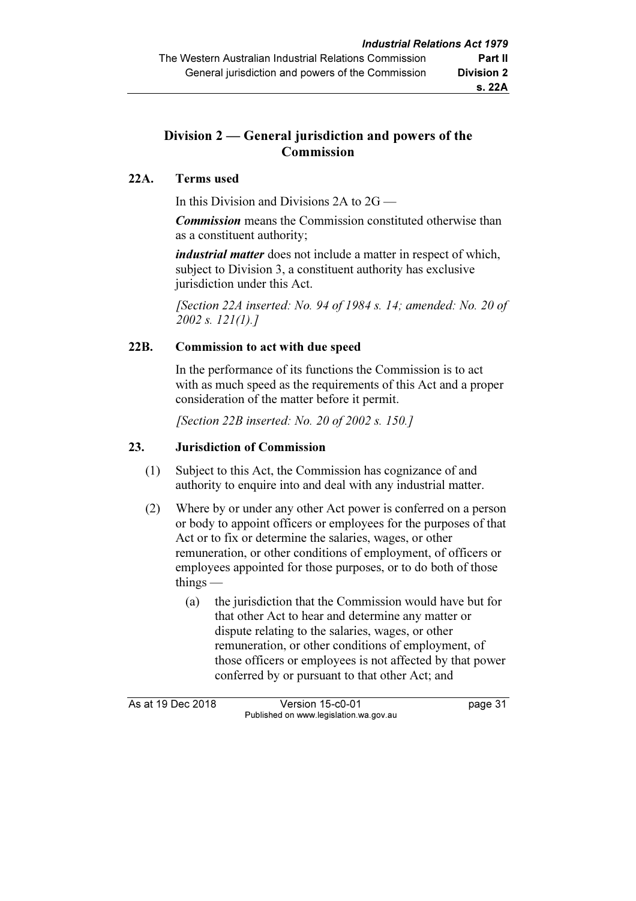## Division 2 — General jurisdiction and powers of the Commission

### 22A. Terms used

In this Division and Divisions 2A to 2G —

***Commission*** means the Commission constituted otherwise than as a constituent authority;

***industrial matter*** does not include a matter in respect of which, subject to Division 3, a constituent authority has exclusive jurisdiction under this Act.

*[Section 22A inserted: No. 94 of 1984 s. 14; amended: No. 20 of 2002 s. 121(1).]*

### 22B. Commission to act with due speed

In the performance of its functions the Commission is to act with as much speed as the requirements of this Act and a proper consideration of the matter before it permit.

*[Section 22B inserted: No. 20 of 2002 s. 150.]*

### 23. Jurisdiction of Commission

(1) Subject to this Act, the Commission has cognizance of and authority to enquire into and deal with any industrial matter.

(2) Where by or under any other Act power is conferred on a person or body to appoint officers or employees for the purposes of that Act or to fix or determine the salaries, wages, or other remuneration, or other conditions of employment, of officers or employees appointed for those purposes, or to do both of those things —

(a) the jurisdiction that the Commission would have but for that other Act to hear and determine any matter or dispute relating to the salaries, wages, or other remuneration, or other conditions of employment, of those officers or employees is not affected by that power conferred by or pursuant to that other Act; and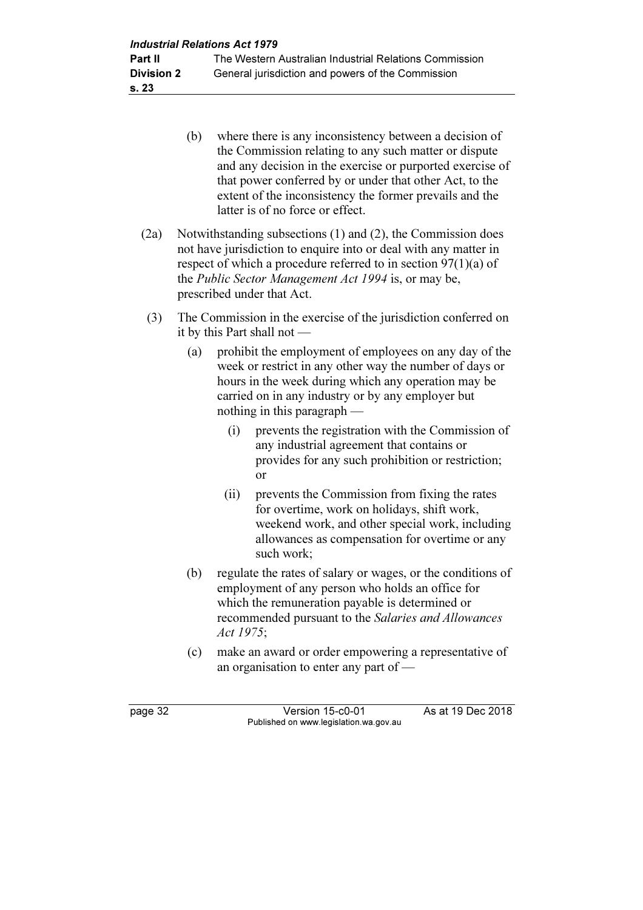(b) where there is any inconsistency between a decision of the Commission relating to any such matter or dispute and any decision in the exercise or purported exercise of that power conferred by or under that other Act, to the extent of the inconsistency the former prevails and the latter is of no force or effect.

(2a) Notwithstanding subsections (1) and (2), the Commission does not have jurisdiction to enquire into or deal with any matter in respect of which a procedure referred to in section 97(1)(a) of the *Public Sector Management Act 1994* is, or may be, prescribed under that Act.

(3) The Commission in the exercise of the jurisdiction conferred on it by this Part shall not —

(a) prohibit the employment of employees on any day of the week or restrict in any other way the number of days or hours in the week during which any operation may be carried on in any industry or by any employer but nothing in this paragraph —

(i) prevents the registration with the Commission of any industrial agreement that contains or provides for any such prohibition or restriction; or

(ii) prevents the Commission from fixing the rates for overtime, work on holidays, shift work, weekend work, and other special work, including allowances as compensation for overtime or any such work;

(b) regulate the rates of salary or wages, or the conditions of employment of any person who holds an office for which the remuneration payable is determined or recommended pursuant to the *Salaries and Allowances Act 1975*;

(c) make an award or order empowering a representative of an organisation to enter any part of —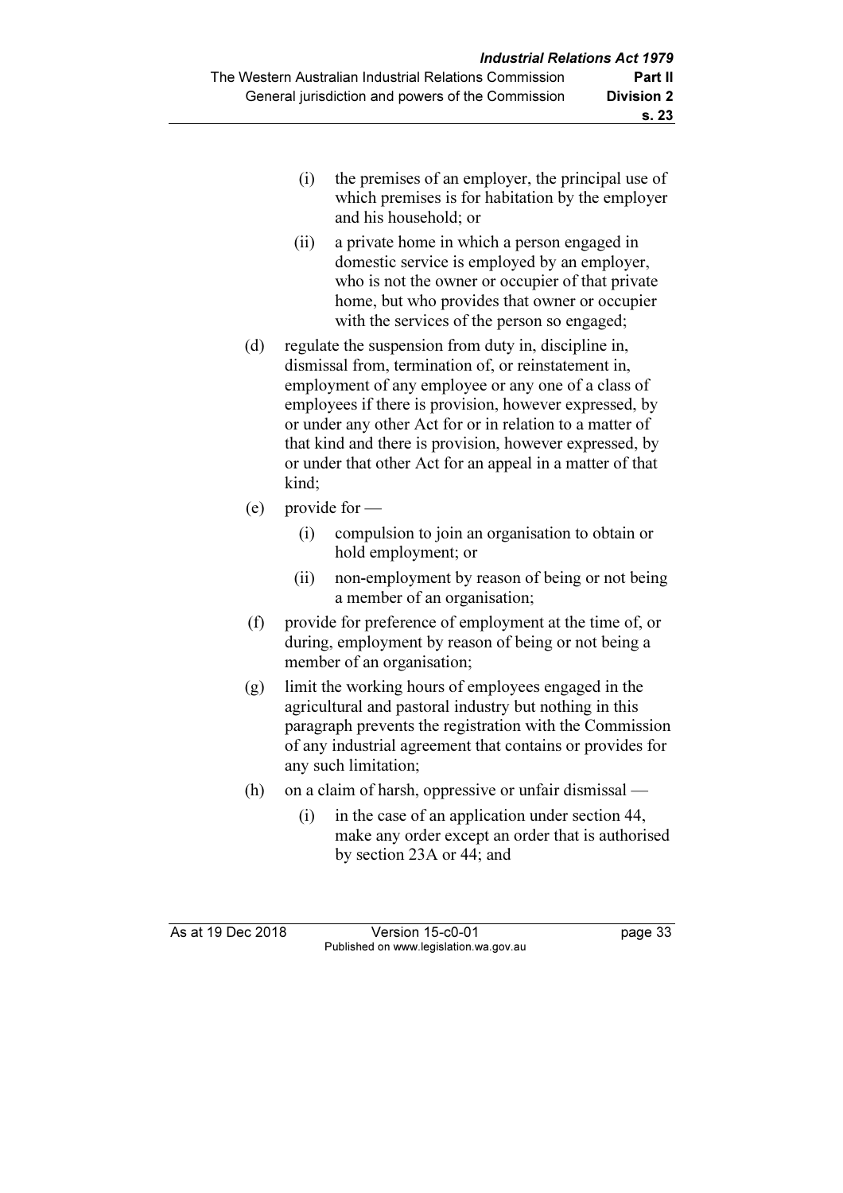(i) the premises of an employer, the principal use of which premises is for habitation by the employer and his household; or

(ii) a private home in which a person engaged in domestic service is employed by an employer, who is not the owner or occupier of that private home, but who provides that owner or occupier with the services of the person so engaged;

(d) regulate the suspension from duty in, discipline in, dismissal from, termination of, or reinstatement in, employment of any employee or any one of a class of employees if there is provision, however expressed, by or under any other Act for or in relation to a matter of that kind and there is provision, however expressed, by or under that other Act for an appeal in a matter of that kind;

(e) provide for —

(i) compulsion to join an organisation to obtain or hold employment; or

(ii) non-employment by reason of being or not being a member of an organisation;

(f) provide for preference of employment at the time of, or during, employment by reason of being or not being a member of an organisation;

(g) limit the working hours of employees engaged in the agricultural and pastoral industry but nothing in this paragraph prevents the registration with the Commission of any industrial agreement that contains or provides for any such limitation;

(h) on a claim of harsh, oppressive or unfair dismissal —

(i) in the case of an application under section 44, make any order except an order that is authorised by section 23A or 44; and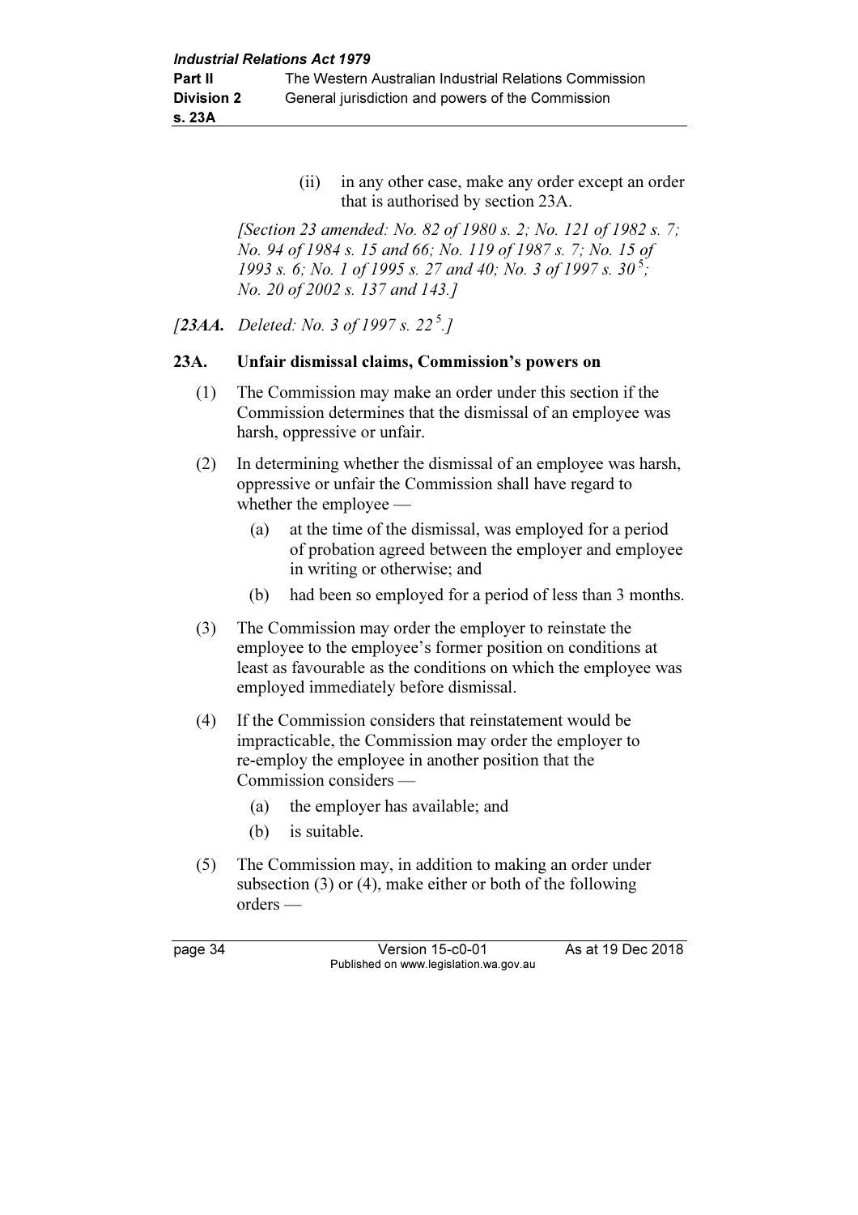(ii) in any other case, make any order except an order that is authorised by section 23A.

*[Section 23 amended: No. 82 of 1980 s. 2; No. 121 of 1982 s. 7; No. 94 of 1984 s. 15 and 66; No. 119 of 1987 s. 7; No. 15 of 1993 s. 6; No. 1 of 1995 s. 27 and 40; No. 3 of 1997 s. 30 [5]; No. 20 of 2002 s. 137 and 143.]*

*[**23AA.** Deleted: No. 3 of 1997 s. 22 [5].]*

### 23A. Unfair dismissal claims, Commission's powers on

(1) The Commission may make an order under this section if the Commission determines that the dismissal of an employee was harsh, oppressive or unfair.

(2) In determining whether the dismissal of an employee was harsh, oppressive or unfair the Commission shall have regard to whether the employee —

(a) at the time of the dismissal, was employed for a period of probation agreed between the employer and employee in writing or otherwise; and

(b) had been so employed for a period of less than 3 months.

(3) The Commission may order the employer to reinstate the employee to the employee's former position on conditions at least as favourable as the conditions on which the employee was employed immediately before dismissal.

(4) If the Commission considers that reinstatement would be impracticable, the Commission may order the employer to re-employ the employee in another position that the Commission considers —

(a) the employer has available; and

(b) is suitable.

(5) The Commission may, in addition to making an order under subsection (3) or (4), make either or both of the following orders —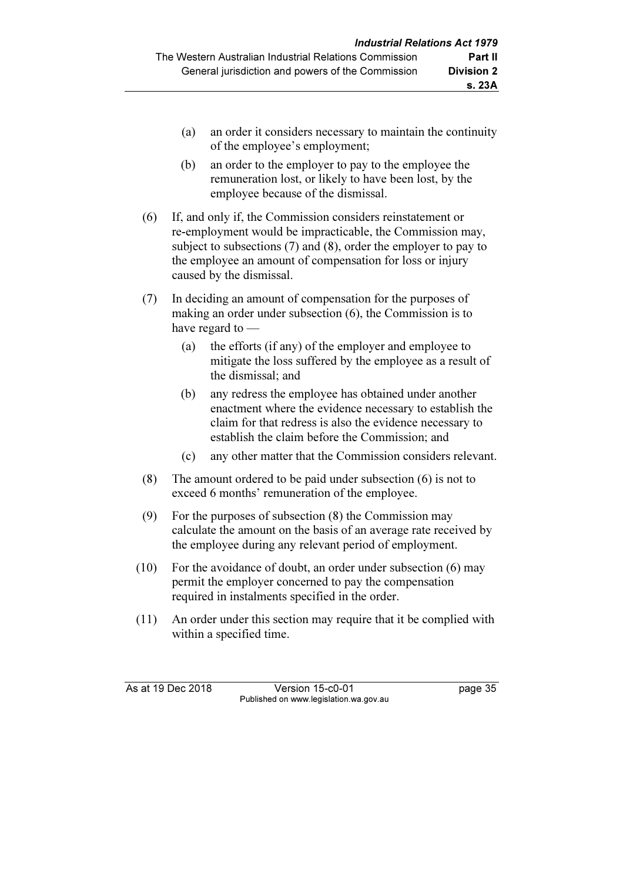(a) an order it considers necessary to maintain the continuity of the employee's employment;

(b) an order to the employer to pay to the employee the remuneration lost, or likely to have been lost, by the employee because of the dismissal.

(6) If, and only if, the Commission considers reinstatement or re-employment would be impracticable, the Commission may, subject to subsections (7) and (8), order the employer to pay to the employee an amount of compensation for loss or injury caused by the dismissal.

(7) In deciding an amount of compensation for the purposes of making an order under subsection (6), the Commission is to have regard to —

(a) the efforts (if any) of the employer and employee to mitigate the loss suffered by the employee as a result of the dismissal; and

(b) any redress the employee has obtained under another enactment where the evidence necessary to establish the claim for that redress is also the evidence necessary to establish the claim before the Commission; and

(c) any other matter that the Commission considers relevant.

(8) The amount ordered to be paid under subsection (6) is not to exceed 6 months' remuneration of the employee.

(9) For the purposes of subsection (8) the Commission may calculate the amount on the basis of an average rate received by the employee during any relevant period of employment.

(10) For the avoidance of doubt, an order under subsection (6) may permit the employer concerned to pay the compensation required in instalments specified in the order.

(11) An order under this section may require that it be complied with within a specified time.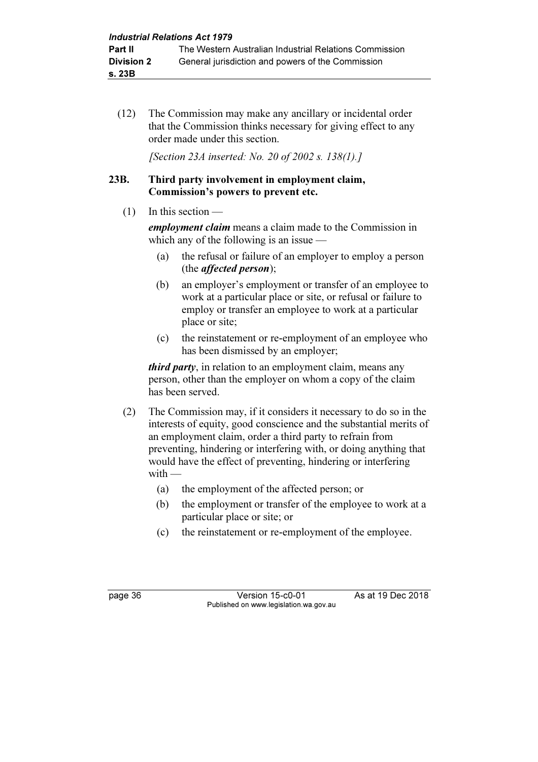(12) The Commission may make any ancillary or incidental order that the Commission thinks necessary for giving effect to any order made under this section.

*[Section 23A inserted: No. 20 of 2002 s. 138(1).]*

### 23B. Third party involvement in employment claim, Commission's powers to prevent etc.

(1) In this section —

***employment claim*** means a claim made to the Commission in which any of the following is an issue —

- (a) the refusal or failure of an employer to employ a person (the ***affected person***);
- (b) an employer's employment or transfer of an employee to work at a particular place or site, or refusal or failure to employ or transfer an employee to work at a particular place or site;
- (c) the reinstatement or re-employment of an employee who has been dismissed by an employer;

***third party***, in relation to an employment claim, means any person, other than the employer on whom a copy of the claim has been served.

(2) The Commission may, if it considers it necessary to do so in the interests of equity, good conscience and the substantial merits of an employment claim, order a third party to refrain from preventing, hindering or interfering with, or doing anything that would have the effect of preventing, hindering or interfering with —

- (a) the employment of the affected person; or
- (b) the employment or transfer of the employee to work at a particular place or site; or
- (c) the reinstatement or re-employment of the employee.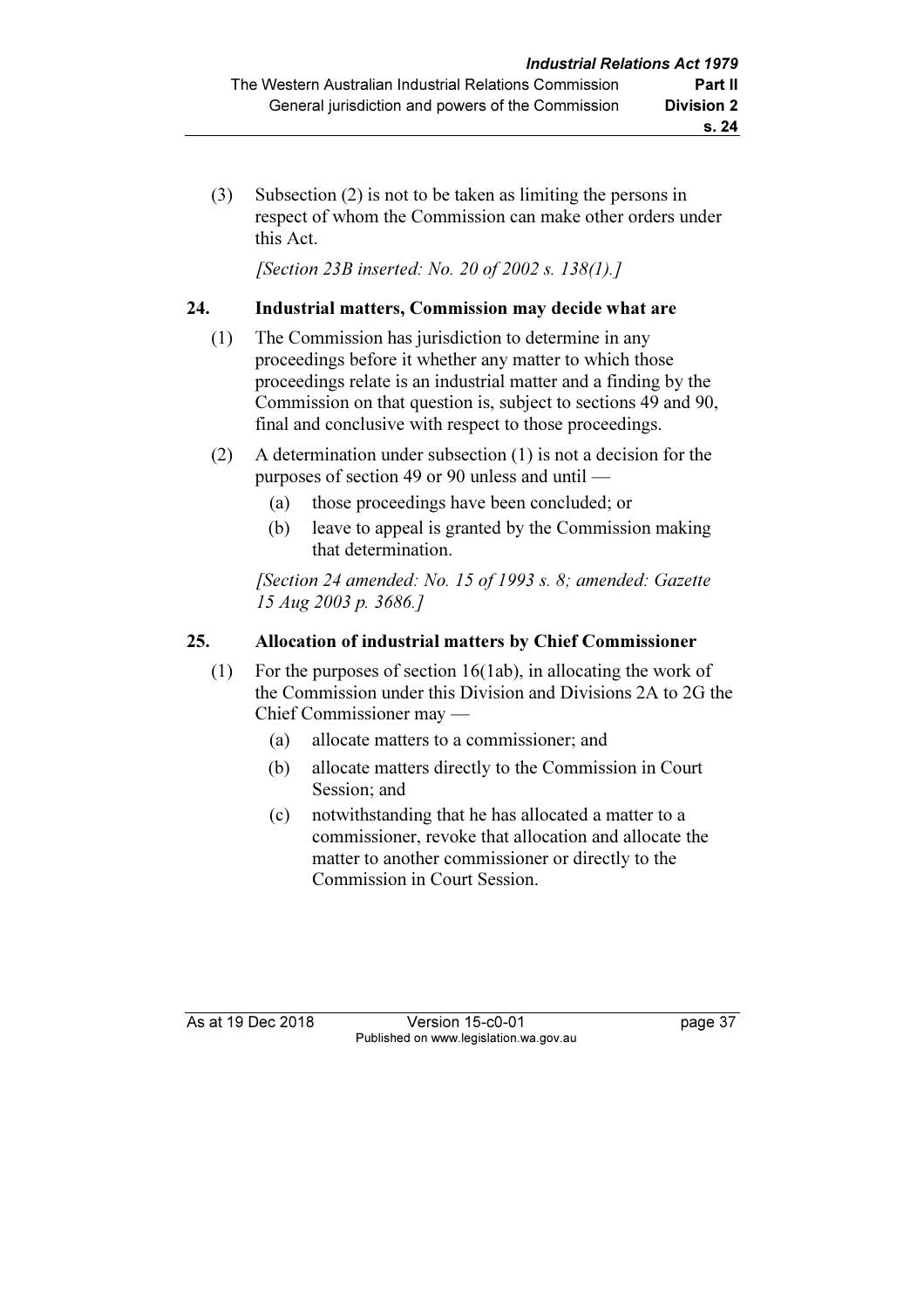(3) Subsection (2) is not to be taken as limiting the persons in respect of whom the Commission can make other orders under this Act.

*[Section 23B inserted: No. 20 of 2002 s. 138(1).]*

### 24. Industrial matters, Commission may decide what are

(1) The Commission has jurisdiction to determine in any proceedings before it whether any matter to which those proceedings relate is an industrial matter and a finding by the Commission on that question is, subject to sections 49 and 90, final and conclusive with respect to those proceedings.

(2) A determination under subsection (1) is not a decision for the purposes of section 49 or 90 unless and until —

- (a) those proceedings have been concluded; or
- (b) leave to appeal is granted by the Commission making that determination.

*[Section 24 amended: No. 15 of 1993 s. 8; amended: Gazette 15 Aug 2003 p. 3686.]*

### 25. Allocation of industrial matters by Chief Commissioner

(1) For the purposes of section 16(1ab), in allocating the work of the Commission under this Division and Divisions 2A to 2G the Chief Commissioner may —

- (a) allocate matters to a commissioner; and
- (b) allocate matters directly to the Commission in Court Session; and
- (c) notwithstanding that he has allocated a matter to a commissioner, revoke that allocation and allocate the matter to another commissioner or directly to the Commission in Court Session.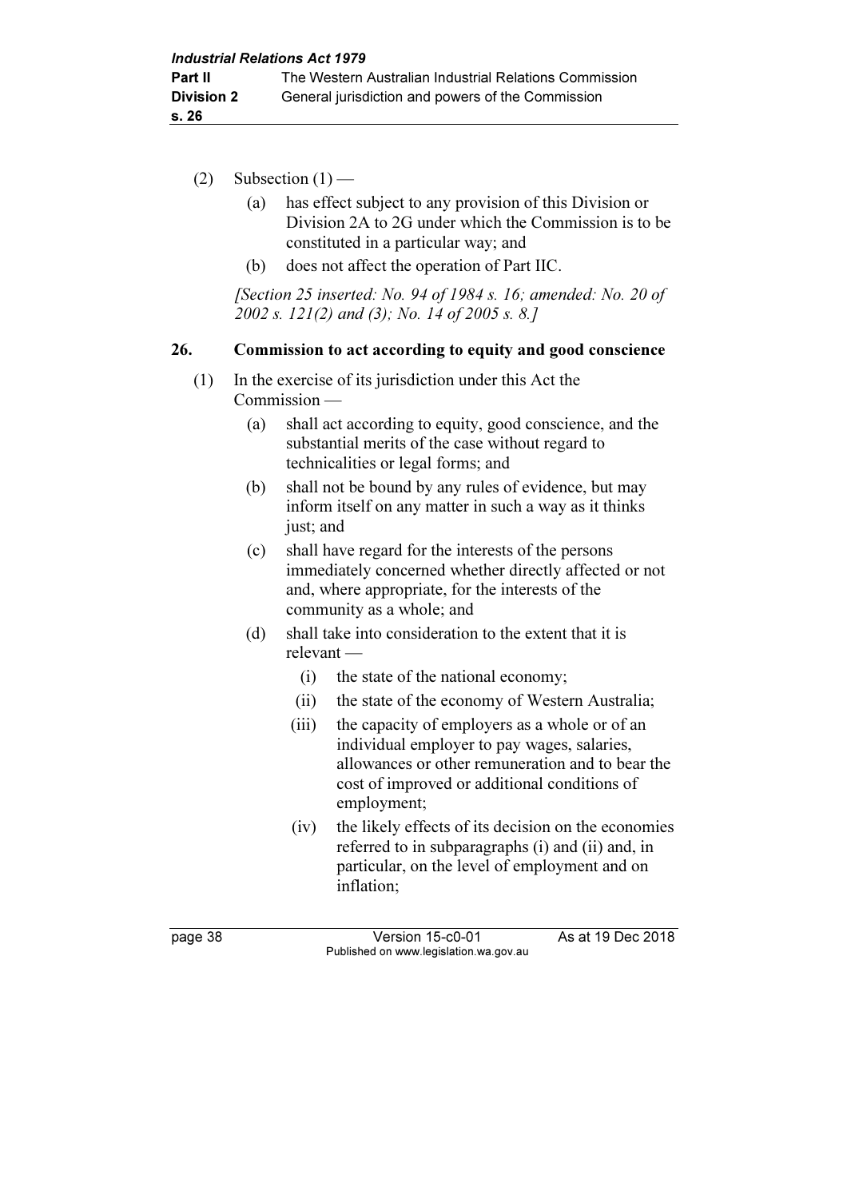(2) Subsection (1) —

(a) has effect subject to any provision of this Division or Division 2A to 2G under which the Commission is to be constituted in a particular way; and

(b) does not affect the operation of Part IIC.

*[Section 25 inserted: No. 94 of 1984 s. 16; amended: No. 20 of 2002 s. 121(2) and (3); No. 14 of 2005 s. 8.]*

## 26. Commission to act according to equity and good conscience

(1) In the exercise of its jurisdiction under this Act the Commission —

(a) shall act according to equity, good conscience, and the substantial merits of the case without regard to technicalities or legal forms; and

(b) shall not be bound by any rules of evidence, but may inform itself on any matter in such a way as it thinks just; and

(c) shall have regard for the interests of the persons immediately concerned whether directly affected or not and, where appropriate, for the interests of the community as a whole; and

(d) shall take into consideration to the extent that it is relevant —

(i) the state of the national economy;

(ii) the state of the economy of Western Australia;

(iii) the capacity of employers as a whole or of an individual employer to pay wages, salaries, allowances or other remuneration and to bear the cost of improved or additional conditions of employment;

(iv) the likely effects of its decision on the economies referred to in subparagraphs (i) and (ii) and, in particular, on the level of employment and on inflation;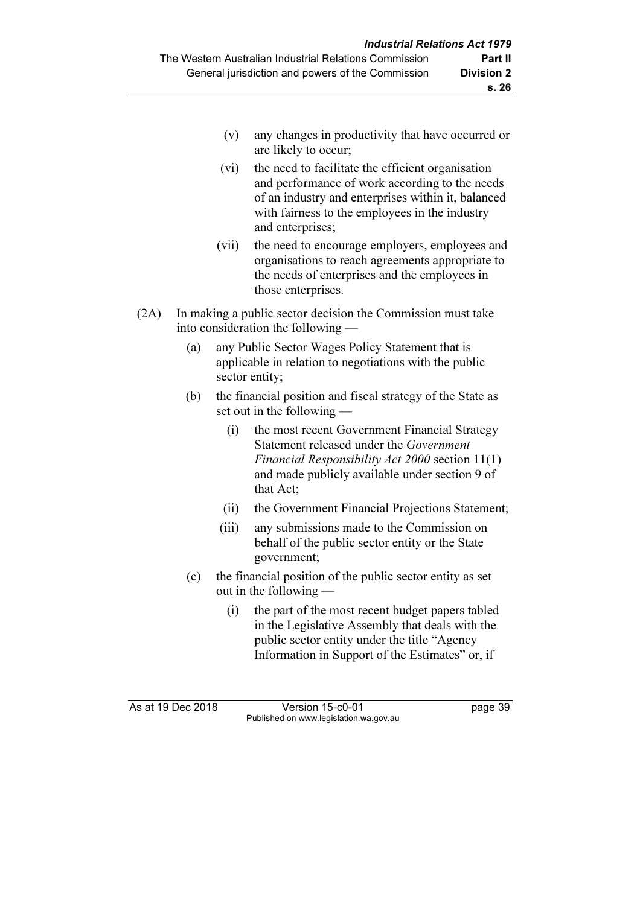(v) any changes in productivity that have occurred or are likely to occur;

(vi) the need to facilitate the efficient organisation and performance of work according to the needs of an industry and enterprises within it, balanced with fairness to the employees in the industry and enterprises;

(vii) the need to encourage employers, employees and organisations to reach agreements appropriate to the needs of enterprises and the employees in those enterprises.

(2A) In making a public sector decision the Commission must take into consideration the following —

(a) any Public Sector Wages Policy Statement that is applicable in relation to negotiations with the public sector entity;

(b) the financial position and fiscal strategy of the State as set out in the following —

(i) the most recent Government Financial Strategy Statement released under the *Government Financial Responsibility Act 2000* section 11(1) and made publicly available under section 9 of that Act;

(ii) the Government Financial Projections Statement;

(iii) any submissions made to the Commission on behalf of the public sector entity or the State government;

(c) the financial position of the public sector entity as set out in the following —

(i) the part of the most recent budget papers tabled in the Legislative Assembly that deals with the public sector entity under the title "Agency Information in Support of the Estimates" or, if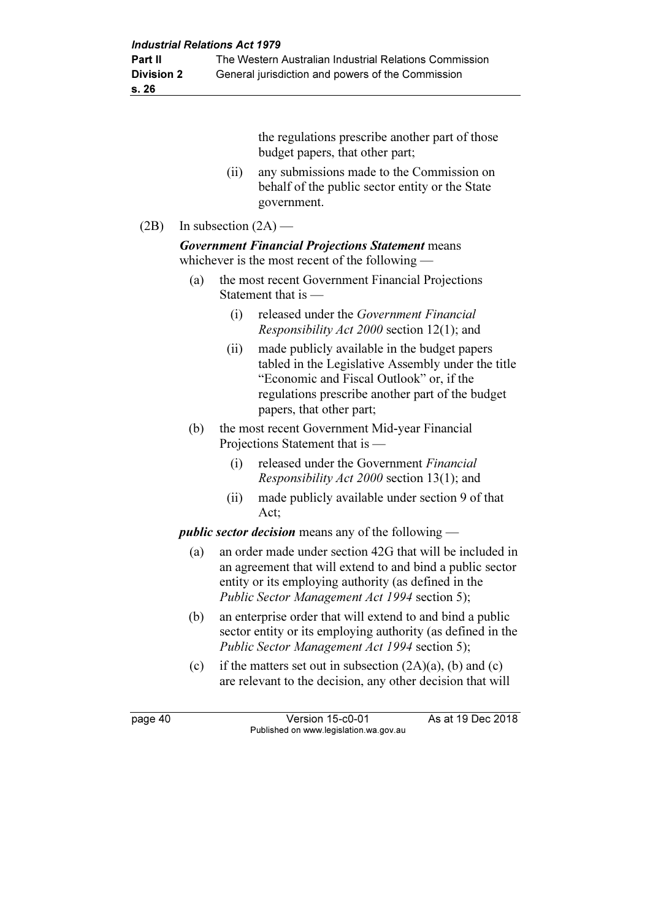the regulations prescribe another part of those budget papers, that other part;

(ii) any submissions made to the Commission on behalf of the public sector entity or the State government.

(2B) In subsection (2A) —

***Government Financial Projections Statement*** means whichever is the most recent of the following —

(a) the most recent Government Financial Projections Statement that is —

(i) released under the *Government Financial Responsibility Act 2000* section 12(1); and

(ii) made publicly available in the budget papers tabled in the Legislative Assembly under the title "Economic and Fiscal Outlook" or, if the regulations prescribe another part of the budget papers, that other part;

(b) the most recent Government Mid-year Financial Projections Statement that is —

(i) released under the Government *Financial Responsibility Act 2000* section 13(1); and

(ii) made publicly available under section 9 of that Act;

***public sector decision*** means any of the following —

(a) an order made under section 42G that will be included in an agreement that will extend to and bind a public sector entity or its employing authority (as defined in the *Public Sector Management Act 1994* section 5);

(b) an enterprise order that will extend to and bind a public sector entity or its employing authority (as defined in the *Public Sector Management Act 1994* section 5);

(c) if the matters set out in subsection (2A)(a), (b) and (c) are relevant to the decision, any other decision that will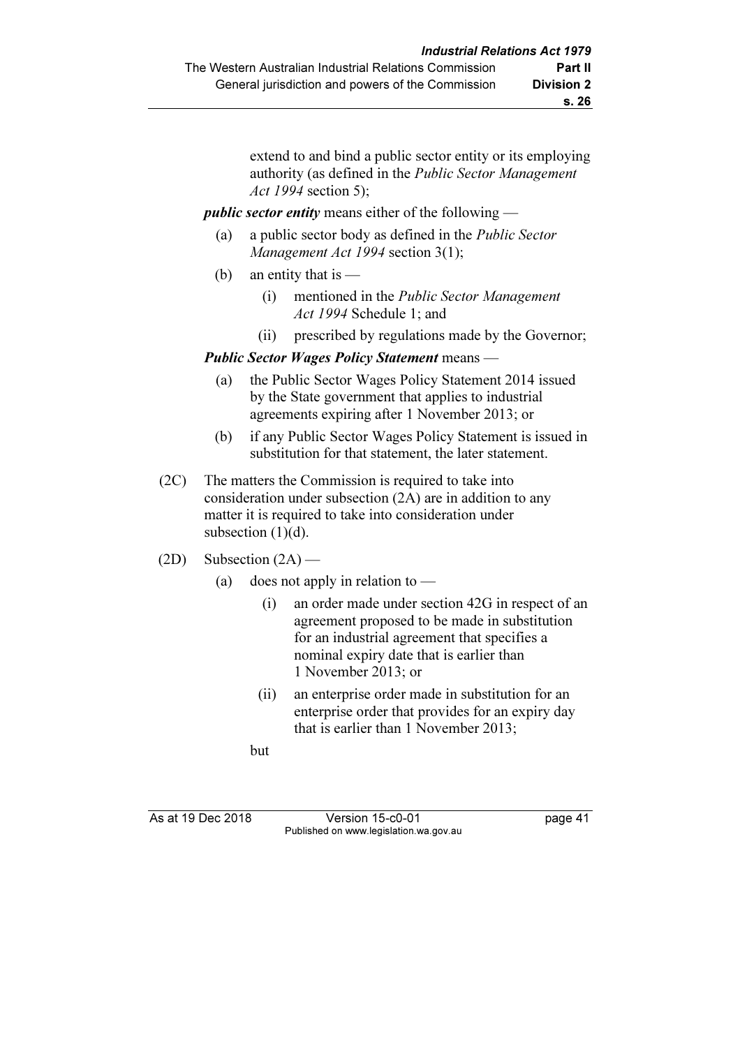extend to and bind a public sector entity or its employing authority (as defined in the *Public Sector Management Act 1994* section 5);

***public sector entity*** means either of the following —

(a) a public sector body as defined in the *Public Sector Management Act 1994* section 3(1);

(b) an entity that is —

  (i) mentioned in the *Public Sector Management Act 1994* Schedule 1; and

  (ii) prescribed by regulations made by the Governor;

***Public Sector Wages Policy Statement*** means —

(a) the Public Sector Wages Policy Statement 2014 issued by the State government that applies to industrial agreements expiring after 1 November 2013; or

(b) if any Public Sector Wages Policy Statement is issued in substitution for that statement, the later statement.

(2C) The matters the Commission is required to take into consideration under subsection (2A) are in addition to any matter it is required to take into consideration under subsection (1)(d).

(2D) Subsection (2A) —

(a) does not apply in relation to —

  (i) an order made under section 42G in respect of an agreement proposed to be made in substitution for an industrial agreement that specifies a nominal expiry date that is earlier than 1 November 2013; or

  (ii) an enterprise order made in substitution for an enterprise order that provides for an expiry day that is earlier than 1 November 2013;

but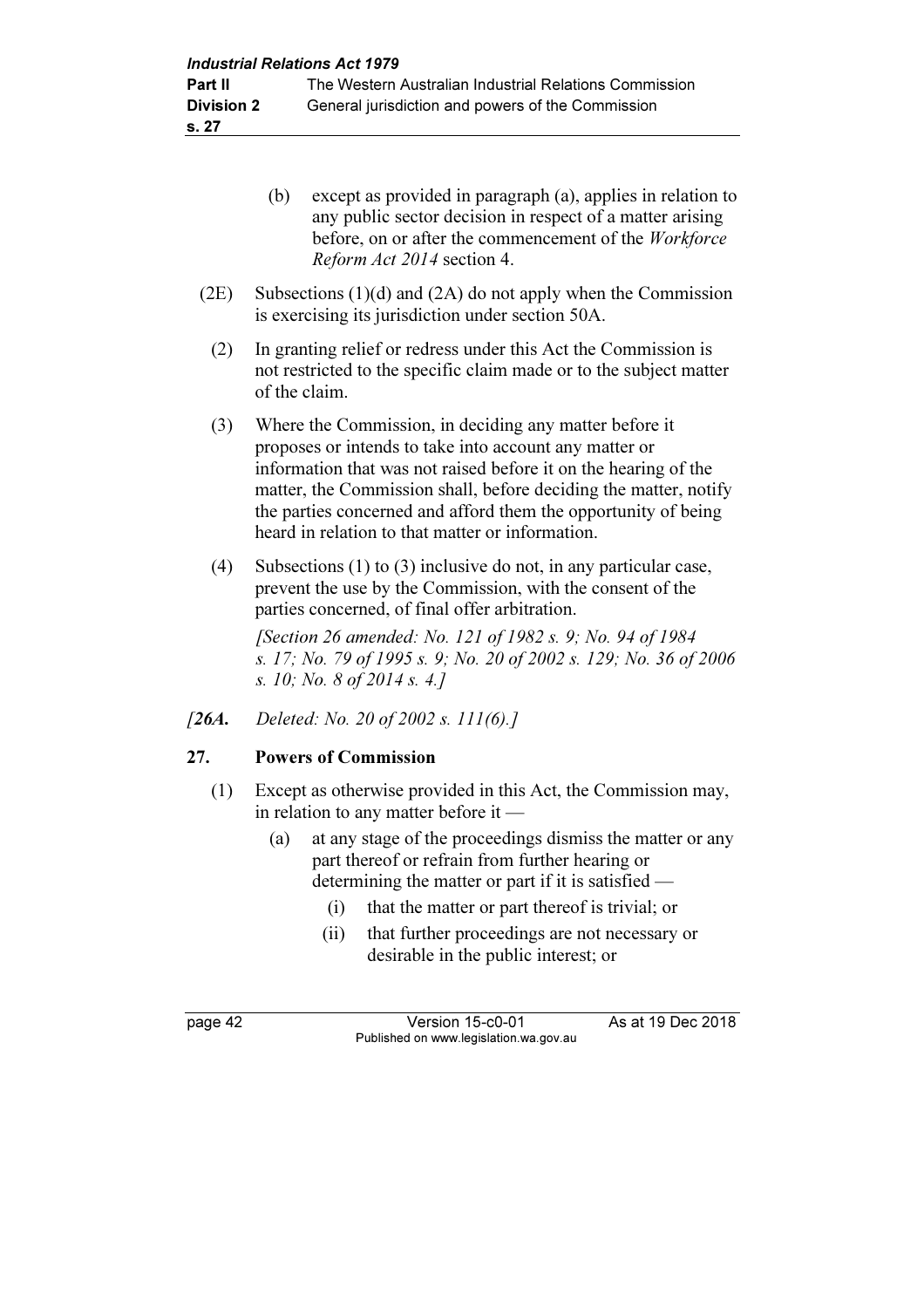(b) except as provided in paragraph (a), applies in relation to any public sector decision in respect of a matter arising before, on or after the commencement of the *Workforce Reform Act 2014* section 4.

(2E) Subsections (1)(d) and (2A) do not apply when the Commission is exercising its jurisdiction under section 50A.

(2) In granting relief or redress under this Act the Commission is not restricted to the specific claim made or to the subject matter of the claim.

(3) Where the Commission, in deciding any matter before it proposes or intends to take into account any matter or information that was not raised before it on the hearing of the matter, the Commission shall, before deciding the matter, notify the parties concerned and afford them the opportunity of being heard in relation to that matter or information.

(4) Subsections (1) to (3) inclusive do not, in any particular case, prevent the use by the Commission, with the consent of the parties concerned, of final offer arbitration.

*[Section 26 amended: No. 121 of 1982 s. 9; No. 94 of 1984 s. 17; No. 79 of 1995 s. 9; No. 20 of 2002 s. 129; No. 36 of 2006 s. 10; No. 8 of 2014 s. 4.]*

*[**26A.** Deleted: No. 20 of 2002 s. 111(6).]*

## 27. Powers of Commission

(1) Except as otherwise provided in this Act, the Commission may, in relation to any matter before it —

(a) at any stage of the proceedings dismiss the matter or any part thereof or refrain from further hearing or determining the matter or part if it is satisfied —

(i) that the matter or part thereof is trivial; or

(ii) that further proceedings are not necessary or desirable in the public interest; or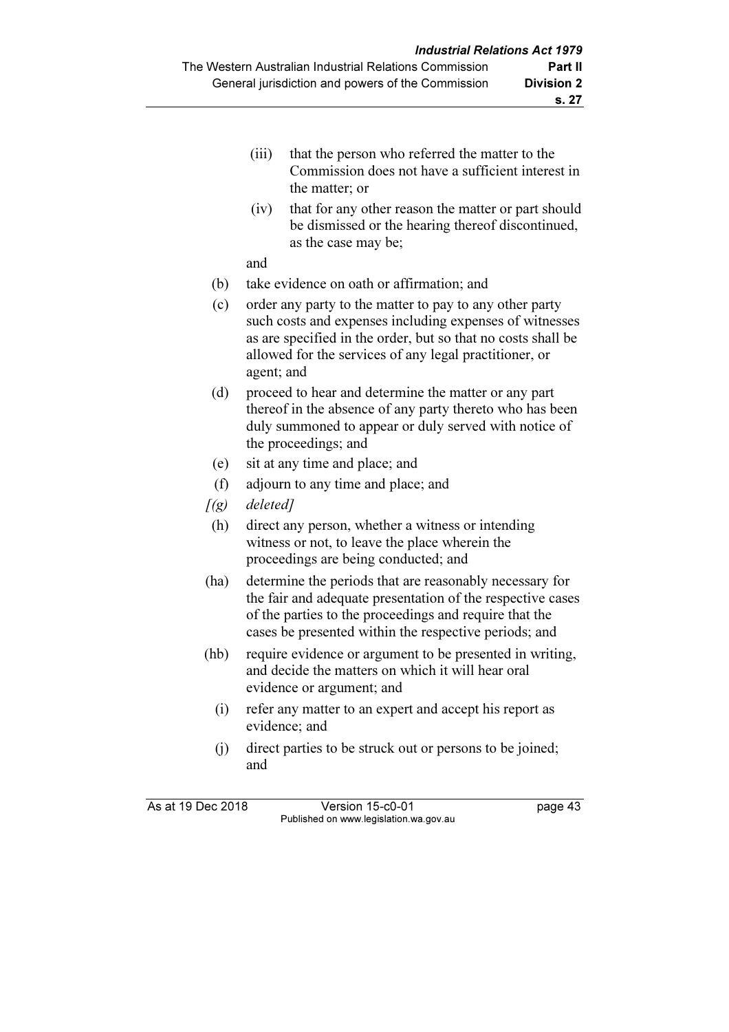(iii) that the person who referred the matter to the Commission does not have a sufficient interest in the matter; or

(iv) that for any other reason the matter or part should be dismissed or the hearing thereof discontinued, as the case may be;

and

(b) take evidence on oath or affirmation; and

(c) order any party to the matter to pay to any other party such costs and expenses including expenses of witnesses as are specified in the order, but so that no costs shall be allowed for the services of any legal practitioner, or agent; and

(d) proceed to hear and determine the matter or any part thereof in the absence of any party thereto who has been duly summoned to appear or duly served with notice of the proceedings; and

(e) sit at any time and place; and

(f) adjourn to any time and place; and

*[(g) deleted]*

(h) direct any person, whether a witness or intending witness or not, to leave the place wherein the proceedings are being conducted; and

(ha) determine the periods that are reasonably necessary for the fair and adequate presentation of the respective cases of the parties to the proceedings and require that the cases be presented within the respective periods; and

(hb) require evidence or argument to be presented in writing, and decide the matters on which it will hear oral evidence or argument; and

(i) refer any matter to an expert and accept his report as evidence; and

(j) direct parties to be struck out or persons to be joined; and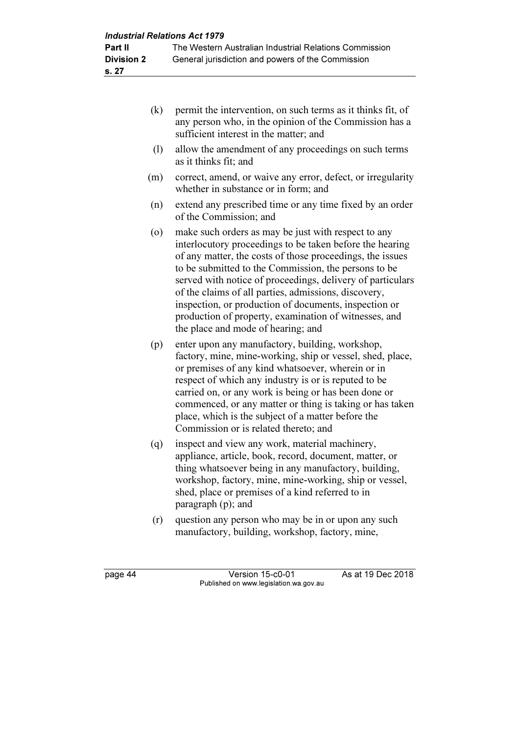(k) permit the intervention, on such terms as it thinks fit, of any person who, in the opinion of the Commission has a sufficient interest in the matter; and

(l) allow the amendment of any proceedings on such terms as it thinks fit; and

(m) correct, amend, or waive any error, defect, or irregularity whether in substance or in form; and

(n) extend any prescribed time or any time fixed by an order of the Commission; and

(o) make such orders as may be just with respect to any interlocutory proceedings to be taken before the hearing of any matter, the costs of those proceedings, the issues to be submitted to the Commission, the persons to be served with notice of proceedings, delivery of particulars of the claims of all parties, admissions, discovery, inspection, or production of documents, inspection or production of property, examination of witnesses, and the place and mode of hearing; and

(p) enter upon any manufactory, building, workshop, factory, mine, mine-working, ship or vessel, shed, place, or premises of any kind whatsoever, wherein or in respect of which any industry is or is reputed to be carried on, or any work is being or has been done or commenced, or any matter or thing is taking or has taken place, which is the subject of a matter before the Commission or is related thereto; and

(q) inspect and view any work, material machinery, appliance, article, book, record, document, matter, or thing whatsoever being in any manufactory, building, workshop, factory, mine, mine-working, ship or vessel, shed, place or premises of a kind referred to in paragraph (p); and

(r) question any person who may be in or upon any such manufactory, building, workshop, factory, mine,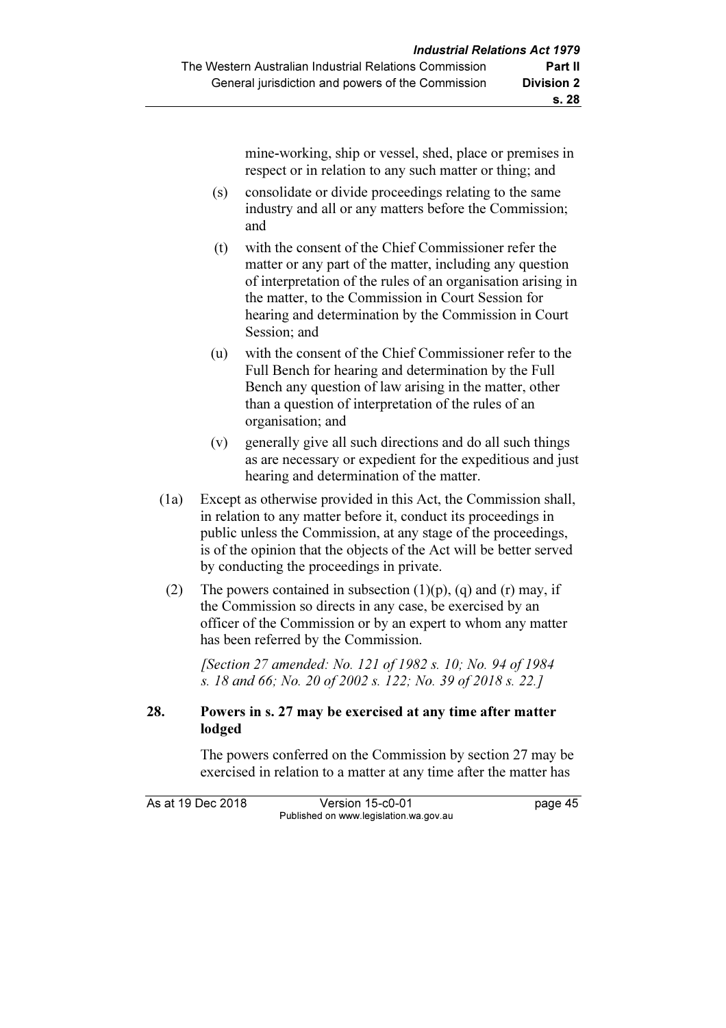mine-working, ship or vessel, shed, place or premises in respect or in relation to any such matter or thing; and

(s) consolidate or divide proceedings relating to the same industry and all or any matters before the Commission; and

(t) with the consent of the Chief Commissioner refer the matter or any part of the matter, including any question of interpretation of the rules of an organisation arising in the matter, to the Commission in Court Session for hearing and determination by the Commission in Court Session; and

(u) with the consent of the Chief Commissioner refer to the Full Bench for hearing and determination by the Full Bench any question of law arising in the matter, other than a question of interpretation of the rules of an organisation; and

(v) generally give all such directions and do all such things as are necessary or expedient for the expeditious and just hearing and determination of the matter.

(1a) Except as otherwise provided in this Act, the Commission shall, in relation to any matter before it, conduct its proceedings in public unless the Commission, at any stage of the proceedings, is of the opinion that the objects of the Act will be better served by conducting the proceedings in private.

(2) The powers contained in subsection (1)(p), (q) and (r) may, if the Commission so directs in any case, be exercised by an officer of the Commission or by an expert to whom any matter has been referred by the Commission.

*[Section 27 amended: No. 121 of 1982 s. 10; No. 94 of 1984 s. 18 and 66; No. 20 of 2002 s. 122; No. 39 of 2018 s. 22.]*

**28. Powers in s. 27 may be exercised at any time after matter lodged**

The powers conferred on the Commission by section 27 may be exercised in relation to a matter at any time after the matter has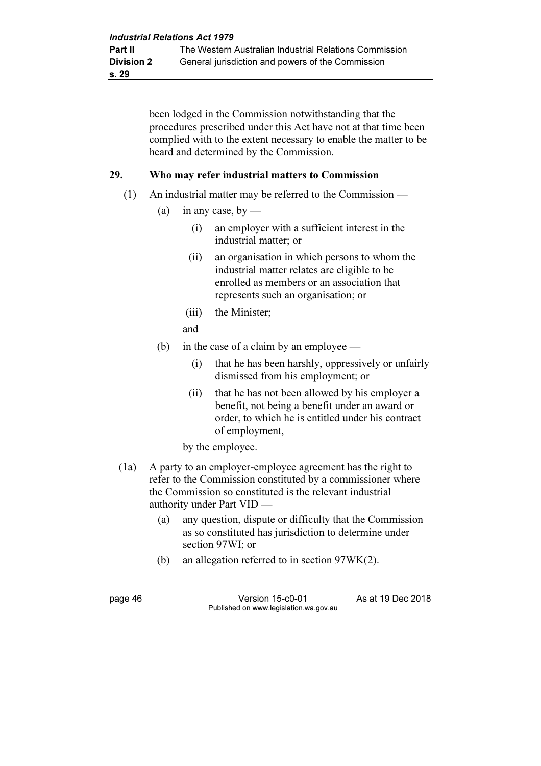been lodged in the Commission notwithstanding that the procedures prescribed under this Act have not at that time been complied with to the extent necessary to enable the matter to be heard and determined by the Commission.

## 29. Who may refer industrial matters to Commission

(1) An industrial matter may be referred to the Commission —

(a) in any case, by —

(i) an employer with a sufficient interest in the industrial matter; or

(ii) an organisation in which persons to whom the industrial matter relates are eligible to be enrolled as members or an association that represents such an organisation; or

(iii) the Minister;

and

(b) in the case of a claim by an employee —

(i) that he has been harshly, oppressively or unfairly dismissed from his employment; or

(ii) that he has not been allowed by his employer a benefit, not being a benefit under an award or order, to which he is entitled under his contract of employment,

by the employee.

(1a) A party to an employer-employee agreement has the right to refer to the Commission constituted by a commissioner where the Commission so constituted is the relevant industrial authority under Part VID —

(a) any question, dispute or difficulty that the Commission as so constituted has jurisdiction to determine under section 97WI; or

(b) an allegation referred to in section 97WK(2).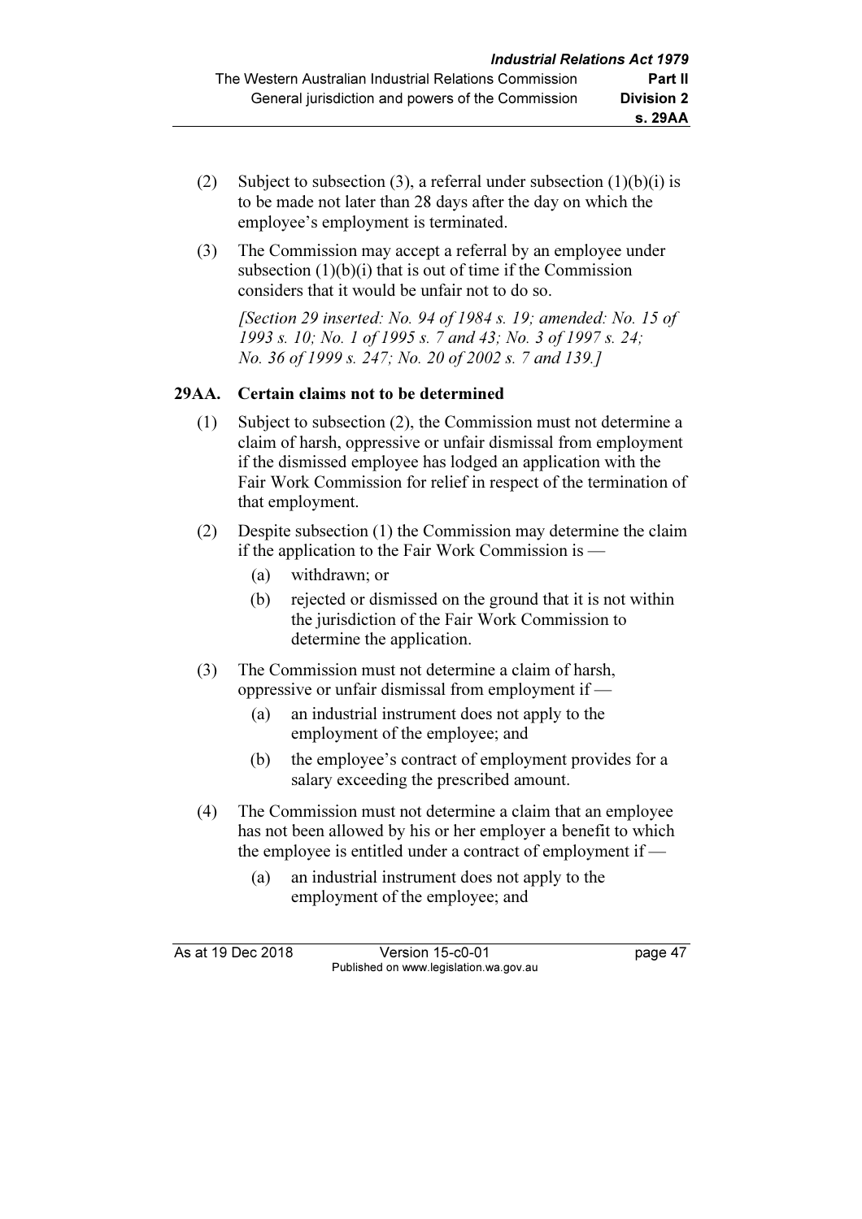(2) Subject to subsection (3), a referral under subsection (1)(b)(i) is to be made not later than 28 days after the day on which the employee's employment is terminated.

(3) The Commission may accept a referral by an employee under subsection (1)(b)(i) that is out of time if the Commission considers that it would be unfair not to do so.

*[Section 29 inserted: No. 94 of 1984 s. 19; amended: No. 15 of 1993 s. 10; No. 1 of 1995 s. 7 and 43; No. 3 of 1997 s. 24; No. 36 of 1999 s. 247; No. 20 of 2002 s. 7 and 139.]*

### 29AA. Certain claims not to be determined

(1) Subject to subsection (2), the Commission must not determine a claim of harsh, oppressive or unfair dismissal from employment if the dismissed employee has lodged an application with the Fair Work Commission for relief in respect of the termination of that employment.

(2) Despite subsection (1) the Commission may determine the claim if the application to the Fair Work Commission is —

- (a) withdrawn; or
- (b) rejected or dismissed on the ground that it is not within the jurisdiction of the Fair Work Commission to determine the application.

(3) The Commission must not determine a claim of harsh, oppressive or unfair dismissal from employment if —

- (a) an industrial instrument does not apply to the employment of the employee; and
- (b) the employee's contract of employment provides for a salary exceeding the prescribed amount.

(4) The Commission must not determine a claim that an employee has not been allowed by his or her employer a benefit to which the employee is entitled under a contract of employment if —

- (a) an industrial instrument does not apply to the employment of the employee; and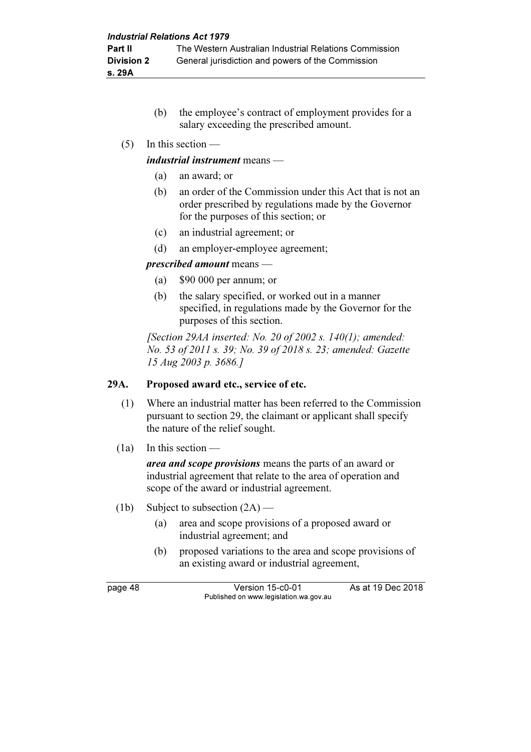(b) the employee's contract of employment provides for a salary exceeding the prescribed amount.

(5) In this section —

***industrial instrument*** means —

(a) an award; or

(b) an order of the Commission under this Act that is not an order prescribed by regulations made by the Governor for the purposes of this section; or

(c) an industrial agreement; or

(d) an employer-employee agreement;

***prescribed amount*** means —

(a) $90 000 per annum; or

(b) the salary specified, or worked out in a manner specified, in regulations made by the Governor for the purposes of this section.

*[Section 29AA inserted: No. 20 of 2002 s. 140(1); amended: No. 53 of 2011 s. 39; No. 39 of 2018 s. 23; amended: Gazette 15 Aug 2003 p. 3686.]*

## 29A. Proposed award etc., service of etc.

(1) Where an industrial matter has been referred to the Commission pursuant to section 29, the claimant or applicant shall specify the nature of the relief sought.

(1a) In this section —

***area and scope provisions*** means the parts of an award or industrial agreement that relate to the area of operation and scope of the award or industrial agreement.

(1b) Subject to subsection (2A) —

(a) area and scope provisions of a proposed award or industrial agreement; and

(b) proposed variations to the area and scope provisions of an existing award or industrial agreement,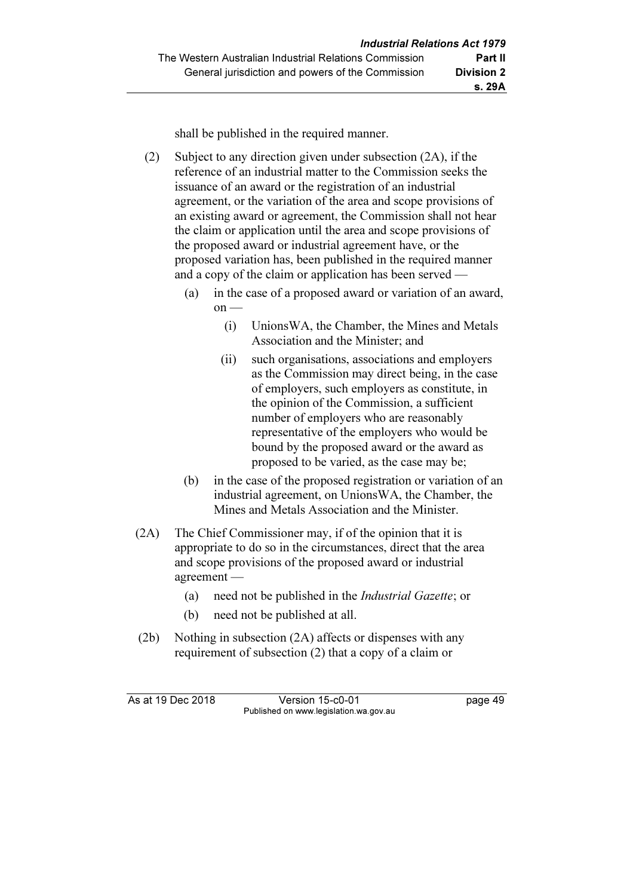shall be published in the required manner.

(2) Subject to any direction given under subsection (2A), if the reference of an industrial matter to the Commission seeks the issuance of an award or the registration of an industrial agreement, or the variation of the area and scope provisions of an existing award or agreement, the Commission shall not hear the claim or application until the area and scope provisions of the proposed award or industrial agreement have, or the proposed variation has, been published in the required manner and a copy of the claim or application has been served —

  (a) in the case of a proposed award or variation of an award, on —

    (i) UnionsWA, the Chamber, the Mines and Metals Association and the Minister; and

    (ii) such organisations, associations and employers as the Commission may direct being, in the case of employers, such employers as constitute, in the opinion of the Commission, a sufficient number of employers who are reasonably representative of the employers who would be bound by the proposed award or the award as proposed to be varied, as the case may be;

  (b) in the case of the proposed registration or variation of an industrial agreement, on UnionsWA, the Chamber, the Mines and Metals Association and the Minister.

(2A) The Chief Commissioner may, if of the opinion that it is appropriate to do so in the circumstances, direct that the area and scope provisions of the proposed award or industrial agreement —

  (a) need not be published in the *Industrial Gazette*; or

  (b) need not be published at all.

(2b) Nothing in subsection (2A) affects or dispenses with any requirement of subsection (2) that a copy of a claim or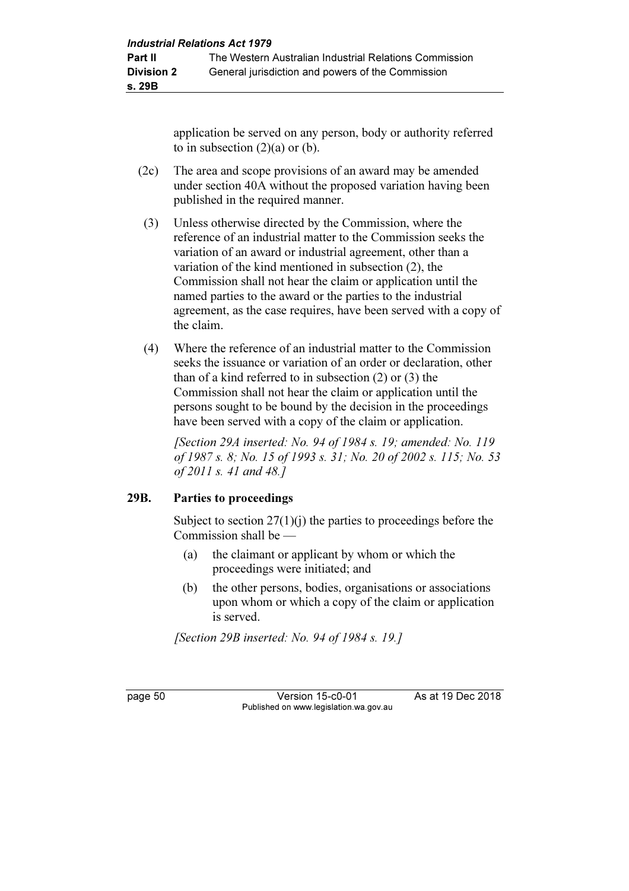application be served on any person, body or authority referred to in subsection (2)(a) or (b).

(2c) The area and scope provisions of an award may be amended under section 40A without the proposed variation having been published in the required manner.

(3) Unless otherwise directed by the Commission, where the reference of an industrial matter to the Commission seeks the variation of an award or industrial agreement, other than a variation of the kind mentioned in subsection (2), the Commission shall not hear the claim or application until the named parties to the award or the parties to the industrial agreement, as the case requires, have been served with a copy of the claim.

(4) Where the reference of an industrial matter to the Commission seeks the issuance or variation of an order or declaration, other than of a kind referred to in subsection (2) or (3) the Commission shall not hear the claim or application until the persons sought to be bound by the decision in the proceedings have been served with a copy of the claim or application.

*[Section 29A inserted: No. 94 of 1984 s. 19; amended: No. 119 of 1987 s. 8; No. 15 of 1993 s. 31; No. 20 of 2002 s. 115; No. 53 of 2011 s. 41 and 48.]*

### 29B. Parties to proceedings

Subject to section 27(1)(j) the parties to proceedings before the Commission shall be —

(a) the claimant or applicant by whom or which the proceedings were initiated; and

(b) the other persons, bodies, organisations or associations upon whom or which a copy of the claim or application is served.

*[Section 29B inserted: No. 94 of 1984 s. 19.]*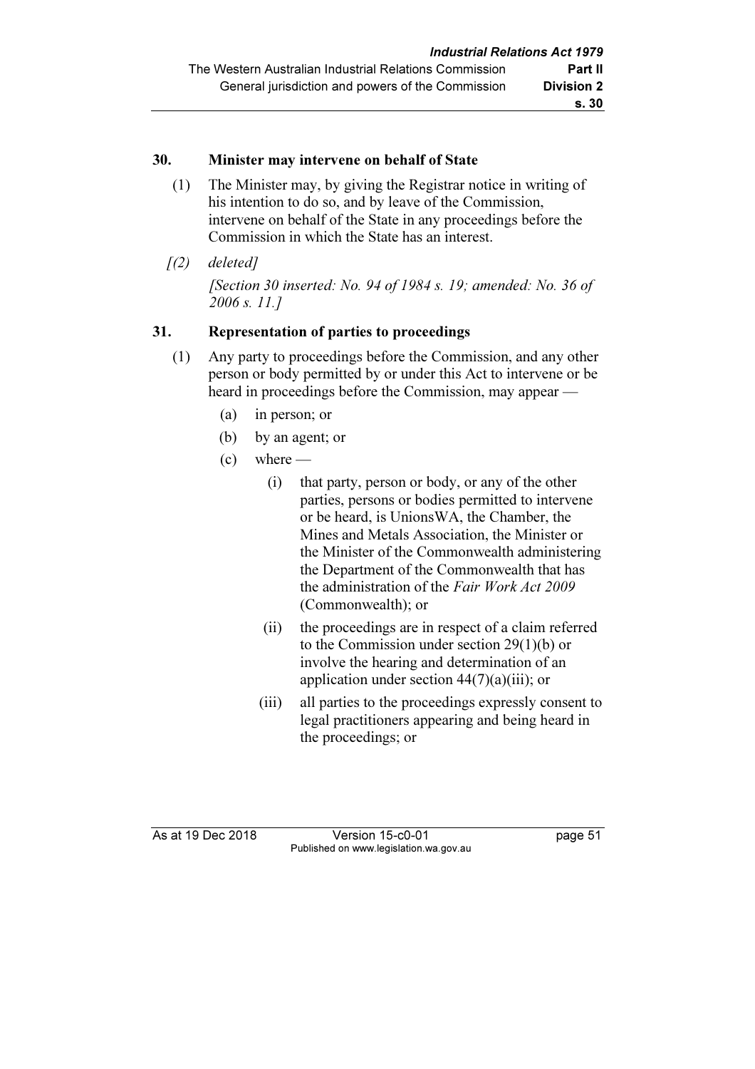### 30. Minister may intervene on behalf of State

(1) The Minister may, by giving the Registrar notice in writing of his intention to do so, and by leave of the Commission, intervene on behalf of the State in any proceedings before the Commission in which the State has an interest.

*[(2) deleted]*

*[Section 30 inserted: No. 94 of 1984 s. 19; amended: No. 36 of 2006 s. 11.]*

### 31. Representation of parties to proceedings

(1) Any party to proceedings before the Commission, and any other person or body permitted by or under this Act to intervene or be heard in proceedings before the Commission, may appear —

- (a) in person; or
- (b) by an agent; or
- (c) where —
  - (i) that party, person or body, or any of the other parties, persons or bodies permitted to intervene or be heard, is UnionsWA, the Chamber, the Mines and Metals Association, the Minister or the Minister of the Commonwealth administering the Department of the Commonwealth that has the administration of the *Fair Work Act 2009* (Commonwealth); or
  - (ii) the proceedings are in respect of a claim referred to the Commission under section 29(1)(b) or involve the hearing and determination of an application under section 44(7)(a)(iii); or
  - (iii) all parties to the proceedings expressly consent to legal practitioners appearing and being heard in the proceedings; or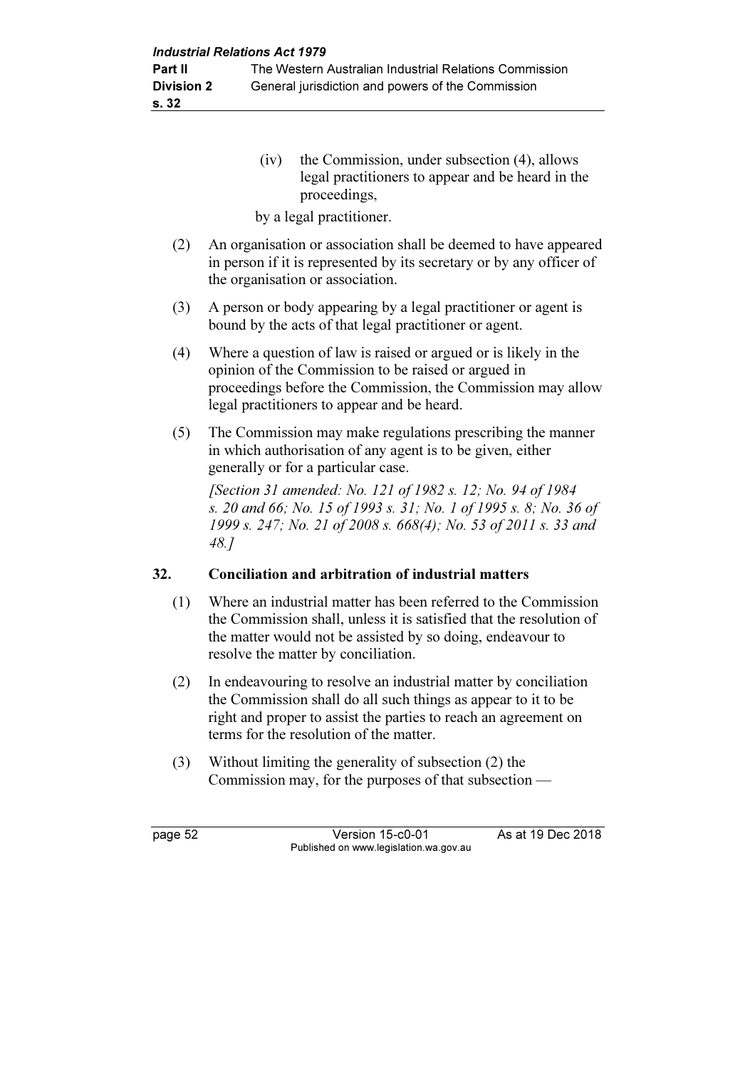(iv) the Commission, under subsection (4), allows legal practitioners to appear and be heard in the proceedings,

by a legal practitioner.

(2) An organisation or association shall be deemed to have appeared in person if it is represented by its secretary or by any officer of the organisation or association.

(3) A person or body appearing by a legal practitioner or agent is bound by the acts of that legal practitioner or agent.

(4) Where a question of law is raised or argued or is likely in the opinion of the Commission to be raised or argued in proceedings before the Commission, the Commission may allow legal practitioners to appear and be heard.

(5) The Commission may make regulations prescribing the manner in which authorisation of any agent is to be given, either generally or for a particular case.

*[Section 31 amended: No. 121 of 1982 s. 12; No. 94 of 1984 s. 20 and 66; No. 15 of 1993 s. 31; No. 1 of 1995 s. 8; No. 36 of 1999 s. 247; No. 21 of 2008 s. 668(4); No. 53 of 2011 s. 33 and 48.]*

### 32. Conciliation and arbitration of industrial matters

(1) Where an industrial matter has been referred to the Commission the Commission shall, unless it is satisfied that the resolution of the matter would not be assisted by so doing, endeavour to resolve the matter by conciliation.

(2) In endeavouring to resolve an industrial matter by conciliation the Commission shall do all such things as appear to it to be right and proper to assist the parties to reach an agreement on terms for the resolution of the matter.

(3) Without limiting the generality of subsection (2) the Commission may, for the purposes of that subsection —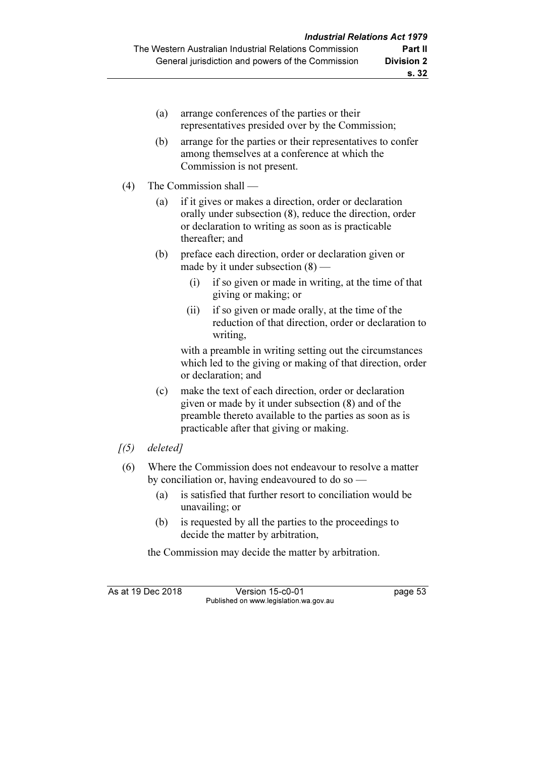(a) arrange conferences of the parties or their representatives presided over by the Commission;

(b) arrange for the parties or their representatives to confer among themselves at a conference at which the Commission is not present.

(4) The Commission shall —

(a) if it gives or makes a direction, order or declaration orally under subsection (8), reduce the direction, order or declaration to writing as soon as is practicable thereafter; and

(b) preface each direction, order or declaration given or made by it under subsection (8) —

(i) if so given or made in writing, at the time of that giving or making; or

(ii) if so given or made orally, at the time of the reduction of that direction, order or declaration to writing,

with a preamble in writing setting out the circumstances which led to the giving or making of that direction, order or declaration; and

(c) make the text of each direction, order or declaration given or made by it under subsection (8) and of the preamble thereto available to the parties as soon as is practicable after that giving or making.

*[(5) deleted]*

(6) Where the Commission does not endeavour to resolve a matter by conciliation or, having endeavoured to do so —

(a) is satisfied that further resort to conciliation would be unavailing; or

(b) is requested by all the parties to the proceedings to decide the matter by arbitration,

the Commission may decide the matter by arbitration.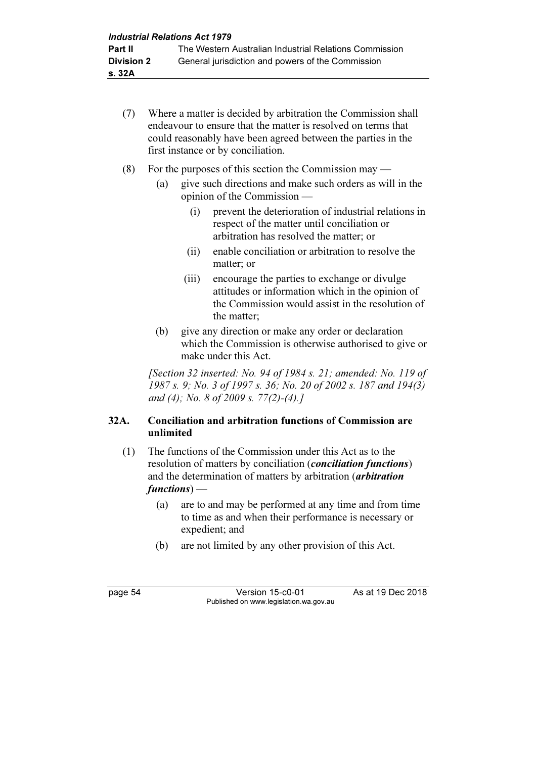(7) Where a matter is decided by arbitration the Commission shall endeavour to ensure that the matter is resolved on terms that could reasonably have been agreed between the parties in the first instance or by conciliation.

(8) For the purposes of this section the Commission may —

  (a) give such directions and make such orders as will in the opinion of the Commission —

    (i) prevent the deterioration of industrial relations in respect of the matter until conciliation or arbitration has resolved the matter; or

    (ii) enable conciliation or arbitration to resolve the matter; or

    (iii) encourage the parties to exchange or divulge attitudes or information which in the opinion of the Commission would assist in the resolution of the matter;

  (b) give any direction or make any order or declaration which the Commission is otherwise authorised to give or make under this Act.

*[Section 32 inserted: No. 94 of 1984 s. 21; amended: No. 119 of 1987 s. 9; No. 3 of 1997 s. 36; No. 20 of 2002 s. 187 and 194(3) and (4); No. 8 of 2009 s. 77(2)-(4).]*

### 32A. Conciliation and arbitration functions of Commission are unlimited

(1) The functions of the Commission under this Act as to the resolution of matters by conciliation (***conciliation functions***) and the determination of matters by arbitration (***arbitration functions***) —

  (a) are to and may be performed at any time and from time to time as and when their performance is necessary or expedient; and

  (b) are not limited by any other provision of this Act.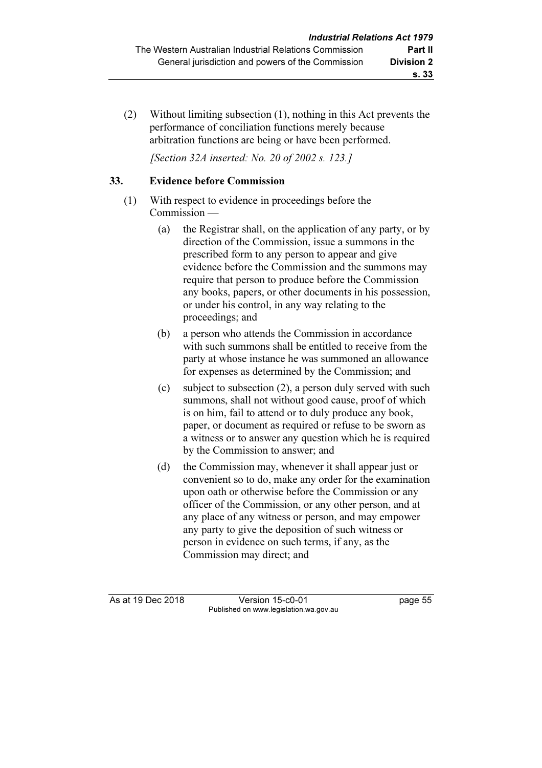(2) Without limiting subsection (1), nothing in this Act prevents the performance of conciliation functions merely because arbitration functions are being or have been performed.

*[Section 32A inserted: No. 20 of 2002 s. 123.]*

## 33. Evidence before Commission

(1) With respect to evidence in proceedings before the Commission —

(a) the Registrar shall, on the application of any party, or by direction of the Commission, issue a summons in the prescribed form to any person to appear and give evidence before the Commission and the summons may require that person to produce before the Commission any books, papers, or other documents in his possession, or under his control, in any way relating to the proceedings; and

(b) a person who attends the Commission in accordance with such summons shall be entitled to receive from the party at whose instance he was summoned an allowance for expenses as determined by the Commission; and

(c) subject to subsection (2), a person duly served with such summons, shall not without good cause, proof of which is on him, fail to attend or to duly produce any book, paper, or document as required or refuse to be sworn as a witness or to answer any question which he is required by the Commission to answer; and

(d) the Commission may, whenever it shall appear just or convenient so to do, make any order for the examination upon oath or otherwise before the Commission or any officer of the Commission, or any other person, and at any place of any witness or person, and may empower any party to give the deposition of such witness or person in evidence on such terms, if any, as the Commission may direct; and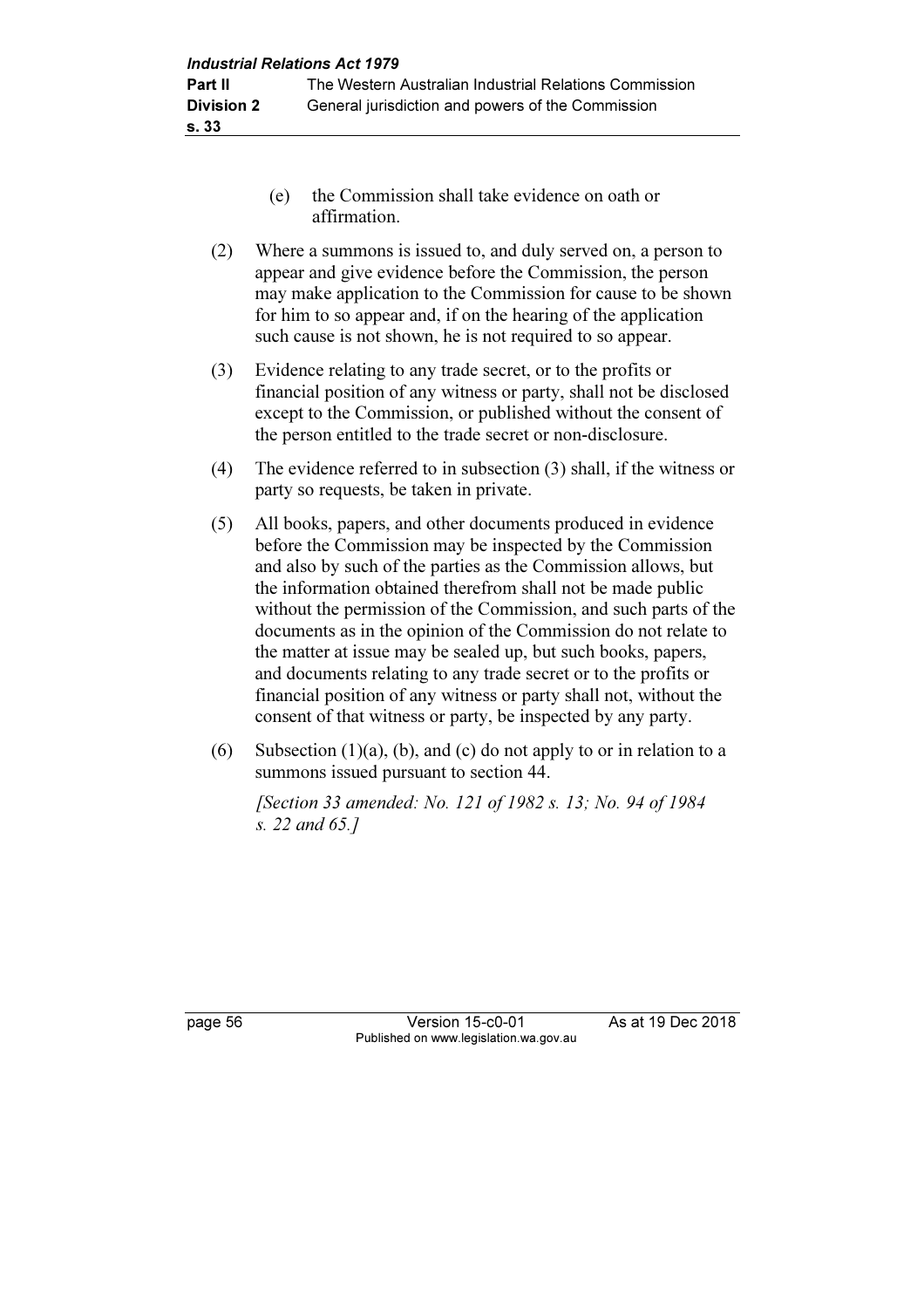(e) the Commission shall take evidence on oath or affirmation.

(2) Where a summons is issued to, and duly served on, a person to appear and give evidence before the Commission, the person may make application to the Commission for cause to be shown for him to so appear and, if on the hearing of the application such cause is not shown, he is not required to so appear.

(3) Evidence relating to any trade secret, or to the profits or financial position of any witness or party, shall not be disclosed except to the Commission, or published without the consent of the person entitled to the trade secret or non-disclosure.

(4) The evidence referred to in subsection (3) shall, if the witness or party so requests, be taken in private.

(5) All books, papers, and other documents produced in evidence before the Commission may be inspected by the Commission and also by such of the parties as the Commission allows, but the information obtained therefrom shall not be made public without the permission of the Commission, and such parts of the documents as in the opinion of the Commission do not relate to the matter at issue may be sealed up, but such books, papers, and documents relating to any trade secret or to the profits or financial position of any witness or party shall not, without the consent of that witness or party, be inspected by any party.

(6) Subsection (1)(a), (b), and (c) do not apply to or in relation to a summons issued pursuant to section 44.

*[Section 33 amended: No. 121 of 1982 s. 13; No. 94 of 1984 s. 22 and 65.]*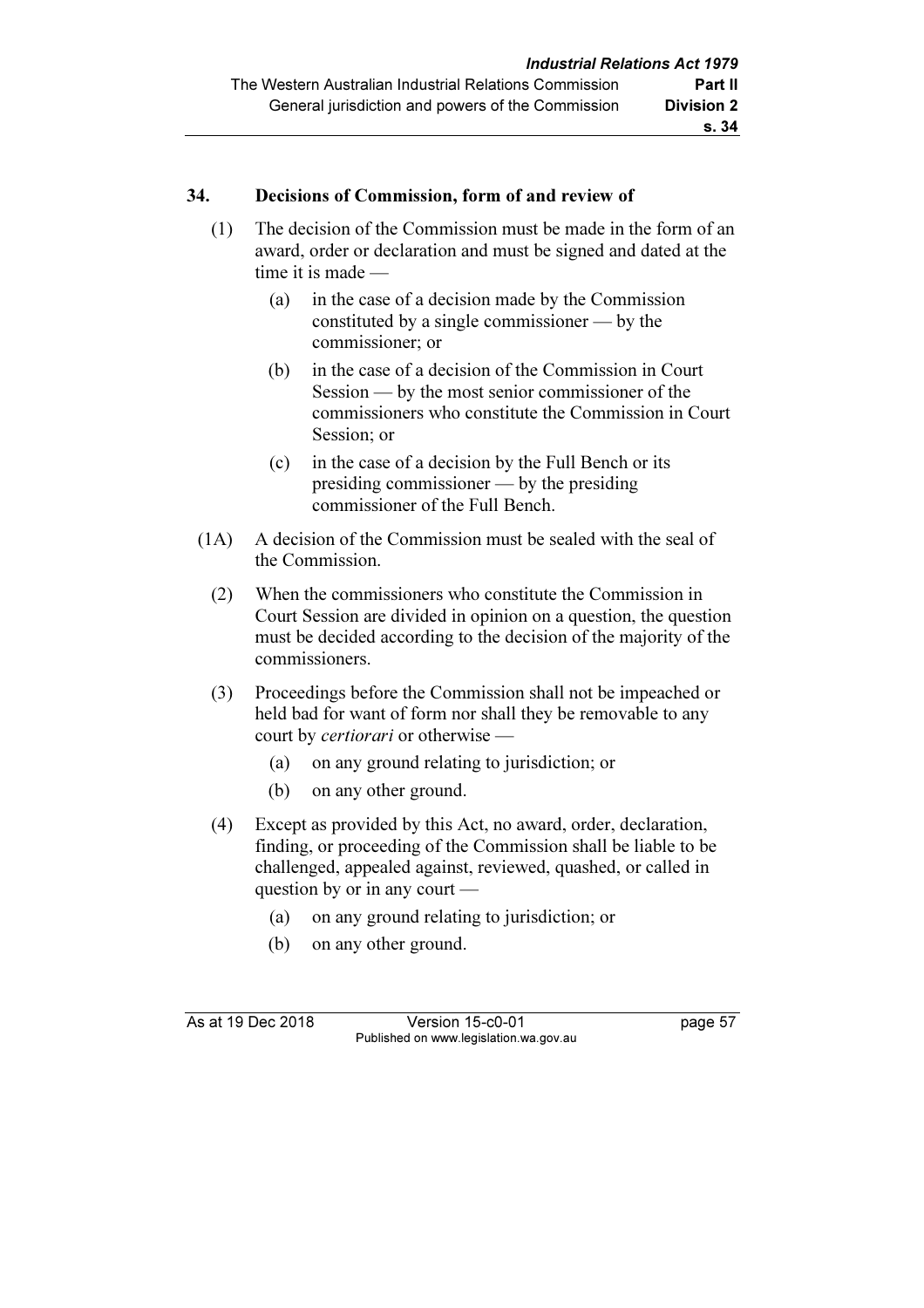## 34. Decisions of Commission, form of and review of

(1) The decision of the Commission must be made in the form of an award, order or declaration and must be signed and dated at the time it is made —

- (a) in the case of a decision made by the Commission constituted by a single commissioner — by the commissioner; or
- (b) in the case of a decision of the Commission in Court Session — by the most senior commissioner of the commissioners who constitute the Commission in Court Session; or
- (c) in the case of a decision by the Full Bench or its presiding commissioner — by the presiding commissioner of the Full Bench.

(1A) A decision of the Commission must be sealed with the seal of the Commission.

(2) When the commissioners who constitute the Commission in Court Session are divided in opinion on a question, the question must be decided according to the decision of the majority of the commissioners.

(3) Proceedings before the Commission shall not be impeached or held bad for want of form nor shall they be removable to any court by *certiorari* or otherwise —

- (a) on any ground relating to jurisdiction; or
- (b) on any other ground.

(4) Except as provided by this Act, no award, order, declaration, finding, or proceeding of the Commission shall be liable to be challenged, appealed against, reviewed, quashed, or called in question by or in any court —

- (a) on any ground relating to jurisdiction; or
- (b) on any other ground.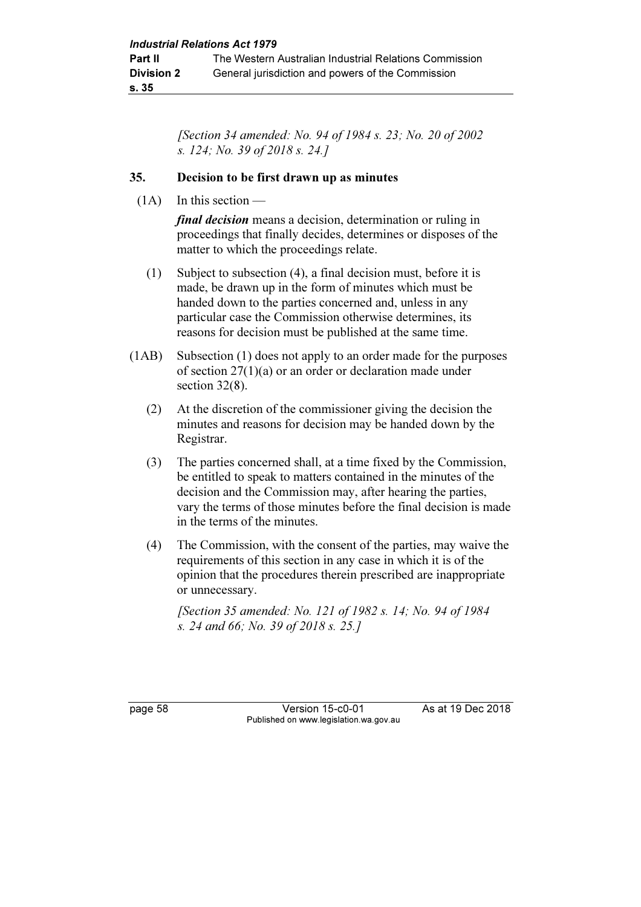*[Section 34 amended: No. 94 of 1984 s. 23; No. 20 of 2002 s. 124; No. 39 of 2018 s. 24.]*

## 35. Decision to be first drawn up as minutes

(1A) In this section —

***final decision*** means a decision, determination or ruling in proceedings that finally decides, determines or disposes of the matter to which the proceedings relate.

(1) Subject to subsection (4), a final decision must, before it is made, be drawn up in the form of minutes which must be handed down to the parties concerned and, unless in any particular case the Commission otherwise determines, its reasons for decision must be published at the same time.

(1AB) Subsection (1) does not apply to an order made for the purposes of section 27(1)(a) or an order or declaration made under section 32(8).

(2) At the discretion of the commissioner giving the decision the minutes and reasons for decision may be handed down by the Registrar.

(3) The parties concerned shall, at a time fixed by the Commission, be entitled to speak to matters contained in the minutes of the decision and the Commission may, after hearing the parties, vary the terms of those minutes before the final decision is made in the terms of the minutes.

(4) The Commission, with the consent of the parties, may waive the requirements of this section in any case in which it is of the opinion that the procedures therein prescribed are inappropriate or unnecessary.

*[Section 35 amended: No. 121 of 1982 s. 14; No. 94 of 1984 s. 24 and 66; No. 39 of 2018 s. 25.]*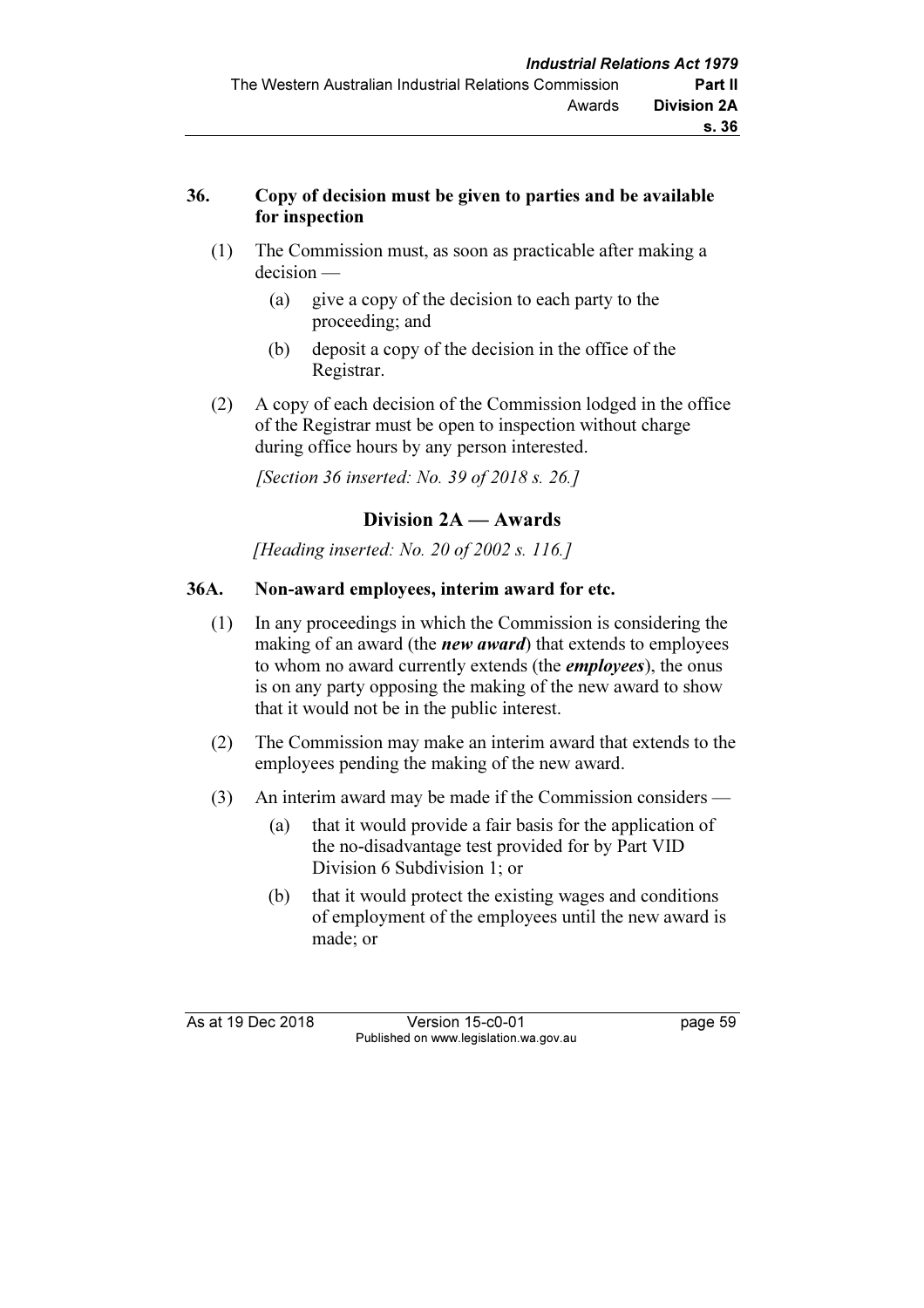**36. Copy of decision must be given to parties and be available for inspection**

(1) The Commission must, as soon as practicable after making a decision —

(a) give a copy of the decision to each party to the proceeding; and

(b) deposit a copy of the decision in the office of the Registrar.

(2) A copy of each decision of the Commission lodged in the office of the Registrar must be open to inspection without charge during office hours by any person interested.

*[Section 36 inserted: No. 39 of 2018 s. 26.]*

## Division 2A — Awards

*[Heading inserted: No. 20 of 2002 s. 116.]*

**36A. Non-award employees, interim award for etc.**

(1) In any proceedings in which the Commission is considering the making of an award (the ***new award***) that extends to employees to whom no award currently extends (the ***employees***), the onus is on any party opposing the making of the new award to show that it would not be in the public interest.

(2) The Commission may make an interim award that extends to the employees pending the making of the new award.

(3) An interim award may be made if the Commission considers —

(a) that it would provide a fair basis for the application of the no-disadvantage test provided for by Part VID Division 6 Subdivision 1; or

(b) that it would protect the existing wages and conditions of employment of the employees until the new award is made; or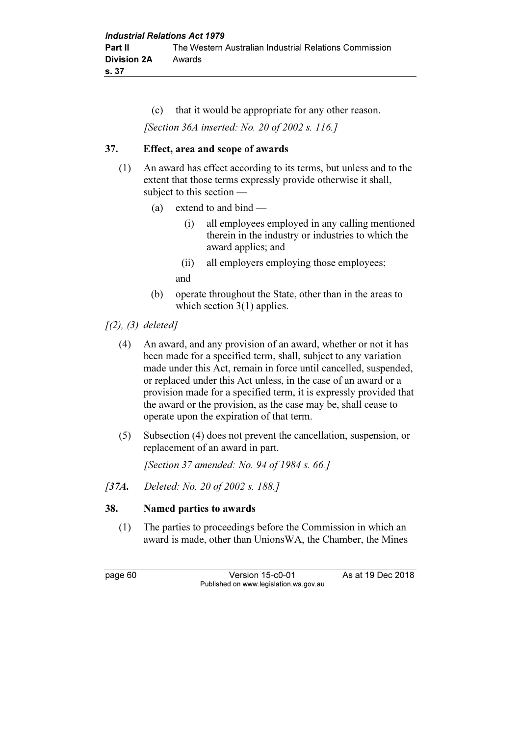(c) that it would be appropriate for any other reason.

*[Section 36A inserted: No. 20 of 2002 s. 116.]*

## 37. Effect, area and scope of awards

(1) An award has effect according to its terms, but unless and to the extent that those terms expressly provide otherwise it shall, subject to this section —

(a) extend to and bind —

(i) all employees employed in any calling mentioned therein in the industry or industries to which the award applies; and

(ii) all employers employing those employees;

and

(b) operate throughout the State, other than in the areas to which section 3(1) applies.

*[(2), (3) deleted]*

(4) An award, and any provision of an award, whether or not it has been made for a specified term, shall, subject to any variation made under this Act, remain in force until cancelled, suspended, or replaced under this Act unless, in the case of an award or a provision made for a specified term, it is expressly provided that the award or the provision, as the case may be, shall cease to operate upon the expiration of that term.

(5) Subsection (4) does not prevent the cancellation, suspension, or replacement of an award in part.

*[Section 37 amended: No. 94 of 1984 s. 66.]*

*[37A. Deleted: No. 20 of 2002 s. 188.]*

## 38. Named parties to awards

(1) The parties to proceedings before the Commission in which an award is made, other than UnionsWA, the Chamber, the Mines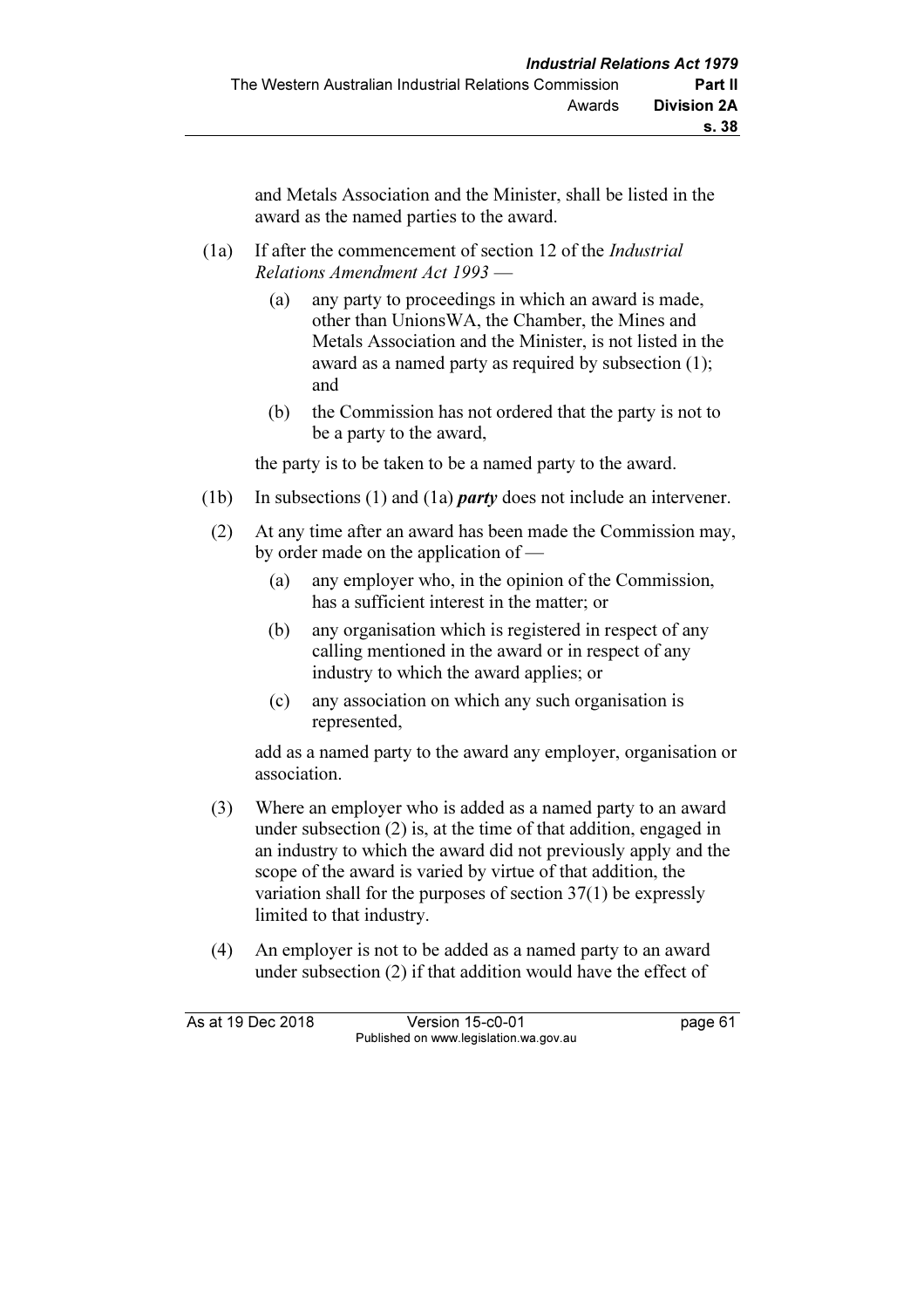and Metals Association and the Minister, shall be listed in the award as the named parties to the award.

(1a) If after the commencement of section 12 of the *Industrial Relations Amendment Act 1993* —

(a) any party to proceedings in which an award is made, other than UnionsWA, the Chamber, the Mines and Metals Association and the Minister, is not listed in the award as a named party as required by subsection (1); and

(b) the Commission has not ordered that the party is not to be a party to the award,

the party is to be taken to be a named party to the award.

(1b) In subsections (1) and (1a) ***party*** does not include an intervener.

(2) At any time after an award has been made the Commission may, by order made on the application of —

(a) any employer who, in the opinion of the Commission, has a sufficient interest in the matter; or

(b) any organisation which is registered in respect of any calling mentioned in the award or in respect of any industry to which the award applies; or

(c) any association on which any such organisation is represented,

add as a named party to the award any employer, organisation or association.

(3) Where an employer who is added as a named party to an award under subsection (2) is, at the time of that addition, engaged in an industry to which the award did not previously apply and the scope of the award is varied by virtue of that addition, the variation shall for the purposes of section 37(1) be expressly limited to that industry.

(4) An employer is not to be added as a named party to an award under subsection (2) if that addition would have the effect of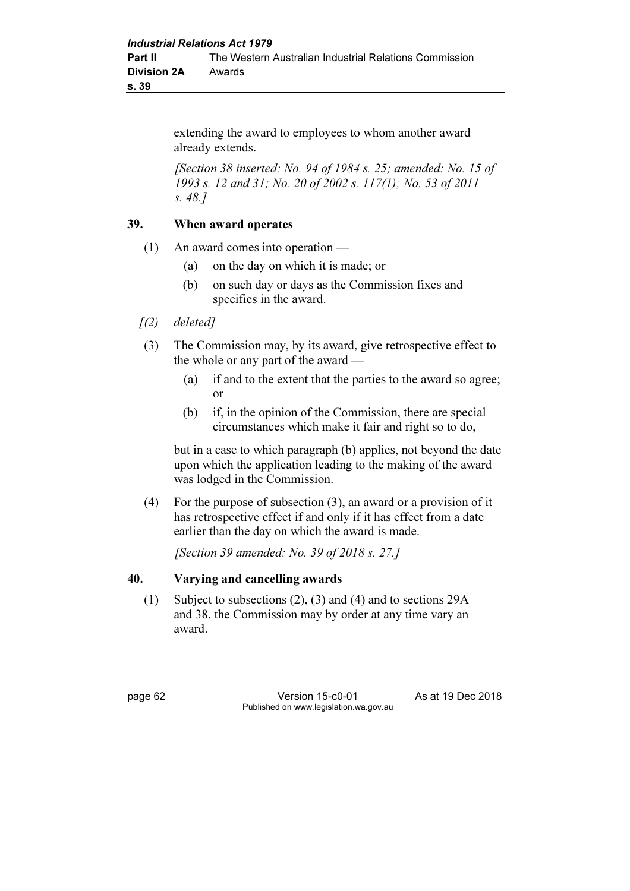extending the award to employees to whom another award already extends.

*[Section 38 inserted: No. 94 of 1984 s. 25; amended: No. 15 of 1993 s. 12 and 31; No. 20 of 2002 s. 117(1); No. 53 of 2011 s. 48.]*

## 39. When award operates

(1) An award comes into operation —

(a) on the day on which it is made; or

(b) on such day or days as the Commission fixes and specifies in the award.

*[(2) deleted]*

(3) The Commission may, by its award, give retrospective effect to the whole or any part of the award —

(a) if and to the extent that the parties to the award so agree; or

(b) if, in the opinion of the Commission, there are special circumstances which make it fair and right so to do,

but in a case to which paragraph (b) applies, not beyond the date upon which the application leading to the making of the award was lodged in the Commission.

(4) For the purpose of subsection (3), an award or a provision of it has retrospective effect if and only if it has effect from a date earlier than the day on which the award is made.

*[Section 39 amended: No. 39 of 2018 s. 27.]*

## 40. Varying and cancelling awards

(1) Subject to subsections (2), (3) and (4) and to sections 29A and 38, the Commission may by order at any time vary an award.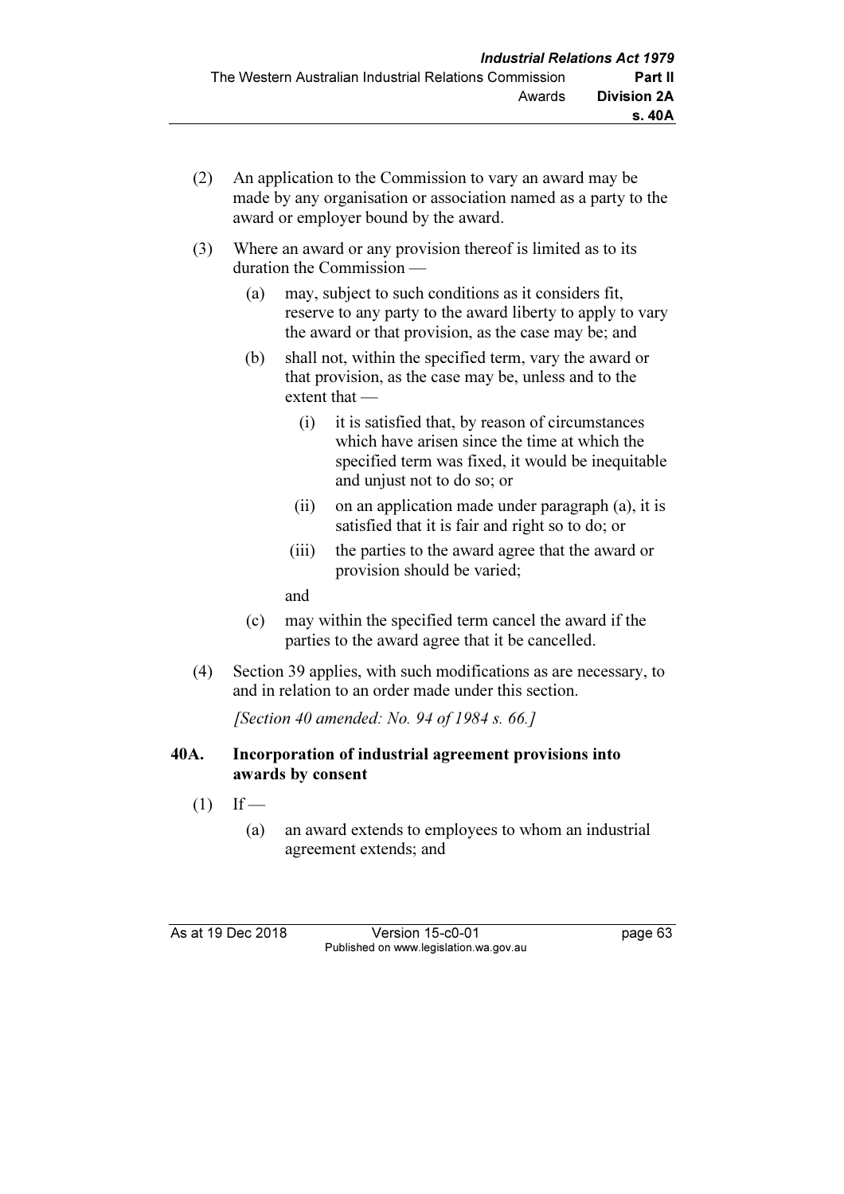(2) An application to the Commission to vary an award may be made by any organisation or association named as a party to the award or employer bound by the award.

(3) Where an award or any provision thereof is limited as to its duration the Commission —

  (a) may, subject to such conditions as it considers fit, reserve to any party to the award liberty to apply to vary the award or that provision, as the case may be; and

  (b) shall not, within the specified term, vary the award or that provision, as the case may be, unless and to the extent that —

    (i) it is satisfied that, by reason of circumstances which have arisen since the time at which the specified term was fixed, it would be inequitable and unjust not to do so; or

    (ii) on an application made under paragraph (a), it is satisfied that it is fair and right so to do; or

    (iii) the parties to the award agree that the award or provision should be varied;

  and

  (c) may within the specified term cancel the award if the parties to the award agree that it be cancelled.

(4) Section 39 applies, with such modifications as are necessary, to and in relation to an order made under this section.

*[Section 40 amended: No. 94 of 1984 s. 66.]*

### 40A. Incorporation of industrial agreement provisions into awards by consent

(1) If —

  (a) an award extends to employees to whom an industrial agreement extends; and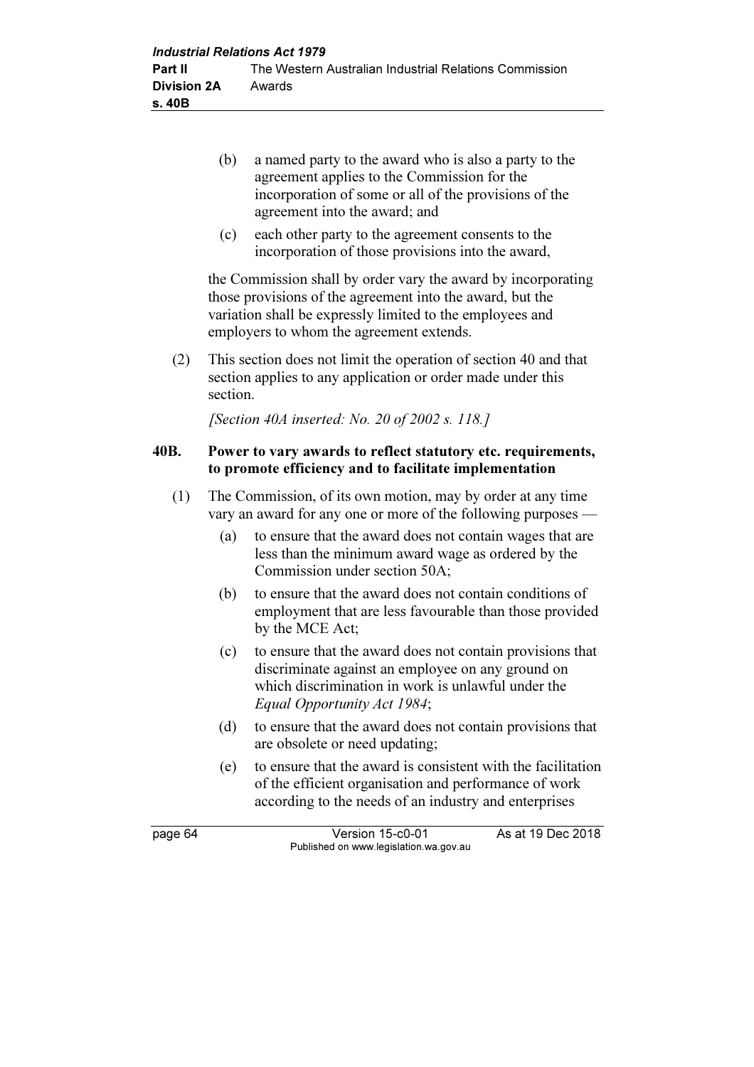(b) a named party to the award who is also a party to the agreement applies to the Commission for the incorporation of some or all of the provisions of the agreement into the award; and

(c) each other party to the agreement consents to the incorporation of those provisions into the award,

the Commission shall by order vary the award by incorporating those provisions of the agreement into the award, but the variation shall be expressly limited to the employees and employers to whom the agreement extends.

(2) This section does not limit the operation of section 40 and that section applies to any application or order made under this section.

*[Section 40A inserted: No. 20 of 2002 s. 118.]*

### 40B. Power to vary awards to reflect statutory etc. requirements, to promote efficiency and to facilitate implementation

(1) The Commission, of its own motion, may by order at any time vary an award for any one or more of the following purposes —

(a) to ensure that the award does not contain wages that are less than the minimum award wage as ordered by the Commission under section 50A;

(b) to ensure that the award does not contain conditions of employment that are less favourable than those provided by the MCE Act;

(c) to ensure that the award does not contain provisions that discriminate against an employee on any ground on which discrimination in work is unlawful under the *Equal Opportunity Act 1984*;

(d) to ensure that the award does not contain provisions that are obsolete or need updating;

(e) to ensure that the award is consistent with the facilitation of the efficient organisation and performance of work according to the needs of an industry and enterprises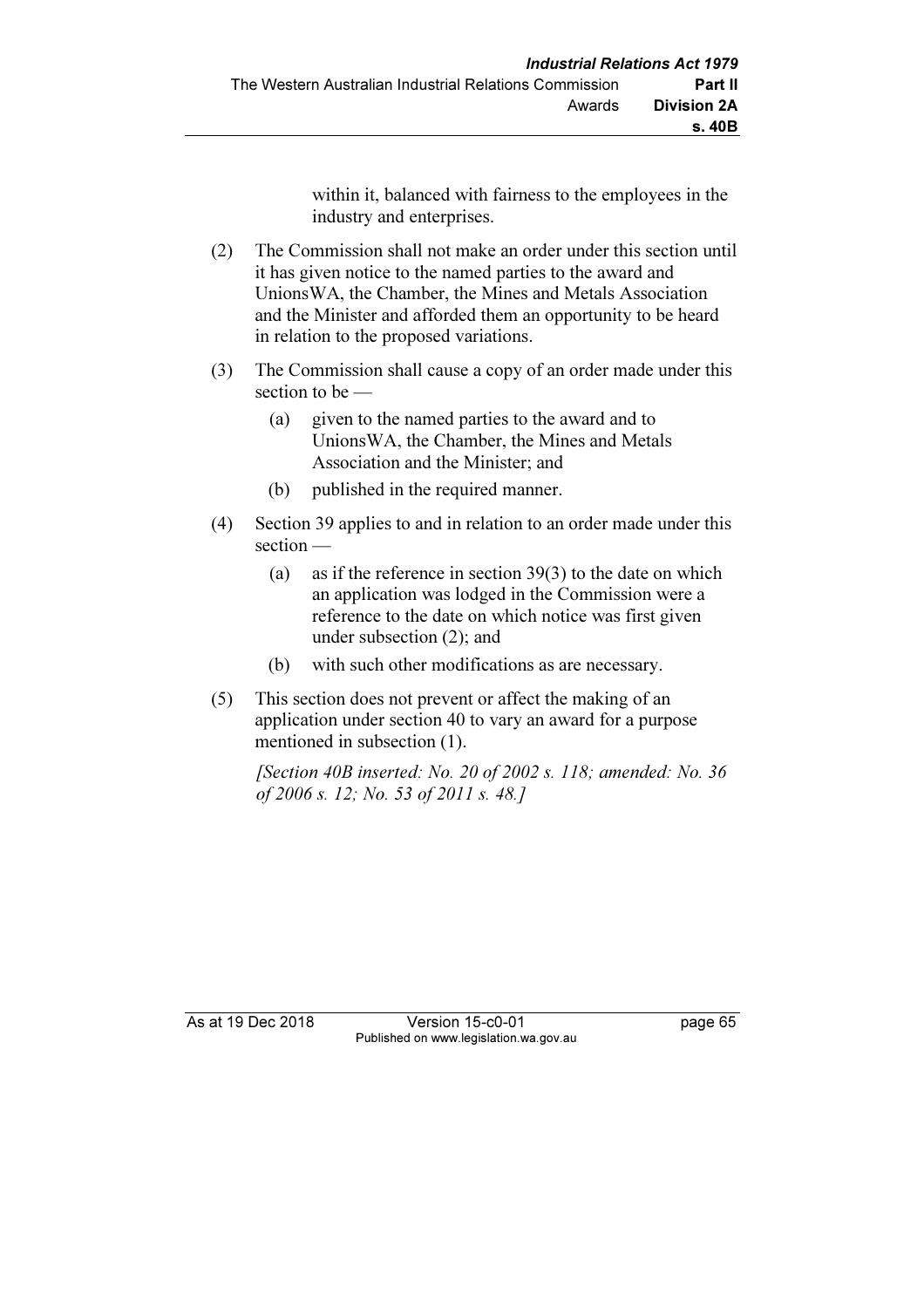within it, balanced with fairness to the employees in the industry and enterprises.

(2) The Commission shall not make an order under this section until it has given notice to the named parties to the award and UnionsWA, the Chamber, the Mines and Metals Association and the Minister and afforded them an opportunity to be heard in relation to the proposed variations.

(3) The Commission shall cause a copy of an order made under this section to be —

(a) given to the named parties to the award and to UnionsWA, the Chamber, the Mines and Metals Association and the Minister; and

(b) published in the required manner.

(4) Section 39 applies to and in relation to an order made under this section —

(a) as if the reference in section 39(3) to the date on which an application was lodged in the Commission were a reference to the date on which notice was first given under subsection (2); and

(b) with such other modifications as are necessary.

(5) This section does not prevent or affect the making of an application under section 40 to vary an award for a purpose mentioned in subsection (1).

*[Section 40B inserted: No. 20 of 2002 s. 118; amended: No. 36 of 2006 s. 12; No. 53 of 2011 s. 48.]*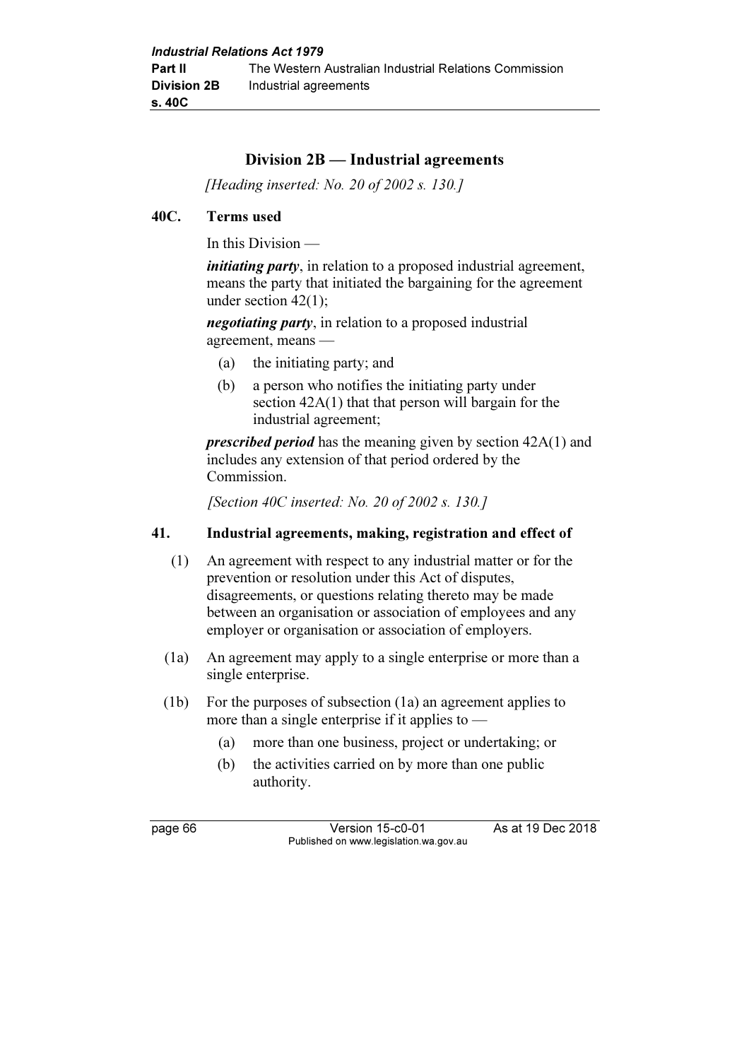## Division 2B — Industrial agreements

*[Heading inserted: No. 20 of 2002 s. 130.]*

### 40C. Terms used

In this Division —

***initiating party***, in relation to a proposed industrial agreement, means the party that initiated the bargaining for the agreement under section 42(1);

***negotiating party***, in relation to a proposed industrial agreement, means —

- (a) the initiating party; and
- (b) a person who notifies the initiating party under section 42A(1) that that person will bargain for the industrial agreement;

***prescribed period*** has the meaning given by section 42A(1) and includes any extension of that period ordered by the Commission.

*[Section 40C inserted: No. 20 of 2002 s. 130.]*

### 41. Industrial agreements, making, registration and effect of

(1) An agreement with respect to any industrial matter or for the prevention or resolution under this Act of disputes, disagreements, or questions relating thereto may be made between an organisation or association of employees and any employer or organisation or association of employers.

(1a) An agreement may apply to a single enterprise or more than a single enterprise.

(1b) For the purposes of subsection (1a) an agreement applies to more than a single enterprise if it applies to —

- (a) more than one business, project or undertaking; or
- (b) the activities carried on by more than one public authority.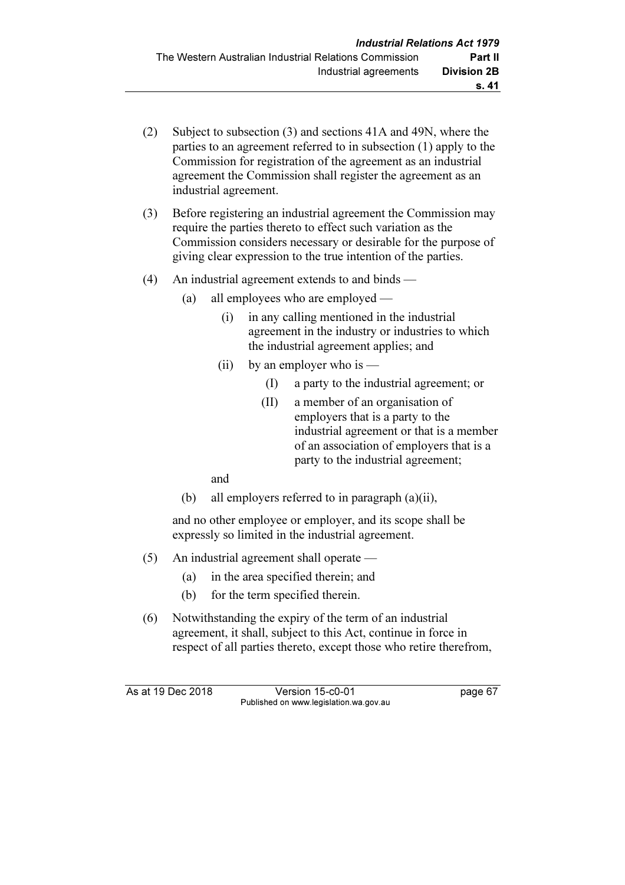(2) Subject to subsection (3) and sections 41A and 49N, where the parties to an agreement referred to in subsection (1) apply to the Commission for registration of the agreement as an industrial agreement the Commission shall register the agreement as an industrial agreement.

(3) Before registering an industrial agreement the Commission may require the parties thereto to effect such variation as the Commission considers necessary or desirable for the purpose of giving clear expression to the true intention of the parties.

(4) An industrial agreement extends to and binds —

- (a) all employees who are employed —
  - (i) in any calling mentioned in the industrial agreement in the industry or industries to which the industrial agreement applies; and
  - (ii) by an employer who is —
    - (I) a party to the industrial agreement; or
    - (II) a member of an organisation of employers that is a party to the industrial agreement or that is a member of an association of employers that is a party to the industrial agreement;

  and
- (b) all employers referred to in paragraph (a)(ii),

and no other employee or employer, and its scope shall be expressly so limited in the industrial agreement.

(5) An industrial agreement shall operate —

- (a) in the area specified therein; and
- (b) for the term specified therein.

(6) Notwithstanding the expiry of the term of an industrial agreement, it shall, subject to this Act, continue in force in respect of all parties thereto, except those who retire therefrom,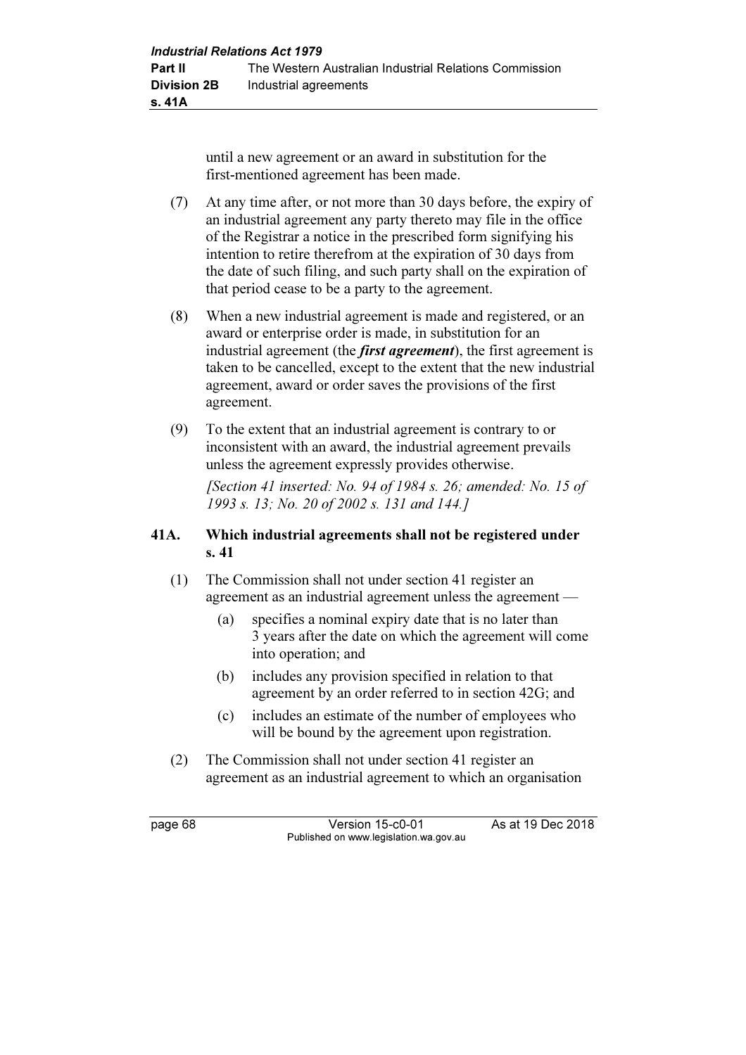until a new agreement or an award in substitution for the first-mentioned agreement has been made.

(7) At any time after, or not more than 30 days before, the expiry of an industrial agreement any party thereto may file in the office of the Registrar a notice in the prescribed form signifying his intention to retire therefrom at the expiration of 30 days from the date of such filing, and such party shall on the expiration of that period cease to be a party to the agreement.

(8) When a new industrial agreement is made and registered, or an award or enterprise order is made, in substitution for an industrial agreement (the ***first agreement***), the first agreement is taken to be cancelled, except to the extent that the new industrial agreement, award or order saves the provisions of the first agreement.

(9) To the extent that an industrial agreement is contrary to or inconsistent with an award, the industrial agreement prevails unless the agreement expressly provides otherwise.

*[Section 41 inserted: No. 94 of 1984 s. 26; amended: No. 15 of 1993 s. 13; No. 20 of 2002 s. 131 and 144.]*

### 41A. Which industrial agreements shall not be registered under s. 41

(1) The Commission shall not under section 41 register an agreement as an industrial agreement unless the agreement —

(a) specifies a nominal expiry date that is no later than 3 years after the date on which the agreement will come into operation; and

(b) includes any provision specified in relation to that agreement by an order referred to in section 42G; and

(c) includes an estimate of the number of employees who will be bound by the agreement upon registration.

(2) The Commission shall not under section 41 register an agreement as an industrial agreement to which an organisation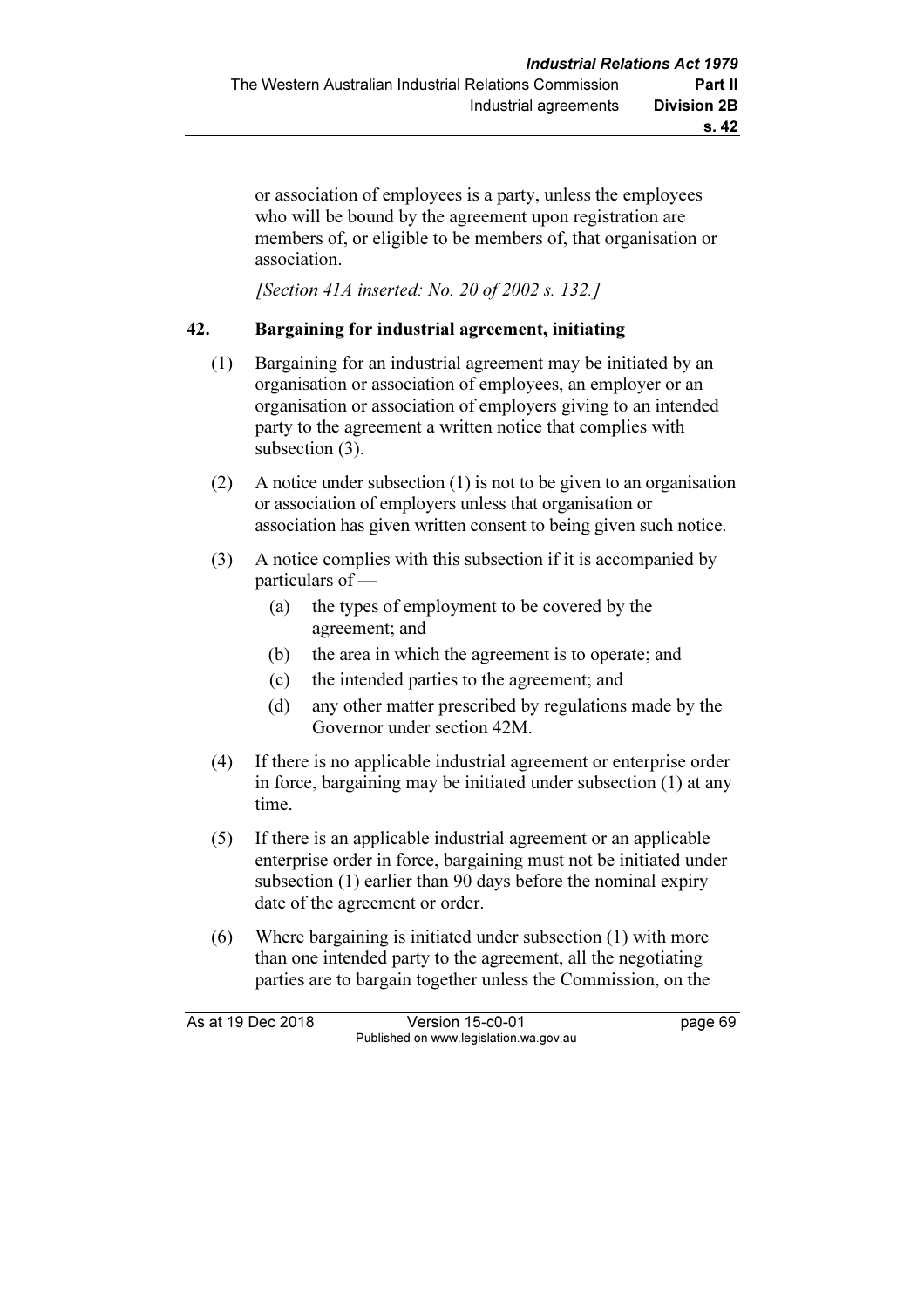or association of employees is a party, unless the employees who will be bound by the agreement upon registration are members of, or eligible to be members of, that organisation or association.

*[Section 41A inserted: No. 20 of 2002 s. 132.]*

## 42. Bargaining for industrial agreement, initiating

(1) Bargaining for an industrial agreement may be initiated by an organisation or association of employees, an employer or an organisation or association of employers giving to an intended party to the agreement a written notice that complies with subsection (3).

(2) A notice under subsection (1) is not to be given to an organisation or association of employers unless that organisation or association has given written consent to being given such notice.

(3) A notice complies with this subsection if it is accompanied by particulars of —

- (a) the types of employment to be covered by the agreement; and
- (b) the area in which the agreement is to operate; and
- (c) the intended parties to the agreement; and
- (d) any other matter prescribed by regulations made by the Governor under section 42M.

(4) If there is no applicable industrial agreement or enterprise order in force, bargaining may be initiated under subsection (1) at any time.

(5) If there is an applicable industrial agreement or an applicable enterprise order in force, bargaining must not be initiated under subsection (1) earlier than 90 days before the nominal expiry date of the agreement or order.

(6) Where bargaining is initiated under subsection (1) with more than one intended party to the agreement, all the negotiating parties are to bargain together unless the Commission, on the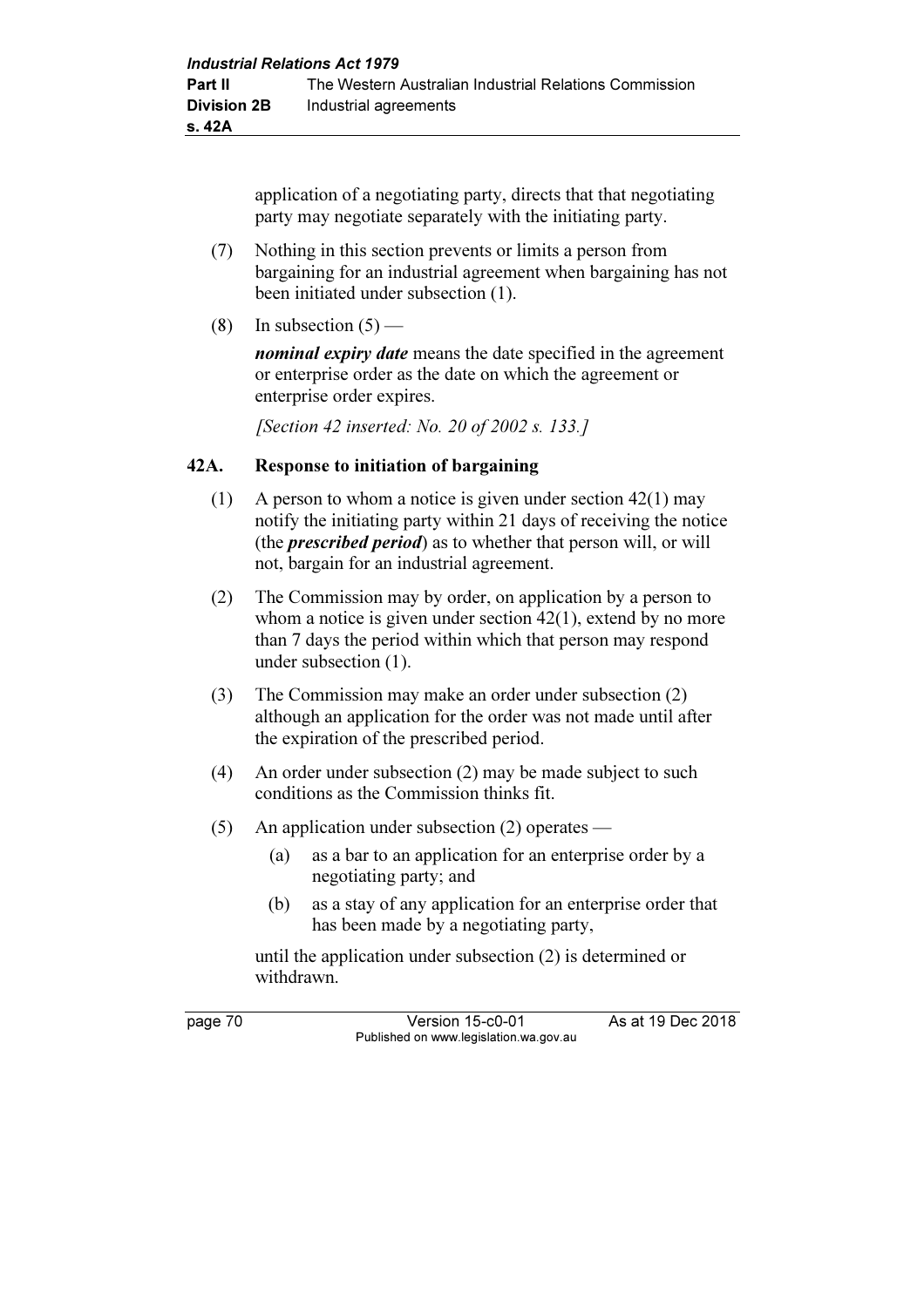application of a negotiating party, directs that that negotiating party may negotiate separately with the initiating party.

(7) Nothing in this section prevents or limits a person from bargaining for an industrial agreement when bargaining has not been initiated under subsection (1).

(8) In subsection (5) —

***nominal expiry date*** means the date specified in the agreement or enterprise order as the date on which the agreement or enterprise order expires.

*[Section 42 inserted: No. 20 of 2002 s. 133.]*

## 42A. Response to initiation of bargaining

(1) A person to whom a notice is given under section 42(1) may notify the initiating party within 21 days of receiving the notice (the ***prescribed period***) as to whether that person will, or will not, bargain for an industrial agreement.

(2) The Commission may by order, on application by a person to whom a notice is given under section 42(1), extend by no more than 7 days the period within which that person may respond under subsection (1).

(3) The Commission may make an order under subsection (2) although an application for the order was not made until after the expiration of the prescribed period.

(4) An order under subsection (2) may be made subject to such conditions as the Commission thinks fit.

(5) An application under subsection (2) operates —

(a) as a bar to an application for an enterprise order by a negotiating party; and

(b) as a stay of any application for an enterprise order that has been made by a negotiating party,

until the application under subsection (2) is determined or withdrawn.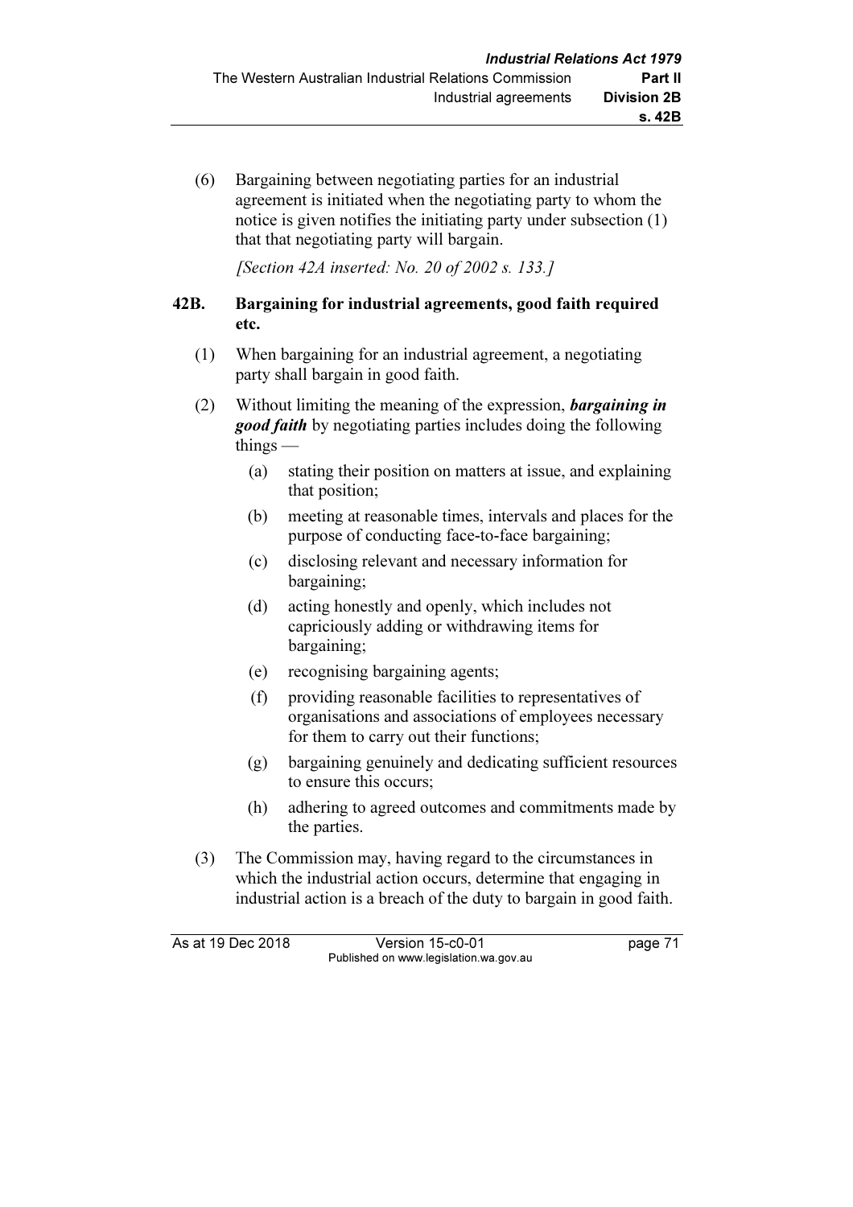(6) Bargaining between negotiating parties for an industrial agreement is initiated when the negotiating party to whom the notice is given notifies the initiating party under subsection (1) that that negotiating party will bargain.

*[Section 42A inserted: No. 20 of 2002 s. 133.]*

## 42B. Bargaining for industrial agreements, good faith required etc.

(1) When bargaining for an industrial agreement, a negotiating party shall bargain in good faith.

(2) Without limiting the meaning of the expression, ***bargaining in good faith*** by negotiating parties includes doing the following things —

- (a) stating their position on matters at issue, and explaining that position;
- (b) meeting at reasonable times, intervals and places for the purpose of conducting face-to-face bargaining;
- (c) disclosing relevant and necessary information for bargaining;
- (d) acting honestly and openly, which includes not capriciously adding or withdrawing items for bargaining;
- (e) recognising bargaining agents;
- (f) providing reasonable facilities to representatives of organisations and associations of employees necessary for them to carry out their functions;
- (g) bargaining genuinely and dedicating sufficient resources to ensure this occurs;
- (h) adhering to agreed outcomes and commitments made by the parties.

(3) The Commission may, having regard to the circumstances in which the industrial action occurs, determine that engaging in industrial action is a breach of the duty to bargain in good faith.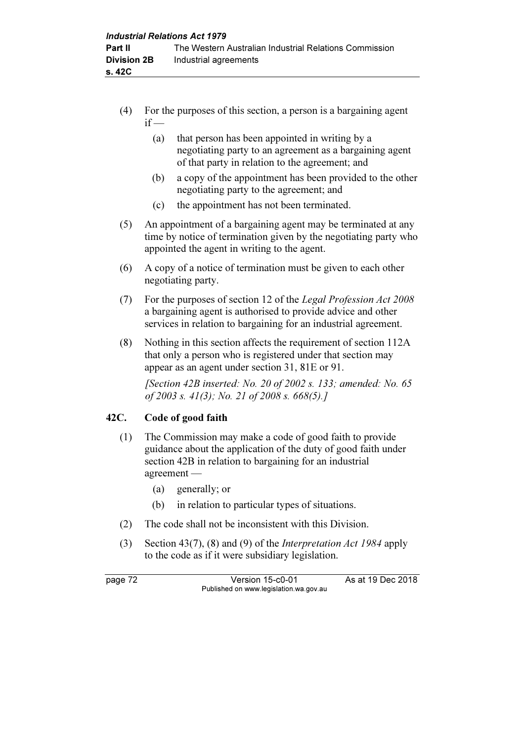(4) For the purposes of this section, a person is a bargaining agent if —

  (a) that person has been appointed in writing by a negotiating party to an agreement as a bargaining agent of that party in relation to the agreement; and

  (b) a copy of the appointment has been provided to the other negotiating party to the agreement; and

  (c) the appointment has not been terminated.

(5) An appointment of a bargaining agent may be terminated at any time by notice of termination given by the negotiating party who appointed the agent in writing to the agent.

(6) A copy of a notice of termination must be given to each other negotiating party.

(7) For the purposes of section 12 of the *Legal Profession Act 2008* a bargaining agent is authorised to provide advice and other services in relation to bargaining for an industrial agreement.

(8) Nothing in this section affects the requirement of section 112A that only a person who is registered under that section may appear as an agent under section 31, 81E or 91.

*[Section 42B inserted: No. 20 of 2002 s. 133; amended: No. 65 of 2003 s. 41(3); No. 21 of 2008 s. 668(5).]*

## 42C. Code of good faith

(1) The Commission may make a code of good faith to provide guidance about the application of the duty of good faith under section 42B in relation to bargaining for an industrial agreement —

  (a) generally; or

  (b) in relation to particular types of situations.

(2) The code shall not be inconsistent with this Division.

(3) Section 43(7), (8) and (9) of the *Interpretation Act 1984* apply to the code as if it were subsidiary legislation.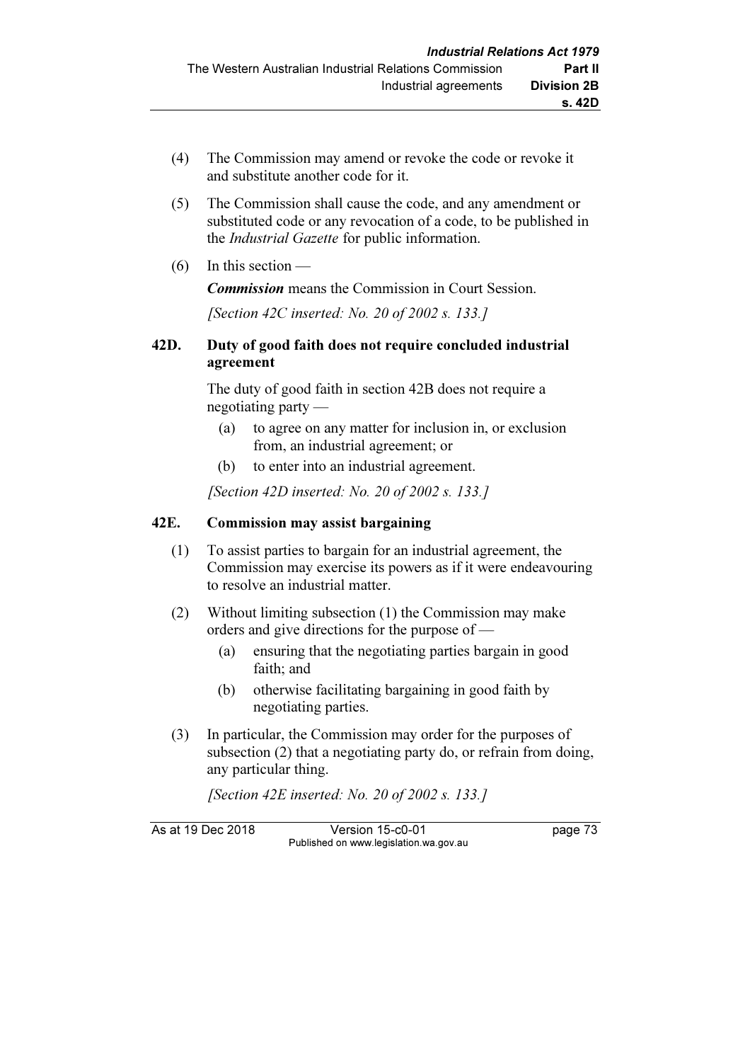(4) The Commission may amend or revoke the code or revoke it and substitute another code for it.

(5) The Commission shall cause the code, and any amendment or substituted code or any revocation of a code, to be published in the *Industrial Gazette* for public information.

(6) In this section —

***Commission*** means the Commission in Court Session.

*[Section 42C inserted: No. 20 of 2002 s. 133.]*

### 42D. Duty of good faith does not require concluded industrial agreement

The duty of good faith in section 42B does not require a negotiating party —

(a) to agree on any matter for inclusion in, or exclusion from, an industrial agreement; or

(b) to enter into an industrial agreement.

*[Section 42D inserted: No. 20 of 2002 s. 133.]*

### 42E. Commission may assist bargaining

(1) To assist parties to bargain for an industrial agreement, the Commission may exercise its powers as if it were endeavouring to resolve an industrial matter.

(2) Without limiting subsection (1) the Commission may make orders and give directions for the purpose of —

(a) ensuring that the negotiating parties bargain in good faith; and

(b) otherwise facilitating bargaining in good faith by negotiating parties.

(3) In particular, the Commission may order for the purposes of subsection (2) that a negotiating party do, or refrain from doing, any particular thing.

*[Section 42E inserted: No. 20 of 2002 s. 133.]*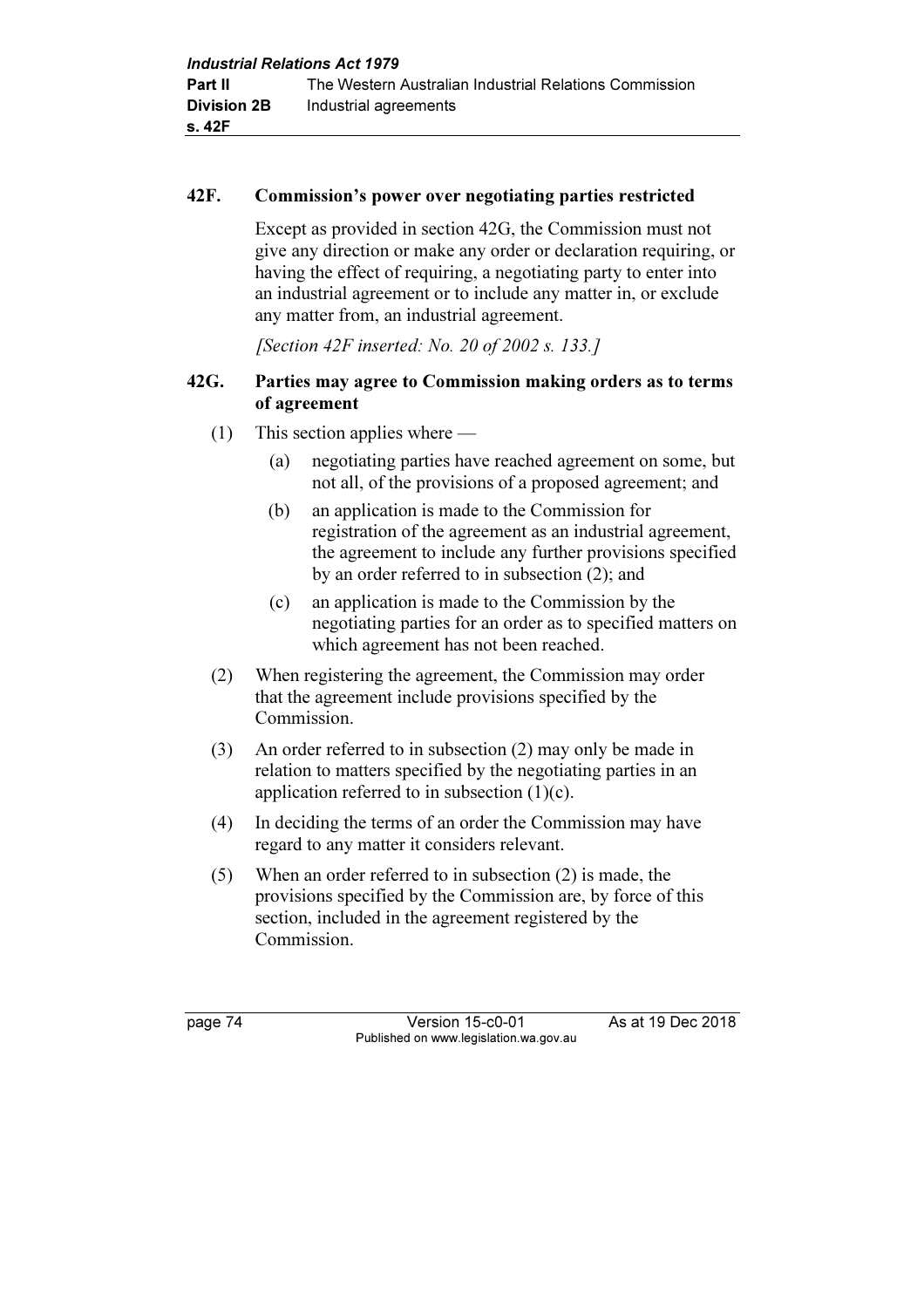## 42F. Commission's power over negotiating parties restricted

Except as provided in section 42G, the Commission must not give any direction or make any order or declaration requiring, or having the effect of requiring, a negotiating party to enter into an industrial agreement or to include any matter in, or exclude any matter from, an industrial agreement.

*[Section 42F inserted: No. 20 of 2002 s. 133.]*

## 42G. Parties may agree to Commission making orders as to terms of agreement

(1) This section applies where —

- (a) negotiating parties have reached agreement on some, but not all, of the provisions of a proposed agreement; and
- (b) an application is made to the Commission for registration of the agreement as an industrial agreement, the agreement to include any further provisions specified by an order referred to in subsection (2); and
- (c) an application is made to the Commission by the negotiating parties for an order as to specified matters on which agreement has not been reached.

(2) When registering the agreement, the Commission may order that the agreement include provisions specified by the Commission.

(3) An order referred to in subsection (2) may only be made in relation to matters specified by the negotiating parties in an application referred to in subsection (1)(c).

(4) In deciding the terms of an order the Commission may have regard to any matter it considers relevant.

(5) When an order referred to in subsection (2) is made, the provisions specified by the Commission are, by force of this section, included in the agreement registered by the Commission.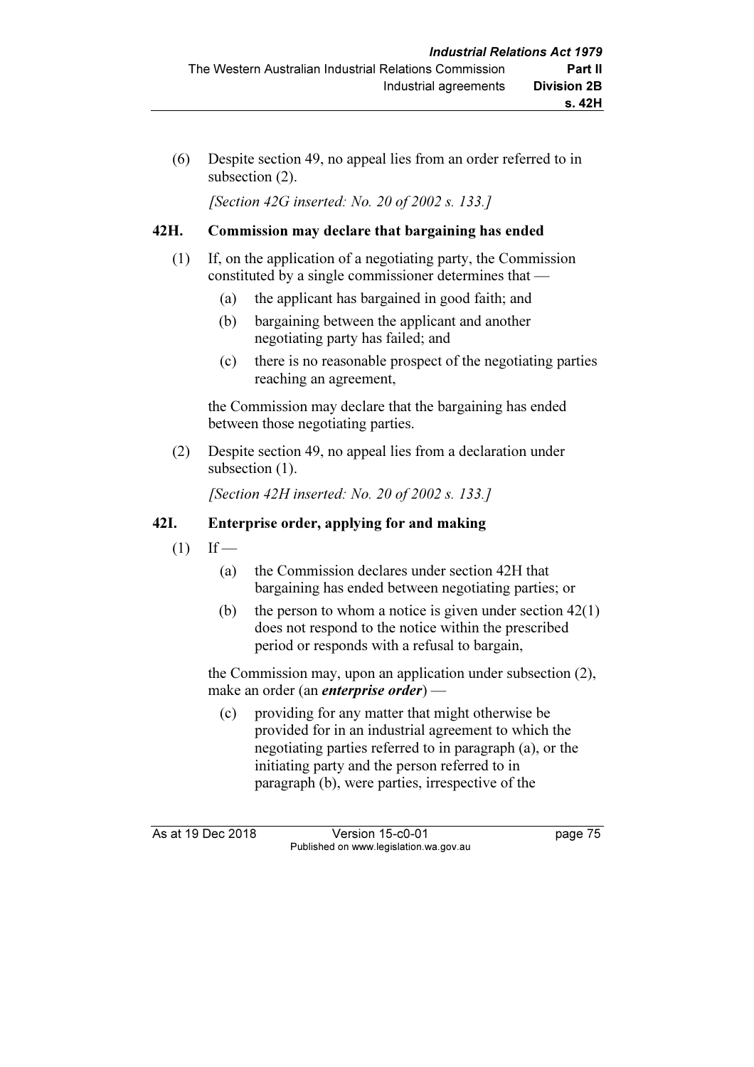(6) Despite section 49, no appeal lies from an order referred to in subsection (2).

*[Section 42G inserted: No. 20 of 2002 s. 133.]*

## 42H. Commission may declare that bargaining has ended

(1) If, on the application of a negotiating party, the Commission constituted by a single commissioner determines that —

(a) the applicant has bargained in good faith; and

(b) bargaining between the applicant and another negotiating party has failed; and

(c) there is no reasonable prospect of the negotiating parties reaching an agreement,

the Commission may declare that the bargaining has ended between those negotiating parties.

(2) Despite section 49, no appeal lies from a declaration under subsection (1).

*[Section 42H inserted: No. 20 of 2002 s. 133.]*

## 42I. Enterprise order, applying for and making

(1) If —

(a) the Commission declares under section 42H that bargaining has ended between negotiating parties; or

(b) the person to whom a notice is given under section 42(1) does not respond to the notice within the prescribed period or responds with a refusal to bargain,

the Commission may, upon an application under subsection (2), make an order (an ***enterprise order***) —

(c) providing for any matter that might otherwise be provided for in an industrial agreement to which the negotiating parties referred to in paragraph (a), or the initiating party and the person referred to in paragraph (b), were parties, irrespective of the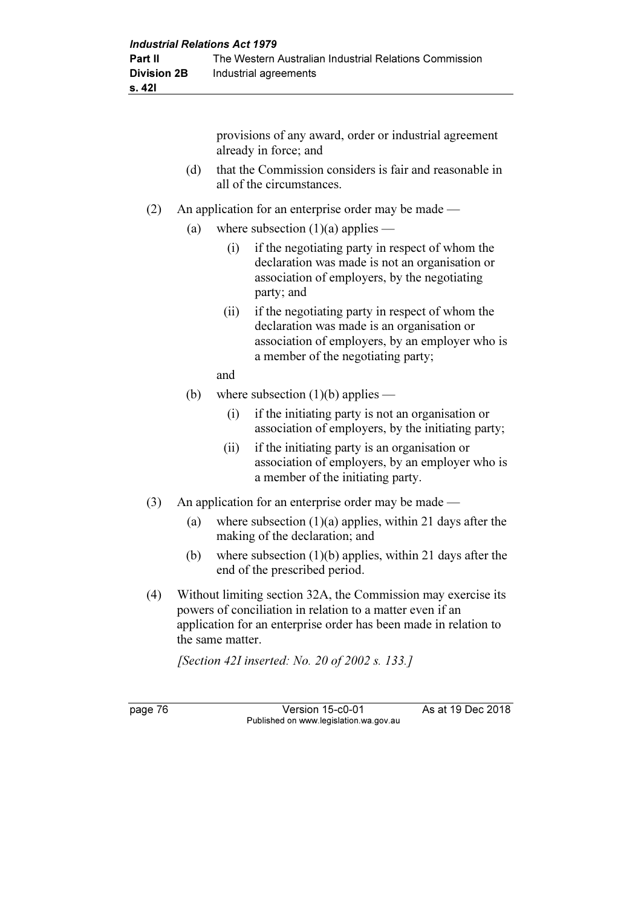provisions of any award, order or industrial agreement already in force; and

(d) that the Commission considers is fair and reasonable in all of the circumstances.

(2) An application for an enterprise order may be made —

(a) where subsection (1)(a) applies —

(i) if the negotiating party in respect of whom the declaration was made is not an organisation or association of employers, by the negotiating party; and

(ii) if the negotiating party in respect of whom the declaration was made is an organisation or association of employers, by an employer who is a member of the negotiating party;

and

(b) where subsection (1)(b) applies —

(i) if the initiating party is not an organisation or association of employers, by the initiating party;

(ii) if the initiating party is an organisation or association of employers, by an employer who is a member of the initiating party.

(3) An application for an enterprise order may be made —

(a) where subsection (1)(a) applies, within 21 days after the making of the declaration; and

(b) where subsection (1)(b) applies, within 21 days after the end of the prescribed period.

(4) Without limiting section 32A, the Commission may exercise its powers of conciliation in relation to a matter even if an application for an enterprise order has been made in relation to the same matter.

*[Section 42I inserted: No. 20 of 2002 s. 133.]*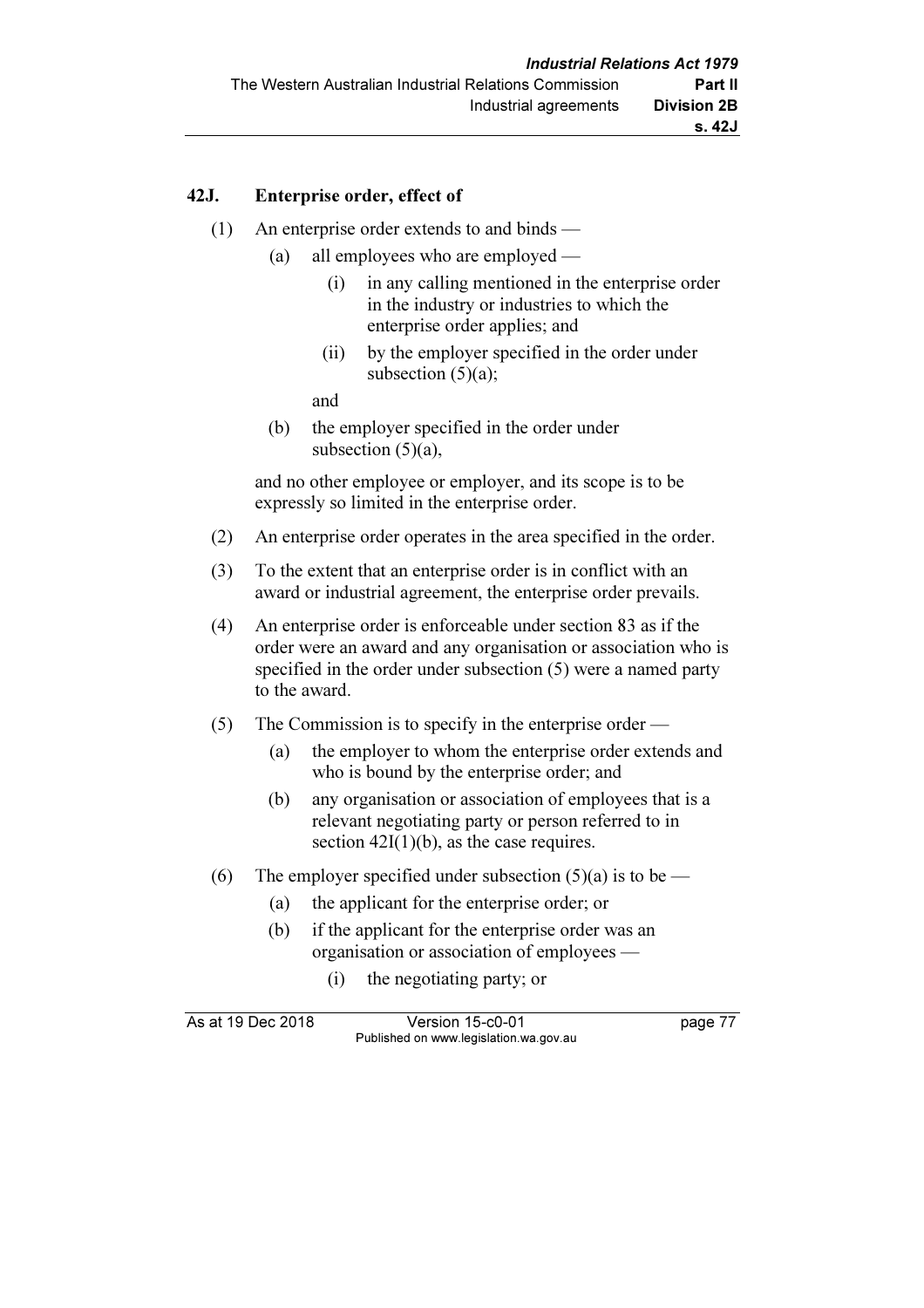## 42J. Enterprise order, effect of

(1) An enterprise order extends to and binds —

(a) all employees who are employed —

(i) in any calling mentioned in the enterprise order in the industry or industries to which the enterprise order applies; and

(ii) by the employer specified in the order under subsection (5)(a);

and

(b) the employer specified in the order under subsection (5)(a),

and no other employee or employer, and its scope is to be expressly so limited in the enterprise order.

(2) An enterprise order operates in the area specified in the order.

(3) To the extent that an enterprise order is in conflict with an award or industrial agreement, the enterprise order prevails.

(4) An enterprise order is enforceable under section 83 as if the order were an award and any organisation or association who is specified in the order under subsection (5) were a named party to the award.

(5) The Commission is to specify in the enterprise order —

(a) the employer to whom the enterprise order extends and who is bound by the enterprise order; and

(b) any organisation or association of employees that is a relevant negotiating party or person referred to in section 42I(1)(b), as the case requires.

(6) The employer specified under subsection (5)(a) is to be —

(a) the applicant for the enterprise order; or

(b) if the applicant for the enterprise order was an organisation or association of employees —

(i) the negotiating party; or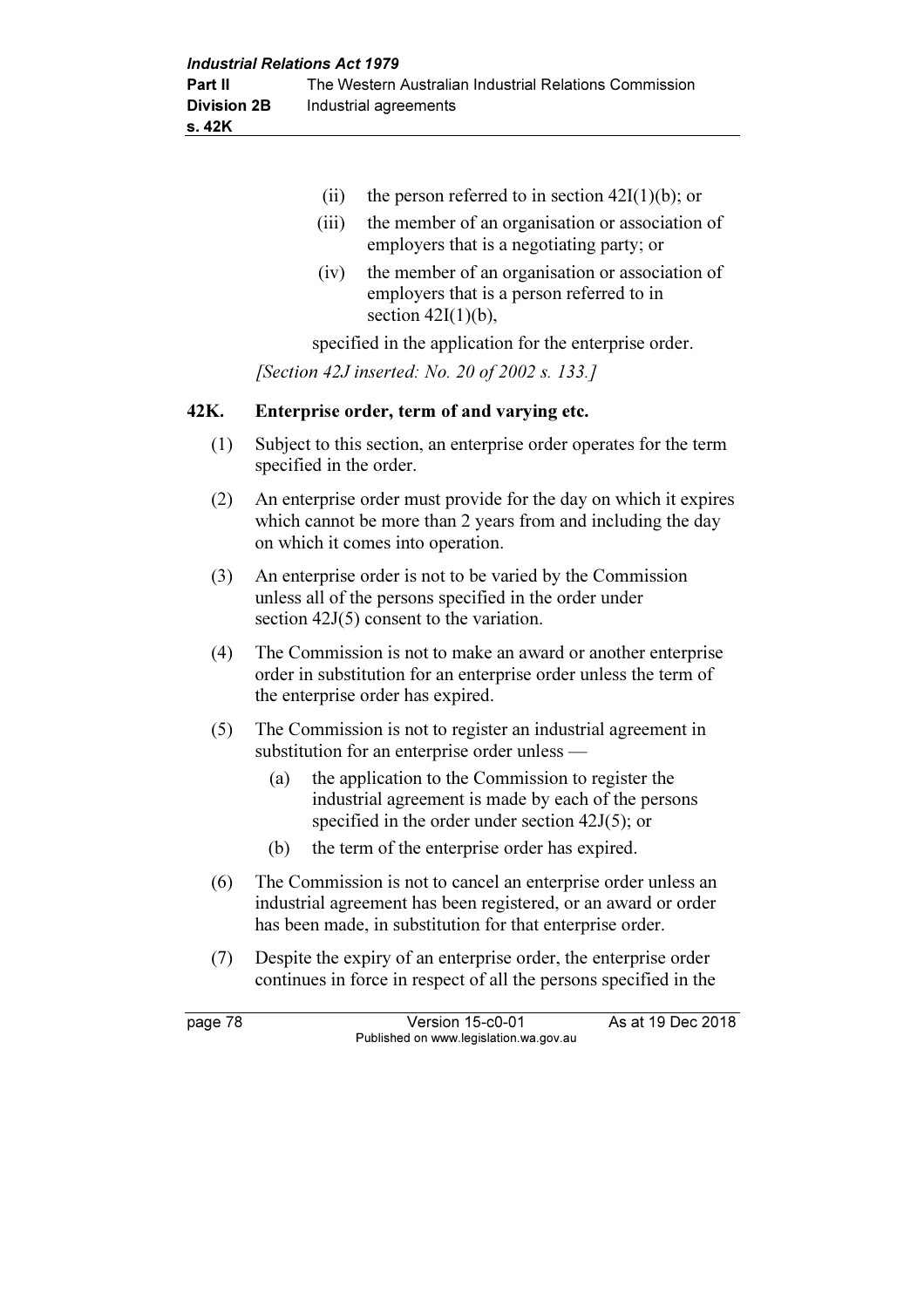(ii) the person referred to in section 42I(1)(b); or

(iii) the member of an organisation or association of employers that is a negotiating party; or

(iv) the member of an organisation or association of employers that is a person referred to in section 42I(1)(b),

specified in the application for the enterprise order.

*[Section 42J inserted: No. 20 of 2002 s. 133.]*

### 42K. Enterprise order, term of and varying etc.

(1) Subject to this section, an enterprise order operates for the term specified in the order.

(2) An enterprise order must provide for the day on which it expires which cannot be more than 2 years from and including the day on which it comes into operation.

(3) An enterprise order is not to be varied by the Commission unless all of the persons specified in the order under section 42J(5) consent to the variation.

(4) The Commission is not to make an award or another enterprise order in substitution for an enterprise order unless the term of the enterprise order has expired.

(5) The Commission is not to register an industrial agreement in substitution for an enterprise order unless —

(a) the application to the Commission to register the industrial agreement is made by each of the persons specified in the order under section 42J(5); or

(b) the term of the enterprise order has expired.

(6) The Commission is not to cancel an enterprise order unless an industrial agreement has been registered, or an award or order has been made, in substitution for that enterprise order.

(7) Despite the expiry of an enterprise order, the enterprise order continues in force in respect of all the persons specified in the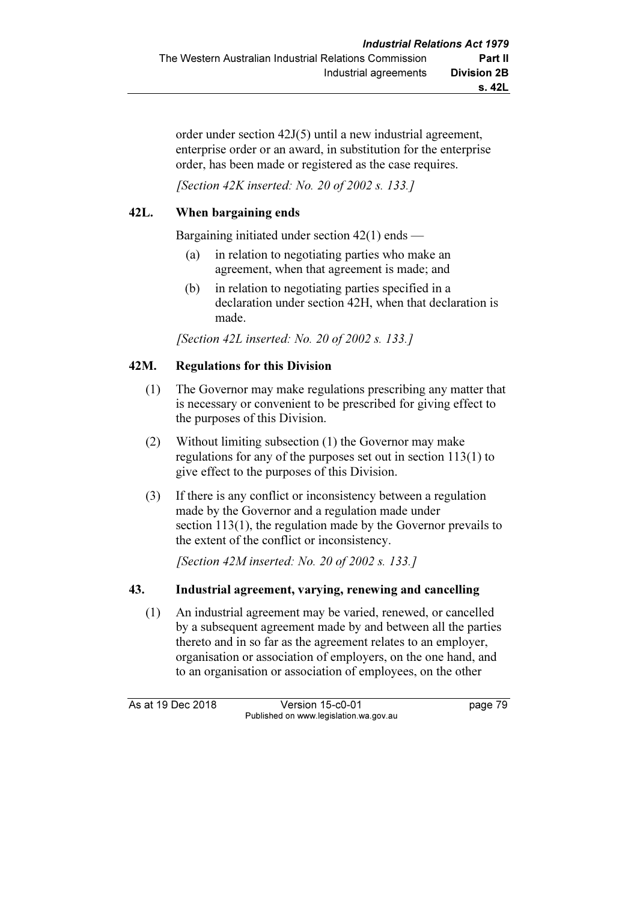order under section 42J(5) until a new industrial agreement, enterprise order or an award, in substitution for the enterprise order, has been made or registered as the case requires.

*[Section 42K inserted: No. 20 of 2002 s. 133.]*

### 42L. When bargaining ends

Bargaining initiated under section 42(1) ends —

(a) in relation to negotiating parties who make an agreement, when that agreement is made; and

(b) in relation to negotiating parties specified in a declaration under section 42H, when that declaration is made.

*[Section 42L inserted: No. 20 of 2002 s. 133.]*

### 42M. Regulations for this Division

(1) The Governor may make regulations prescribing any matter that is necessary or convenient to be prescribed for giving effect to the purposes of this Division.

(2) Without limiting subsection (1) the Governor may make regulations for any of the purposes set out in section 113(1) to give effect to the purposes of this Division.

(3) If there is any conflict or inconsistency between a regulation made by the Governor and a regulation made under section 113(1), the regulation made by the Governor prevails to the extent of the conflict or inconsistency.

*[Section 42M inserted: No. 20 of 2002 s. 133.]*

### 43. Industrial agreement, varying, renewing and cancelling

(1) An industrial agreement may be varied, renewed, or cancelled by a subsequent agreement made by and between all the parties thereto and in so far as the agreement relates to an employer, organisation or association of employers, on the one hand, and to an organisation or association of employees, on the other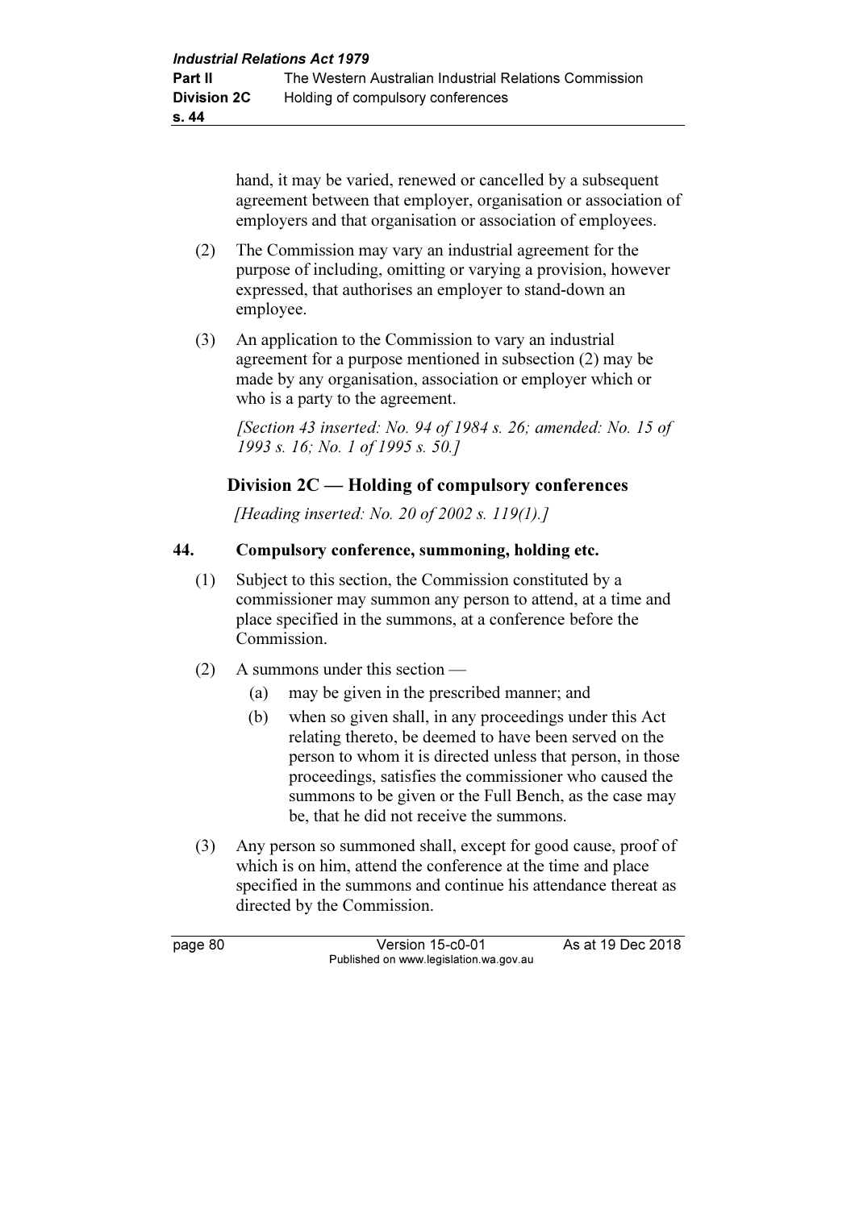hand, it may be varied, renewed or cancelled by a subsequent agreement between that employer, organisation or association of employers and that organisation or association of employees.

(2) The Commission may vary an industrial agreement for the purpose of including, omitting or varying a provision, however expressed, that authorises an employer to stand-down an employee.

(3) An application to the Commission to vary an industrial agreement for a purpose mentioned in subsection (2) may be made by any organisation, association or employer which or who is a party to the agreement.

*[Section 43 inserted: No. 94 of 1984 s. 26; amended: No. 15 of 1993 s. 16; No. 1 of 1995 s. 50.]*

## Division 2C — Holding of compulsory conferences

*[Heading inserted: No. 20 of 2002 s. 119(1).]*

### 44. Compulsory conference, summoning, holding etc.

(1) Subject to this section, the Commission constituted by a commissioner may summon any person to attend, at a time and place specified in the summons, at a conference before the Commission.

(2) A summons under this section —

(a) may be given in the prescribed manner; and

(b) when so given shall, in any proceedings under this Act relating thereto, be deemed to have been served on the person to whom it is directed unless that person, in those proceedings, satisfies the commissioner who caused the summons to be given or the Full Bench, as the case may be, that he did not receive the summons.

(3) Any person so summoned shall, except for good cause, proof of which is on him, attend the conference at the time and place specified in the summons and continue his attendance thereat as directed by the Commission.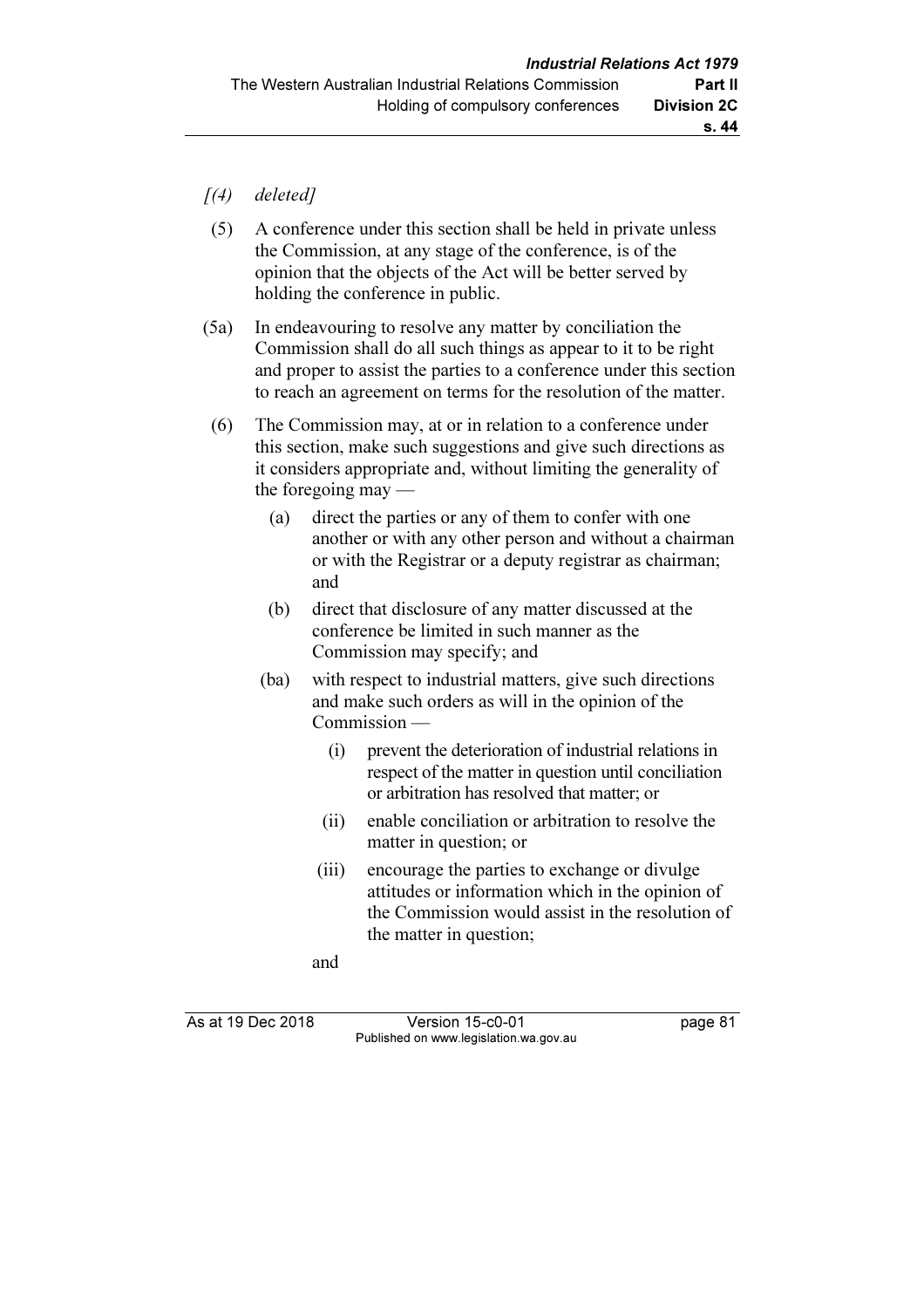*[(4) deleted]*

(5) A conference under this section shall be held in private unless the Commission, at any stage of the conference, is of the opinion that the objects of the Act will be better served by holding the conference in public.

(5a) In endeavouring to resolve any matter by conciliation the Commission shall do all such things as appear to it to be right and proper to assist the parties to a conference under this section to reach an agreement on terms for the resolution of the matter.

(6) The Commission may, at or in relation to a conference under this section, make such suggestions and give such directions as it considers appropriate and, without limiting the generality of the foregoing may —

- (a) direct the parties or any of them to confer with one another or with any other person and without a chairman or with the Registrar or a deputy registrar as chairman; and
- (b) direct that disclosure of any matter discussed at the conference be limited in such manner as the Commission may specify; and
- (ba) with respect to industrial matters, give such directions and make such orders as will in the opinion of the Commission —
  - (i) prevent the deterioration of industrial relations in respect of the matter in question until conciliation or arbitration has resolved that matter; or
  - (ii) enable conciliation or arbitration to resolve the matter in question; or
  - (iii) encourage the parties to exchange or divulge attitudes or information which in the opinion of the Commission would assist in the resolution of the matter in question;

  and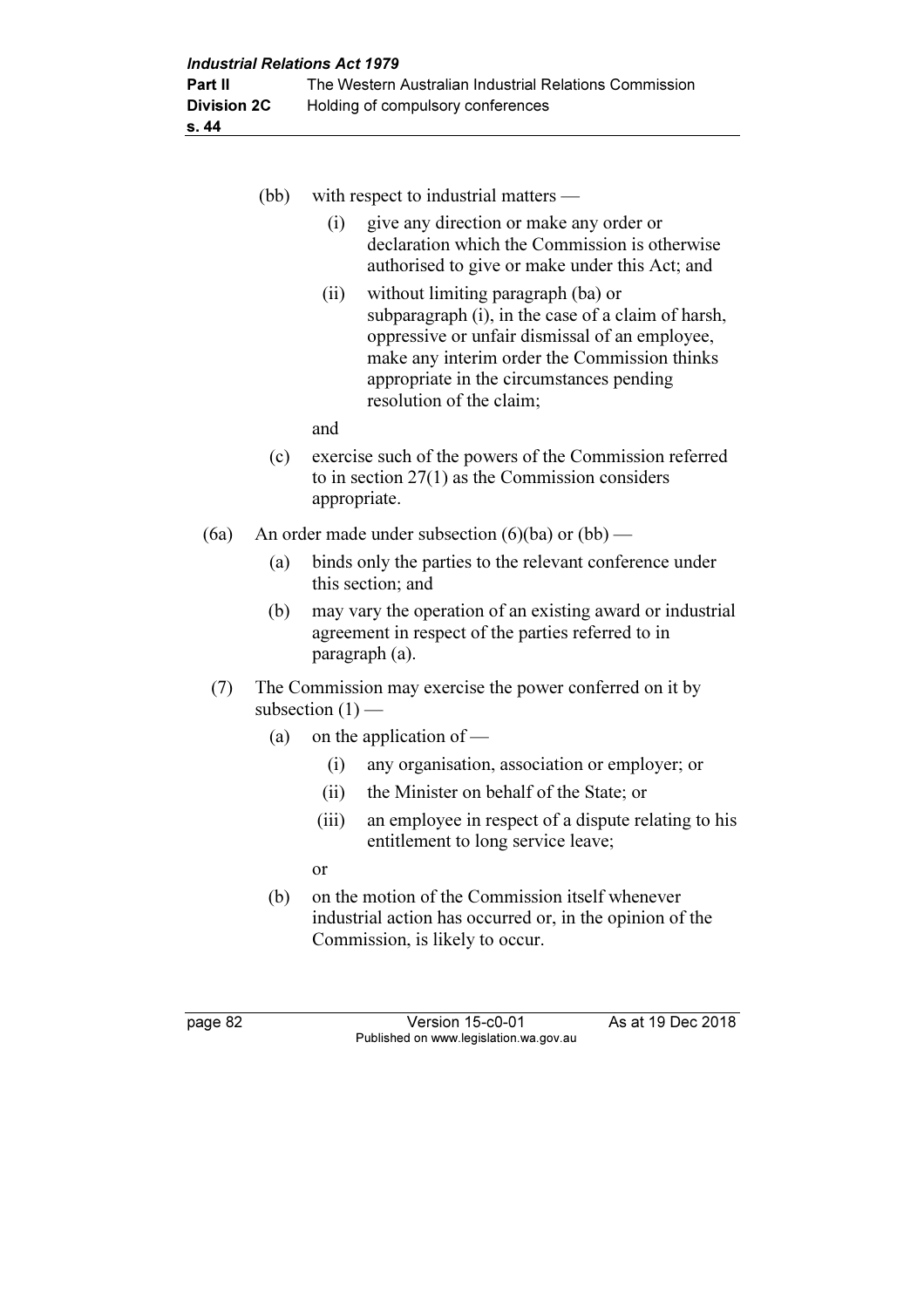(bb) with respect to industrial matters —

  (i) give any direction or make any order or declaration which the Commission is otherwise authorised to give or make under this Act; and

  (ii) without limiting paragraph (ba) or subparagraph (i), in the case of a claim of harsh, oppressive or unfair dismissal of an employee, make any interim order the Commission thinks appropriate in the circumstances pending resolution of the claim;

  and

(c) exercise such of the powers of the Commission referred to in section 27(1) as the Commission considers appropriate.

(6a) An order made under subsection (6)(ba) or (bb) —

  (a) binds only the parties to the relevant conference under this section; and

  (b) may vary the operation of an existing award or industrial agreement in respect of the parties referred to in paragraph (a).

(7) The Commission may exercise the power conferred on it by subsection (1) —

  (a) on the application of —

    (i) any organisation, association or employer; or

    (ii) the Minister on behalf of the State; or

    (iii) an employee in respect of a dispute relating to his entitlement to long service leave;

    or

  (b) on the motion of the Commission itself whenever industrial action has occurred or, in the opinion of the Commission, is likely to occur.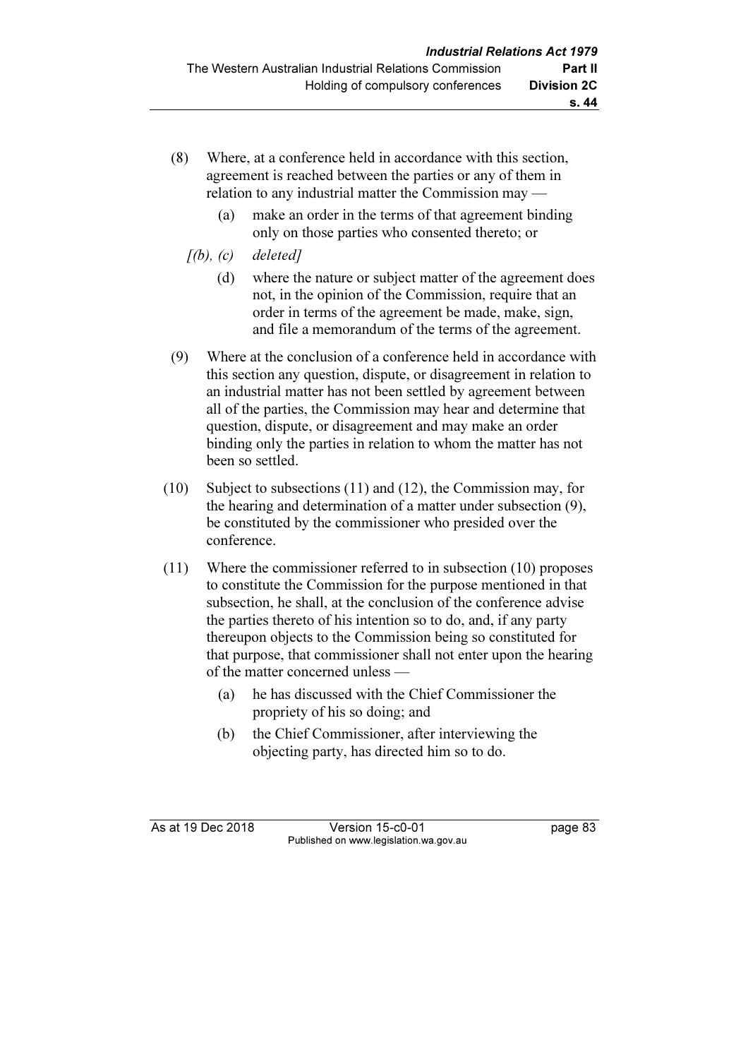(8) Where, at a conference held in accordance with this section, agreement is reached between the parties or any of them in relation to any industrial matter the Commission may —

 (a) make an order in the terms of that agreement binding only on those parties who consented thereto; or

 *[(b), (c) deleted]*

 (d) where the nature or subject matter of the agreement does not, in the opinion of the Commission, require that an order in terms of the agreement be made, make, sign, and file a memorandum of the terms of the agreement.

(9) Where at the conclusion of a conference held in accordance with this section any question, dispute, or disagreement in relation to an industrial matter has not been settled by agreement between all of the parties, the Commission may hear and determine that question, dispute, or disagreement and may make an order binding only the parties in relation to whom the matter has not been so settled.

(10) Subject to subsections (11) and (12), the Commission may, for the hearing and determination of a matter under subsection (9), be constituted by the commissioner who presided over the conference.

(11) Where the commissioner referred to in subsection (10) proposes to constitute the Commission for the purpose mentioned in that subsection, he shall, at the conclusion of the conference advise the parties thereto of his intention so to do, and, if any party thereupon objects to the Commission being so constituted for that purpose, that commissioner shall not enter upon the hearing of the matter concerned unless —

 (a) he has discussed with the Chief Commissioner the propriety of his so doing; and

 (b) the Chief Commissioner, after interviewing the objecting party, has directed him so to do.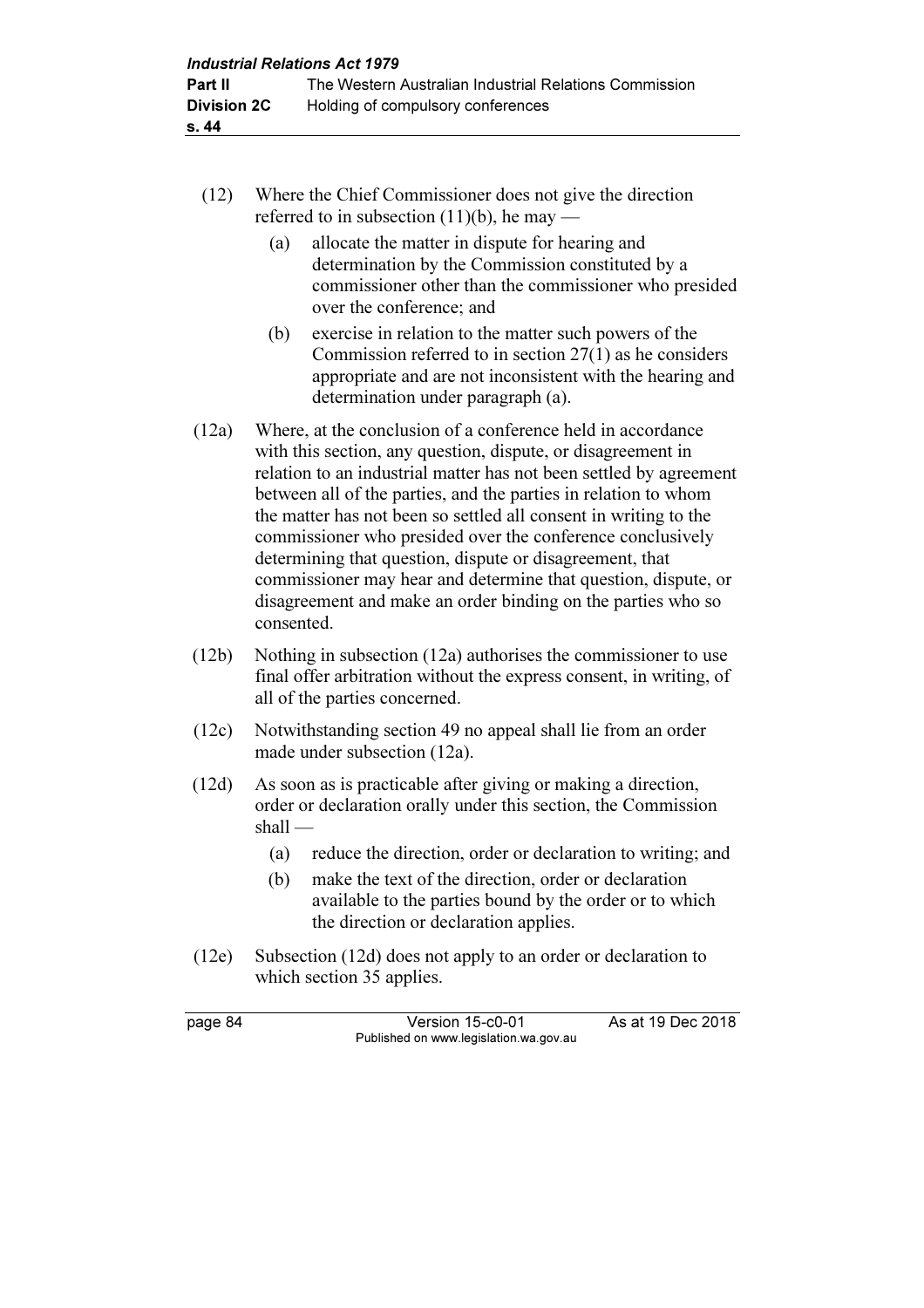(12) Where the Chief Commissioner does not give the direction referred to in subsection (11)(b), he may —

  (a) allocate the matter in dispute for hearing and determination by the Commission constituted by a commissioner other than the commissioner who presided over the conference; and

  (b) exercise in relation to the matter such powers of the Commission referred to in section 27(1) as he considers appropriate and are not inconsistent with the hearing and determination under paragraph (a).

(12a) Where, at the conclusion of a conference held in accordance with this section, any question, dispute, or disagreement in relation to an industrial matter has not been settled by agreement between all of the parties, and the parties in relation to whom the matter has not been so settled all consent in writing to the commissioner who presided over the conference conclusively determining that question, dispute or disagreement, that commissioner may hear and determine that question, dispute, or disagreement and make an order binding on the parties who so consented.

(12b) Nothing in subsection (12a) authorises the commissioner to use final offer arbitration without the express consent, in writing, of all of the parties concerned.

(12c) Notwithstanding section 49 no appeal shall lie from an order made under subsection (12a).

(12d) As soon as is practicable after giving or making a direction, order or declaration orally under this section, the Commission shall —

  (a) reduce the direction, order or declaration to writing; and

  (b) make the text of the direction, order or declaration available to the parties bound by the order or to which the direction or declaration applies.

(12e) Subsection (12d) does not apply to an order or declaration to which section 35 applies.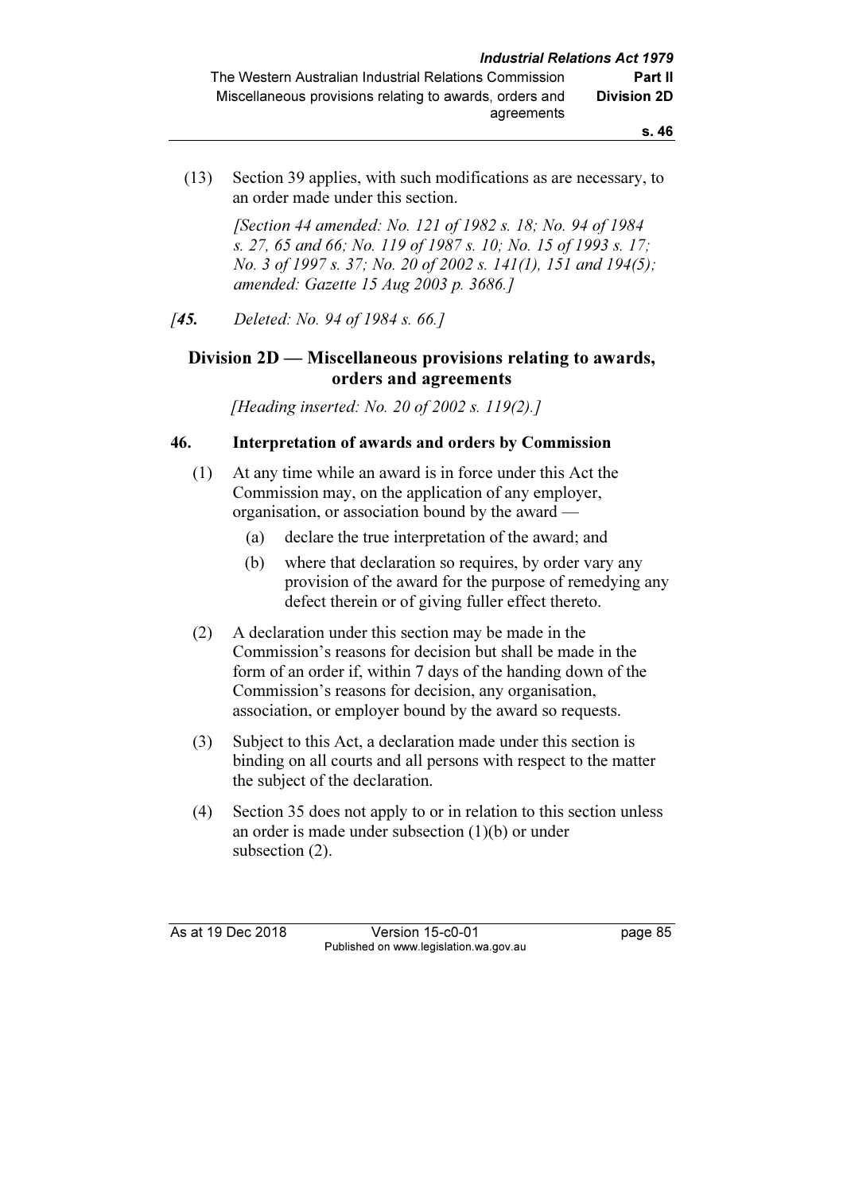(13) Section 39 applies, with such modifications as are necessary, to an order made under this section.

*[Section 44 amended: No. 121 of 1982 s. 18; No. 94 of 1984 s. 27, 65 and 66; No. 119 of 1987 s. 10; No. 15 of 1993 s. 17; No. 3 of 1997 s. 37; No. 20 of 2002 s. 141(1), 151 and 194(5); amended: Gazette 15 Aug 2003 p. 3686.]*

*[**45.** Deleted: No. 94 of 1984 s. 66.]*

## Division 2D — Miscellaneous provisions relating to awards, orders and agreements

*[Heading inserted: No. 20 of 2002 s. 119(2).]*

### 46. Interpretation of awards and orders by Commission

(1) At any time while an award is in force under this Act the Commission may, on the application of any employer, organisation, or association bound by the award —

- (a) declare the true interpretation of the award; and
- (b) where that declaration so requires, by order vary any provision of the award for the purpose of remedying any defect therein or of giving fuller effect thereto.

(2) A declaration under this section may be made in the Commission's reasons for decision but shall be made in the form of an order if, within 7 days of the handing down of the Commission's reasons for decision, any organisation, association, or employer bound by the award so requests.

(3) Subject to this Act, a declaration made under this section is binding on all courts and all persons with respect to the matter the subject of the declaration.

(4) Section 35 does not apply to or in relation to this section unless an order is made under subsection (1)(b) or under subsection (2).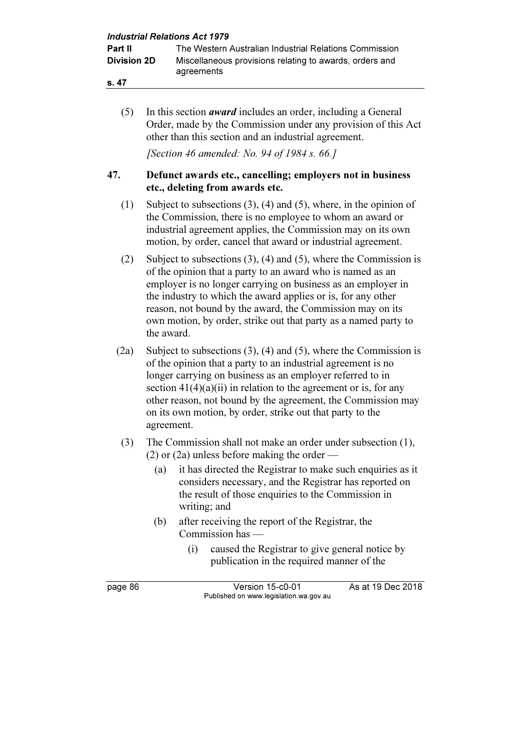(5) In this section ***award*** includes an order, including a General Order, made by the Commission under any provision of this Act other than this section and an industrial agreement.

*[Section 46 amended: No. 94 of 1984 s. 66.]*

## 47. Defunct awards etc., cancelling; employers not in business etc., deleting from awards etc.

(1) Subject to subsections (3), (4) and (5), where, in the opinion of the Commission, there is no employee to whom an award or industrial agreement applies, the Commission may on its own motion, by order, cancel that award or industrial agreement.

(2) Subject to subsections (3), (4) and (5), where the Commission is of the opinion that a party to an award who is named as an employer is no longer carrying on business as an employer in the industry to which the award applies or is, for any other reason, not bound by the award, the Commission may on its own motion, by order, strike out that party as a named party to the award.

(2a) Subject to subsections (3), (4) and (5), where the Commission is of the opinion that a party to an industrial agreement is no longer carrying on business as an employer referred to in section 41(4)(a)(ii) in relation to the agreement or is, for any other reason, not bound by the agreement, the Commission may on its own motion, by order, strike out that party to the agreement.

(3) The Commission shall not make an order under subsection (1), (2) or (2a) unless before making the order —

(a) it has directed the Registrar to make such enquiries as it considers necessary, and the Registrar has reported on the result of those enquiries to the Commission in writing; and

(b) after receiving the report of the Registrar, the Commission has —

(i) caused the Registrar to give general notice by publication in the required manner of the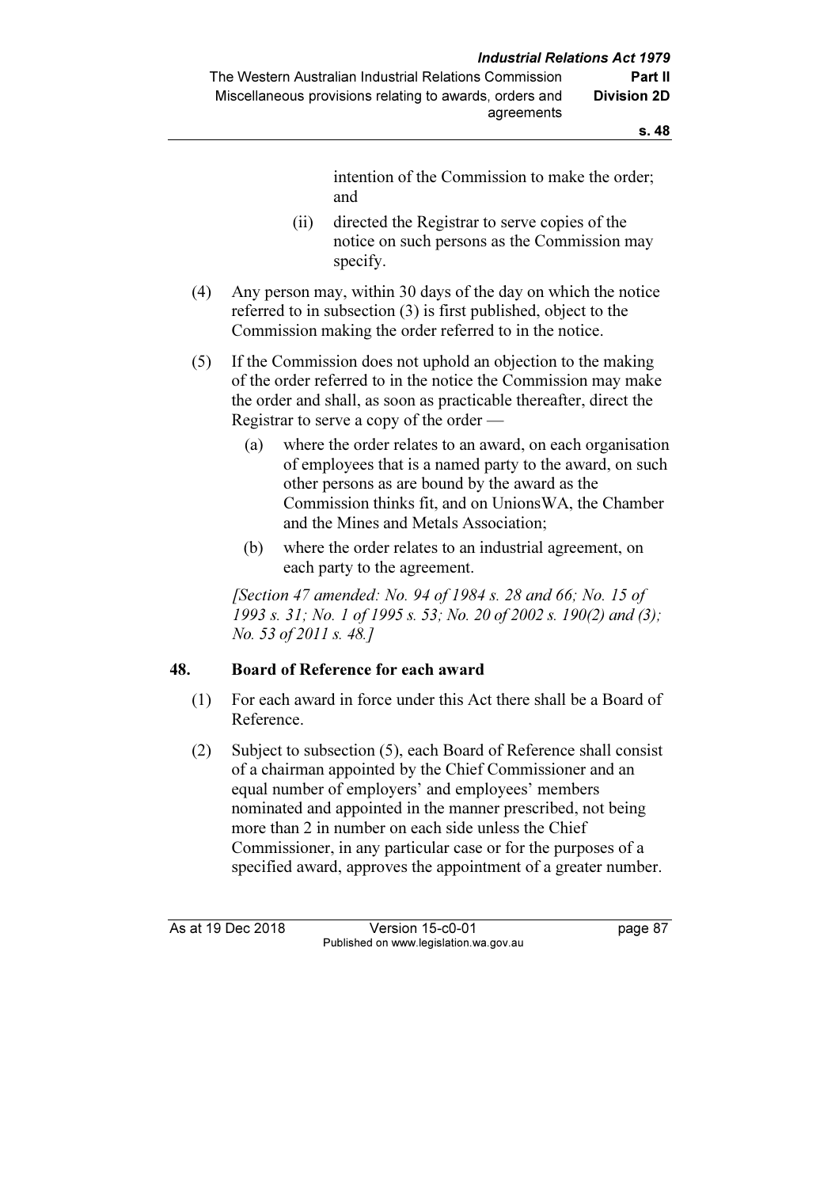intention of the Commission to make the order; and

(ii) directed the Registrar to serve copies of the notice on such persons as the Commission may specify.

(4) Any person may, within 30 days of the day on which the notice referred to in subsection (3) is first published, object to the Commission making the order referred to in the notice.

(5) If the Commission does not uphold an objection to the making of the order referred to in the notice the Commission may make the order and shall, as soon as practicable thereafter, direct the Registrar to serve a copy of the order —

(a) where the order relates to an award, on each organisation of employees that is a named party to the award, on such other persons as are bound by the award as the Commission thinks fit, and on UnionsWA, the Chamber and the Mines and Metals Association;

(b) where the order relates to an industrial agreement, on each party to the agreement.

*[Section 47 amended: No. 94 of 1984 s. 28 and 66; No. 15 of 1993 s. 31; No. 1 of 1995 s. 53; No. 20 of 2002 s. 190(2) and (3); No. 53 of 2011 s. 48.]*

## 48. Board of Reference for each award

(1) For each award in force under this Act there shall be a Board of Reference.

(2) Subject to subsection (5), each Board of Reference shall consist of a chairman appointed by the Chief Commissioner and an equal number of employers' and employees' members nominated and appointed in the manner prescribed, not being more than 2 in number on each side unless the Chief Commissioner, in any particular case or for the purposes of a specified award, approves the appointment of a greater number.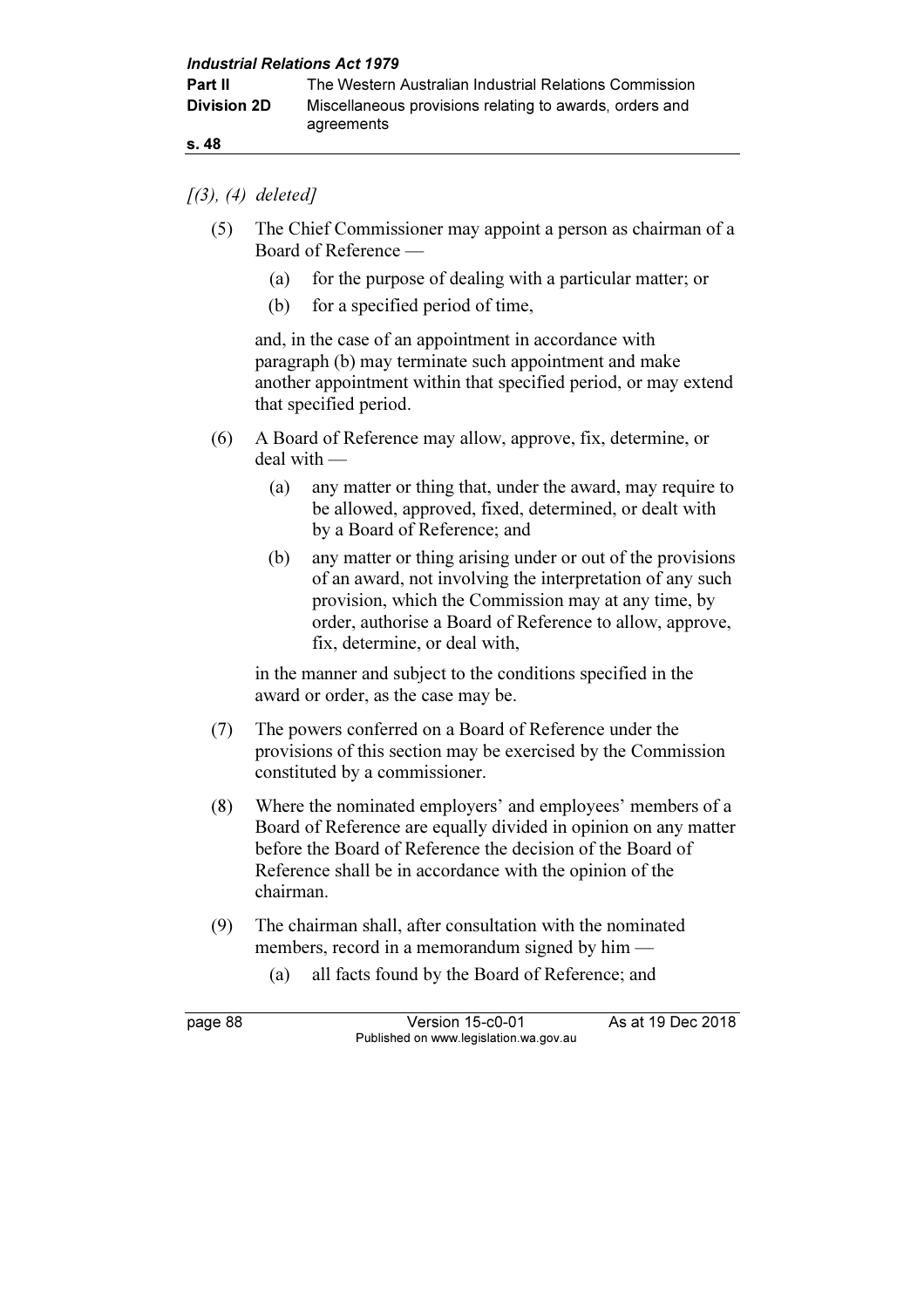*[(3), (4) deleted]*

(5) The Chief Commissioner may appoint a person as chairman of a Board of Reference —

(a) for the purpose of dealing with a particular matter; or

(b) for a specified period of time,

and, in the case of an appointment in accordance with paragraph (b) may terminate such appointment and make another appointment within that specified period, or may extend that specified period.

(6) A Board of Reference may allow, approve, fix, determine, or deal with —

(a) any matter or thing that, under the award, may require to be allowed, approved, fixed, determined, or dealt with by a Board of Reference; and

(b) any matter or thing arising under or out of the provisions of an award, not involving the interpretation of any such provision, which the Commission may at any time, by order, authorise a Board of Reference to allow, approve, fix, determine, or deal with,

in the manner and subject to the conditions specified in the award or order, as the case may be.

(7) The powers conferred on a Board of Reference under the provisions of this section may be exercised by the Commission constituted by a commissioner.

(8) Where the nominated employers' and employees' members of a Board of Reference are equally divided in opinion on any matter before the Board of Reference the decision of the Board of Reference shall be in accordance with the opinion of the chairman.

(9) The chairman shall, after consultation with the nominated members, record in a memorandum signed by him —

(a) all facts found by the Board of Reference; and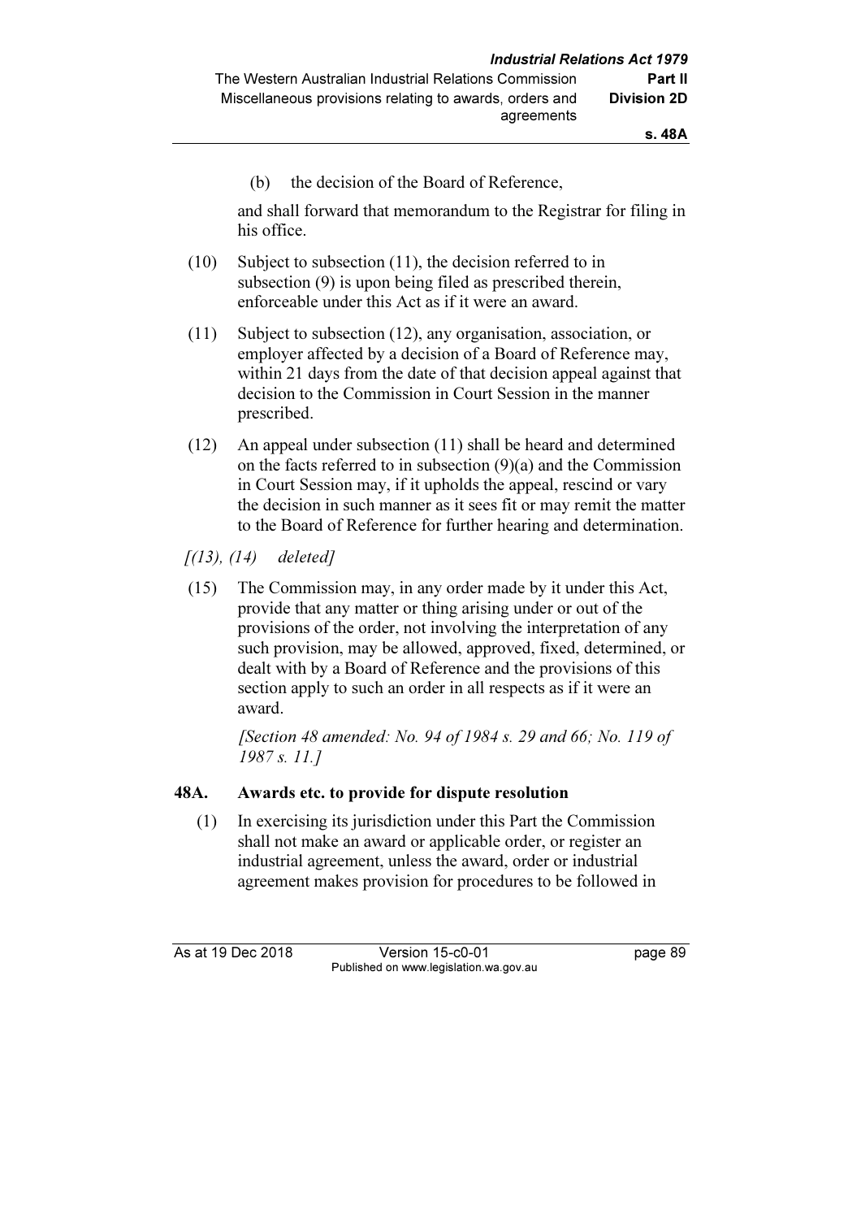(b) the decision of the Board of Reference,

and shall forward that memorandum to the Registrar for filing in his office.

(10) Subject to subsection (11), the decision referred to in subsection (9) is upon being filed as prescribed therein, enforceable under this Act as if it were an award.

(11) Subject to subsection (12), any organisation, association, or employer affected by a decision of a Board of Reference may, within 21 days from the date of that decision appeal against that decision to the Commission in Court Session in the manner prescribed.

(12) An appeal under subsection (11) shall be heard and determined on the facts referred to in subsection (9)(a) and the Commission in Court Session may, if it upholds the appeal, rescind or vary the decision in such manner as it sees fit or may remit the matter to the Board of Reference for further hearing and determination.

*[(13), (14) deleted]*

(15) The Commission may, in any order made by it under this Act, provide that any matter or thing arising under or out of the provisions of the order, not involving the interpretation of any such provision, may be allowed, approved, fixed, determined, or dealt with by a Board of Reference and the provisions of this section apply to such an order in all respects as if it were an award.

*[Section 48 amended: No. 94 of 1984 s. 29 and 66; No. 119 of 1987 s. 11.]*

### 48A. Awards etc. to provide for dispute resolution

(1) In exercising its jurisdiction under this Part the Commission shall not make an award or applicable order, or register an industrial agreement, unless the award, order or industrial agreement makes provision for procedures to be followed in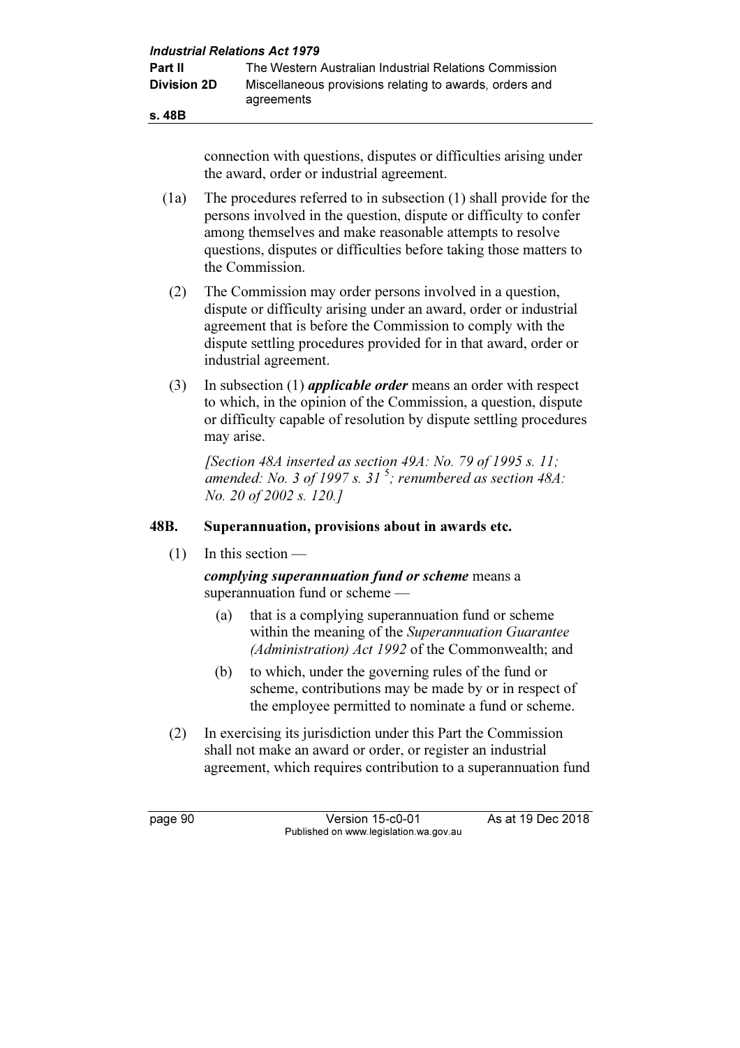connection with questions, disputes or difficulties arising under the award, order or industrial agreement.

(1a) The procedures referred to in subsection (1) shall provide for the persons involved in the question, dispute or difficulty to confer among themselves and make reasonable attempts to resolve questions, disputes or difficulties before taking those matters to the Commission.

(2) The Commission may order persons involved in a question, dispute or difficulty arising under an award, order or industrial agreement that is before the Commission to comply with the dispute settling procedures provided for in that award, order or industrial agreement.

(3) In subsection (1) ***applicable order*** means an order with respect to which, in the opinion of the Commission, a question, dispute or difficulty capable of resolution by dispute settling procedures may arise.

*[Section 48A inserted as section 49A: No. 79 of 1995 s. 11; amended: No. 3 of 1997 s. 31* [5]*; renumbered as section 48A: No. 20 of 2002 s. 120.]*

### 48B. Superannuation, provisions about in awards etc.

(1) In this section —

***complying superannuation fund or scheme*** means a superannuation fund or scheme —

(a) that is a complying superannuation fund or scheme within the meaning of the *Superannuation Guarantee (Administration) Act 1992* of the Commonwealth; and

(b) to which, under the governing rules of the fund or scheme, contributions may be made by or in respect of the employee permitted to nominate a fund or scheme.

(2) In exercising its jurisdiction under this Part the Commission shall not make an award or order, or register an industrial agreement, which requires contribution to a superannuation fund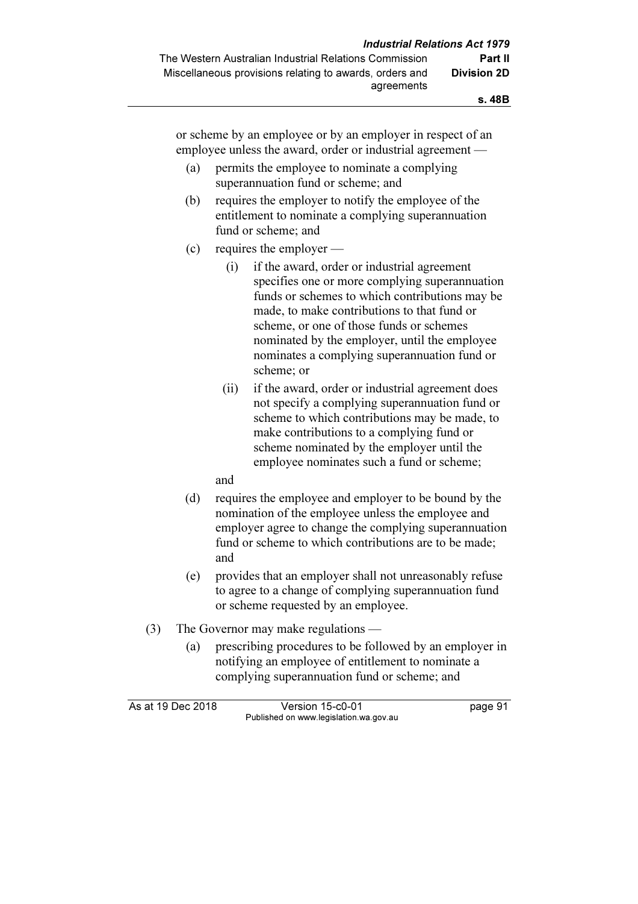or scheme by an employee or by an employer in respect of an employee unless the award, order or industrial agreement —

(a) permits the employee to nominate a complying superannuation fund or scheme; and

(b) requires the employer to notify the employee of the entitlement to nominate a complying superannuation fund or scheme; and

(c) requires the employer —

 (i) if the award, order or industrial agreement specifies one or more complying superannuation funds or schemes to which contributions may be made, to make contributions to that fund or scheme, or one of those funds or schemes nominated by the employer, until the employee nominates a complying superannuation fund or scheme; or

 (ii) if the award, order or industrial agreement does not specify a complying superannuation fund or scheme to which contributions may be made, to make contributions to a complying fund or scheme nominated by the employer until the employee nominates such a fund or scheme;

 and

(d) requires the employee and employer to be bound by the nomination of the employee unless the employee and employer agree to change the complying superannuation fund or scheme to which contributions are to be made; and

(e) provides that an employer shall not unreasonably refuse to agree to a change of complying superannuation fund or scheme requested by an employee.

(3) The Governor may make regulations —

 (a) prescribing procedures to be followed by an employer in notifying an employee of entitlement to nominate a complying superannuation fund or scheme; and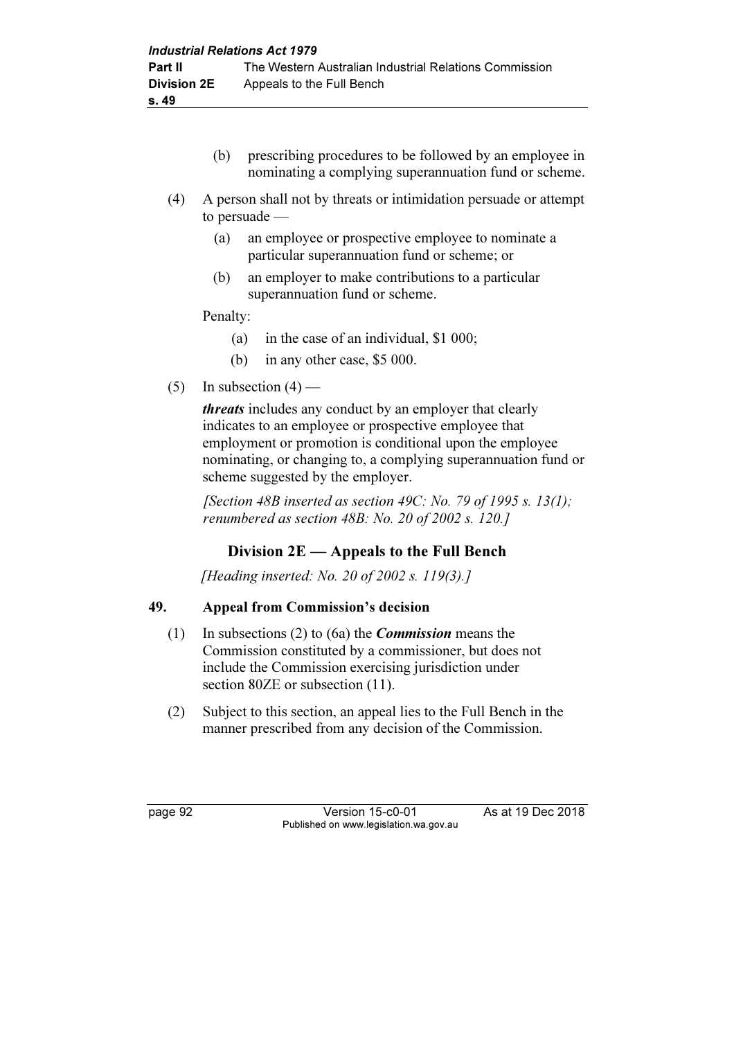(b) prescribing procedures to be followed by an employee in nominating a complying superannuation fund or scheme.

(4) A person shall not by threats or intimidation persuade or attempt to persuade —

(a) an employee or prospective employee to nominate a particular superannuation fund or scheme; or

(b) an employer to make contributions to a particular superannuation fund or scheme.

Penalty:

(a) in the case of an individual, $1 000;

(b) in any other case, $5 000.

(5) In subsection (4) —

***threats*** includes any conduct by an employer that clearly indicates to an employee or prospective employee that employment or promotion is conditional upon the employee nominating, or changing to, a complying superannuation fund or scheme suggested by the employer.

*[Section 48B inserted as section 49C: No. 79 of 1995 s. 13(1); renumbered as section 48B: No. 20 of 2002 s. 120.]*

## Division 2E — Appeals to the Full Bench

*[Heading inserted: No. 20 of 2002 s. 119(3).]*

### 49. Appeal from Commission's decision

(1) In subsections (2) to (6a) the ***Commission*** means the Commission constituted by a commissioner, but does not include the Commission exercising jurisdiction under section 80ZE or subsection (11).

(2) Subject to this section, an appeal lies to the Full Bench in the manner prescribed from any decision of the Commission.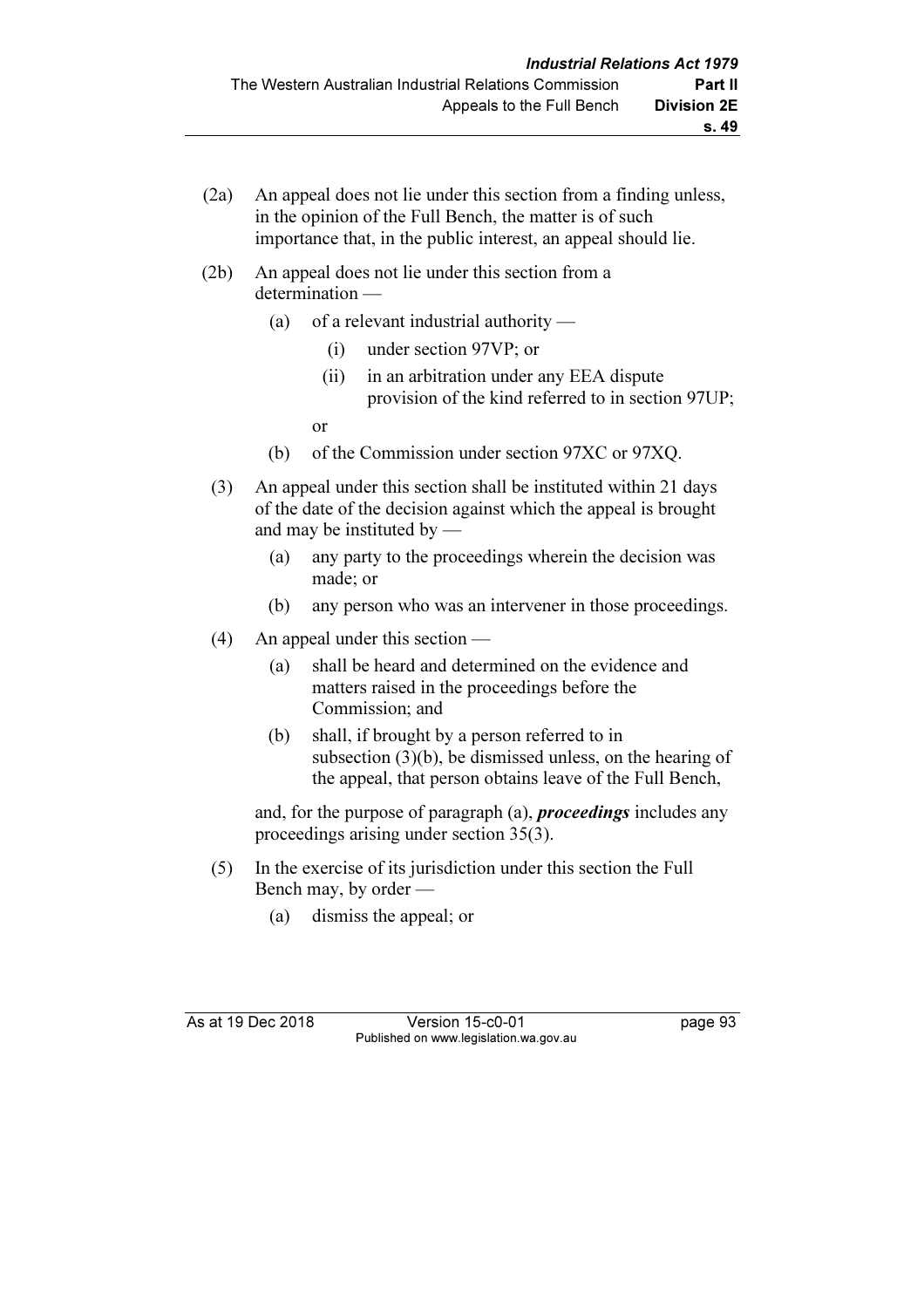(2a) An appeal does not lie under this section from a finding unless, in the opinion of the Full Bench, the matter is of such importance that, in the public interest, an appeal should lie.

(2b) An appeal does not lie under this section from a determination —

- (a) of a relevant industrial authority —
  - (i) under section 97VP; or
  - (ii) in an arbitration under any EEA dispute provision of the kind referred to in section 97UP;

  or
- (b) of the Commission under section 97XC or 97XQ.

(3) An appeal under this section shall be instituted within 21 days of the date of the decision against which the appeal is brought and may be instituted by —

- (a) any party to the proceedings wherein the decision was made; or
- (b) any person who was an intervener in those proceedings.

(4) An appeal under this section —

- (a) shall be heard and determined on the evidence and matters raised in the proceedings before the Commission; and
- (b) shall, if brought by a person referred to in subsection (3)(b), be dismissed unless, on the hearing of the appeal, that person obtains leave of the Full Bench,

and, for the purpose of paragraph (a), ***proceedings*** includes any proceedings arising under section 35(3).

(5) In the exercise of its jurisdiction under this section the Full Bench may, by order —

- (a) dismiss the appeal; or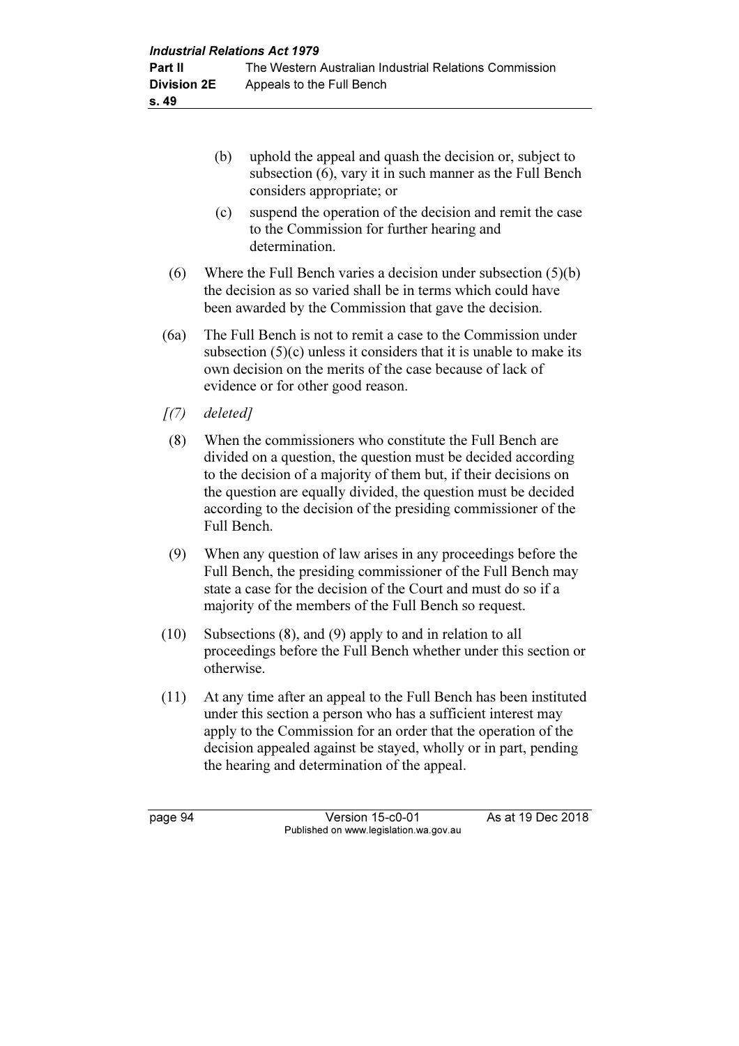(b) uphold the appeal and quash the decision or, subject to subsection (6), vary it in such manner as the Full Bench considers appropriate; or

(c) suspend the operation of the decision and remit the case to the Commission for further hearing and determination.

(6) Where the Full Bench varies a decision under subsection (5)(b) the decision as so varied shall be in terms which could have been awarded by the Commission that gave the decision.

(6a) The Full Bench is not to remit a case to the Commission under subsection (5)(c) unless it considers that it is unable to make its own decision on the merits of the case because of lack of evidence or for other good reason.

*[(7) deleted]*

(8) When the commissioners who constitute the Full Bench are divided on a question, the question must be decided according to the decision of a majority of them but, if their decisions on the question are equally divided, the question must be decided according to the decision of the presiding commissioner of the Full Bench.

(9) When any question of law arises in any proceedings before the Full Bench, the presiding commissioner of the Full Bench may state a case for the decision of the Court and must do so if a majority of the members of the Full Bench so request.

(10) Subsections (8), and (9) apply to and in relation to all proceedings before the Full Bench whether under this section or otherwise.

(11) At any time after an appeal to the Full Bench has been instituted under this section a person who has a sufficient interest may apply to the Commission for an order that the operation of the decision appealed against be stayed, wholly or in part, pending the hearing and determination of the appeal.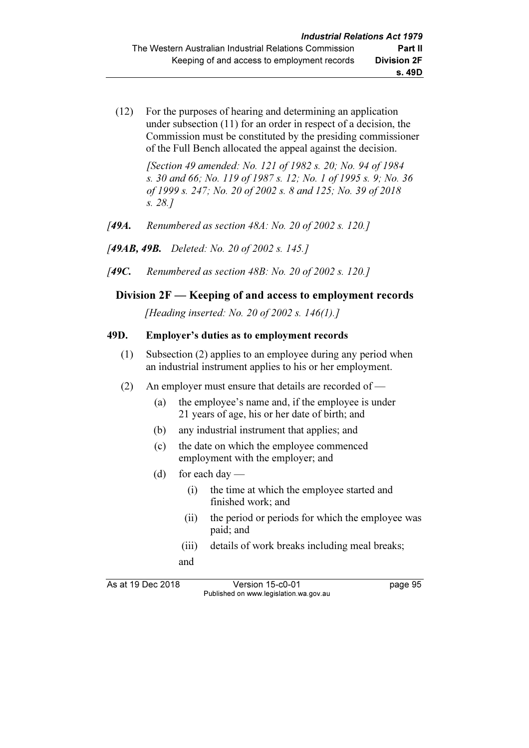(12) For the purposes of hearing and determining an application under subsection (11) for an order in respect of a decision, the Commission must be constituted by the presiding commissioner of the Full Bench allocated the appeal against the decision.

*[Section 49 amended: No. 121 of 1982 s. 20; No. 94 of 1984 s. 30 and 66; No. 119 of 1987 s. 12; No. 1 of 1995 s. 9; No. 36 of 1999 s. 247; No. 20 of 2002 s. 8 and 125; No. 39 of 2018 s. 28.]*

*[**49A.** Renumbered as section 48A: No. 20 of 2002 s. 120.]*

*[**49AB, 49B.** Deleted: No. 20 of 2002 s. 145.]*

*[**49C.** Renumbered as section 48B: No. 20 of 2002 s. 120.]*

## Division 2F — Keeping of and access to employment records

*[Heading inserted: No. 20 of 2002 s. 146(1).]*

### 49D. Employer's duties as to employment records

(1) Subsection (2) applies to an employee during any period when an industrial instrument applies to his or her employment.

(2) An employer must ensure that details are recorded of —

(a) the employee's name and, if the employee is under 21 years of age, his or her date of birth; and

(b) any industrial instrument that applies; and

(c) the date on which the employee commenced employment with the employer; and

(d) for each day —

(i) the time at which the employee started and finished work; and

(ii) the period or periods for which the employee was paid; and

(iii) details of work breaks including meal breaks;

and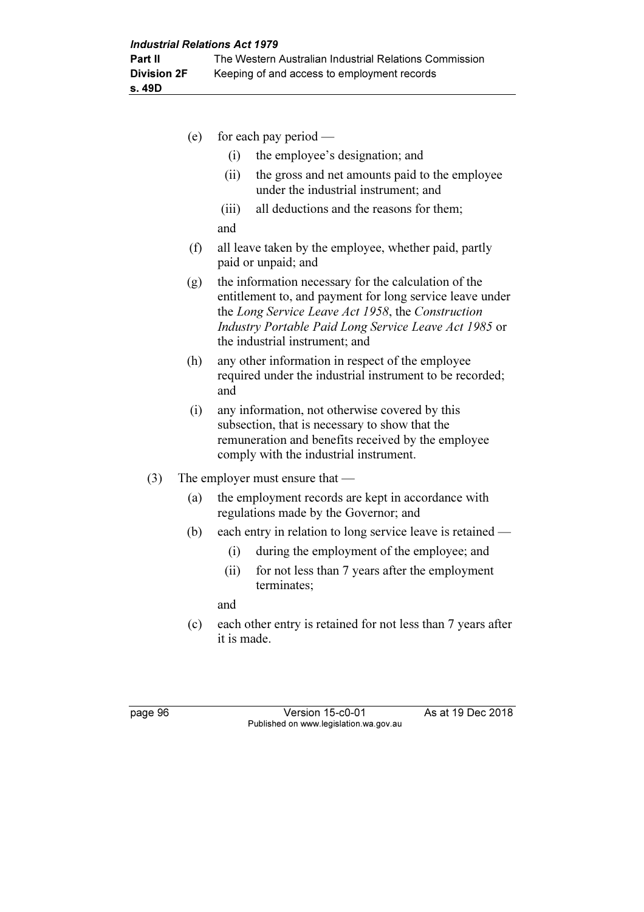(e) for each pay period —

  (i) the employee's designation; and

  (ii) the gross and net amounts paid to the employee under the industrial instrument; and

  (iii) all deductions and the reasons for them;

  and

(f) all leave taken by the employee, whether paid, partly paid or unpaid; and

(g) the information necessary for the calculation of the entitlement to, and payment for long service leave under the *Long Service Leave Act 1958*, the *Construction Industry Portable Paid Long Service Leave Act 1985* or the industrial instrument; and

(h) any other information in respect of the employee required under the industrial instrument to be recorded; and

(i) any information, not otherwise covered by this subsection, that is necessary to show that the remuneration and benefits received by the employee comply with the industrial instrument.

(3) The employer must ensure that —

  (a) the employment records are kept in accordance with regulations made by the Governor; and

  (b) each entry in relation to long service leave is retained —

    (i) during the employment of the employee; and

    (ii) for not less than 7 years after the employment terminates;

    and

  (c) each other entry is retained for not less than 7 years after it is made.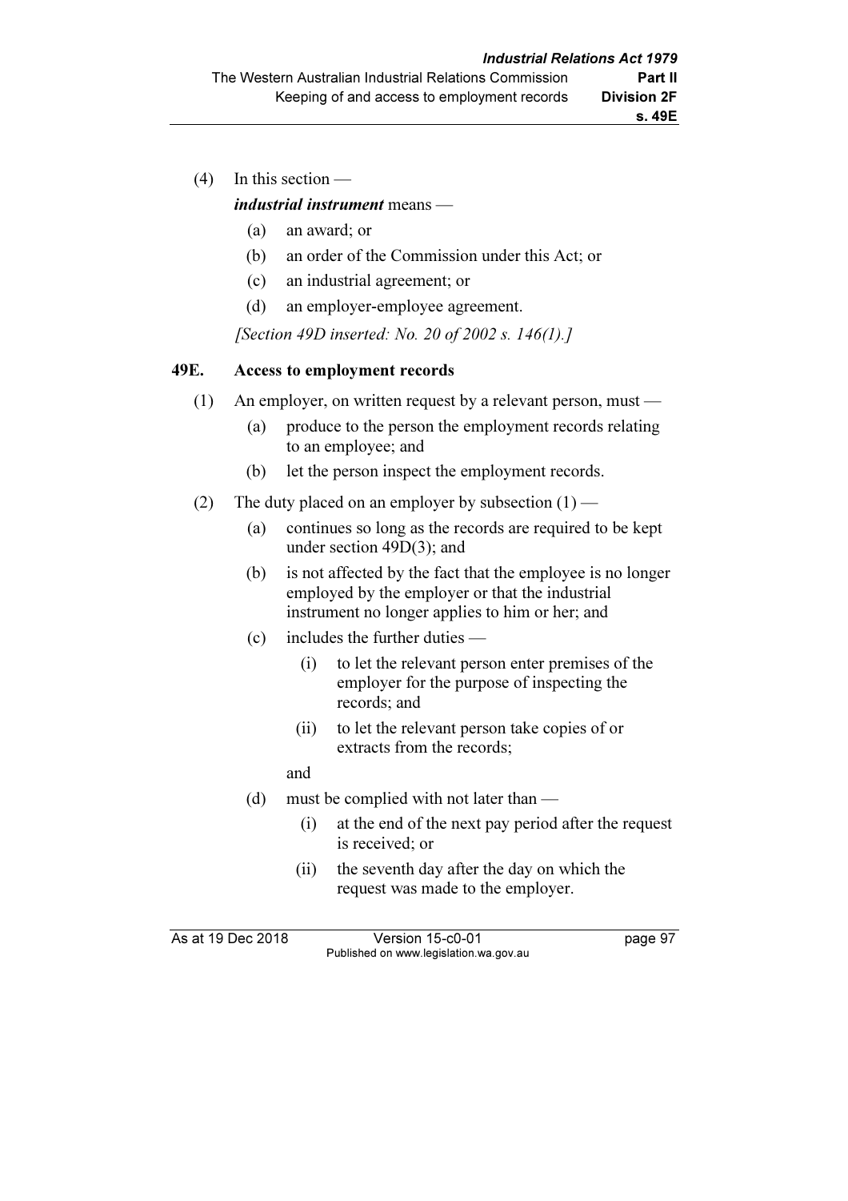(4) In this section —

***industrial instrument*** means —

(a) an award; or

(b) an order of the Commission under this Act; or

(c) an industrial agreement; or

(d) an employer-employee agreement.

*[Section 49D inserted: No. 20 of 2002 s. 146(1).]*

## 49E. Access to employment records

(1) An employer, on written request by a relevant person, must —

(a) produce to the person the employment records relating to an employee; and

(b) let the person inspect the employment records.

(2) The duty placed on an employer by subsection (1) —

(a) continues so long as the records are required to be kept under section 49D(3); and

(b) is not affected by the fact that the employee is no longer employed by the employer or that the industrial instrument no longer applies to him or her; and

(c) includes the further duties —

(i) to let the relevant person enter premises of the employer for the purpose of inspecting the records; and

(ii) to let the relevant person take copies of or extracts from the records;

and

(d) must be complied with not later than —

(i) at the end of the next pay period after the request is received; or

(ii) the seventh day after the day on which the request was made to the employer.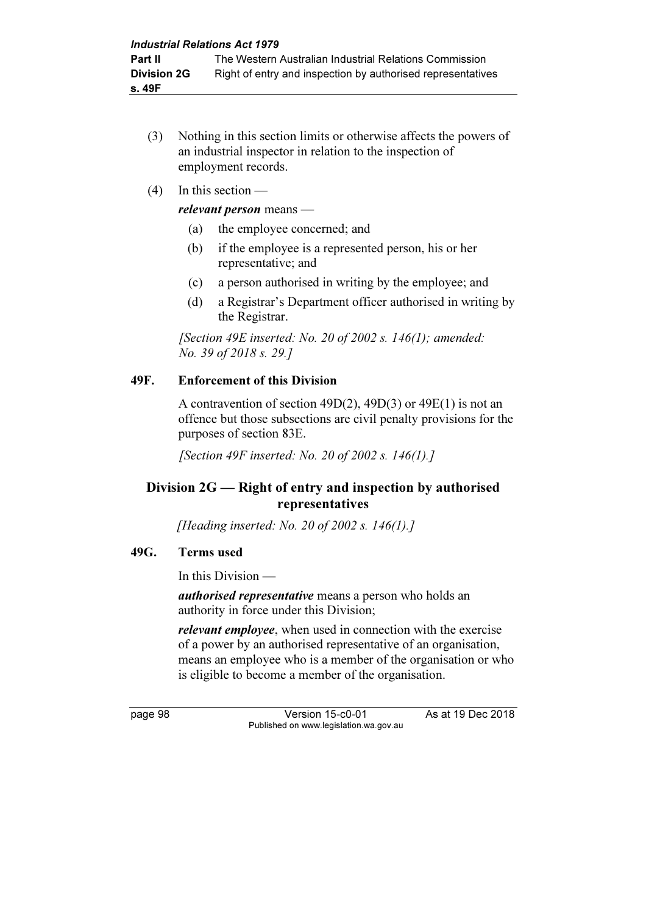(3) Nothing in this section limits or otherwise affects the powers of an industrial inspector in relation to the inspection of employment records.

(4) In this section —

***relevant person*** means —

(a) the employee concerned; and

(b) if the employee is a represented person, his or her representative; and

(c) a person authorised in writing by the employee; and

(d) a Registrar's Department officer authorised in writing by the Registrar.

*[Section 49E inserted: No. 20 of 2002 s. 146(1); amended: No. 39 of 2018 s. 29.]*

### 49F. Enforcement of this Division

A contravention of section 49D(2), 49D(3) or 49E(1) is not an offence but those subsections are civil penalty provisions for the purposes of section 83E.

*[Section 49F inserted: No. 20 of 2002 s. 146(1).]*

## Division 2G — Right of entry and inspection by authorised representatives

*[Heading inserted: No. 20 of 2002 s. 146(1).]*

### 49G. Terms used

In this Division —

***authorised representative*** means a person who holds an authority in force under this Division;

***relevant employee***, when used in connection with the exercise of a power by an authorised representative of an organisation, means an employee who is a member of the organisation or who is eligible to become a member of the organisation.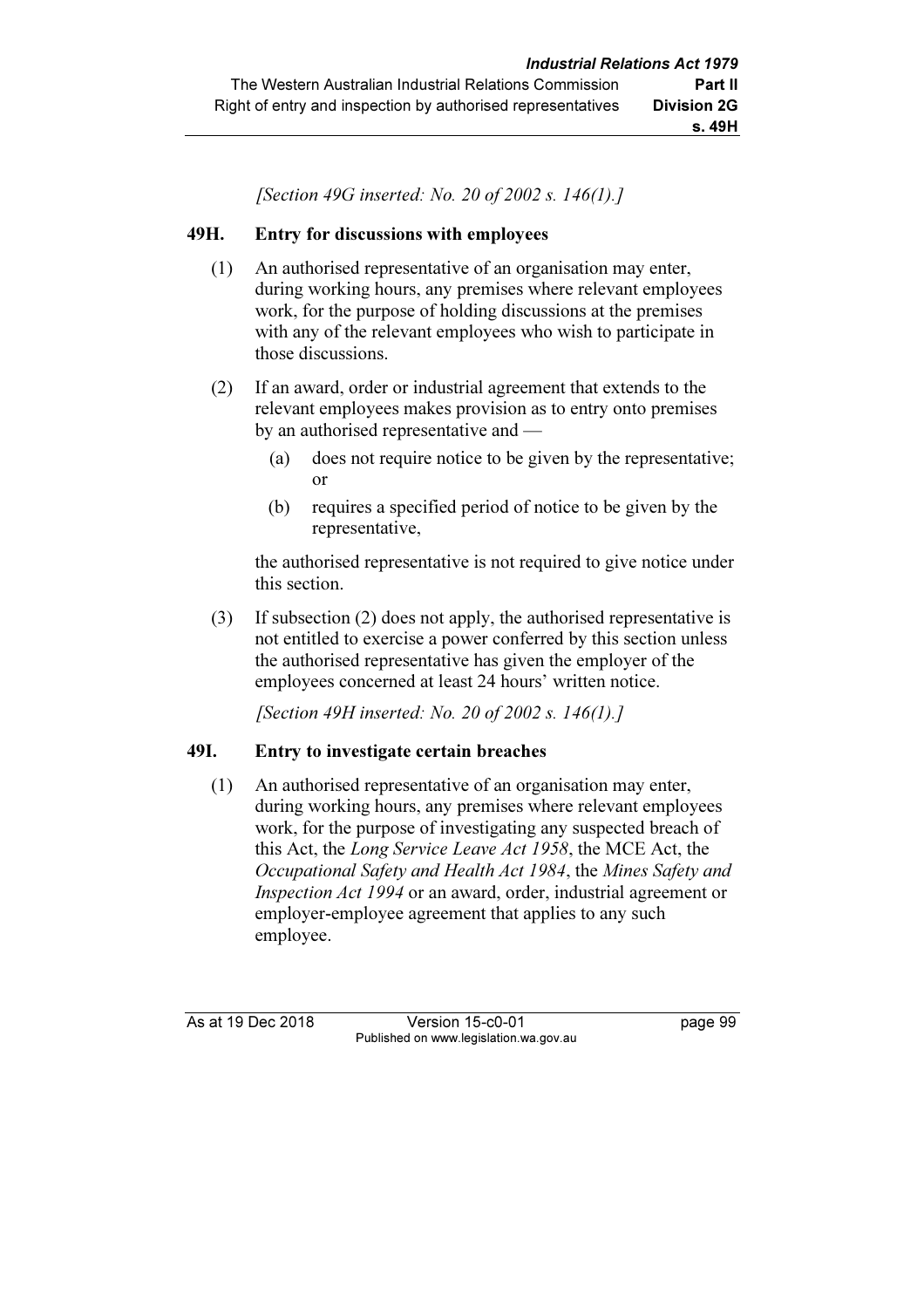*[Section 49G inserted: No. 20 of 2002 s. 146(1).]*

### 49H. Entry for discussions with employees

(1) An authorised representative of an organisation may enter, during working hours, any premises where relevant employees work, for the purpose of holding discussions at the premises with any of the relevant employees who wish to participate in those discussions.

(2) If an award, order or industrial agreement that extends to the relevant employees makes provision as to entry onto premises by an authorised representative and —

- (a) does not require notice to be given by the representative; or
- (b) requires a specified period of notice to be given by the representative,

the authorised representative is not required to give notice under this section.

(3) If subsection (2) does not apply, the authorised representative is not entitled to exercise a power conferred by this section unless the authorised representative has given the employer of the employees concerned at least 24 hours' written notice.

*[Section 49H inserted: No. 20 of 2002 s. 146(1).]*

### 49I. Entry to investigate certain breaches

(1) An authorised representative of an organisation may enter, during working hours, any premises where relevant employees work, for the purpose of investigating any suspected breach of this Act, the *Long Service Leave Act 1958*, the MCE Act, the *Occupational Safety and Health Act 1984*, the *Mines Safety and Inspection Act 1994* or an award, order, industrial agreement or employer-employee agreement that applies to any such employee.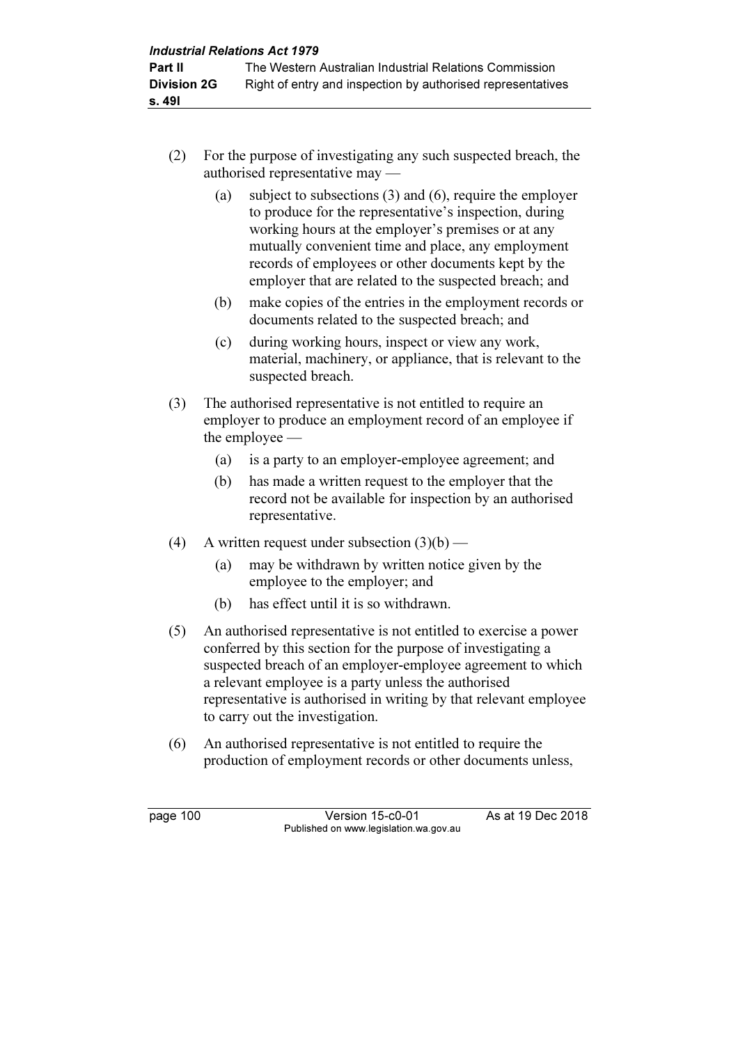(2) For the purpose of investigating any such suspected breach, the authorised representative may —

   (a) subject to subsections (3) and (6), require the employer to produce for the representative's inspection, during working hours at the employer's premises or at any mutually convenient time and place, any employment records of employees or other documents kept by the employer that are related to the suspected breach; and

   (b) make copies of the entries in the employment records or documents related to the suspected breach; and

   (c) during working hours, inspect or view any work, material, machinery, or appliance, that is relevant to the suspected breach.

(3) The authorised representative is not entitled to require an employer to produce an employment record of an employee if the employee —

   (a) is a party to an employer-employee agreement; and

   (b) has made a written request to the employer that the record not be available for inspection by an authorised representative.

(4) A written request under subsection (3)(b) —

   (a) may be withdrawn by written notice given by the employee to the employer; and

   (b) has effect until it is so withdrawn.

(5) An authorised representative is not entitled to exercise a power conferred by this section for the purpose of investigating a suspected breach of an employer-employee agreement to which a relevant employee is a party unless the authorised representative is authorised in writing by that relevant employee to carry out the investigation.

(6) An authorised representative is not entitled to require the production of employment records or other documents unless,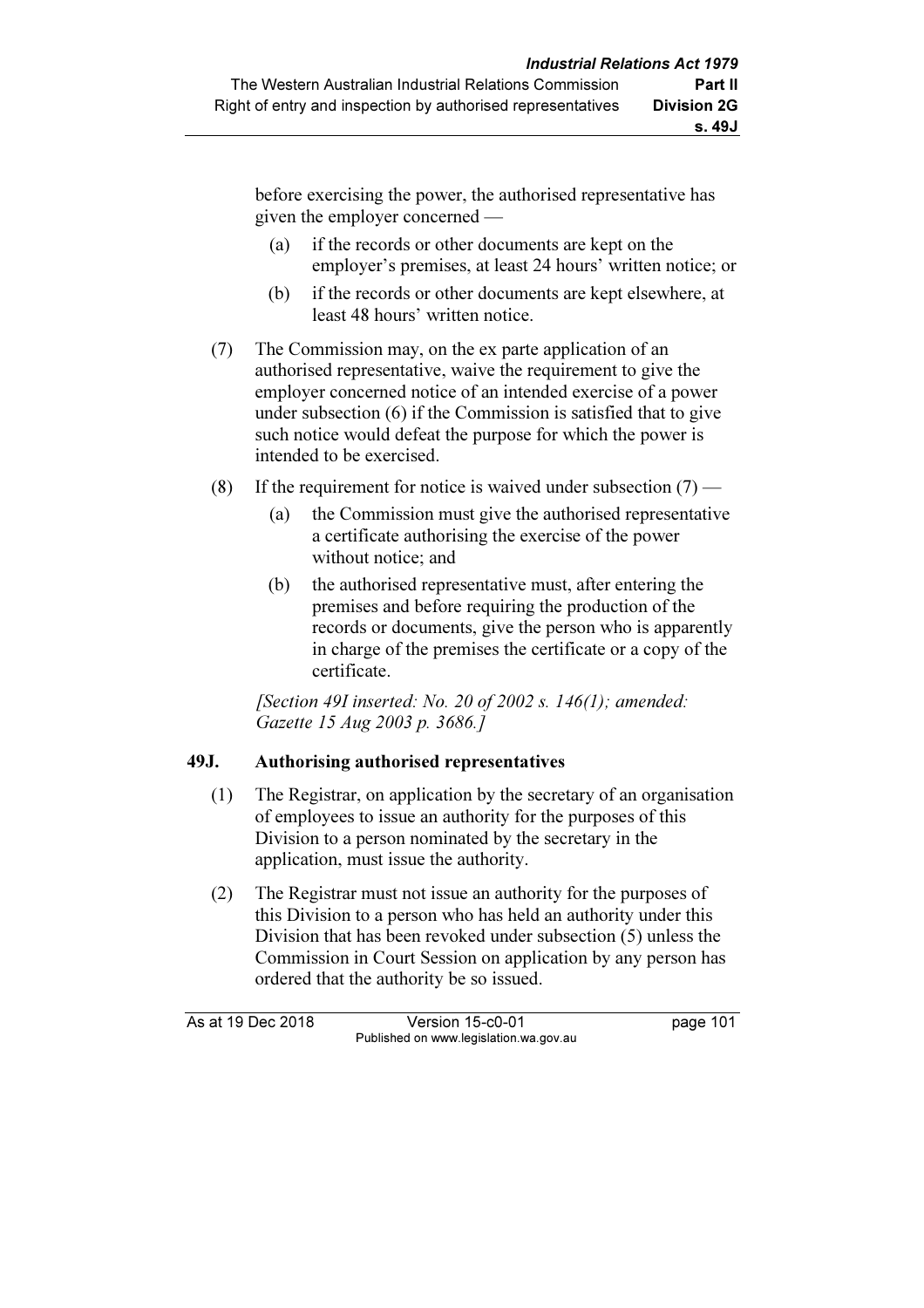before exercising the power, the authorised representative has given the employer concerned —

(a) if the records or other documents are kept on the employer's premises, at least 24 hours' written notice; or

(b) if the records or other documents are kept elsewhere, at least 48 hours' written notice.

(7) The Commission may, on the ex parte application of an authorised representative, waive the requirement to give the employer concerned notice of an intended exercise of a power under subsection (6) if the Commission is satisfied that to give such notice would defeat the purpose for which the power is intended to be exercised.

(8) If the requirement for notice is waived under subsection (7) —

(a) the Commission must give the authorised representative a certificate authorising the exercise of the power without notice; and

(b) the authorised representative must, after entering the premises and before requiring the production of the records or documents, give the person who is apparently in charge of the premises the certificate or a copy of the certificate.

*[Section 49I inserted: No. 20 of 2002 s. 146(1); amended: Gazette 15 Aug 2003 p. 3686.]*

## 49J. Authorising authorised representatives

(1) The Registrar, on application by the secretary of an organisation of employees to issue an authority for the purposes of this Division to a person nominated by the secretary in the application, must issue the authority.

(2) The Registrar must not issue an authority for the purposes of this Division to a person who has held an authority under this Division that has been revoked under subsection (5) unless the Commission in Court Session on application by any person has ordered that the authority be so issued.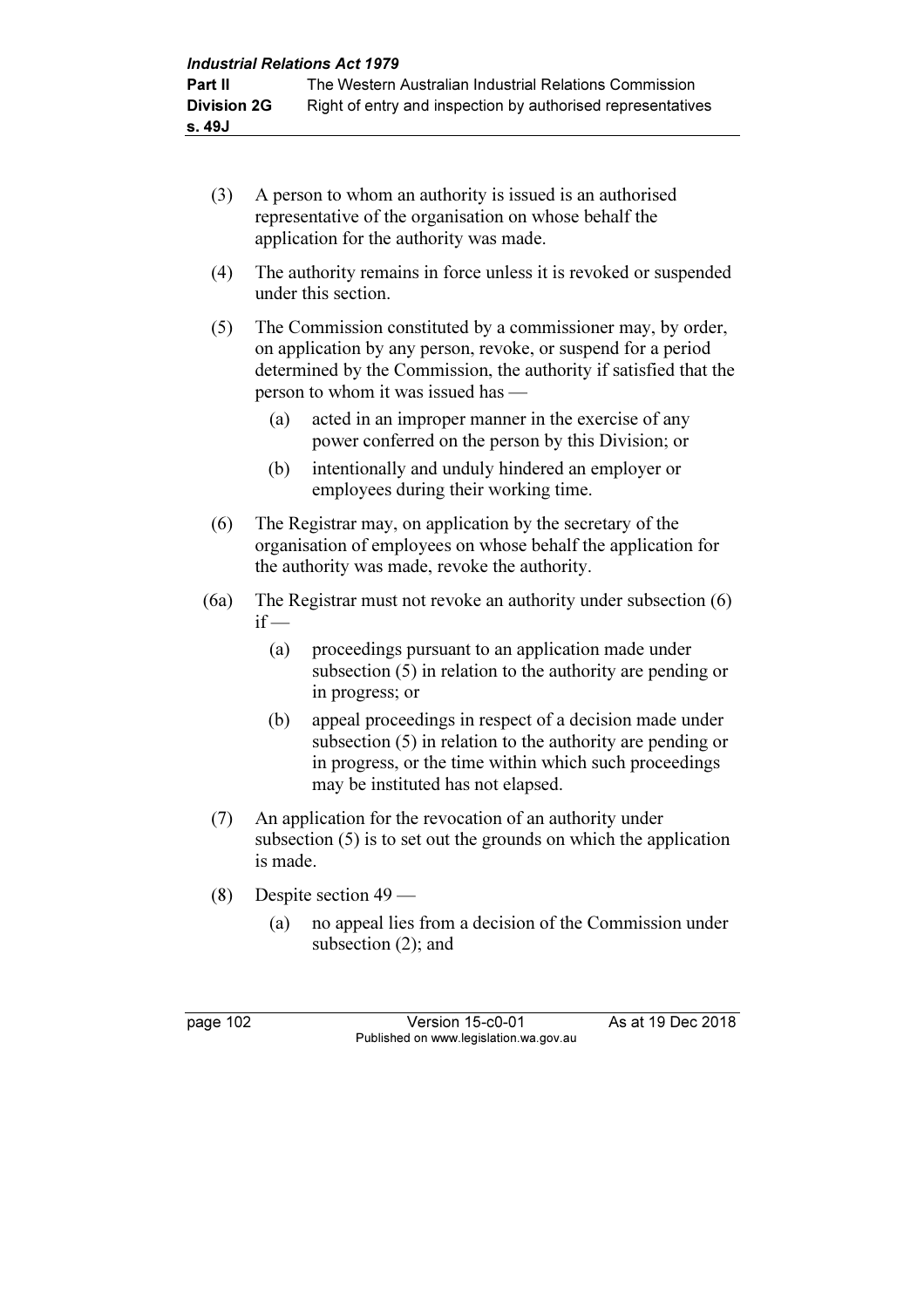(3) A person to whom an authority is issued is an authorised representative of the organisation on whose behalf the application for the authority was made.

(4) The authority remains in force unless it is revoked or suspended under this section.

(5) The Commission constituted by a commissioner may, by order, on application by any person, revoke, or suspend for a period determined by the Commission, the authority if satisfied that the person to whom it was issued has —

(a) acted in an improper manner in the exercise of any power conferred on the person by this Division; or

(b) intentionally and unduly hindered an employer or employees during their working time.

(6) The Registrar may, on application by the secretary of the organisation of employees on whose behalf the application for the authority was made, revoke the authority.

(6a) The Registrar must not revoke an authority under subsection (6) if —

(a) proceedings pursuant to an application made under subsection (5) in relation to the authority are pending or in progress; or

(b) appeal proceedings in respect of a decision made under subsection (5) in relation to the authority are pending or in progress, or the time within which such proceedings may be instituted has not elapsed.

(7) An application for the revocation of an authority under subsection (5) is to set out the grounds on which the application is made.

(8) Despite section 49 —

(a) no appeal lies from a decision of the Commission under subsection (2); and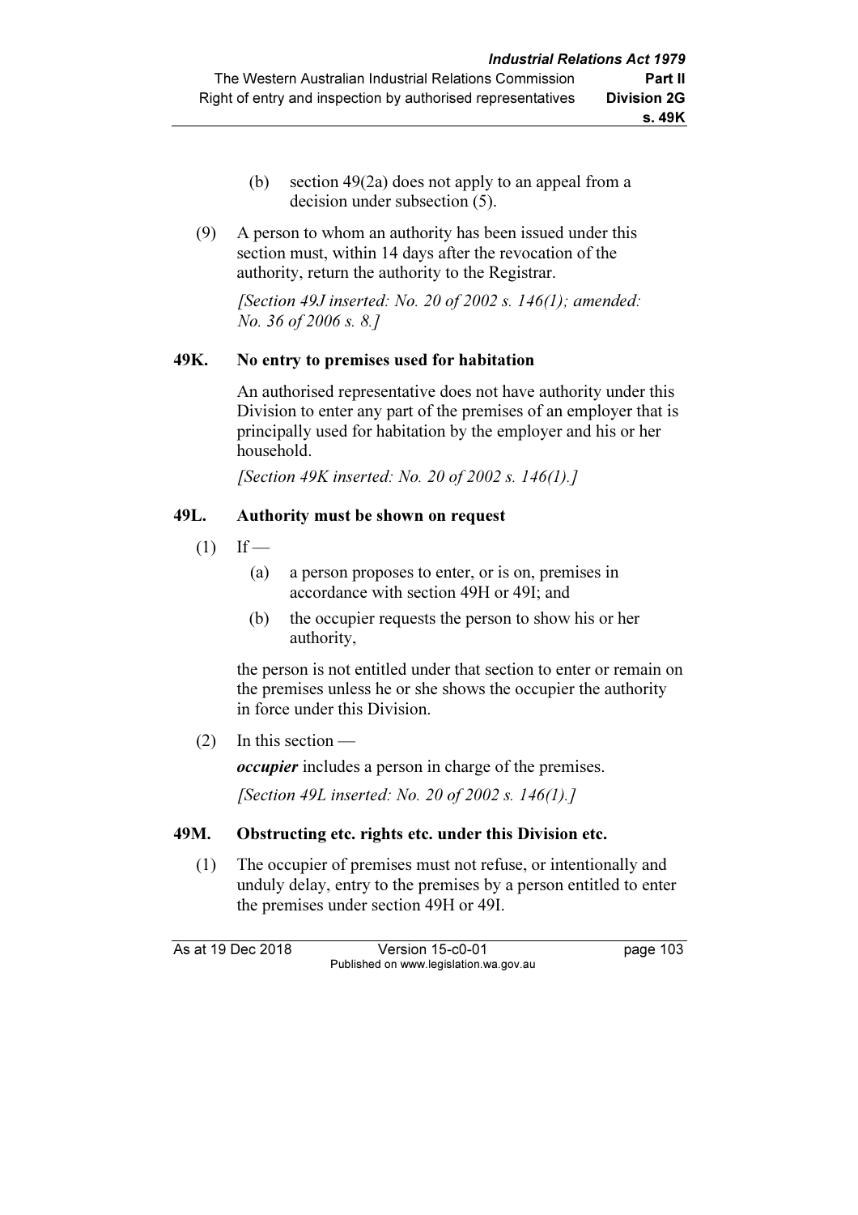(b) section 49(2a) does not apply to an appeal from a decision under subsection (5).

(9) A person to whom an authority has been issued under this section must, within 14 days after the revocation of the authority, return the authority to the Registrar.

*[Section 49J inserted: No. 20 of 2002 s. 146(1); amended: No. 36 of 2006 s. 8.]*

### 49K. No entry to premises used for habitation

An authorised representative does not have authority under this Division to enter any part of the premises of an employer that is principally used for habitation by the employer and his or her household.

*[Section 49K inserted: No. 20 of 2002 s. 146(1).]*

### 49L. Authority must be shown on request

(1) If —

(a) a person proposes to enter, or is on, premises in accordance with section 49H or 49I; and

(b) the occupier requests the person to show his or her authority,

the person is not entitled under that section to enter or remain on the premises unless he or she shows the occupier the authority in force under this Division.

(2) In this section —

***occupier*** includes a person in charge of the premises.

*[Section 49L inserted: No. 20 of 2002 s. 146(1).]*

### 49M. Obstructing etc. rights etc. under this Division etc.

(1) The occupier of premises must not refuse, or intentionally and unduly delay, entry to the premises by a person entitled to enter the premises under section 49H or 49I.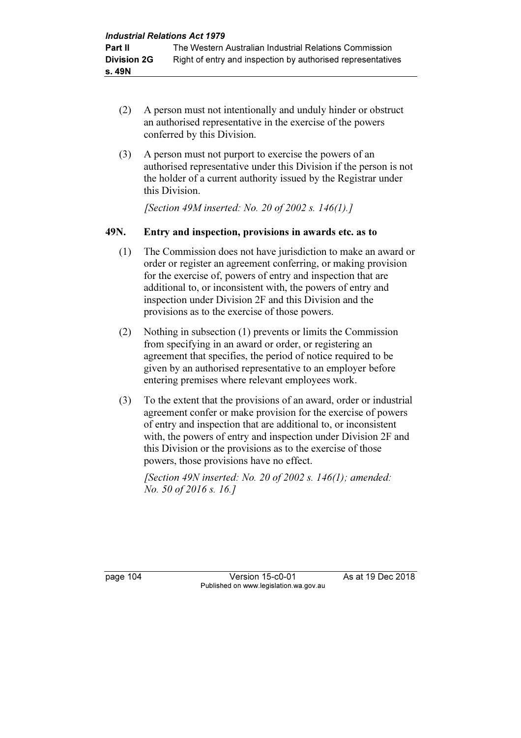(2) A person must not intentionally and unduly hinder or obstruct an authorised representative in the exercise of the powers conferred by this Division.

(3) A person must not purport to exercise the powers of an authorised representative under this Division if the person is not the holder of a current authority issued by the Registrar under this Division.

*[Section 49M inserted: No. 20 of 2002 s. 146(1).]*

### 49N. Entry and inspection, provisions in awards etc. as to

(1) The Commission does not have jurisdiction to make an award or order or register an agreement conferring, or making provision for the exercise of, powers of entry and inspection that are additional to, or inconsistent with, the powers of entry and inspection under Division 2F and this Division and the provisions as to the exercise of those powers.

(2) Nothing in subsection (1) prevents or limits the Commission from specifying in an award or order, or registering an agreement that specifies, the period of notice required to be given by an authorised representative to an employer before entering premises where relevant employees work.

(3) To the extent that the provisions of an award, order or industrial agreement confer or make provision for the exercise of powers of entry and inspection that are additional to, or inconsistent with, the powers of entry and inspection under Division 2F and this Division or the provisions as to the exercise of those powers, those provisions have no effect.

*[Section 49N inserted: No. 20 of 2002 s. 146(1); amended: No. 50 of 2016 s. 16.]*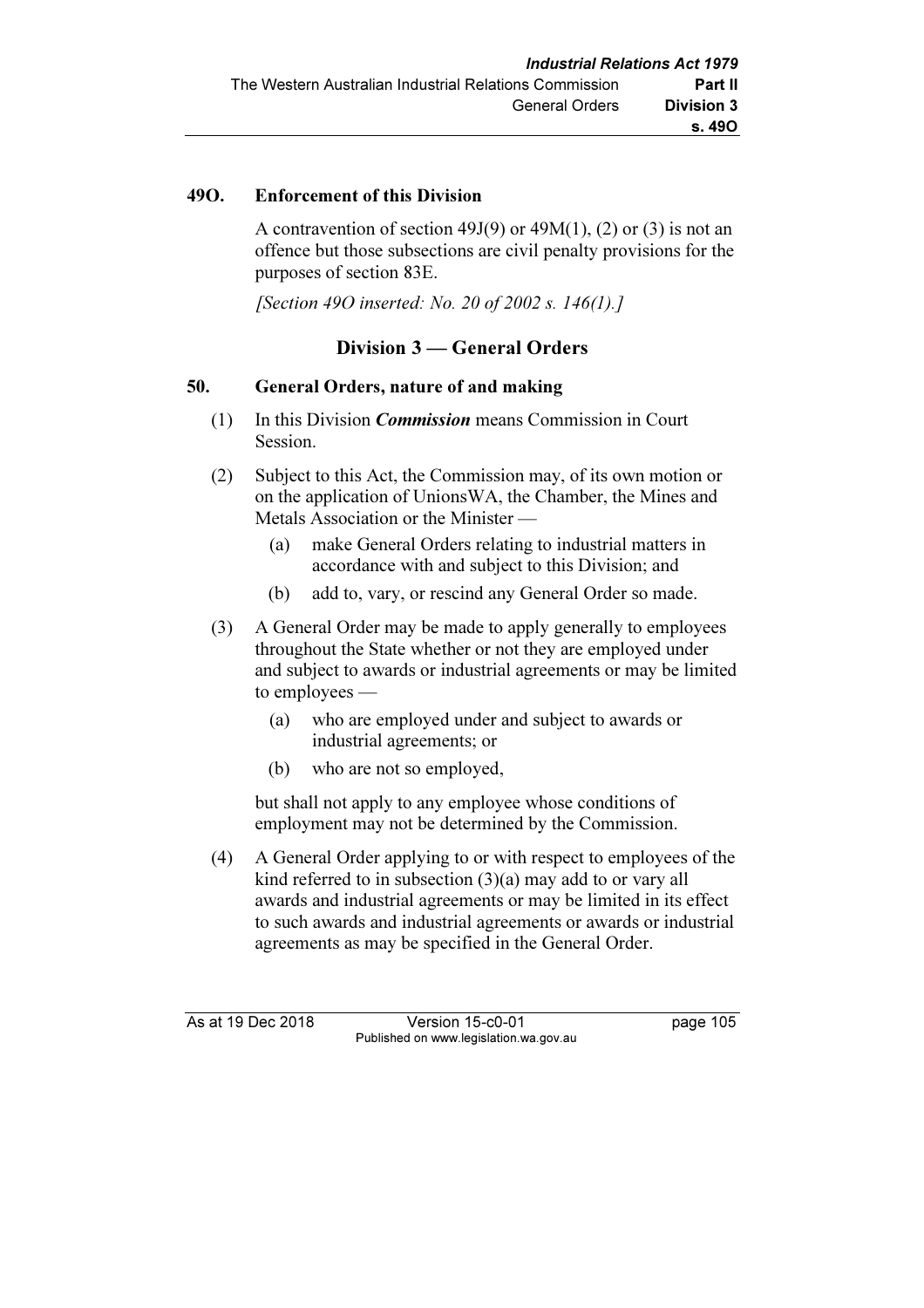## 49O. Enforcement of this Division

A contravention of section 49J(9) or 49M(1), (2) or (3) is not an offence but those subsections are civil penalty provisions for the purposes of section 83E.

*[Section 49O inserted: No. 20 of 2002 s. 146(1).]*

# Division 3 — General Orders

## 50. General Orders, nature of and making

(1) In this Division ***Commission*** means Commission in Court Session.

(2) Subject to this Act, the Commission may, of its own motion or on the application of UnionsWA, the Chamber, the Mines and Metals Association or the Minister —

  (a) make General Orders relating to industrial matters in accordance with and subject to this Division; and

  (b) add to, vary, or rescind any General Order so made.

(3) A General Order may be made to apply generally to employees throughout the State whether or not they are employed under and subject to awards or industrial agreements or may be limited to employees —

  (a) who are employed under and subject to awards or industrial agreements; or

  (b) who are not so employed,

but shall not apply to any employee whose conditions of employment may not be determined by the Commission.

(4) A General Order applying to or with respect to employees of the kind referred to in subsection (3)(a) may add to or vary all awards and industrial agreements or may be limited in its effect to such awards and industrial agreements or awards or industrial agreements as may be specified in the General Order.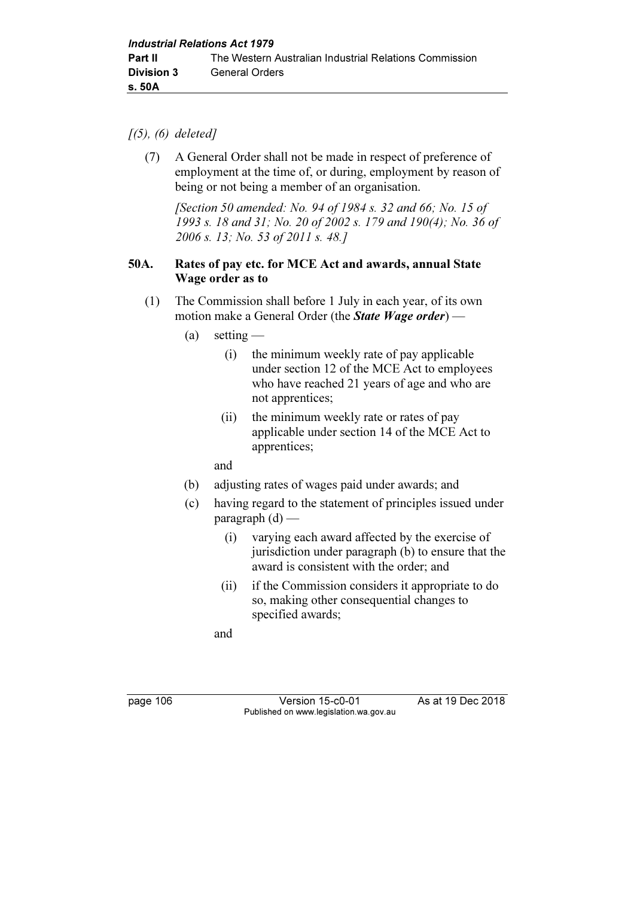*[(5), (6) deleted]*

(7) A General Order shall not be made in respect of preference of employment at the time of, or during, employment by reason of being or not being a member of an organisation.

*[Section 50 amended: No. 94 of 1984 s. 32 and 66; No. 15 of 1993 s. 18 and 31; No. 20 of 2002 s. 179 and 190(4); No. 36 of 2006 s. 13; No. 53 of 2011 s. 48.]*

### 50A. Rates of pay etc. for MCE Act and awards, annual State Wage order as to

(1) The Commission shall before 1 July in each year, of its own motion make a General Order (the ***State Wage order***) —

- (a) setting —
  - (i) the minimum weekly rate of pay applicable under section 12 of the MCE Act to employees who have reached 21 years of age and who are not apprentices;
  - (ii) the minimum weekly rate or rates of pay applicable under section 14 of the MCE Act to apprentices;

  and
- (b) adjusting rates of wages paid under awards; and
- (c) having regard to the statement of principles issued under paragraph (d) —
  - (i) varying each award affected by the exercise of jurisdiction under paragraph (b) to ensure that the award is consistent with the order; and
  - (ii) if the Commission considers it appropriate to do so, making other consequential changes to specified awards;

  and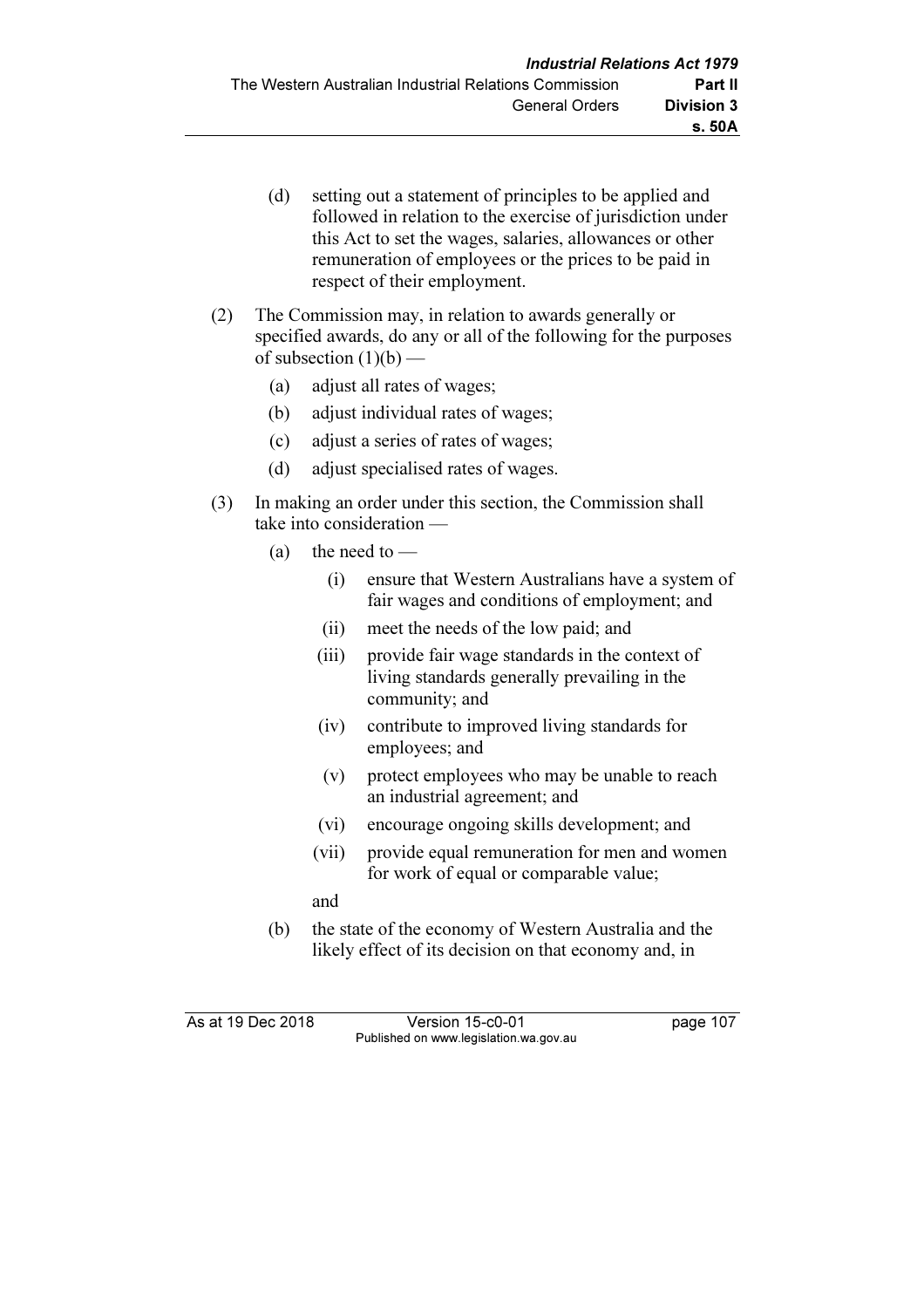(d) setting out a statement of principles to be applied and followed in relation to the exercise of jurisdiction under this Act to set the wages, salaries, allowances or other remuneration of employees or the prices to be paid in respect of their employment.

(2) The Commission may, in relation to awards generally or specified awards, do any or all of the following for the purposes of subsection (1)(b) —

(a) adjust all rates of wages;

(b) adjust individual rates of wages;

(c) adjust a series of rates of wages;

(d) adjust specialised rates of wages.

(3) In making an order under this section, the Commission shall take into consideration —

(a) the need to —

(i) ensure that Western Australians have a system of fair wages and conditions of employment; and

(ii) meet the needs of the low paid; and

(iii) provide fair wage standards in the context of living standards generally prevailing in the community; and

(iv) contribute to improved living standards for employees; and

(v) protect employees who may be unable to reach an industrial agreement; and

(vi) encourage ongoing skills development; and

(vii) provide equal remuneration for men and women for work of equal or comparable value;

and

(b) the state of the economy of Western Australia and the likely effect of its decision on that economy and, in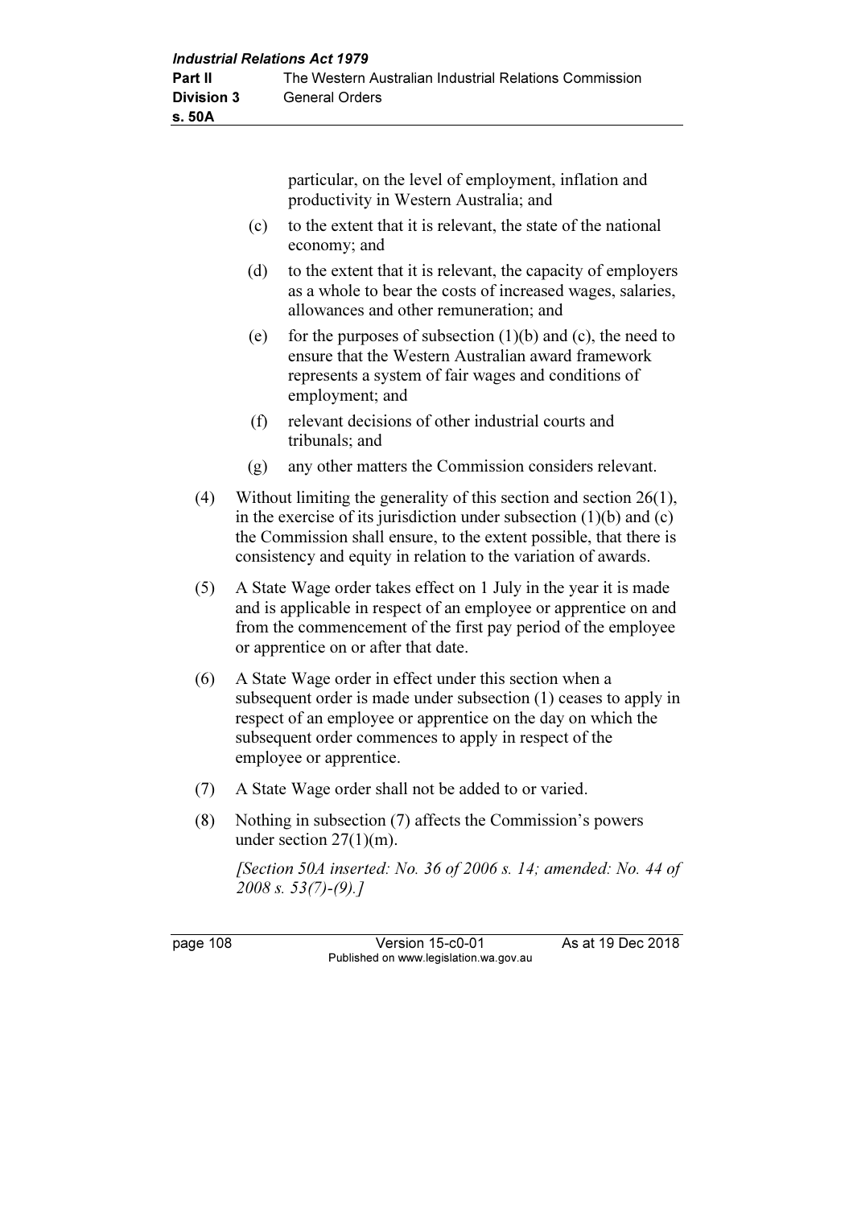particular, on the level of employment, inflation and productivity in Western Australia; and

(c) to the extent that it is relevant, the state of the national economy; and

(d) to the extent that it is relevant, the capacity of employers as a whole to bear the costs of increased wages, salaries, allowances and other remuneration; and

(e) for the purposes of subsection (1)(b) and (c), the need to ensure that the Western Australian award framework represents a system of fair wages and conditions of employment; and

(f) relevant decisions of other industrial courts and tribunals; and

(g) any other matters the Commission considers relevant.

(4) Without limiting the generality of this section and section 26(1), in the exercise of its jurisdiction under subsection (1)(b) and (c) the Commission shall ensure, to the extent possible, that there is consistency and equity in relation to the variation of awards.

(5) A State Wage order takes effect on 1 July in the year it is made and is applicable in respect of an employee or apprentice on and from the commencement of the first pay period of the employee or apprentice on or after that date.

(6) A State Wage order in effect under this section when a subsequent order is made under subsection (1) ceases to apply in respect of an employee or apprentice on the day on which the subsequent order commences to apply in respect of the employee or apprentice.

(7) A State Wage order shall not be added to or varied.

(8) Nothing in subsection (7) affects the Commission's powers under section 27(1)(m).

*[Section 50A inserted: No. 36 of 2006 s. 14; amended: No. 44 of 2008 s. 53(7)-(9).]*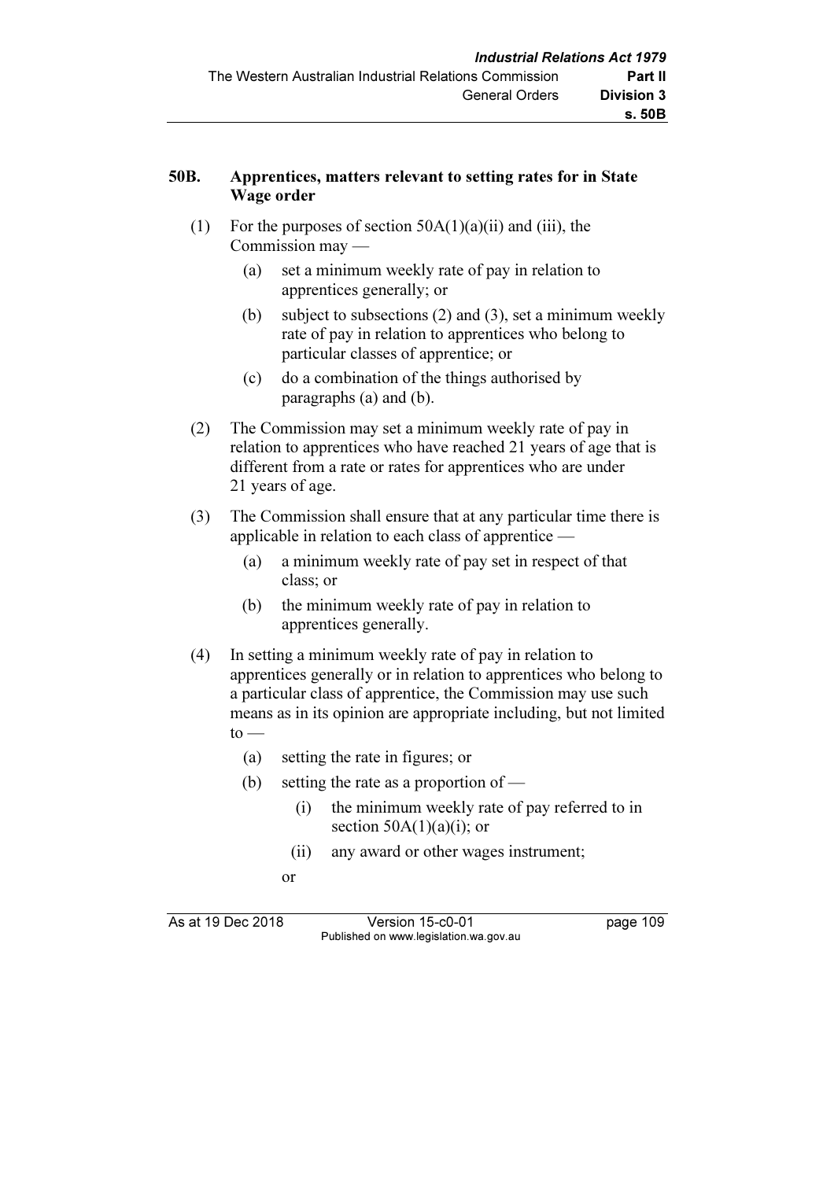## 50B. Apprentices, matters relevant to setting rates for in State Wage order

(1) For the purposes of section 50A(1)(a)(ii) and (iii), the Commission may —

  (a) set a minimum weekly rate of pay in relation to apprentices generally; or

  (b) subject to subsections (2) and (3), set a minimum weekly rate of pay in relation to apprentices who belong to particular classes of apprentice; or

  (c) do a combination of the things authorised by paragraphs (a) and (b).

(2) The Commission may set a minimum weekly rate of pay in relation to apprentices who have reached 21 years of age that is different from a rate or rates for apprentices who are under 21 years of age.

(3) The Commission shall ensure that at any particular time there is applicable in relation to each class of apprentice —

  (a) a minimum weekly rate of pay set in respect of that class; or

  (b) the minimum weekly rate of pay in relation to apprentices generally.

(4) In setting a minimum weekly rate of pay in relation to apprentices generally or in relation to apprentices who belong to a particular class of apprentice, the Commission may use such means as in its opinion are appropriate including, but not limited to —

  (a) setting the rate in figures; or

  (b) setting the rate as a proportion of —

    (i) the minimum weekly rate of pay referred to in section 50A(1)(a)(i); or

    (ii) any award or other wages instrument;

  or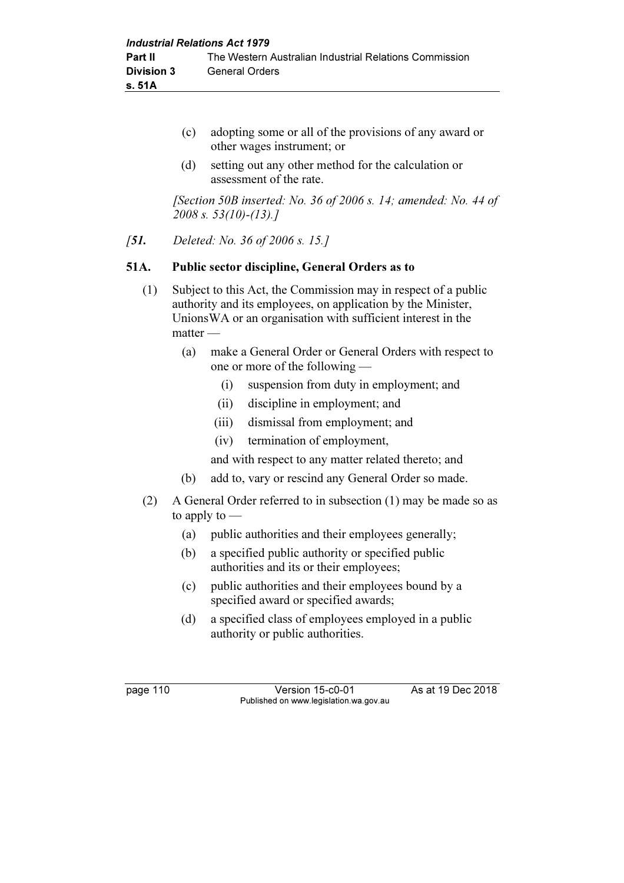(c) adopting some or all of the provisions of any award or other wages instrument; or

(d) setting out any other method for the calculation or assessment of the rate.

*[Section 50B inserted: No. 36 of 2006 s. 14; amended: No. 44 of 2008 s. 53(10)-(13).]*

*[**51.** Deleted: No. 36 of 2006 s. 15.]*

**51A. Public sector discipline, General Orders as to**

(1) Subject to this Act, the Commission may in respect of a public authority and its employees, on application by the Minister, UnionsWA or an organisation with sufficient interest in the matter —

(a) make a General Order or General Orders with respect to one or more of the following —

(i) suspension from duty in employment; and

(ii) discipline in employment; and

(iii) dismissal from employment; and

(iv) termination of employment,

and with respect to any matter related thereto; and

(b) add to, vary or rescind any General Order so made.

(2) A General Order referred to in subsection (1) may be made so as to apply to —

(a) public authorities and their employees generally;

(b) a specified public authority or specified public authorities and its or their employees;

(c) public authorities and their employees bound by a specified award or specified awards;

(d) a specified class of employees employed in a public authority or public authorities.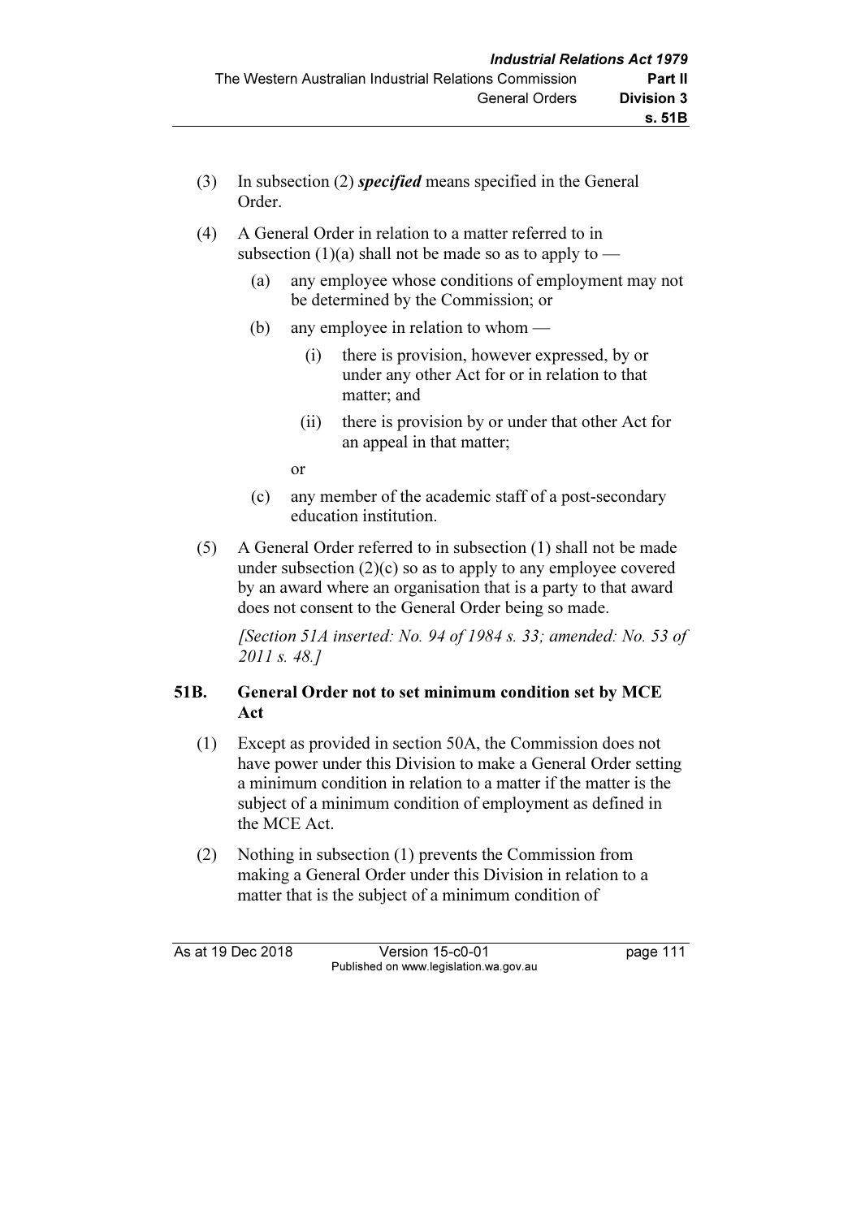(3) In subsection (2) ***specified*** means specified in the General Order.

(4) A General Order in relation to a matter referred to in subsection (1)(a) shall not be made so as to apply to —

(a) any employee whose conditions of employment may not be determined by the Commission; or

(b) any employee in relation to whom —

(i) there is provision, however expressed, by or under any other Act for or in relation to that matter; and

(ii) there is provision by or under that other Act for an appeal in that matter;

or

(c) any member of the academic staff of a post-secondary education institution.

(5) A General Order referred to in subsection (1) shall not be made under subsection (2)(c) so as to apply to any employee covered by an award where an organisation that is a party to that award does not consent to the General Order being so made.

*[Section 51A inserted: No. 94 of 1984 s. 33; amended: No. 53 of 2011 s. 48.]*

### 51B. General Order not to set minimum condition set by MCE Act

(1) Except as provided in section 50A, the Commission does not have power under this Division to make a General Order setting a minimum condition in relation to a matter if the matter is the subject of a minimum condition of employment as defined in the MCE Act.

(2) Nothing in subsection (1) prevents the Commission from making a General Order under this Division in relation to a matter that is the subject of a minimum condition of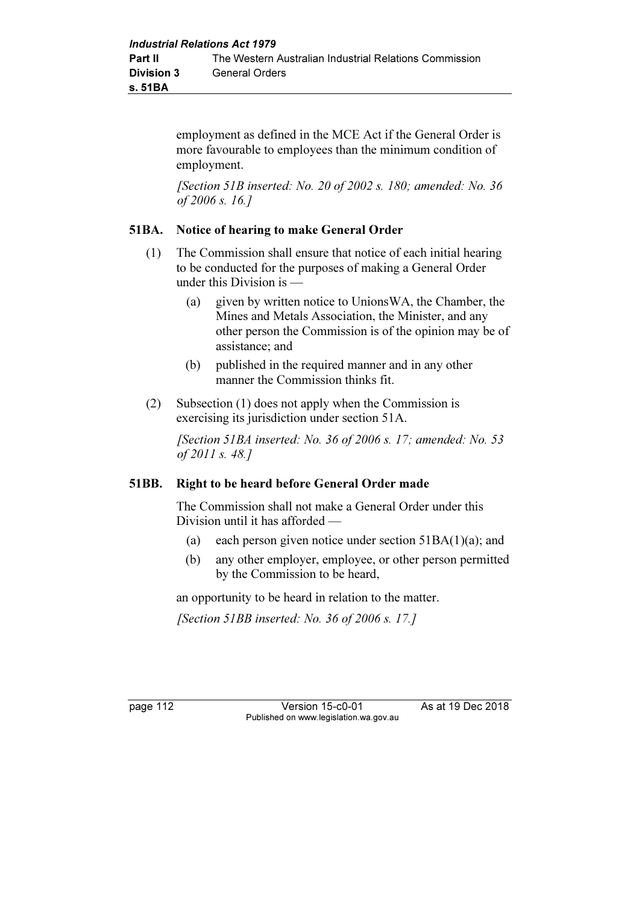employment as defined in the MCE Act if the General Order is more favourable to employees than the minimum condition of employment.

*[Section 51B inserted: No. 20 of 2002 s. 180; amended: No. 36 of 2006 s. 16.]*

### 51BA. Notice of hearing to make General Order

(1) The Commission shall ensure that notice of each initial hearing to be conducted for the purposes of making a General Order under this Division is —

- (a) given by written notice to UnionsWA, the Chamber, the Mines and Metals Association, the Minister, and any other person the Commission is of the opinion may be of assistance; and
- (b) published in the required manner and in any other manner the Commission thinks fit.

(2) Subsection (1) does not apply when the Commission is exercising its jurisdiction under section 51A.

*[Section 51BA inserted: No. 36 of 2006 s. 17; amended: No. 53 of 2011 s. 48.]*

### 51BB. Right to be heard before General Order made

The Commission shall not make a General Order under this Division until it has afforded —

- (a) each person given notice under section 51BA(1)(a); and
- (b) any other employer, employee, or other person permitted by the Commission to be heard,

an opportunity to be heard in relation to the matter.

*[Section 51BB inserted: No. 36 of 2006 s. 17.]*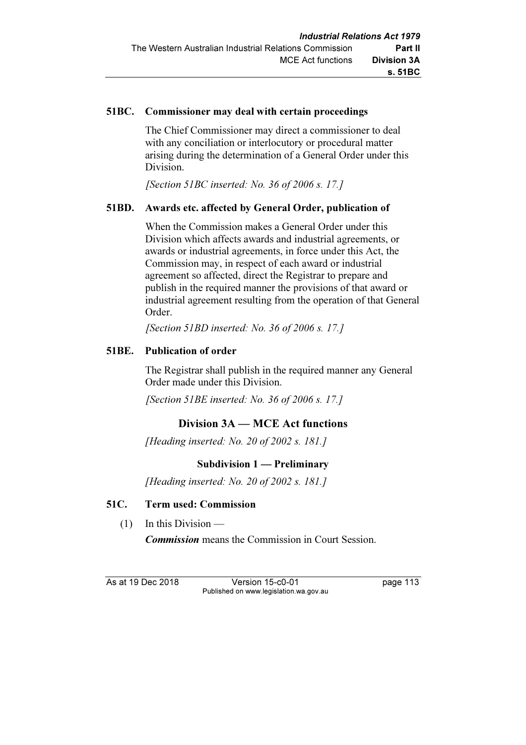### 51BC. Commissioner may deal with certain proceedings

The Chief Commissioner may direct a commissioner to deal with any conciliation or interlocutory or procedural matter arising during the determination of a General Order under this Division.

*[Section 51BC inserted: No. 36 of 2006 s. 17.]*

### 51BD. Awards etc. affected by General Order, publication of

When the Commission makes a General Order under this Division which affects awards and industrial agreements, or awards or industrial agreements, in force under this Act, the Commission may, in respect of each award or industrial agreement so affected, direct the Registrar to prepare and publish in the required manner the provisions of that award or industrial agreement resulting from the operation of that General Order.

*[Section 51BD inserted: No. 36 of 2006 s. 17.]*

### 51BE. Publication of order

The Registrar shall publish in the required manner any General Order made under this Division.

*[Section 51BE inserted: No. 36 of 2006 s. 17.]*

## Division 3A — MCE Act functions

*[Heading inserted: No. 20 of 2002 s. 181.]*

### Subdivision 1 — Preliminary

*[Heading inserted: No. 20 of 2002 s. 181.]*

### 51C. Term used: Commission

(1) In this Division —

***Commission*** means the Commission in Court Session.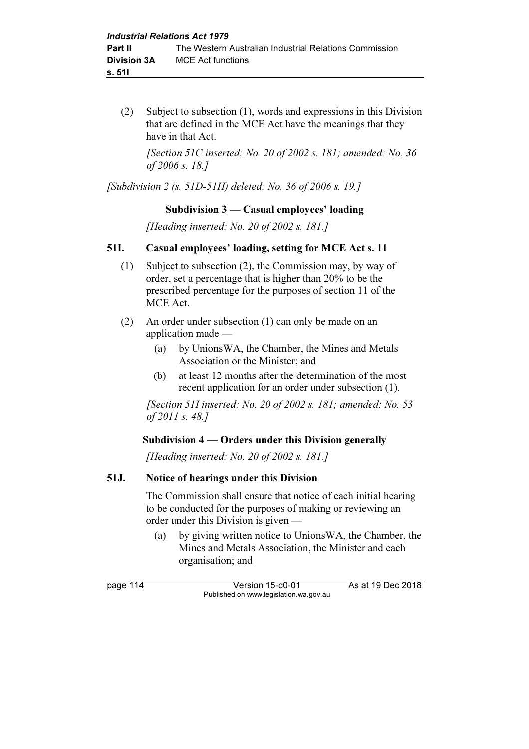(2) Subject to subsection (1), words and expressions in this Division that are defined in the MCE Act have the meanings that they have in that Act.

*[Section 51C inserted: No. 20 of 2002 s. 181; amended: No. 36 of 2006 s. 18.]*

*[Subdivision 2 (s. 51D-51H) deleted: No. 36 of 2006 s. 19.]*

### Subdivision 3 — Casual employees' loading

*[Heading inserted: No. 20 of 2002 s. 181.]*

#### 51I. Casual employees' loading, setting for MCE Act s. 11

(1) Subject to subsection (2), the Commission may, by way of order, set a percentage that is higher than 20% to be the prescribed percentage for the purposes of section 11 of the MCE Act.

(2) An order under subsection (1) can only be made on an application made —

(a) by UnionsWA, the Chamber, the Mines and Metals Association or the Minister; and

(b) at least 12 months after the determination of the most recent application for an order under subsection (1).

*[Section 51I inserted: No. 20 of 2002 s. 181; amended: No. 53 of 2011 s. 48.]*

### Subdivision 4 — Orders under this Division generally

*[Heading inserted: No. 20 of 2002 s. 181.]*

#### 51J. Notice of hearings under this Division

The Commission shall ensure that notice of each initial hearing to be conducted for the purposes of making or reviewing an order under this Division is given —

(a) by giving written notice to UnionsWA, the Chamber, the Mines and Metals Association, the Minister and each organisation; and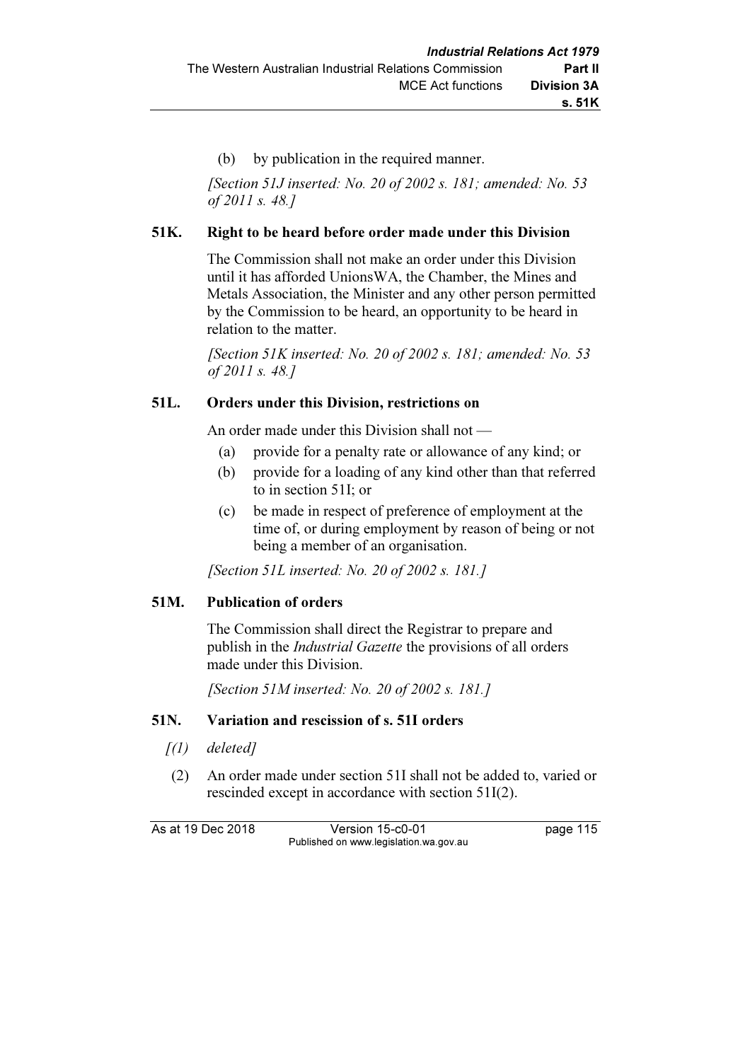(b) by publication in the required manner.

*[Section 51J inserted: No. 20 of 2002 s. 181; amended: No. 53 of 2011 s. 48.]*

### 51K. Right to be heard before order made under this Division

The Commission shall not make an order under this Division until it has afforded UnionsWA, the Chamber, the Mines and Metals Association, the Minister and any other person permitted by the Commission to be heard, an opportunity to be heard in relation to the matter.

*[Section 51K inserted: No. 20 of 2002 s. 181; amended: No. 53 of 2011 s. 48.]*

### 51L. Orders under this Division, restrictions on

An order made under this Division shall not —

(a) provide for a penalty rate or allowance of any kind; or

(b) provide for a loading of any kind other than that referred to in section 51I; or

(c) be made in respect of preference of employment at the time of, or during employment by reason of being or not being a member of an organisation.

*[Section 51L inserted: No. 20 of 2002 s. 181.]*

### 51M. Publication of orders

The Commission shall direct the Registrar to prepare and publish in the *Industrial Gazette* the provisions of all orders made under this Division.

*[Section 51M inserted: No. 20 of 2002 s. 181.]*

### 51N. Variation and rescission of s. 51I orders

*[(1) deleted]*

(2) An order made under section 51I shall not be added to, varied or rescinded except in accordance with section 51I(2).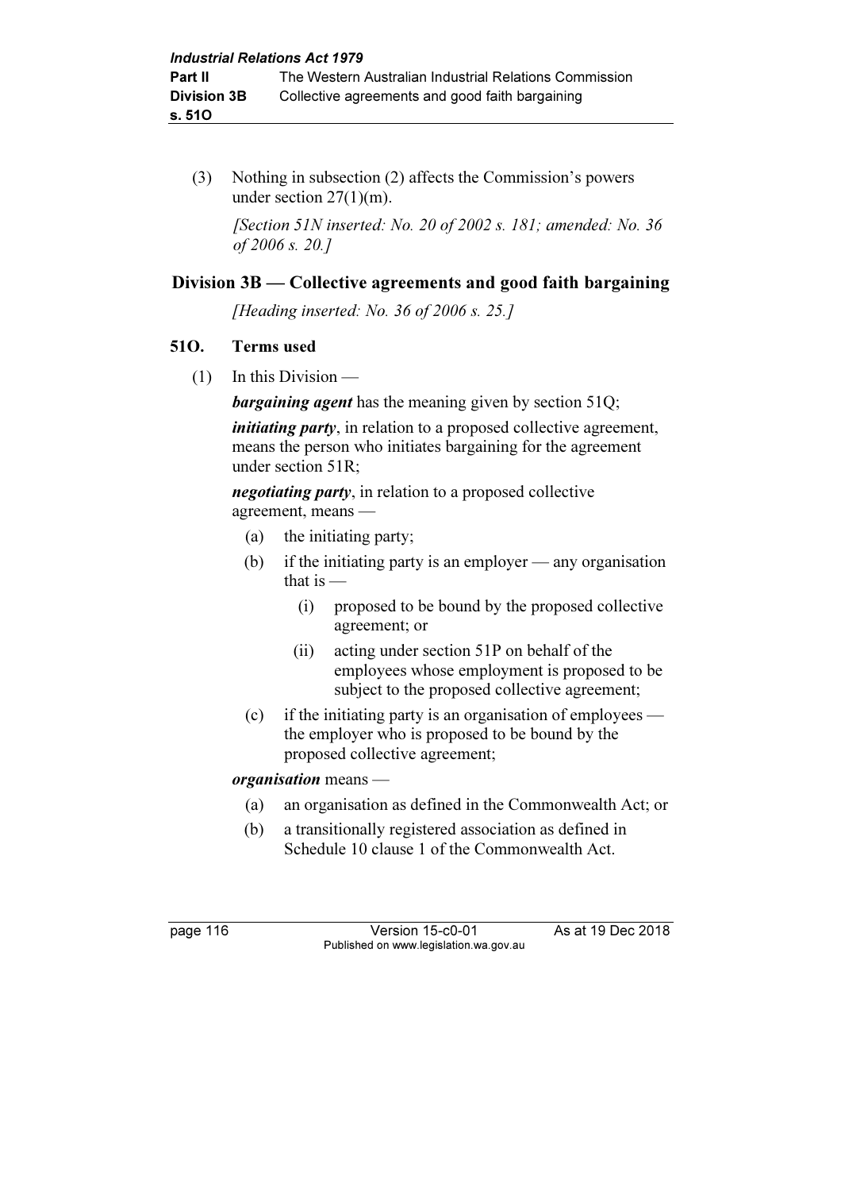(3) Nothing in subsection (2) affects the Commission's powers under section 27(1)(m).

*[Section 51N inserted: No. 20 of 2002 s. 181; amended: No. 36 of 2006 s. 20.]*

## Division 3B — Collective agreements and good faith bargaining

*[Heading inserted: No. 36 of 2006 s. 25.]*

### 51O. Terms used

(1) In this Division —

***bargaining agent*** has the meaning given by section 51Q;

***initiating party***, in relation to a proposed collective agreement, means the person who initiates bargaining for the agreement under section 51R;

***negotiating party***, in relation to a proposed collective agreement, means —

- (a) the initiating party;
- (b) if the initiating party is an employer — any organisation that is —
  - (i) proposed to be bound by the proposed collective agreement; or
  - (ii) acting under section 51P on behalf of the employees whose employment is proposed to be subject to the proposed collective agreement;
- (c) if the initiating party is an organisation of employees — the employer who is proposed to be bound by the proposed collective agreement;

***organisation*** means —

- (a) an organisation as defined in the Commonwealth Act; or
- (b) a transitionally registered association as defined in Schedule 10 clause 1 of the Commonwealth Act.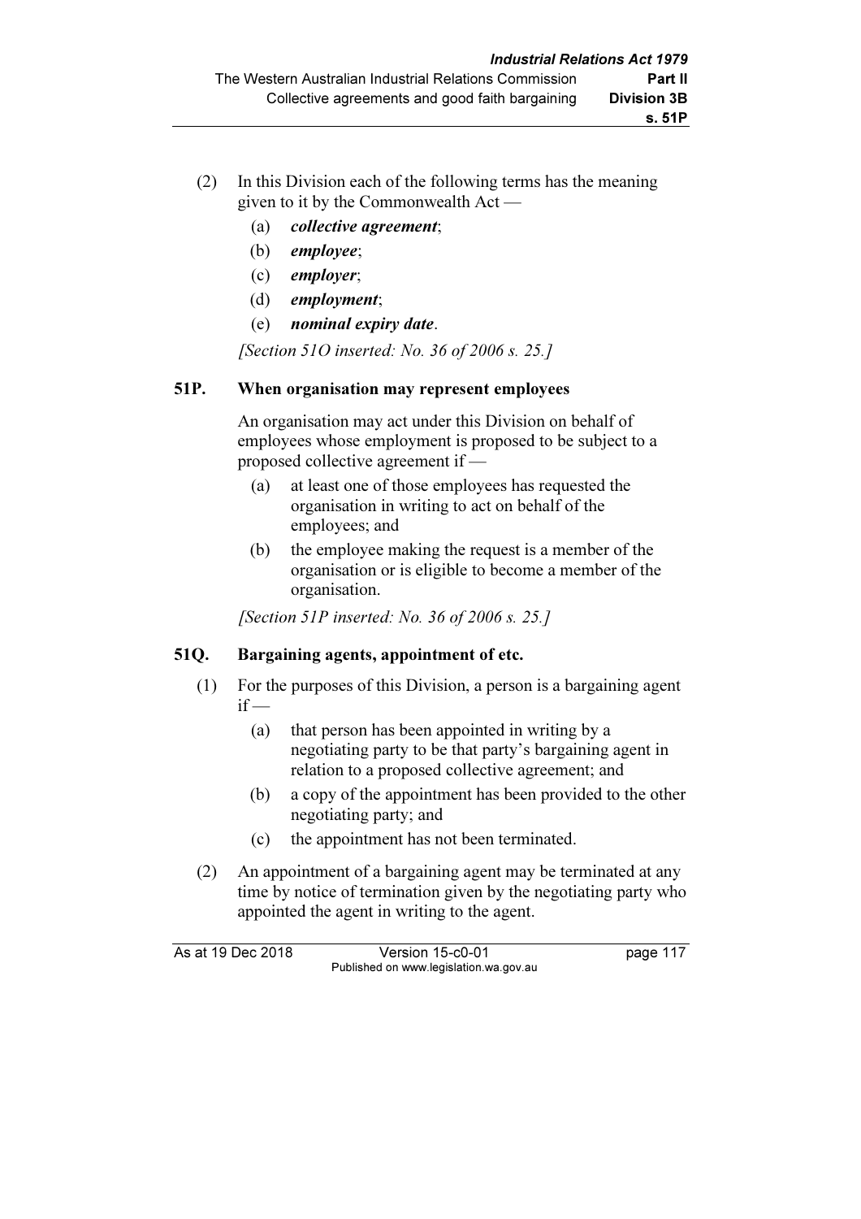(2) In this Division each of the following terms has the meaning given to it by the Commonwealth Act —

(a) ***collective agreement***;

(b) ***employee***;

(c) ***employer***;

(d) ***employment***;

(e) ***nominal expiry date***.

*[Section 51O inserted: No. 36 of 2006 s. 25.]*

## 51P. When organisation may represent employees

An organisation may act under this Division on behalf of employees whose employment is proposed to be subject to a proposed collective agreement if —

(a) at least one of those employees has requested the organisation in writing to act on behalf of the employees; and

(b) the employee making the request is a member of the organisation or is eligible to become a member of the organisation.

*[Section 51P inserted: No. 36 of 2006 s. 25.]*

## 51Q. Bargaining agents, appointment of etc.

(1) For the purposes of this Division, a person is a bargaining agent if —

(a) that person has been appointed in writing by a negotiating party to be that party's bargaining agent in relation to a proposed collective agreement; and

(b) a copy of the appointment has been provided to the other negotiating party; and

(c) the appointment has not been terminated.

(2) An appointment of a bargaining agent may be terminated at any time by notice of termination given by the negotiating party who appointed the agent in writing to the agent.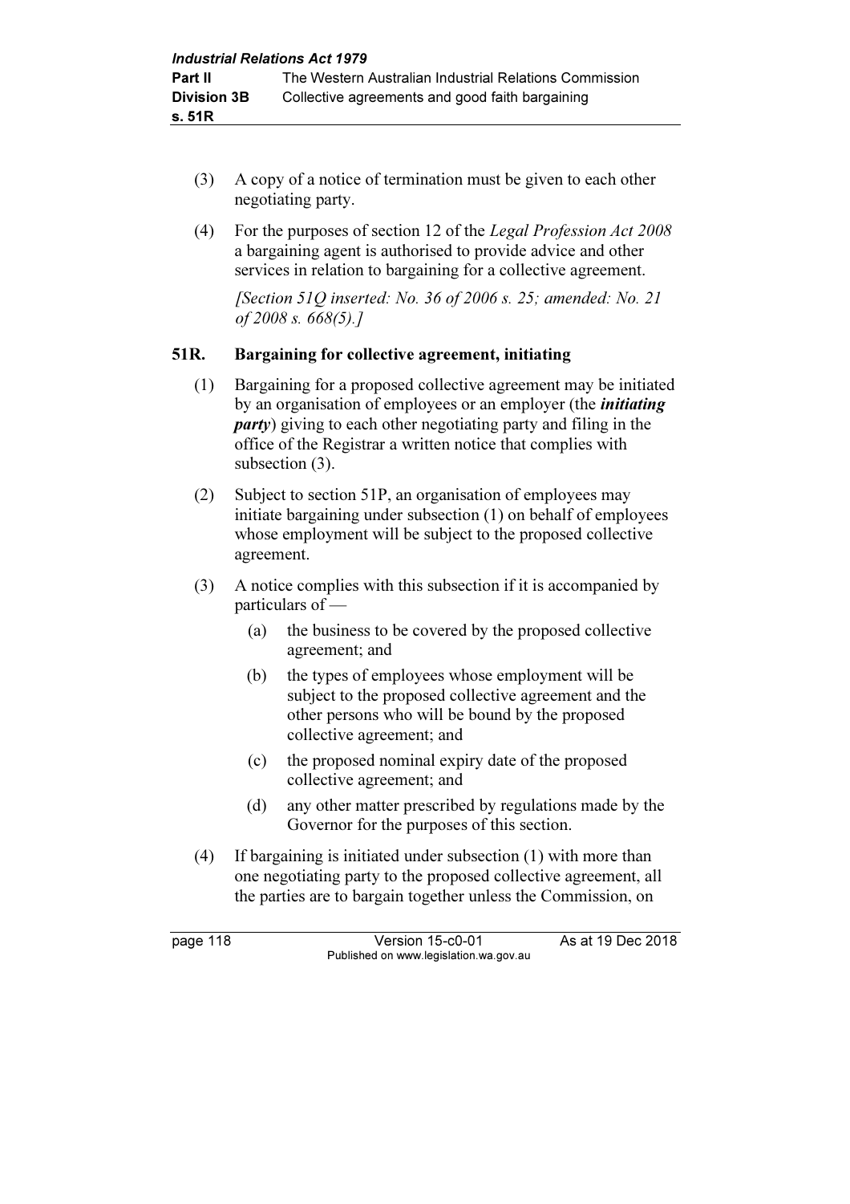(3) A copy of a notice of termination must be given to each other negotiating party.

(4) For the purposes of section 12 of the *Legal Profession Act 2008* a bargaining agent is authorised to provide advice and other services in relation to bargaining for a collective agreement.

*[Section 51Q inserted: No. 36 of 2006 s. 25; amended: No. 21 of 2008 s. 668(5).]*

## 51R. Bargaining for collective agreement, initiating

(1) Bargaining for a proposed collective agreement may be initiated by an organisation of employees or an employer (the ***initiating party***) giving to each other negotiating party and filing in the office of the Registrar a written notice that complies with subsection (3).

(2) Subject to section 51P, an organisation of employees may initiate bargaining under subsection (1) on behalf of employees whose employment will be subject to the proposed collective agreement.

(3) A notice complies with this subsection if it is accompanied by particulars of —

- (a) the business to be covered by the proposed collective agreement; and
- (b) the types of employees whose employment will be subject to the proposed collective agreement and the other persons who will be bound by the proposed collective agreement; and
- (c) the proposed nominal expiry date of the proposed collective agreement; and
- (d) any other matter prescribed by regulations made by the Governor for the purposes of this section.

(4) If bargaining is initiated under subsection (1) with more than one negotiating party to the proposed collective agreement, all the parties are to bargain together unless the Commission, on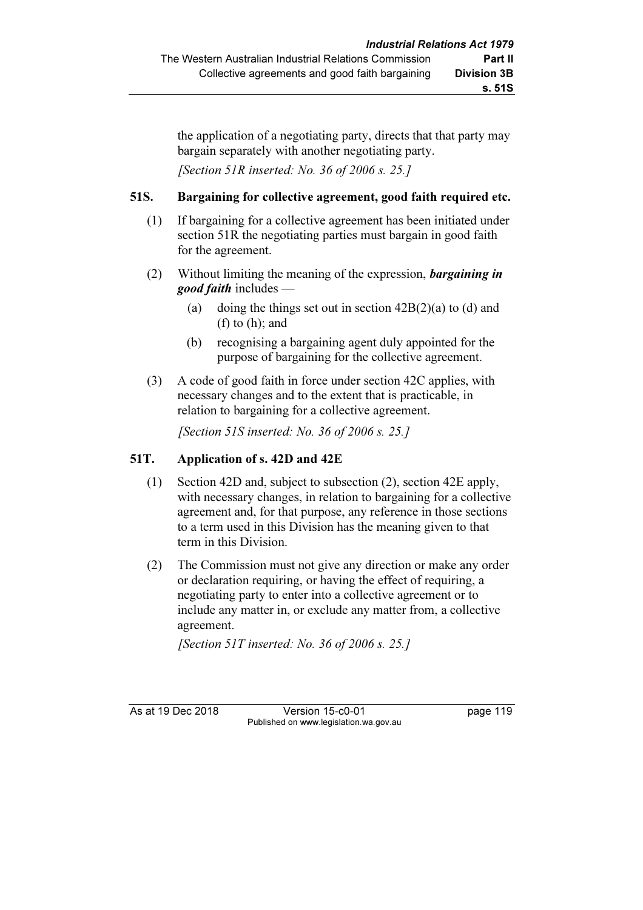the application of a negotiating party, directs that that party may bargain separately with another negotiating party.

*[Section 51R inserted: No. 36 of 2006 s. 25.]*

## 51S. Bargaining for collective agreement, good faith required etc.

(1) If bargaining for a collective agreement has been initiated under section 51R the negotiating parties must bargain in good faith for the agreement.

(2) Without limiting the meaning of the expression, ***bargaining in good faith*** includes —

   (a) doing the things set out in section 42B(2)(a) to (d) and (f) to (h); and

   (b) recognising a bargaining agent duly appointed for the purpose of bargaining for the collective agreement.

(3) A code of good faith in force under section 42C applies, with necessary changes and to the extent that is practicable, in relation to bargaining for a collective agreement.

*[Section 51S inserted: No. 36 of 2006 s. 25.]*

## 51T. Application of s. 42D and 42E

(1) Section 42D and, subject to subsection (2), section 42E apply, with necessary changes, in relation to bargaining for a collective agreement and, for that purpose, any reference in those sections to a term used in this Division has the meaning given to that term in this Division.

(2) The Commission must not give any direction or make any order or declaration requiring, or having the effect of requiring, a negotiating party to enter into a collective agreement or to include any matter in, or exclude any matter from, a collective agreement.

*[Section 51T inserted: No. 36 of 2006 s. 25.]*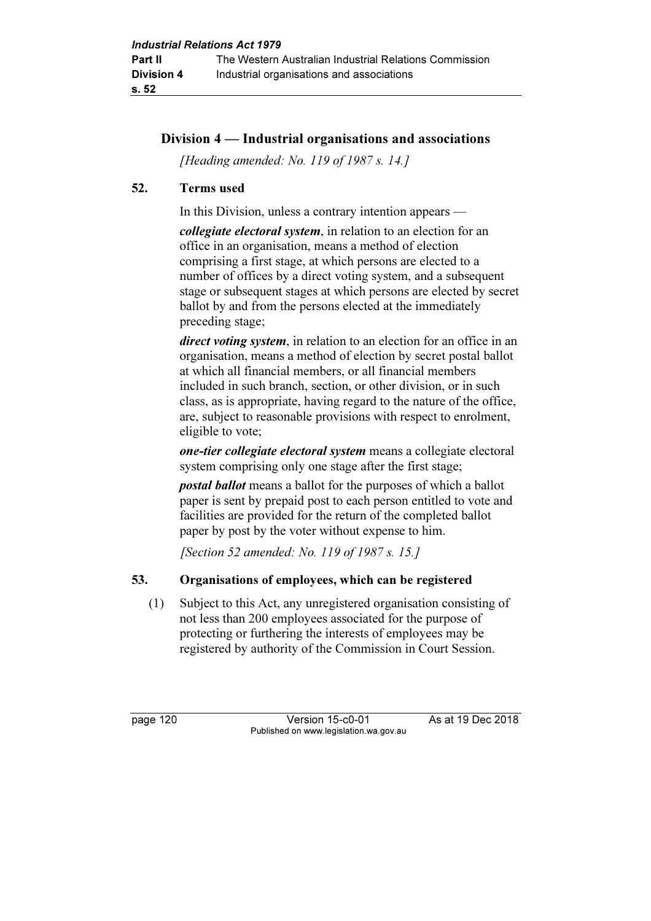## Division 4 — Industrial organisations and associations

*[Heading amended: No. 119 of 1987 s. 14.]*

### 52. Terms used

In this Division, unless a contrary intention appears —

***collegiate electoral system***, in relation to an election for an office in an organisation, means a method of election comprising a first stage, at which persons are elected to a number of offices by a direct voting system, and a subsequent stage or subsequent stages at which persons are elected by secret ballot by and from the persons elected at the immediately preceding stage;

***direct voting system***, in relation to an election for an office in an organisation, means a method of election by secret postal ballot at which all financial members, or all financial members included in such branch, section, or other division, or in such class, as is appropriate, having regard to the nature of the office, are, subject to reasonable provisions with respect to enrolment, eligible to vote;

***one-tier collegiate electoral system*** means a collegiate electoral system comprising only one stage after the first stage;

***postal ballot*** means a ballot for the purposes of which a ballot paper is sent by prepaid post to each person entitled to vote and facilities are provided for the return of the completed ballot paper by post by the voter without expense to him.

*[Section 52 amended: No. 119 of 1987 s. 15.]*

### 53. Organisations of employees, which can be registered

(1) Subject to this Act, any unregistered organisation consisting of not less than 200 employees associated for the purpose of protecting or furthering the interests of employees may be registered by authority of the Commission in Court Session.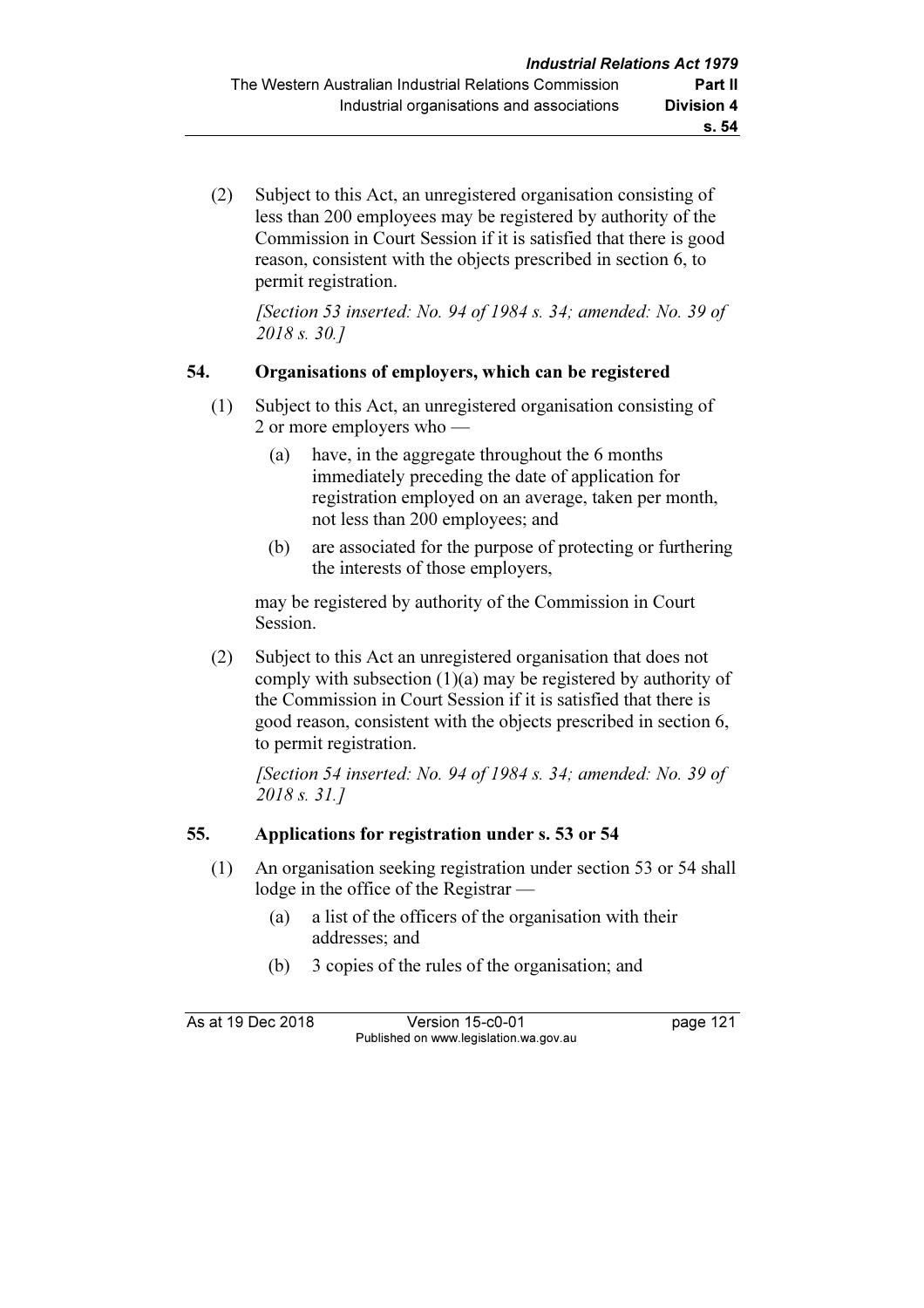(2) Subject to this Act, an unregistered organisation consisting of less than 200 employees may be registered by authority of the Commission in Court Session if it is satisfied that there is good reason, consistent with the objects prescribed in section 6, to permit registration.

*[Section 53 inserted: No. 94 of 1984 s. 34; amended: No. 39 of 2018 s. 30.]*

### 54. Organisations of employers, which can be registered

(1) Subject to this Act, an unregistered organisation consisting of 2 or more employers who —

  (a) have, in the aggregate throughout the 6 months immediately preceding the date of application for registration employed on an average, taken per month, not less than 200 employees; and

  (b) are associated for the purpose of protecting or furthering the interests of those employers,

may be registered by authority of the Commission in Court Session.

(2) Subject to this Act an unregistered organisation that does not comply with subsection (1)(a) may be registered by authority of the Commission in Court Session if it is satisfied that there is good reason, consistent with the objects prescribed in section 6, to permit registration.

*[Section 54 inserted: No. 94 of 1984 s. 34; amended: No. 39 of 2018 s. 31.]*

### 55. Applications for registration under s. 53 or 54

(1) An organisation seeking registration under section 53 or 54 shall lodge in the office of the Registrar —

  (a) a list of the officers of the organisation with their addresses; and

  (b) 3 copies of the rules of the organisation; and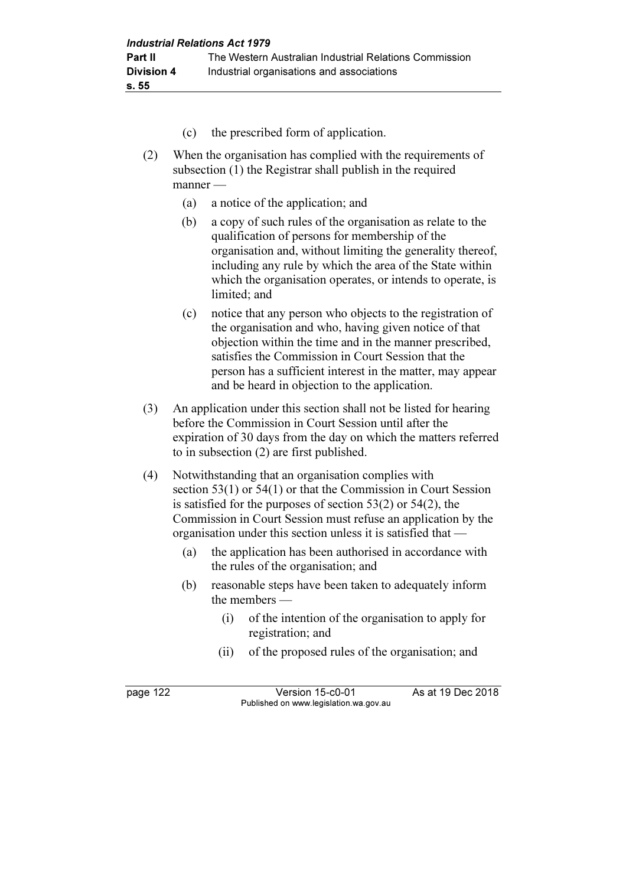(c) the prescribed form of application.

(2) When the organisation has complied with the requirements of subsection (1) the Registrar shall publish in the required manner —

(a) a notice of the application; and

(b) a copy of such rules of the organisation as relate to the qualification of persons for membership of the organisation and, without limiting the generality thereof, including any rule by which the area of the State within which the organisation operates, or intends to operate, is limited; and

(c) notice that any person who objects to the registration of the organisation and who, having given notice of that objection within the time and in the manner prescribed, satisfies the Commission in Court Session that the person has a sufficient interest in the matter, may appear and be heard in objection to the application.

(3) An application under this section shall not be listed for hearing before the Commission in Court Session until after the expiration of 30 days from the day on which the matters referred to in subsection (2) are first published.

(4) Notwithstanding that an organisation complies with section 53(1) or 54(1) or that the Commission in Court Session is satisfied for the purposes of section 53(2) or 54(2), the Commission in Court Session must refuse an application by the organisation under this section unless it is satisfied that —

(a) the application has been authorised in accordance with the rules of the organisation; and

(b) reasonable steps have been taken to adequately inform the members —

(i) of the intention of the organisation to apply for registration; and

(ii) of the proposed rules of the organisation; and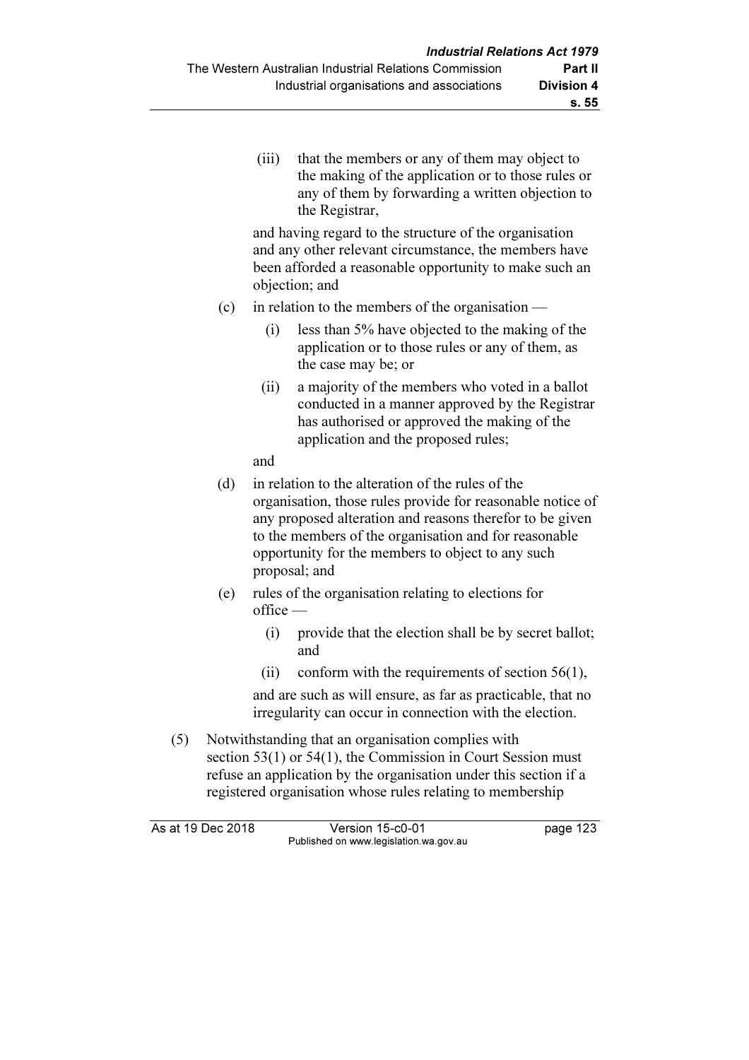(iii) that the members or any of them may object to the making of the application or to those rules or any of them by forwarding a written objection to the Registrar,

and having regard to the structure of the organisation and any other relevant circumstance, the members have been afforded a reasonable opportunity to make such an objection; and

(c) in relation to the members of the organisation —

(i) less than 5% have objected to the making of the application or to those rules or any of them, as the case may be; or

(ii) a majority of the members who voted in a ballot conducted in a manner approved by the Registrar has authorised or approved the making of the application and the proposed rules;

and

(d) in relation to the alteration of the rules of the organisation, those rules provide for reasonable notice of any proposed alteration and reasons therefor to be given to the members of the organisation and for reasonable opportunity for the members to object to any such proposal; and

(e) rules of the organisation relating to elections for office —

(i) provide that the election shall be by secret ballot; and

(ii) conform with the requirements of section 56(1),

and are such as will ensure, as far as practicable, that no irregularity can occur in connection with the election.

(5) Notwithstanding that an organisation complies with section 53(1) or 54(1), the Commission in Court Session must refuse an application by the organisation under this section if a registered organisation whose rules relating to membership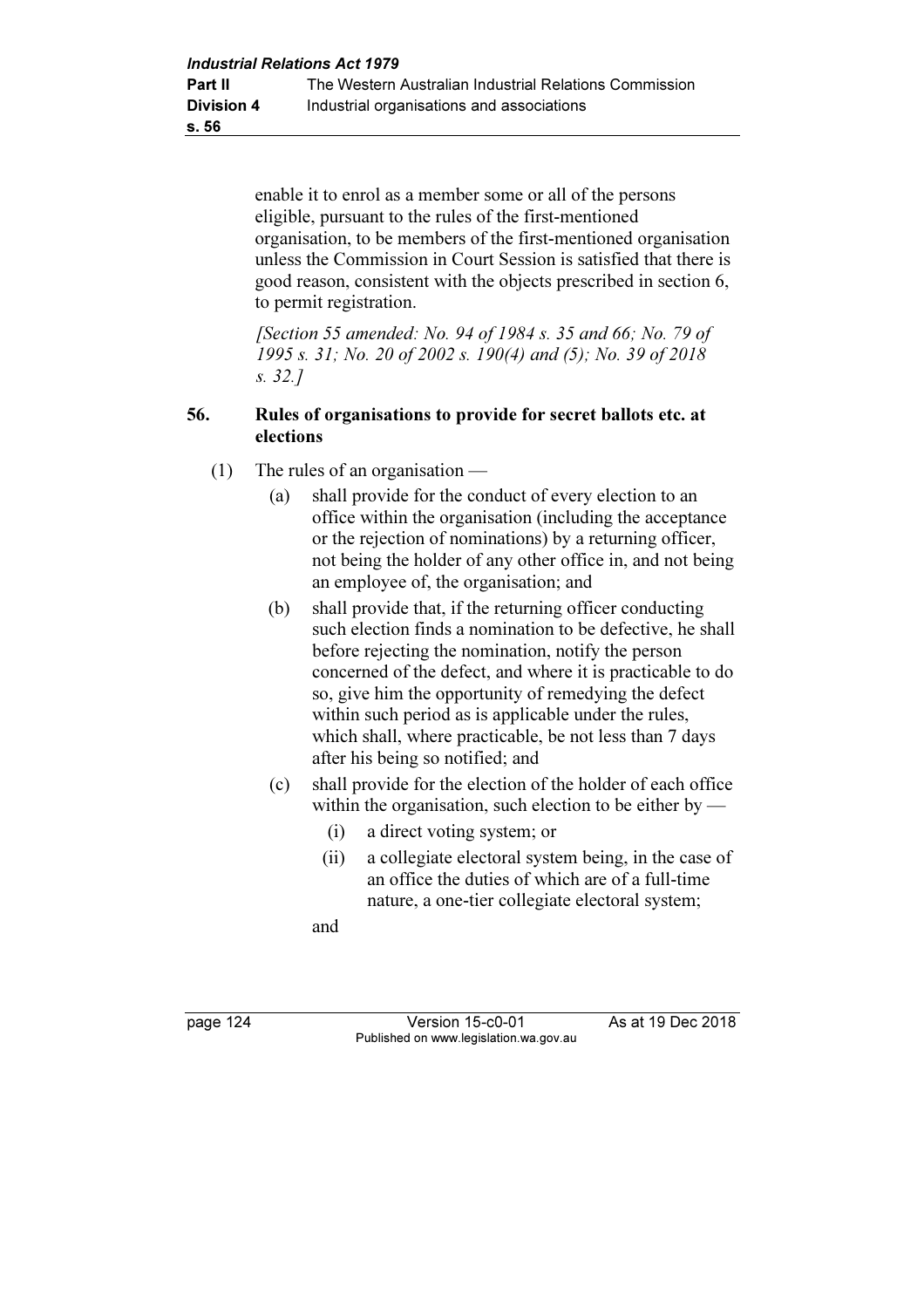enable it to enrol as a member some or all of the persons eligible, pursuant to the rules of the first-mentioned organisation, to be members of the first-mentioned organisation unless the Commission in Court Session is satisfied that there is good reason, consistent with the objects prescribed in section 6, to permit registration.

*[Section 55 amended: No. 94 of 1984 s. 35 and 66; No. 79 of 1995 s. 31; No. 20 of 2002 s. 190(4) and (5); No. 39 of 2018 s. 32.]*

### 56. Rules of organisations to provide for secret ballots etc. at elections

(1) The rules of an organisation —

(a) shall provide for the conduct of every election to an office within the organisation (including the acceptance or the rejection of nominations) by a returning officer, not being the holder of any other office in, and not being an employee of, the organisation; and

(b) shall provide that, if the returning officer conducting such election finds a nomination to be defective, he shall before rejecting the nomination, notify the person concerned of the defect, and where it is practicable to do so, give him the opportunity of remedying the defect within such period as is applicable under the rules, which shall, where practicable, be not less than 7 days after his being so notified; and

(c) shall provide for the election of the holder of each office within the organisation, such election to be either by —

(i) a direct voting system; or

(ii) a collegiate electoral system being, in the case of an office the duties of which are of a full-time nature, a one-tier collegiate electoral system;

and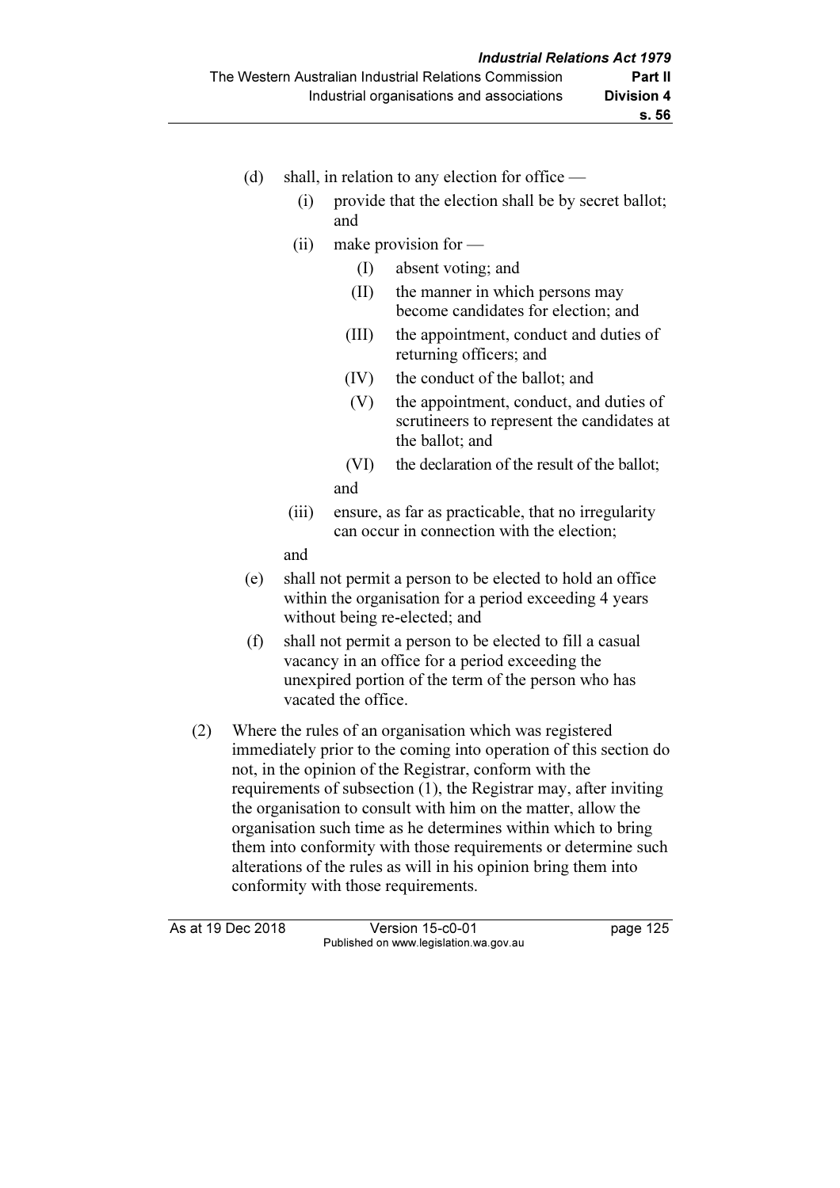(d) shall, in relation to any election for office —

   (i) provide that the election shall be by secret ballot; and

   (ii) make provision for —

      (I) absent voting; and

      (II) the manner in which persons may become candidates for election; and

      (III) the appointment, conduct and duties of returning officers; and

      (IV) the conduct of the ballot; and

      (V) the appointment, conduct, and duties of scrutineers to represent the candidates at the ballot; and

      (VI) the declaration of the result of the ballot;

      and

   (iii) ensure, as far as practicable, that no irregularity can occur in connection with the election;

   and

(e) shall not permit a person to be elected to hold an office within the organisation for a period exceeding 4 years without being re-elected; and

(f) shall not permit a person to be elected to fill a casual vacancy in an office for a period exceeding the unexpired portion of the term of the person who has vacated the office.

(2) Where the rules of an organisation which was registered immediately prior to the coming into operation of this section do not, in the opinion of the Registrar, conform with the requirements of subsection (1), the Registrar may, after inviting the organisation to consult with him on the matter, allow the organisation such time as he determines within which to bring them into conformity with those requirements or determine such alterations of the rules as will in his opinion bring them into conformity with those requirements.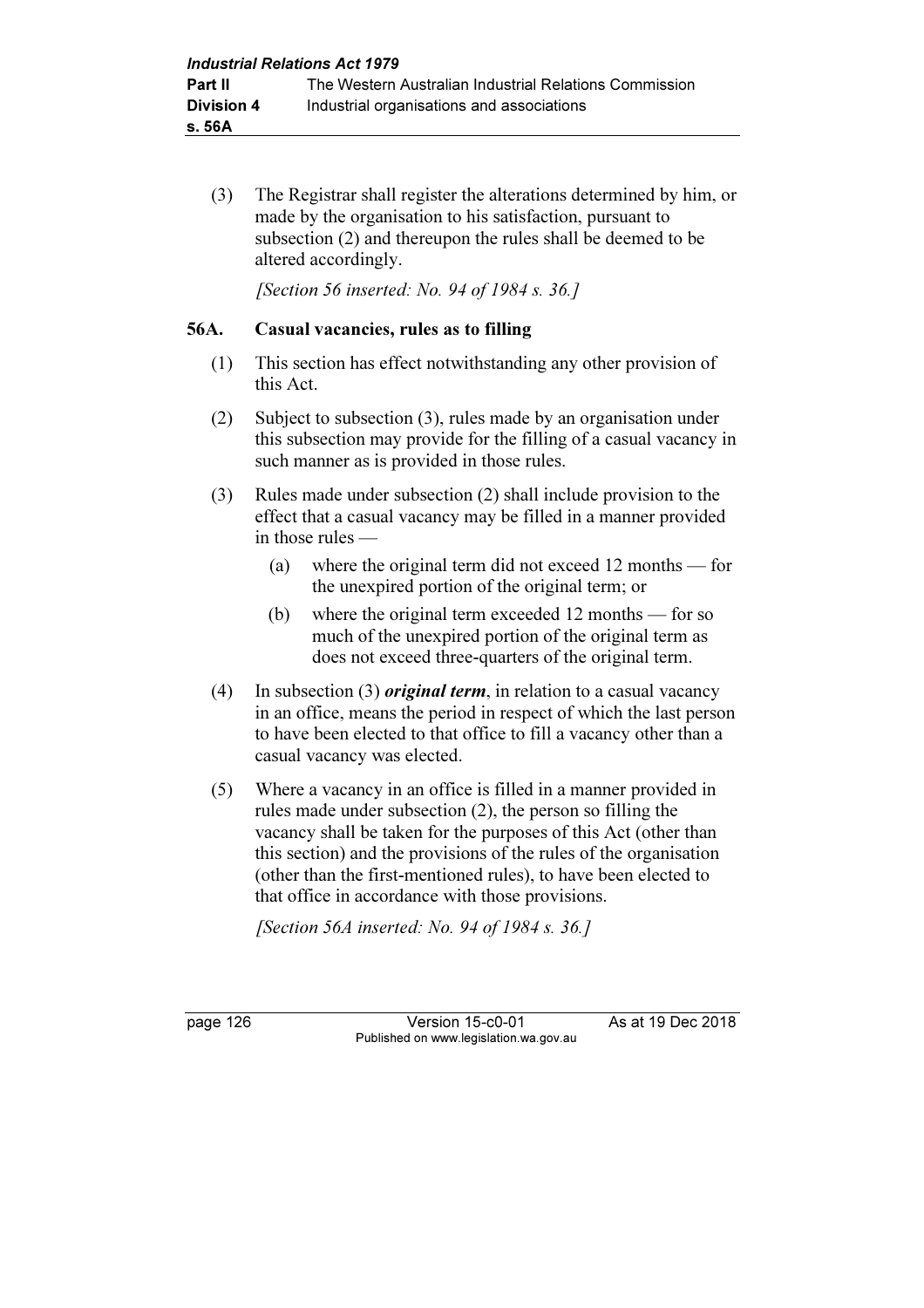(3) The Registrar shall register the alterations determined by him, or made by the organisation to his satisfaction, pursuant to subsection (2) and thereupon the rules shall be deemed to be altered accordingly.

*[Section 56 inserted: No. 94 of 1984 s. 36.]*

### 56A. Casual vacancies, rules as to filling

(1) This section has effect notwithstanding any other provision of this Act.

(2) Subject to subsection (3), rules made by an organisation under this subsection may provide for the filling of a casual vacancy in such manner as is provided in those rules.

(3) Rules made under subsection (2) shall include provision to the effect that a casual vacancy may be filled in a manner provided in those rules —

- (a) where the original term did not exceed 12 months — for the unexpired portion of the original term; or
- (b) where the original term exceeded 12 months — for so much of the unexpired portion of the original term as does not exceed three-quarters of the original term.

(4) In subsection (3) ***original term***, in relation to a casual vacancy in an office, means the period in respect of which the last person to have been elected to that office to fill a vacancy other than a casual vacancy was elected.

(5) Where a vacancy in an office is filled in a manner provided in rules made under subsection (2), the person so filling the vacancy shall be taken for the purposes of this Act (other than this section) and the provisions of the rules of the organisation (other than the first-mentioned rules), to have been elected to that office in accordance with those provisions.

*[Section 56A inserted: No. 94 of 1984 s. 36.]*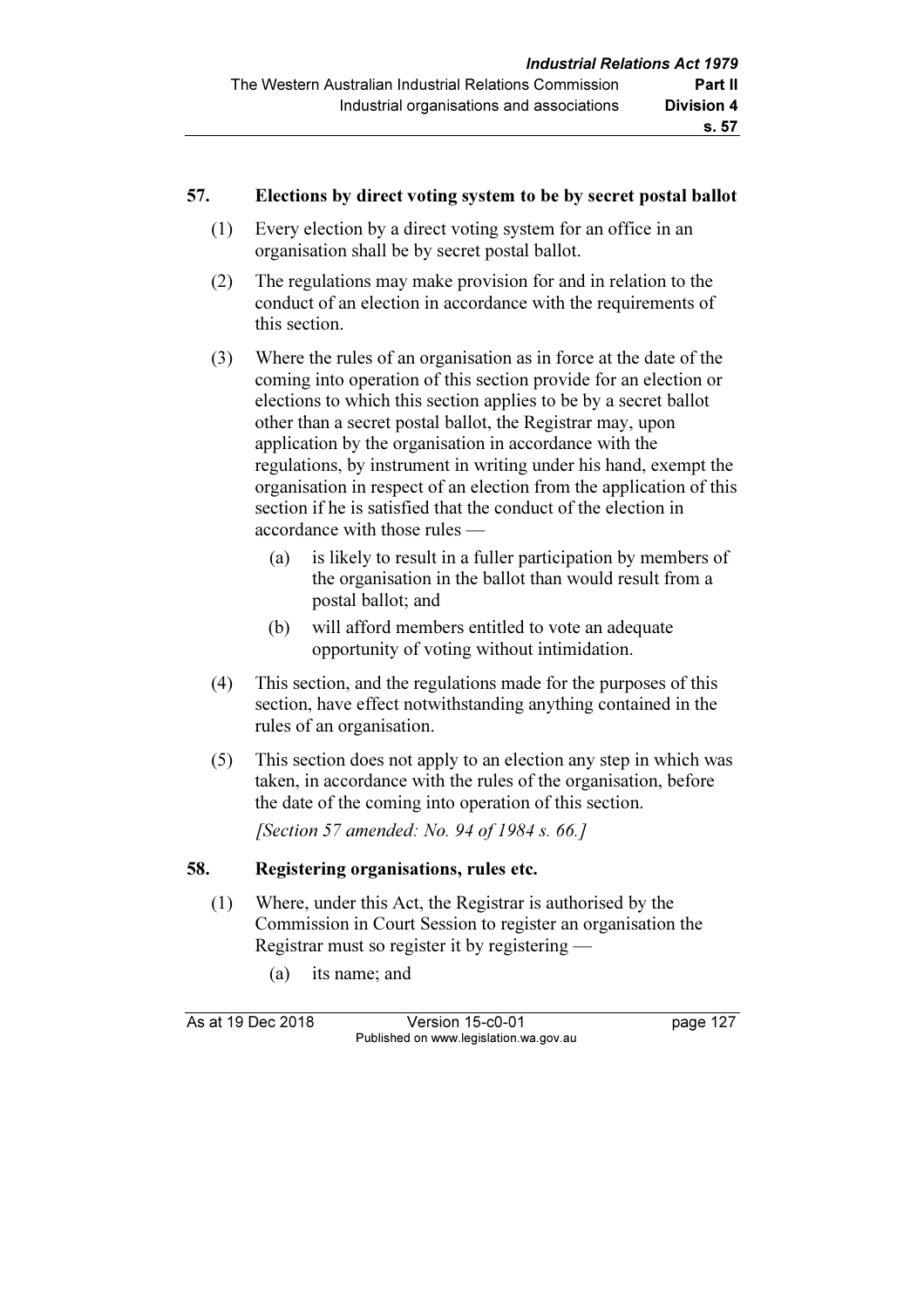## 57. Elections by direct voting system to be by secret postal ballot

(1) Every election by a direct voting system for an office in an organisation shall be by secret postal ballot.

(2) The regulations may make provision for and in relation to the conduct of an election in accordance with the requirements of this section.

(3) Where the rules of an organisation as in force at the date of the coming into operation of this section provide for an election or elections to which this section applies to be by a secret ballot other than a secret postal ballot, the Registrar may, upon application by the organisation in accordance with the regulations, by instrument in writing under his hand, exempt the organisation in respect of an election from the application of this section if he is satisfied that the conduct of the election in accordance with those rules —

- (a) is likely to result in a fuller participation by members of the organisation in the ballot than would result from a postal ballot; and
- (b) will afford members entitled to vote an adequate opportunity of voting without intimidation.

(4) This section, and the regulations made for the purposes of this section, have effect notwithstanding anything contained in the rules of an organisation.

(5) This section does not apply to an election any step in which was taken, in accordance with the rules of the organisation, before the date of the coming into operation of this section.

*[Section 57 amended: No. 94 of 1984 s. 66.]*

## 58. Registering organisations, rules etc.

(1) Where, under this Act, the Registrar is authorised by the Commission in Court Session to register an organisation the Registrar must so register it by registering —

- (a) its name; and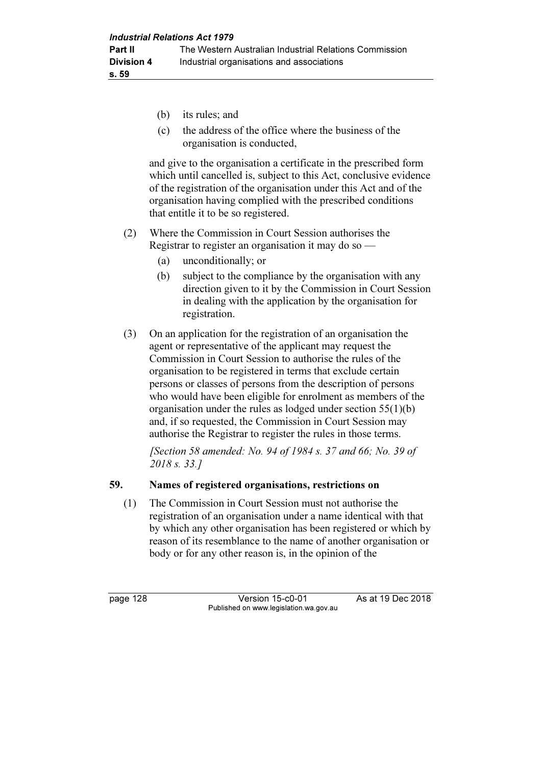(b) its rules; and

(c) the address of the office where the business of the organisation is conducted,

and give to the organisation a certificate in the prescribed form which until cancelled is, subject to this Act, conclusive evidence of the registration of the organisation under this Act and of the organisation having complied with the prescribed conditions that entitle it to be so registered.

(2) Where the Commission in Court Session authorises the Registrar to register an organisation it may do so —

(a) unconditionally; or

(b) subject to the compliance by the organisation with any direction given to it by the Commission in Court Session in dealing with the application by the organisation for registration.

(3) On an application for the registration of an organisation the agent or representative of the applicant may request the Commission in Court Session to authorise the rules of the organisation to be registered in terms that exclude certain persons or classes of persons from the description of persons who would have been eligible for enrolment as members of the organisation under the rules as lodged under section 55(1)(b) and, if so requested, the Commission in Court Session may authorise the Registrar to register the rules in those terms.

*[Section 58 amended: No. 94 of 1984 s. 37 and 66; No. 39 of 2018 s. 33.]*

## 59. Names of registered organisations, restrictions on

(1) The Commission in Court Session must not authorise the registration of an organisation under a name identical with that by which any other organisation has been registered or which by reason of its resemblance to the name of another organisation or body or for any other reason is, in the opinion of the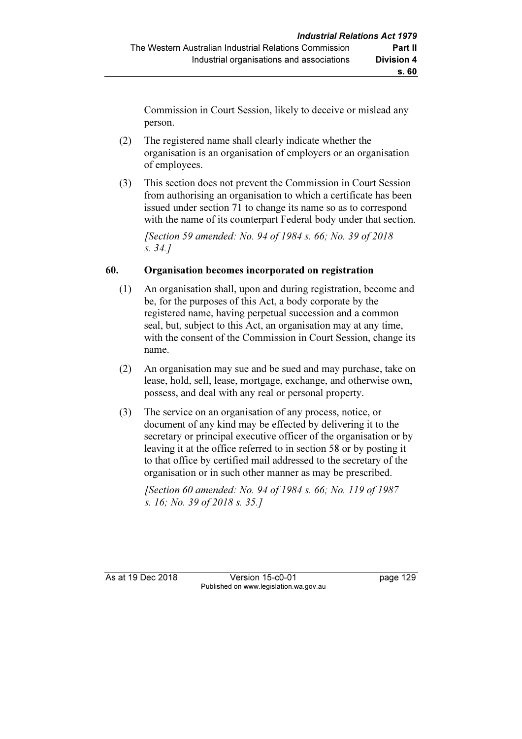Commission in Court Session, likely to deceive or mislead any person.

(2) The registered name shall clearly indicate whether the organisation is an organisation of employers or an organisation of employees.

(3) This section does not prevent the Commission in Court Session from authorising an organisation to which a certificate has been issued under section 71 to change its name so as to correspond with the name of its counterpart Federal body under that section.

*[Section 59 amended: No. 94 of 1984 s. 66; No. 39 of 2018 s. 34.]*

## 60. Organisation becomes incorporated on registration

(1) An organisation shall, upon and during registration, become and be, for the purposes of this Act, a body corporate by the registered name, having perpetual succession and a common seal, but, subject to this Act, an organisation may at any time, with the consent of the Commission in Court Session, change its name.

(2) An organisation may sue and be sued and may purchase, take on lease, hold, sell, lease, mortgage, exchange, and otherwise own, possess, and deal with any real or personal property.

(3) The service on an organisation of any process, notice, or document of any kind may be effected by delivering it to the secretary or principal executive officer of the organisation or by leaving it at the office referred to in section 58 or by posting it to that office by certified mail addressed to the secretary of the organisation or in such other manner as may be prescribed.

*[Section 60 amended: No. 94 of 1984 s. 66; No. 119 of 1987 s. 16; No. 39 of 2018 s. 35.]*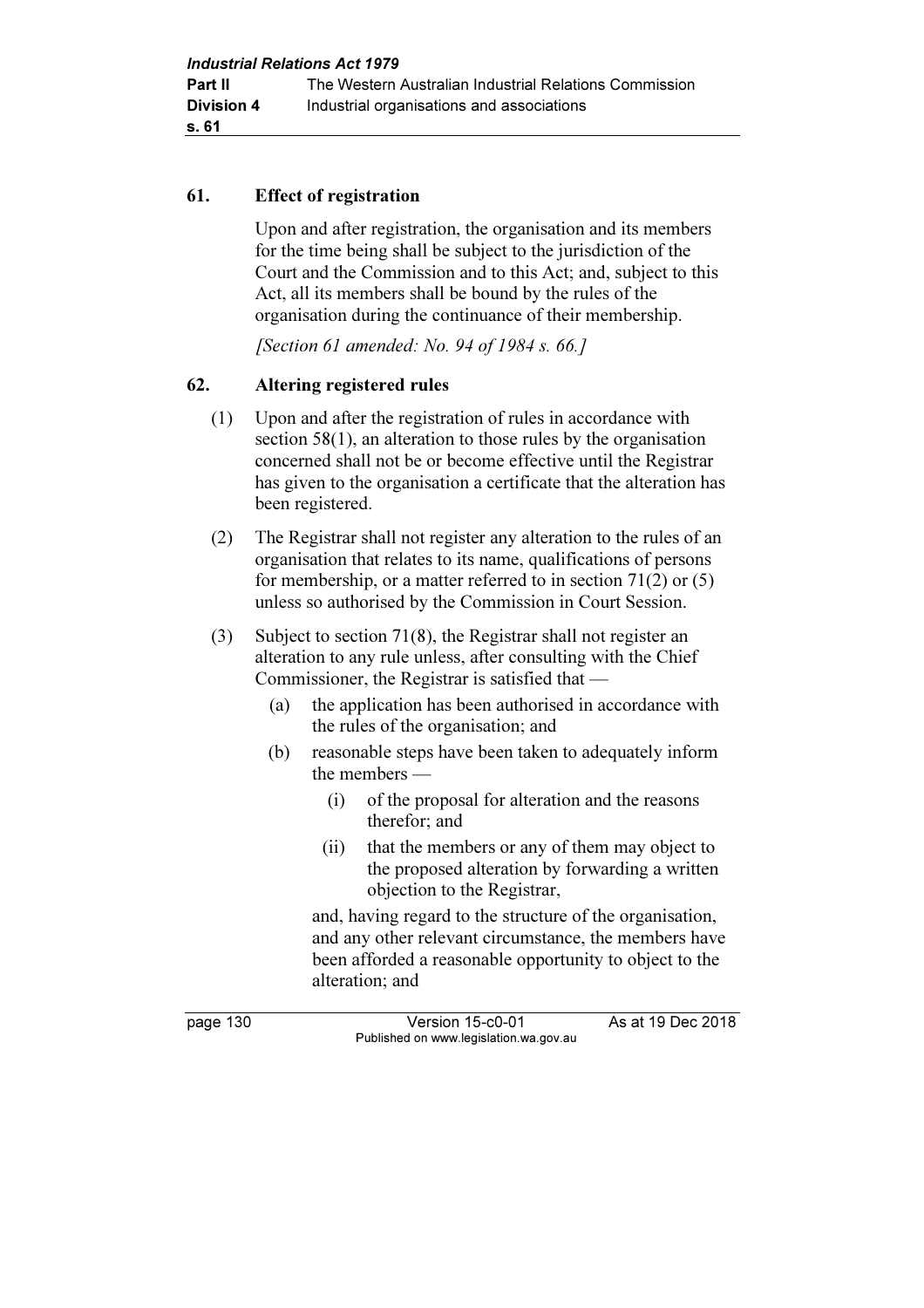## 61. Effect of registration

Upon and after registration, the organisation and its members for the time being shall be subject to the jurisdiction of the Court and the Commission and to this Act; and, subject to this Act, all its members shall be bound by the rules of the organisation during the continuance of their membership.

*[Section 61 amended: No. 94 of 1984 s. 66.]*

## 62. Altering registered rules

(1) Upon and after the registration of rules in accordance with section 58(1), an alteration to those rules by the organisation concerned shall not be or become effective until the Registrar has given to the organisation a certificate that the alteration has been registered.

(2) The Registrar shall not register any alteration to the rules of an organisation that relates to its name, qualifications of persons for membership, or a matter referred to in section 71(2) or (5) unless so authorised by the Commission in Court Session.

(3) Subject to section 71(8), the Registrar shall not register an alteration to any rule unless, after consulting with the Chief Commissioner, the Registrar is satisfied that —

- (a) the application has been authorised in accordance with the rules of the organisation; and
- (b) reasonable steps have been taken to adequately inform the members —
  - (i) of the proposal for alteration and the reasons therefor; and
  - (ii) that the members or any of them may object to the proposed alteration by forwarding a written objection to the Registrar,

  and, having regard to the structure of the organisation, and any other relevant circumstance, the members have been afforded a reasonable opportunity to object to the alteration; and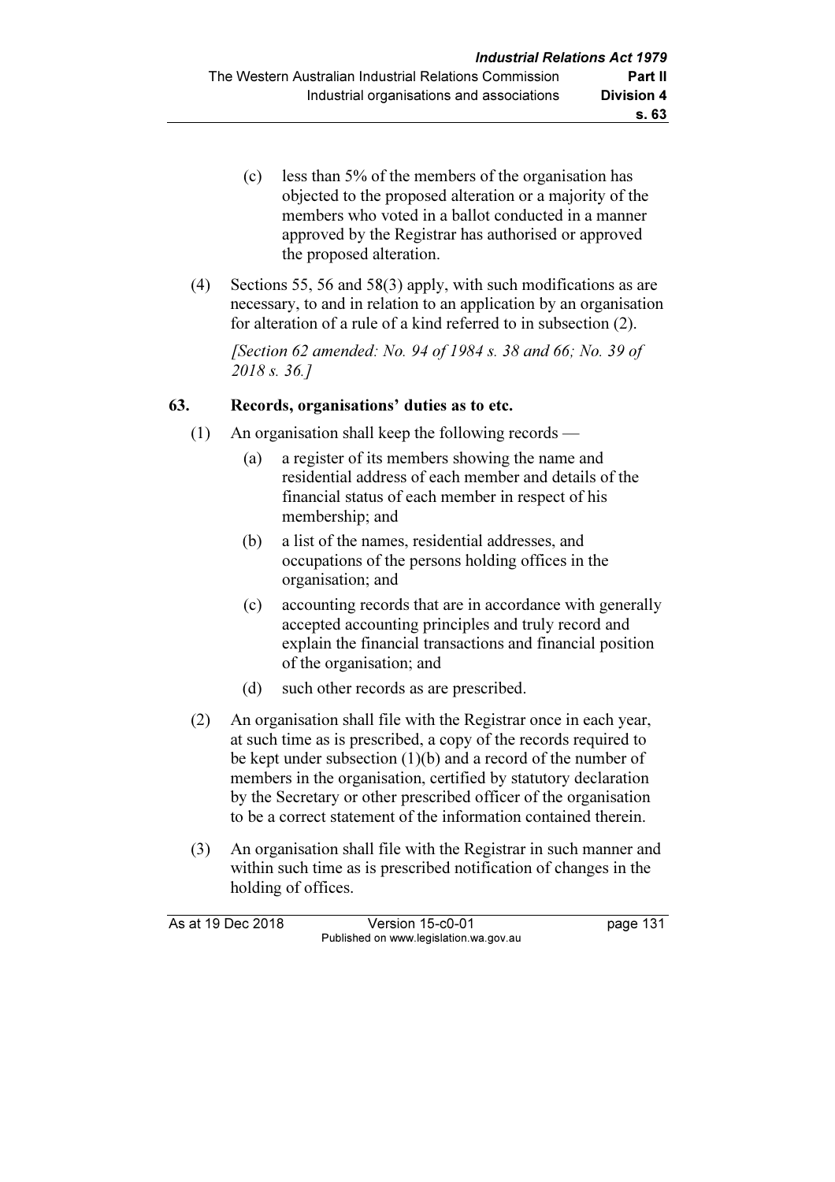(c) less than 5% of the members of the organisation has objected to the proposed alteration or a majority of the members who voted in a ballot conducted in a manner approved by the Registrar has authorised or approved the proposed alteration.

(4) Sections 55, 56 and 58(3) apply, with such modifications as are necessary, to and in relation to an application by an organisation for alteration of a rule of a kind referred to in subsection (2).

*[Section 62 amended: No. 94 of 1984 s. 38 and 66; No. 39 of 2018 s. 36.]*

## 63. Records, organisations' duties as to etc.

(1) An organisation shall keep the following records —

- (a) a register of its members showing the name and residential address of each member and details of the financial status of each member in respect of his membership; and
- (b) a list of the names, residential addresses, and occupations of the persons holding offices in the organisation; and
- (c) accounting records that are in accordance with generally accepted accounting principles and truly record and explain the financial transactions and financial position of the organisation; and
- (d) such other records as are prescribed.

(2) An organisation shall file with the Registrar once in each year, at such time as is prescribed, a copy of the records required to be kept under subsection (1)(b) and a record of the number of members in the organisation, certified by statutory declaration by the Secretary or other prescribed officer of the organisation to be a correct statement of the information contained therein.

(3) An organisation shall file with the Registrar in such manner and within such time as is prescribed notification of changes in the holding of offices.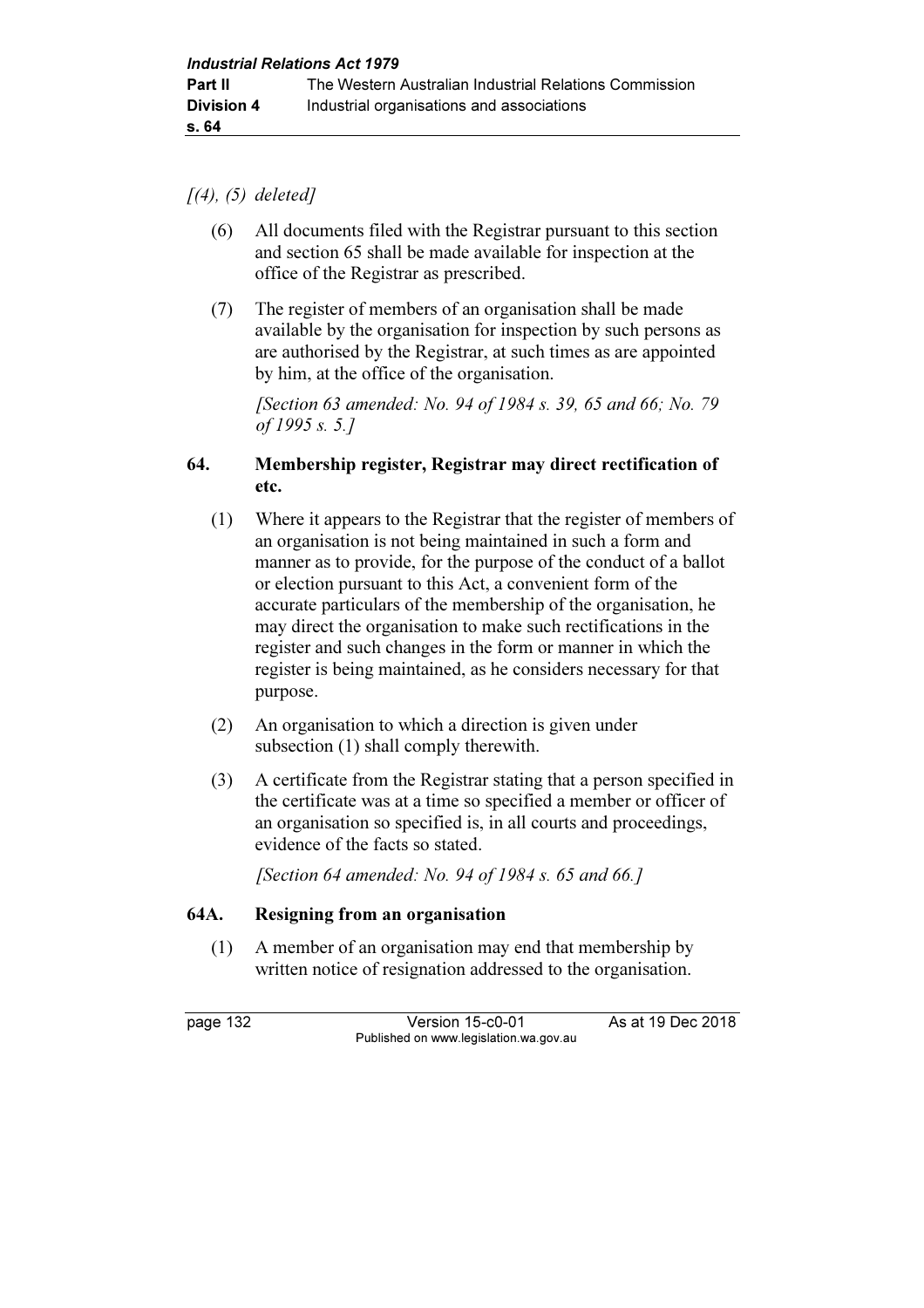*[(4), (5) deleted]*

(6) All documents filed with the Registrar pursuant to this section and section 65 shall be made available for inspection at the office of the Registrar as prescribed.

(7) The register of members of an organisation shall be made available by the organisation for inspection by such persons as are authorised by the Registrar, at such times as are appointed by him, at the office of the organisation.

*[Section 63 amended: No. 94 of 1984 s. 39, 65 and 66; No. 79 of 1995 s. 5.]*

### 64. Membership register, Registrar may direct rectification of etc.

(1) Where it appears to the Registrar that the register of members of an organisation is not being maintained in such a form and manner as to provide, for the purpose of the conduct of a ballot or election pursuant to this Act, a convenient form of the accurate particulars of the membership of the organisation, he may direct the organisation to make such rectifications in the register and such changes in the form or manner in which the register is being maintained, as he considers necessary for that purpose.

(2) An organisation to which a direction is given under subsection (1) shall comply therewith.

(3) A certificate from the Registrar stating that a person specified in the certificate was at a time so specified a member or officer of an organisation so specified is, in all courts and proceedings, evidence of the facts so stated.

*[Section 64 amended: No. 94 of 1984 s. 65 and 66.]*

### 64A. Resigning from an organisation

(1) A member of an organisation may end that membership by written notice of resignation addressed to the organisation.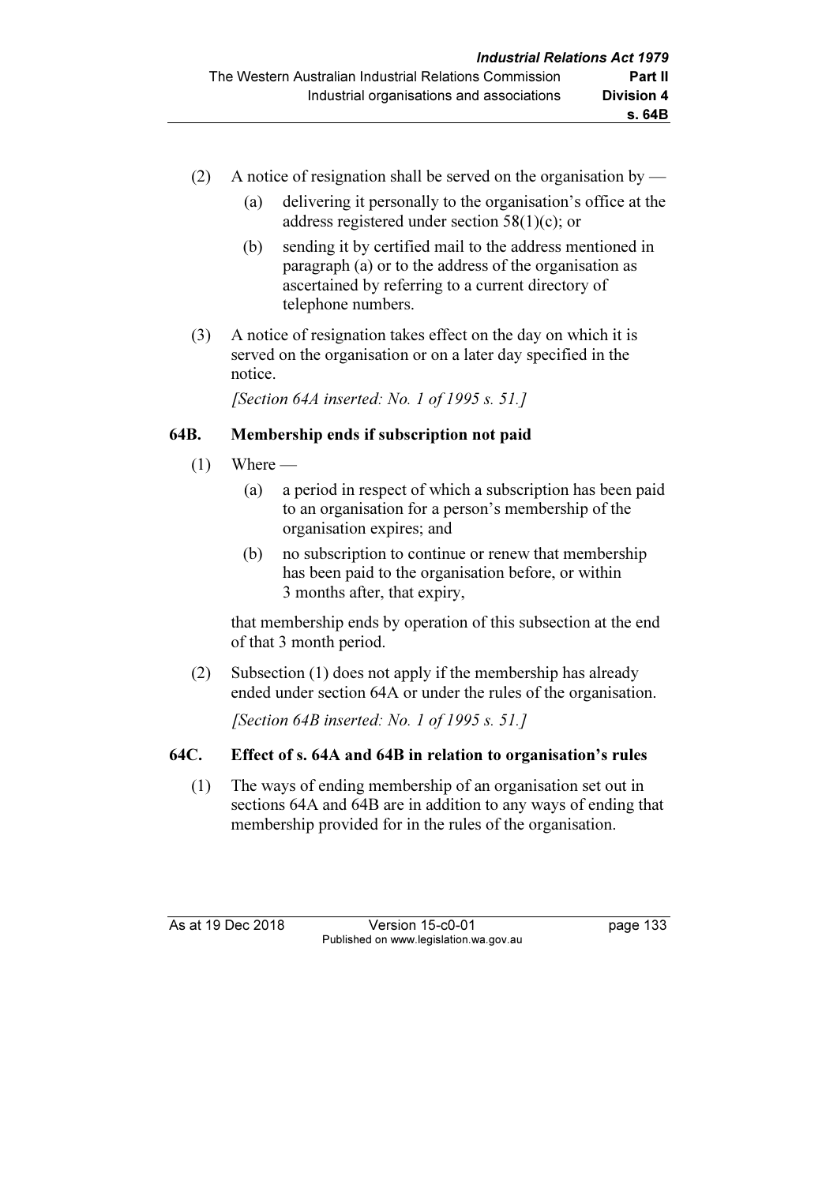(2) A notice of resignation shall be served on the organisation by —

(a) delivering it personally to the organisation's office at the address registered under section 58(1)(c); or

(b) sending it by certified mail to the address mentioned in paragraph (a) or to the address of the organisation as ascertained by referring to a current directory of telephone numbers.

(3) A notice of resignation takes effect on the day on which it is served on the organisation or on a later day specified in the notice.

*[Section 64A inserted: No. 1 of 1995 s. 51.]*

### 64B. Membership ends if subscription not paid

(1) Where —

(a) a period in respect of which a subscription has been paid to an organisation for a person's membership of the organisation expires; and

(b) no subscription to continue or renew that membership has been paid to the organisation before, or within 3 months after, that expiry,

that membership ends by operation of this subsection at the end of that 3 month period.

(2) Subsection (1) does not apply if the membership has already ended under section 64A or under the rules of the organisation.

*[Section 64B inserted: No. 1 of 1995 s. 51.]*

### 64C. Effect of s. 64A and 64B in relation to organisation's rules

(1) The ways of ending membership of an organisation set out in sections 64A and 64B are in addition to any ways of ending that membership provided for in the rules of the organisation.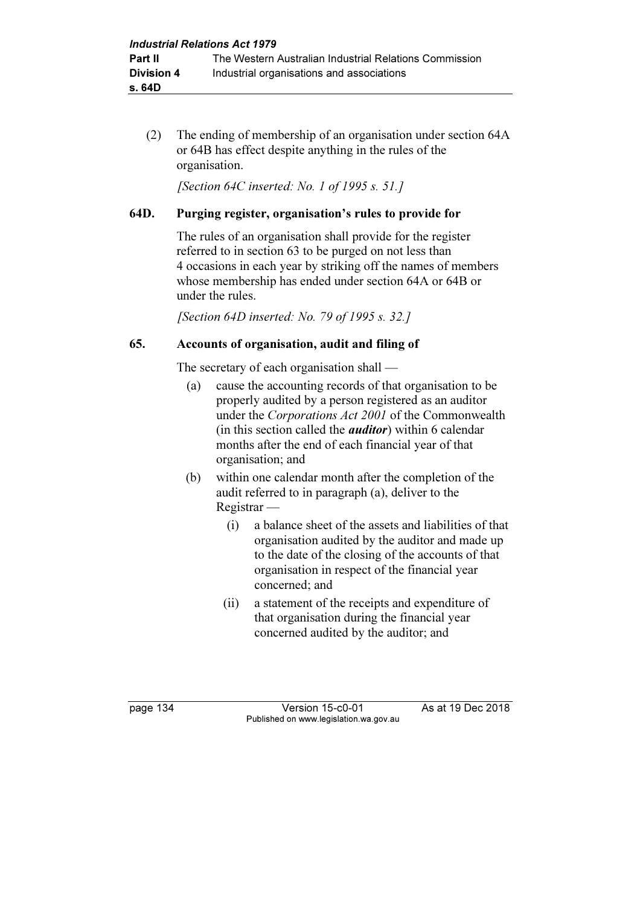(2) The ending of membership of an organisation under section 64A or 64B has effect despite anything in the rules of the organisation.

*[Section 64C inserted: No. 1 of 1995 s. 51.]*

## 64D. Purging register, organisation's rules to provide for

The rules of an organisation shall provide for the register referred to in section 63 to be purged on not less than 4 occasions in each year by striking off the names of members whose membership has ended under section 64A or 64B or under the rules.

*[Section 64D inserted: No. 79 of 1995 s. 32.]*

## 65. Accounts of organisation, audit and filing of

The secretary of each organisation shall —

(a) cause the accounting records of that organisation to be properly audited by a person registered as an auditor under the *Corporations Act 2001* of the Commonwealth (in this section called the ***auditor***) within 6 calendar months after the end of each financial year of that organisation; and

(b) within one calendar month after the completion of the audit referred to in paragraph (a), deliver to the Registrar —

(i) a balance sheet of the assets and liabilities of that organisation audited by the auditor and made up to the date of the closing of the accounts of that organisation in respect of the financial year concerned; and

(ii) a statement of the receipts and expenditure of that organisation during the financial year concerned audited by the auditor; and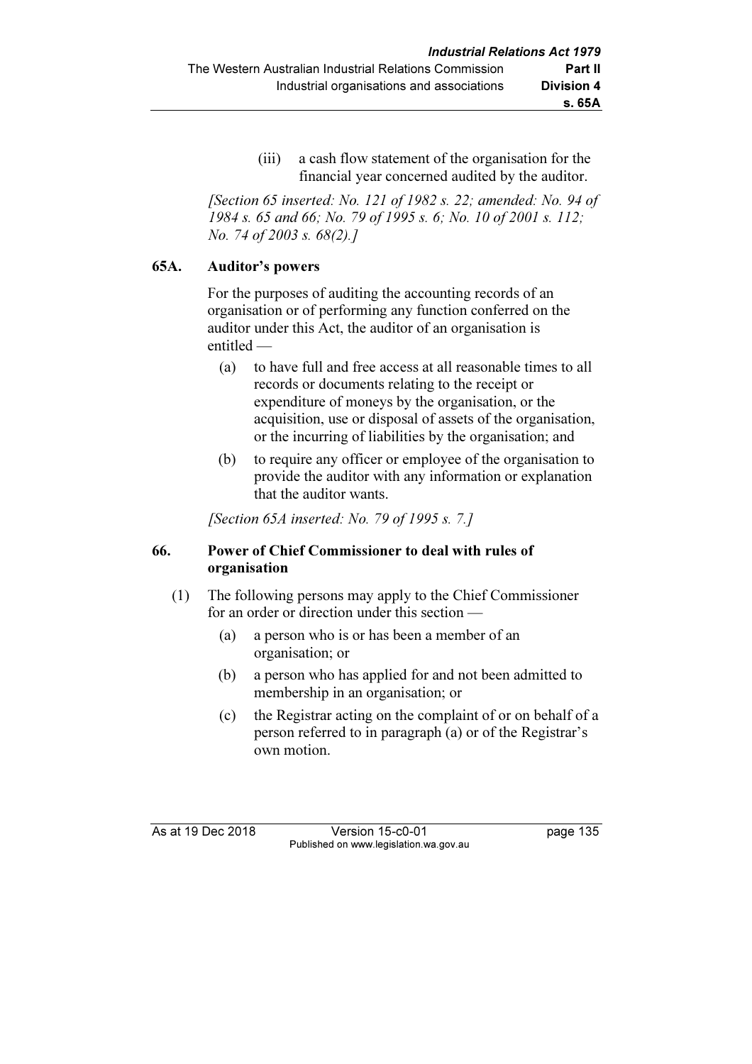(iii) a cash flow statement of the organisation for the financial year concerned audited by the auditor.

*[Section 65 inserted: No. 121 of 1982 s. 22; amended: No. 94 of 1984 s. 65 and 66; No. 79 of 1995 s. 6; No. 10 of 2001 s. 112; No. 74 of 2003 s. 68(2).]*

## 65A. Auditor's powers

For the purposes of auditing the accounting records of an organisation or of performing any function conferred on the auditor under this Act, the auditor of an organisation is entitled —

(a) to have full and free access at all reasonable times to all records or documents relating to the receipt or expenditure of moneys by the organisation, or the acquisition, use or disposal of assets of the organisation, or the incurring of liabilities by the organisation; and

(b) to require any officer or employee of the organisation to provide the auditor with any information or explanation that the auditor wants.

*[Section 65A inserted: No. 79 of 1995 s. 7.]*

## 66. Power of Chief Commissioner to deal with rules of organisation

(1) The following persons may apply to the Chief Commissioner for an order or direction under this section —

(a) a person who is or has been a member of an organisation; or

(b) a person who has applied for and not been admitted to membership in an organisation; or

(c) the Registrar acting on the complaint of or on behalf of a person referred to in paragraph (a) or of the Registrar's own motion.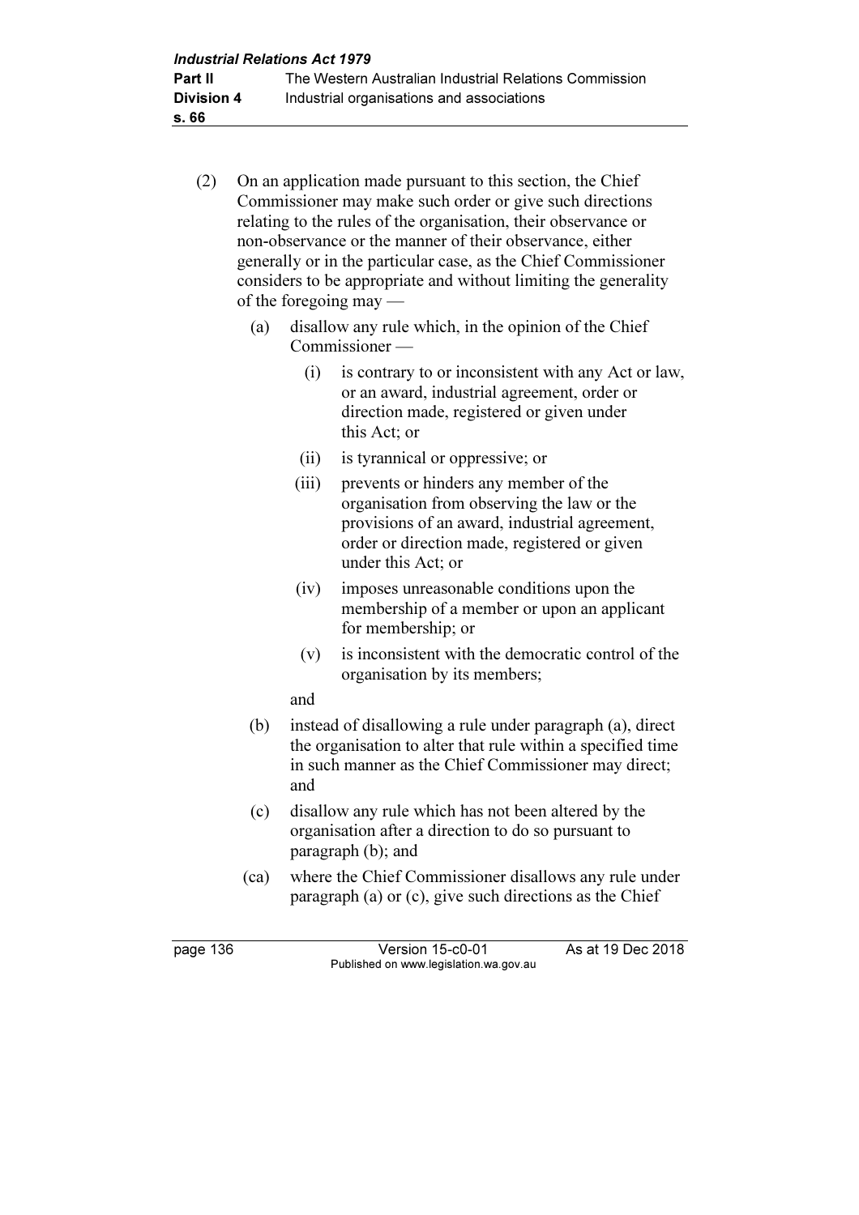(2) On an application made pursuant to this section, the Chief Commissioner may make such order or give such directions relating to the rules of the organisation, their observance or non-observance or the manner of their observance, either generally or in the particular case, as the Chief Commissioner considers to be appropriate and without limiting the generality of the foregoing may —

  (a) disallow any rule which, in the opinion of the Chief Commissioner —

    (i) is contrary to or inconsistent with any Act or law, or an award, industrial agreement, order or direction made, registered or given under this Act; or

    (ii) is tyrannical or oppressive; or

    (iii) prevents or hinders any member of the organisation from observing the law or the provisions of an award, industrial agreement, order or direction made, registered or given under this Act; or

    (iv) imposes unreasonable conditions upon the membership of a member or upon an applicant for membership; or

    (v) is inconsistent with the democratic control of the organisation by its members;

  and

  (b) instead of disallowing a rule under paragraph (a), direct the organisation to alter that rule within a specified time in such manner as the Chief Commissioner may direct; and

  (c) disallow any rule which has not been altered by the organisation after a direction to do so pursuant to paragraph (b); and

  (ca) where the Chief Commissioner disallows any rule under paragraph (a) or (c), give such directions as the Chief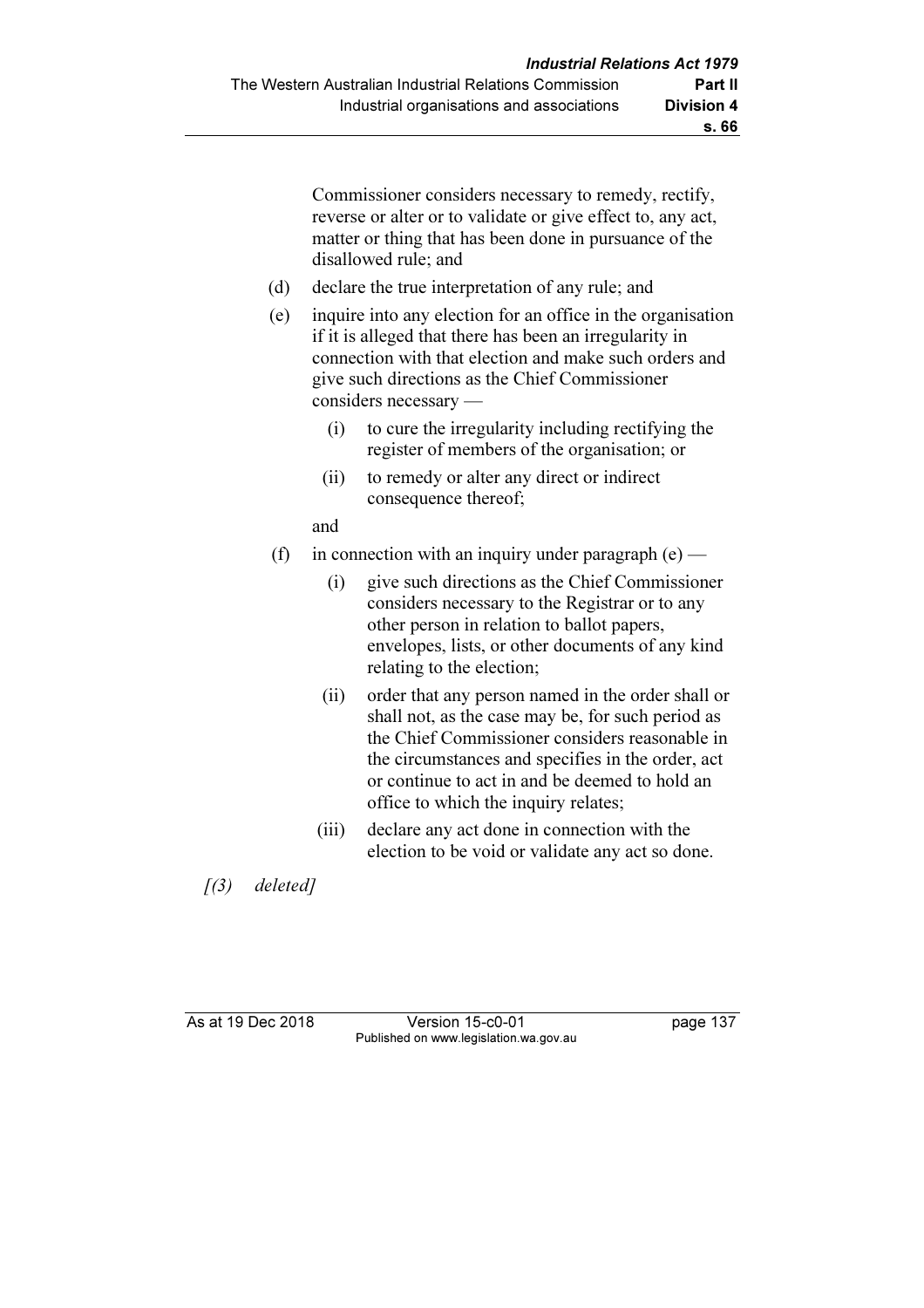Commissioner considers necessary to remedy, rectify, reverse or alter or to validate or give effect to, any act, matter or thing that has been done in pursuance of the disallowed rule; and

(d) declare the true interpretation of any rule; and

(e) inquire into any election for an office in the organisation if it is alleged that there has been an irregularity in connection with that election and make such orders and give such directions as the Chief Commissioner considers necessary —

  (i) to cure the irregularity including rectifying the register of members of the organisation; or

  (ii) to remedy or alter any direct or indirect consequence thereof;

  and

(f) in connection with an inquiry under paragraph (e) —

  (i) give such directions as the Chief Commissioner considers necessary to the Registrar or to any other person in relation to ballot papers, envelopes, lists, or other documents of any kind relating to the election;

  (ii) order that any person named in the order shall or shall not, as the case may be, for such period as the Chief Commissioner considers reasonable in the circumstances and specifies in the order, act or continue to act in and be deemed to hold an office to which the inquiry relates;

  (iii) declare any act done in connection with the election to be void or validate any act so done.

*[(3) deleted]*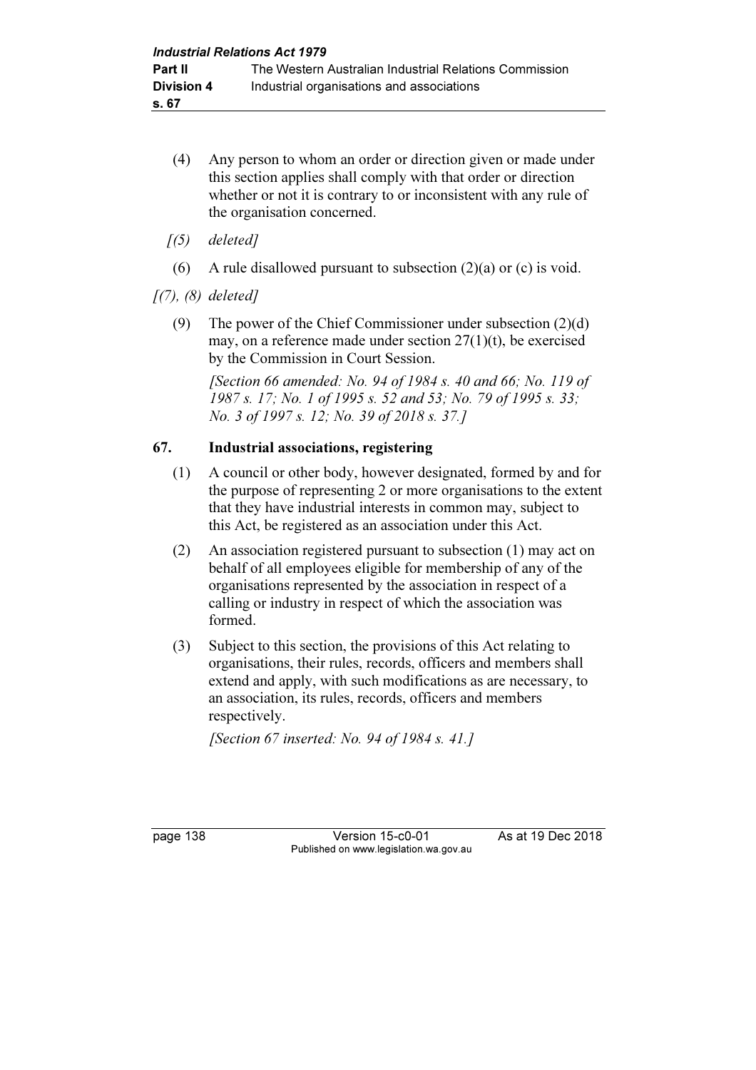(4) Any person to whom an order or direction given or made under this section applies shall comply with that order or direction whether or not it is contrary to or inconsistent with any rule of the organisation concerned.

*[(5) deleted]*

(6) A rule disallowed pursuant to subsection (2)(a) or (c) is void.

*[(7), (8) deleted]*

(9) The power of the Chief Commissioner under subsection (2)(d) may, on a reference made under section 27(1)(t), be exercised by the Commission in Court Session.

*[Section 66 amended: No. 94 of 1984 s. 40 and 66; No. 119 of 1987 s. 17; No. 1 of 1995 s. 52 and 53; No. 79 of 1995 s. 33; No. 3 of 1997 s. 12; No. 39 of 2018 s. 37.]*

## 67. Industrial associations, registering

(1) A council or other body, however designated, formed by and for the purpose of representing 2 or more organisations to the extent that they have industrial interests in common may, subject to this Act, be registered as an association under this Act.

(2) An association registered pursuant to subsection (1) may act on behalf of all employees eligible for membership of any of the organisations represented by the association in respect of a calling or industry in respect of which the association was formed.

(3) Subject to this section, the provisions of this Act relating to organisations, their rules, records, officers and members shall extend and apply, with such modifications as are necessary, to an association, its rules, records, officers and members respectively.

*[Section 67 inserted: No. 94 of 1984 s. 41.]*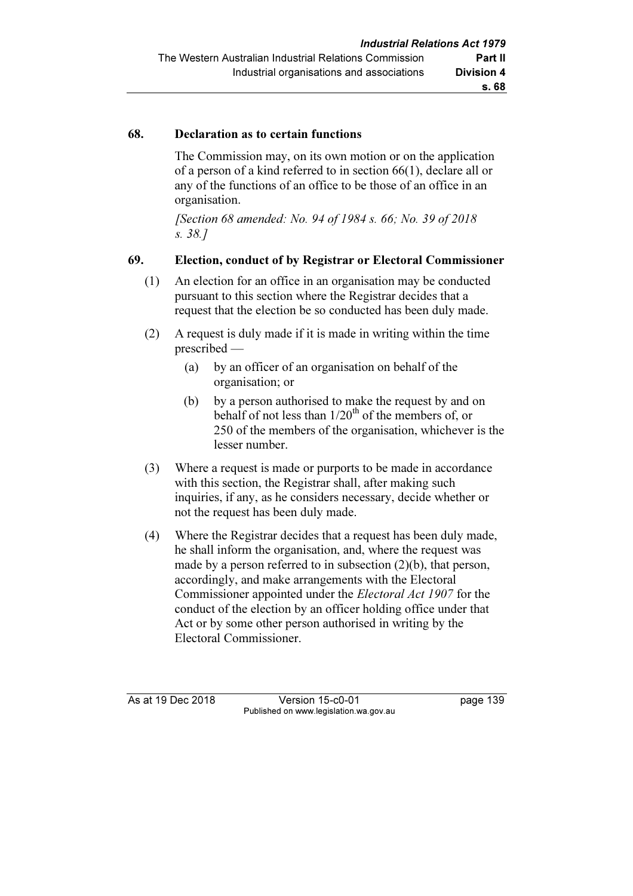### 68. Declaration as to certain functions

The Commission may, on its own motion or on the application of a person of a kind referred to in section 66(1), declare all or any of the functions of an office to be those of an office in an organisation.

*[Section 68 amended: No. 94 of 1984 s. 66; No. 39 of 2018 s. 38.]*

### 69. Election, conduct of by Registrar or Electoral Commissioner

(1) An election for an office in an organisation may be conducted pursuant to this section where the Registrar decides that a request that the election be so conducted has been duly made.

(2) A request is duly made if it is made in writing within the time prescribed —

- (a) by an officer of an organisation on behalf of the organisation; or
- (b) by a person authorised to make the request by and on behalf of not less than $1/20^{th}$ of the members of, or 250 of the members of the organisation, whichever is the lesser number.

(3) Where a request is made or purports to be made in accordance with this section, the Registrar shall, after making such inquiries, if any, as he considers necessary, decide whether or not the request has been duly made.

(4) Where the Registrar decides that a request has been duly made, he shall inform the organisation, and, where the request was made by a person referred to in subsection (2)(b), that person, accordingly, and make arrangements with the Electoral Commissioner appointed under the *Electoral Act 1907* for the conduct of the election by an officer holding office under that Act or by some other person authorised in writing by the Electoral Commissioner.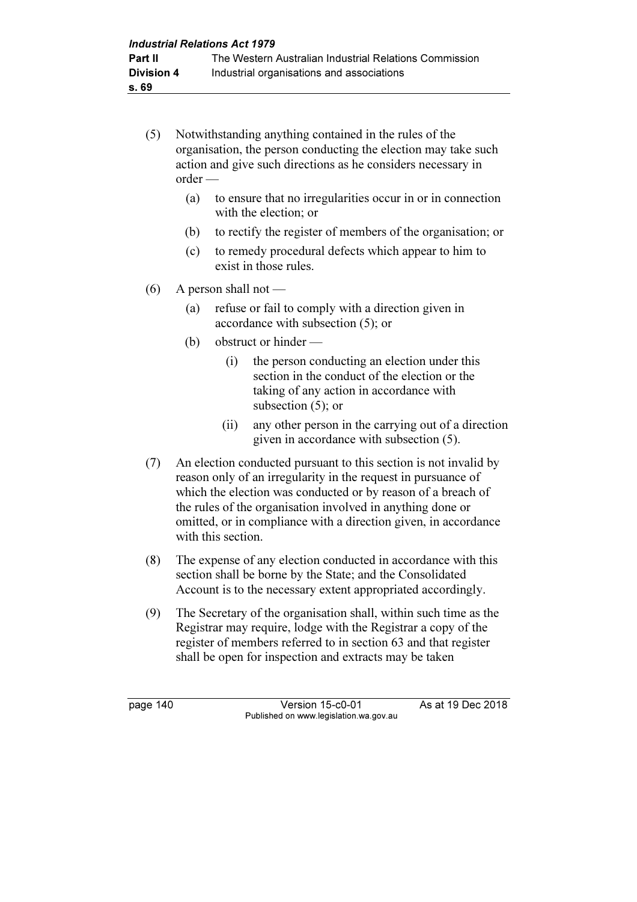(5) Notwithstanding anything contained in the rules of the organisation, the person conducting the election may take such action and give such directions as he considers necessary in order —

  (a) to ensure that no irregularities occur in or in connection with the election; or

  (b) to rectify the register of members of the organisation; or

  (c) to remedy procedural defects which appear to him to exist in those rules.

(6) A person shall not —

  (a) refuse or fail to comply with a direction given in accordance with subsection (5); or

  (b) obstruct or hinder —

    (i) the person conducting an election under this section in the conduct of the election or the taking of any action in accordance with subsection (5); or

    (ii) any other person in the carrying out of a direction given in accordance with subsection (5).

(7) An election conducted pursuant to this section is not invalid by reason only of an irregularity in the request in pursuance of which the election was conducted or by reason of a breach of the rules of the organisation involved in anything done or omitted, or in compliance with a direction given, in accordance with this section.

(8) The expense of any election conducted in accordance with this section shall be borne by the State; and the Consolidated Account is to the necessary extent appropriated accordingly.

(9) The Secretary of the organisation shall, within such time as the Registrar may require, lodge with the Registrar a copy of the register of members referred to in section 63 and that register shall be open for inspection and extracts may be taken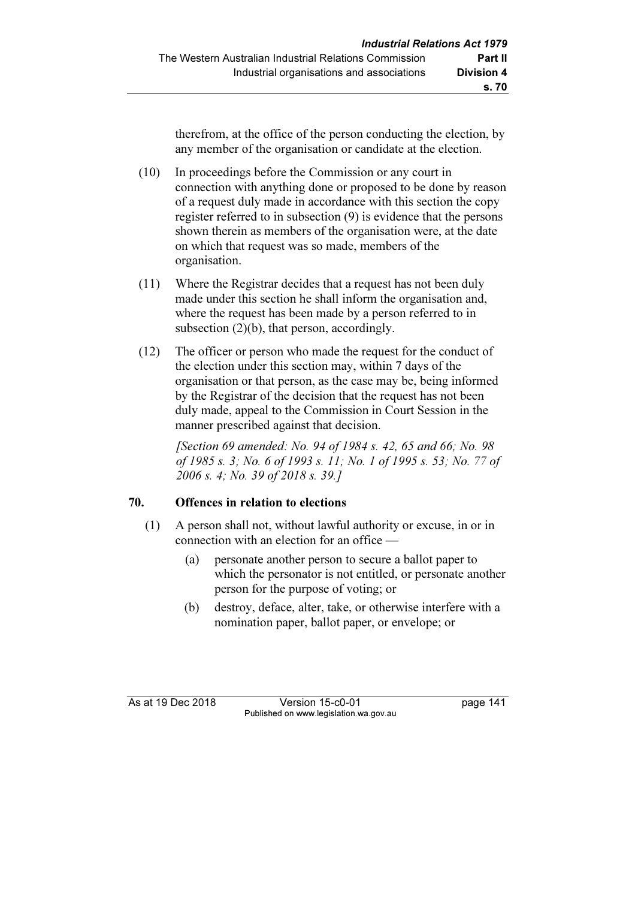therefrom, at the office of the person conducting the election, by any member of the organisation or candidate at the election.

(10) In proceedings before the Commission or any court in connection with anything done or proposed to be done by reason of a request duly made in accordance with this section the copy register referred to in subsection (9) is evidence that the persons shown therein as members of the organisation were, at the date on which that request was so made, members of the organisation.

(11) Where the Registrar decides that a request has not been duly made under this section he shall inform the organisation and, where the request has been made by a person referred to in subsection (2)(b), that person, accordingly.

(12) The officer or person who made the request for the conduct of the election under this section may, within 7 days of the organisation or that person, as the case may be, being informed by the Registrar of the decision that the request has not been duly made, appeal to the Commission in Court Session in the manner prescribed against that decision.

*[Section 69 amended: No. 94 of 1984 s. 42, 65 and 66; No. 98 of 1985 s. 3; No. 6 of 1993 s. 11; No. 1 of 1995 s. 53; No. 77 of 2006 s. 4; No. 39 of 2018 s. 39.]*

### 70. Offences in relation to elections

(1) A person shall not, without lawful authority or excuse, in or in connection with an election for an office —

(a) personate another person to secure a ballot paper to which the personator is not entitled, or personate another person for the purpose of voting; or

(b) destroy, deface, alter, take, or otherwise interfere with a nomination paper, ballot paper, or envelope; or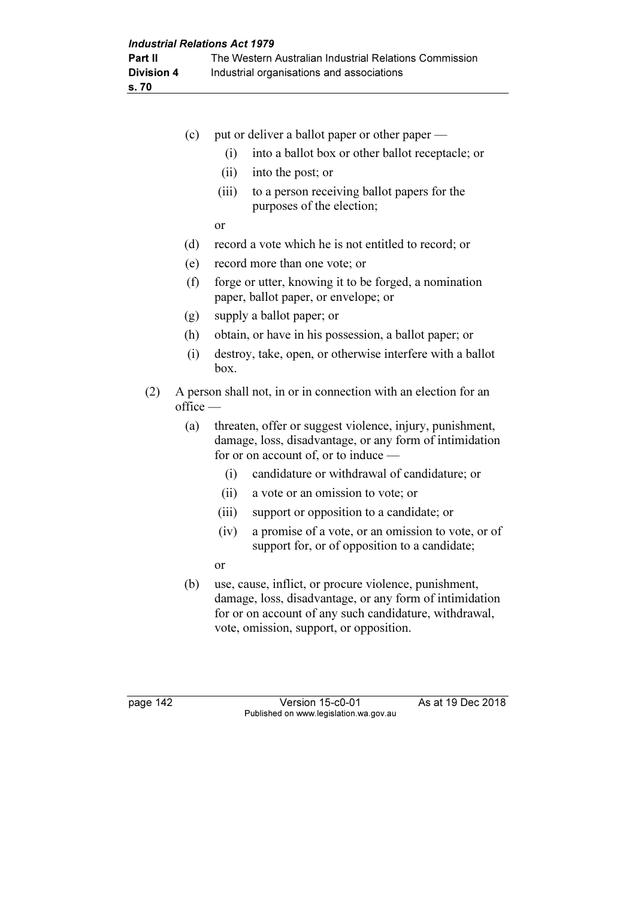(c) put or deliver a ballot paper or other paper —

  (i) into a ballot box or other ballot receptacle; or

  (ii) into the post; or

  (iii) to a person receiving ballot papers for the purposes of the election;

  or

(d) record a vote which he is not entitled to record; or

(e) record more than one vote; or

(f) forge or utter, knowing it to be forged, a nomination paper, ballot paper, or envelope; or

(g) supply a ballot paper; or

(h) obtain, or have in his possession, a ballot paper; or

(i) destroy, take, open, or otherwise interfere with a ballot box.

(2) A person shall not, in or in connection with an election for an office —

  (a) threaten, offer or suggest violence, injury, punishment, damage, loss, disadvantage, or any form of intimidation for or on account of, or to induce —

    (i) candidature or withdrawal of candidature; or

    (ii) a vote or an omission to vote; or

    (iii) support or opposition to a candidate; or

    (iv) a promise of a vote, or an omission to vote, or of support for, or of opposition to a candidate;

    or

  (b) use, cause, inflict, or procure violence, punishment, damage, loss, disadvantage, or any form of intimidation for or on account of any such candidature, withdrawal, vote, omission, support, or opposition.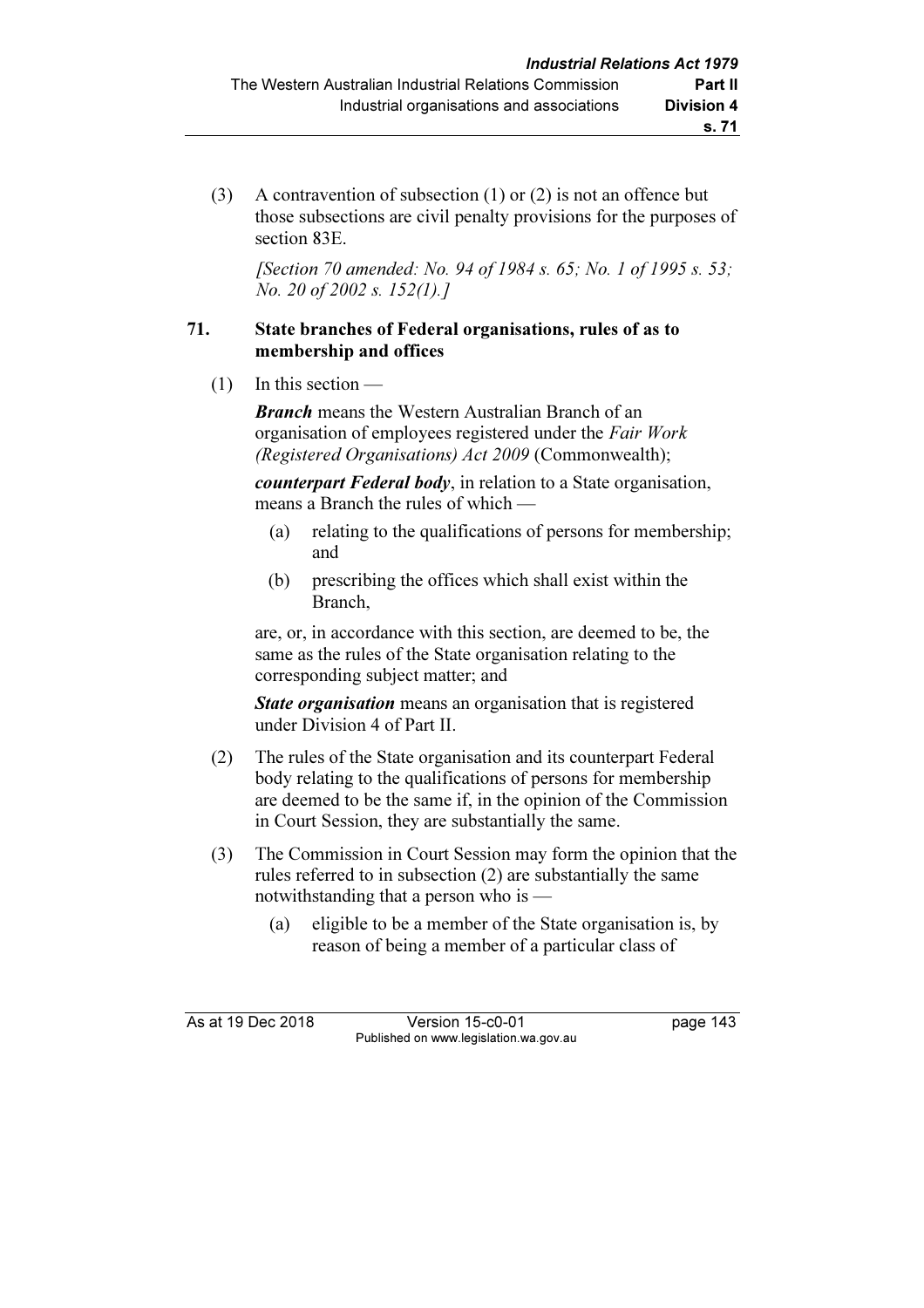(3) A contravention of subsection (1) or (2) is not an offence but those subsections are civil penalty provisions for the purposes of section 83E.

*[Section 70 amended: No. 94 of 1984 s. 65; No. 1 of 1995 s. 53; No. 20 of 2002 s. 152(1).]*

## 71. State branches of Federal organisations, rules of as to membership and offices

(1) In this section —

***Branch*** means the Western Australian Branch of an organisation of employees registered under the *Fair Work (Registered Organisations) Act 2009* (Commonwealth);

***counterpart Federal body***, in relation to a State organisation, means a Branch the rules of which —

- (a) relating to the qualifications of persons for membership; and
- (b) prescribing the offices which shall exist within the Branch,

are, or, in accordance with this section, are deemed to be, the same as the rules of the State organisation relating to the corresponding subject matter; and

***State organisation*** means an organisation that is registered under Division 4 of Part II.

(2) The rules of the State organisation and its counterpart Federal body relating to the qualifications of persons for membership are deemed to be the same if, in the opinion of the Commission in Court Session, they are substantially the same.

(3) The Commission in Court Session may form the opinion that the rules referred to in subsection (2) are substantially the same notwithstanding that a person who is —

- (a) eligible to be a member of the State organisation is, by reason of being a member of a particular class of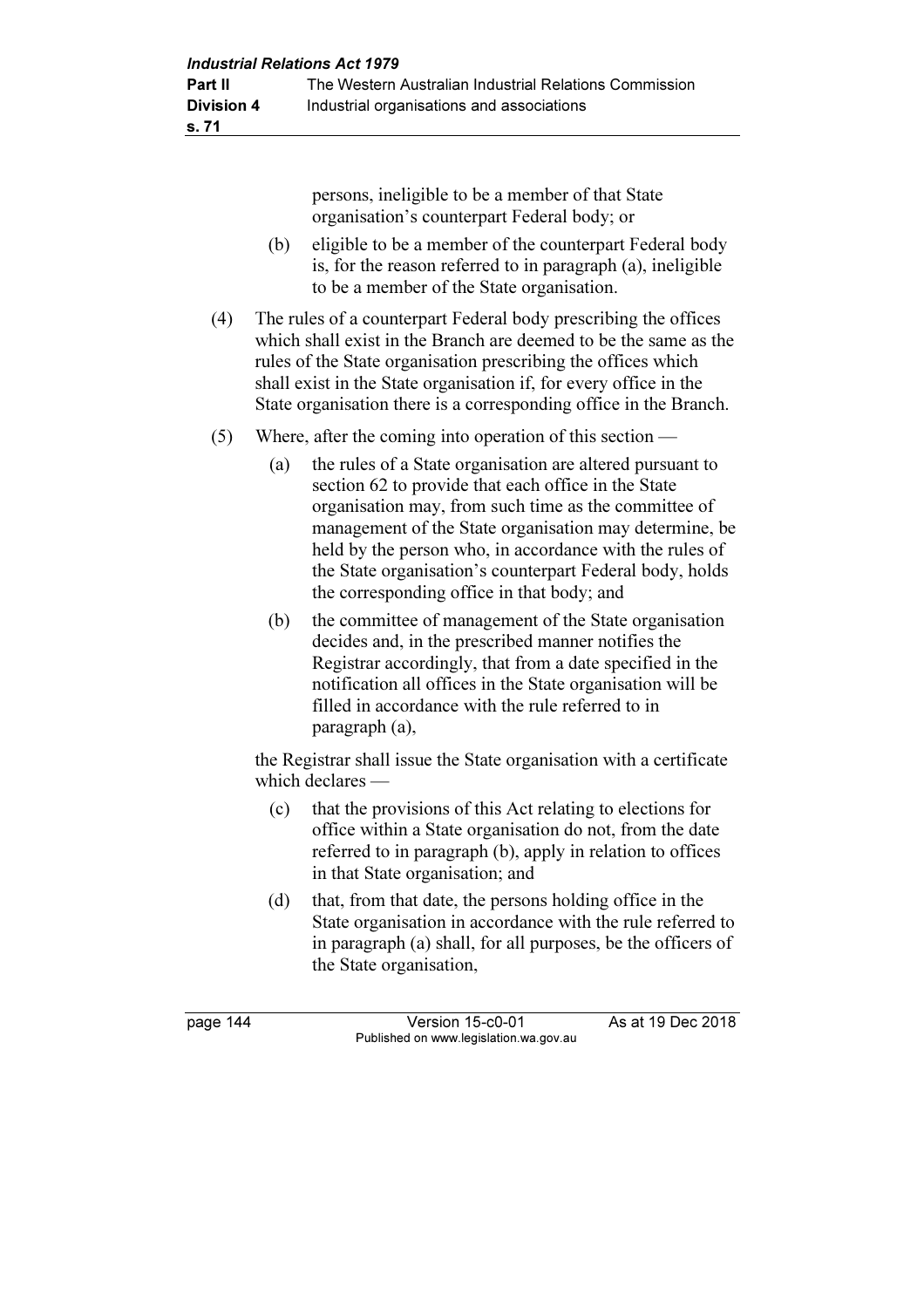persons, ineligible to be a member of that State organisation's counterpart Federal body; or

(b) eligible to be a member of the counterpart Federal body is, for the reason referred to in paragraph (a), ineligible to be a member of the State organisation.

(4) The rules of a counterpart Federal body prescribing the offices which shall exist in the Branch are deemed to be the same as the rules of the State organisation prescribing the offices which shall exist in the State organisation if, for every office in the State organisation there is a corresponding office in the Branch.

(5) Where, after the coming into operation of this section —

(a) the rules of a State organisation are altered pursuant to section 62 to provide that each office in the State organisation may, from such time as the committee of management of the State organisation may determine, be held by the person who, in accordance with the rules of the State organisation's counterpart Federal body, holds the corresponding office in that body; and

(b) the committee of management of the State organisation decides and, in the prescribed manner notifies the Registrar accordingly, that from a date specified in the notification all offices in the State organisation will be filled in accordance with the rule referred to in paragraph (a),

the Registrar shall issue the State organisation with a certificate which declares —

(c) that the provisions of this Act relating to elections for office within a State organisation do not, from the date referred to in paragraph (b), apply in relation to offices in that State organisation; and

(d) that, from that date, the persons holding office in the State organisation in accordance with the rule referred to in paragraph (a) shall, for all purposes, be the officers of the State organisation,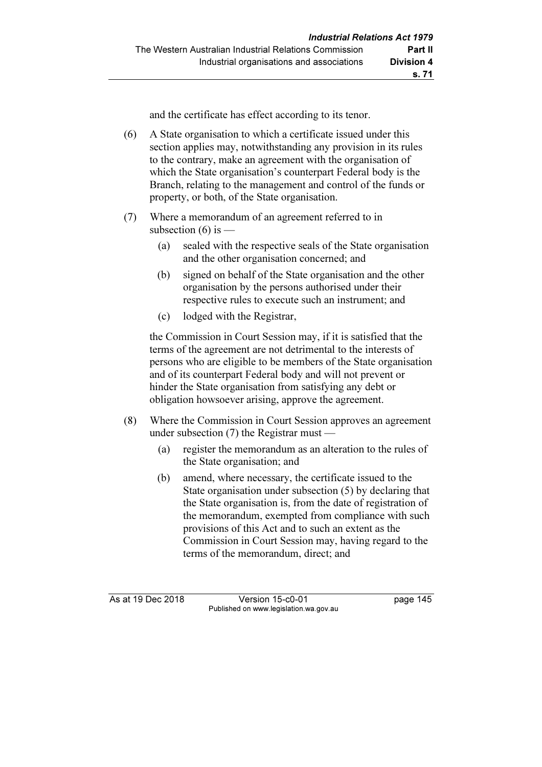and the certificate has effect according to its tenor.

(6) A State organisation to which a certificate issued under this section applies may, notwithstanding any provision in its rules to the contrary, make an agreement with the organisation of which the State organisation's counterpart Federal body is the Branch, relating to the management and control of the funds or property, or both, of the State organisation.

(7) Where a memorandum of an agreement referred to in subsection (6) is —

  (a) sealed with the respective seals of the State organisation and the other organisation concerned; and

  (b) signed on behalf of the State organisation and the other organisation by the persons authorised under their respective rules to execute such an instrument; and

  (c) lodged with the Registrar,

the Commission in Court Session may, if it is satisfied that the terms of the agreement are not detrimental to the interests of persons who are eligible to be members of the State organisation and of its counterpart Federal body and will not prevent or hinder the State organisation from satisfying any debt or obligation howsoever arising, approve the agreement.

(8) Where the Commission in Court Session approves an agreement under subsection (7) the Registrar must —

  (a) register the memorandum as an alteration to the rules of the State organisation; and

  (b) amend, where necessary, the certificate issued to the State organisation under subsection (5) by declaring that the State organisation is, from the date of registration of the memorandum, exempted from compliance with such provisions of this Act and to such an extent as the Commission in Court Session may, having regard to the terms of the memorandum, direct; and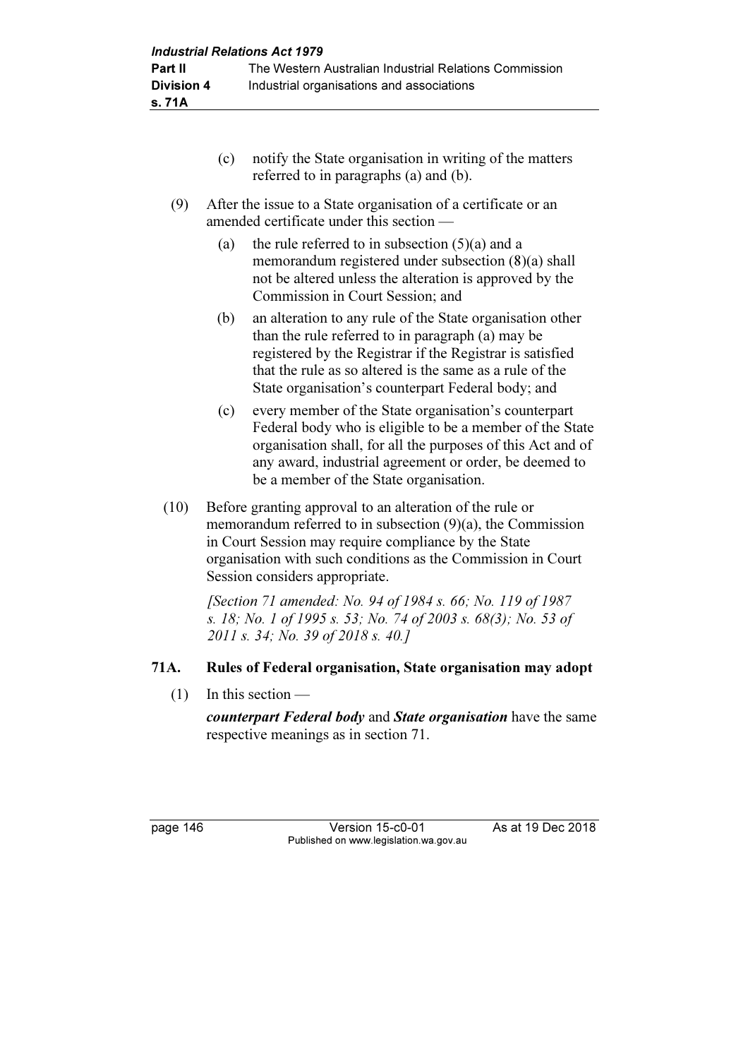(c) notify the State organisation in writing of the matters referred to in paragraphs (a) and (b).

(9) After the issue to a State organisation of a certificate or an amended certificate under this section —

(a) the rule referred to in subsection (5)(a) and a memorandum registered under subsection (8)(a) shall not be altered unless the alteration is approved by the Commission in Court Session; and

(b) an alteration to any rule of the State organisation other than the rule referred to in paragraph (a) may be registered by the Registrar if the Registrar is satisfied that the rule as so altered is the same as a rule of the State organisation's counterpart Federal body; and

(c) every member of the State organisation's counterpart Federal body who is eligible to be a member of the State organisation shall, for all the purposes of this Act and of any award, industrial agreement or order, be deemed to be a member of the State organisation.

(10) Before granting approval to an alteration of the rule or memorandum referred to in subsection (9)(a), the Commission in Court Session may require compliance by the State organisation with such conditions as the Commission in Court Session considers appropriate.

*[Section 71 amended: No. 94 of 1984 s. 66; No. 119 of 1987 s. 18; No. 1 of 1995 s. 53; No. 74 of 2003 s. 68(3); No. 53 of 2011 s. 34; No. 39 of 2018 s. 40.]*

## 71A. Rules of Federal organisation, State organisation may adopt

(1) In this section —

***counterpart Federal body*** and ***State organisation*** have the same respective meanings as in section 71.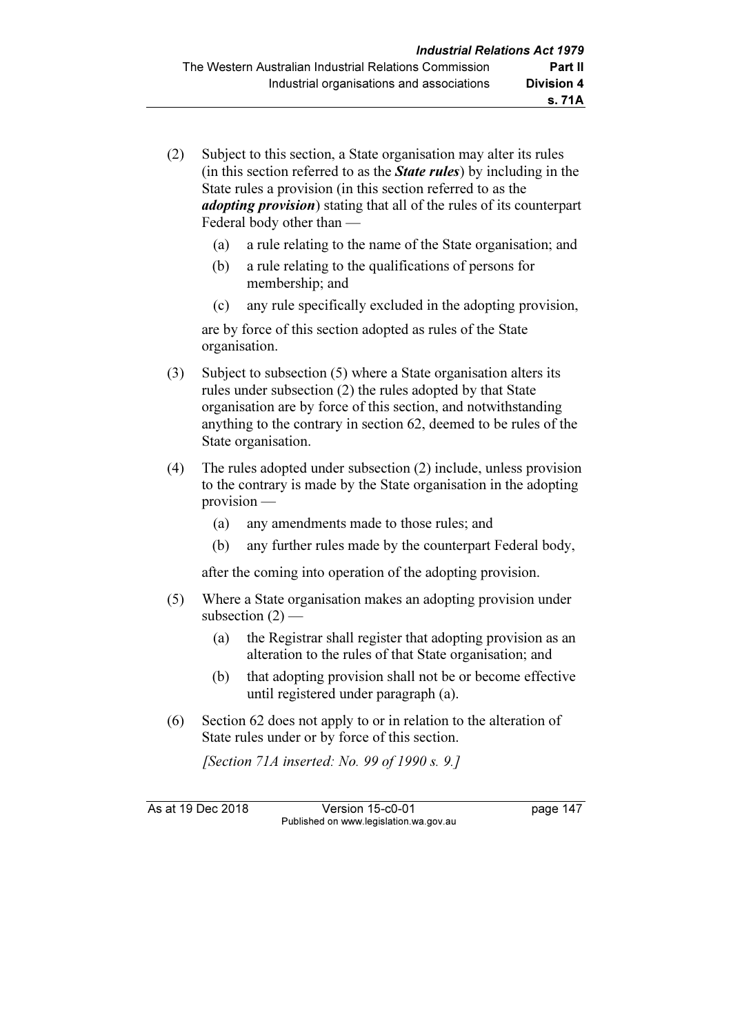(2) Subject to this section, a State organisation may alter its rules (in this section referred to as the ***State rules***) by including in the State rules a provision (in this section referred to as the ***adopting provision***) stating that all of the rules of its counterpart Federal body other than —

  (a) a rule relating to the name of the State organisation; and

  (b) a rule relating to the qualifications of persons for membership; and

  (c) any rule specifically excluded in the adopting provision,

are by force of this section adopted as rules of the State organisation.

(3) Subject to subsection (5) where a State organisation alters its rules under subsection (2) the rules adopted by that State organisation are by force of this section, and notwithstanding anything to the contrary in section 62, deemed to be rules of the State organisation.

(4) The rules adopted under subsection (2) include, unless provision to the contrary is made by the State organisation in the adopting provision —

  (a) any amendments made to those rules; and

  (b) any further rules made by the counterpart Federal body,

after the coming into operation of the adopting provision.

(5) Where a State organisation makes an adopting provision under subsection (2) —

  (a) the Registrar shall register that adopting provision as an alteration to the rules of that State organisation; and

  (b) that adopting provision shall not be or become effective until registered under paragraph (a).

(6) Section 62 does not apply to or in relation to the alteration of State rules under or by force of this section.

*[Section 71A inserted: No. 99 of 1990 s. 9.]*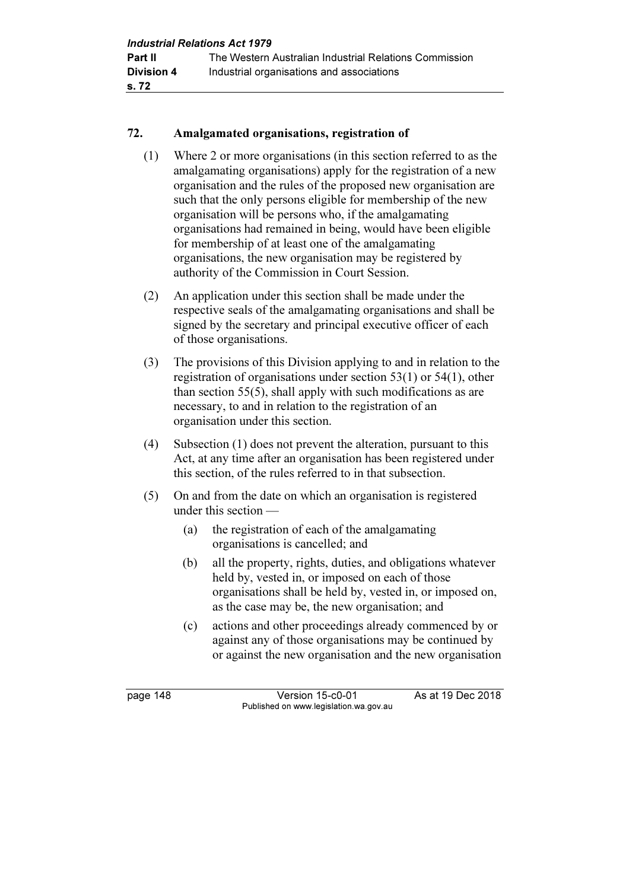## 72. Amalgamated organisations, registration of

(1) Where 2 or more organisations (in this section referred to as the amalgamating organisations) apply for the registration of a new organisation and the rules of the proposed new organisation are such that the only persons eligible for membership of the new organisation will be persons who, if the amalgamating organisations had remained in being, would have been eligible for membership of at least one of the amalgamating organisations, the new organisation may be registered by authority of the Commission in Court Session.

(2) An application under this section shall be made under the respective seals of the amalgamating organisations and shall be signed by the secretary and principal executive officer of each of those organisations.

(3) The provisions of this Division applying to and in relation to the registration of organisations under section 53(1) or 54(1), other than section 55(5), shall apply with such modifications as are necessary, to and in relation to the registration of an organisation under this section.

(4) Subsection (1) does not prevent the alteration, pursuant to this Act, at any time after an organisation has been registered under this section, of the rules referred to in that subsection.

(5) On and from the date on which an organisation is registered under this section —

(a) the registration of each of the amalgamating organisations is cancelled; and

(b) all the property, rights, duties, and obligations whatever held by, vested in, or imposed on each of those organisations shall be held by, vested in, or imposed on, as the case may be, the new organisation; and

(c) actions and other proceedings already commenced by or against any of those organisations may be continued by or against the new organisation and the new organisation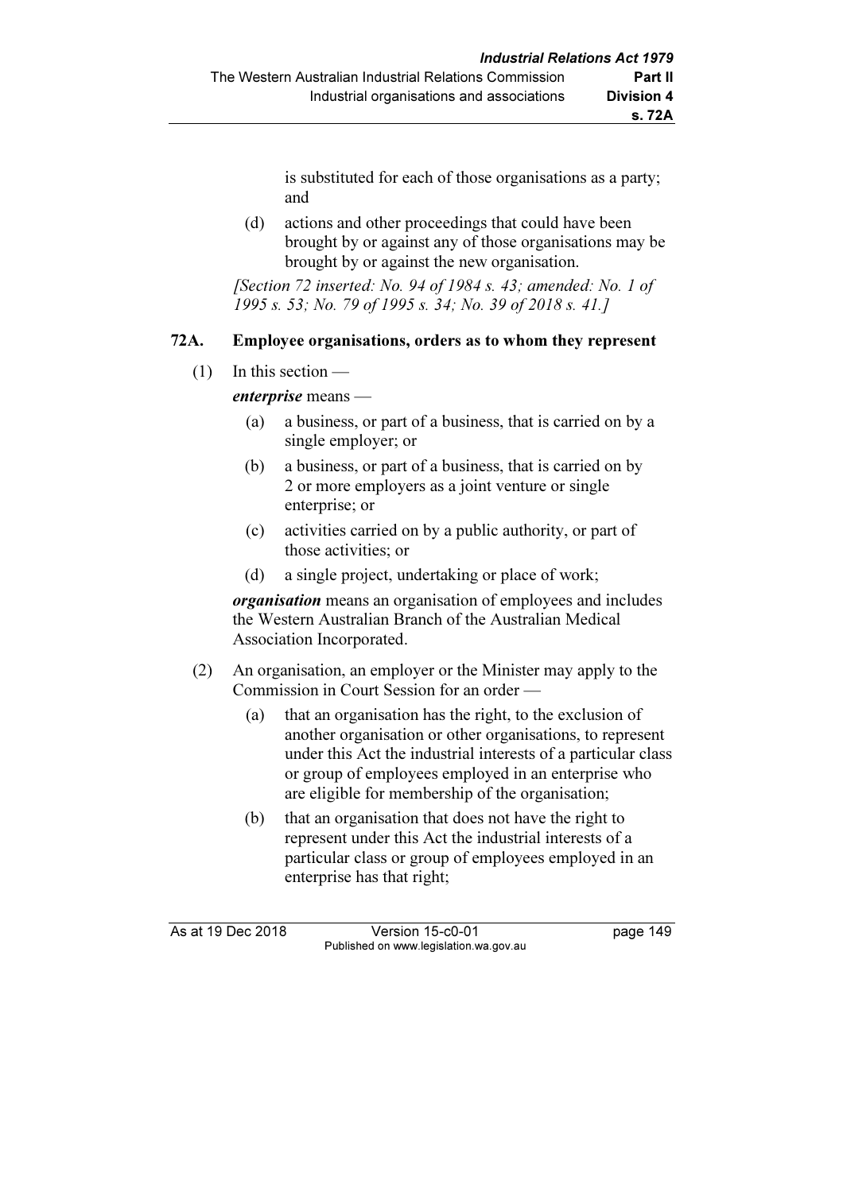is substituted for each of those organisations as a party; and

(d) actions and other proceedings that could have been brought by or against any of those organisations may be brought by or against the new organisation.

*[Section 72 inserted: No. 94 of 1984 s. 43; amended: No. 1 of 1995 s. 53; No. 79 of 1995 s. 34; No. 39 of 2018 s. 41.]*

### 72A. Employee organisations, orders as to whom they represent

(1) In this section —

***enterprise*** means —

(a) a business, or part of a business, that is carried on by a single employer; or

(b) a business, or part of a business, that is carried on by 2 or more employers as a joint venture or single enterprise; or

(c) activities carried on by a public authority, or part of those activities; or

(d) a single project, undertaking or place of work;

***organisation*** means an organisation of employees and includes the Western Australian Branch of the Australian Medical Association Incorporated.

(2) An organisation, an employer or the Minister may apply to the Commission in Court Session for an order —

(a) that an organisation has the right, to the exclusion of another organisation or other organisations, to represent under this Act the industrial interests of a particular class or group of employees employed in an enterprise who are eligible for membership of the organisation;

(b) that an organisation that does not have the right to represent under this Act the industrial interests of a particular class or group of employees employed in an enterprise has that right;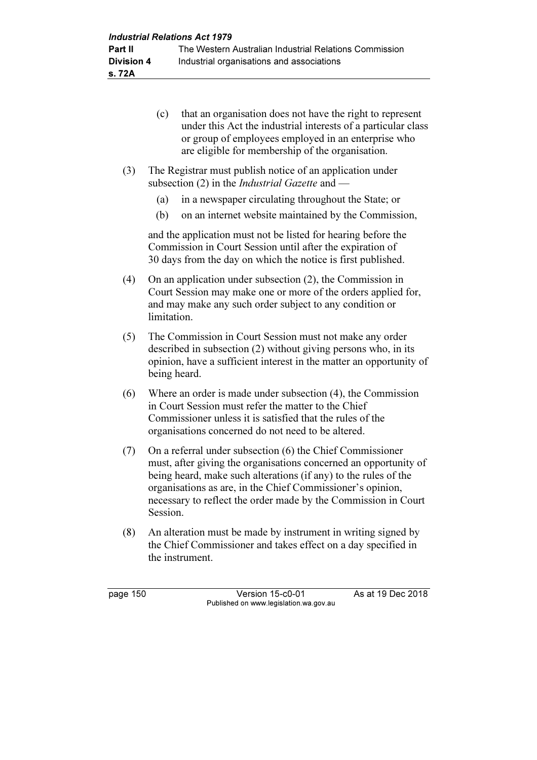(c) that an organisation does not have the right to represent under this Act the industrial interests of a particular class or group of employees employed in an enterprise who are eligible for membership of the organisation.

(3) The Registrar must publish notice of an application under subsection (2) in the *Industrial Gazette* and —

(a) in a newspaper circulating throughout the State; or

(b) on an internet website maintained by the Commission,

and the application must not be listed for hearing before the Commission in Court Session until after the expiration of 30 days from the day on which the notice is first published.

(4) On an application under subsection (2), the Commission in Court Session may make one or more of the orders applied for, and may make any such order subject to any condition or limitation.

(5) The Commission in Court Session must not make any order described in subsection (2) without giving persons who, in its opinion, have a sufficient interest in the matter an opportunity of being heard.

(6) Where an order is made under subsection (4), the Commission in Court Session must refer the matter to the Chief Commissioner unless it is satisfied that the rules of the organisations concerned do not need to be altered.

(7) On a referral under subsection (6) the Chief Commissioner must, after giving the organisations concerned an opportunity of being heard, make such alterations (if any) to the rules of the organisations as are, in the Chief Commissioner's opinion, necessary to reflect the order made by the Commission in Court Session.

(8) An alteration must be made by instrument in writing signed by the Chief Commissioner and takes effect on a day specified in the instrument.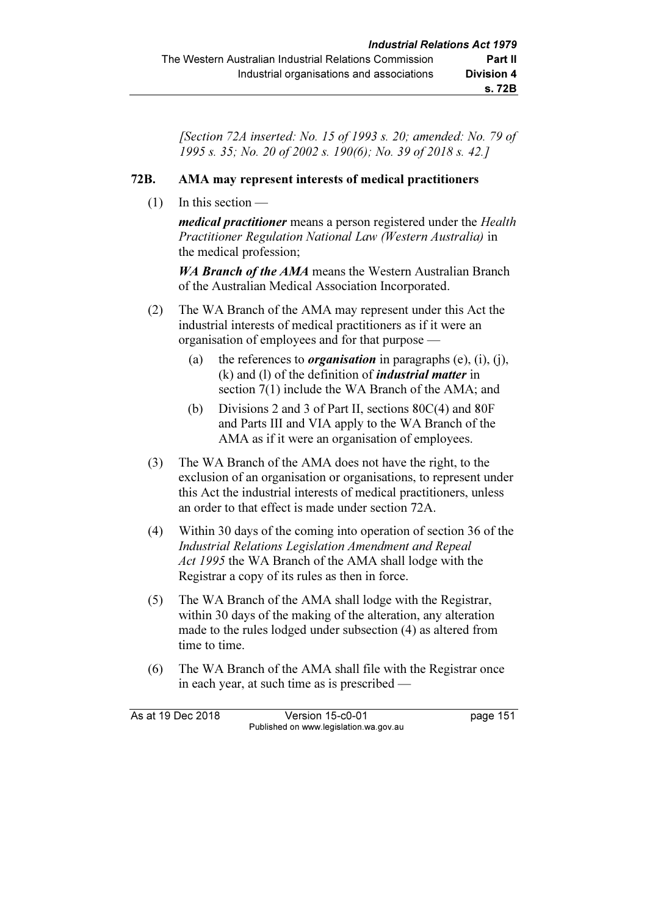*[Section 72A inserted: No. 15 of 1993 s. 20; amended: No. 79 of 1995 s. 35; No. 20 of 2002 s. 190(6); No. 39 of 2018 s. 42.]*

## 72B. AMA may represent interests of medical practitioners

(1) In this section —

***medical practitioner*** means a person registered under the *Health Practitioner Regulation National Law (Western Australia)* in the medical profession;

***WA Branch of the AMA*** means the Western Australian Branch of the Australian Medical Association Incorporated.

(2) The WA Branch of the AMA may represent under this Act the industrial interests of medical practitioners as if it were an organisation of employees and for that purpose —

(a) the references to ***organisation*** in paragraphs (e), (i), (j), (k) and (l) of the definition of ***industrial matter*** in section 7(1) include the WA Branch of the AMA; and

(b) Divisions 2 and 3 of Part II, sections 80C(4) and 80F and Parts III and VIA apply to the WA Branch of the AMA as if it were an organisation of employees.

(3) The WA Branch of the AMA does not have the right, to the exclusion of an organisation or organisations, to represent under this Act the industrial interests of medical practitioners, unless an order to that effect is made under section 72A.

(4) Within 30 days of the coming into operation of section 36 of the *Industrial Relations Legislation Amendment and Repeal Act 1995* the WA Branch of the AMA shall lodge with the Registrar a copy of its rules as then in force.

(5) The WA Branch of the AMA shall lodge with the Registrar, within 30 days of the making of the alteration, any alteration made to the rules lodged under subsection (4) as altered from time to time.

(6) The WA Branch of the AMA shall file with the Registrar once in each year, at such time as is prescribed —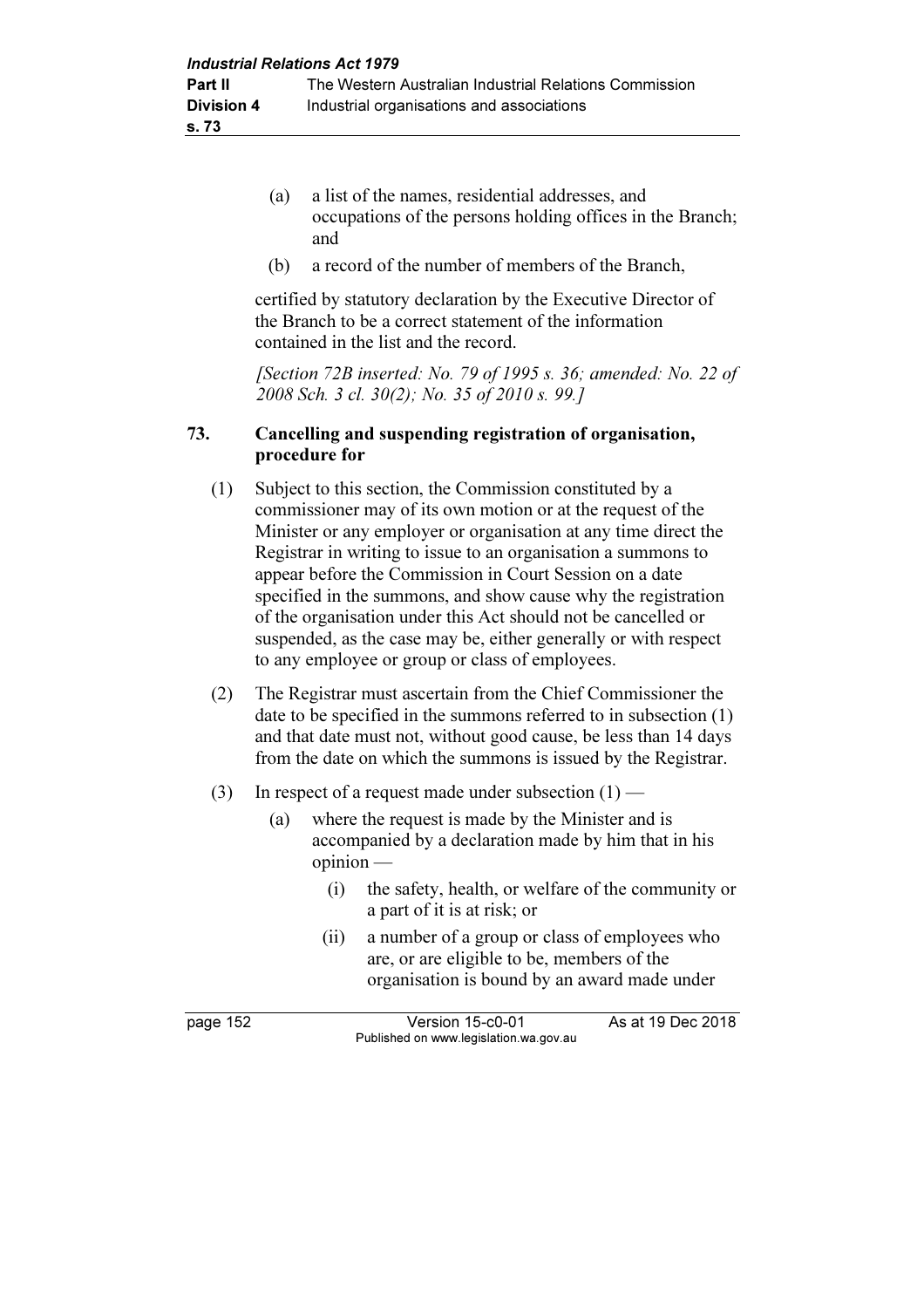(a) a list of the names, residential addresses, and occupations of the persons holding offices in the Branch; and

(b) a record of the number of members of the Branch,

certified by statutory declaration by the Executive Director of the Branch to be a correct statement of the information contained in the list and the record.

*[Section 72B inserted: No. 79 of 1995 s. 36; amended: No. 22 of 2008 Sch. 3 cl. 30(2); No. 35 of 2010 s. 99.]*

### 73. Cancelling and suspending registration of organisation, procedure for

(1) Subject to this section, the Commission constituted by a commissioner may of its own motion or at the request of the Minister or any employer or organisation at any time direct the Registrar in writing to issue to an organisation a summons to appear before the Commission in Court Session on a date specified in the summons, and show cause why the registration of the organisation under this Act should not be cancelled or suspended, as the case may be, either generally or with respect to any employee or group or class of employees.

(2) The Registrar must ascertain from the Chief Commissioner the date to be specified in the summons referred to in subsection (1) and that date must not, without good cause, be less than 14 days from the date on which the summons is issued by the Registrar.

(3) In respect of a request made under subsection (1) —

(a) where the request is made by the Minister and is accompanied by a declaration made by him that in his opinion —

(i) the safety, health, or welfare of the community or a part of it is at risk; or

(ii) a number of a group or class of employees who are, or are eligible to be, members of the organisation is bound by an award made under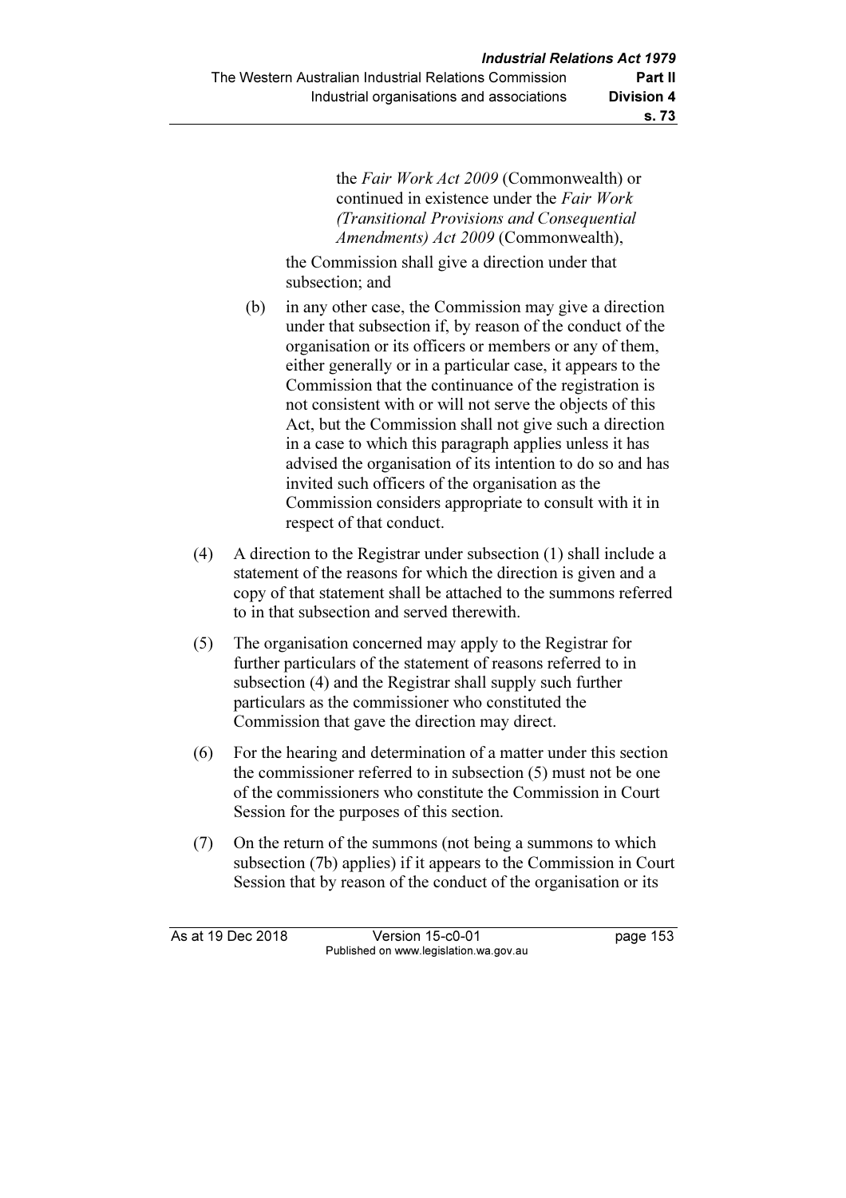the *Fair Work Act 2009* (Commonwealth) or continued in existence under the *Fair Work (Transitional Provisions and Consequential Amendments) Act 2009* (Commonwealth),

the Commission shall give a direction under that subsection; and

(b) in any other case, the Commission may give a direction under that subsection if, by reason of the conduct of the organisation or its officers or members or any of them, either generally or in a particular case, it appears to the Commission that the continuance of the registration is not consistent with or will not serve the objects of this Act, but the Commission shall not give such a direction in a case to which this paragraph applies unless it has advised the organisation of its intention to do so and has invited such officers of the organisation as the Commission considers appropriate to consult with it in respect of that conduct.

(4) A direction to the Registrar under subsection (1) shall include a statement of the reasons for which the direction is given and a copy of that statement shall be attached to the summons referred to in that subsection and served therewith.

(5) The organisation concerned may apply to the Registrar for further particulars of the statement of reasons referred to in subsection (4) and the Registrar shall supply such further particulars as the commissioner who constituted the Commission that gave the direction may direct.

(6) For the hearing and determination of a matter under this section the commissioner referred to in subsection (5) must not be one of the commissioners who constitute the Commission in Court Session for the purposes of this section.

(7) On the return of the summons (not being a summons to which subsection (7b) applies) if it appears to the Commission in Court Session that by reason of the conduct of the organisation or its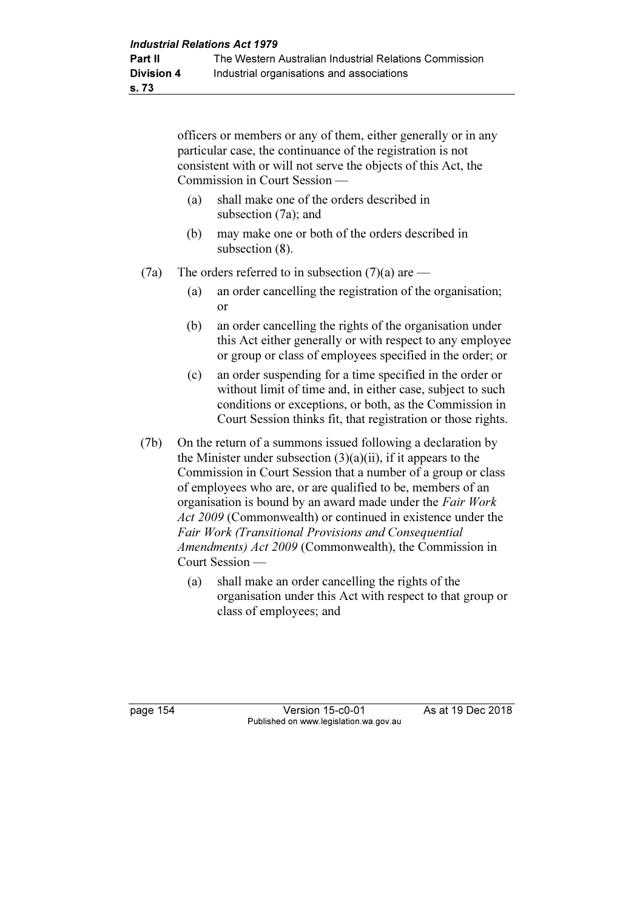officers or members or any of them, either generally or in any particular case, the continuance of the registration is not consistent with or will not serve the objects of this Act, the Commission in Court Session —

(a) shall make one of the orders described in subsection (7a); and

(b) may make one or both of the orders described in subsection (8).

(7a) The orders referred to in subsection (7)(a) are —

(a) an order cancelling the registration of the organisation; or

(b) an order cancelling the rights of the organisation under this Act either generally or with respect to any employee or group or class of employees specified in the order; or

(c) an order suspending for a time specified in the order or without limit of time and, in either case, subject to such conditions or exceptions, or both, as the Commission in Court Session thinks fit, that registration or those rights.

(7b) On the return of a summons issued following a declaration by the Minister under subsection (3)(a)(ii), if it appears to the Commission in Court Session that a number of a group or class of employees who are, or are qualified to be, members of an organisation is bound by an award made under the *Fair Work Act 2009* (Commonwealth) or continued in existence under the *Fair Work (Transitional Provisions and Consequential Amendments) Act 2009* (Commonwealth), the Commission in Court Session —

(a) shall make an order cancelling the rights of the organisation under this Act with respect to that group or class of employees; and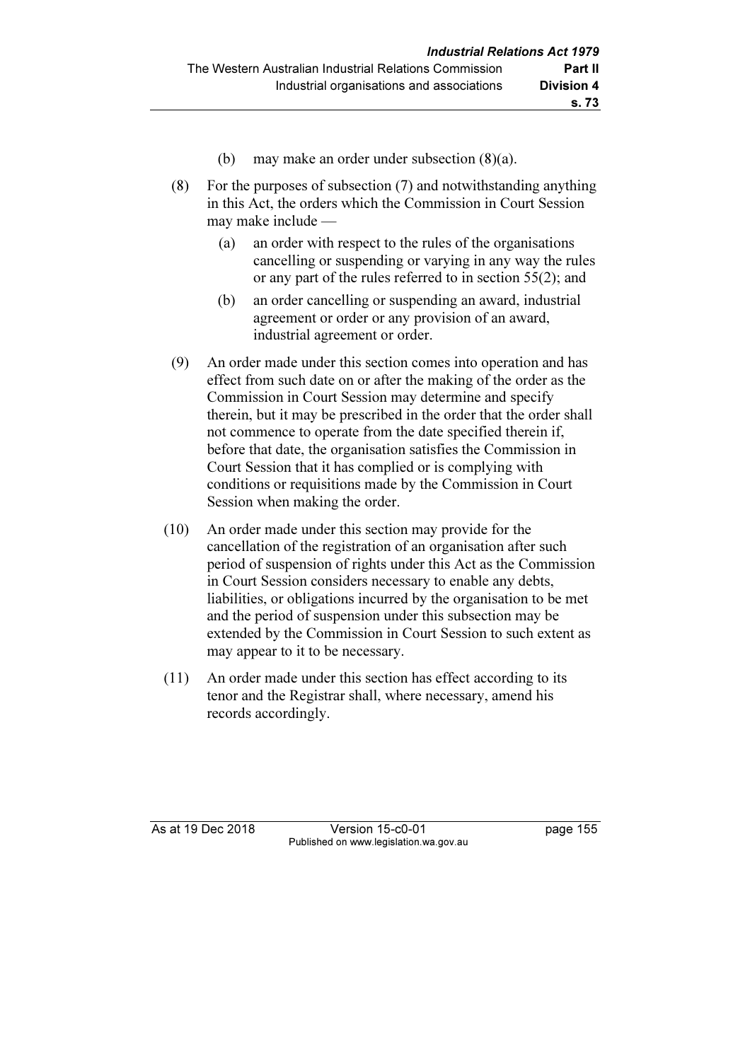(b) may make an order under subsection (8)(a).

(8) For the purposes of subsection (7) and notwithstanding anything in this Act, the orders which the Commission in Court Session may make include —

(a) an order with respect to the rules of the organisations cancelling or suspending or varying in any way the rules or any part of the rules referred to in section 55(2); and

(b) an order cancelling or suspending an award, industrial agreement or order or any provision of an award, industrial agreement or order.

(9) An order made under this section comes into operation and has effect from such date on or after the making of the order as the Commission in Court Session may determine and specify therein, but it may be prescribed in the order that the order shall not commence to operate from the date specified therein if, before that date, the organisation satisfies the Commission in Court Session that it has complied or is complying with conditions or requisitions made by the Commission in Court Session when making the order.

(10) An order made under this section may provide for the cancellation of the registration of an organisation after such period of suspension of rights under this Act as the Commission in Court Session considers necessary to enable any debts, liabilities, or obligations incurred by the organisation to be met and the period of suspension under this subsection may be extended by the Commission in Court Session to such extent as may appear to it to be necessary.

(11) An order made under this section has effect according to its tenor and the Registrar shall, where necessary, amend his records accordingly.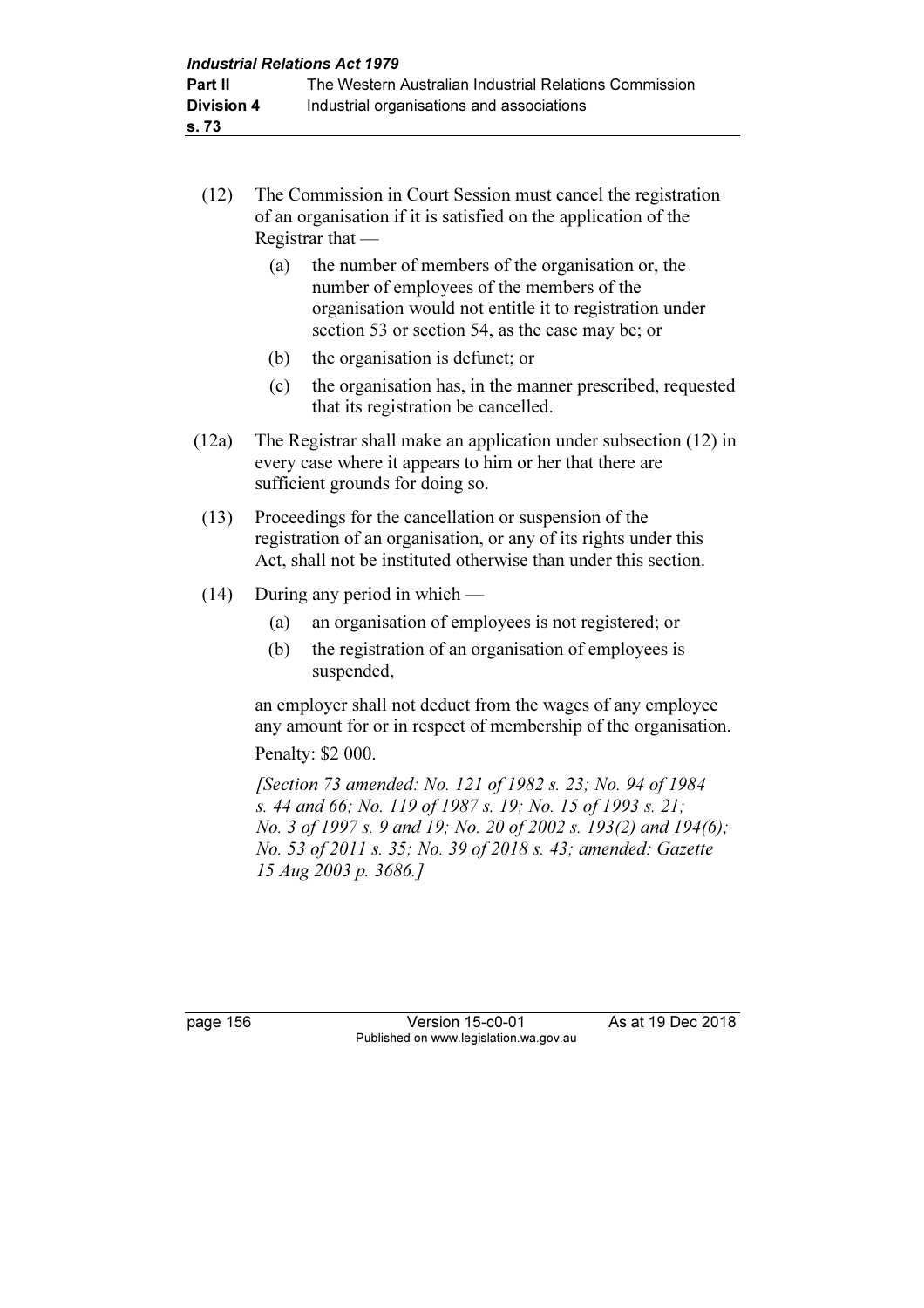(12) The Commission in Court Session must cancel the registration of an organisation if it is satisfied on the application of the Registrar that —

  (a) the number of members of the organisation or, the number of employees of the members of the organisation would not entitle it to registration under section 53 or section 54, as the case may be; or

  (b) the organisation is defunct; or

  (c) the organisation has, in the manner prescribed, requested that its registration be cancelled.

(12a) The Registrar shall make an application under subsection (12) in every case where it appears to him or her that there are sufficient grounds for doing so.

(13) Proceedings for the cancellation or suspension of the registration of an organisation, or any of its rights under this Act, shall not be instituted otherwise than under this section.

(14) During any period in which —

  (a) an organisation of employees is not registered; or

  (b) the registration of an organisation of employees is suspended,

an employer shall not deduct from the wages of any employee any amount for or in respect of membership of the organisation.

Penalty: $2 000.

*[Section 73 amended: No. 121 of 1982 s. 23; No. 94 of 1984 s. 44 and 66; No. 119 of 1987 s. 19; No. 15 of 1993 s. 21; No. 3 of 1997 s. 9 and 19; No. 20 of 2002 s. 193(2) and 194(6); No. 53 of 2011 s. 35; No. 39 of 2018 s. 43; amended: Gazette 15 Aug 2003 p. 3686.]*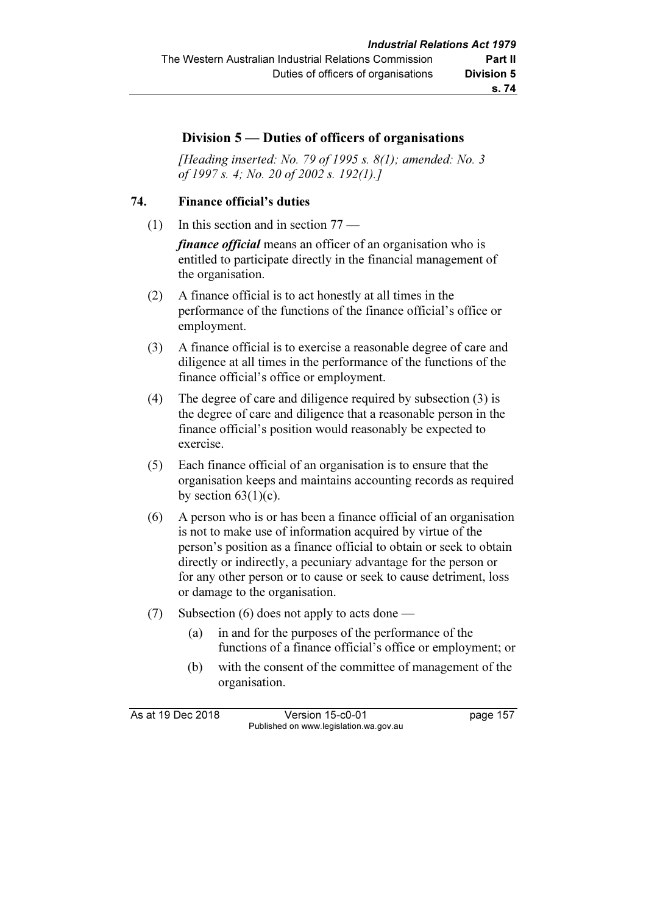## Division 5 — Duties of officers of organisations

*[Heading inserted: No. 79 of 1995 s. 8(1); amended: No. 3 of 1997 s. 4; No. 20 of 2002 s. 192(1).]*

### 74. Finance official's duties

(1) In this section and in section 77 —

***finance official*** means an officer of an organisation who is entitled to participate directly in the financial management of the organisation.

(2) A finance official is to act honestly at all times in the performance of the functions of the finance official's office or employment.

(3) A finance official is to exercise a reasonable degree of care and diligence at all times in the performance of the functions of the finance official's office or employment.

(4) The degree of care and diligence required by subsection (3) is the degree of care and diligence that a reasonable person in the finance official's position would reasonably be expected to exercise.

(5) Each finance official of an organisation is to ensure that the organisation keeps and maintains accounting records as required by section 63(1)(c).

(6) A person who is or has been a finance official of an organisation is not to make use of information acquired by virtue of the person's position as a finance official to obtain or seek to obtain directly or indirectly, a pecuniary advantage for the person or for any other person or to cause or seek to cause detriment, loss or damage to the organisation.

(7) Subsection (6) does not apply to acts done —

(a) in and for the purposes of the performance of the functions of a finance official's office or employment; or

(b) with the consent of the committee of management of the organisation.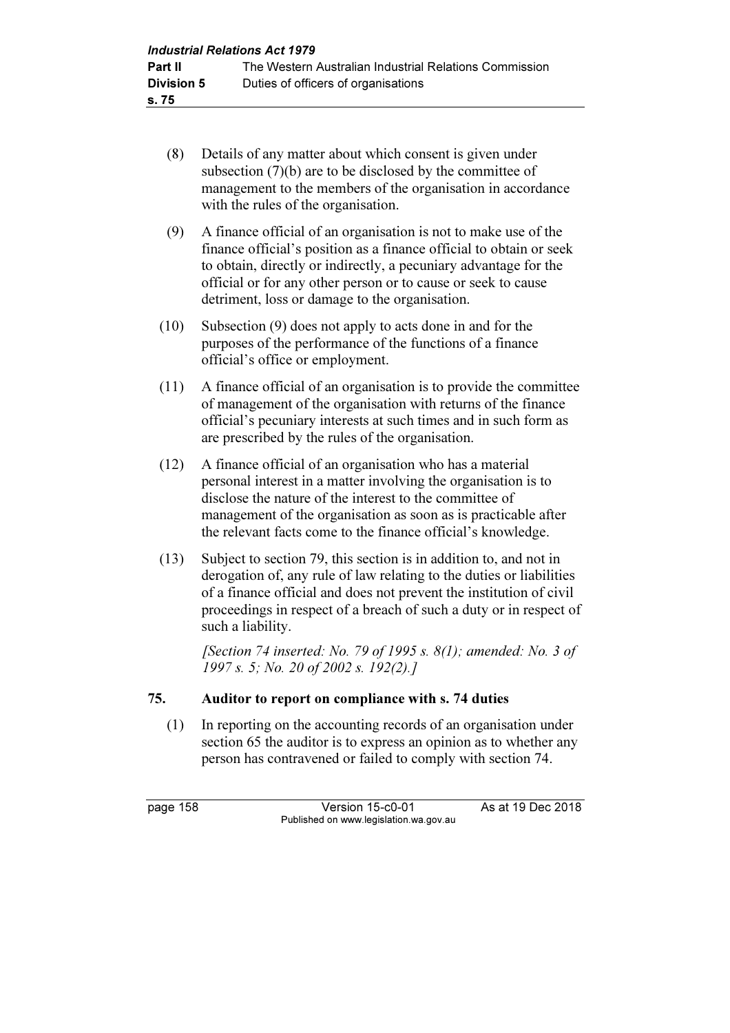(8) Details of any matter about which consent is given under subsection (7)(b) are to be disclosed by the committee of management to the members of the organisation in accordance with the rules of the organisation.

(9) A finance official of an organisation is not to make use of the finance official's position as a finance official to obtain or seek to obtain, directly or indirectly, a pecuniary advantage for the official or for any other person or to cause or seek to cause detriment, loss or damage to the organisation.

(10) Subsection (9) does not apply to acts done in and for the purposes of the performance of the functions of a finance official's office or employment.

(11) A finance official of an organisation is to provide the committee of management of the organisation with returns of the finance official's pecuniary interests at such times and in such form as are prescribed by the rules of the organisation.

(12) A finance official of an organisation who has a material personal interest in a matter involving the organisation is to disclose the nature of the interest to the committee of management of the organisation as soon as is practicable after the relevant facts come to the finance official's knowledge.

(13) Subject to section 79, this section is in addition to, and not in derogation of, any rule of law relating to the duties or liabilities of a finance official and does not prevent the institution of civil proceedings in respect of a breach of such a duty or in respect of such a liability.

*[Section 74 inserted: No. 79 of 1995 s. 8(1); amended: No. 3 of 1997 s. 5; No. 20 of 2002 s. 192(2).]*

### 75. Auditor to report on compliance with s. 74 duties

(1) In reporting on the accounting records of an organisation under section 65 the auditor is to express an opinion as to whether any person has contravened or failed to comply with section 74.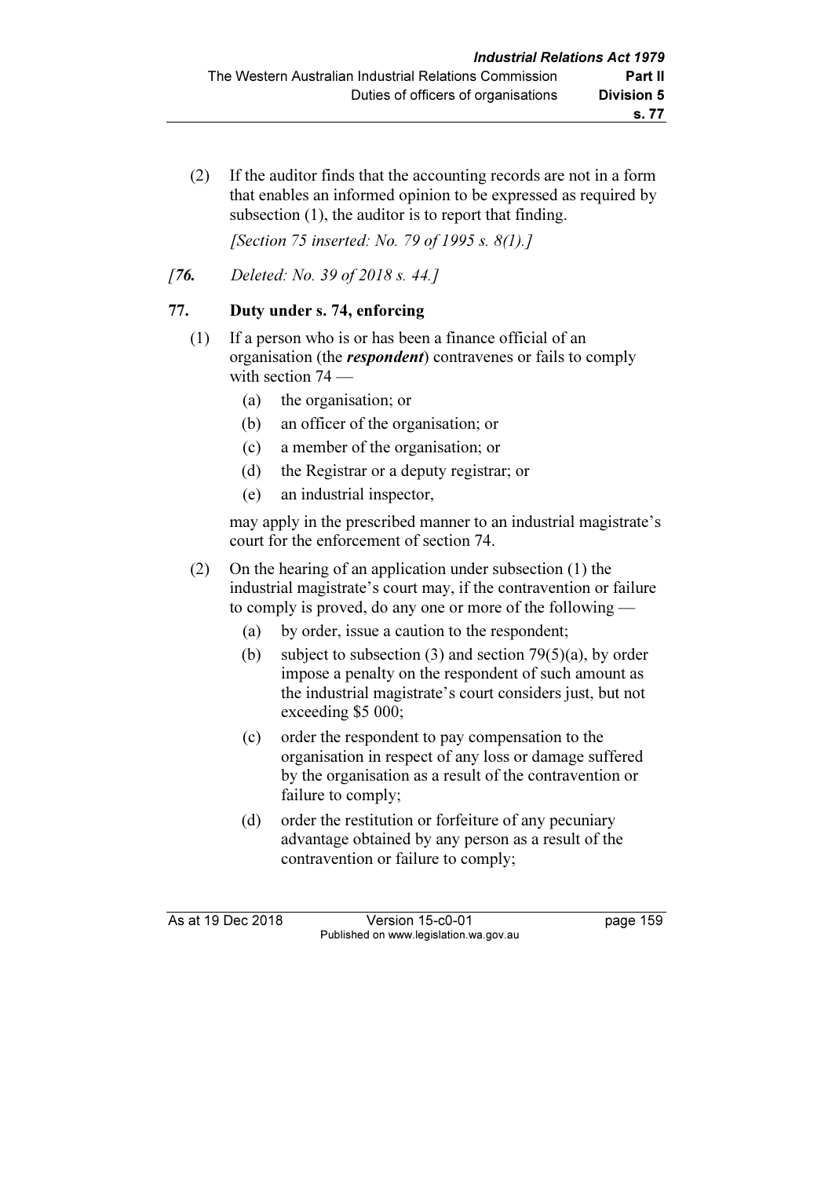(2) If the auditor finds that the accounting records are not in a form that enables an informed opinion to be expressed as required by subsection (1), the auditor is to report that finding.

*[Section 75 inserted: No. 79 of 1995 s. 8(1).]*

*[**76.** Deleted: No. 39 of 2018 s. 44.]*

**77. Duty under s. 74, enforcing**

(1) If a person who is or has been a finance official of an organisation (the ***respondent***) contravenes or fails to comply with section 74 —

- (a) the organisation; or
- (b) an officer of the organisation; or
- (c) a member of the organisation; or
- (d) the Registrar or a deputy registrar; or
- (e) an industrial inspector,

may apply in the prescribed manner to an industrial magistrate's court for the enforcement of section 74.

(2) On the hearing of an application under subsection (1) the industrial magistrate's court may, if the contravention or failure to comply is proved, do any one or more of the following —

- (a) by order, issue a caution to the respondent;
- (b) subject to subsection (3) and section 79(5)(a), by order impose a penalty on the respondent of such amount as the industrial magistrate's court considers just, but not exceeding $5 000;
- (c) order the respondent to pay compensation to the organisation in respect of any loss or damage suffered by the organisation as a result of the contravention or failure to comply;
- (d) order the restitution or forfeiture of any pecuniary advantage obtained by any person as a result of the contravention or failure to comply;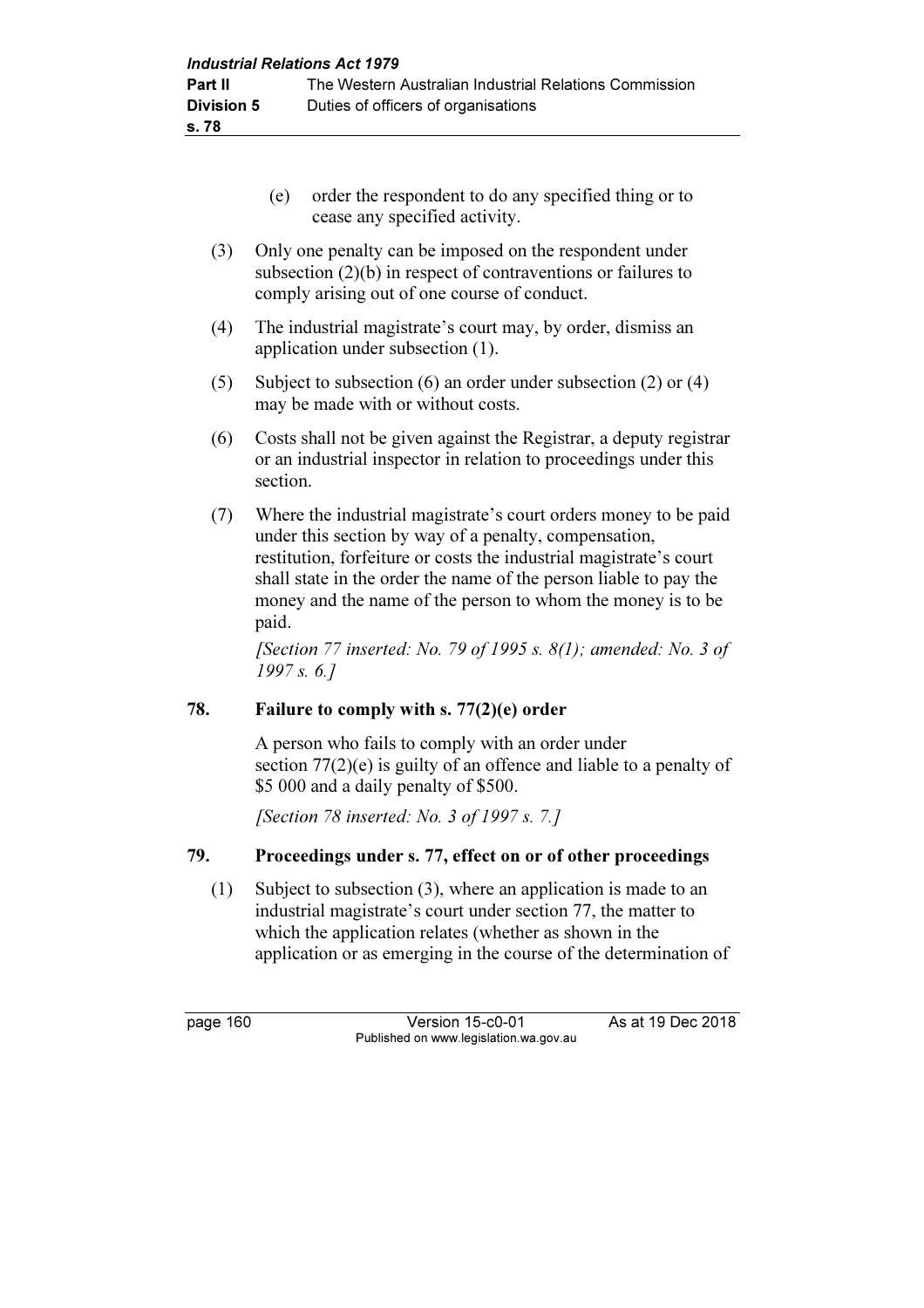(e) order the respondent to do any specified thing or to cease any specified activity.

(3) Only one penalty can be imposed on the respondent under subsection (2)(b) in respect of contraventions or failures to comply arising out of one course of conduct.

(4) The industrial magistrate's court may, by order, dismiss an application under subsection (1).

(5) Subject to subsection (6) an order under subsection (2) or (4) may be made with or without costs.

(6) Costs shall not be given against the Registrar, a deputy registrar or an industrial inspector in relation to proceedings under this section.

(7) Where the industrial magistrate's court orders money to be paid under this section by way of a penalty, compensation, restitution, forfeiture or costs the industrial magistrate's court shall state in the order the name of the person liable to pay the money and the name of the person to whom the money is to be paid.

*[Section 77 inserted: No. 79 of 1995 s. 8(1); amended: No. 3 of 1997 s. 6.]*

## 78. Failure to comply with s. 77(2)(e) order

A person who fails to comply with an order under section 77(2)(e) is guilty of an offence and liable to a penalty of $5 000 and a daily penalty of $500.

*[Section 78 inserted: No. 3 of 1997 s. 7.]*

## 79. Proceedings under s. 77, effect on or of other proceedings

(1) Subject to subsection (3), where an application is made to an industrial magistrate's court under section 77, the matter to which the application relates (whether as shown in the application or as emerging in the course of the determination of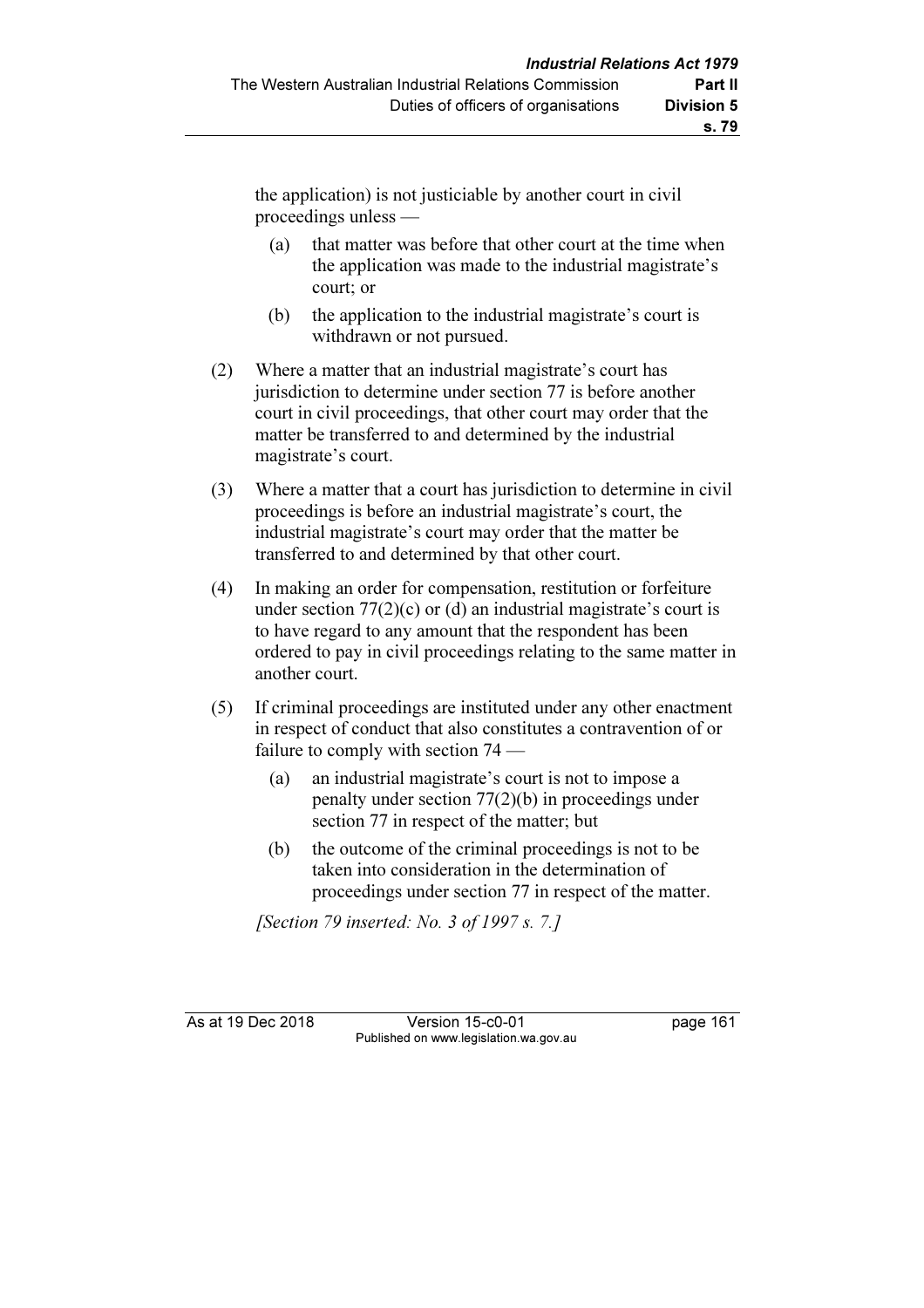the application) is not justiciable by another court in civil proceedings unless —

(a) that matter was before that other court at the time when the application was made to the industrial magistrate's court; or

(b) the application to the industrial magistrate's court is withdrawn or not pursued.

(2) Where a matter that an industrial magistrate's court has jurisdiction to determine under section 77 is before another court in civil proceedings, that other court may order that the matter be transferred to and determined by the industrial magistrate's court.

(3) Where a matter that a court has jurisdiction to determine in civil proceedings is before an industrial magistrate's court, the industrial magistrate's court may order that the matter be transferred to and determined by that other court.

(4) In making an order for compensation, restitution or forfeiture under section 77(2)(c) or (d) an industrial magistrate's court is to have regard to any amount that the respondent has been ordered to pay in civil proceedings relating to the same matter in another court.

(5) If criminal proceedings are instituted under any other enactment in respect of conduct that also constitutes a contravention of or failure to comply with section 74 —

(a) an industrial magistrate's court is not to impose a penalty under section 77(2)(b) in proceedings under section 77 in respect of the matter; but

(b) the outcome of the criminal proceedings is not to be taken into consideration in the determination of proceedings under section 77 in respect of the matter.

*[Section 79 inserted: No. 3 of 1997 s. 7.]*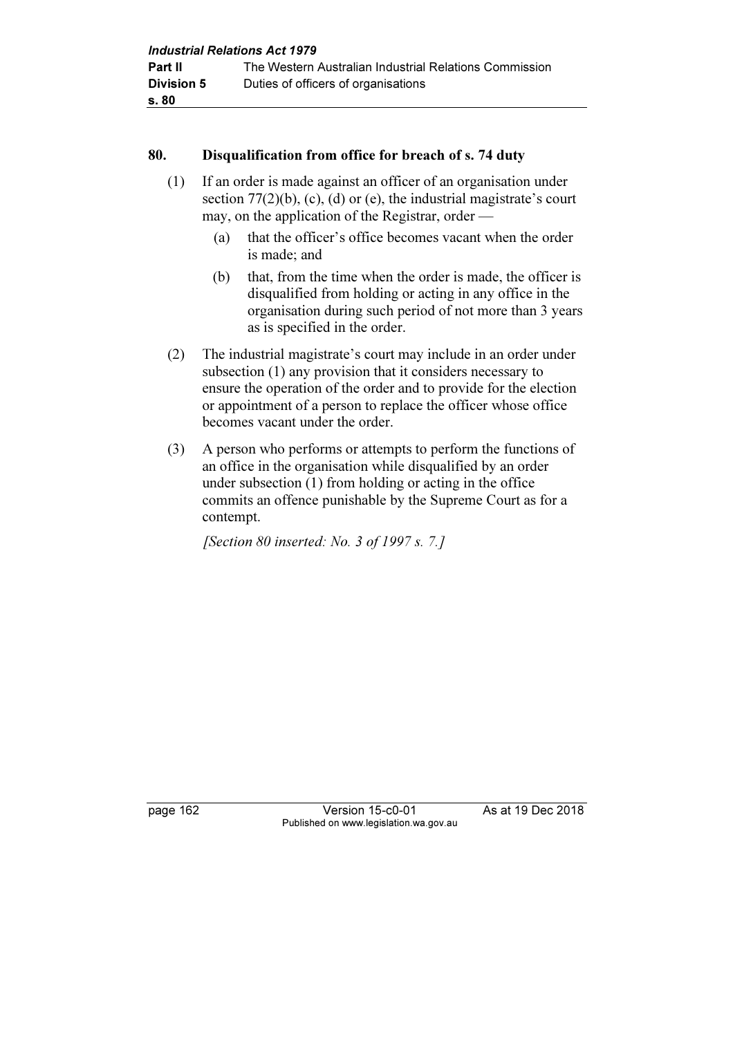## 80. Disqualification from office for breach of s. 74 duty

(1) If an order is made against an officer of an organisation under section 77(2)(b), (c), (d) or (e), the industrial magistrate's court may, on the application of the Registrar, order —

  (a) that the officer's office becomes vacant when the order is made; and

  (b) that, from the time when the order is made, the officer is disqualified from holding or acting in any office in the organisation during such period of not more than 3 years as is specified in the order.

(2) The industrial magistrate's court may include in an order under subsection (1) any provision that it considers necessary to ensure the operation of the order and to provide for the election or appointment of a person to replace the officer whose office becomes vacant under the order.

(3) A person who performs or attempts to perform the functions of an office in the organisation while disqualified by an order under subsection (1) from holding or acting in the office commits an offence punishable by the Supreme Court as for a contempt.

*[Section 80 inserted: No. 3 of 1997 s. 7.]*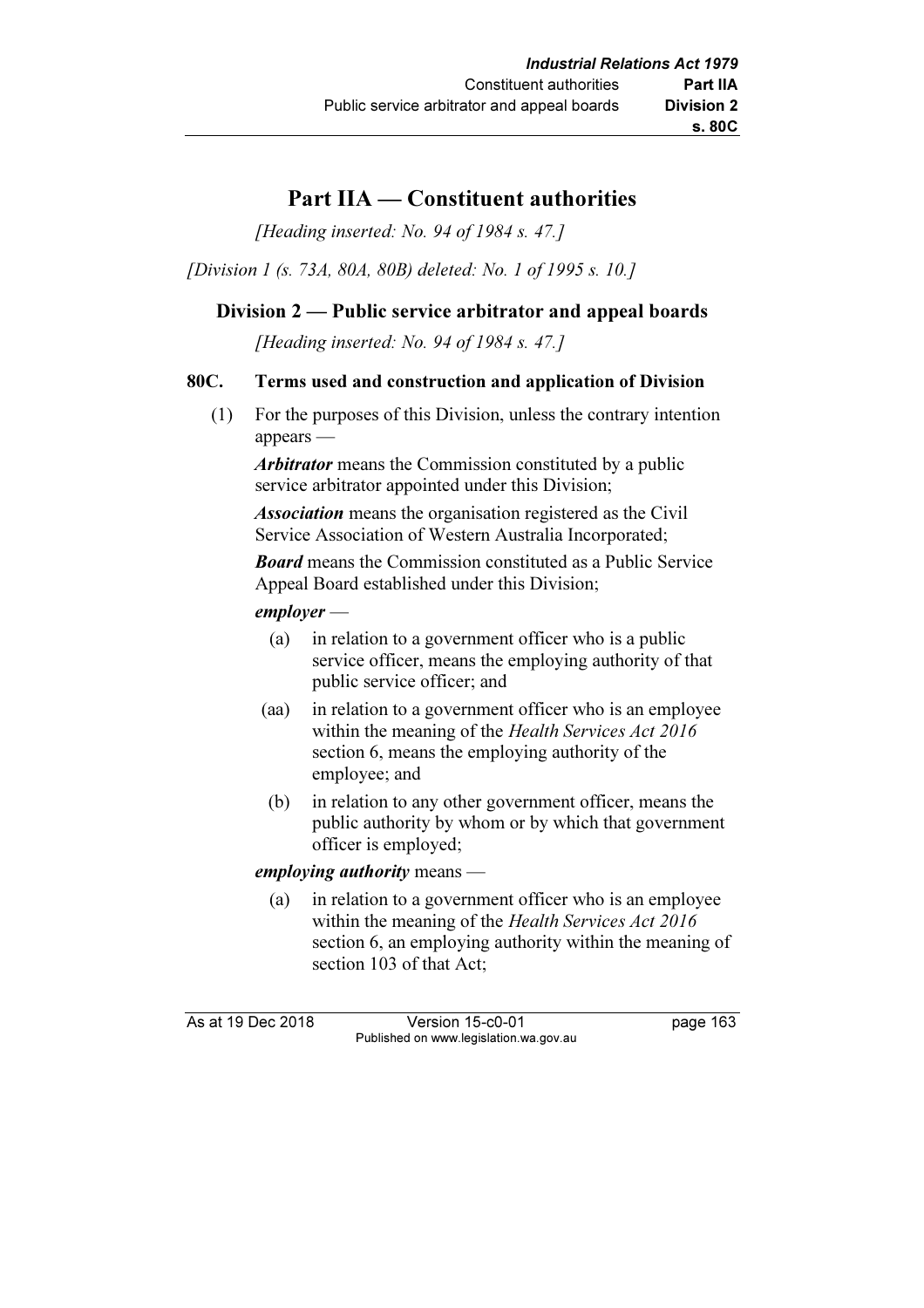# Part IIA — Constituent authorities

*[Heading inserted: No. 94 of 1984 s. 47.]*

*[Division 1 (s. 73A, 80A, 80B) deleted: No. 1 of 1995 s. 10.]*

## Division 2 — Public service arbitrator and appeal boards

*[Heading inserted: No. 94 of 1984 s. 47.]*

### 80C. Terms used and construction and application of Division

(1) For the purposes of this Division, unless the contrary intention appears —

***Arbitrator*** means the Commission constituted by a public service arbitrator appointed under this Division;

***Association*** means the organisation registered as the Civil Service Association of Western Australia Incorporated;

***Board*** means the Commission constituted as a Public Service Appeal Board established under this Division;

***employer*** —

(a) in relation to a government officer who is a public service officer, means the employing authority of that public service officer; and

(aa) in relation to a government officer who is an employee within the meaning of the *Health Services Act 2016* section 6, means the employing authority of the employee; and

(b) in relation to any other government officer, means the public authority by whom or by which that government officer is employed;

***employing authority*** means —

(a) in relation to a government officer who is an employee within the meaning of the *Health Services Act 2016* section 6, an employing authority within the meaning of section 103 of that Act;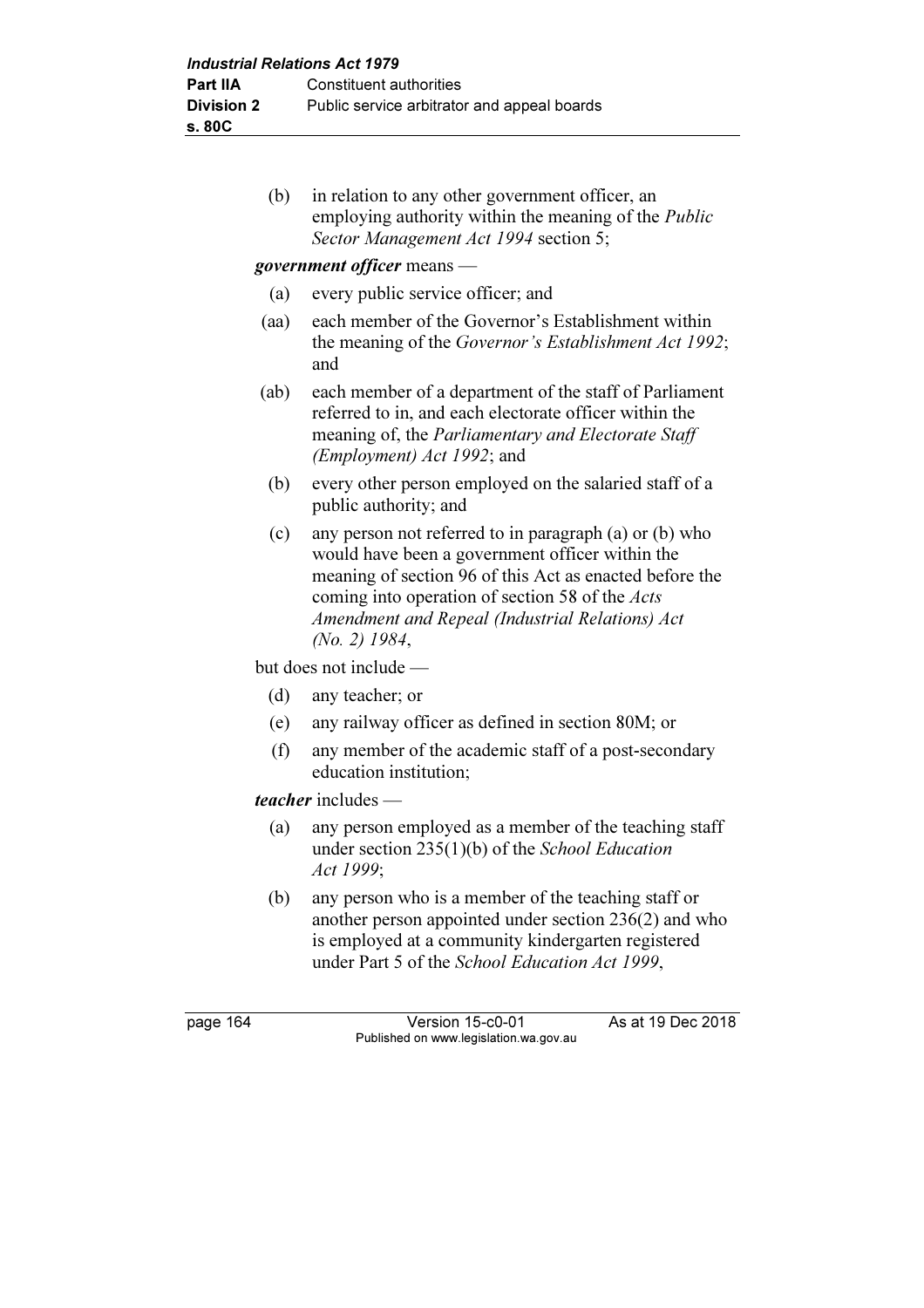(b) in relation to any other government officer, an employing authority within the meaning of the *Public Sector Management Act 1994* section 5;

***government officer*** means —

(a) every public service officer; and

(aa) each member of the Governor's Establishment within the meaning of the *Governor's Establishment Act 1992*; and

(ab) each member of a department of the staff of Parliament referred to in, and each electorate officer within the meaning of, the *Parliamentary and Electorate Staff (Employment) Act 1992*; and

(b) every other person employed on the salaried staff of a public authority; and

(c) any person not referred to in paragraph (a) or (b) who would have been a government officer within the meaning of section 96 of this Act as enacted before the coming into operation of section 58 of the *Acts Amendment and Repeal (Industrial Relations) Act (No. 2) 1984*,

but does not include —

(d) any teacher; or

(e) any railway officer as defined in section 80M; or

(f) any member of the academic staff of a post-secondary education institution;

***teacher*** includes —

(a) any person employed as a member of the teaching staff under section 235(1)(b) of the *School Education Act 1999*;

(b) any person who is a member of the teaching staff or another person appointed under section 236(2) and who is employed at a community kindergarten registered under Part 5 of the *School Education Act 1999*,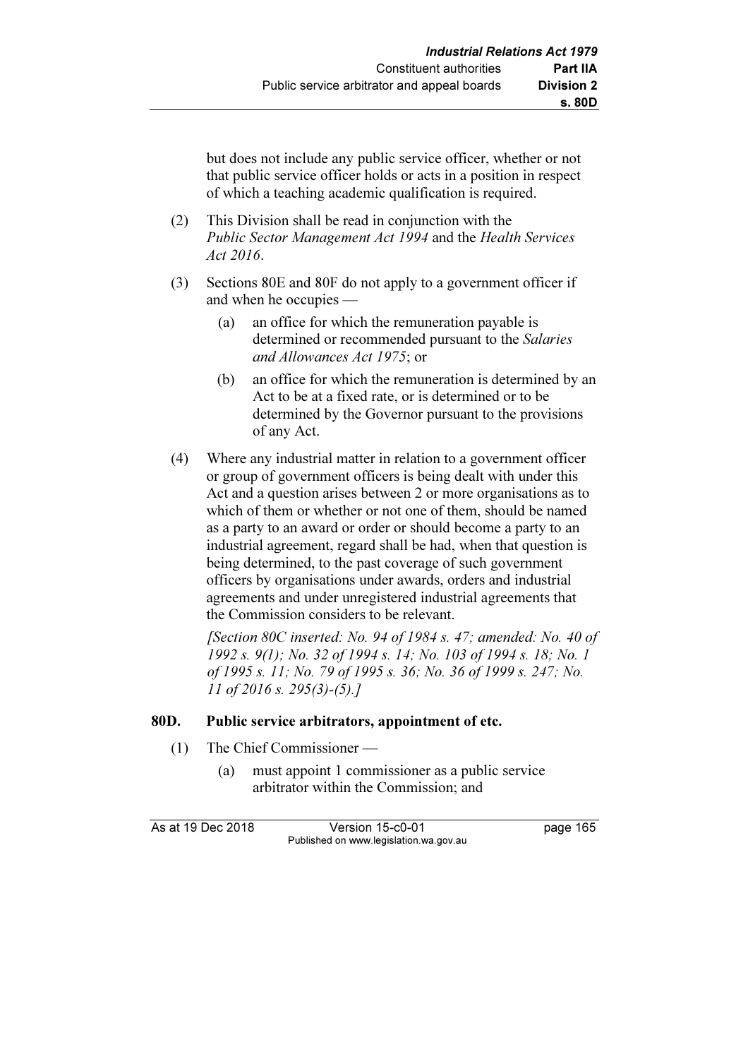but does not include any public service officer, whether or not that public service officer holds or acts in a position in respect of which a teaching academic qualification is required.

(2) This Division shall be read in conjunction with the *Public Sector Management Act 1994* and the *Health Services Act 2016*.

(3) Sections 80E and 80F do not apply to a government officer if and when he occupies —

(a) an office for which the remuneration payable is determined or recommended pursuant to the *Salaries and Allowances Act 1975*; or

(b) an office for which the remuneration is determined by an Act to be at a fixed rate, or is determined or to be determined by the Governor pursuant to the provisions of any Act.

(4) Where any industrial matter in relation to a government officer or group of government officers is being dealt with under this Act and a question arises between 2 or more organisations as to which of them or whether or not one of them, should be named as a party to an award or order or should become a party to an industrial agreement, regard shall be had, when that question is being determined, to the past coverage of such government officers by organisations under awards, orders and industrial agreements and under unregistered industrial agreements that the Commission considers to be relevant.

*[Section 80C inserted: No. 94 of 1984 s. 47; amended: No. 40 of 1992 s. 9(1); No. 32 of 1994 s. 14; No. 103 of 1994 s. 18; No. 1 of 1995 s. 11; No. 79 of 1995 s. 36; No. 36 of 1999 s. 247; No. 11 of 2016 s. 295(3)-(5).]*

### 80D. Public service arbitrators, appointment of etc.

(1) The Chief Commissioner —

(a) must appoint 1 commissioner as a public service arbitrator within the Commission; and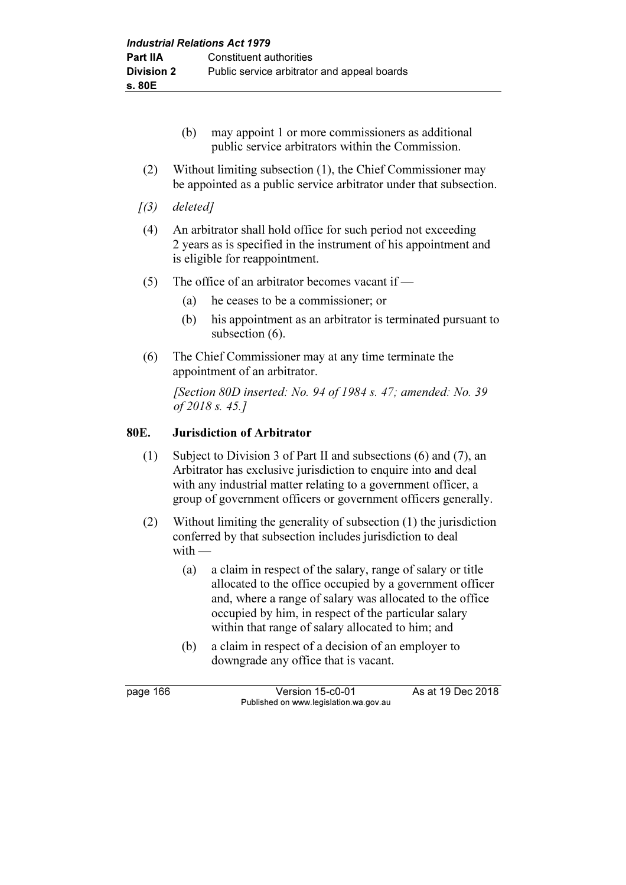(b) may appoint 1 or more commissioners as additional public service arbitrators within the Commission.

(2) Without limiting subsection (1), the Chief Commissioner may be appointed as a public service arbitrator under that subsection.

*[(3) deleted]*

(4) An arbitrator shall hold office for such period not exceeding 2 years as is specified in the instrument of his appointment and is eligible for reappointment.

(5) The office of an arbitrator becomes vacant if —

(a) he ceases to be a commissioner; or

(b) his appointment as an arbitrator is terminated pursuant to subsection (6).

(6) The Chief Commissioner may at any time terminate the appointment of an arbitrator.

*[Section 80D inserted: No. 94 of 1984 s. 47; amended: No. 39 of 2018 s. 45.]*

### 80E. Jurisdiction of Arbitrator

(1) Subject to Division 3 of Part II and subsections (6) and (7), an Arbitrator has exclusive jurisdiction to enquire into and deal with any industrial matter relating to a government officer, a group of government officers or government officers generally.

(2) Without limiting the generality of subsection (1) the jurisdiction conferred by that subsection includes jurisdiction to deal with —

(a) a claim in respect of the salary, range of salary or title allocated to the office occupied by a government officer and, where a range of salary was allocated to the office occupied by him, in respect of the particular salary within that range of salary allocated to him; and

(b) a claim in respect of a decision of an employer to downgrade any office that is vacant.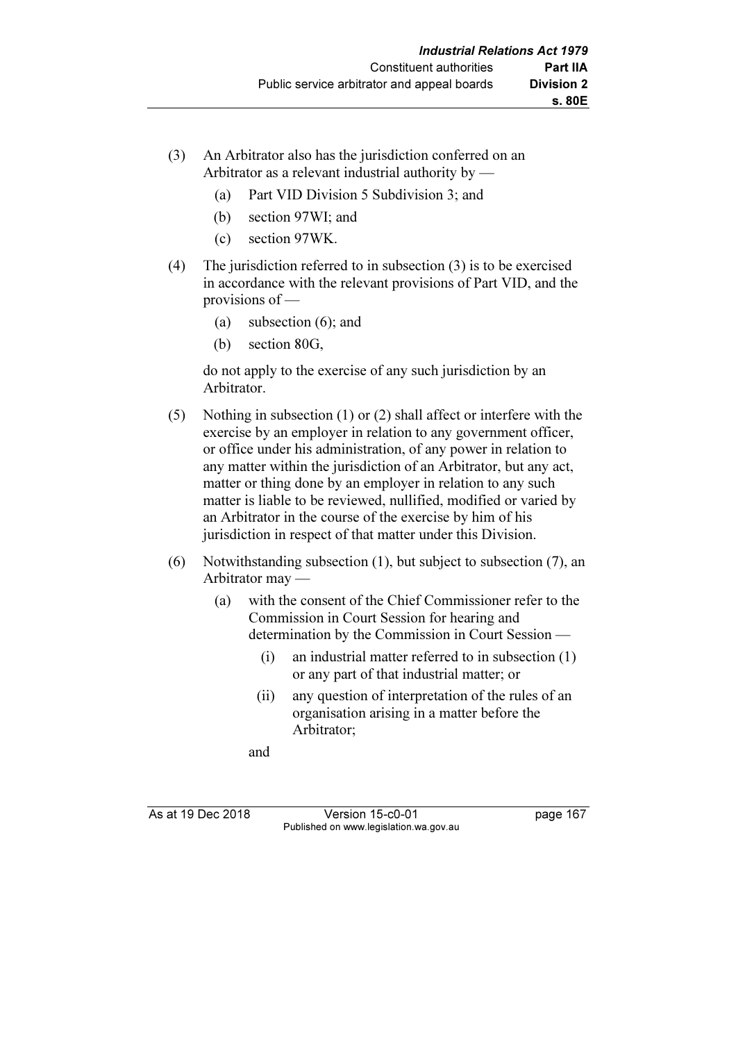(3) An Arbitrator also has the jurisdiction conferred on an Arbitrator as a relevant industrial authority by —

  (a) Part VID Division 5 Subdivision 3; and

  (b) section 97WI; and

  (c) section 97WK.

(4) The jurisdiction referred to in subsection (3) is to be exercised in accordance with the relevant provisions of Part VID, and the provisions of —

  (a) subsection (6); and

  (b) section 80G,

  do not apply to the exercise of any such jurisdiction by an Arbitrator.

(5) Nothing in subsection (1) or (2) shall affect or interfere with the exercise by an employer in relation to any government officer, or office under his administration, of any power in relation to any matter within the jurisdiction of an Arbitrator, but any act, matter or thing done by an employer in relation to any such matter is liable to be reviewed, nullified, modified or varied by an Arbitrator in the course of the exercise by him of his jurisdiction in respect of that matter under this Division.

(6) Notwithstanding subsection (1), but subject to subsection (7), an Arbitrator may —

  (a) with the consent of the Chief Commissioner refer to the Commission in Court Session for hearing and determination by the Commission in Court Session —

    (i) an industrial matter referred to in subsection (1) or any part of that industrial matter; or

    (ii) any question of interpretation of the rules of an organisation arising in a matter before the Arbitrator;

  and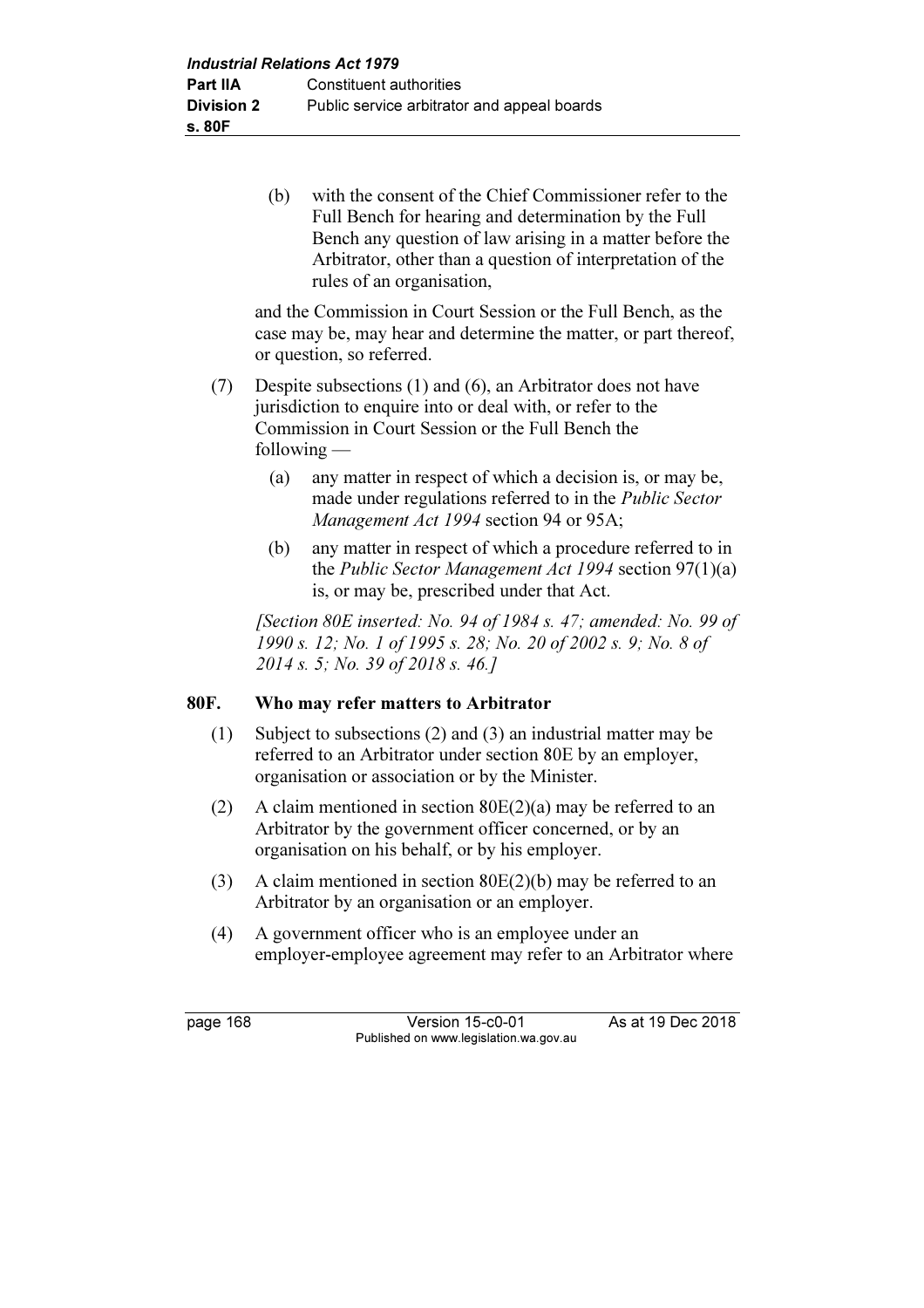(b) with the consent of the Chief Commissioner refer to the Full Bench for hearing and determination by the Full Bench any question of law arising in a matter before the Arbitrator, other than a question of interpretation of the rules of an organisation,

and the Commission in Court Session or the Full Bench, as the case may be, may hear and determine the matter, or part thereof, or question, so referred.

(7) Despite subsections (1) and (6), an Arbitrator does not have jurisdiction to enquire into or deal with, or refer to the Commission in Court Session or the Full Bench the following —

(a) any matter in respect of which a decision is, or may be, made under regulations referred to in the *Public Sector Management Act 1994* section 94 or 95A;

(b) any matter in respect of which a procedure referred to in the *Public Sector Management Act 1994* section 97(1)(a) is, or may be, prescribed under that Act.

*[Section 80E inserted: No. 94 of 1984 s. 47; amended: No. 99 of 1990 s. 12; No. 1 of 1995 s. 28; No. 20 of 2002 s. 9; No. 8 of 2014 s. 5; No. 39 of 2018 s. 46.]*

## 80F. Who may refer matters to Arbitrator

(1) Subject to subsections (2) and (3) an industrial matter may be referred to an Arbitrator under section 80E by an employer, organisation or association or by the Minister.

(2) A claim mentioned in section 80E(2)(a) may be referred to an Arbitrator by the government officer concerned, or by an organisation on his behalf, or by his employer.

(3) A claim mentioned in section 80E(2)(b) may be referred to an Arbitrator by an organisation or an employer.

(4) A government officer who is an employee under an employer-employee agreement may refer to an Arbitrator where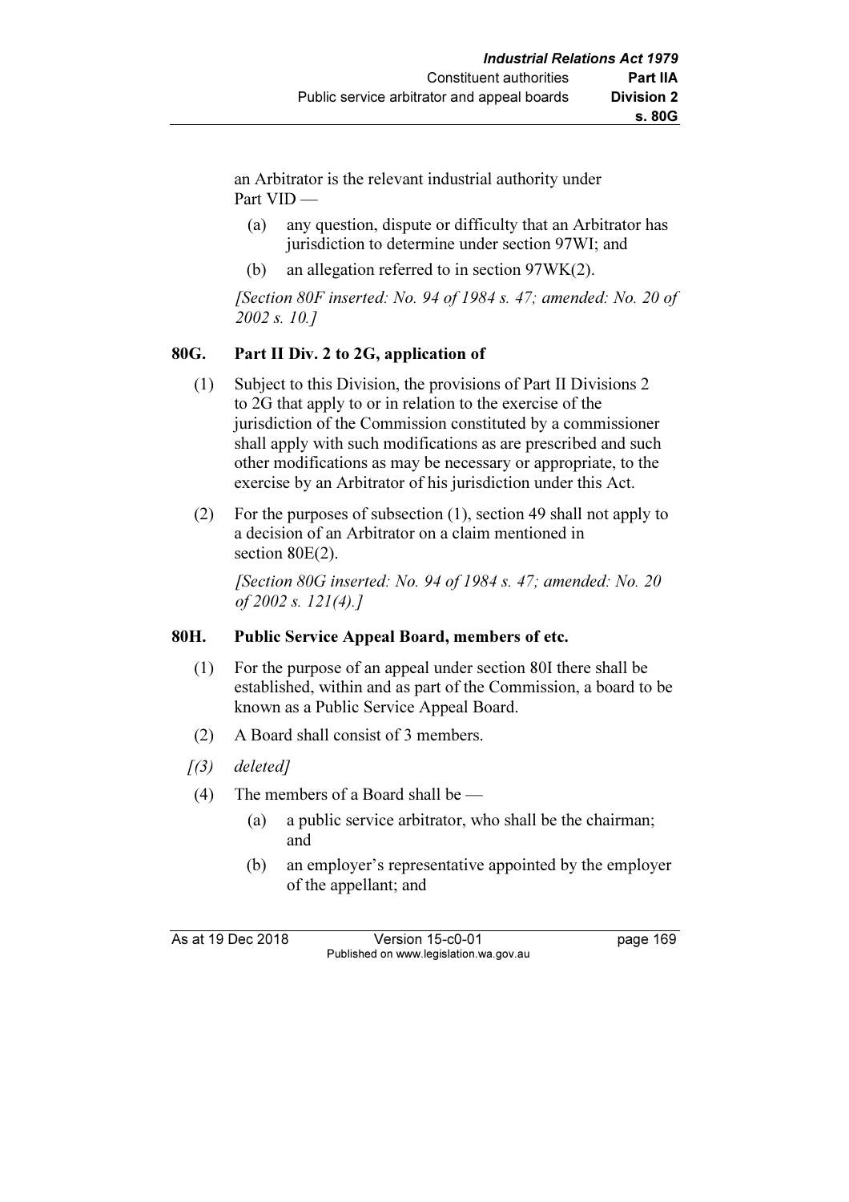an Arbitrator is the relevant industrial authority under Part VID —

(a) any question, dispute or difficulty that an Arbitrator has jurisdiction to determine under section 97WI; and

(b) an allegation referred to in section 97WK(2).

*[Section 80F inserted: No. 94 of 1984 s. 47; amended: No. 20 of 2002 s. 10.]*

### 80G. Part II Div. 2 to 2G, application of

(1) Subject to this Division, the provisions of Part II Divisions 2 to 2G that apply to or in relation to the exercise of the jurisdiction of the Commission constituted by a commissioner shall apply with such modifications as are prescribed and such other modifications as may be necessary or appropriate, to the exercise by an Arbitrator of his jurisdiction under this Act.

(2) For the purposes of subsection (1), section 49 shall not apply to a decision of an Arbitrator on a claim mentioned in section 80E(2).

*[Section 80G inserted: No. 94 of 1984 s. 47; amended: No. 20 of 2002 s. 121(4).]*

### 80H. Public Service Appeal Board, members of etc.

(1) For the purpose of an appeal under section 80I there shall be established, within and as part of the Commission, a board to be known as a Public Service Appeal Board.

(2) A Board shall consist of 3 members.

*[(3) deleted]*

(4) The members of a Board shall be —

(a) a public service arbitrator, who shall be the chairman; and

(b) an employer's representative appointed by the employer of the appellant; and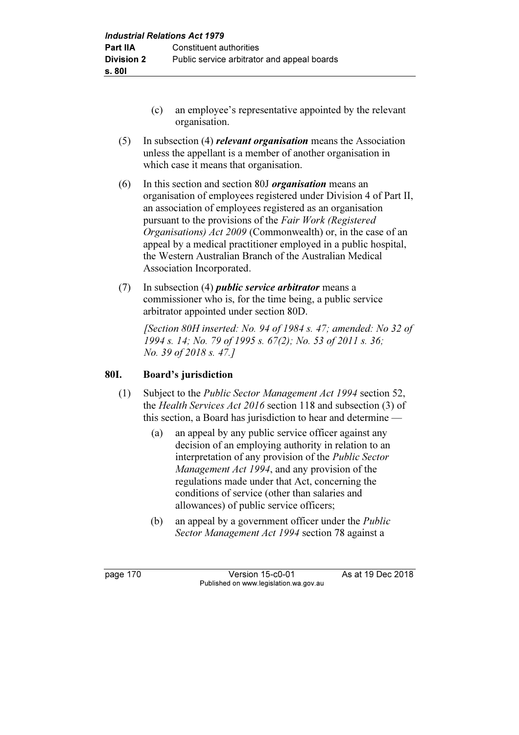(c) an employee's representative appointed by the relevant organisation.

(5) In subsection (4) ***relevant organisation*** means the Association unless the appellant is a member of another organisation in which case it means that organisation.

(6) In this section and section 80J ***organisation*** means an organisation of employees registered under Division 4 of Part II, an association of employees registered as an organisation pursuant to the provisions of the *Fair Work (Registered Organisations) Act 2009* (Commonwealth) or, in the case of an appeal by a medical practitioner employed in a public hospital, the Western Australian Branch of the Australian Medical Association Incorporated.

(7) In subsection (4) ***public service arbitrator*** means a commissioner who is, for the time being, a public service arbitrator appointed under section 80D.

*[Section 80H inserted: No. 94 of 1984 s. 47; amended: No 32 of 1994 s. 14; No. 79 of 1995 s. 67(2); No. 53 of 2011 s. 36; No. 39 of 2018 s. 47.]*

## 80I. Board's jurisdiction

(1) Subject to the *Public Sector Management Act 1994* section 52, the *Health Services Act 2016* section 118 and subsection (3) of this section, a Board has jurisdiction to hear and determine —

(a) an appeal by any public service officer against any decision of an employing authority in relation to an interpretation of any provision of the *Public Sector Management Act 1994*, and any provision of the regulations made under that Act, concerning the conditions of service (other than salaries and allowances) of public service officers;

(b) an appeal by a government officer under the *Public Sector Management Act 1994* section 78 against a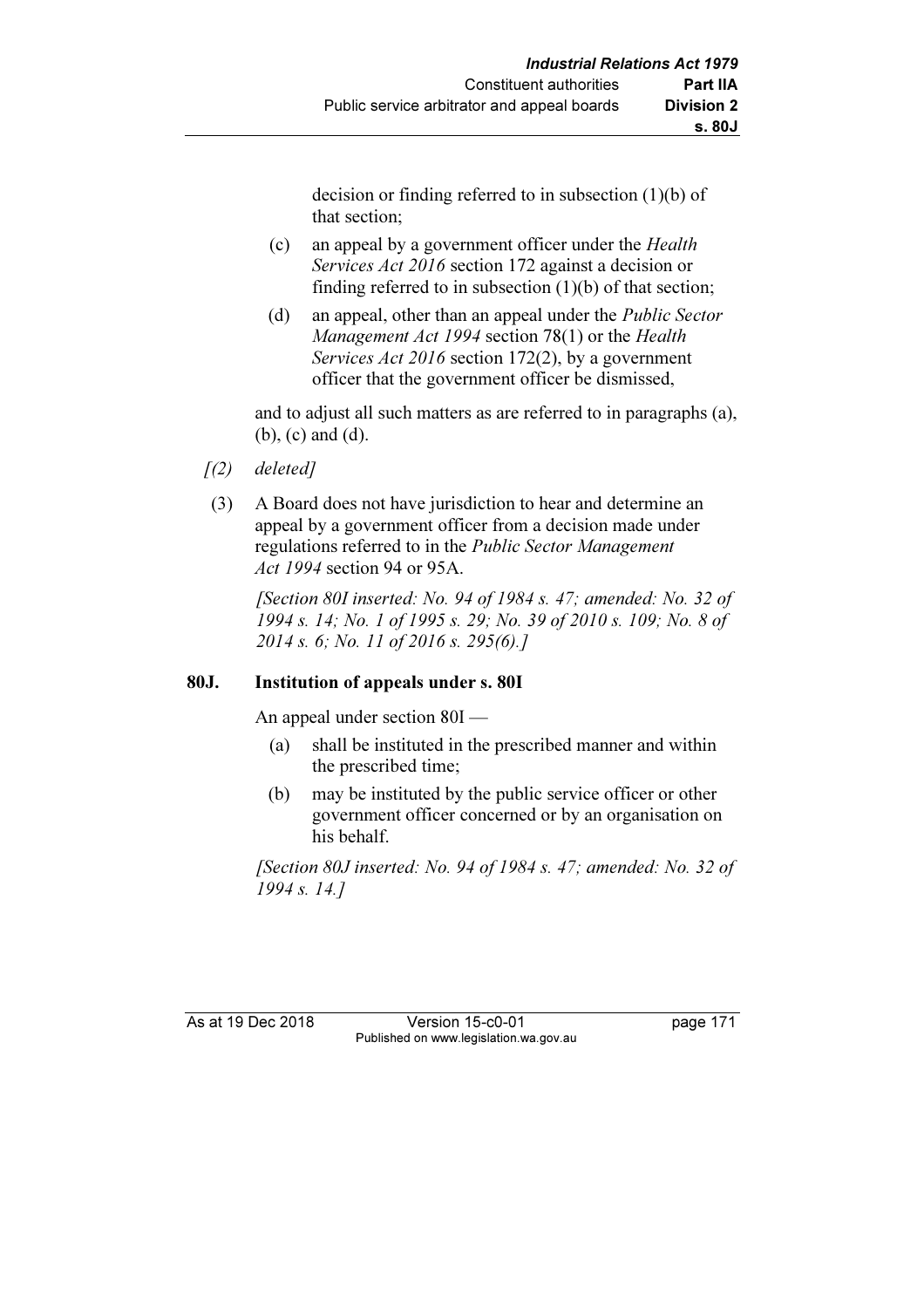decision or finding referred to in subsection (1)(b) of that section;

(c) an appeal by a government officer under the *Health Services Act 2016* section 172 against a decision or finding referred to in subsection (1)(b) of that section;

(d) an appeal, other than an appeal under the *Public Sector Management Act 1994* section 78(1) or the *Health Services Act 2016* section 172(2), by a government officer that the government officer be dismissed,

and to adjust all such matters as are referred to in paragraphs (a), (b), (c) and (d).

*[(2) deleted]*

(3) A Board does not have jurisdiction to hear and determine an appeal by a government officer from a decision made under regulations referred to in the *Public Sector Management Act 1994* section 94 or 95A.

*[Section 80I inserted: No. 94 of 1984 s. 47; amended: No. 32 of 1994 s. 14; No. 1 of 1995 s. 29; No. 39 of 2010 s. 109; No. 8 of 2014 s. 6; No. 11 of 2016 s. 295(6).]*

### 80J. Institution of appeals under s. 80I

An appeal under section 80I —

(a) shall be instituted in the prescribed manner and within the prescribed time;

(b) may be instituted by the public service officer or other government officer concerned or by an organisation on his behalf.

*[Section 80J inserted: No. 94 of 1984 s. 47; amended: No. 32 of 1994 s. 14.]*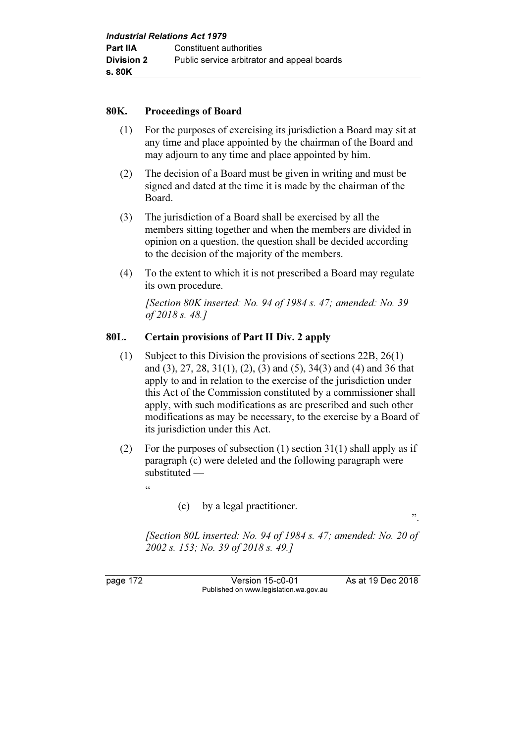## 80K. Proceedings of Board

(1) For the purposes of exercising its jurisdiction a Board may sit at any time and place appointed by the chairman of the Board and may adjourn to any time and place appointed by him.

(2) The decision of a Board must be given in writing and must be signed and dated at the time it is made by the chairman of the Board.

(3) The jurisdiction of a Board shall be exercised by all the members sitting together and when the members are divided in opinion on a question, the question shall be decided according to the decision of the majority of the members.

(4) To the extent to which it is not prescribed a Board may regulate its own procedure.

*[Section 80K inserted: No. 94 of 1984 s. 47; amended: No. 39 of 2018 s. 48.]*

## 80L. Certain provisions of Part II Div. 2 apply

(1) Subject to this Division the provisions of sections 22B, 26(1) and (3), 27, 28, 31(1), (2), (3) and (5), 34(3) and (4) and 36 that apply to and in relation to the exercise of the jurisdiction under this Act of the Commission constituted by a commissioner shall apply, with such modifications as are prescribed and such other modifications as may be necessary, to the exercise by a Board of its jurisdiction under this Act.

(2) For the purposes of subsection (1) section 31(1) shall apply as if paragraph (c) were deleted and the following paragraph were substituted —

"

(c) by a legal practitioner.

".

*[Section 80L inserted: No. 94 of 1984 s. 47; amended: No. 20 of 2002 s. 153; No. 39 of 2018 s. 49.]*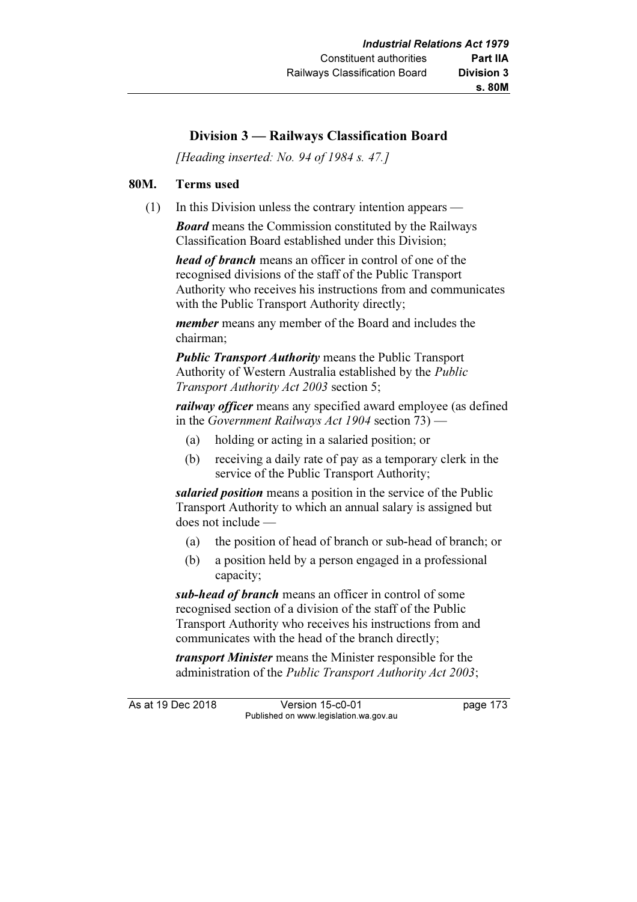## Division 3 — Railways Classification Board

*[Heading inserted: No. 94 of 1984 s. 47.]*

### 80M. Terms used

(1) In this Division unless the contrary intention appears —

***Board*** means the Commission constituted by the Railways Classification Board established under this Division;

***head of branch*** means an officer in control of one of the recognised divisions of the staff of the Public Transport Authority who receives his instructions from and communicates with the Public Transport Authority directly;

***member*** means any member of the Board and includes the chairman;

***Public Transport Authority*** means the Public Transport Authority of Western Australia established by the *Public Transport Authority Act 2003* section 5;

***railway officer*** means any specified award employee (as defined in the *Government Railways Act 1904* section 73) —

- (a) holding or acting in a salaried position; or
- (b) receiving a daily rate of pay as a temporary clerk in the service of the Public Transport Authority;

***salaried position*** means a position in the service of the Public Transport Authority to which an annual salary is assigned but does not include —

- (a) the position of head of branch or sub-head of branch; or
- (b) a position held by a person engaged in a professional capacity;

***sub-head of branch*** means an officer in control of some recognised section of a division of the staff of the Public Transport Authority who receives his instructions from and communicates with the head of the branch directly;

***transport Minister*** means the Minister responsible for the administration of the *Public Transport Authority Act 2003*;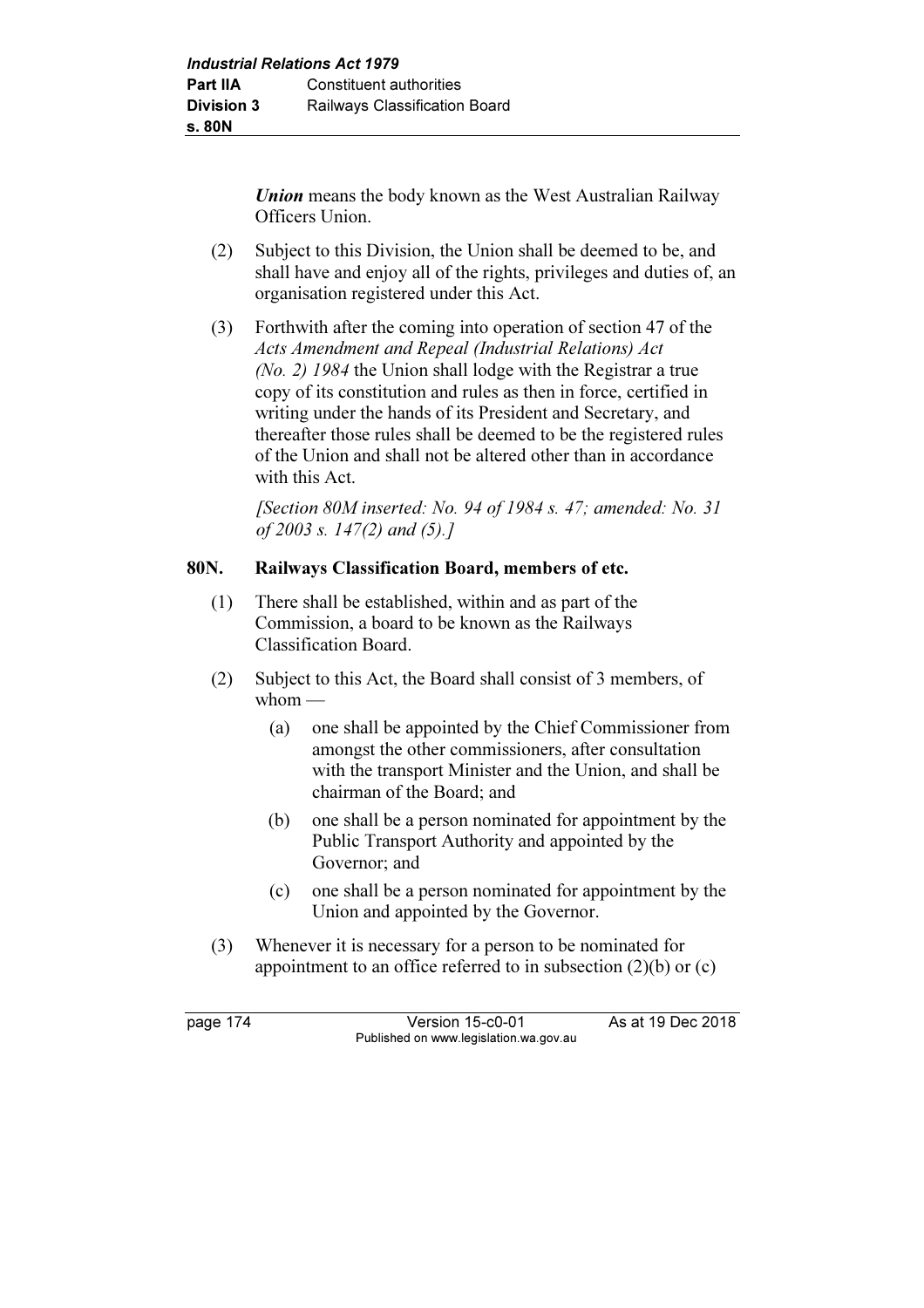***Union*** means the body known as the West Australian Railway Officers Union.

(2) Subject to this Division, the Union shall be deemed to be, and shall have and enjoy all of the rights, privileges and duties of, an organisation registered under this Act.

(3) Forthwith after the coming into operation of section 47 of the *Acts Amendment and Repeal (Industrial Relations) Act (No. 2) 1984* the Union shall lodge with the Registrar a true copy of its constitution and rules as then in force, certified in writing under the hands of its President and Secretary, and thereafter those rules shall be deemed to be the registered rules of the Union and shall not be altered other than in accordance with this Act.

*[Section 80M inserted: No. 94 of 1984 s. 47; amended: No. 31 of 2003 s. 147(2) and (5).]*

### 80N. Railways Classification Board, members of etc.

(1) There shall be established, within and as part of the Commission, a board to be known as the Railways Classification Board.

(2) Subject to this Act, the Board shall consist of 3 members, of whom —

- (a) one shall be appointed by the Chief Commissioner from amongst the other commissioners, after consultation with the transport Minister and the Union, and shall be chairman of the Board; and
- (b) one shall be a person nominated for appointment by the Public Transport Authority and appointed by the Governor; and
- (c) one shall be a person nominated for appointment by the Union and appointed by the Governor.

(3) Whenever it is necessary for a person to be nominated for appointment to an office referred to in subsection (2)(b) or (c)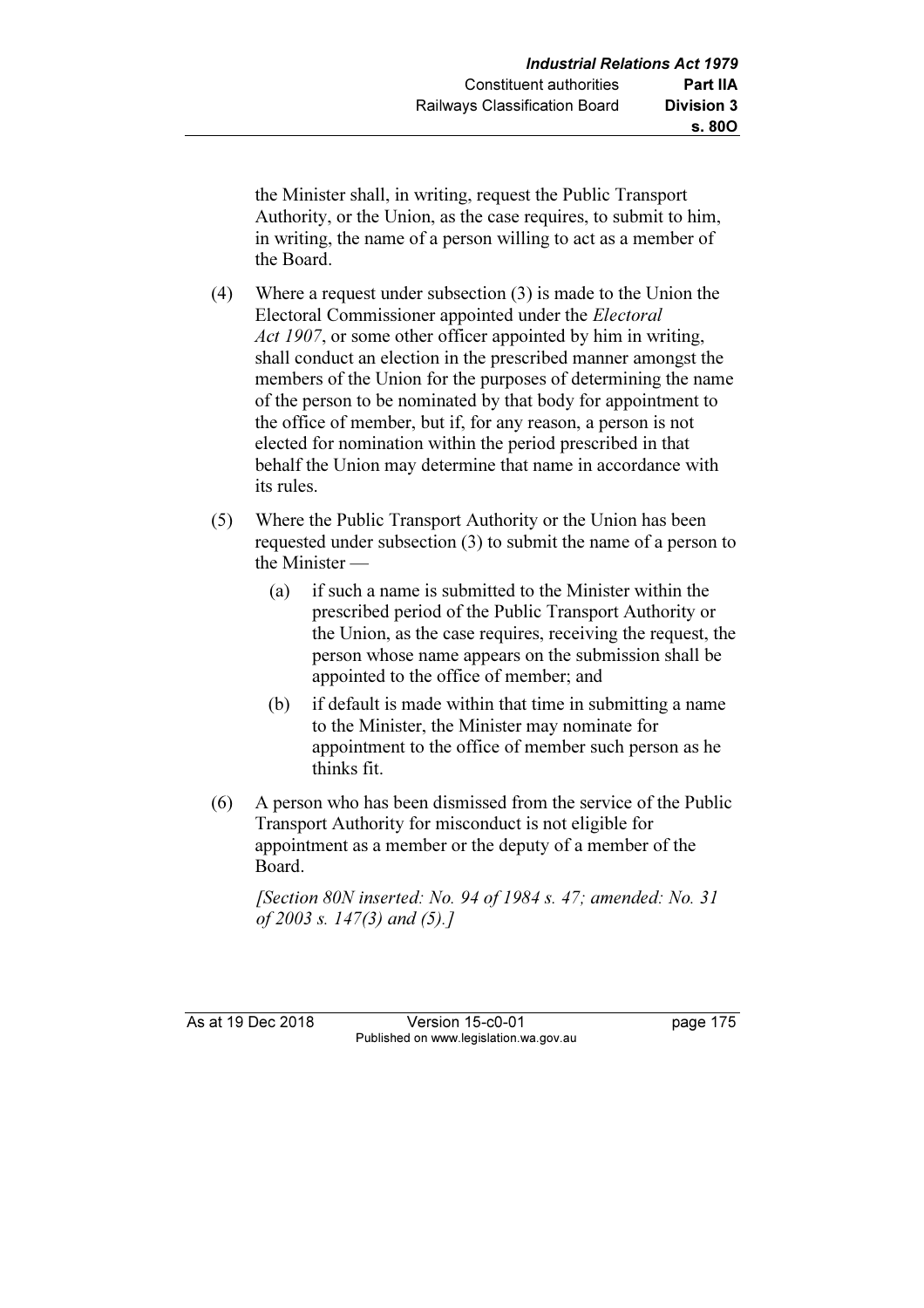the Minister shall, in writing, request the Public Transport Authority, or the Union, as the case requires, to submit to him, in writing, the name of a person willing to act as a member of the Board.

(4) Where a request under subsection (3) is made to the Union the Electoral Commissioner appointed under the *Electoral Act 1907*, or some other officer appointed by him in writing, shall conduct an election in the prescribed manner amongst the members of the Union for the purposes of determining the name of the person to be nominated by that body for appointment to the office of member, but if, for any reason, a person is not elected for nomination within the period prescribed in that behalf the Union may determine that name in accordance with its rules.

(5) Where the Public Transport Authority or the Union has been requested under subsection (3) to submit the name of a person to the Minister —

(a) if such a name is submitted to the Minister within the prescribed period of the Public Transport Authority or the Union, as the case requires, receiving the request, the person whose name appears on the submission shall be appointed to the office of member; and

(b) if default is made within that time in submitting a name to the Minister, the Minister may nominate for appointment to the office of member such person as he thinks fit.

(6) A person who has been dismissed from the service of the Public Transport Authority for misconduct is not eligible for appointment as a member or the deputy of a member of the Board.

*[Section 80N inserted: No. 94 of 1984 s. 47; amended: No. 31 of 2003 s. 147(3) and (5).]*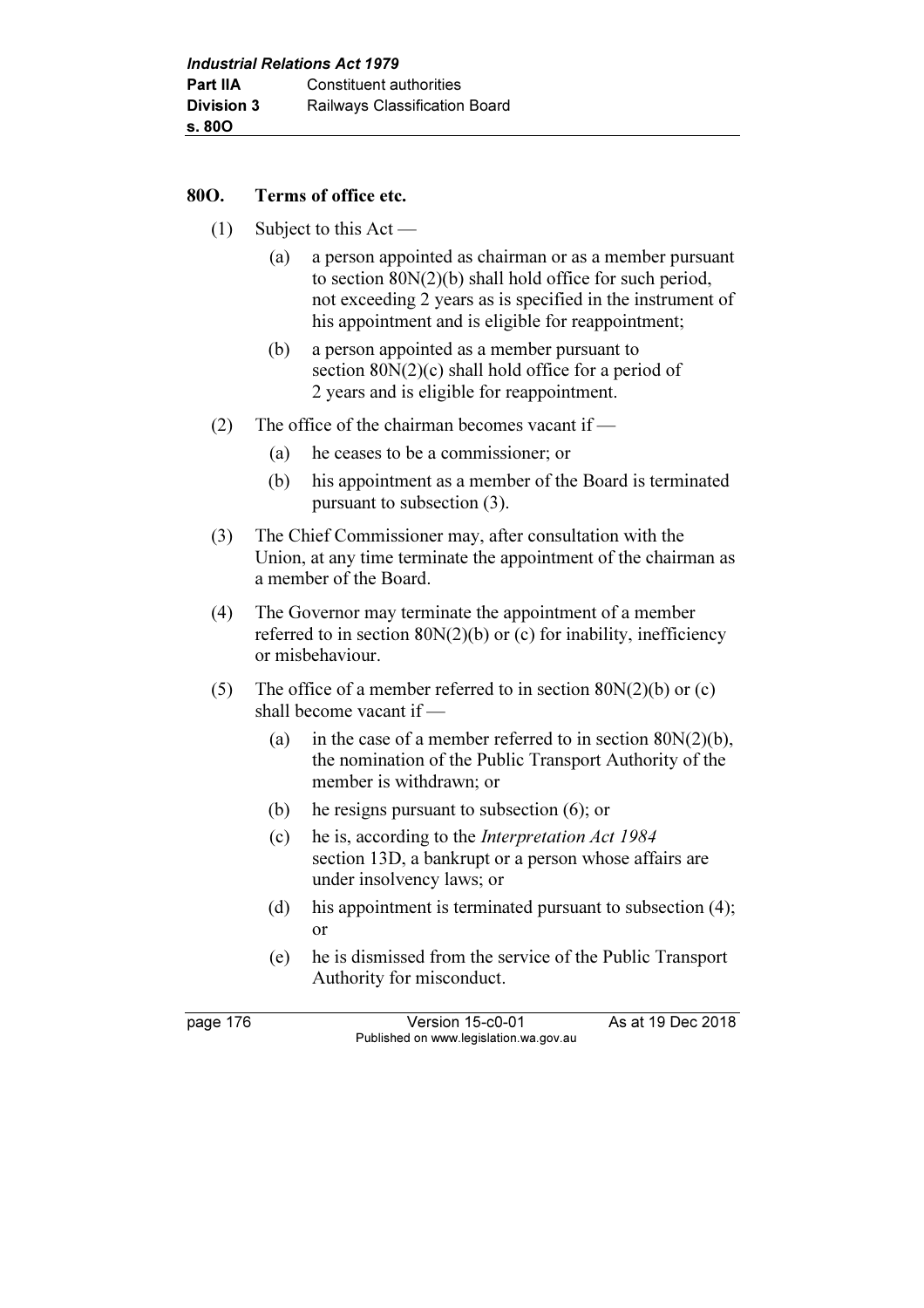## 80O. Terms of office etc.

(1) Subject to this Act —

(a) a person appointed as chairman or as a member pursuant to section 80N(2)(b) shall hold office for such period, not exceeding 2 years as is specified in the instrument of his appointment and is eligible for reappointment;

(b) a person appointed as a member pursuant to section 80N(2)(c) shall hold office for a period of 2 years and is eligible for reappointment.

(2) The office of the chairman becomes vacant if —

(a) he ceases to be a commissioner; or

(b) his appointment as a member of the Board is terminated pursuant to subsection (3).

(3) The Chief Commissioner may, after consultation with the Union, at any time terminate the appointment of the chairman as a member of the Board.

(4) The Governor may terminate the appointment of a member referred to in section 80N(2)(b) or (c) for inability, inefficiency or misbehaviour.

(5) The office of a member referred to in section 80N(2)(b) or (c) shall become vacant if —

(a) in the case of a member referred to in section 80N(2)(b), the nomination of the Public Transport Authority of the member is withdrawn; or

(b) he resigns pursuant to subsection (6); or

(c) he is, according to the *Interpretation Act 1984* section 13D, a bankrupt or a person whose affairs are under insolvency laws; or

(d) his appointment is terminated pursuant to subsection (4); or

(e) he is dismissed from the service of the Public Transport Authority for misconduct.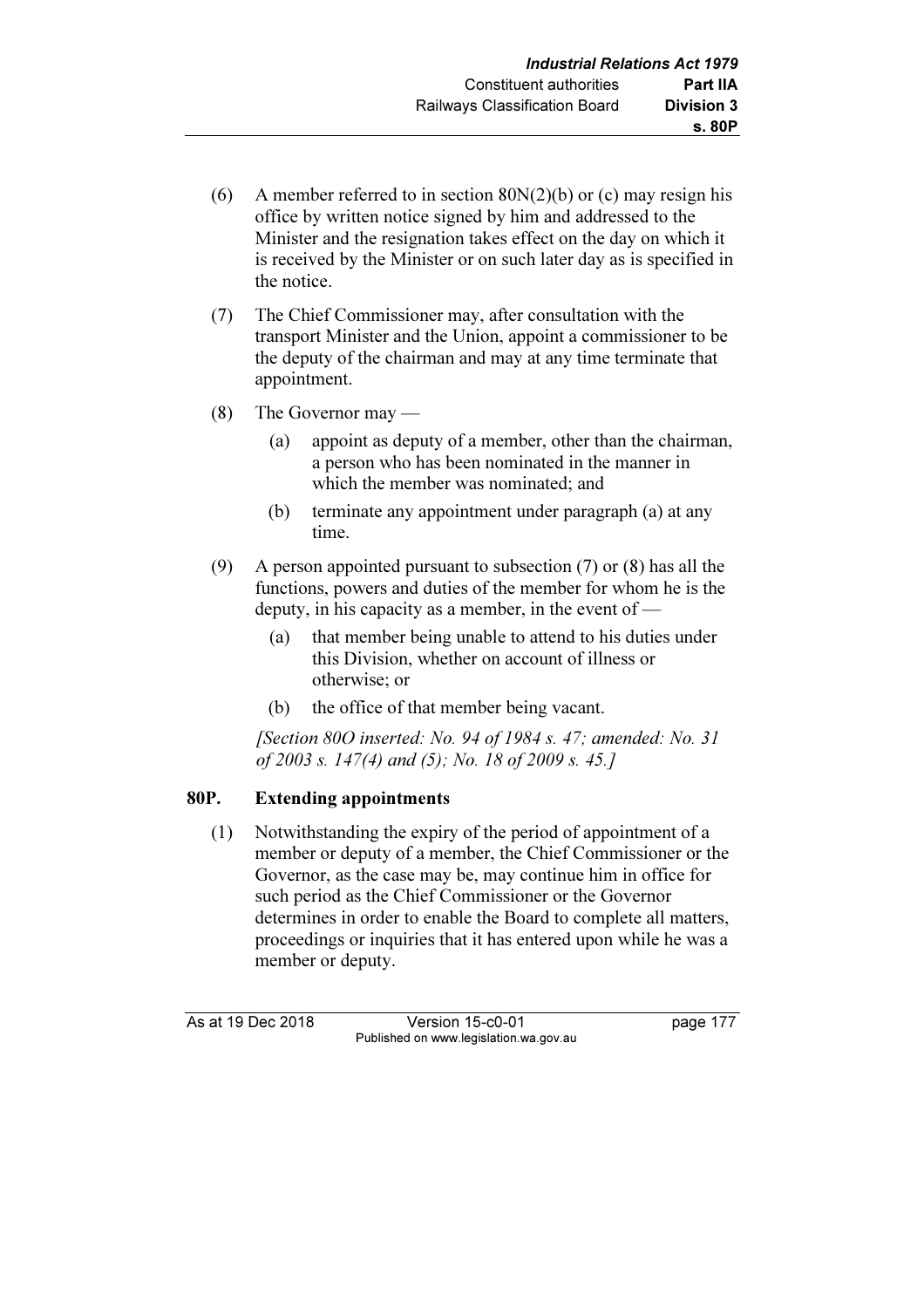(6) A member referred to in section 80N(2)(b) or (c) may resign his office by written notice signed by him and addressed to the Minister and the resignation takes effect on the day on which it is received by the Minister or on such later day as is specified in the notice.

(7) The Chief Commissioner may, after consultation with the transport Minister and the Union, appoint a commissioner to be the deputy of the chairman and may at any time terminate that appointment.

(8) The Governor may —

  (a) appoint as deputy of a member, other than the chairman, a person who has been nominated in the manner in which the member was nominated; and

  (b) terminate any appointment under paragraph (a) at any time.

(9) A person appointed pursuant to subsection (7) or (8) has all the functions, powers and duties of the member for whom he is the deputy, in his capacity as a member, in the event of —

  (a) that member being unable to attend to his duties under this Division, whether on account of illness or otherwise; or

  (b) the office of that member being vacant.

*[Section 80O inserted: No. 94 of 1984 s. 47; amended: No. 31 of 2003 s. 147(4) and (5); No. 18 of 2009 s. 45.]*

### 80P. Extending appointments

(1) Notwithstanding the expiry of the period of appointment of a member or deputy of a member, the Chief Commissioner or the Governor, as the case may be, may continue him in office for such period as the Chief Commissioner or the Governor determines in order to enable the Board to complete all matters, proceedings or inquiries that it has entered upon while he was a member or deputy.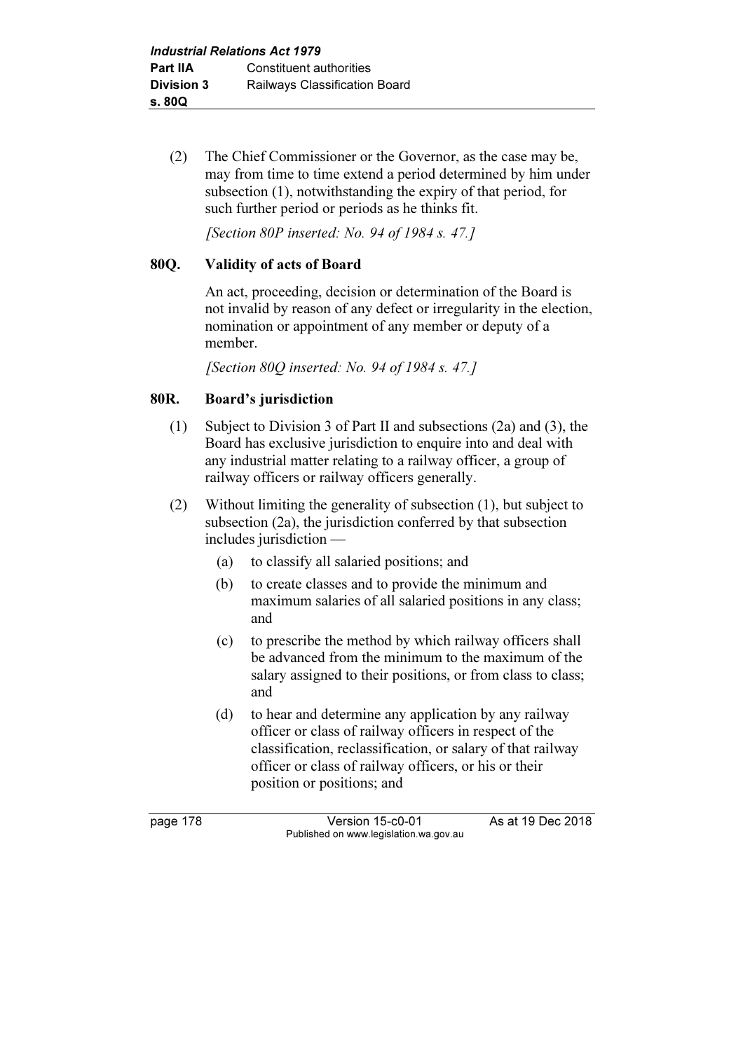(2) The Chief Commissioner or the Governor, as the case may be, may from time to time extend a period determined by him under subsection (1), notwithstanding the expiry of that period, for such further period or periods as he thinks fit.

*[Section 80P inserted: No. 94 of 1984 s. 47.]*

### 80Q. Validity of acts of Board

An act, proceeding, decision or determination of the Board is not invalid by reason of any defect or irregularity in the election, nomination or appointment of any member or deputy of a member.

*[Section 80Q inserted: No. 94 of 1984 s. 47.]*

### 80R. Board's jurisdiction

(1) Subject to Division 3 of Part II and subsections (2a) and (3), the Board has exclusive jurisdiction to enquire into and deal with any industrial matter relating to a railway officer, a group of railway officers or railway officers generally.

(2) Without limiting the generality of subsection (1), but subject to subsection (2a), the jurisdiction conferred by that subsection includes jurisdiction —

(a) to classify all salaried positions; and

(b) to create classes and to provide the minimum and maximum salaries of all salaried positions in any class; and

(c) to prescribe the method by which railway officers shall be advanced from the minimum to the maximum of the salary assigned to their positions, or from class to class; and

(d) to hear and determine any application by any railway officer or class of railway officers in respect of the classification, reclassification, or salary of that railway officer or class of railway officers, or his or their position or positions; and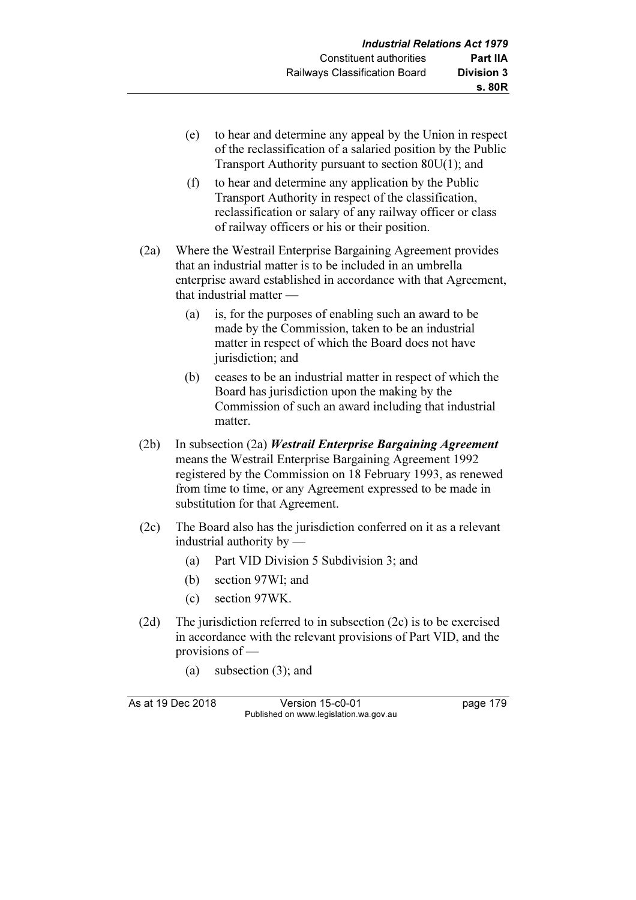(e) to hear and determine any appeal by the Union in respect of the reclassification of a salaried position by the Public Transport Authority pursuant to section 80U(1); and

(f) to hear and determine any application by the Public Transport Authority in respect of the classification, reclassification or salary of any railway officer or class of railway officers or his or their position.

(2a) Where the Westrail Enterprise Bargaining Agreement provides that an industrial matter is to be included in an umbrella enterprise award established in accordance with that Agreement, that industrial matter —

(a) is, for the purposes of enabling such an award to be made by the Commission, taken to be an industrial matter in respect of which the Board does not have jurisdiction; and

(b) ceases to be an industrial matter in respect of which the Board has jurisdiction upon the making by the Commission of such an award including that industrial matter.

(2b) In subsection (2a) ***Westrail Enterprise Bargaining Agreement*** means the Westrail Enterprise Bargaining Agreement 1992 registered by the Commission on 18 February 1993, as renewed from time to time, or any Agreement expressed to be made in substitution for that Agreement.

(2c) The Board also has the jurisdiction conferred on it as a relevant industrial authority by —

(a) Part VID Division 5 Subdivision 3; and

(b) section 97WI; and

(c) section 97WK.

(2d) The jurisdiction referred to in subsection (2c) is to be exercised in accordance with the relevant provisions of Part VID, and the provisions of —

(a) subsection (3); and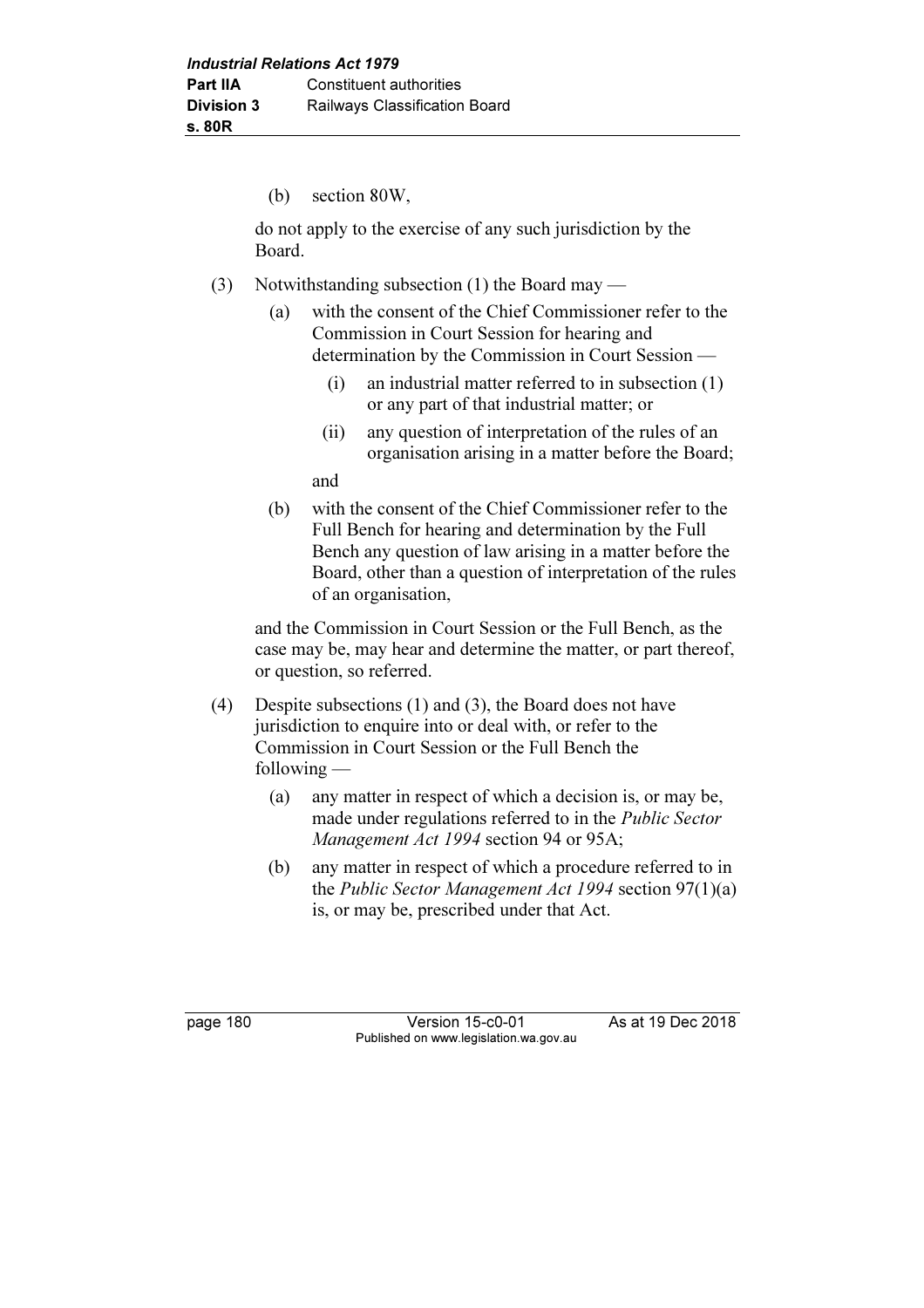(b) section 80W,

do not apply to the exercise of any such jurisdiction by the Board.

(3) Notwithstanding subsection (1) the Board may —

(a) with the consent of the Chief Commissioner refer to the Commission in Court Session for hearing and determination by the Commission in Court Session —

(i) an industrial matter referred to in subsection (1) or any part of that industrial matter; or

(ii) any question of interpretation of the rules of an organisation arising in a matter before the Board;

and

(b) with the consent of the Chief Commissioner refer to the Full Bench for hearing and determination by the Full Bench any question of law arising in a matter before the Board, other than a question of interpretation of the rules of an organisation,

and the Commission in Court Session or the Full Bench, as the case may be, may hear and determine the matter, or part thereof, or question, so referred.

(4) Despite subsections (1) and (3), the Board does not have jurisdiction to enquire into or deal with, or refer to the Commission in Court Session or the Full Bench the following —

(a) any matter in respect of which a decision is, or may be, made under regulations referred to in the *Public Sector Management Act 1994* section 94 or 95A;

(b) any matter in respect of which a procedure referred to in the *Public Sector Management Act 1994* section 97(1)(a) is, or may be, prescribed under that Act.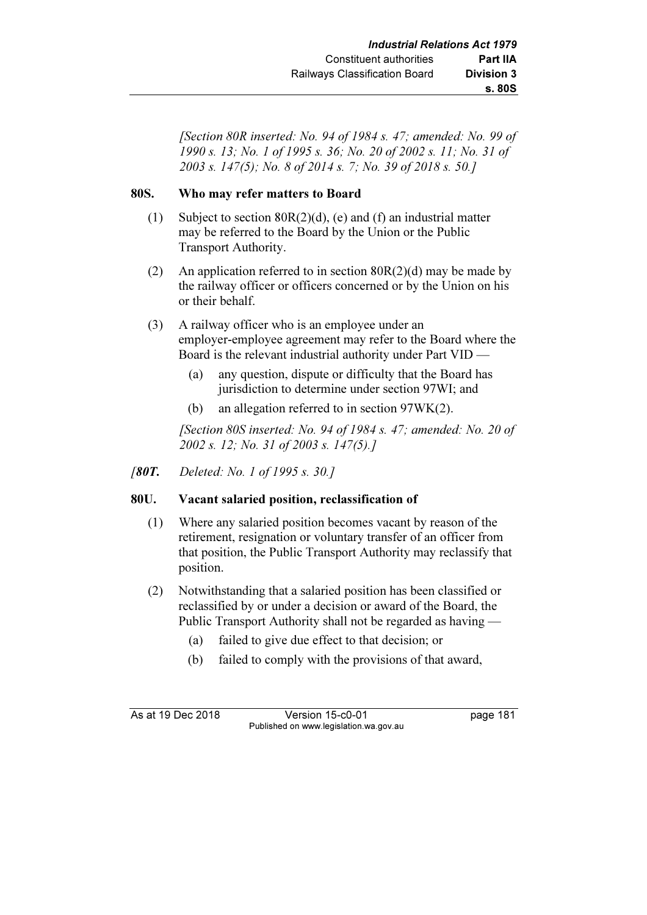*[Section 80R inserted: No. 94 of 1984 s. 47; amended: No. 99 of 1990 s. 13; No. 1 of 1995 s. 36; No. 20 of 2002 s. 11; No. 31 of 2003 s. 147(5); No. 8 of 2014 s. 7; No. 39 of 2018 s. 50.]*

### 80S. Who may refer matters to Board

(1) Subject to section 80R(2)(d), (e) and (f) an industrial matter may be referred to the Board by the Union or the Public Transport Authority.

(2) An application referred to in section 80R(2)(d) may be made by the railway officer or officers concerned or by the Union on his or their behalf.

(3) A railway officer who is an employee under an employer-employee agreement may refer to the Board where the Board is the relevant industrial authority under Part VID —

- (a) any question, dispute or difficulty that the Board has jurisdiction to determine under section 97WI; and
- (b) an allegation referred to in section 97WK(2).

*[Section 80S inserted: No. 94 of 1984 s. 47; amended: No. 20 of 2002 s. 12; No. 31 of 2003 s. 147(5).]*

*[80T. Deleted: No. 1 of 1995 s. 30.]*

### 80U. Vacant salaried position, reclassification of

(1) Where any salaried position becomes vacant by reason of the retirement, resignation or voluntary transfer of an officer from that position, the Public Transport Authority may reclassify that position.

(2) Notwithstanding that a salaried position has been classified or reclassified by or under a decision or award of the Board, the Public Transport Authority shall not be regarded as having —

- (a) failed to give due effect to that decision; or
- (b) failed to comply with the provisions of that award,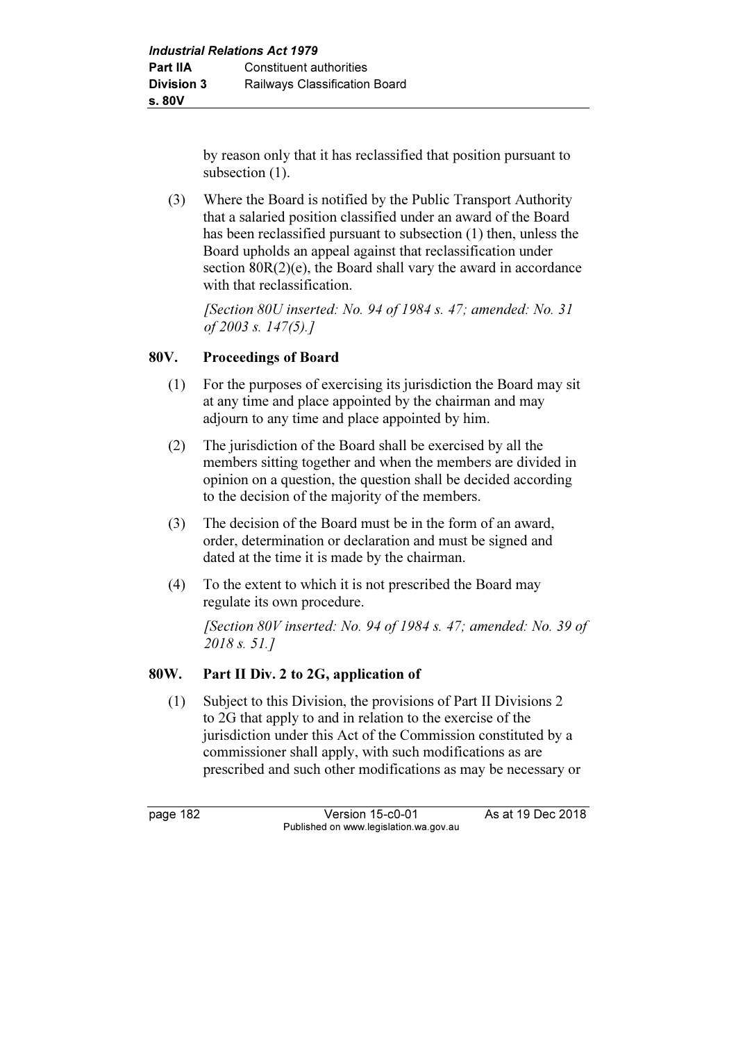by reason only that it has reclassified that position pursuant to subsection (1).

(3) Where the Board is notified by the Public Transport Authority that a salaried position classified under an award of the Board has been reclassified pursuant to subsection (1) then, unless the Board upholds an appeal against that reclassification under section 80R(2)(e), the Board shall vary the award in accordance with that reclassification.

*[Section 80U inserted: No. 94 of 1984 s. 47; amended: No. 31 of 2003 s. 147(5).]*

### 80V. Proceedings of Board

(1) For the purposes of exercising its jurisdiction the Board may sit at any time and place appointed by the chairman and may adjourn to any time and place appointed by him.

(2) The jurisdiction of the Board shall be exercised by all the members sitting together and when the members are divided in opinion on a question, the question shall be decided according to the decision of the majority of the members.

(3) The decision of the Board must be in the form of an award, order, determination or declaration and must be signed and dated at the time it is made by the chairman.

(4) To the extent to which it is not prescribed the Board may regulate its own procedure.

*[Section 80V inserted: No. 94 of 1984 s. 47; amended: No. 39 of 2018 s. 51.]*

### 80W. Part II Div. 2 to 2G, application of

(1) Subject to this Division, the provisions of Part II Divisions 2 to 2G that apply to and in relation to the exercise of the jurisdiction under this Act of the Commission constituted by a commissioner shall apply, with such modifications as are prescribed and such other modifications as may be necessary or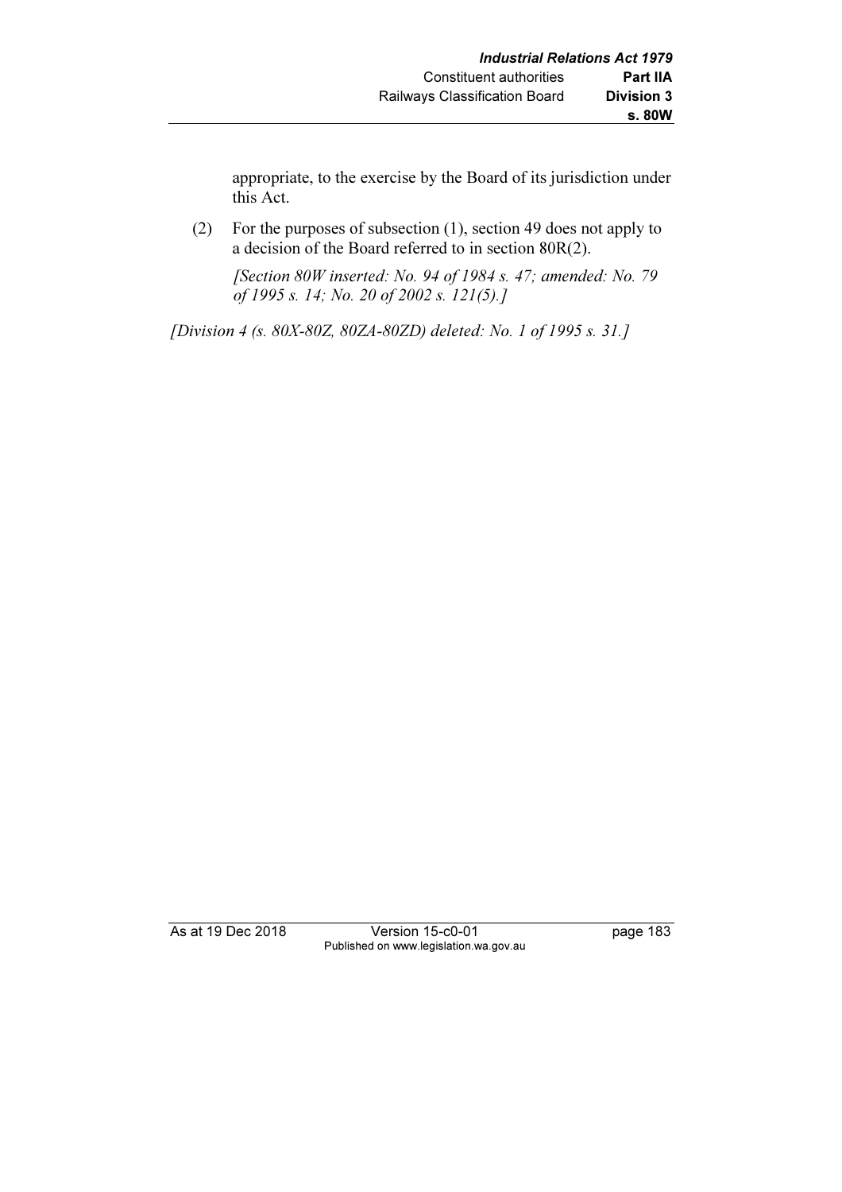appropriate, to the exercise by the Board of its jurisdiction under this Act.

(2) For the purposes of subsection (1), section 49 does not apply to a decision of the Board referred to in section 80R(2).

*[Section 80W inserted: No. 94 of 1984 s. 47; amended: No. 79 of 1995 s. 14; No. 20 of 2002 s. 121(5).]*

*[Division 4 (s. 80X-80Z, 80ZA-80ZD) deleted: No. 1 of 1995 s. 31.]*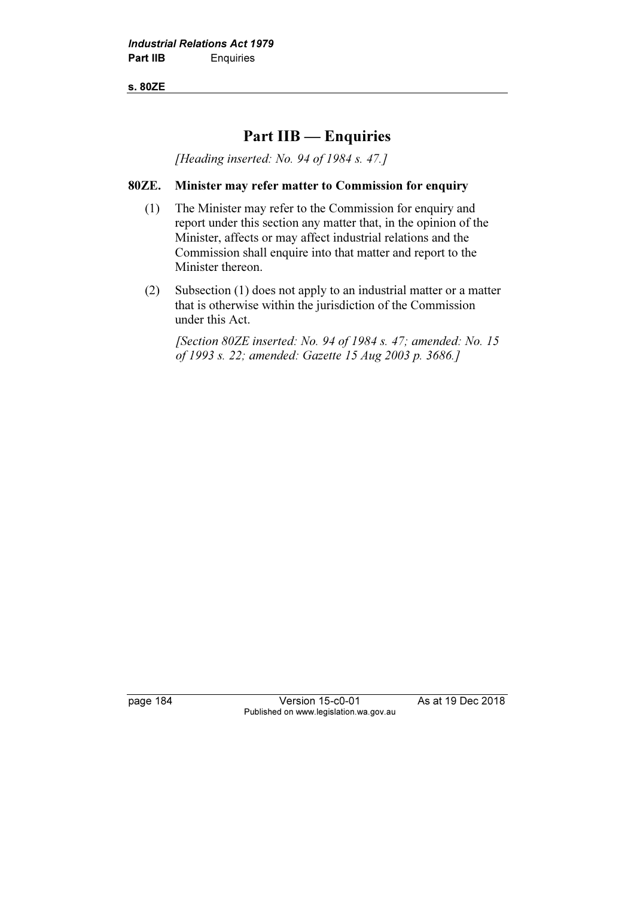# Part IIB — Enquiries

*[Heading inserted: No. 94 of 1984 s. 47.]*

### 80ZE. Minister may refer matter to Commission for enquiry

(1) The Minister may refer to the Commission for enquiry and report under this section any matter that, in the opinion of the Minister, affects or may affect industrial relations and the Commission shall enquire into that matter and report to the Minister thereon.

(2) Subsection (1) does not apply to an industrial matter or a matter that is otherwise within the jurisdiction of the Commission under this Act.

*[Section 80ZE inserted: No. 94 of 1984 s. 47; amended: No. 15 of 1993 s. 22; amended: Gazette 15 Aug 2003 p. 3686.]*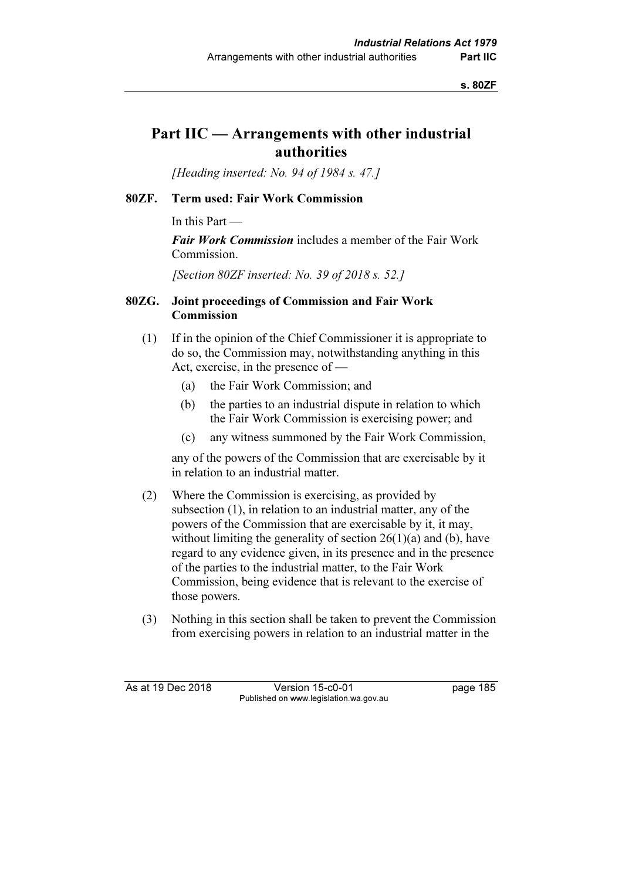# Part IIC — Arrangements with other industrial authorities

*[Heading inserted: No. 94 of 1984 s. 47.]*

## 80ZF. Term used: Fair Work Commission

In this Part —

***Fair Work Commission*** includes a member of the Fair Work Commission.

*[Section 80ZF inserted: No. 39 of 2018 s. 52.]*

## 80ZG. Joint proceedings of Commission and Fair Work Commission

(1) If in the opinion of the Chief Commissioner it is appropriate to do so, the Commission may, notwithstanding anything in this Act, exercise, in the presence of —

(a) the Fair Work Commission; and

(b) the parties to an industrial dispute in relation to which the Fair Work Commission is exercising power; and

(c) any witness summoned by the Fair Work Commission,

any of the powers of the Commission that are exercisable by it in relation to an industrial matter.

(2) Where the Commission is exercising, as provided by subsection (1), in relation to an industrial matter, any of the powers of the Commission that are exercisable by it, it may, without limiting the generality of section 26(1)(a) and (b), have regard to any evidence given, in its presence and in the presence of the parties to the industrial matter, to the Fair Work Commission, being evidence that is relevant to the exercise of those powers.

(3) Nothing in this section shall be taken to prevent the Commission from exercising powers in relation to an industrial matter in the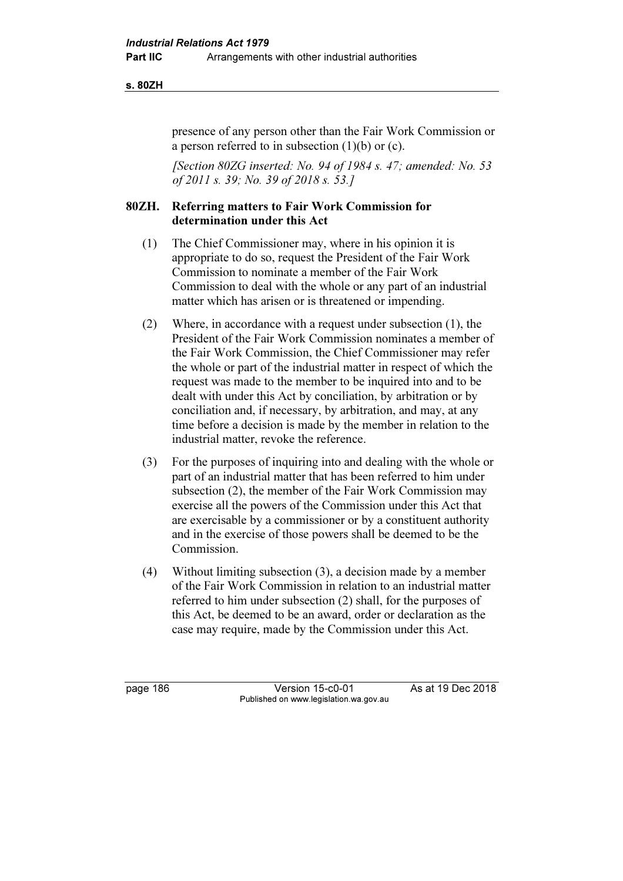presence of any person other than the Fair Work Commission or a person referred to in subsection (1)(b) or (c).

*[Section 80ZG inserted: No. 94 of 1984 s. 47; amended: No. 53 of 2011 s. 39; No. 39 of 2018 s. 53.]*

### 80ZH. Referring matters to Fair Work Commission for determination under this Act

(1) The Chief Commissioner may, where in his opinion it is appropriate to do so, request the President of the Fair Work Commission to nominate a member of the Fair Work Commission to deal with the whole or any part of an industrial matter which has arisen or is threatened or impending.

(2) Where, in accordance with a request under subsection (1), the President of the Fair Work Commission nominates a member of the Fair Work Commission, the Chief Commissioner may refer the whole or part of the industrial matter in respect of which the request was made to the member to be inquired into and to be dealt with under this Act by conciliation, by arbitration or by conciliation and, if necessary, by arbitration, and may, at any time before a decision is made by the member in relation to the industrial matter, revoke the reference.

(3) For the purposes of inquiring into and dealing with the whole or part of an industrial matter that has been referred to him under subsection (2), the member of the Fair Work Commission may exercise all the powers of the Commission under this Act that are exercisable by a commissioner or by a constituent authority and in the exercise of those powers shall be deemed to be the Commission.

(4) Without limiting subsection (3), a decision made by a member of the Fair Work Commission in relation to an industrial matter referred to him under subsection (2) shall, for the purposes of this Act, be deemed to be an award, order or declaration as the case may require, made by the Commission under this Act.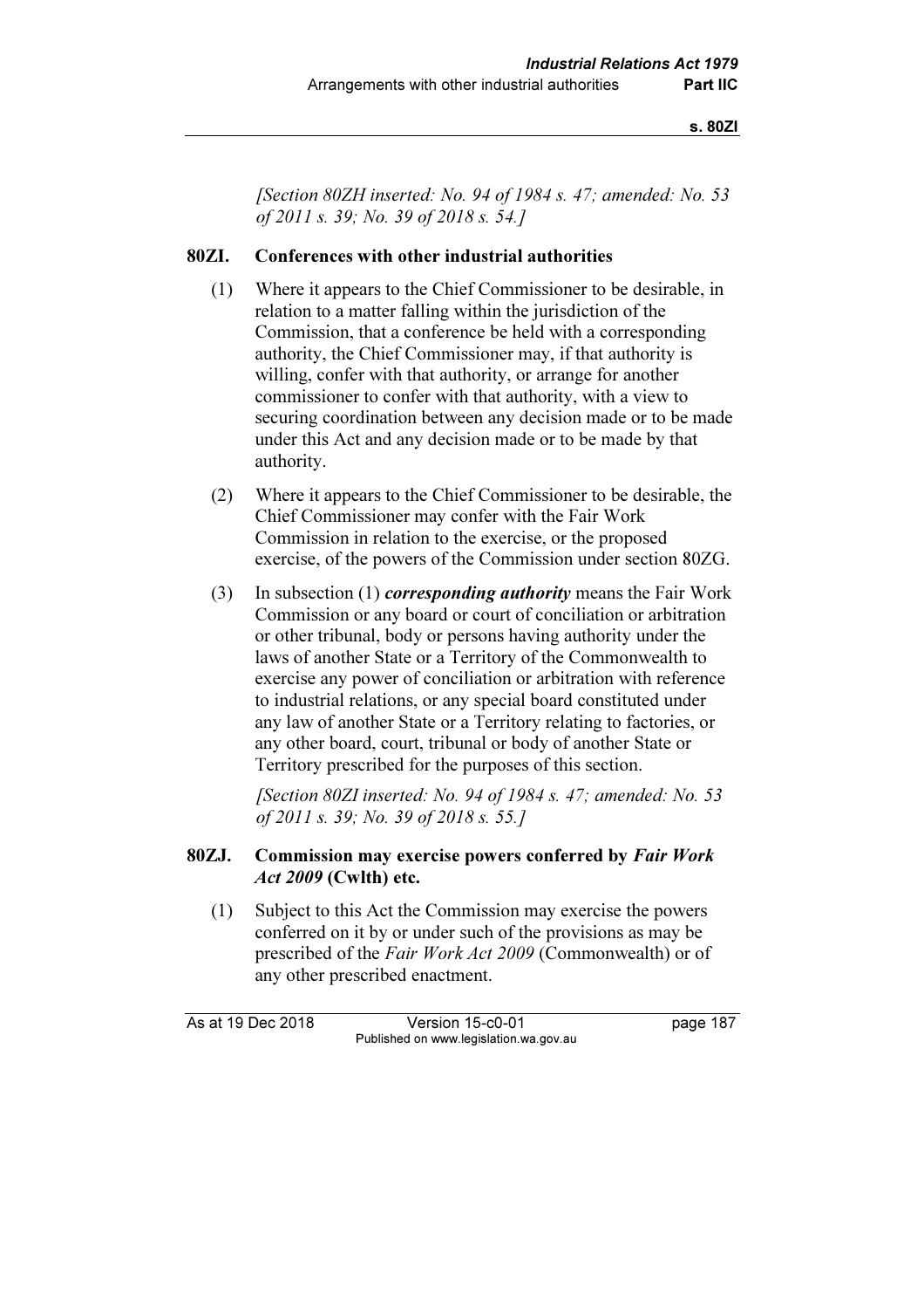*[Section 80ZH inserted: No. 94 of 1984 s. 47; amended: No. 53 of 2011 s. 39; No. 39 of 2018 s. 54.]*

## 80ZI. Conferences with other industrial authorities

(1) Where it appears to the Chief Commissioner to be desirable, in relation to a matter falling within the jurisdiction of the Commission, that a conference be held with a corresponding authority, the Chief Commissioner may, if that authority is willing, confer with that authority, or arrange for another commissioner to confer with that authority, with a view to securing coordination between any decision made or to be made under this Act and any decision made or to be made by that authority.

(2) Where it appears to the Chief Commissioner to be desirable, the Chief Commissioner may confer with the Fair Work Commission in relation to the exercise, or the proposed exercise, of the powers of the Commission under section 80ZG.

(3) In subsection (1) ***corresponding authority*** means the Fair Work Commission or any board or court of conciliation or arbitration or other tribunal, body or persons having authority under the laws of another State or a Territory of the Commonwealth to exercise any power of conciliation or arbitration with reference to industrial relations, or any special board constituted under any law of another State or a Territory relating to factories, or any other board, court, tribunal or body of another State or Territory prescribed for the purposes of this section.

*[Section 80ZI inserted: No. 94 of 1984 s. 47; amended: No. 53 of 2011 s. 39; No. 39 of 2018 s. 55.]*

## 80ZJ. Commission may exercise powers conferred by *Fair Work Act 2009* (Cwlth) etc.

(1) Subject to this Act the Commission may exercise the powers conferred on it by or under such of the provisions as may be prescribed of the *Fair Work Act 2009* (Commonwealth) or of any other prescribed enactment.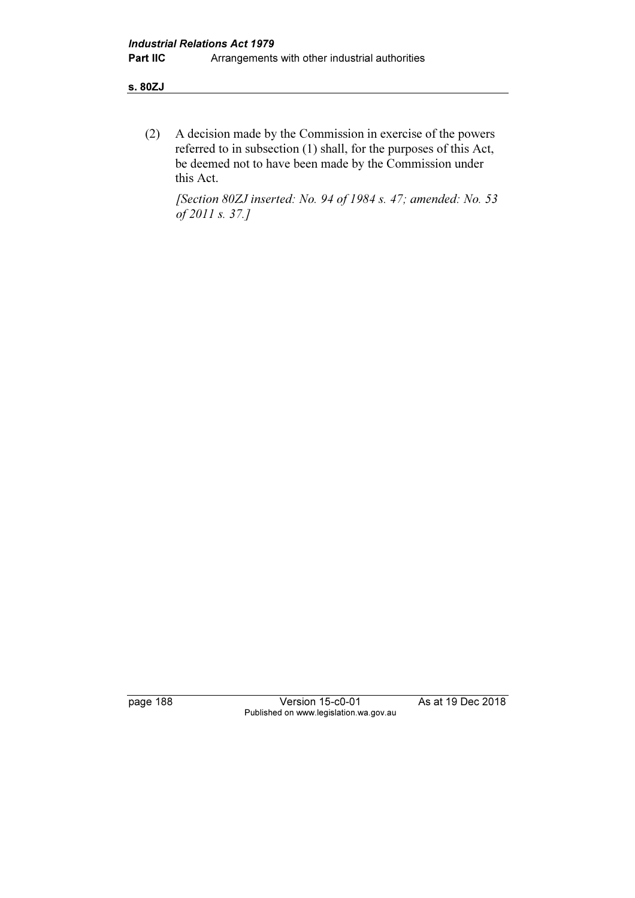(2) A decision made by the Commission in exercise of the powers referred to in subsection (1) shall, for the purposes of this Act, be deemed not to have been made by the Commission under this Act.

*[Section 80ZJ inserted: No. 94 of 1984 s. 47; amended: No. 53 of 2011 s. 37.]*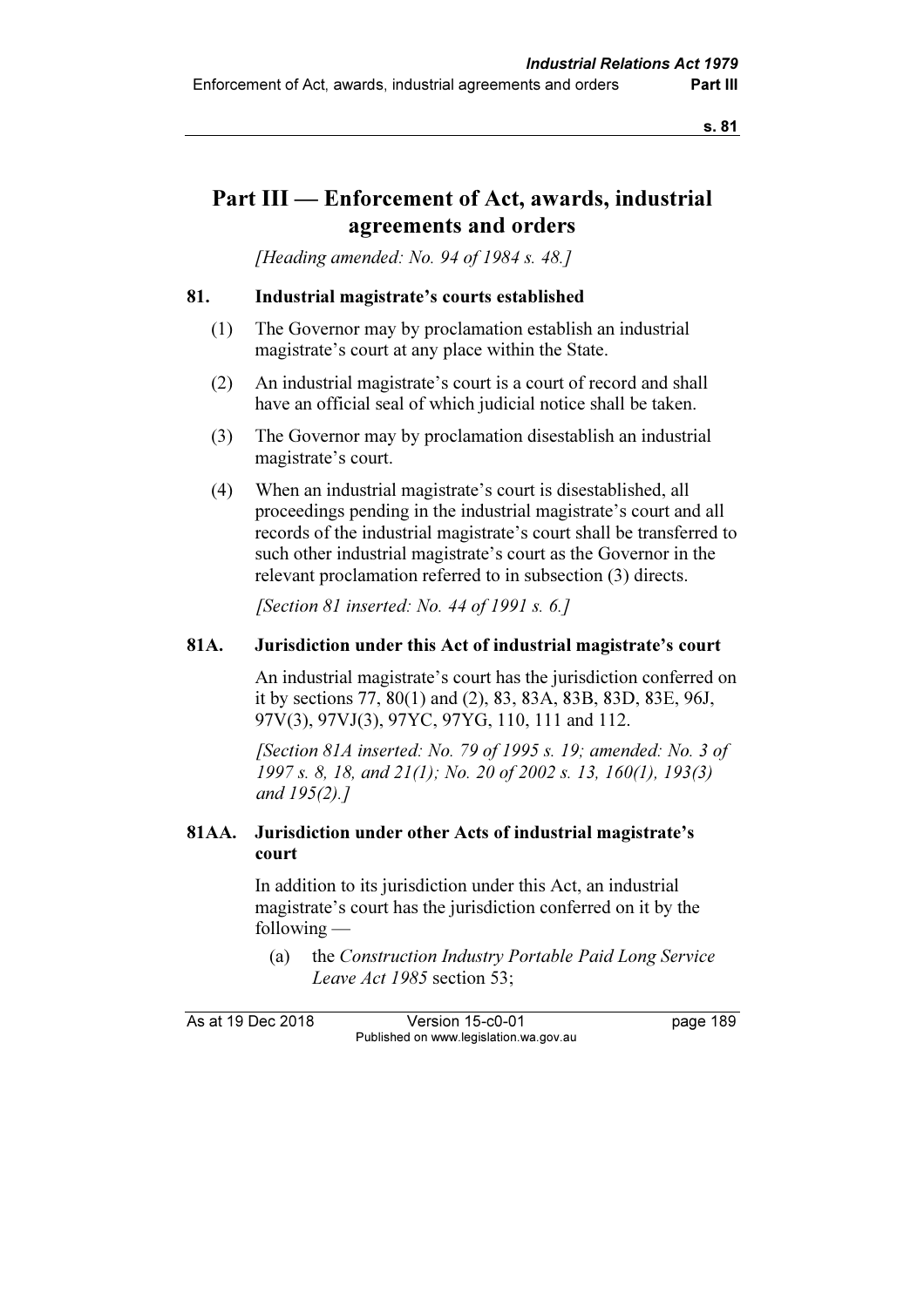# Part III — Enforcement of Act, awards, industrial agreements and orders

*[Heading amended: No. 94 of 1984 s. 48.]*

### 81. Industrial magistrate's courts established

(1) The Governor may by proclamation establish an industrial magistrate's court at any place within the State.

(2) An industrial magistrate's court is a court of record and shall have an official seal of which judicial notice shall be taken.

(3) The Governor may by proclamation disestablish an industrial magistrate's court.

(4) When an industrial magistrate's court is disestablished, all proceedings pending in the industrial magistrate's court and all records of the industrial magistrate's court shall be transferred to such other industrial magistrate's court as the Governor in the relevant proclamation referred to in subsection (3) directs.

*[Section 81 inserted: No. 44 of 1991 s. 6.]*

### 81A. Jurisdiction under this Act of industrial magistrate's court

An industrial magistrate's court has the jurisdiction conferred on it by sections 77, 80(1) and (2), 83, 83A, 83B, 83D, 83E, 96J, 97V(3), 97VJ(3), 97YC, 97YG, 110, 111 and 112.

*[Section 81A inserted: No. 79 of 1995 s. 19; amended: No. 3 of 1997 s. 8, 18, and 21(1); No. 20 of 2002 s. 13, 160(1), 193(3) and 195(2).]*

### 81AA. Jurisdiction under other Acts of industrial magistrate's court

In addition to its jurisdiction under this Act, an industrial magistrate's court has the jurisdiction conferred on it by the following —

(a) the *Construction Industry Portable Paid Long Service Leave Act 1985* section 53;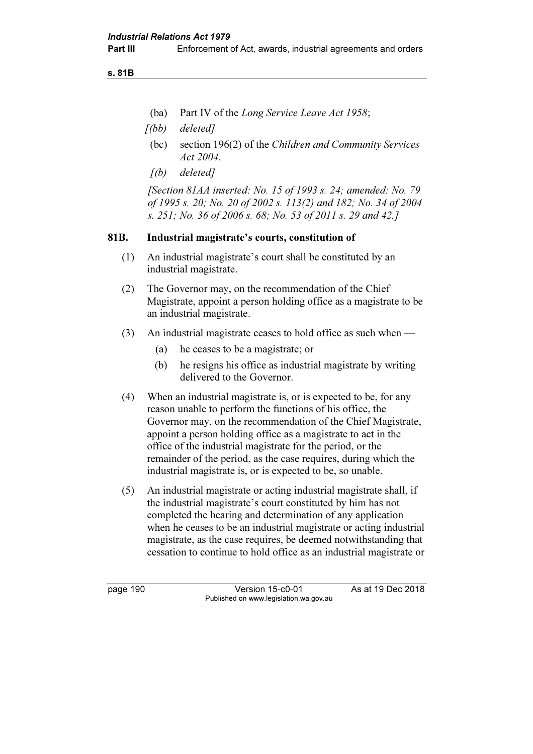(ba) Part IV of the *Long Service Leave Act 1958*;

*[(bb) deleted]*

(bc) section 196(2) of the *Children and Community Services Act 2004*.

*[(b) deleted]*

*[Section 81AA inserted: No. 15 of 1993 s. 24; amended: No. 79 of 1995 s. 20; No. 20 of 2002 s. 113(2) and 182; No. 34 of 2004 s. 251; No. 36 of 2006 s. 68; No. 53 of 2011 s. 29 and 42.]*

### 81B. Industrial magistrate's courts, constitution of

(1) An industrial magistrate's court shall be constituted by an industrial magistrate.

(2) The Governor may, on the recommendation of the Chief Magistrate, appoint a person holding office as a magistrate to be an industrial magistrate.

(3) An industrial magistrate ceases to hold office as such when —

- (a) he ceases to be a magistrate; or
- (b) he resigns his office as industrial magistrate by writing delivered to the Governor.

(4) When an industrial magistrate is, or is expected to be, for any reason unable to perform the functions of his office, the Governor may, on the recommendation of the Chief Magistrate, appoint a person holding office as a magistrate to act in the office of the industrial magistrate for the period, or the remainder of the period, as the case requires, during which the industrial magistrate is, or is expected to be, so unable.

(5) An industrial magistrate or acting industrial magistrate shall, if the industrial magistrate's court constituted by him has not completed the hearing and determination of any application when he ceases to be an industrial magistrate or acting industrial magistrate, as the case requires, be deemed notwithstanding that cessation to continue to hold office as an industrial magistrate or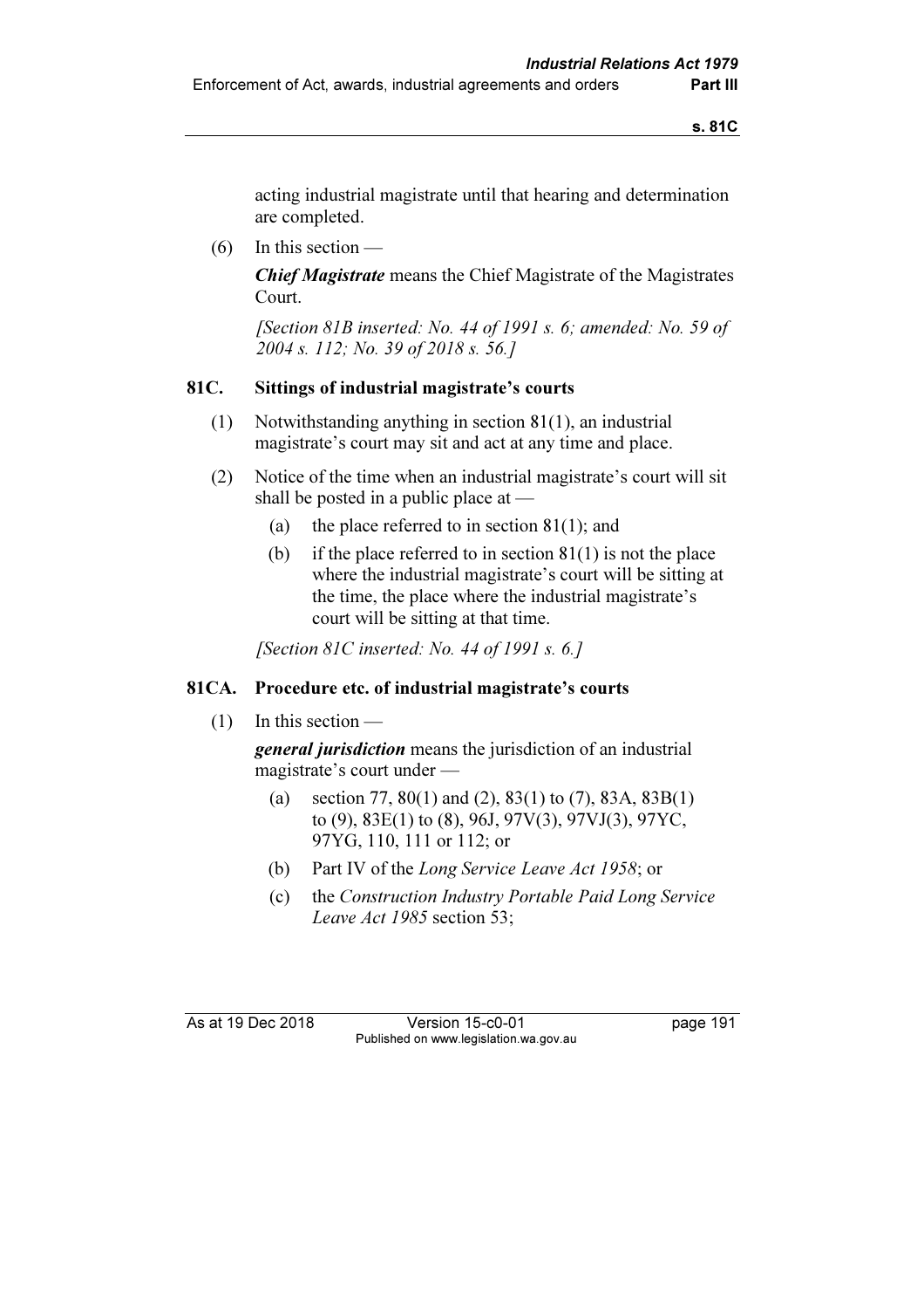acting industrial magistrate until that hearing and determination are completed.

(6) In this section —

***Chief Magistrate*** means the Chief Magistrate of the Magistrates Court.

*[Section 81B inserted: No. 44 of 1991 s. 6; amended: No. 59 of 2004 s. 112; No. 39 of 2018 s. 56.]*

### 81C. Sittings of industrial magistrate's courts

(1) Notwithstanding anything in section 81(1), an industrial magistrate's court may sit and act at any time and place.

(2) Notice of the time when an industrial magistrate's court will sit shall be posted in a public place at —

- (a) the place referred to in section 81(1); and
- (b) if the place referred to in section 81(1) is not the place where the industrial magistrate's court will be sitting at the time, the place where the industrial magistrate's court will be sitting at that time.

*[Section 81C inserted: No. 44 of 1991 s. 6.]*

### 81CA. Procedure etc. of industrial magistrate's courts

(1) In this section —

***general jurisdiction*** means the jurisdiction of an industrial magistrate's court under —

- (a) section 77, 80(1) and (2), 83(1) to (7), 83A, 83B(1) to (9), 83E(1) to (8), 96J, 97V(3), 97VJ(3), 97YC, 97YG, 110, 111 or 112; or
- (b) Part IV of the *Long Service Leave Act 1958*; or
- (c) the *Construction Industry Portable Paid Long Service Leave Act 1985* section 53;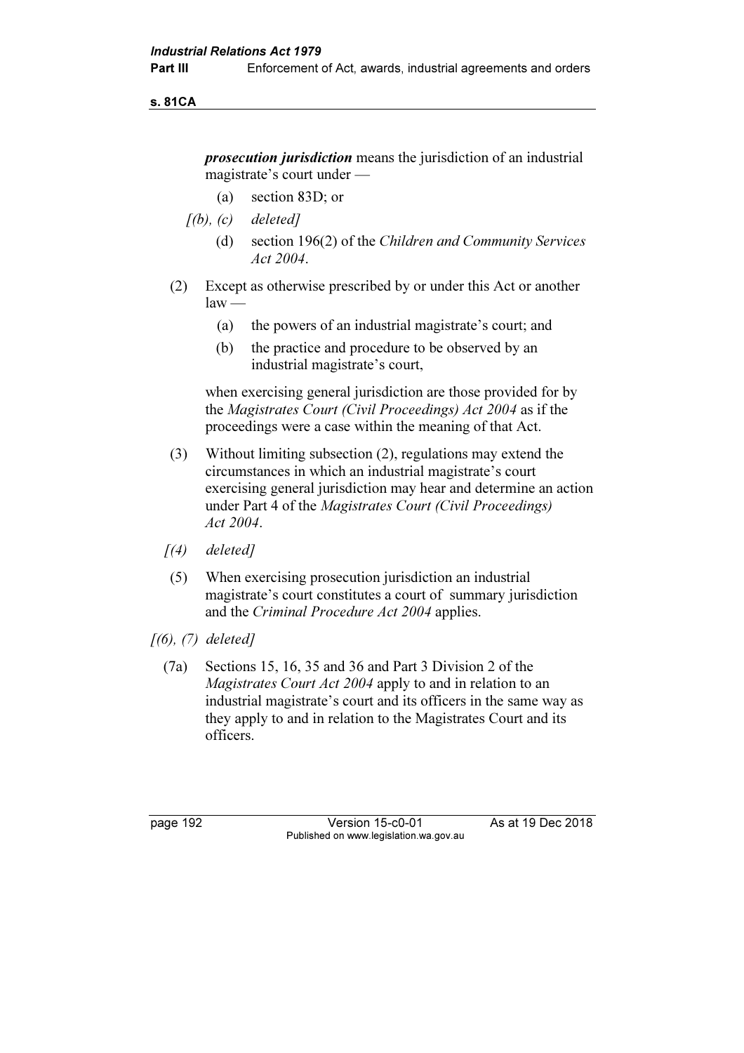***prosecution jurisdiction*** means the jurisdiction of an industrial magistrate's court under —

(a) section 83D; or

*[(b), (c) deleted]*

(d) section 196(2) of the *Children and Community Services Act 2004*.

(2) Except as otherwise prescribed by or under this Act or another law —

(a) the powers of an industrial magistrate's court; and

(b) the practice and procedure to be observed by an industrial magistrate's court,

when exercising general jurisdiction are those provided for by the *Magistrates Court (Civil Proceedings) Act 2004* as if the proceedings were a case within the meaning of that Act.

(3) Without limiting subsection (2), regulations may extend the circumstances in which an industrial magistrate's court exercising general jurisdiction may hear and determine an action under Part 4 of the *Magistrates Court (Civil Proceedings) Act 2004*.

*[(4) deleted]*

(5) When exercising prosecution jurisdiction an industrial magistrate's court constitutes a court of summary jurisdiction and the *Criminal Procedure Act 2004* applies.

*[(6), (7) deleted]*

(7a) Sections 15, 16, 35 and 36 and Part 3 Division 2 of the *Magistrates Court Act 2004* apply to and in relation to an industrial magistrate's court and its officers in the same way as they apply to and in relation to the Magistrates Court and its officers.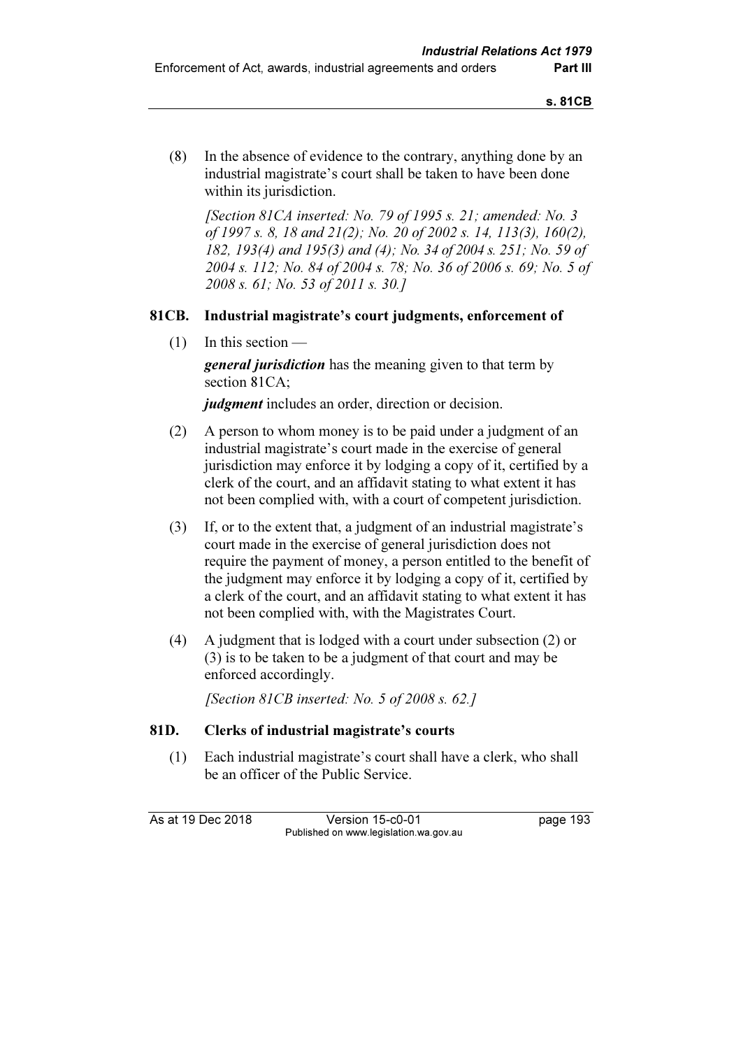(8) In the absence of evidence to the contrary, anything done by an industrial magistrate's court shall be taken to have been done within its jurisdiction.

*[Section 81CA inserted: No. 79 of 1995 s. 21; amended: No. 3 of 1997 s. 8, 18 and 21(2); No. 20 of 2002 s. 14, 113(3), 160(2), 182, 193(4) and 195(3) and (4); No. 34 of 2004 s. 251; No. 59 of 2004 s. 112; No. 84 of 2004 s. 78; No. 36 of 2006 s. 69; No. 5 of 2008 s. 61; No. 53 of 2011 s. 30.]*

### 81CB. Industrial magistrate's court judgments, enforcement of

(1) In this section —

***general jurisdiction*** has the meaning given to that term by section 81CA;

***judgment*** includes an order, direction or decision.

(2) A person to whom money is to be paid under a judgment of an industrial magistrate's court made in the exercise of general jurisdiction may enforce it by lodging a copy of it, certified by a clerk of the court, and an affidavit stating to what extent it has not been complied with, with a court of competent jurisdiction.

(3) If, or to the extent that, a judgment of an industrial magistrate's court made in the exercise of general jurisdiction does not require the payment of money, a person entitled to the benefit of the judgment may enforce it by lodging a copy of it, certified by a clerk of the court, and an affidavit stating to what extent it has not been complied with, with the Magistrates Court.

(4) A judgment that is lodged with a court under subsection (2) or (3) is to be taken to be a judgment of that court and may be enforced accordingly.

*[Section 81CB inserted: No. 5 of 2008 s. 62.]*

### 81D. Clerks of industrial magistrate's courts

(1) Each industrial magistrate's court shall have a clerk, who shall be an officer of the Public Service.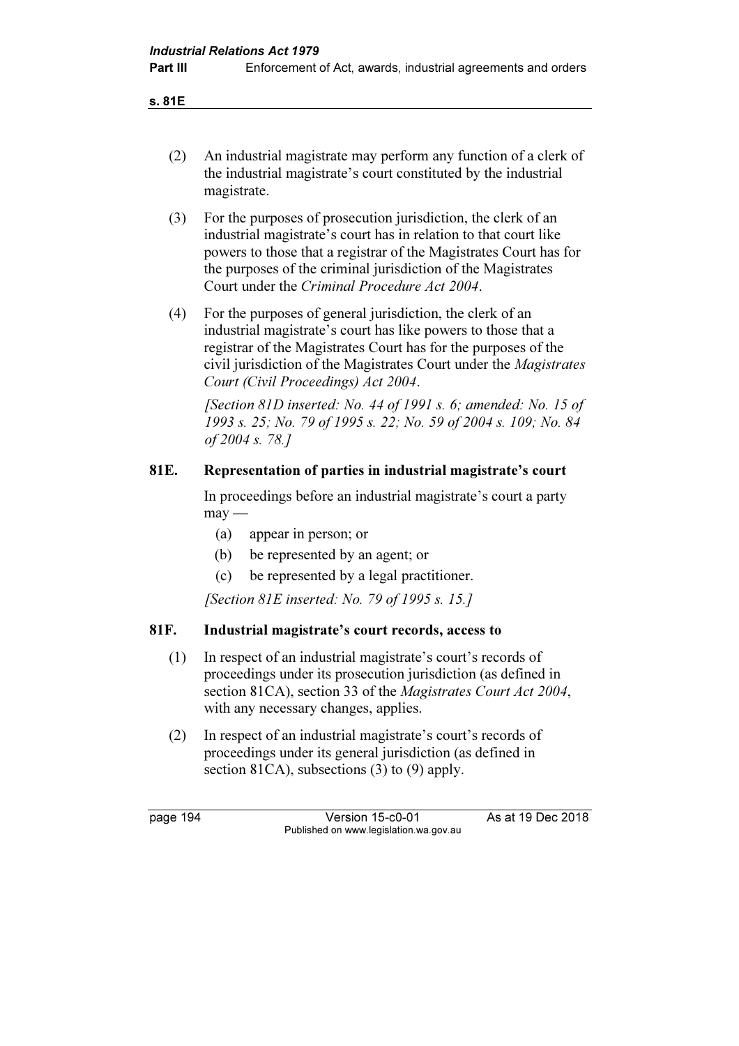(2) An industrial magistrate may perform any function of a clerk of the industrial magistrate's court constituted by the industrial magistrate.

(3) For the purposes of prosecution jurisdiction, the clerk of an industrial magistrate's court has in relation to that court like powers to those that a registrar of the Magistrates Court has for the purposes of the criminal jurisdiction of the Magistrates Court under the *Criminal Procedure Act 2004*.

(4) For the purposes of general jurisdiction, the clerk of an industrial magistrate's court has like powers to those that a registrar of the Magistrates Court has for the purposes of the civil jurisdiction of the Magistrates Court under the *Magistrates Court (Civil Proceedings) Act 2004*.

*[Section 81D inserted: No. 44 of 1991 s. 6; amended: No. 15 of 1993 s. 25; No. 79 of 1995 s. 22; No. 59 of 2004 s. 109; No. 84 of 2004 s. 78.]*

### 81E. Representation of parties in industrial magistrate's court

In proceedings before an industrial magistrate's court a party may —

(a) appear in person; or

(b) be represented by an agent; or

(c) be represented by a legal practitioner.

*[Section 81E inserted: No. 79 of 1995 s. 15.]*

### 81F. Industrial magistrate's court records, access to

(1) In respect of an industrial magistrate's court's records of proceedings under its prosecution jurisdiction (as defined in section 81CA), section 33 of the *Magistrates Court Act 2004*, with any necessary changes, applies.

(2) In respect of an industrial magistrate's court's records of proceedings under its general jurisdiction (as defined in section 81CA), subsections (3) to (9) apply.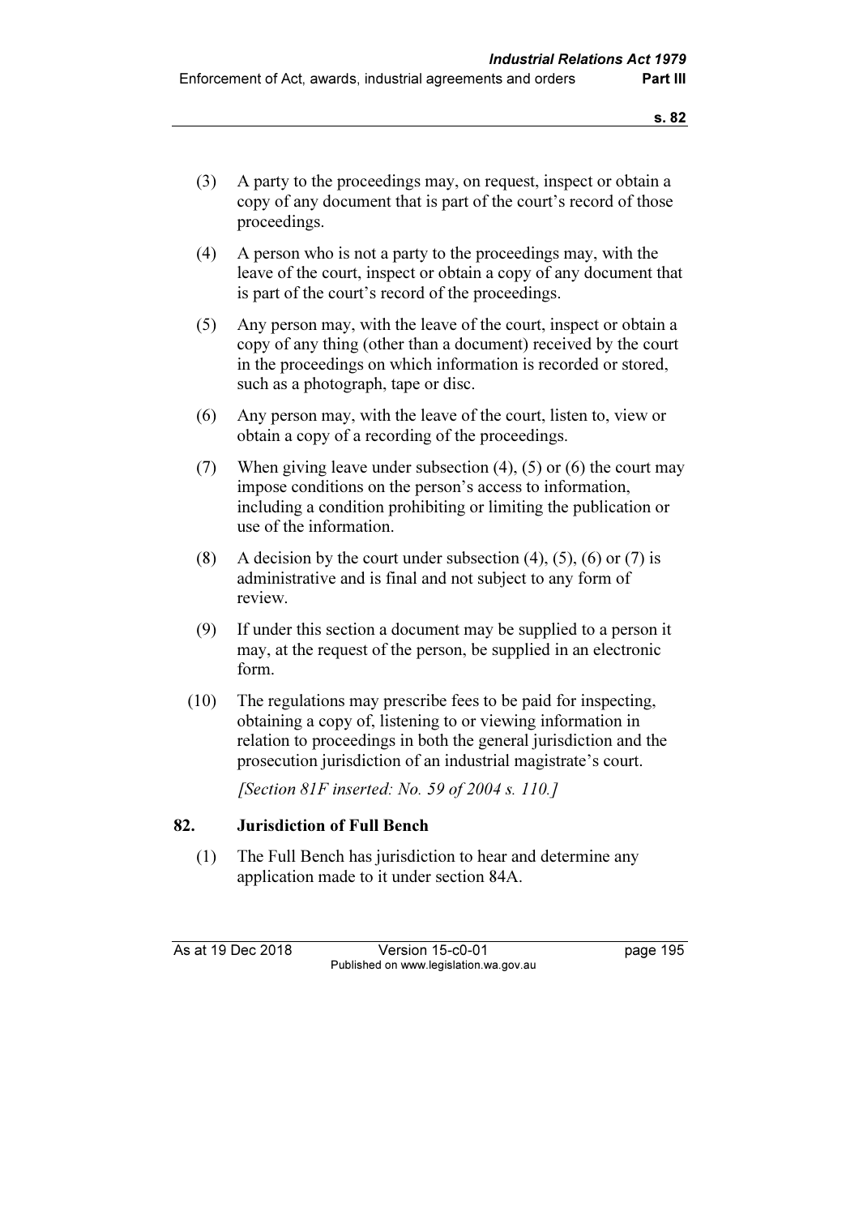(3) A party to the proceedings may, on request, inspect or obtain a copy of any document that is part of the court's record of those proceedings.

(4) A person who is not a party to the proceedings may, with the leave of the court, inspect or obtain a copy of any document that is part of the court's record of the proceedings.

(5) Any person may, with the leave of the court, inspect or obtain a copy of any thing (other than a document) received by the court in the proceedings on which information is recorded or stored, such as a photograph, tape or disc.

(6) Any person may, with the leave of the court, listen to, view or obtain a copy of a recording of the proceedings.

(7) When giving leave under subsection (4), (5) or (6) the court may impose conditions on the person's access to information, including a condition prohibiting or limiting the publication or use of the information.

(8) A decision by the court under subsection (4), (5), (6) or (7) is administrative and is final and not subject to any form of review.

(9) If under this section a document may be supplied to a person it may, at the request of the person, be supplied in an electronic form.

(10) The regulations may prescribe fees to be paid for inspecting, obtaining a copy of, listening to or viewing information in relation to proceedings in both the general jurisdiction and the prosecution jurisdiction of an industrial magistrate's court.

*[Section 81F inserted: No. 59 of 2004 s. 110.]*

## 82. Jurisdiction of Full Bench

(1) The Full Bench has jurisdiction to hear and determine any application made to it under section 84A.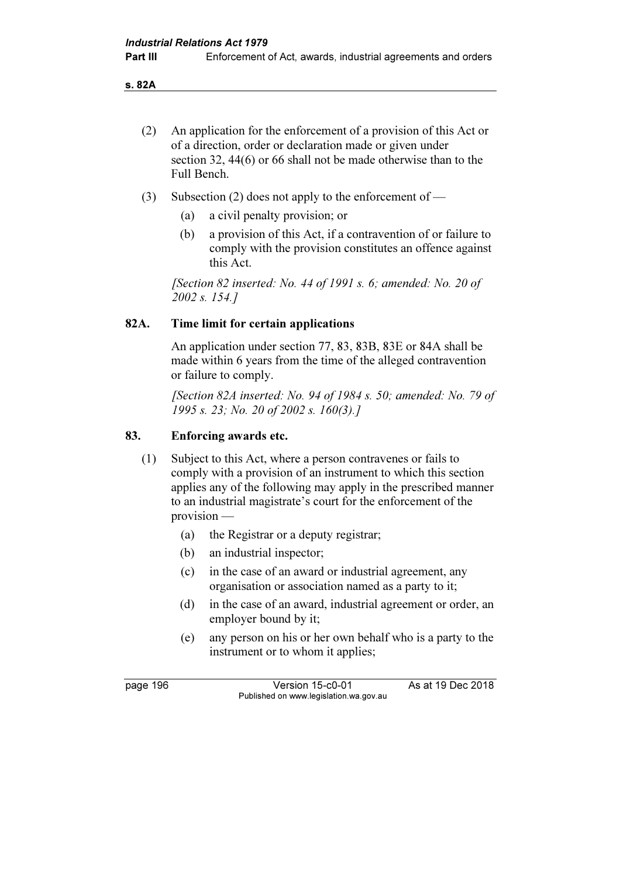(2) An application for the enforcement of a provision of this Act or of a direction, order or declaration made or given under section 32, 44(6) or 66 shall not be made otherwise than to the Full Bench.

(3) Subsection (2) does not apply to the enforcement of —

  (a) a civil penalty provision; or

  (b) a provision of this Act, if a contravention of or failure to comply with the provision constitutes an offence against this Act.

*[Section 82 inserted: No. 44 of 1991 s. 6; amended: No. 20 of 2002 s. 154.]*

### 82A. Time limit for certain applications

An application under section 77, 83, 83B, 83E or 84A shall be made within 6 years from the time of the alleged contravention or failure to comply.

*[Section 82A inserted: No. 94 of 1984 s. 50; amended: No. 79 of 1995 s. 23; No. 20 of 2002 s. 160(3).]*

### 83. Enforcing awards etc.

(1) Subject to this Act, where a person contravenes or fails to comply with a provision of an instrument to which this section applies any of the following may apply in the prescribed manner to an industrial magistrate's court for the enforcement of the provision —

  (a) the Registrar or a deputy registrar;

  (b) an industrial inspector;

  (c) in the case of an award or industrial agreement, any organisation or association named as a party to it;

  (d) in the case of an award, industrial agreement or order, an employer bound by it;

  (e) any person on his or her own behalf who is a party to the instrument or to whom it applies;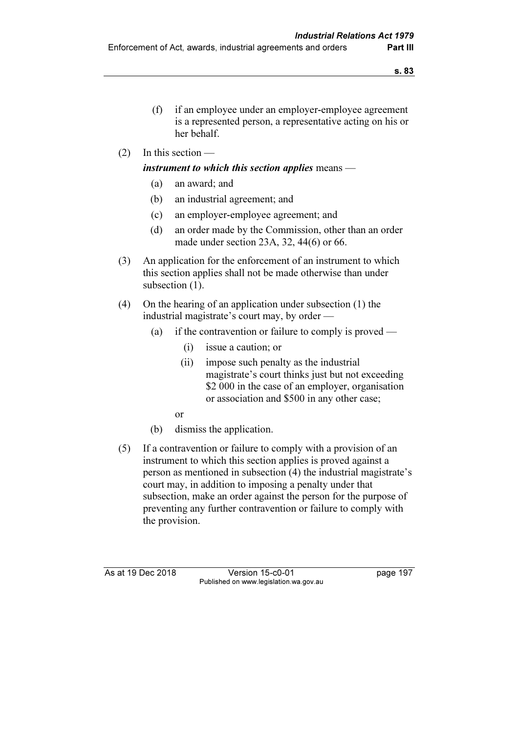(f) if an employee under an employer-employee agreement is a represented person, a representative acting on his or her behalf.

(2) In this section —

***instrument to which this section applies*** means —

(a) an award; and

(b) an industrial agreement; and

(c) an employer-employee agreement; and

(d) an order made by the Commission, other than an order made under section 23A, 32, 44(6) or 66.

(3) An application for the enforcement of an instrument to which this section applies shall not be made otherwise than under subsection (1).

(4) On the hearing of an application under subsection (1) the industrial magistrate's court may, by order —

(a) if the contravention or failure to comply is proved —

(i) issue a caution; or

(ii) impose such penalty as the industrial magistrate's court thinks just but not exceeding \$2 000 in the case of an employer, organisation or association and \$500 in any other case;

or

(b) dismiss the application.

(5) If a contravention or failure to comply with a provision of an instrument to which this section applies is proved against a person as mentioned in subsection (4) the industrial magistrate's court may, in addition to imposing a penalty under that subsection, make an order against the person for the purpose of preventing any further contravention or failure to comply with the provision.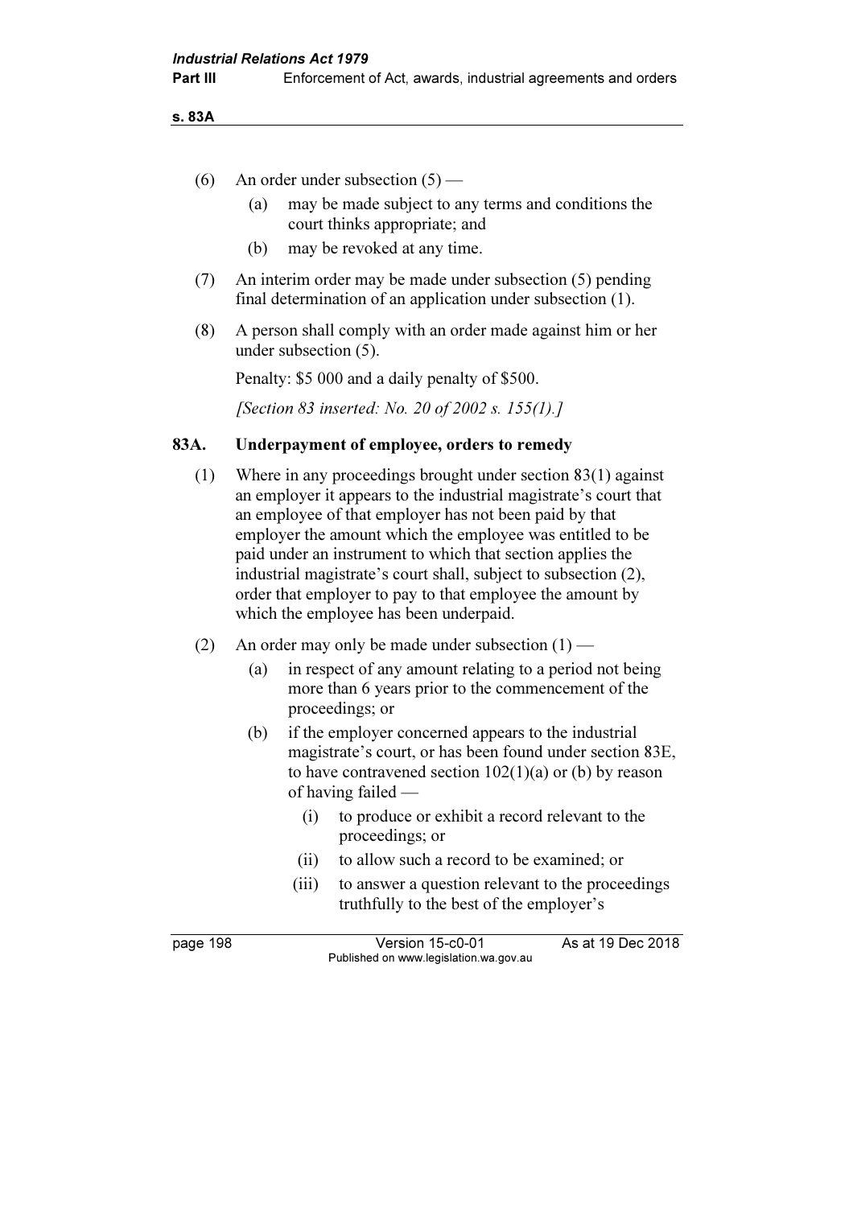(6) An order under subsection (5) —

  (a) may be made subject to any terms and conditions the court thinks appropriate; and

  (b) may be revoked at any time.

(7) An interim order may be made under subsection (5) pending final determination of an application under subsection (1).

(8) A person shall comply with an order made against him or her under subsection (5).

Penalty: $5 000 and a daily penalty of $500.

*[Section 83 inserted: No. 20 of 2002 s. 155(1).]*

### 83A. Underpayment of employee, orders to remedy

(1) Where in any proceedings brought under section 83(1) against an employer it appears to the industrial magistrate's court that an employee of that employer has not been paid by that employer the amount which the employee was entitled to be paid under an instrument to which that section applies the industrial magistrate's court shall, subject to subsection (2), order that employer to pay to that employee the amount by which the employee has been underpaid.

(2) An order may only be made under subsection (1) —

  (a) in respect of any amount relating to a period not being more than 6 years prior to the commencement of the proceedings; or

  (b) if the employer concerned appears to the industrial magistrate's court, or has been found under section 83E, to have contravened section 102(1)(a) or (b) by reason of having failed —

    (i) to produce or exhibit a record relevant to the proceedings; or

    (ii) to allow such a record to be examined; or

    (iii) to answer a question relevant to the proceedings truthfully to the best of the employer's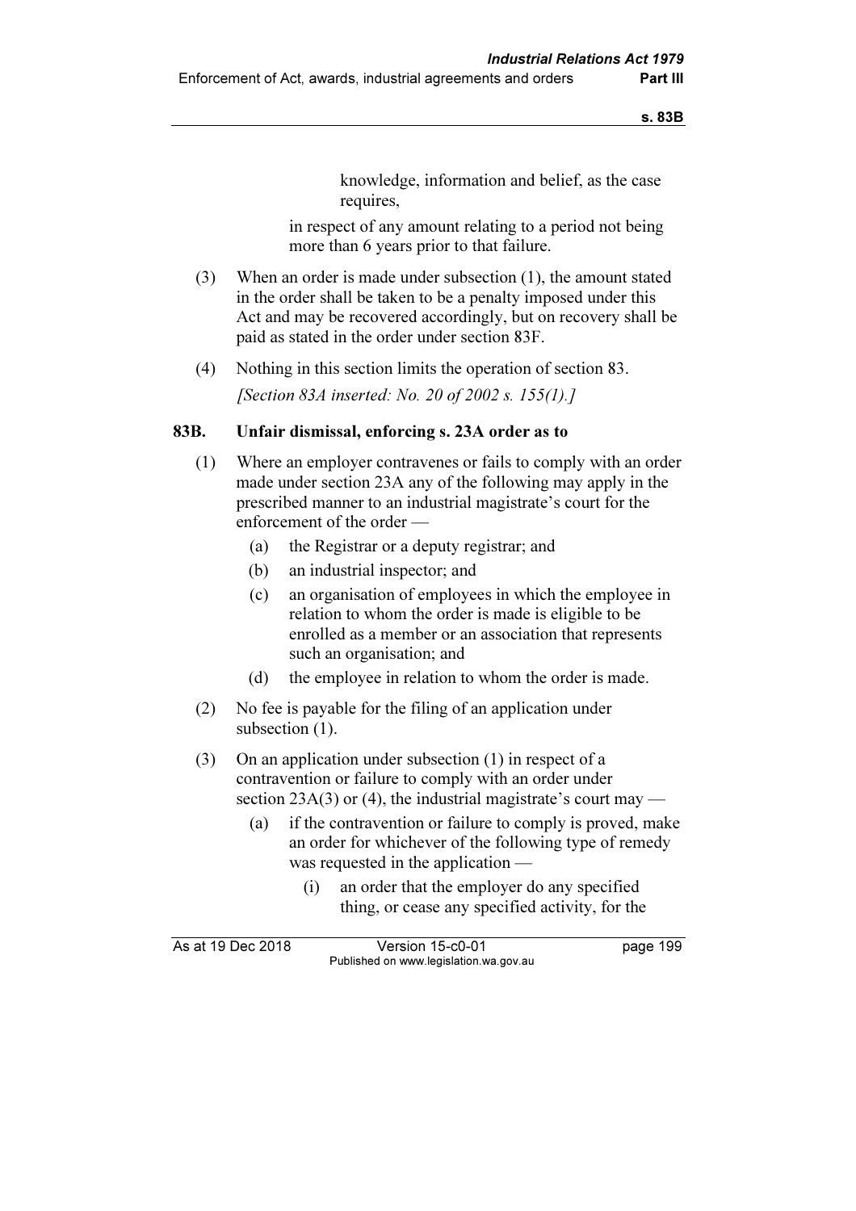knowledge, information and belief, as the case requires,

in respect of any amount relating to a period not being more than 6 years prior to that failure.

(3) When an order is made under subsection (1), the amount stated in the order shall be taken to be a penalty imposed under this Act and may be recovered accordingly, but on recovery shall be paid as stated in the order under section 83F.

(4) Nothing in this section limits the operation of section 83.

*[Section 83A inserted: No. 20 of 2002 s. 155(1).]*

## 83B. Unfair dismissal, enforcing s. 23A order as to

(1) Where an employer contravenes or fails to comply with an order made under section 23A any of the following may apply in the prescribed manner to an industrial magistrate's court for the enforcement of the order —

- (a) the Registrar or a deputy registrar; and
- (b) an industrial inspector; and
- (c) an organisation of employees in which the employee in relation to whom the order is made is eligible to be enrolled as a member or an association that represents such an organisation; and
- (d) the employee in relation to whom the order is made.

(2) No fee is payable for the filing of an application under subsection (1).

(3) On an application under subsection (1) in respect of a contravention or failure to comply with an order under section 23A(3) or (4), the industrial magistrate's court may —

- (a) if the contravention or failure to comply is proved, make an order for whichever of the following type of remedy was requested in the application —
  - (i) an order that the employer do any specified thing, or cease any specified activity, for the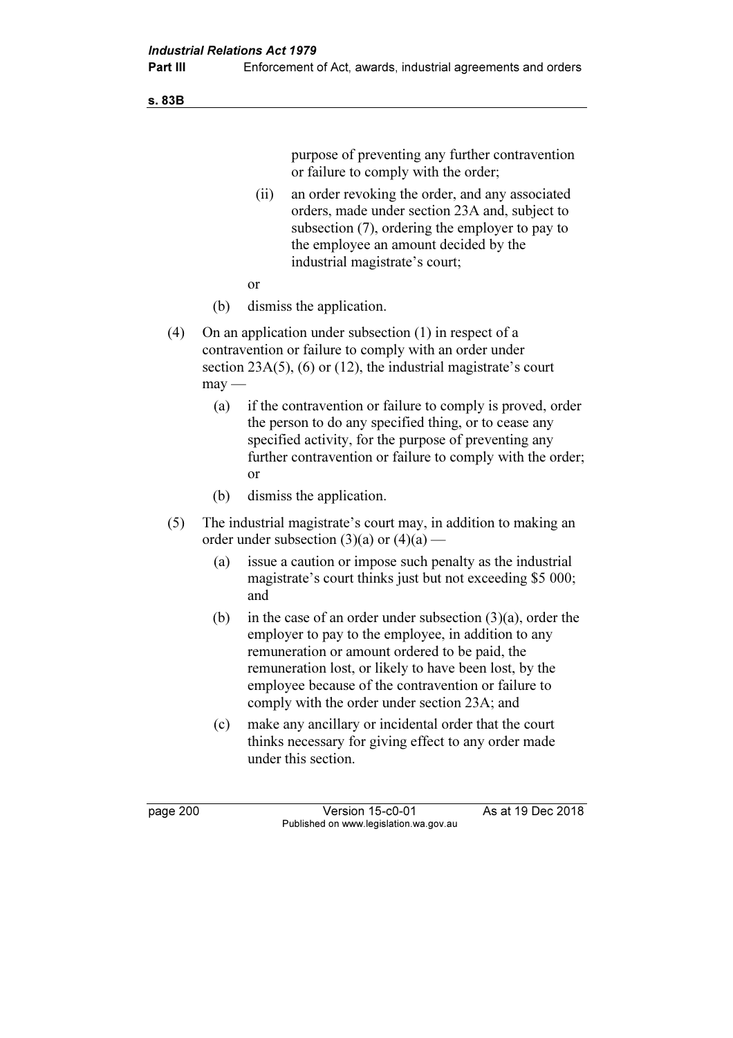purpose of preventing any further contravention or failure to comply with the order;

(ii) an order revoking the order, and any associated orders, made under section 23A and, subject to subsection (7), ordering the employer to pay to the employee an amount decided by the industrial magistrate's court;

or

(b) dismiss the application.

(4) On an application under subsection (1) in respect of a contravention or failure to comply with an order under section 23A(5), (6) or (12), the industrial magistrate's court may —

(a) if the contravention or failure to comply is proved, order the person to do any specified thing, or to cease any specified activity, for the purpose of preventing any further contravention or failure to comply with the order; or

(b) dismiss the application.

(5) The industrial magistrate's court may, in addition to making an order under subsection (3)(a) or (4)(a) —

(a) issue a caution or impose such penalty as the industrial magistrate's court thinks just but not exceeding $5 000; and

(b) in the case of an order under subsection (3)(a), order the employer to pay to the employee, in addition to any remuneration or amount ordered to be paid, the remuneration lost, or likely to have been lost, by the employee because of the contravention or failure to comply with the order under section 23A; and

(c) make any ancillary or incidental order that the court thinks necessary for giving effect to any order made under this section.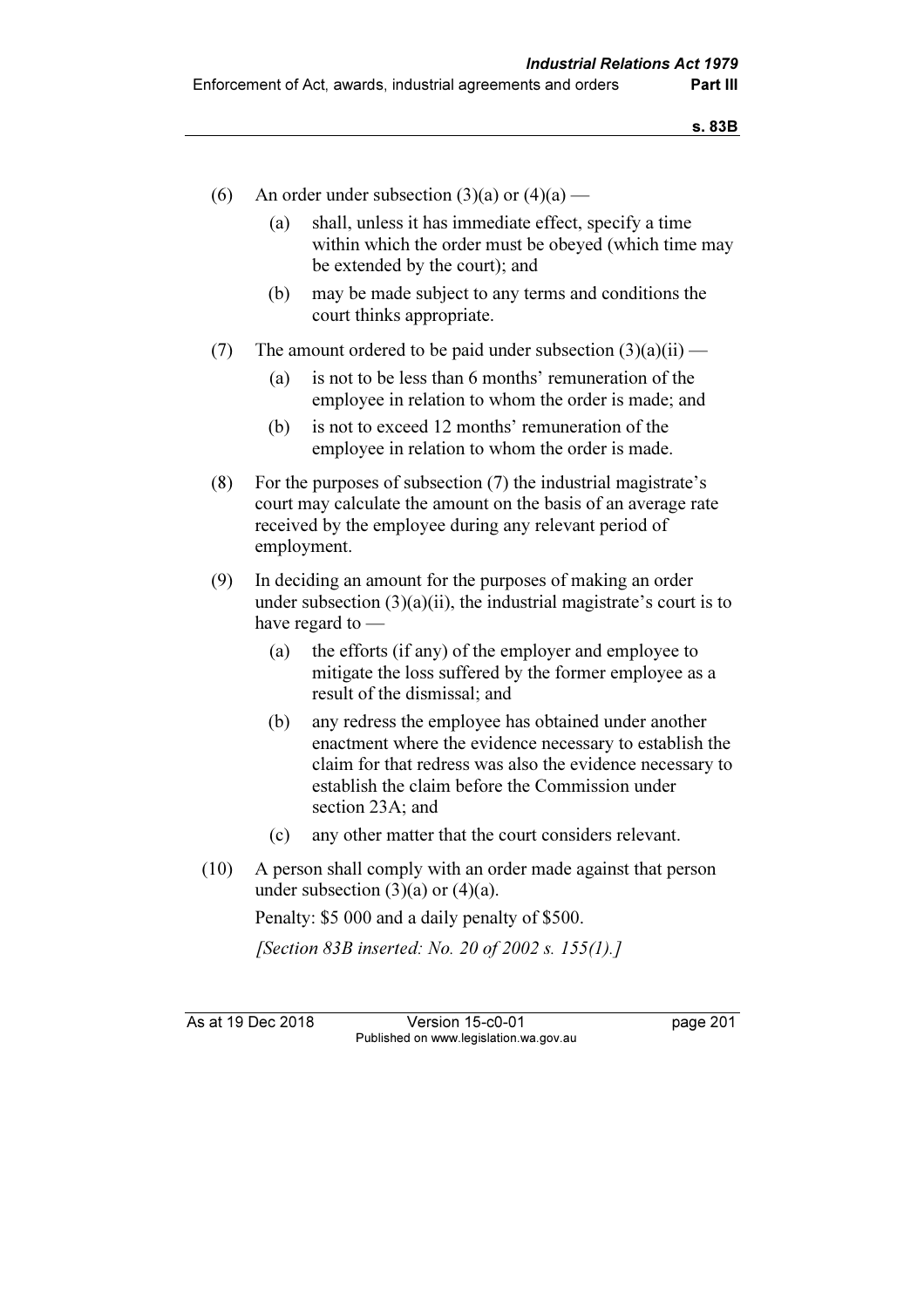(6) An order under subsection (3)(a) or (4)(a) —

   (a) shall, unless it has immediate effect, specify a time within which the order must be obeyed (which time may be extended by the court); and

   (b) may be made subject to any terms and conditions the court thinks appropriate.

(7) The amount ordered to be paid under subsection (3)(a)(ii) —

   (a) is not to be less than 6 months' remuneration of the employee in relation to whom the order is made; and

   (b) is not to exceed 12 months' remuneration of the employee in relation to whom the order is made.

(8) For the purposes of subsection (7) the industrial magistrate's court may calculate the amount on the basis of an average rate received by the employee during any relevant period of employment.

(9) In deciding an amount for the purposes of making an order under subsection (3)(a)(ii), the industrial magistrate's court is to have regard to —

   (a) the efforts (if any) of the employer and employee to mitigate the loss suffered by the former employee as a result of the dismissal; and

   (b) any redress the employee has obtained under another enactment where the evidence necessary to establish the claim for that redress was also the evidence necessary to establish the claim before the Commission under section 23A; and

   (c) any other matter that the court considers relevant.

(10) A person shall comply with an order made against that person under subsection (3)(a) or (4)(a).

   Penalty: $5 000 and a daily penalty of $500.

   *[Section 83B inserted: No. 20 of 2002 s. 155(1).]*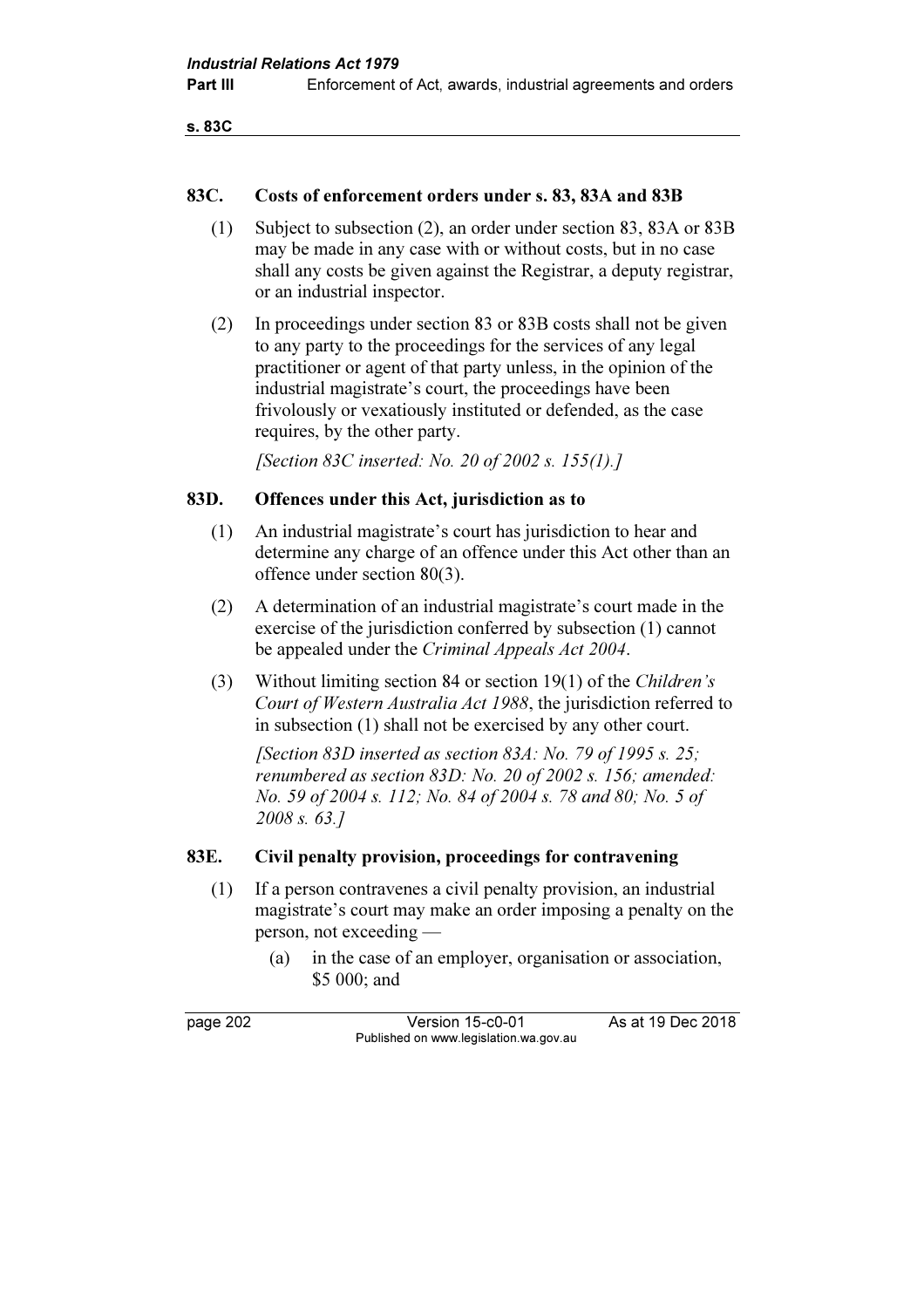## 83C. Costs of enforcement orders under s. 83, 83A and 83B

(1) Subject to subsection (2), an order under section 83, 83A or 83B may be made in any case with or without costs, but in no case shall any costs be given against the Registrar, a deputy registrar, or an industrial inspector.

(2) In proceedings under section 83 or 83B costs shall not be given to any party to the proceedings for the services of any legal practitioner or agent of that party unless, in the opinion of the industrial magistrate's court, the proceedings have been frivolously or vexatiously instituted or defended, as the case requires, by the other party.

*[Section 83C inserted: No. 20 of 2002 s. 155(1).]*

## 83D. Offences under this Act, jurisdiction as to

(1) An industrial magistrate's court has jurisdiction to hear and determine any charge of an offence under this Act other than an offence under section 80(3).

(2) A determination of an industrial magistrate's court made in the exercise of the jurisdiction conferred by subsection (1) cannot be appealed under the *Criminal Appeals Act 2004*.

(3) Without limiting section 84 or section 19(1) of the *Children's Court of Western Australia Act 1988*, the jurisdiction referred to in subsection (1) shall not be exercised by any other court.

*[Section 83D inserted as section 83A: No. 79 of 1995 s. 25; renumbered as section 83D: No. 20 of 2002 s. 156; amended: No. 59 of 2004 s. 112; No. 84 of 2004 s. 78 and 80; No. 5 of 2008 s. 63.]*

## 83E. Civil penalty provision, proceedings for contravening

(1) If a person contravenes a civil penalty provision, an industrial magistrate's court may make an order imposing a penalty on the person, not exceeding —

(a) in the case of an employer, organisation or association, $5 000; and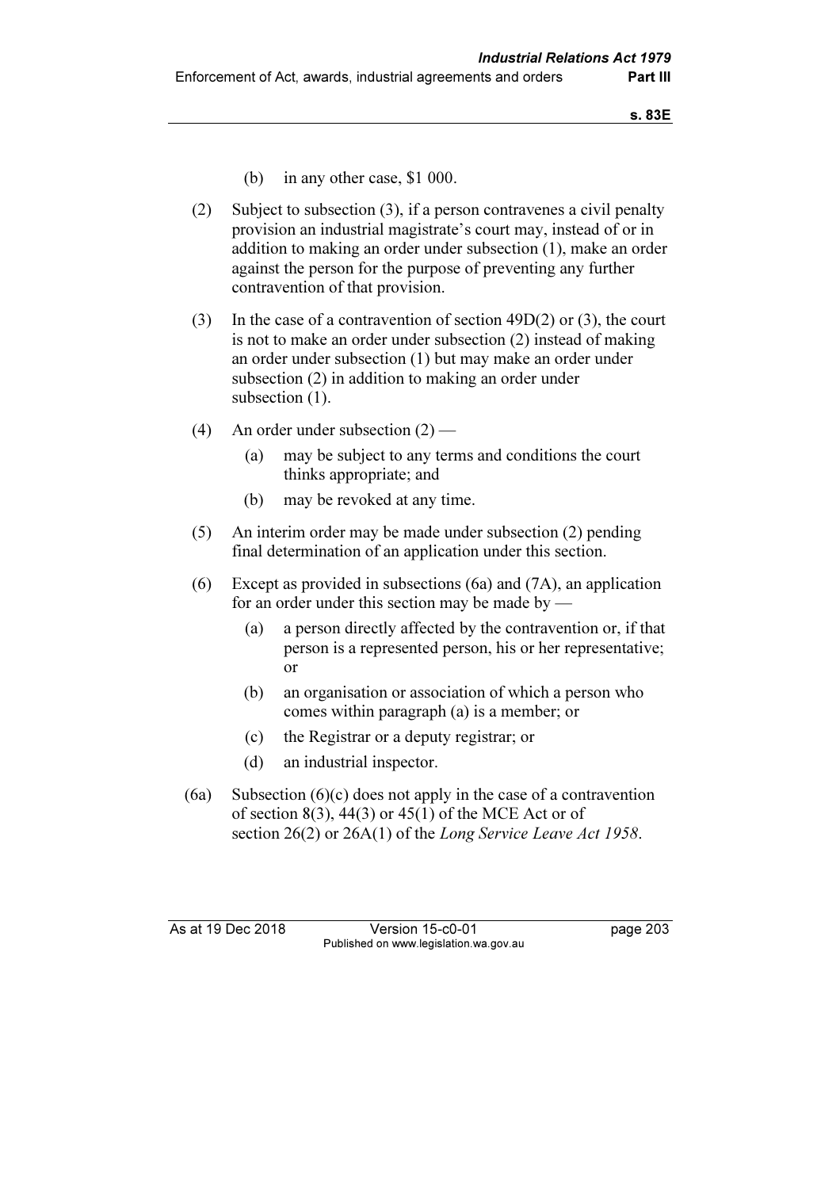(b) in any other case, $1 000.

(2) Subject to subsection (3), if a person contravenes a civil penalty provision an industrial magistrate's court may, instead of or in addition to making an order under subsection (1), make an order against the person for the purpose of preventing any further contravention of that provision.

(3) In the case of a contravention of section 49D(2) or (3), the court is not to make an order under subsection (2) instead of making an order under subsection (1) but may make an order under subsection (2) in addition to making an order under subsection (1).

(4) An order under subsection (2) —

(a) may be subject to any terms and conditions the court thinks appropriate; and

(b) may be revoked at any time.

(5) An interim order may be made under subsection (2) pending final determination of an application under this section.

(6) Except as provided in subsections (6a) and (7A), an application for an order under this section may be made by —

(a) a person directly affected by the contravention or, if that person is a represented person, his or her representative; or

(b) an organisation or association of which a person who comes within paragraph (a) is a member; or

(c) the Registrar or a deputy registrar; or

(d) an industrial inspector.

(6a) Subsection (6)(c) does not apply in the case of a contravention of section 8(3), 44(3) or 45(1) of the MCE Act or of section 26(2) or 26A(1) of the *Long Service Leave Act 1958*.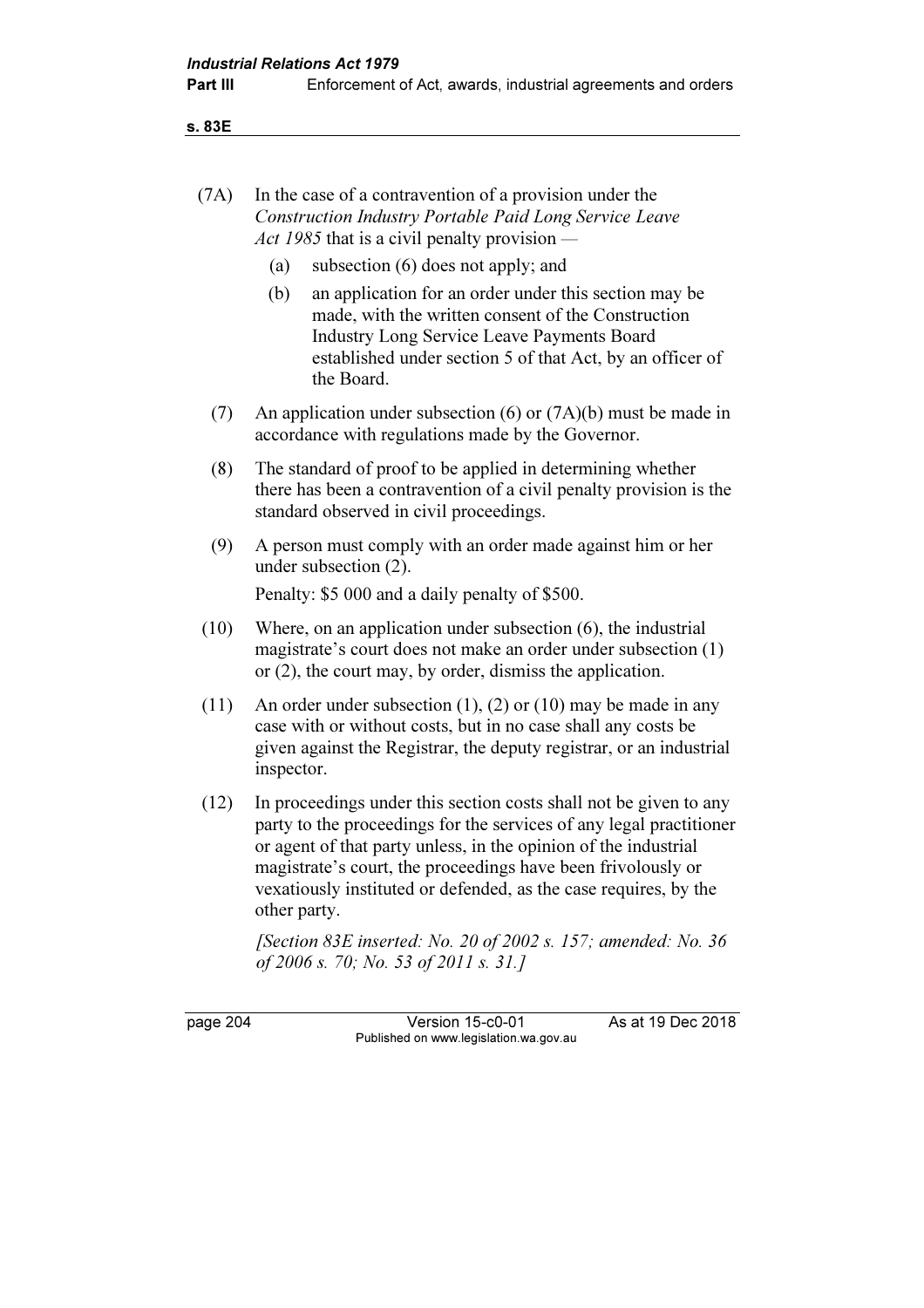(7A) In the case of a contravention of a provision under the *Construction Industry Portable Paid Long Service Leave Act 1985* that is a civil penalty provision —

(a) subsection (6) does not apply; and

(b) an application for an order under this section may be made, with the written consent of the Construction Industry Long Service Leave Payments Board established under section 5 of that Act, by an officer of the Board.

(7) An application under subsection (6) or (7A)(b) must be made in accordance with regulations made by the Governor.

(8) The standard of proof to be applied in determining whether there has been a contravention of a civil penalty provision is the standard observed in civil proceedings.

(9) A person must comply with an order made against him or her under subsection (2).

Penalty: $5 000 and a daily penalty of $500.

(10) Where, on an application under subsection (6), the industrial magistrate's court does not make an order under subsection (1) or (2), the court may, by order, dismiss the application.

(11) An order under subsection (1), (2) or (10) may be made in any case with or without costs, but in no case shall any costs be given against the Registrar, the deputy registrar, or an industrial inspector.

(12) In proceedings under this section costs shall not be given to any party to the proceedings for the services of any legal practitioner or agent of that party unless, in the opinion of the industrial magistrate's court, the proceedings have been frivolously or vexatiously instituted or defended, as the case requires, by the other party.

*[Section 83E inserted: No. 20 of 2002 s. 157; amended: No. 36 of 2006 s. 70; No. 53 of 2011 s. 31.]*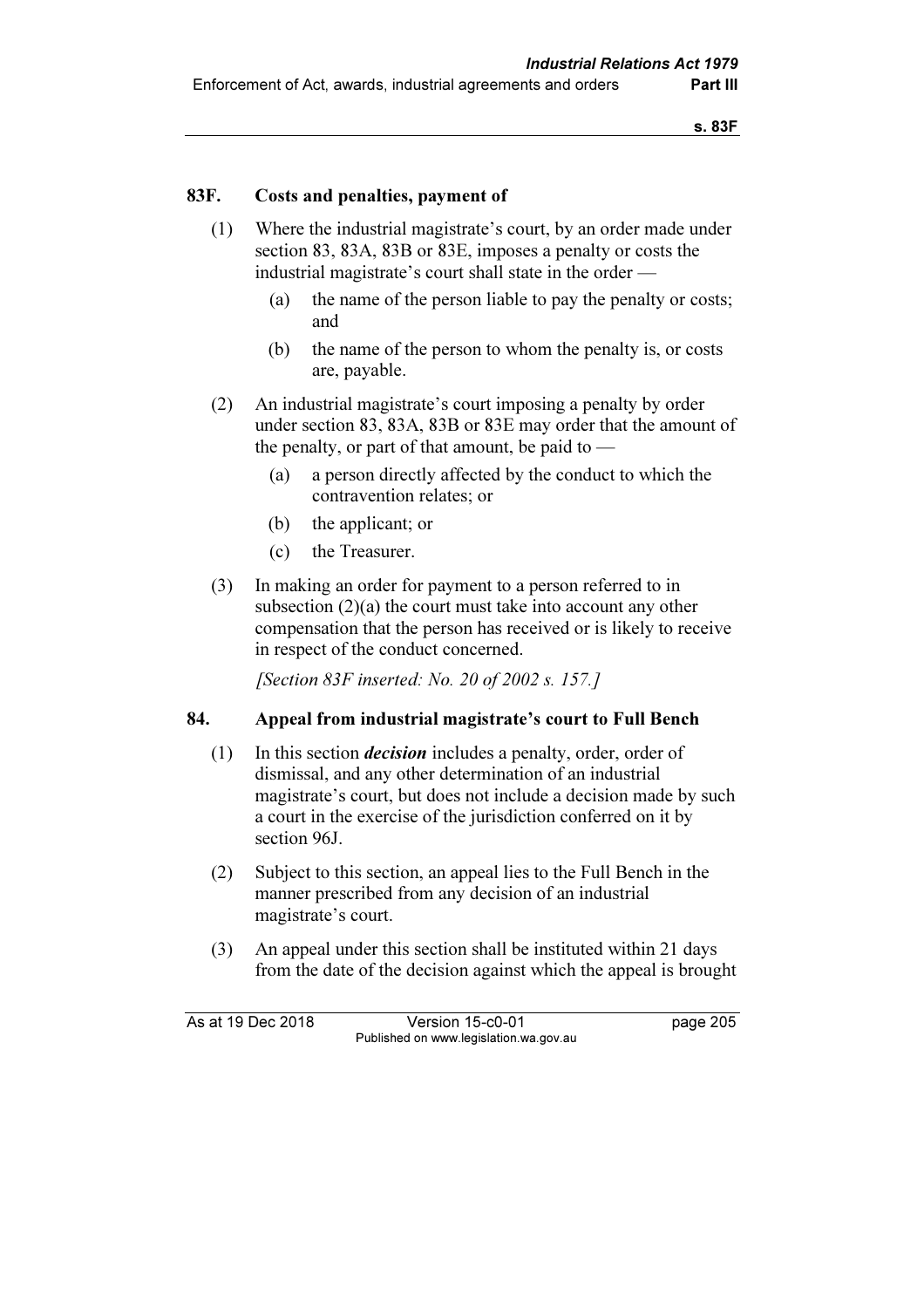### 83F. Costs and penalties, payment of

(1) Where the industrial magistrate's court, by an order made under section 83, 83A, 83B or 83E, imposes a penalty or costs the industrial magistrate's court shall state in the order —

- (a) the name of the person liable to pay the penalty or costs; and
- (b) the name of the person to whom the penalty is, or costs are, payable.

(2) An industrial magistrate's court imposing a penalty by order under section 83, 83A, 83B or 83E may order that the amount of the penalty, or part of that amount, be paid to —

- (a) a person directly affected by the conduct to which the contravention relates; or
- (b) the applicant; or
- (c) the Treasurer.

(3) In making an order for payment to a person referred to in subsection (2)(a) the court must take into account any other compensation that the person has received or is likely to receive in respect of the conduct concerned.

*[Section 83F inserted: No. 20 of 2002 s. 157.]*

### 84. Appeal from industrial magistrate's court to Full Bench

(1) In this section ***decision*** includes a penalty, order, order of dismissal, and any other determination of an industrial magistrate's court, but does not include a decision made by such a court in the exercise of the jurisdiction conferred on it by section 96J.

(2) Subject to this section, an appeal lies to the Full Bench in the manner prescribed from any decision of an industrial magistrate's court.

(3) An appeal under this section shall be instituted within 21 days from the date of the decision against which the appeal is brought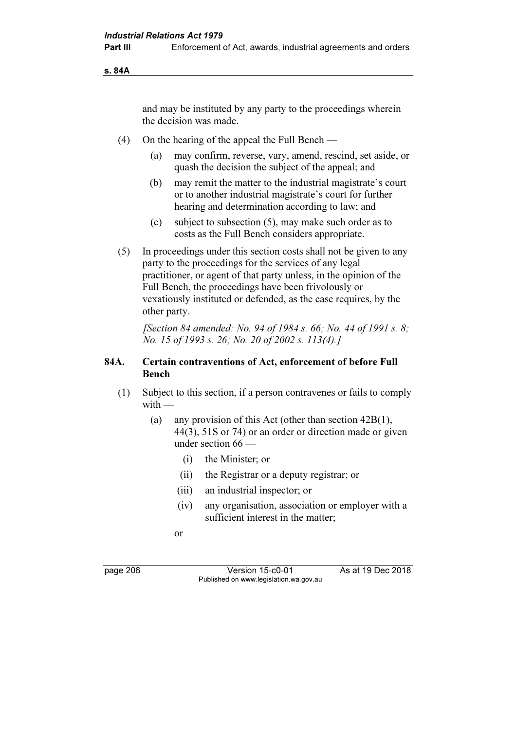and may be instituted by any party to the proceedings wherein the decision was made.

(4) On the hearing of the appeal the Full Bench —

(a) may confirm, reverse, vary, amend, rescind, set aside, or quash the decision the subject of the appeal; and

(b) may remit the matter to the industrial magistrate's court or to another industrial magistrate's court for further hearing and determination according to law; and

(c) subject to subsection (5), may make such order as to costs as the Full Bench considers appropriate.

(5) In proceedings under this section costs shall not be given to any party to the proceedings for the services of any legal practitioner, or agent of that party unless, in the opinion of the Full Bench, the proceedings have been frivolously or vexatiously instituted or defended, as the case requires, by the other party.

*[Section 84 amended: No. 94 of 1984 s. 66; No. 44 of 1991 s. 8; No. 15 of 1993 s. 26; No. 20 of 2002 s. 113(4).]*

### 84A. Certain contraventions of Act, enforcement of before Full Bench

(1) Subject to this section, if a person contravenes or fails to comply with —

(a) any provision of this Act (other than section 42B(1), 44(3), 51S or 74) or an order or direction made or given under section 66 —

(i) the Minister; or

(ii) the Registrar or a deputy registrar; or

(iii) an industrial inspector; or

(iv) any organisation, association or employer with a sufficient interest in the matter;

or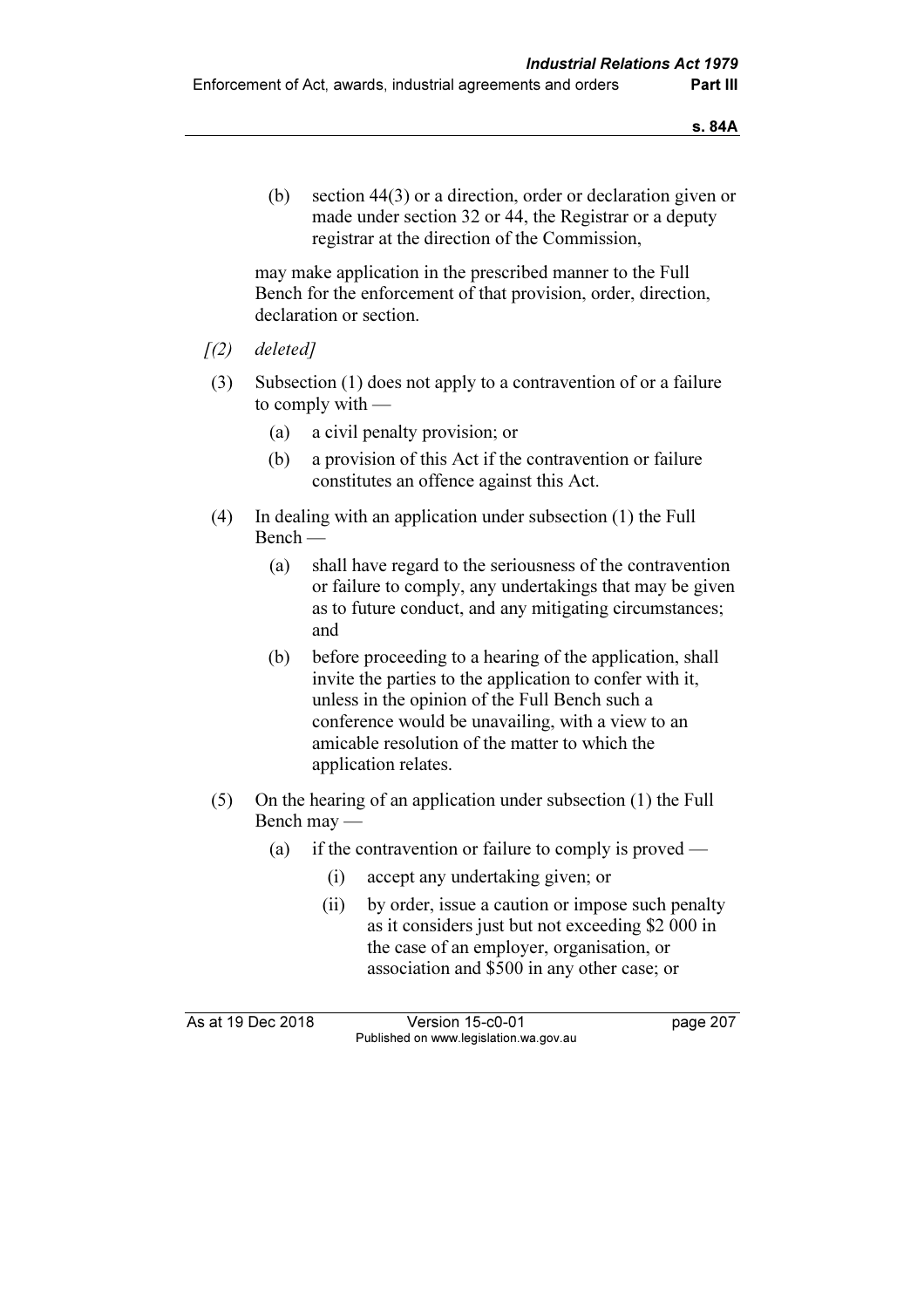(b) section 44(3) or a direction, order or declaration given or made under section 32 or 44, the Registrar or a deputy registrar at the direction of the Commission,

may make application in the prescribed manner to the Full Bench for the enforcement of that provision, order, direction, declaration or section.

*[(2) deleted]*

(3) Subsection (1) does not apply to a contravention of or a failure to comply with —

  (a) a civil penalty provision; or

  (b) a provision of this Act if the contravention or failure constitutes an offence against this Act.

(4) In dealing with an application under subsection (1) the Full Bench —

  (a) shall have regard to the seriousness of the contravention or failure to comply, any undertakings that may be given as to future conduct, and any mitigating circumstances; and

  (b) before proceeding to a hearing of the application, shall invite the parties to the application to confer with it, unless in the opinion of the Full Bench such a conference would be unavailing, with a view to an amicable resolution of the matter to which the application relates.

(5) On the hearing of an application under subsection (1) the Full Bench may —

  (a) if the contravention or failure to comply is proved —

    (i) accept any undertaking given; or

    (ii) by order, issue a caution or impose such penalty as it considers just but not exceeding $2 000 in the case of an employer, organisation, or association and $500 in any other case; or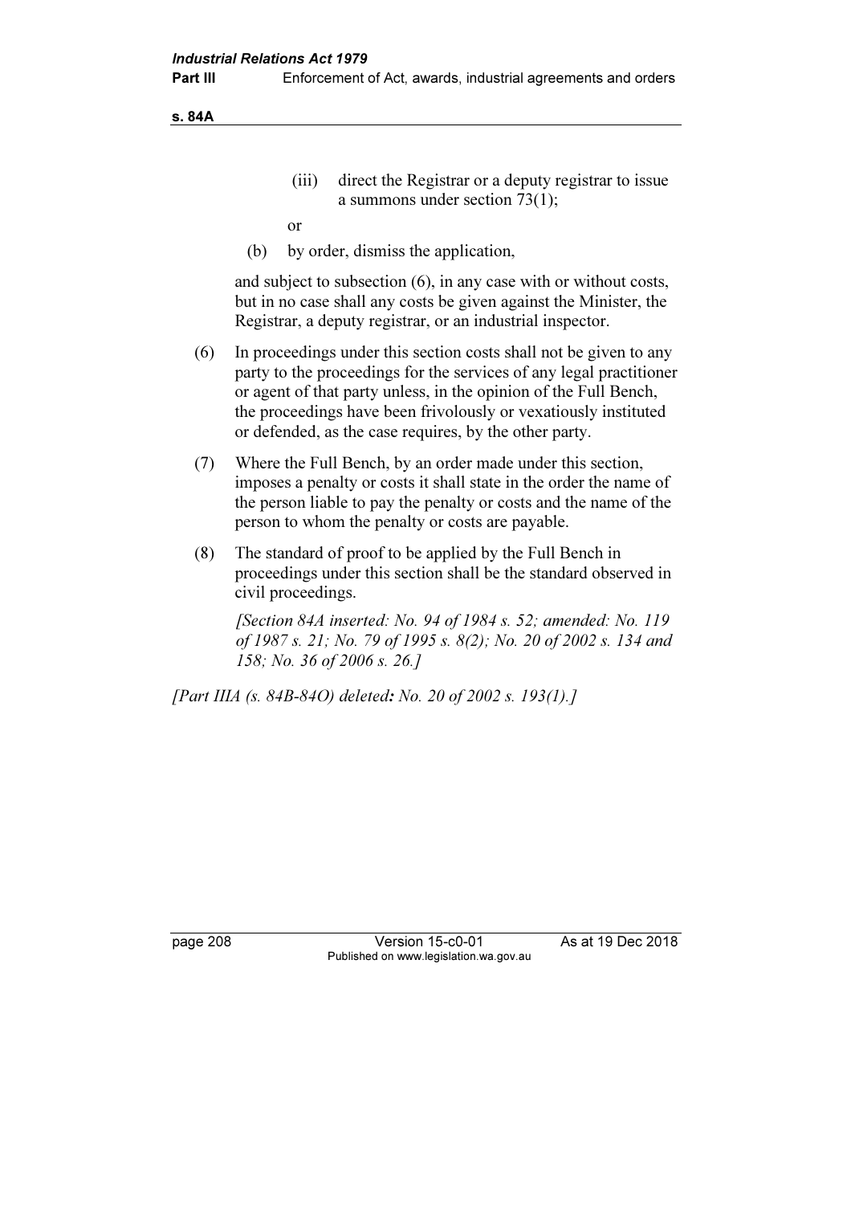(iii) direct the Registrar or a deputy registrar to issue a summons under section 73(1);

or

(b) by order, dismiss the application,

and subject to subsection (6), in any case with or without costs, but in no case shall any costs be given against the Minister, the Registrar, a deputy registrar, or an industrial inspector.

(6) In proceedings under this section costs shall not be given to any party to the proceedings for the services of any legal practitioner or agent of that party unless, in the opinion of the Full Bench, the proceedings have been frivolously or vexatiously instituted or defended, as the case requires, by the other party.

(7) Where the Full Bench, by an order made under this section, imposes a penalty or costs it shall state in the order the name of the person liable to pay the penalty or costs and the name of the person to whom the penalty or costs are payable.

(8) The standard of proof to be applied by the Full Bench in proceedings under this section shall be the standard observed in civil proceedings.

*[Section 84A inserted: No. 94 of 1984 s. 52; amended: No. 119 of 1987 s. 21; No. 79 of 1995 s. 8(2); No. 20 of 2002 s. 134 and 158; No. 36 of 2006 s. 26.]*

*[Part IIIA (s. 84B-84O) deleted**:** No. 20 of 2002 s. 193(1).]*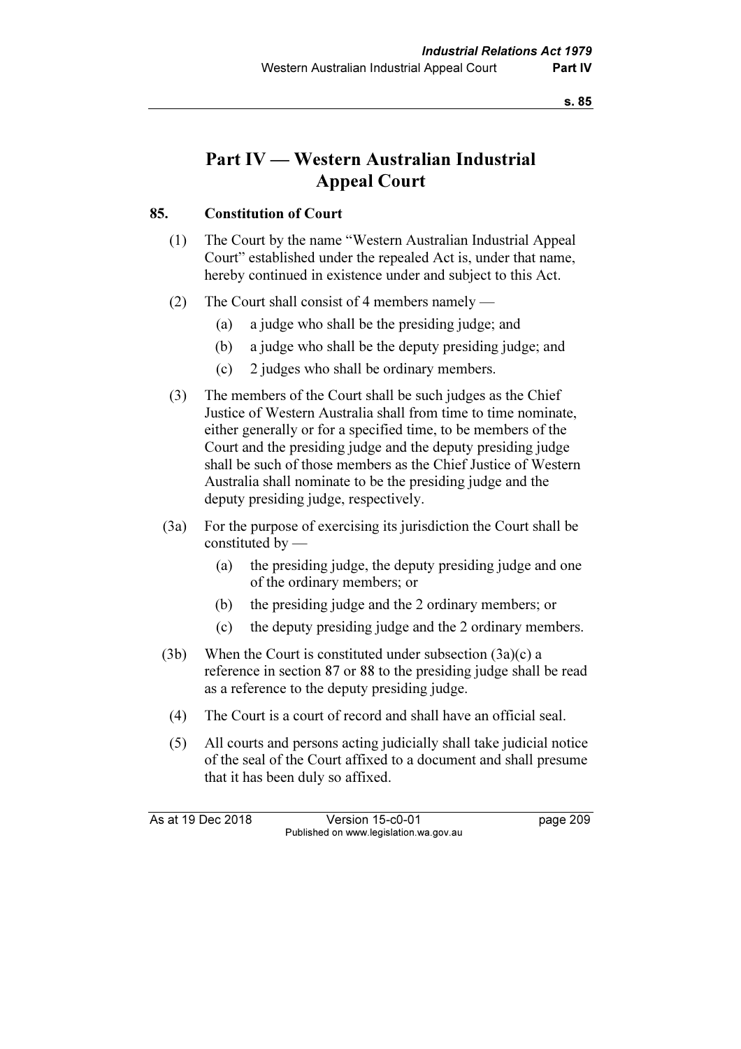# Part IV — Western Australian Industrial Appeal Court

## 85. Constitution of Court

(1) The Court by the name "Western Australian Industrial Appeal Court" established under the repealed Act is, under that name, hereby continued in existence under and subject to this Act.

(2) The Court shall consist of 4 members namely —

(a) a judge who shall be the presiding judge; and

(b) a judge who shall be the deputy presiding judge; and

(c) 2 judges who shall be ordinary members.

(3) The members of the Court shall be such judges as the Chief Justice of Western Australia shall from time to time nominate, either generally or for a specified time, to be members of the Court and the presiding judge and the deputy presiding judge shall be such of those members as the Chief Justice of Western Australia shall nominate to be the presiding judge and the deputy presiding judge, respectively.

(3a) For the purpose of exercising its jurisdiction the Court shall be constituted by —

(a) the presiding judge, the deputy presiding judge and one of the ordinary members; or

(b) the presiding judge and the 2 ordinary members; or

(c) the deputy presiding judge and the 2 ordinary members.

(3b) When the Court is constituted under subsection (3a)(c) a reference in section 87 or 88 to the presiding judge shall be read as a reference to the deputy presiding judge.

(4) The Court is a court of record and shall have an official seal.

(5) All courts and persons acting judicially shall take judicial notice of the seal of the Court affixed to a document and shall presume that it has been duly so affixed.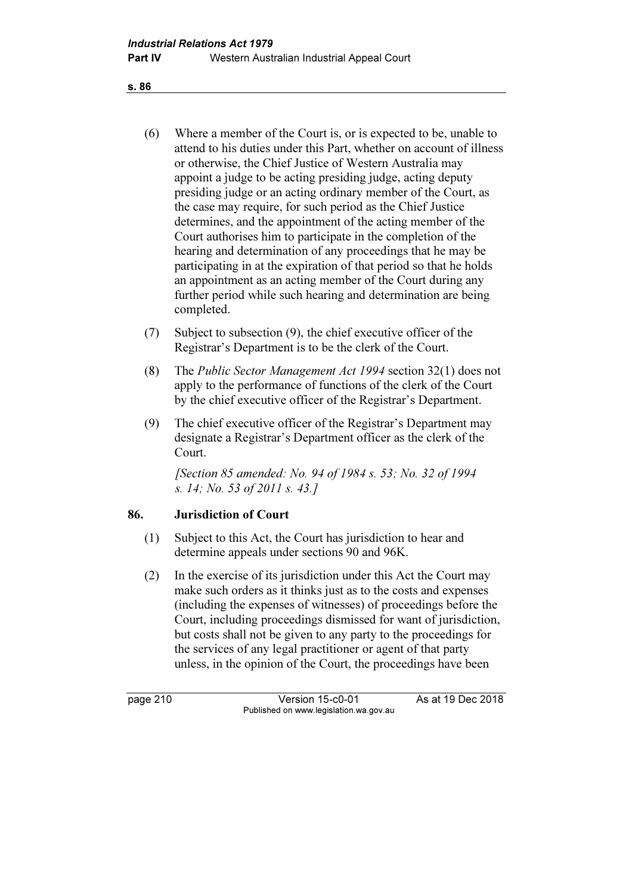(6) Where a member of the Court is, or is expected to be, unable to attend to his duties under this Part, whether on account of illness or otherwise, the Chief Justice of Western Australia may appoint a judge to be acting presiding judge, acting deputy presiding judge or an acting ordinary member of the Court, as the case may require, for such period as the Chief Justice determines, and the appointment of the acting member of the Court authorises him to participate in the completion of the hearing and determination of any proceedings that he may be participating in at the expiration of that period so that he holds an appointment as an acting member of the Court during any further period while such hearing and determination are being completed.

(7) Subject to subsection (9), the chief executive officer of the Registrar's Department is to be the clerk of the Court.

(8) The *Public Sector Management Act 1994* section 32(1) does not apply to the performance of functions of the clerk of the Court by the chief executive officer of the Registrar's Department.

(9) The chief executive officer of the Registrar's Department may designate a Registrar's Department officer as the clerk of the Court.

*[Section 85 amended: No. 94 of 1984 s. 53; No. 32 of 1994 s. 14; No. 53 of 2011 s. 43.]*

## 86. Jurisdiction of Court

(1) Subject to this Act, the Court has jurisdiction to hear and determine appeals under sections 90 and 96K.

(2) In the exercise of its jurisdiction under this Act the Court may make such orders as it thinks just as to the costs and expenses (including the expenses of witnesses) of proceedings before the Court, including proceedings dismissed for want of jurisdiction, but costs shall not be given to any party to the proceedings for the services of any legal practitioner or agent of that party unless, in the opinion of the Court, the proceedings have been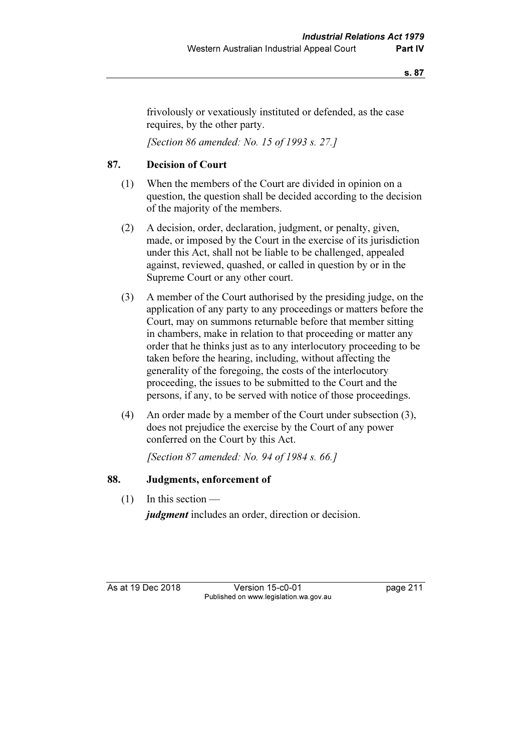frivolously or vexatiously instituted or defended, as the case requires, by the other party.

*[Section 86 amended: No. 15 of 1993 s. 27.]*

### 87. Decision of Court

(1) When the members of the Court are divided in opinion on a question, the question shall be decided according to the decision of the majority of the members.

(2) A decision, order, declaration, judgment, or penalty, given, made, or imposed by the Court in the exercise of its jurisdiction under this Act, shall not be liable to be challenged, appealed against, reviewed, quashed, or called in question by or in the Supreme Court or any other court.

(3) A member of the Court authorised by the presiding judge, on the application of any party to any proceedings or matters before the Court, may on summons returnable before that member sitting in chambers, make in relation to that proceeding or matter any order that he thinks just as to any interlocutory proceeding to be taken before the hearing, including, without affecting the generality of the foregoing, the costs of the interlocutory proceeding, the issues to be submitted to the Court and the persons, if any, to be served with notice of those proceedings.

(4) An order made by a member of the Court under subsection (3), does not prejudice the exercise by the Court of any power conferred on the Court by this Act.

*[Section 87 amended: No. 94 of 1984 s. 66.]*

### 88. Judgments, enforcement of

(1) In this section —

***judgment*** includes an order, direction or decision.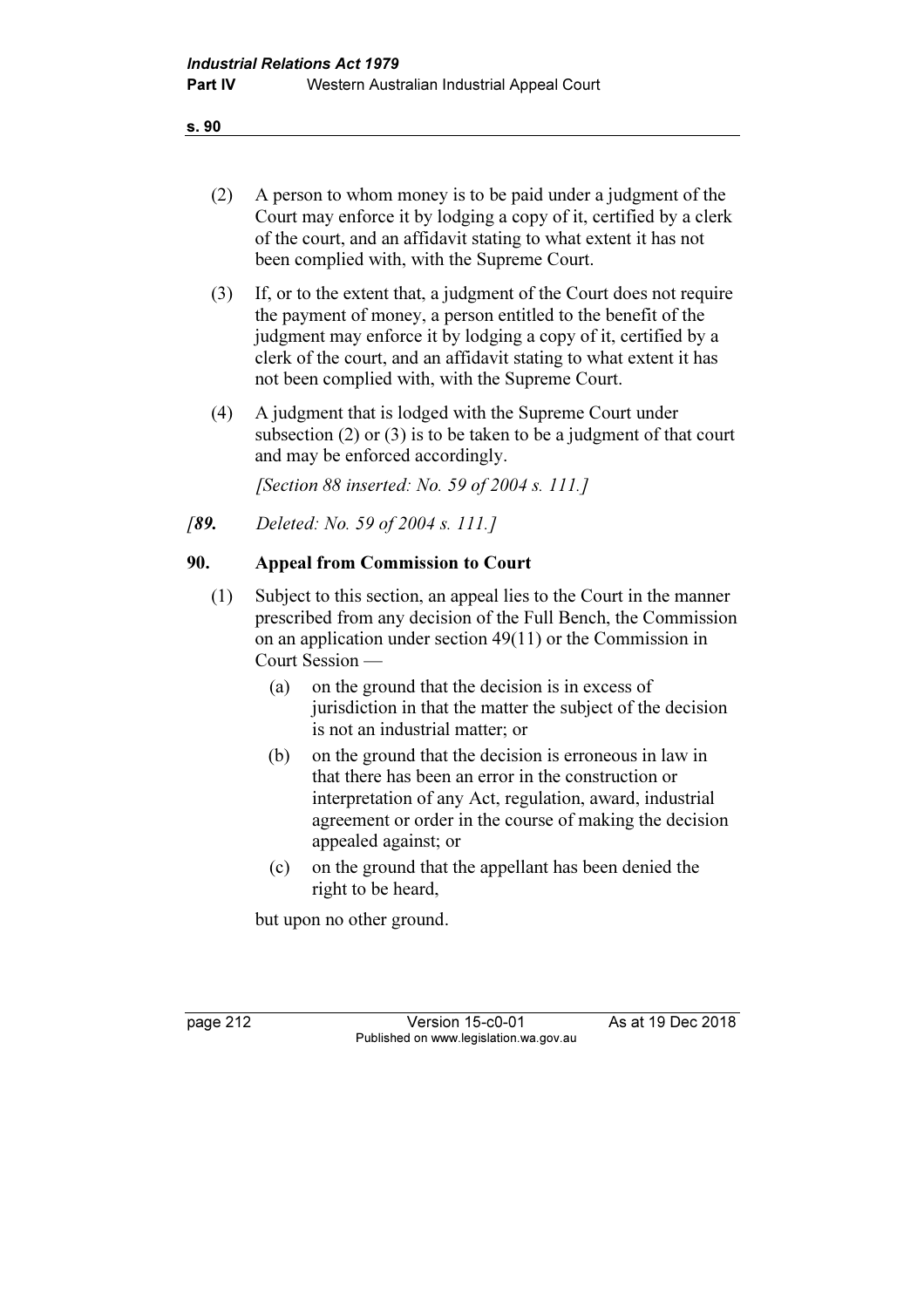(2) A person to whom money is to be paid under a judgment of the Court may enforce it by lodging a copy of it, certified by a clerk of the court, and an affidavit stating to what extent it has not been complied with, with the Supreme Court.

(3) If, or to the extent that, a judgment of the Court does not require the payment of money, a person entitled to the benefit of the judgment may enforce it by lodging a copy of it, certified by a clerk of the court, and an affidavit stating to what extent it has not been complied with, with the Supreme Court.

(4) A judgment that is lodged with the Supreme Court under subsection (2) or (3) is to be taken to be a judgment of that court and may be enforced accordingly.

*[Section 88 inserted: No. 59 of 2004 s. 111.]*

*[**89.** Deleted: No. 59 of 2004 s. 111.]*

### 90. Appeal from Commission to Court

(1) Subject to this section, an appeal lies to the Court in the manner prescribed from any decision of the Full Bench, the Commission on an application under section 49(11) or the Commission in Court Session —

- (a) on the ground that the decision is in excess of jurisdiction in that the matter the subject of the decision is not an industrial matter; or
- (b) on the ground that the decision is erroneous in law in that there has been an error in the construction or interpretation of any Act, regulation, award, industrial agreement or order in the course of making the decision appealed against; or
- (c) on the ground that the appellant has been denied the right to be heard,

but upon no other ground.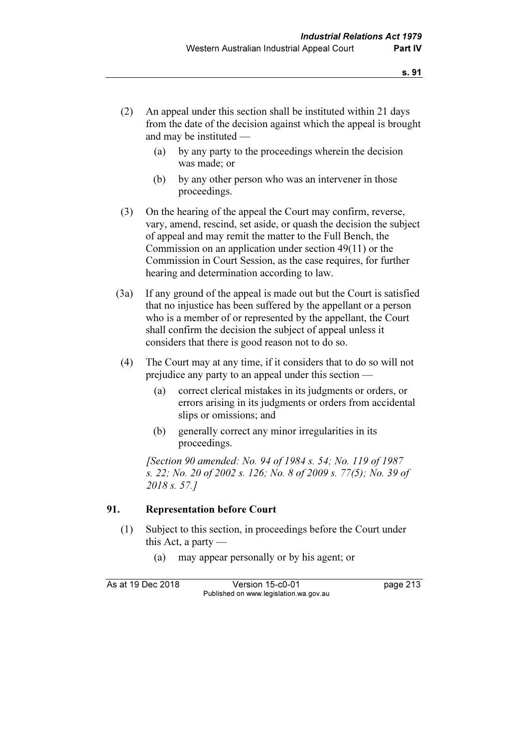(2) An appeal under this section shall be instituted within 21 days from the date of the decision against which the appeal is brought and may be instituted —

(a) by any party to the proceedings wherein the decision was made; or

(b) by any other person who was an intervener in those proceedings.

(3) On the hearing of the appeal the Court may confirm, reverse, vary, amend, rescind, set aside, or quash the decision the subject of appeal and may remit the matter to the Full Bench, the Commission on an application under section 49(11) or the Commission in Court Session, as the case requires, for further hearing and determination according to law.

(3a) If any ground of the appeal is made out but the Court is satisfied that no injustice has been suffered by the appellant or a person who is a member of or represented by the appellant, the Court shall confirm the decision the subject of appeal unless it considers that there is good reason not to do so.

(4) The Court may at any time, if it considers that to do so will not prejudice any party to an appeal under this section —

(a) correct clerical mistakes in its judgments or orders, or errors arising in its judgments or orders from accidental slips or omissions; and

(b) generally correct any minor irregularities in its proceedings.

*[Section 90 amended: No. 94 of 1984 s. 54; No. 119 of 1987 s. 22; No. 20 of 2002 s. 126; No. 8 of 2009 s. 77(5); No. 39 of 2018 s. 57.]*

## 91. Representation before Court

(1) Subject to this section, in proceedings before the Court under this Act, a party —

(a) may appear personally or by his agent; or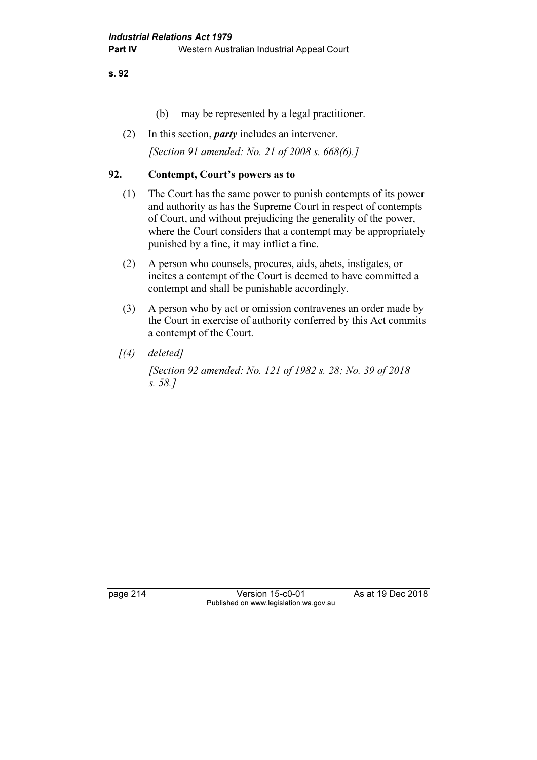(b) may be represented by a legal practitioner.

(2) In this section, ***party*** includes an intervener.

*[Section 91 amended: No. 21 of 2008 s. 668(6).]*

## 92. Contempt, Court's powers as to

(1) The Court has the same power to punish contempts of its power and authority as has the Supreme Court in respect of contempts of Court, and without prejudicing the generality of the power, where the Court considers that a contempt may be appropriately punished by a fine, it may inflict a fine.

(2) A person who counsels, procures, aids, abets, instigates, or incites a contempt of the Court is deemed to have committed a contempt and shall be punishable accordingly.

(3) A person who by act or omission contravenes an order made by the Court in exercise of authority conferred by this Act commits a contempt of the Court.

*[(4) deleted]*

*[Section 92 amended: No. 121 of 1982 s. 28; No. 39 of 2018 s. 58.]*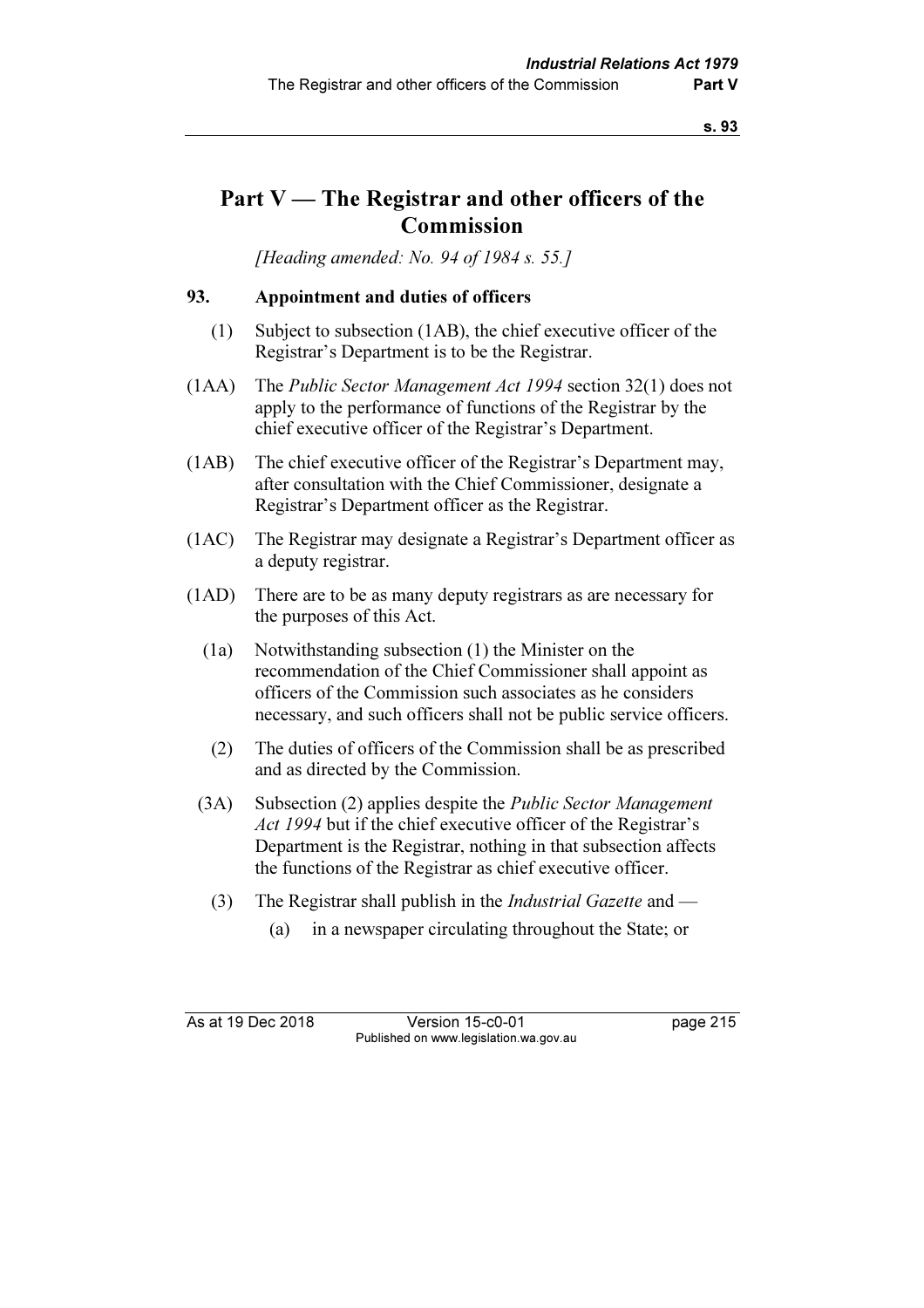# Part V — The Registrar and other officers of the Commission

*[Heading amended: No. 94 of 1984 s. 55.]*

**93. Appointment and duties of officers**

(1) Subject to subsection (1AB), the chief executive officer of the Registrar's Department is to be the Registrar.

(1AA) The *Public Sector Management Act 1994* section 32(1) does not apply to the performance of functions of the Registrar by the chief executive officer of the Registrar's Department.

(1AB) The chief executive officer of the Registrar's Department may, after consultation with the Chief Commissioner, designate a Registrar's Department officer as the Registrar.

(1AC) The Registrar may designate a Registrar's Department officer as a deputy registrar.

(1AD) There are to be as many deputy registrars as are necessary for the purposes of this Act.

(1a) Notwithstanding subsection (1) the Minister on the recommendation of the Chief Commissioner shall appoint as officers of the Commission such associates as he considers necessary, and such officers shall not be public service officers.

(2) The duties of officers of the Commission shall be as prescribed and as directed by the Commission.

(3A) Subsection (2) applies despite the *Public Sector Management Act 1994* but if the chief executive officer of the Registrar's Department is the Registrar, nothing in that subsection affects the functions of the Registrar as chief executive officer.

(3) The Registrar shall publish in the *Industrial Gazette* and —

(a) in a newspaper circulating throughout the State; or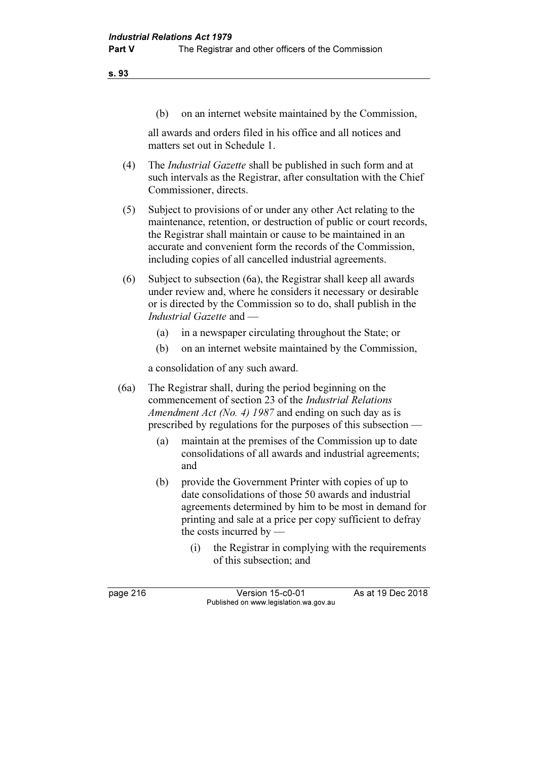(b) on an internet website maintained by the Commission,

all awards and orders filed in his office and all notices and matters set out in Schedule 1.

(4) The *Industrial Gazette* shall be published in such form and at such intervals as the Registrar, after consultation with the Chief Commissioner, directs.

(5) Subject to provisions of or under any other Act relating to the maintenance, retention, or destruction of public or court records, the Registrar shall maintain or cause to be maintained in an accurate and convenient form the records of the Commission, including copies of all cancelled industrial agreements.

(6) Subject to subsection (6a), the Registrar shall keep all awards under review and, where he considers it necessary or desirable or is directed by the Commission so to do, shall publish in the *Industrial Gazette* and —

(a) in a newspaper circulating throughout the State; or

(b) on an internet website maintained by the Commission,

a consolidation of any such award.

(6a) The Registrar shall, during the period beginning on the commencement of section 23 of the *Industrial Relations Amendment Act (No. 4) 1987* and ending on such day as is prescribed by regulations for the purposes of this subsection —

(a) maintain at the premises of the Commission up to date consolidations of all awards and industrial agreements; and

(b) provide the Government Printer with copies of up to date consolidations of those 50 awards and industrial agreements determined by him to be most in demand for printing and sale at a price per copy sufficient to defray the costs incurred by —

(i) the Registrar in complying with the requirements of this subsection; and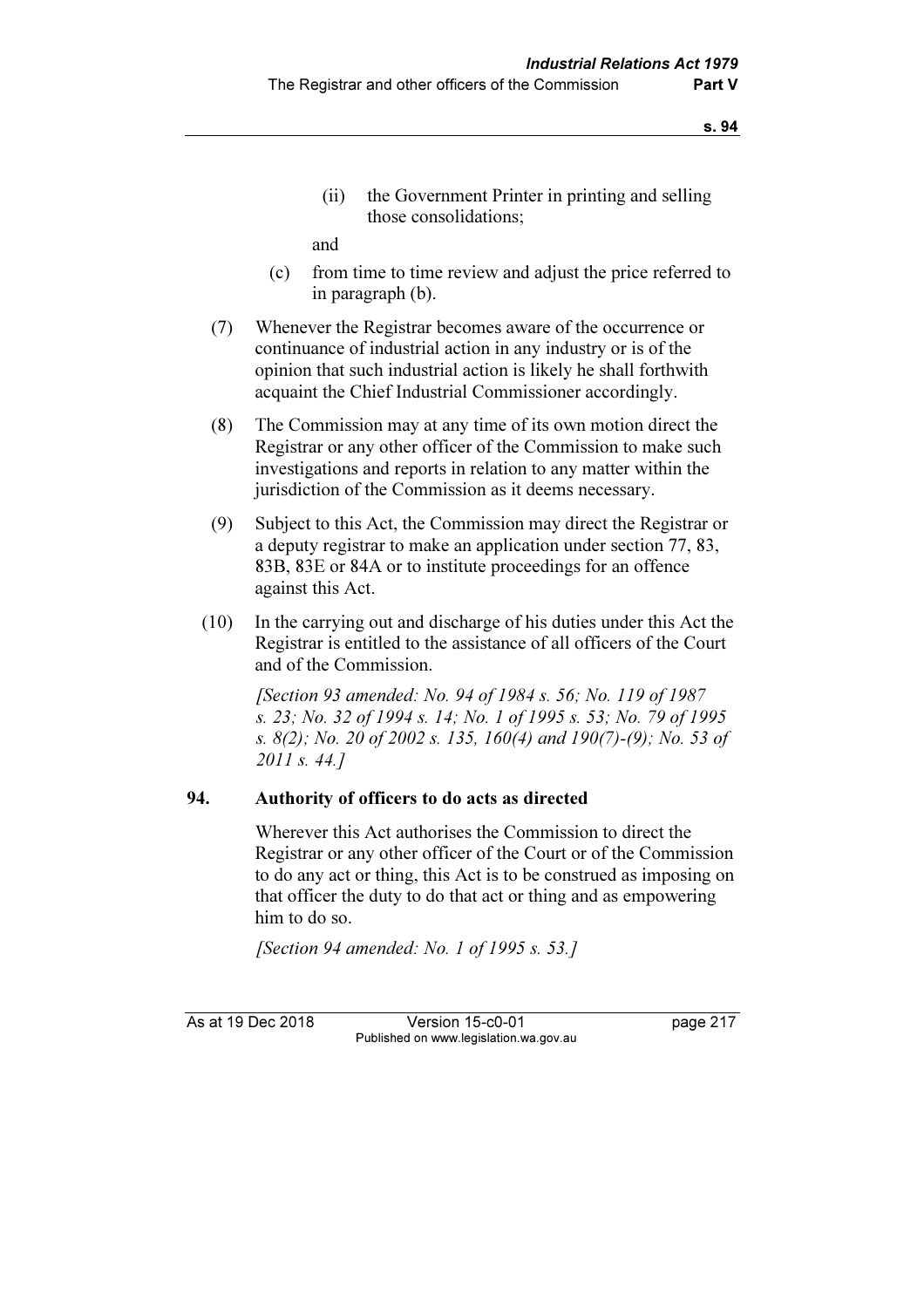(ii) the Government Printer in printing and selling those consolidations;

and

(c) from time to time review and adjust the price referred to in paragraph (b).

(7) Whenever the Registrar becomes aware of the occurrence or continuance of industrial action in any industry or is of the opinion that such industrial action is likely he shall forthwith acquaint the Chief Industrial Commissioner accordingly.

(8) The Commission may at any time of its own motion direct the Registrar or any other officer of the Commission to make such investigations and reports in relation to any matter within the jurisdiction of the Commission as it deems necessary.

(9) Subject to this Act, the Commission may direct the Registrar or a deputy registrar to make an application under section 77, 83, 83B, 83E or 84A or to institute proceedings for an offence against this Act.

(10) In the carrying out and discharge of his duties under this Act the Registrar is entitled to the assistance of all officers of the Court and of the Commission.

*[Section 93 amended: No. 94 of 1984 s. 56; No. 119 of 1987 s. 23; No. 32 of 1994 s. 14; No. 1 of 1995 s. 53; No. 79 of 1995 s. 8(2); No. 20 of 2002 s. 135, 160(4) and 190(7)-(9); No. 53 of 2011 s. 44.]*

### 94. Authority of officers to do acts as directed

Wherever this Act authorises the Commission to direct the Registrar or any other officer of the Court or of the Commission to do any act or thing, this Act is to be construed as imposing on that officer the duty to do that act or thing and as empowering him to do so.

*[Section 94 amended: No. 1 of 1995 s. 53.]*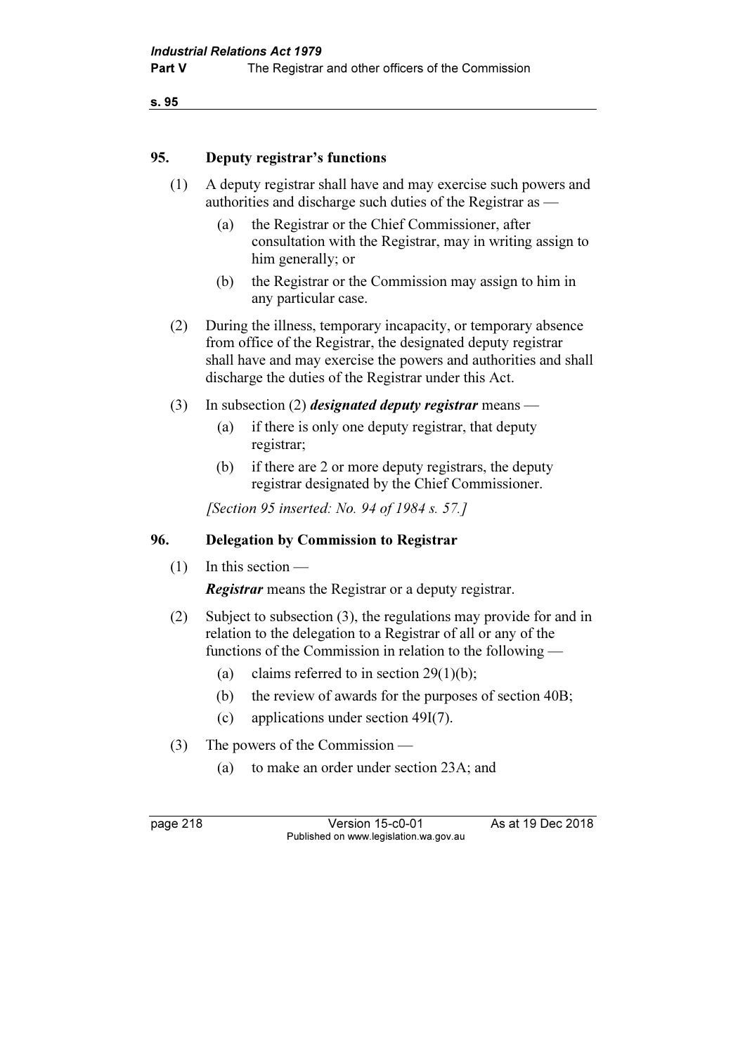## 95. Deputy registrar's functions

(1) A deputy registrar shall have and may exercise such powers and authorities and discharge such duties of the Registrar as —

(a) the Registrar or the Chief Commissioner, after consultation with the Registrar, may in writing assign to him generally; or

(b) the Registrar or the Commission may assign to him in any particular case.

(2) During the illness, temporary incapacity, or temporary absence from office of the Registrar, the designated deputy registrar shall have and may exercise the powers and authorities and shall discharge the duties of the Registrar under this Act.

(3) In subsection (2) ***designated deputy registrar*** means —

(a) if there is only one deputy registrar, that deputy registrar;

(b) if there are 2 or more deputy registrars, the deputy registrar designated by the Chief Commissioner.

*[Section 95 inserted: No. 94 of 1984 s. 57.]*

## 96. Delegation by Commission to Registrar

(1) In this section —

***Registrar*** means the Registrar or a deputy registrar.

(2) Subject to subsection (3), the regulations may provide for and in relation to the delegation to a Registrar of all or any of the functions of the Commission in relation to the following —

(a) claims referred to in section 29(1)(b);

(b) the review of awards for the purposes of section 40B;

(c) applications under section 49I(7).

(3) The powers of the Commission —

(a) to make an order under section 23A; and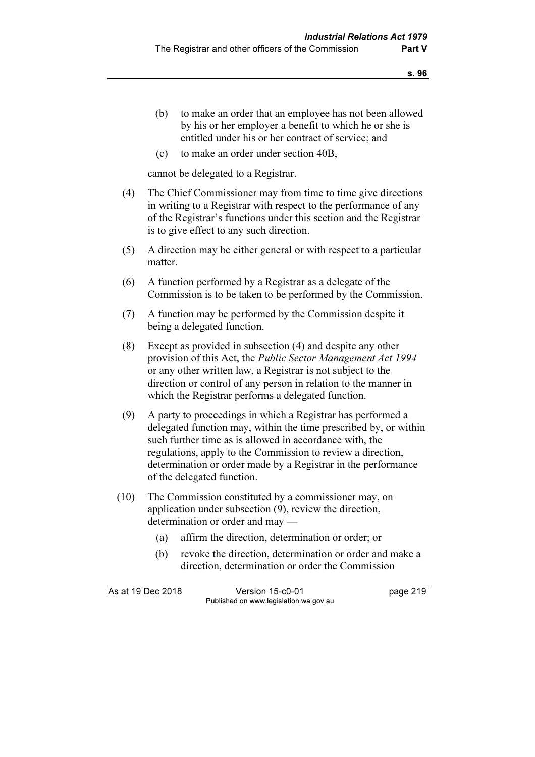(b) to make an order that an employee has not been allowed by his or her employer a benefit to which he or she is entitled under his or her contract of service; and

(c) to make an order under section 40B,

cannot be delegated to a Registrar.

(4) The Chief Commissioner may from time to time give directions in writing to a Registrar with respect to the performance of any of the Registrar's functions under this section and the Registrar is to give effect to any such direction.

(5) A direction may be either general or with respect to a particular matter.

(6) A function performed by a Registrar as a delegate of the Commission is to be taken to be performed by the Commission.

(7) A function may be performed by the Commission despite it being a delegated function.

(8) Except as provided in subsection (4) and despite any other provision of this Act, the *Public Sector Management Act 1994* or any other written law, a Registrar is not subject to the direction or control of any person in relation to the manner in which the Registrar performs a delegated function.

(9) A party to proceedings in which a Registrar has performed a delegated function may, within the time prescribed by, or within such further time as is allowed in accordance with, the regulations, apply to the Commission to review a direction, determination or order made by a Registrar in the performance of the delegated function.

(10) The Commission constituted by a commissioner may, on application under subsection (9), review the direction, determination or order and may —

(a) affirm the direction, determination or order; or

(b) revoke the direction, determination or order and make a direction, determination or order the Commission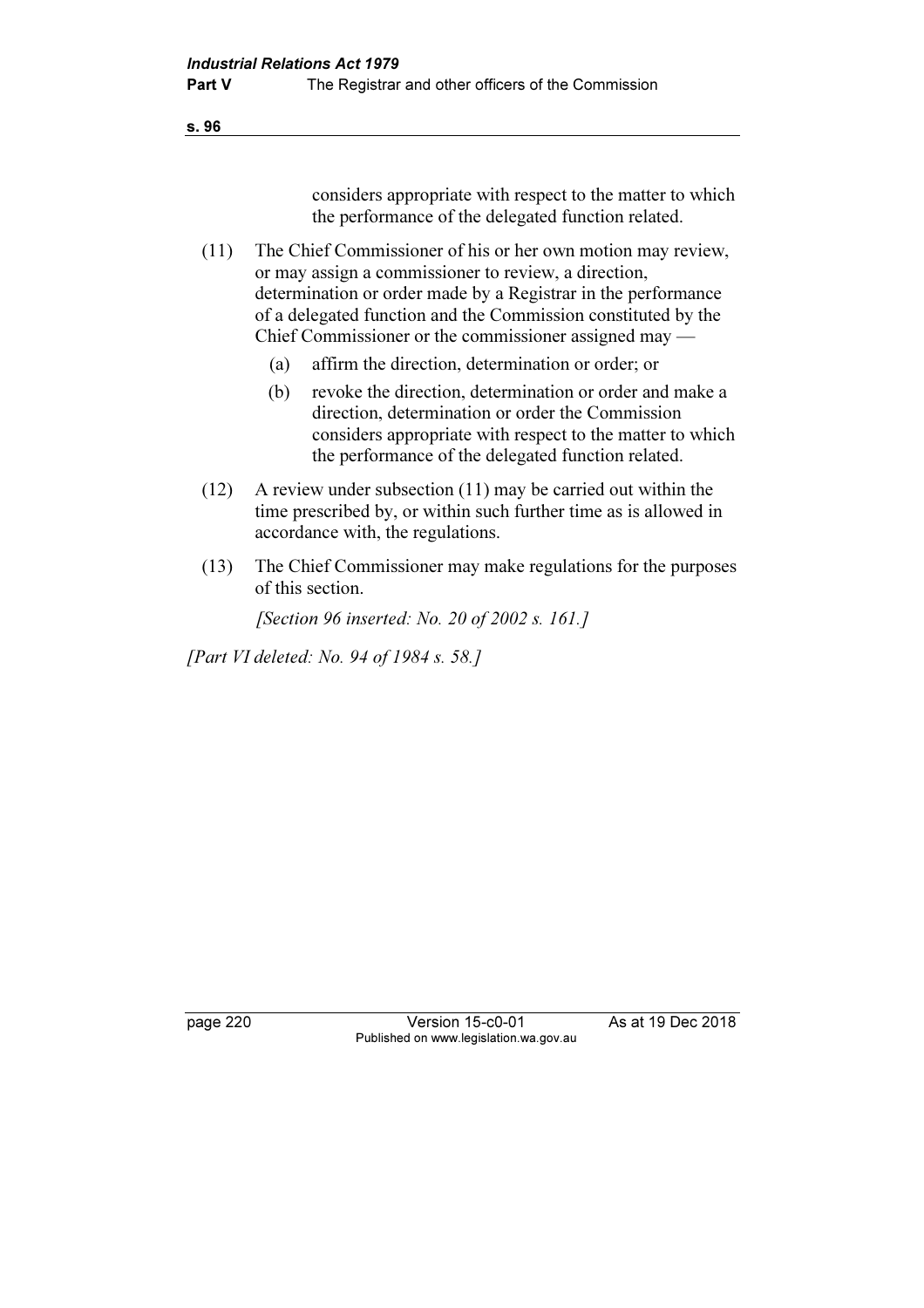considers appropriate with respect to the matter to which the performance of the delegated function related.

(11) The Chief Commissioner of his or her own motion may review, or may assign a commissioner to review, a direction, determination or order made by a Registrar in the performance of a delegated function and the Commission constituted by the Chief Commissioner or the commissioner assigned may —

  (a) affirm the direction, determination or order; or

  (b) revoke the direction, determination or order and make a direction, determination or order the Commission considers appropriate with respect to the matter to which the performance of the delegated function related.

(12) A review under subsection (11) may be carried out within the time prescribed by, or within such further time as is allowed in accordance with, the regulations.

(13) The Chief Commissioner may make regulations for the purposes of this section.

*[Section 96 inserted: No. 20 of 2002 s. 161.]*

*[Part VI deleted: No. 94 of 1984 s. 58.]*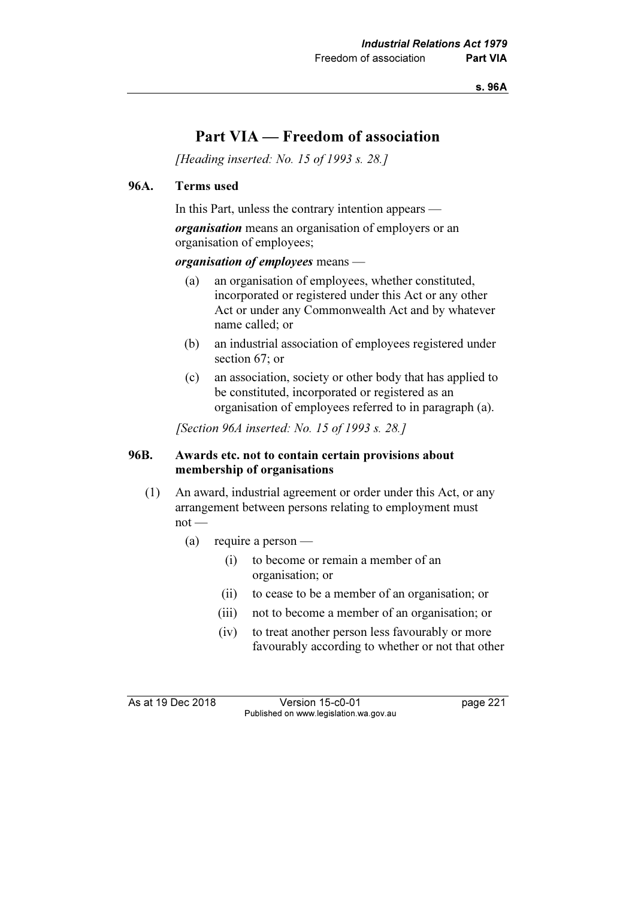# Part VIA — Freedom of association

*[Heading inserted: No. 15 of 1993 s. 28.]*

## 96A. Terms used

In this Part, unless the contrary intention appears —

***organisation*** means an organisation of employers or an organisation of employees;

***organisation of employees*** means —

(a) an organisation of employees, whether constituted, incorporated or registered under this Act or any other Act or under any Commonwealth Act and by whatever name called; or

(b) an industrial association of employees registered under section 67; or

(c) an association, society or other body that has applied to be constituted, incorporated or registered as an organisation of employees referred to in paragraph (a).

*[Section 96A inserted: No. 15 of 1993 s. 28.]*

## 96B. Awards etc. not to contain certain provisions about membership of organisations

(1) An award, industrial agreement or order under this Act, or any arrangement between persons relating to employment must not —

(a) require a person —

(i) to become or remain a member of an organisation; or

(ii) to cease to be a member of an organisation; or

(iii) not to become a member of an organisation; or

(iv) to treat another person less favourably or more favourably according to whether or not that other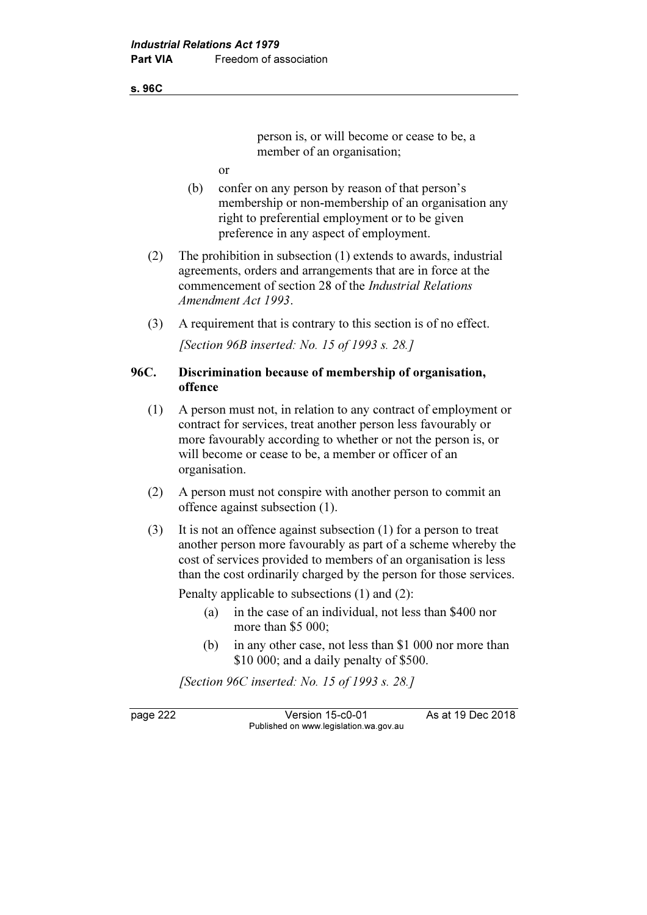person is, or will become or cease to be, a member of an organisation;

or

(b) confer on any person by reason of that person's membership or non-membership of an organisation any right to preferential employment or to be given preference in any aspect of employment.

(2) The prohibition in subsection (1) extends to awards, industrial agreements, orders and arrangements that are in force at the commencement of section 28 of the *Industrial Relations Amendment Act 1993*.

(3) A requirement that is contrary to this section is of no effect.

*[Section 96B inserted: No. 15 of 1993 s. 28.]*

### 96C. Discrimination because of membership of organisation, offence

(1) A person must not, in relation to any contract of employment or contract for services, treat another person less favourably or more favourably according to whether or not the person is, or will become or cease to be, a member or officer of an organisation.

(2) A person must not conspire with another person to commit an offence against subsection (1).

(3) It is not an offence against subsection (1) for a person to treat another person more favourably as part of a scheme whereby the cost of services provided to members of an organisation is less than the cost ordinarily charged by the person for those services.

Penalty applicable to subsections (1) and (2):

(a) in the case of an individual, not less than $400 nor more than $5 000;

(b) in any other case, not less than $1 000 nor more than $10 000; and a daily penalty of $500.

*[Section 96C inserted: No. 15 of 1993 s. 28.]*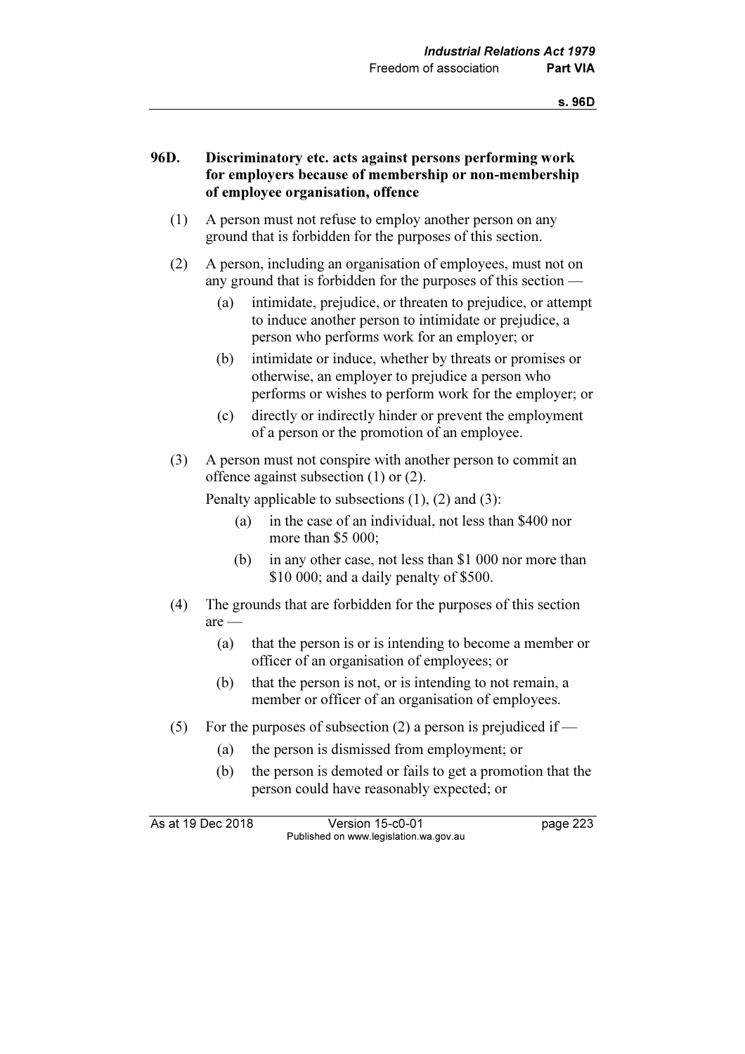## 96D. Discriminatory etc. acts against persons performing work for employers because of membership or non-membership of employee organisation, offence

(1) A person must not refuse to employ another person on any ground that is forbidden for the purposes of this section.

(2) A person, including an organisation of employees, must not on any ground that is forbidden for the purposes of this section —

(a) intimidate, prejudice, or threaten to prejudice, or attempt to induce another person to intimidate or prejudice, a person who performs work for an employer; or

(b) intimidate or induce, whether by threats or promises or otherwise, an employer to prejudice a person who performs or wishes to perform work for the employer; or

(c) directly or indirectly hinder or prevent the employment of a person or the promotion of an employee.

(3) A person must not conspire with another person to commit an offence against subsection (1) or (2).

Penalty applicable to subsections (1), (2) and (3):

(a) in the case of an individual, not less than $400 nor more than $5 000;

(b) in any other case, not less than $1 000 nor more than $10 000; and a daily penalty of $500.

(4) The grounds that are forbidden for the purposes of this section are —

(a) that the person is or is intending to become a member or officer of an organisation of employees; or

(b) that the person is not, or is intending to not remain, a member or officer of an organisation of employees.

(5) For the purposes of subsection (2) a person is prejudiced if —

(a) the person is dismissed from employment; or

(b) the person is demoted or fails to get a promotion that the person could have reasonably expected; or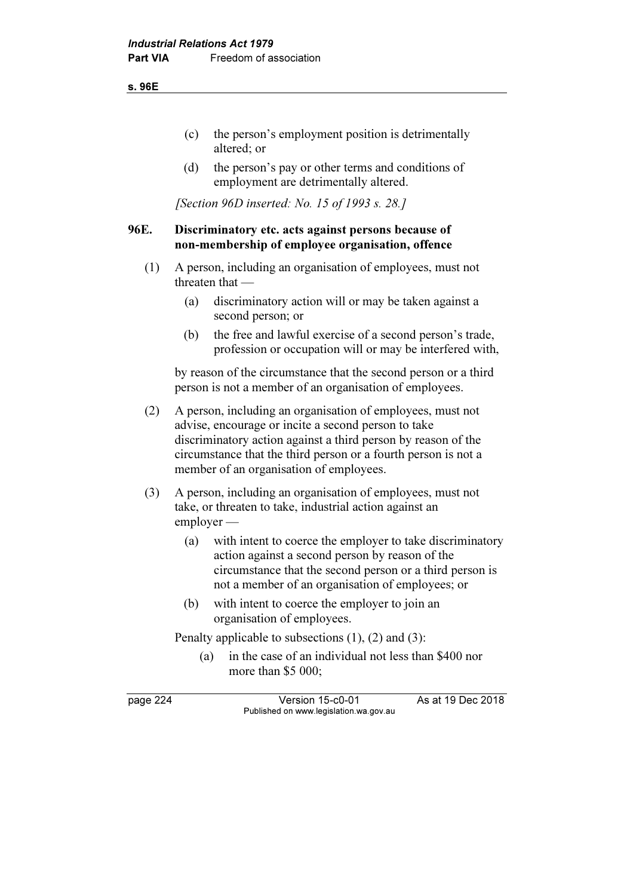(c) the person's employment position is detrimentally altered; or

(d) the person's pay or other terms and conditions of employment are detrimentally altered.

*[Section 96D inserted: No. 15 of 1993 s. 28.]*

### 96E. Discriminatory etc. acts against persons because of non-membership of employee organisation, offence

(1) A person, including an organisation of employees, must not threaten that —

(a) discriminatory action will or may be taken against a second person; or

(b) the free and lawful exercise of a second person's trade, profession or occupation will or may be interfered with,

by reason of the circumstance that the second person or a third person is not a member of an organisation of employees.

(2) A person, including an organisation of employees, must not advise, encourage or incite a second person to take discriminatory action against a third person by reason of the circumstance that the third person or a fourth person is not a member of an organisation of employees.

(3) A person, including an organisation of employees, must not take, or threaten to take, industrial action against an employer —

(a) with intent to coerce the employer to take discriminatory action against a second person by reason of the circumstance that the second person or a third person is not a member of an organisation of employees; or

(b) with intent to coerce the employer to join an organisation of employees.

Penalty applicable to subsections (1), (2) and (3):

(a) in the case of an individual not less than $400 nor more than $5 000;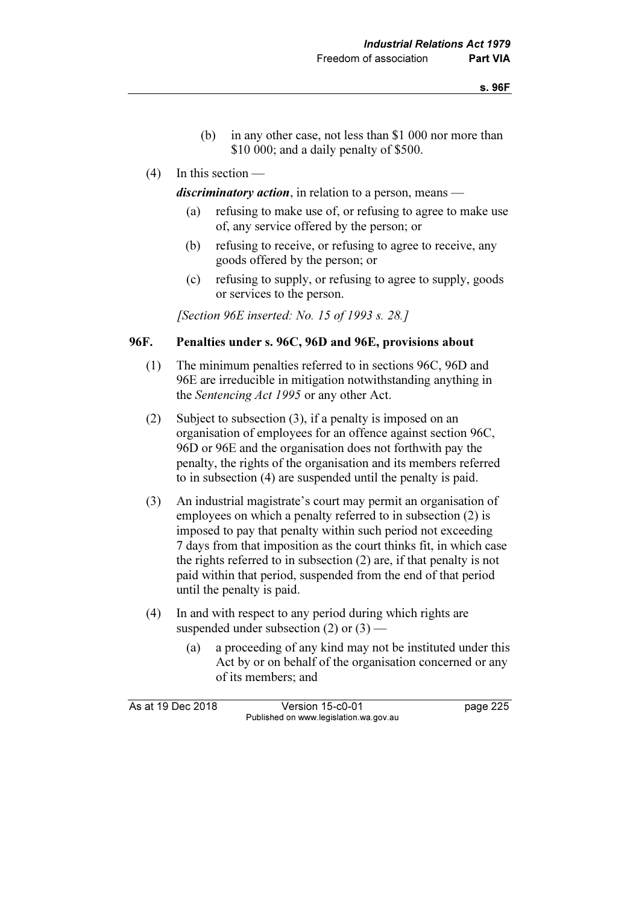(b) in any other case, not less than $1 000 nor more than $10 000; and a daily penalty of $500.

(4) In this section —

***discriminatory action***, in relation to a person, means —

(a) refusing to make use of, or refusing to agree to make use of, any service offered by the person; or

(b) refusing to receive, or refusing to agree to receive, any goods offered by the person; or

(c) refusing to supply, or refusing to agree to supply, goods or services to the person.

*[Section 96E inserted: No. 15 of 1993 s. 28.]*

### 96F. Penalties under s. 96C, 96D and 96E, provisions about

(1) The minimum penalties referred to in sections 96C, 96D and 96E are irreducible in mitigation notwithstanding anything in the *Sentencing Act 1995* or any other Act.

(2) Subject to subsection (3), if a penalty is imposed on an organisation of employees for an offence against section 96C, 96D or 96E and the organisation does not forthwith pay the penalty, the rights of the organisation and its members referred to in subsection (4) are suspended until the penalty is paid.

(3) An industrial magistrate's court may permit an organisation of employees on which a penalty referred to in subsection (2) is imposed to pay that penalty within such period not exceeding 7 days from that imposition as the court thinks fit, in which case the rights referred to in subsection (2) are, if that penalty is not paid within that period, suspended from the end of that period until the penalty is paid.

(4) In and with respect to any period during which rights are suspended under subsection (2) or (3) —

(a) a proceeding of any kind may not be instituted under this Act by or on behalf of the organisation concerned or any of its members; and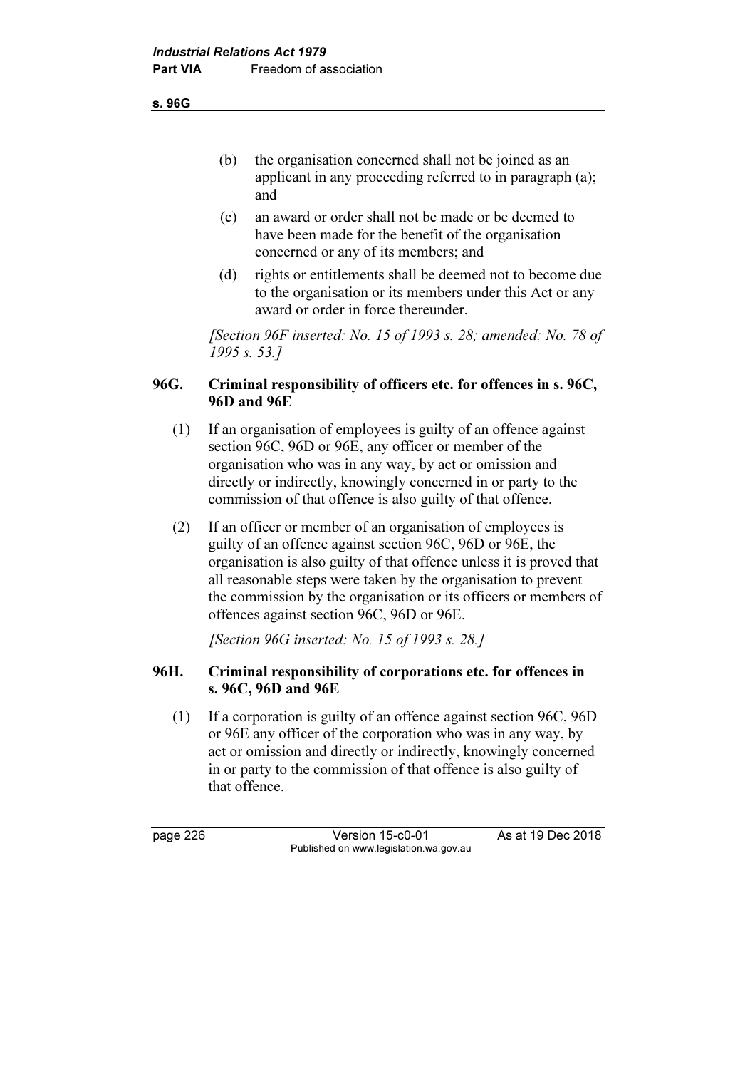(b) the organisation concerned shall not be joined as an applicant in any proceeding referred to in paragraph (a); and

(c) an award or order shall not be made or be deemed to have been made for the benefit of the organisation concerned or any of its members; and

(d) rights or entitlements shall be deemed not to become due to the organisation or its members under this Act or any award or order in force thereunder.

*[Section 96F inserted: No. 15 of 1993 s. 28; amended: No. 78 of 1995 s. 53.]*

### 96G. Criminal responsibility of officers etc. for offences in s. 96C, 96D and 96E

(1) If an organisation of employees is guilty of an offence against section 96C, 96D or 96E, any officer or member of the organisation who was in any way, by act or omission and directly or indirectly, knowingly concerned in or party to the commission of that offence is also guilty of that offence.

(2) If an officer or member of an organisation of employees is guilty of an offence against section 96C, 96D or 96E, the organisation is also guilty of that offence unless it is proved that all reasonable steps were taken by the organisation to prevent the commission by the organisation or its officers or members of offences against section 96C, 96D or 96E.

*[Section 96G inserted: No. 15 of 1993 s. 28.]*

### 96H. Criminal responsibility of corporations etc. for offences in s. 96C, 96D and 96E

(1) If a corporation is guilty of an offence against section 96C, 96D or 96E any officer of the corporation who was in any way, by act or omission and directly or indirectly, knowingly concerned in or party to the commission of that offence is also guilty of that offence.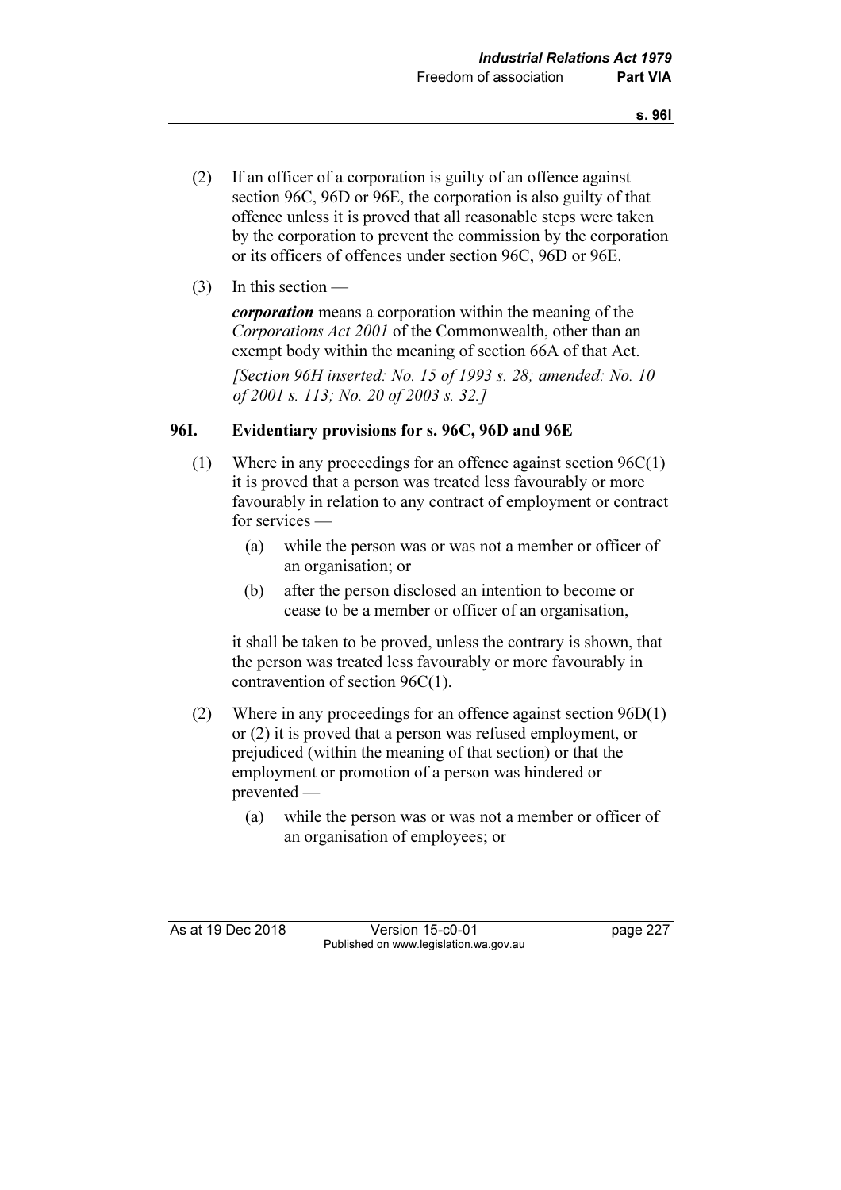(2) If an officer of a corporation is guilty of an offence against section 96C, 96D or 96E, the corporation is also guilty of that offence unless it is proved that all reasonable steps were taken by the corporation to prevent the commission by the corporation or its officers of offences under section 96C, 96D or 96E.

(3) In this section —

***corporation*** means a corporation within the meaning of the *Corporations Act 2001* of the Commonwealth, other than an exempt body within the meaning of section 66A of that Act.

*[Section 96H inserted: No. 15 of 1993 s. 28; amended: No. 10 of 2001 s. 113; No. 20 of 2003 s. 32.]*

### 96I. Evidentiary provisions for s. 96C, 96D and 96E

(1) Where in any proceedings for an offence against section 96C(1) it is proved that a person was treated less favourably or more favourably in relation to any contract of employment or contract for services —

(a) while the person was or was not a member or officer of an organisation; or

(b) after the person disclosed an intention to become or cease to be a member or officer of an organisation,

it shall be taken to be proved, unless the contrary is shown, that the person was treated less favourably or more favourably in contravention of section 96C(1).

(2) Where in any proceedings for an offence against section 96D(1) or (2) it is proved that a person was refused employment, or prejudiced (within the meaning of that section) or that the employment or promotion of a person was hindered or prevented —

(a) while the person was or was not a member or officer of an organisation of employees; or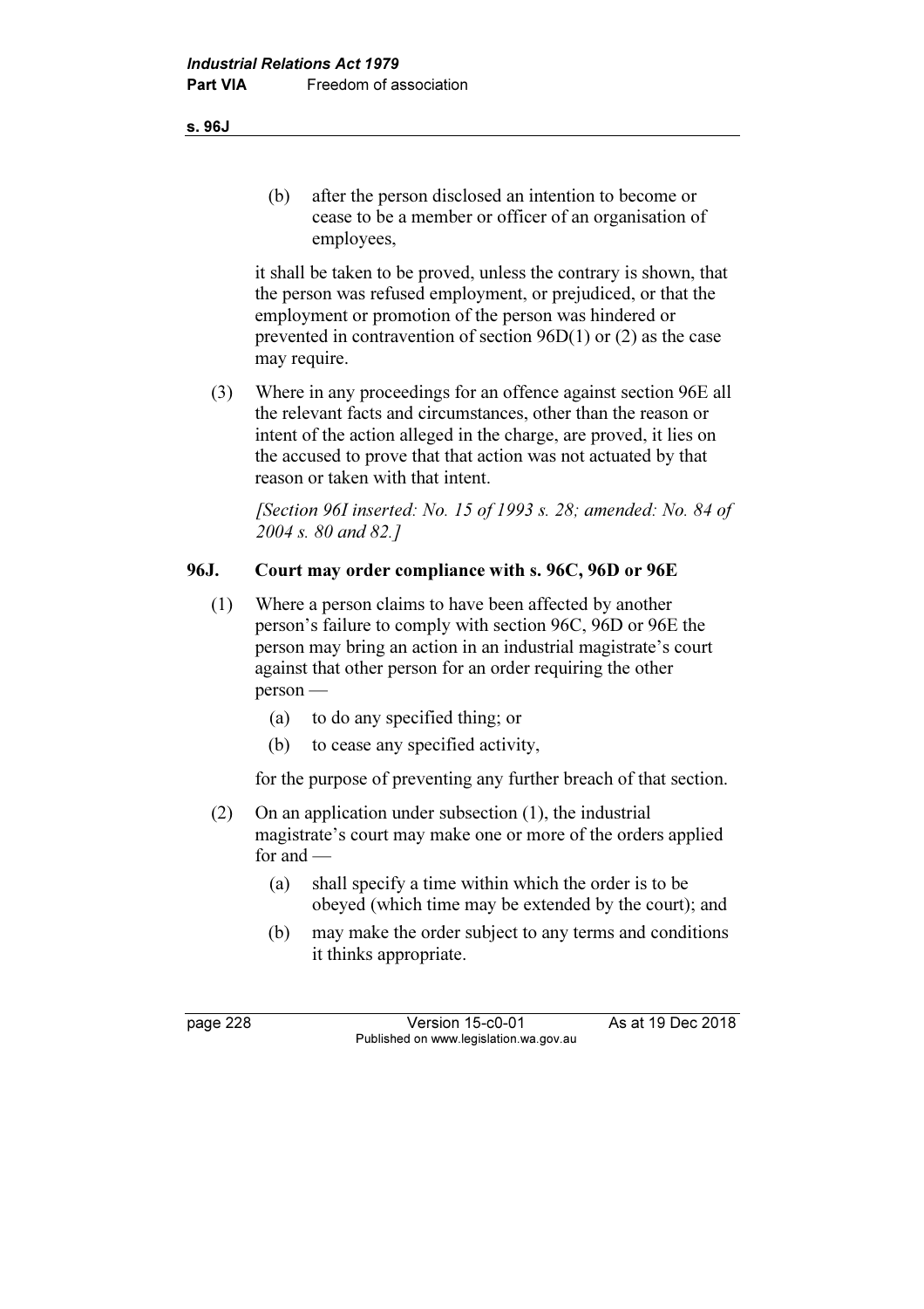(b) after the person disclosed an intention to become or cease to be a member or officer of an organisation of employees,

it shall be taken to be proved, unless the contrary is shown, that the person was refused employment, or prejudiced, or that the employment or promotion of the person was hindered or prevented in contravention of section 96D(1) or (2) as the case may require.

(3) Where in any proceedings for an offence against section 96E all the relevant facts and circumstances, other than the reason or intent of the action alleged in the charge, are proved, it lies on the accused to prove that that action was not actuated by that reason or taken with that intent.

*[Section 96I inserted: No. 15 of 1993 s. 28; amended: No. 84 of 2004 s. 80 and 82.]*

### 96J. Court may order compliance with s. 96C, 96D or 96E

(1) Where a person claims to have been affected by another person's failure to comply with section 96C, 96D or 96E the person may bring an action in an industrial magistrate's court against that other person for an order requiring the other person —

(a) to do any specified thing; or

(b) to cease any specified activity,

for the purpose of preventing any further breach of that section.

(2) On an application under subsection (1), the industrial magistrate's court may make one or more of the orders applied for and —

(a) shall specify a time within which the order is to be obeyed (which time may be extended by the court); and

(b) may make the order subject to any terms and conditions it thinks appropriate.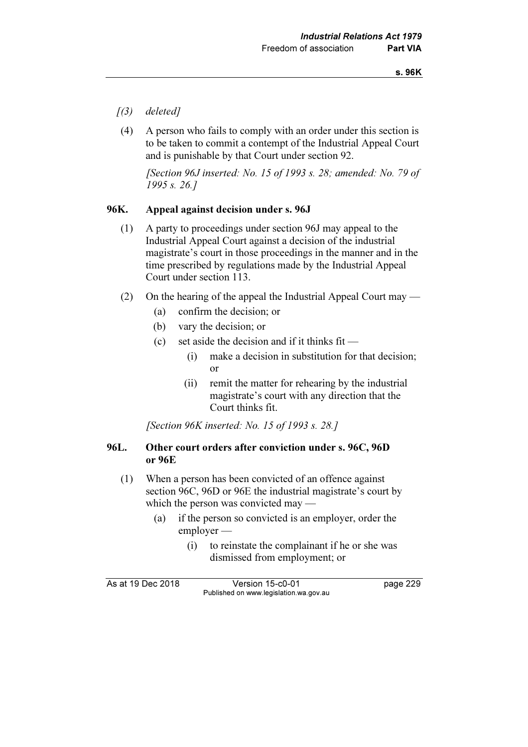*[(3) deleted]*

(4) A person who fails to comply with an order under this section is to be taken to commit a contempt of the Industrial Appeal Court and is punishable by that Court under section 92.

*[Section 96J inserted: No. 15 of 1993 s. 28; amended: No. 79 of 1995 s. 26.]*

### 96K. Appeal against decision under s. 96J

(1) A party to proceedings under section 96J may appeal to the Industrial Appeal Court against a decision of the industrial magistrate's court in those proceedings in the manner and in the time prescribed by regulations made by the Industrial Appeal Court under section 113.

(2) On the hearing of the appeal the Industrial Appeal Court may —

- (a) confirm the decision; or
- (b) vary the decision; or
- (c) set aside the decision and if it thinks fit —
  - (i) make a decision in substitution for that decision; or
  - (ii) remit the matter for rehearing by the industrial magistrate's court with any direction that the Court thinks fit.

*[Section 96K inserted: No. 15 of 1993 s. 28.]*

### 96L. Other court orders after conviction under s. 96C, 96D or 96E

(1) When a person has been convicted of an offence against section 96C, 96D or 96E the industrial magistrate's court by which the person was convicted may —

- (a) if the person so convicted is an employer, order the employer —
  - (i) to reinstate the complainant if he or she was dismissed from employment; or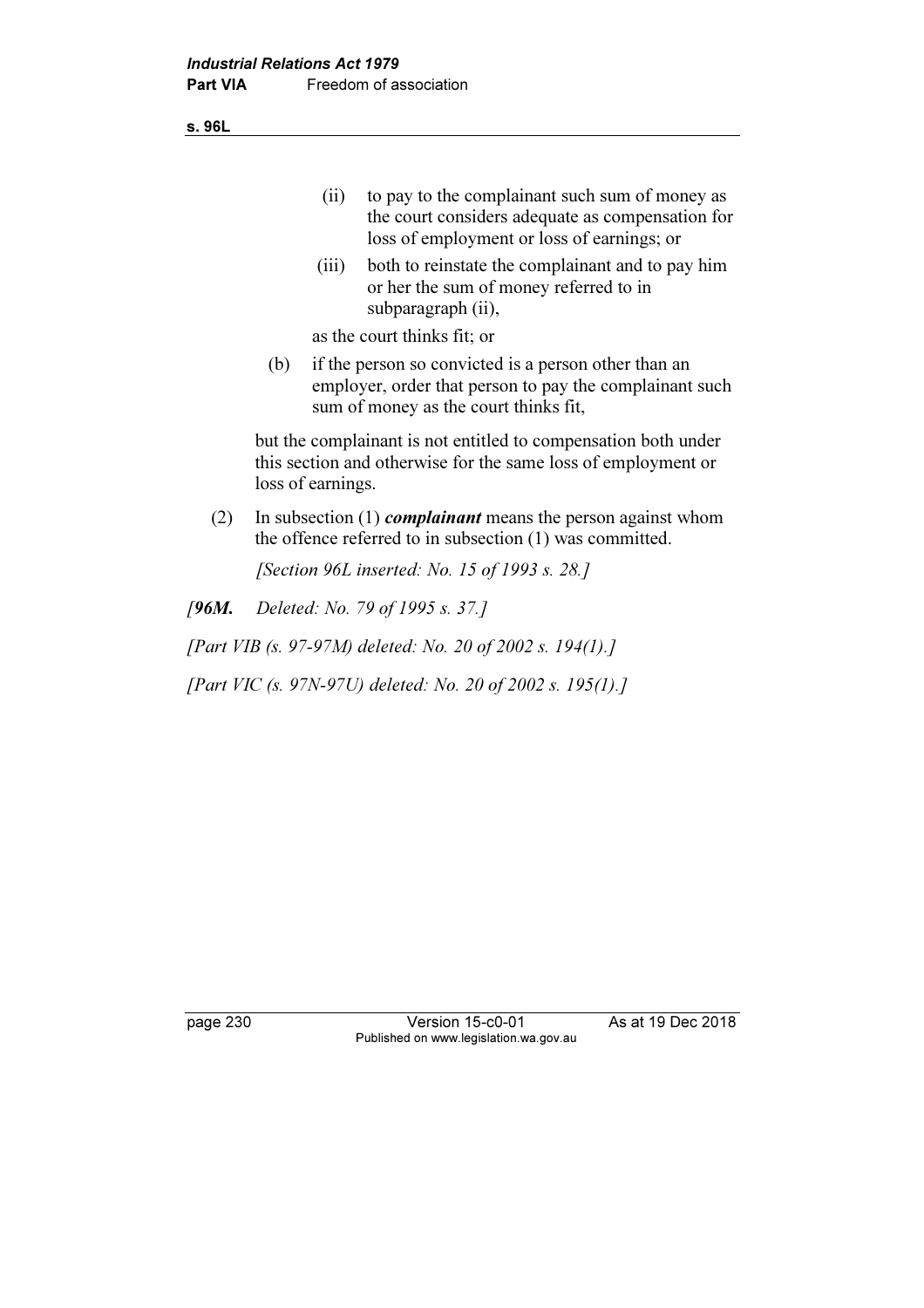(ii) to pay to the complainant such sum of money as the court considers adequate as compensation for loss of employment or loss of earnings; or

(iii) both to reinstate the complainant and to pay him or her the sum of money referred to in subparagraph (ii),

as the court thinks fit; or

(b) if the person so convicted is a person other than an employer, order that person to pay the complainant such sum of money as the court thinks fit,

but the complainant is not entitled to compensation both under this section and otherwise for the same loss of employment or loss of earnings.

(2) In subsection (1) ***complainant*** means the person against whom the offence referred to in subsection (1) was committed.

*[Section 96L inserted: No. 15 of 1993 s. 28.]*

*[**96M.** Deleted: No. 79 of 1995 s. 37.]*

*[Part VIB (s. 97-97M) deleted: No. 20 of 2002 s. 194(1).]*

*[Part VIC (s. 97N-97U) deleted: No. 20 of 2002 s. 195(1).]*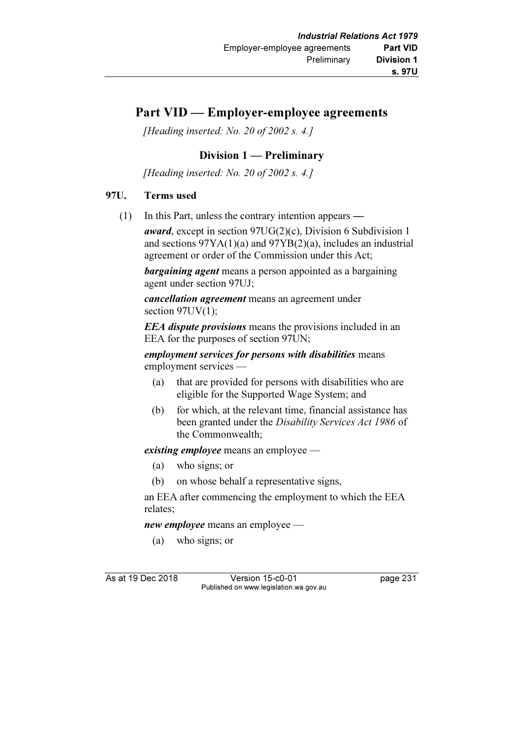# Part VID — Employer-employee agreements

*[Heading inserted: No. 20 of 2002 s. 4.]*

## Division 1 — Preliminary

*[Heading inserted: No. 20 of 2002 s. 4.]*

### 97U. Terms used

(1) In this Part, unless the contrary intention appears —

***award***, except in section 97UG(2)(c), Division 6 Subdivision 1 and sections 97YA(1)(a) and 97YB(2)(a), includes an industrial agreement or order of the Commission under this Act;

***bargaining agent*** means a person appointed as a bargaining agent under section 97UJ;

***cancellation agreement*** means an agreement under section 97UV(1);

***EEA dispute provisions*** means the provisions included in an EEA for the purposes of section 97UN;

***employment services for persons with disabilities*** means employment services —

(a) that are provided for persons with disabilities who are eligible for the Supported Wage System; and

(b) for which, at the relevant time, financial assistance has been granted under the *Disability Services Act 1986* of the Commonwealth;

***existing employee*** means an employee —

(a) who signs; or

(b) on whose behalf a representative signs,

an EEA after commencing the employment to which the EEA relates;

***new employee*** means an employee —

(a) who signs; or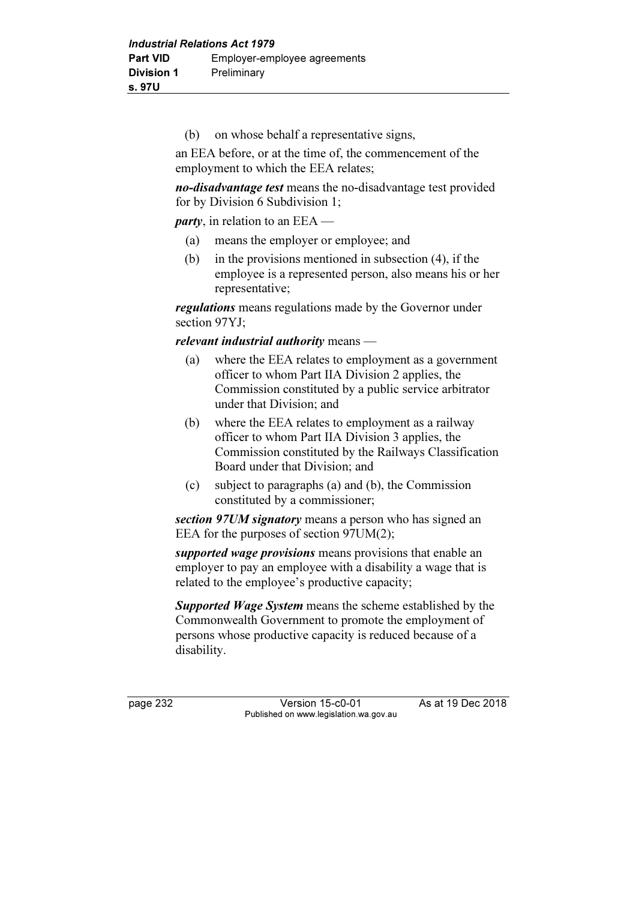(b) on whose behalf a representative signs,

an EEA before, or at the time of, the commencement of the employment to which the EEA relates;

***no-disadvantage test*** means the no-disadvantage test provided for by Division 6 Subdivision 1;

***party***, in relation to an EEA —

(a) means the employer or employee; and

(b) in the provisions mentioned in subsection (4), if the employee is a represented person, also means his or her representative;

***regulations*** means regulations made by the Governor under section 97YJ;

***relevant industrial authority*** means —

(a) where the EEA relates to employment as a government officer to whom Part IIA Division 2 applies, the Commission constituted by a public service arbitrator under that Division; and

(b) where the EEA relates to employment as a railway officer to whom Part IIA Division 3 applies, the Commission constituted by the Railways Classification Board under that Division; and

(c) subject to paragraphs (a) and (b), the Commission constituted by a commissioner;

***section 97UM signatory*** means a person who has signed an EEA for the purposes of section 97UM(2);

***supported wage provisions*** means provisions that enable an employer to pay an employee with a disability a wage that is related to the employee's productive capacity;

***Supported Wage System*** means the scheme established by the Commonwealth Government to promote the employment of persons whose productive capacity is reduced because of a disability.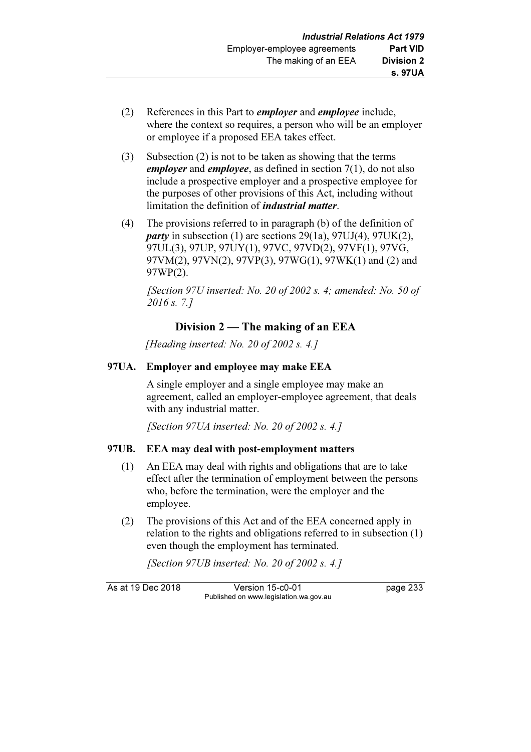(2) References in this Part to ***employer*** and ***employee*** include, where the context so requires, a person who will be an employer or employee if a proposed EEA takes effect.

(3) Subsection (2) is not to be taken as showing that the terms ***employer*** and ***employee***, as defined in section 7(1), do not also include a prospective employer and a prospective employee for the purposes of other provisions of this Act, including without limitation the definition of ***industrial matter***.

(4) The provisions referred to in paragraph (b) of the definition of ***party*** in subsection (1) are sections 29(1a), 97UJ(4), 97UK(2), 97UL(3), 97UP, 97UY(1), 97VC, 97VD(2), 97VF(1), 97VG, 97VM(2), 97VN(2), 97VP(3), 97WG(1), 97WK(1) and (2) and 97WP(2).

*[Section 97U inserted: No. 20 of 2002 s. 4; amended: No. 50 of 2016 s. 7.]*

## Division 2 — The making of an EEA

*[Heading inserted: No. 20 of 2002 s. 4.]*

### 97UA. Employer and employee may make EEA

A single employer and a single employee may make an agreement, called an employer-employee agreement, that deals with any industrial matter.

*[Section 97UA inserted: No. 20 of 2002 s. 4.]*

### 97UB. EEA may deal with post-employment matters

(1) An EEA may deal with rights and obligations that are to take effect after the termination of employment between the persons who, before the termination, were the employer and the employee.

(2) The provisions of this Act and of the EEA concerned apply in relation to the rights and obligations referred to in subsection (1) even though the employment has terminated.

*[Section 97UB inserted: No. 20 of 2002 s. 4.]*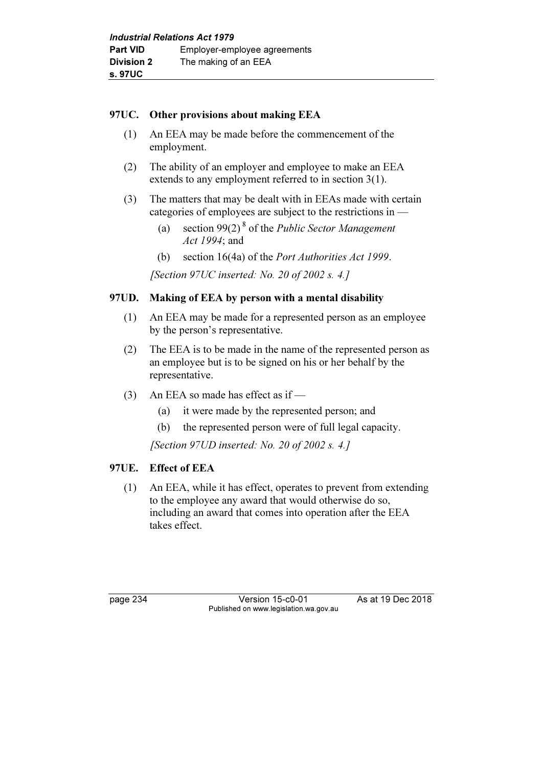### 97UC. Other provisions about making EEA

(1) An EEA may be made before the commencement of the employment.

(2) The ability of an employer and employee to make an EEA extends to any employment referred to in section 3(1).

(3) The matters that may be dealt with in EEAs made with certain categories of employees are subject to the restrictions in —

(a) section 99(2) [8] of the *Public Sector Management Act 1994*; and

(b) section 16(4a) of the *Port Authorities Act 1999*.

*[Section 97UC inserted: No. 20 of 2002 s. 4.]*

### 97UD. Making of EEA by person with a mental disability

(1) An EEA may be made for a represented person as an employee by the person's representative.

(2) The EEA is to be made in the name of the represented person as an employee but is to be signed on his or her behalf by the representative.

(3) An EEA so made has effect as if —

(a) it were made by the represented person; and

(b) the represented person were of full legal capacity.

*[Section 97UD inserted: No. 20 of 2002 s. 4.]*

### 97UE. Effect of EEA

(1) An EEA, while it has effect, operates to prevent from extending to the employee any award that would otherwise do so, including an award that comes into operation after the EEA takes effect.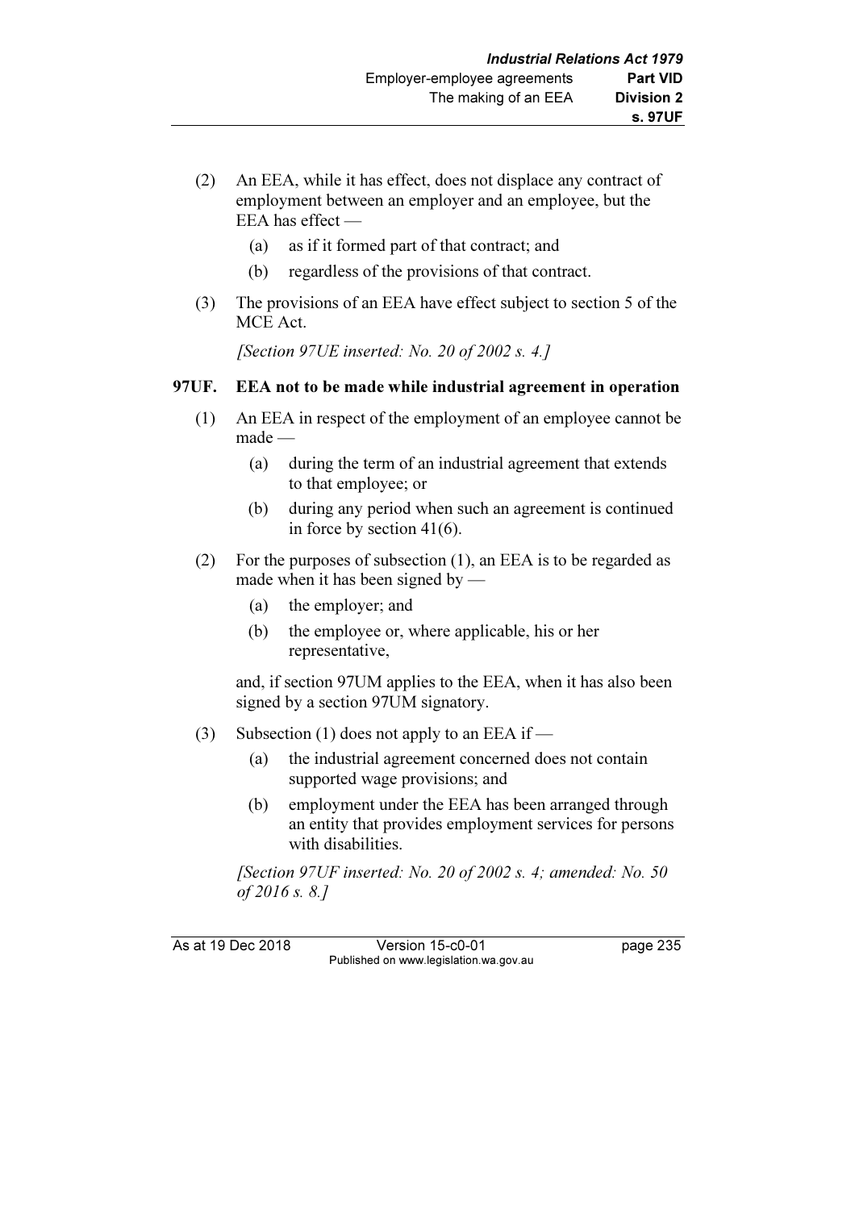(2) An EEA, while it has effect, does not displace any contract of employment between an employer and an employee, but the EEA has effect —

   (a) as if it formed part of that contract; and

   (b) regardless of the provisions of that contract.

(3) The provisions of an EEA have effect subject to section 5 of the MCE Act.

*[Section 97UE inserted: No. 20 of 2002 s. 4.]*

### 97UF. EEA not to be made while industrial agreement in operation

(1) An EEA in respect of the employment of an employee cannot be made —

   (a) during the term of an industrial agreement that extends to that employee; or

   (b) during any period when such an agreement is continued in force by section 41(6).

(2) For the purposes of subsection (1), an EEA is to be regarded as made when it has been signed by —

   (a) the employer; and

   (b) the employee or, where applicable, his or her representative,

   and, if section 97UM applies to the EEA, when it has also been signed by a section 97UM signatory.

(3) Subsection (1) does not apply to an EEA if —

   (a) the industrial agreement concerned does not contain supported wage provisions; and

   (b) employment under the EEA has been arranged through an entity that provides employment services for persons with disabilities.

*[Section 97UF inserted: No. 20 of 2002 s. 4; amended: No. 50 of 2016 s. 8.]*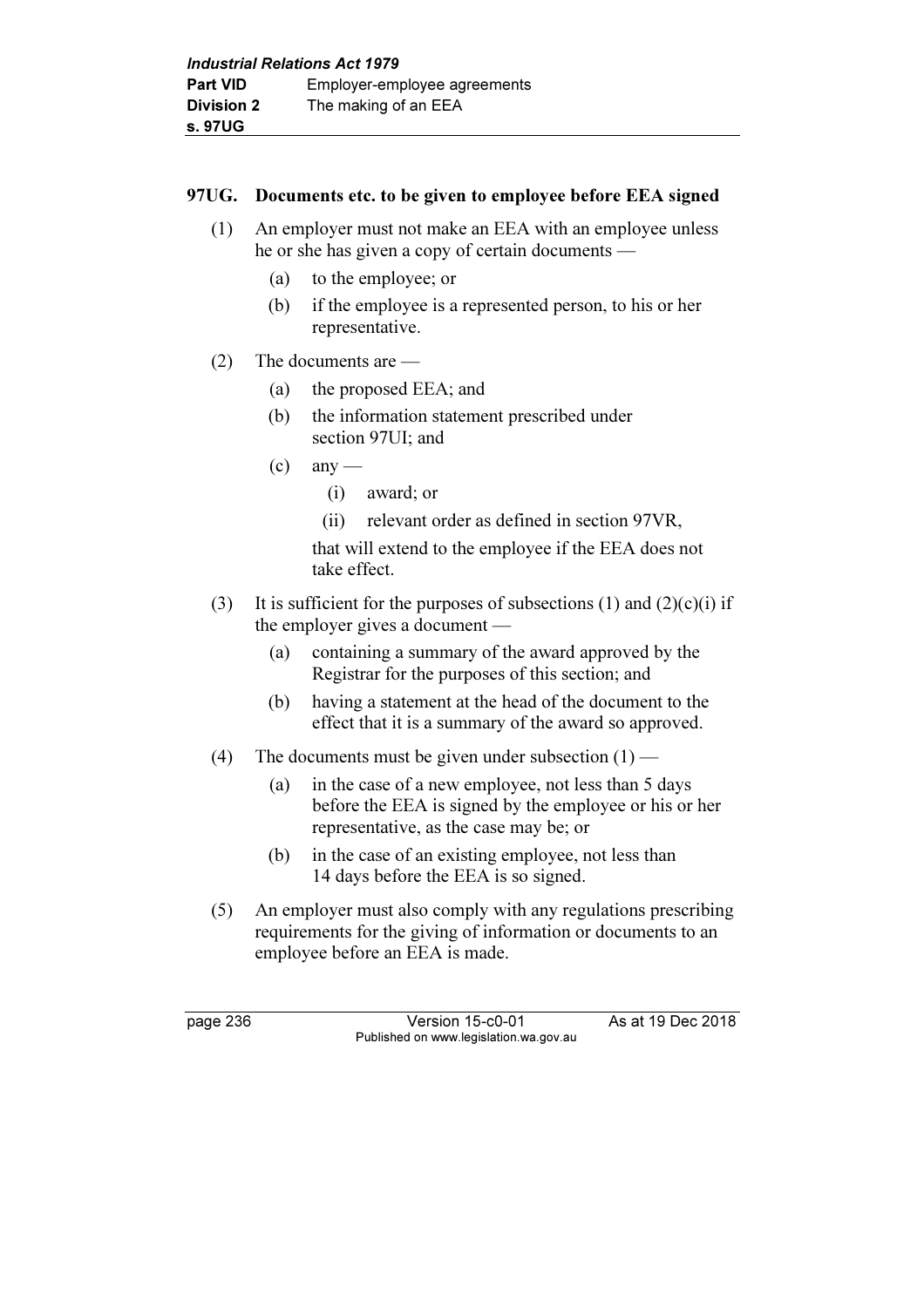## 97UG. Documents etc. to be given to employee before EEA signed

(1) An employer must not make an EEA with an employee unless he or she has given a copy of certain documents —

   (a) to the employee; or

   (b) if the employee is a represented person, to his or her representative.

(2) The documents are —

   (a) the proposed EEA; and

   (b) the information statement prescribed under section 97UI; and

   (c) any —

      (i) award; or

      (ii) relevant order as defined in section 97VR,

   that will extend to the employee if the EEA does not take effect.

(3) It is sufficient for the purposes of subsections (1) and (2)(c)(i) if the employer gives a document —

   (a) containing a summary of the award approved by the Registrar for the purposes of this section; and

   (b) having a statement at the head of the document to the effect that it is a summary of the award so approved.

(4) The documents must be given under subsection (1) —

   (a) in the case of a new employee, not less than 5 days before the EEA is signed by the employee or his or her representative, as the case may be; or

   (b) in the case of an existing employee, not less than 14 days before the EEA is so signed.

(5) An employer must also comply with any regulations prescribing requirements for the giving of information or documents to an employee before an EEA is made.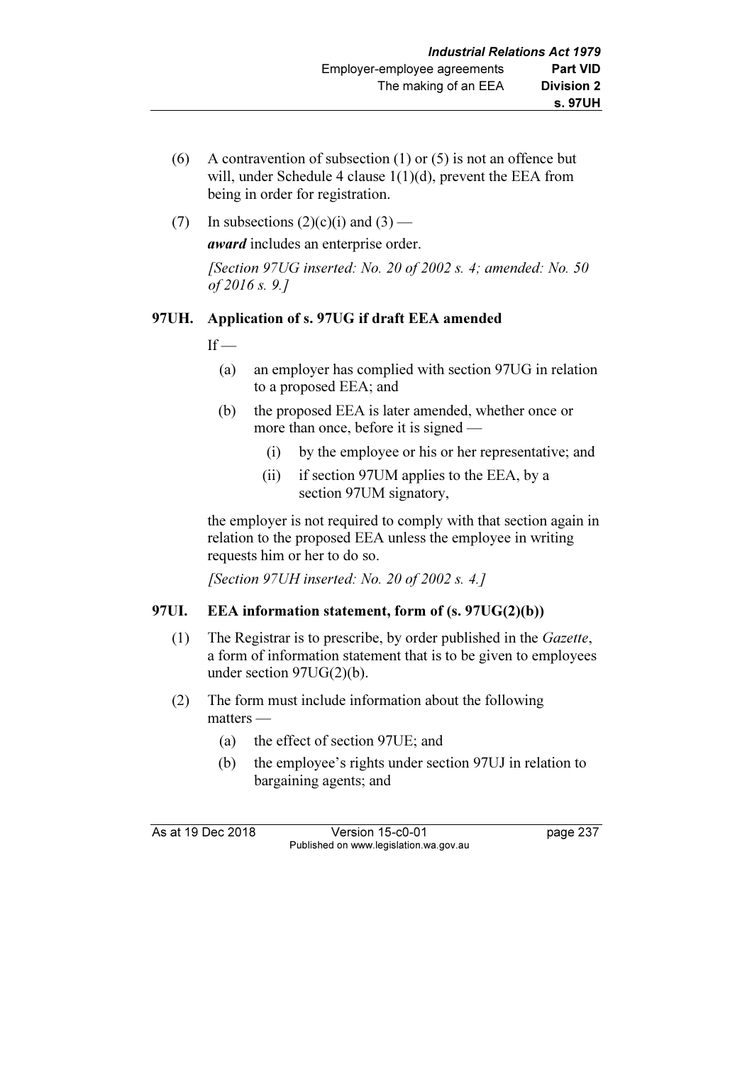(6) A contravention of subsection (1) or (5) is not an offence but will, under Schedule 4 clause 1(1)(d), prevent the EEA from being in order for registration.

(7) In subsections (2)(c)(i) and (3) —

***award*** includes an enterprise order.

*[Section 97UG inserted: No. 20 of 2002 s. 4; amended: No. 50 of 2016 s. 9.]*

### 97UH. Application of s. 97UG if draft EEA amended

If —

(a) an employer has complied with section 97UG in relation to a proposed EEA; and

(b) the proposed EEA is later amended, whether once or more than once, before it is signed —

(i) by the employee or his or her representative; and

(ii) if section 97UM applies to the EEA, by a section 97UM signatory,

the employer is not required to comply with that section again in relation to the proposed EEA unless the employee in writing requests him or her to do so.

*[Section 97UH inserted: No. 20 of 2002 s. 4.]*

### 97UI. EEA information statement, form of (s. 97UG(2)(b))

(1) The Registrar is to prescribe, by order published in the *Gazette*, a form of information statement that is to be given to employees under section 97UG(2)(b).

(2) The form must include information about the following matters —

(a) the effect of section 97UE; and

(b) the employee's rights under section 97UJ in relation to bargaining agents; and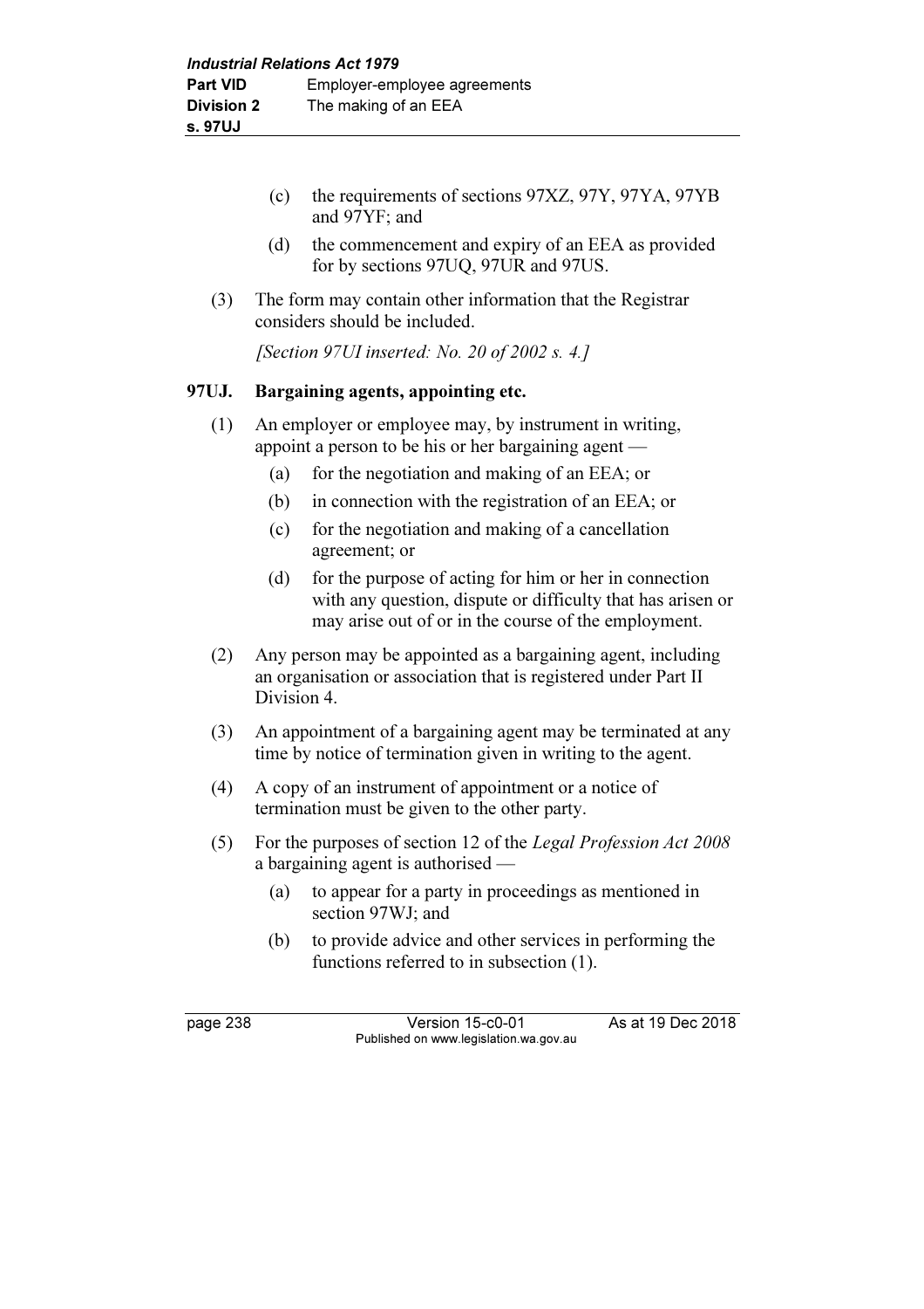(c) the requirements of sections 97XZ, 97Y, 97YA, 97YB and 97YF; and

(d) the commencement and expiry of an EEA as provided for by sections 97UQ, 97UR and 97US.

(3) The form may contain other information that the Registrar considers should be included.

*[Section 97UI inserted: No. 20 of 2002 s. 4.]*

### 97UJ. Bargaining agents, appointing etc.

(1) An employer or employee may, by instrument in writing, appoint a person to be his or her bargaining agent —

(a) for the negotiation and making of an EEA; or

(b) in connection with the registration of an EEA; or

(c) for the negotiation and making of a cancellation agreement; or

(d) for the purpose of acting for him or her in connection with any question, dispute or difficulty that has arisen or may arise out of or in the course of the employment.

(2) Any person may be appointed as a bargaining agent, including an organisation or association that is registered under Part II Division 4.

(3) An appointment of a bargaining agent may be terminated at any time by notice of termination given in writing to the agent.

(4) A copy of an instrument of appointment or a notice of termination must be given to the other party.

(5) For the purposes of section 12 of the *Legal Profession Act 2008* a bargaining agent is authorised —

(a) to appear for a party in proceedings as mentioned in section 97WJ; and

(b) to provide advice and other services in performing the functions referred to in subsection (1).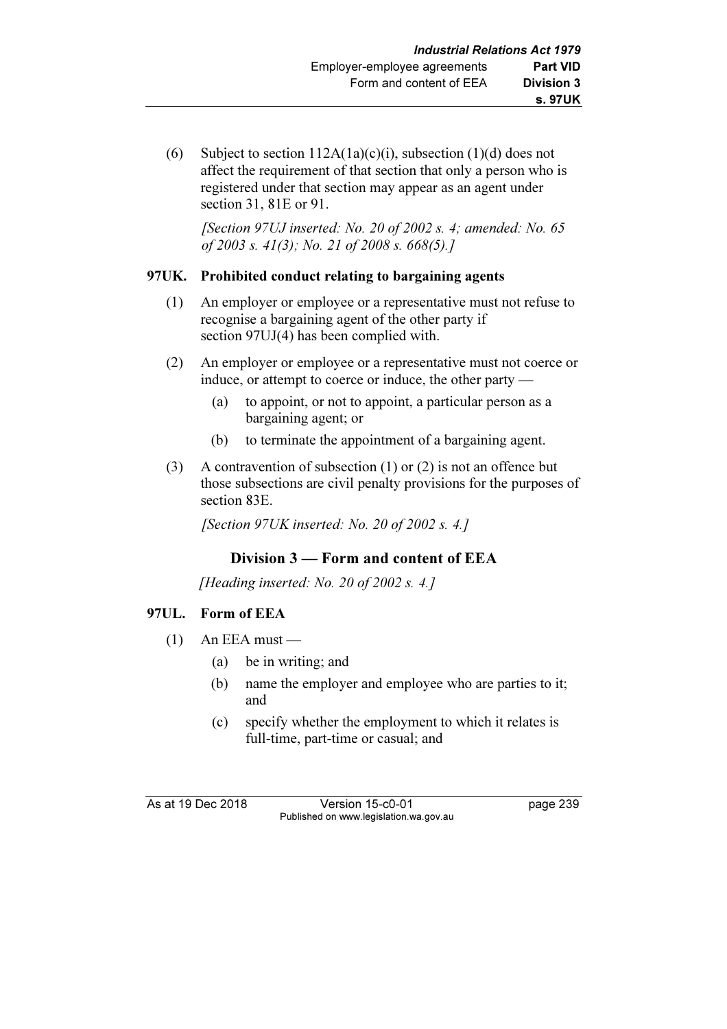(6) Subject to section 112A(1a)(c)(i), subsection (1)(d) does not affect the requirement of that section that only a person who is registered under that section may appear as an agent under section 31, 81E or 91.

*[Section 97UJ inserted: No. 20 of 2002 s. 4; amended: No. 65 of 2003 s. 41(3); No. 21 of 2008 s. 668(5).]*

### 97UK. Prohibited conduct relating to bargaining agents

(1) An employer or employee or a representative must not refuse to recognise a bargaining agent of the other party if section 97UJ(4) has been complied with.

(2) An employer or employee or a representative must not coerce or induce, or attempt to coerce or induce, the other party —

- (a) to appoint, or not to appoint, a particular person as a bargaining agent; or
- (b) to terminate the appointment of a bargaining agent.

(3) A contravention of subsection (1) or (2) is not an offence but those subsections are civil penalty provisions for the purposes of section 83E.

*[Section 97UK inserted: No. 20 of 2002 s. 4.]*

## Division 3 — Form and content of EEA

*[Heading inserted: No. 20 of 2002 s. 4.]*

### 97UL. Form of EEA

(1) An EEA must —

- (a) be in writing; and
- (b) name the employer and employee who are parties to it; and
- (c) specify whether the employment to which it relates is full-time, part-time or casual; and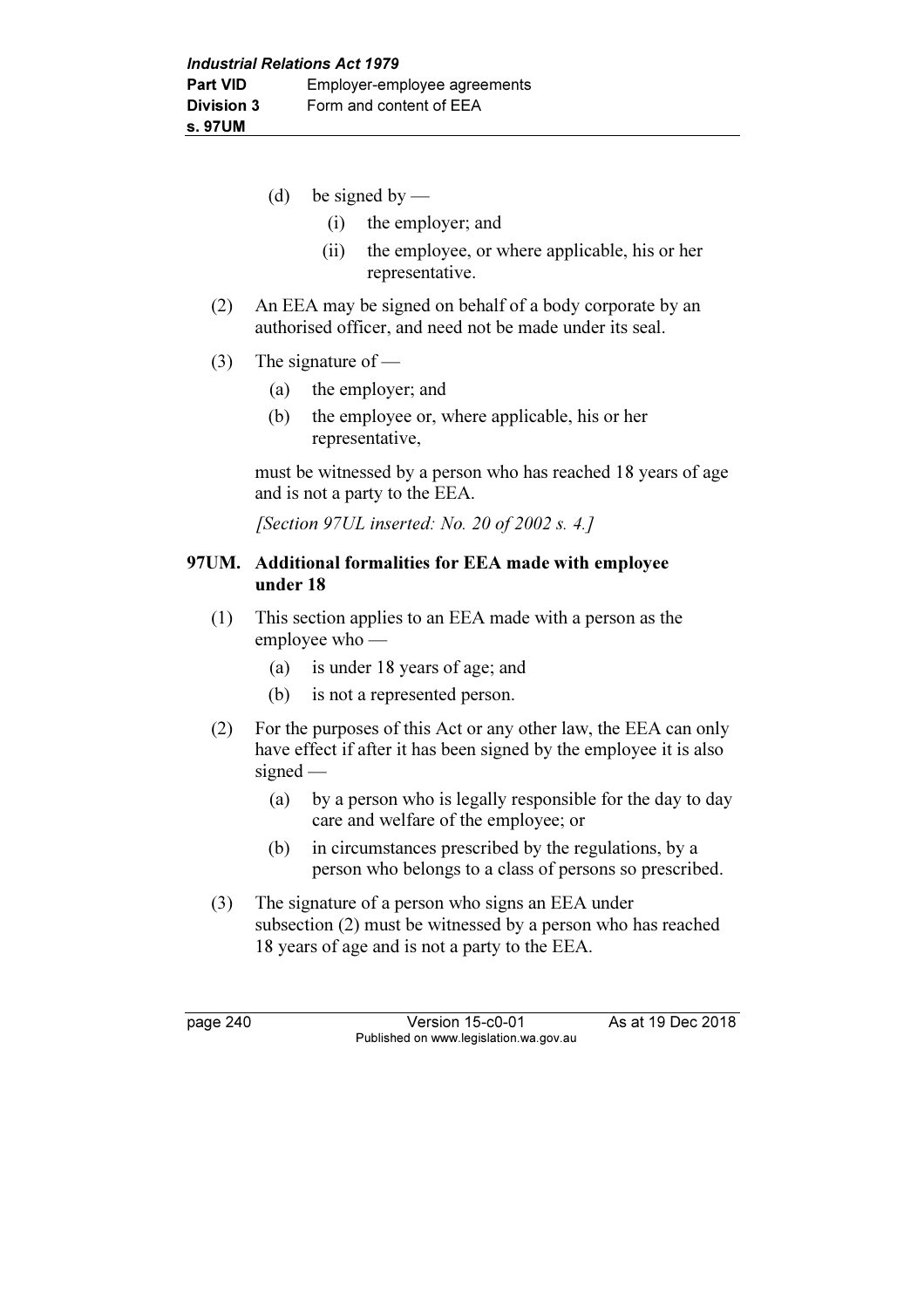(d) be signed by —

  (i) the employer; and

  (ii) the employee, or where applicable, his or her representative.

(2) An EEA may be signed on behalf of a body corporate by an authorised officer, and need not be made under its seal.

(3) The signature of —

  (a) the employer; and

  (b) the employee or, where applicable, his or her representative,

must be witnessed by a person who has reached 18 years of age and is not a party to the EEA.

*[Section 97UL inserted: No. 20 of 2002 s. 4.]*

### 97UM. Additional formalities for EEA made with employee under 18

(1) This section applies to an EEA made with a person as the employee who —

  (a) is under 18 years of age; and

  (b) is not a represented person.

(2) For the purposes of this Act or any other law, the EEA can only have effect if after it has been signed by the employee it is also signed —

  (a) by a person who is legally responsible for the day to day care and welfare of the employee; or

  (b) in circumstances prescribed by the regulations, by a person who belongs to a class of persons so prescribed.

(3) The signature of a person who signs an EEA under subsection (2) must be witnessed by a person who has reached 18 years of age and is not a party to the EEA.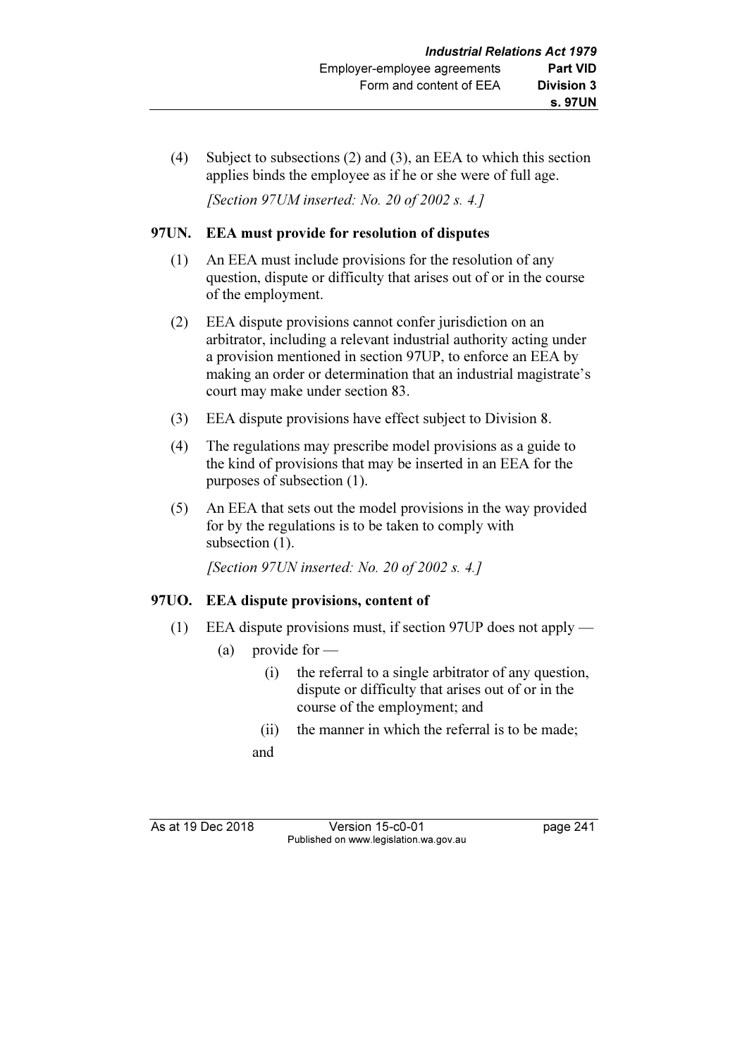(4) Subject to subsections (2) and (3), an EEA to which this section applies binds the employee as if he or she were of full age.

*[Section 97UM inserted: No. 20 of 2002 s. 4.]*

### 97UN. EEA must provide for resolution of disputes

(1) An EEA must include provisions for the resolution of any question, dispute or difficulty that arises out of or in the course of the employment.

(2) EEA dispute provisions cannot confer jurisdiction on an arbitrator, including a relevant industrial authority acting under a provision mentioned in section 97UP, to enforce an EEA by making an order or determination that an industrial magistrate's court may make under section 83.

(3) EEA dispute provisions have effect subject to Division 8.

(4) The regulations may prescribe model provisions as a guide to the kind of provisions that may be inserted in an EEA for the purposes of subsection (1).

(5) An EEA that sets out the model provisions in the way provided for by the regulations is to be taken to comply with subsection (1).

*[Section 97UN inserted: No. 20 of 2002 s. 4.]*

### 97UO. EEA dispute provisions, content of

(1) EEA dispute provisions must, if section 97UP does not apply —

(a) provide for —

(i) the referral to a single arbitrator of any question, dispute or difficulty that arises out of or in the course of the employment; and

(ii) the manner in which the referral is to be made;

and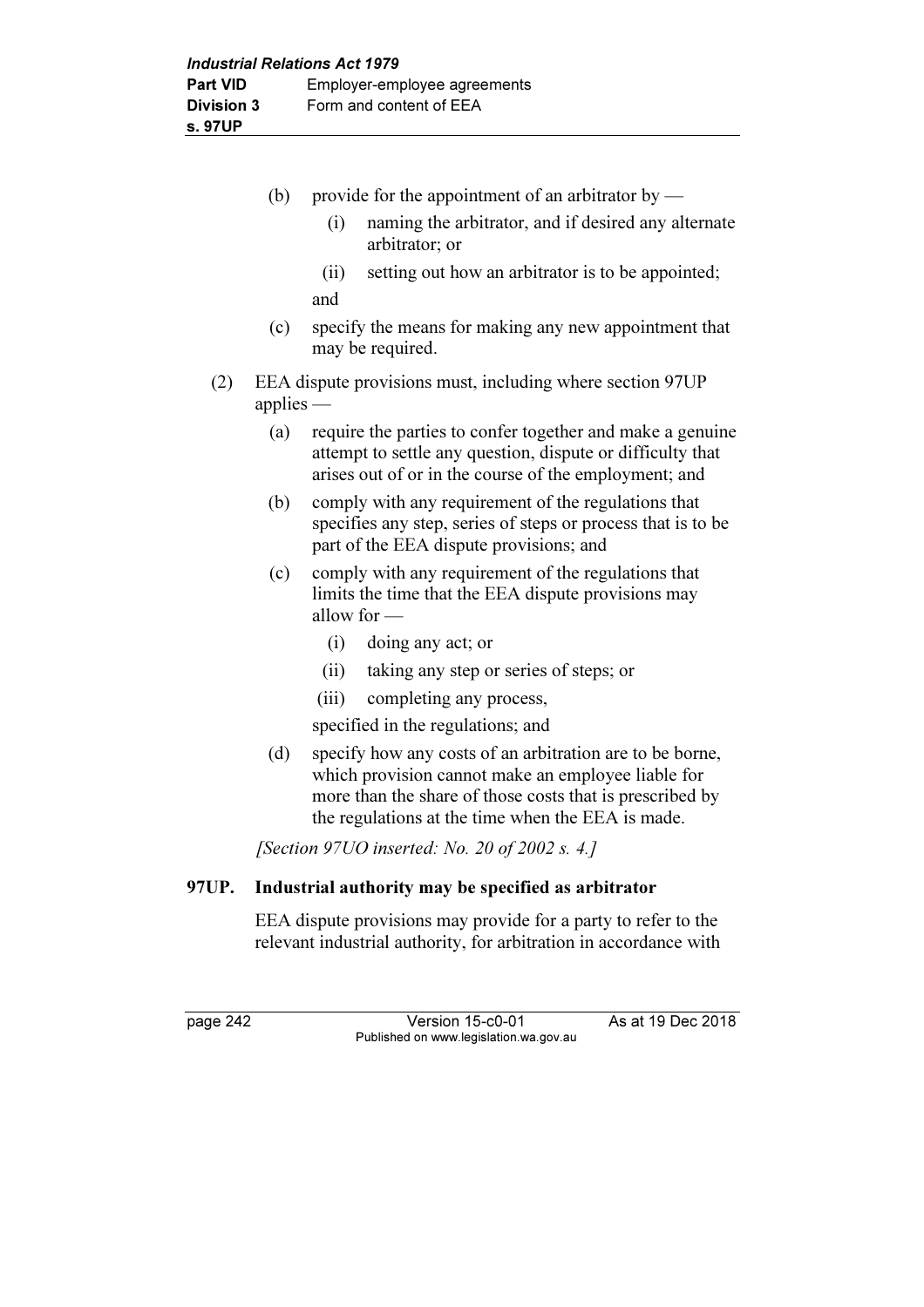(b) provide for the appointment of an arbitrator by —

    (i) naming the arbitrator, and if desired any alternate arbitrator; or

    (ii) setting out how an arbitrator is to be appointed;

    and

(c) specify the means for making any new appointment that may be required.

(2) EEA dispute provisions must, including where section 97UP applies —

(a) require the parties to confer together and make a genuine attempt to settle any question, dispute or difficulty that arises out of or in the course of the employment; and

(b) comply with any requirement of the regulations that specifies any step, series of steps or process that is to be part of the EEA dispute provisions; and

(c) comply with any requirement of the regulations that limits the time that the EEA dispute provisions may allow for —

    (i) doing any act; or

    (ii) taking any step or series of steps; or

    (iii) completing any process,

    specified in the regulations; and

(d) specify how any costs of an arbitration are to be borne, which provision cannot make an employee liable for more than the share of those costs that is prescribed by the regulations at the time when the EEA is made.

*[Section 97UO inserted: No. 20 of 2002 s. 4.]*

### 97UP. Industrial authority may be specified as arbitrator

EEA dispute provisions may provide for a party to refer to the relevant industrial authority, for arbitration in accordance with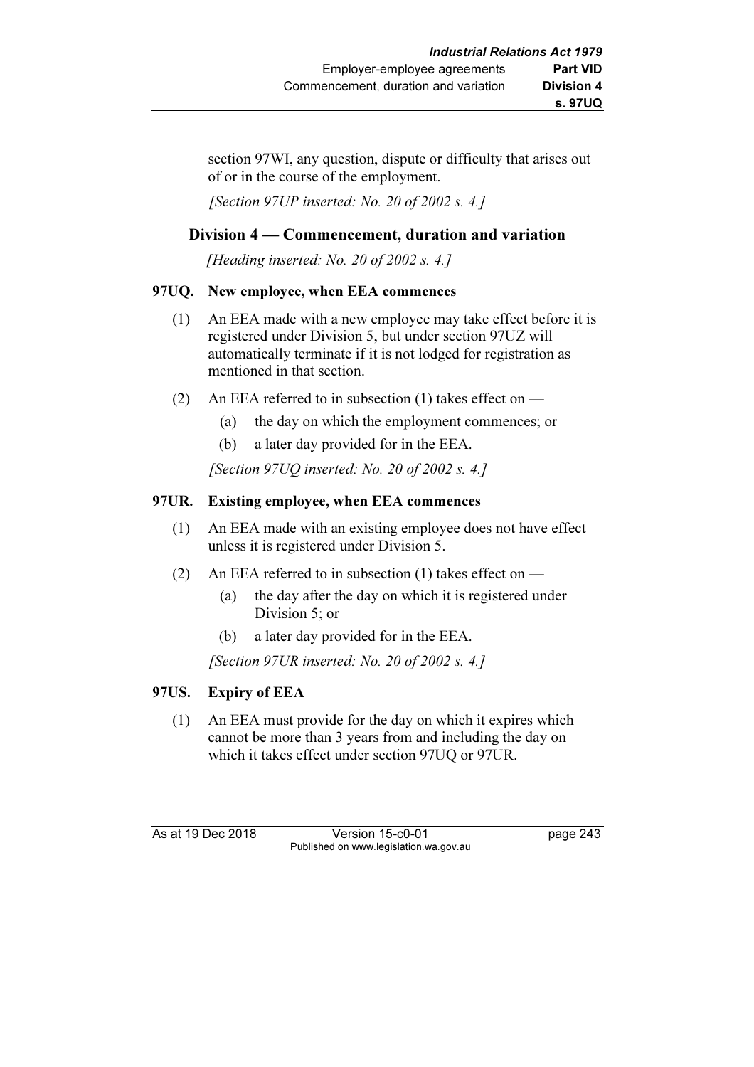section 97WI, any question, dispute or difficulty that arises out of or in the course of the employment.

*[Section 97UP inserted: No. 20 of 2002 s. 4.]*

## Division 4 — Commencement, duration and variation

*[Heading inserted: No. 20 of 2002 s. 4.]*

### 97UQ. New employee, when EEA commences

(1) An EEA made with a new employee may take effect before it is registered under Division 5, but under section 97UZ will automatically terminate if it is not lodged for registration as mentioned in that section.

(2) An EEA referred to in subsection (1) takes effect on —

(a) the day on which the employment commences; or

(b) a later day provided for in the EEA.

*[Section 97UQ inserted: No. 20 of 2002 s. 4.]*

### 97UR. Existing employee, when EEA commences

(1) An EEA made with an existing employee does not have effect unless it is registered under Division 5.

(2) An EEA referred to in subsection (1) takes effect on —

(a) the day after the day on which it is registered under Division 5; or

(b) a later day provided for in the EEA.

*[Section 97UR inserted: No. 20 of 2002 s. 4.]*

### 97US. Expiry of EEA

(1) An EEA must provide for the day on which it expires which cannot be more than 3 years from and including the day on which it takes effect under section 97UQ or 97UR.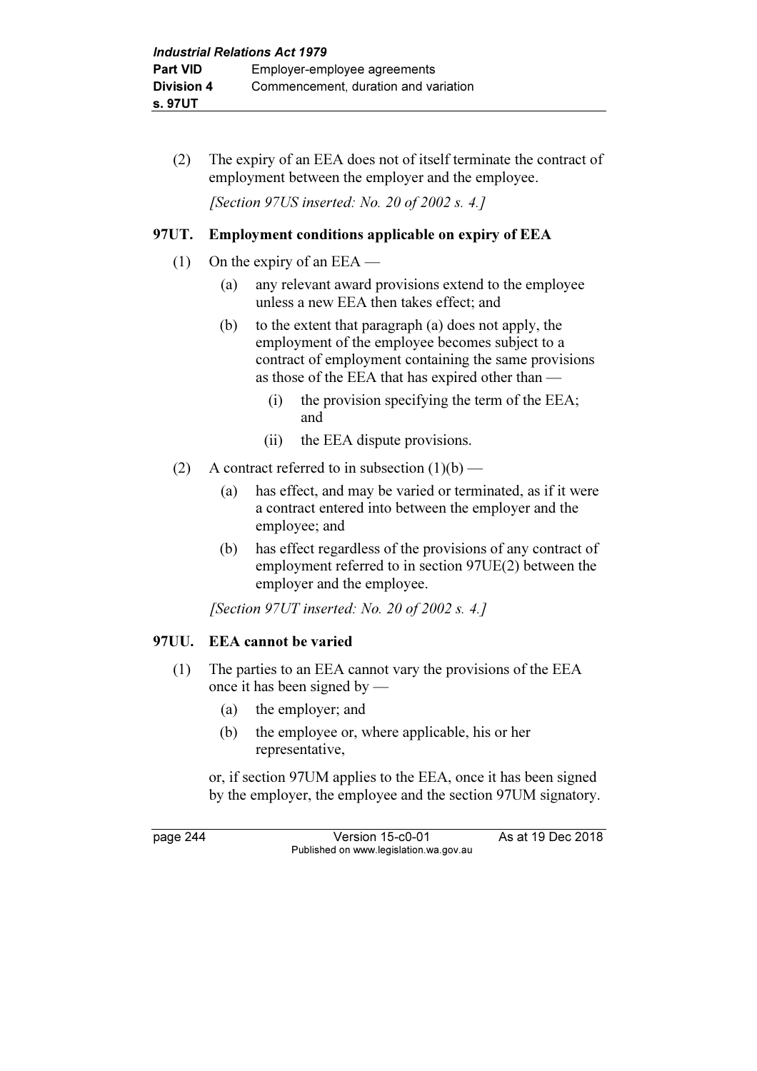(2) The expiry of an EEA does not of itself terminate the contract of employment between the employer and the employee.

*[Section 97US inserted: No. 20 of 2002 s. 4.]*

## 97UT. Employment conditions applicable on expiry of EEA

(1) On the expiry of an EEA —

(a) any relevant award provisions extend to the employee unless a new EEA then takes effect; and

(b) to the extent that paragraph (a) does not apply, the employment of the employee becomes subject to a contract of employment containing the same provisions as those of the EEA that has expired other than —

(i) the provision specifying the term of the EEA; and

(ii) the EEA dispute provisions.

(2) A contract referred to in subsection (1)(b) —

(a) has effect, and may be varied or terminated, as if it were a contract entered into between the employer and the employee; and

(b) has effect regardless of the provisions of any contract of employment referred to in section 97UE(2) between the employer and the employee.

*[Section 97UT inserted: No. 20 of 2002 s. 4.]*

## 97UU. EEA cannot be varied

(1) The parties to an EEA cannot vary the provisions of the EEA once it has been signed by —

(a) the employer; and

(b) the employee or, where applicable, his or her representative,

or, if section 97UM applies to the EEA, once it has been signed by the employer, the employee and the section 97UM signatory.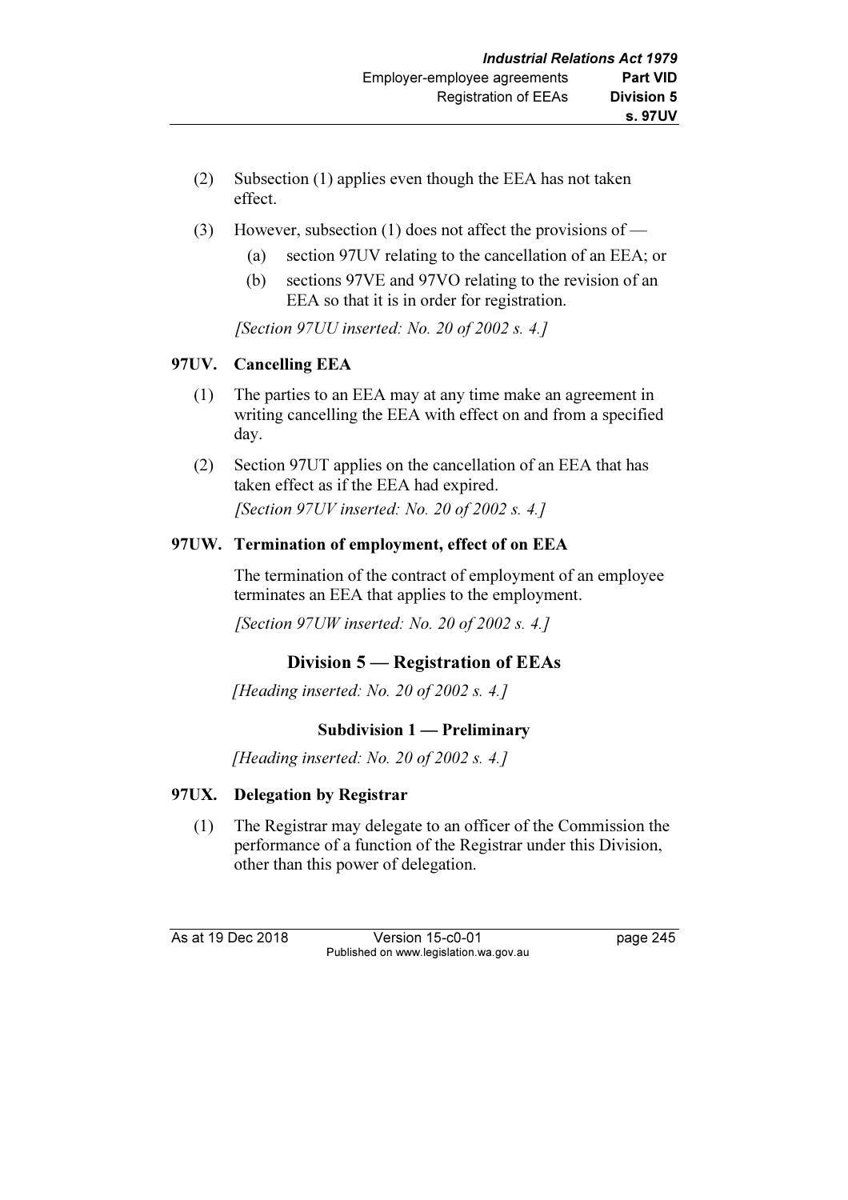(2) Subsection (1) applies even though the EEA has not taken effect.

(3) However, subsection (1) does not affect the provisions of —

  (a) section 97UV relating to the cancellation of an EEA; or

  (b) sections 97VE and 97VO relating to the revision of an EEA so that it is in order for registration.

*[Section 97UU inserted: No. 20 of 2002 s. 4.]*

### 97UV. Cancelling EEA

(1) The parties to an EEA may at any time make an agreement in writing cancelling the EEA with effect on and from a specified day.

(2) Section 97UT applies on the cancellation of an EEA that has taken effect as if the EEA had expired.

*[Section 97UV inserted: No. 20 of 2002 s. 4.]*

### 97UW. Termination of employment, effect of on EEA

The termination of the contract of employment of an employee terminates an EEA that applies to the employment.

*[Section 97UW inserted: No. 20 of 2002 s. 4.]*

## Division 5 — Registration of EEAs

*[Heading inserted: No. 20 of 2002 s. 4.]*

### Subdivision 1 — Preliminary

*[Heading inserted: No. 20 of 2002 s. 4.]*

### 97UX. Delegation by Registrar

(1) The Registrar may delegate to an officer of the Commission the performance of a function of the Registrar under this Division, other than this power of delegation.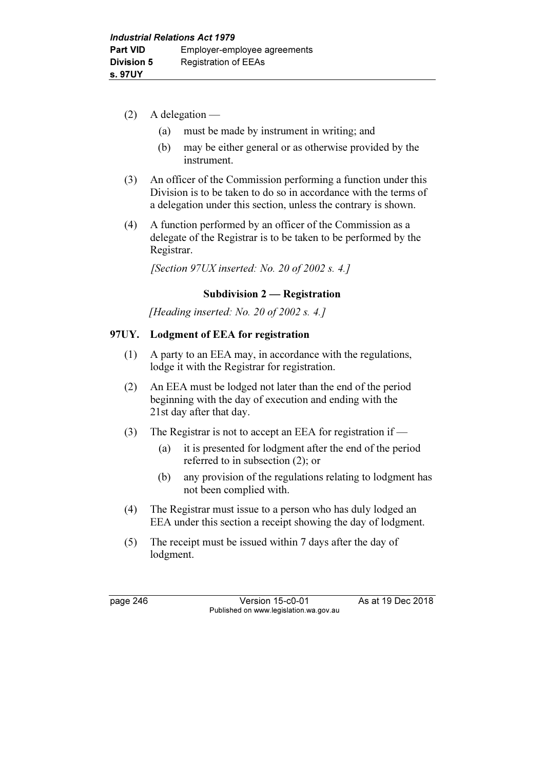(2) A delegation —

(a) must be made by instrument in writing; and

(b) may be either general or as otherwise provided by the instrument.

(3) An officer of the Commission performing a function under this Division is to be taken to do so in accordance with the terms of a delegation under this section, unless the contrary is shown.

(4) A function performed by an officer of the Commission as a delegate of the Registrar is to be taken to be performed by the Registrar.

*[Section 97UX inserted: No. 20 of 2002 s. 4.]*

### Subdivision 2 — Registration

*[Heading inserted: No. 20 of 2002 s. 4.]*

### 97UY. Lodgment of EEA for registration

(1) A party to an EEA may, in accordance with the regulations, lodge it with the Registrar for registration.

(2) An EEA must be lodged not later than the end of the period beginning with the day of execution and ending with the 21st day after that day.

(3) The Registrar is not to accept an EEA for registration if —

(a) it is presented for lodgment after the end of the period referred to in subsection (2); or

(b) any provision of the regulations relating to lodgment has not been complied with.

(4) The Registrar must issue to a person who has duly lodged an EEA under this section a receipt showing the day of lodgment.

(5) The receipt must be issued within 7 days after the day of lodgment.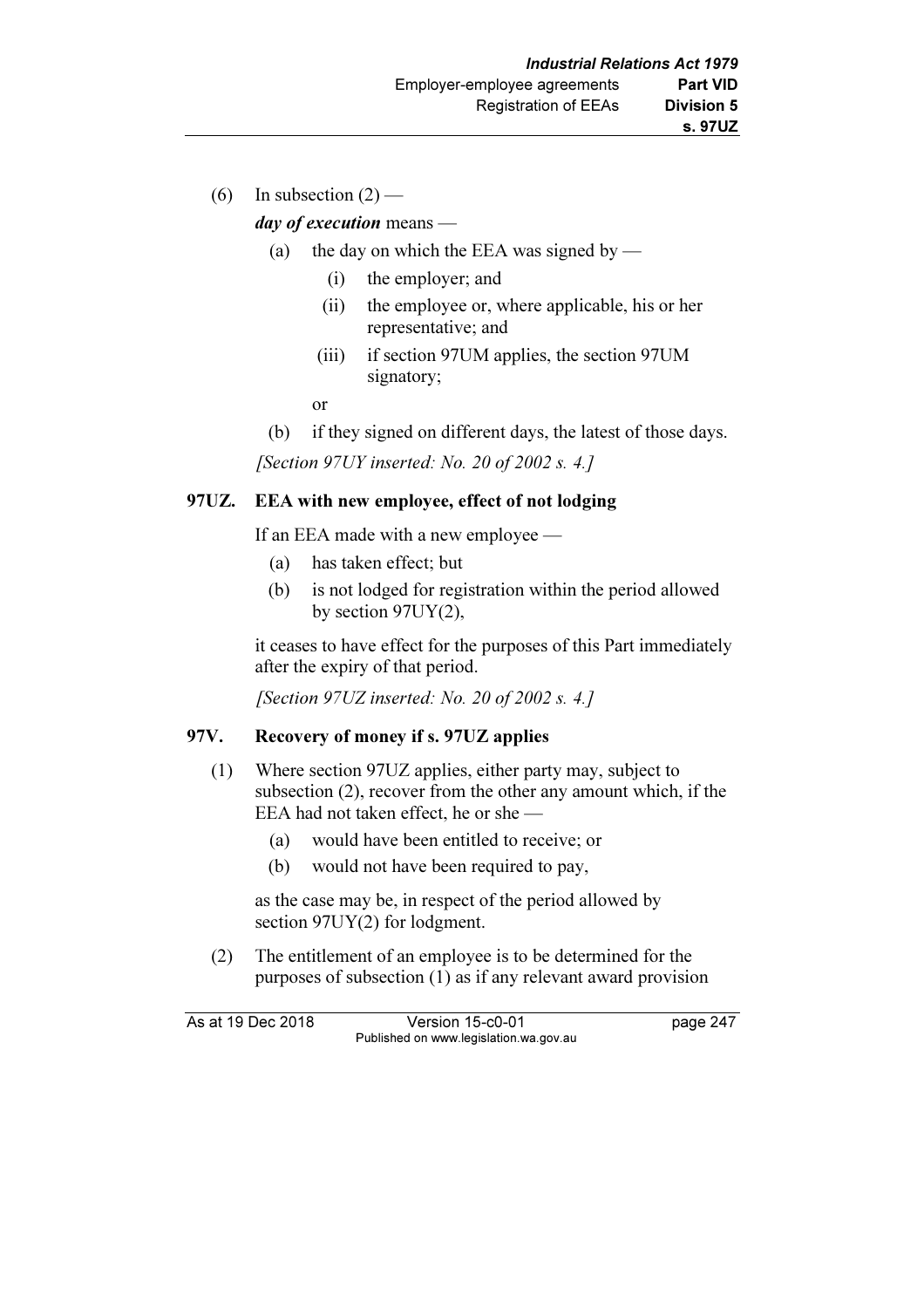(6) In subsection (2) —

***day of execution*** means —

(a) the day on which the EEA was signed by —

(i) the employer; and

(ii) the employee or, where applicable, his or her representative; and

(iii) if section 97UM applies, the section 97UM signatory;

or

(b) if they signed on different days, the latest of those days.

*[Section 97UY inserted: No. 20 of 2002 s. 4.]*

## 97UZ. EEA with new employee, effect of not lodging

If an EEA made with a new employee —

(a) has taken effect; but

(b) is not lodged for registration within the period allowed by section 97UY(2),

it ceases to have effect for the purposes of this Part immediately after the expiry of that period.

*[Section 97UZ inserted: No. 20 of 2002 s. 4.]*

## 97V. Recovery of money if s. 97UZ applies

(1) Where section 97UZ applies, either party may, subject to subsection (2), recover from the other any amount which, if the EEA had not taken effect, he or she —

(a) would have been entitled to receive; or

(b) would not have been required to pay,

as the case may be, in respect of the period allowed by section 97UY(2) for lodgment.

(2) The entitlement of an employee is to be determined for the purposes of subsection (1) as if any relevant award provision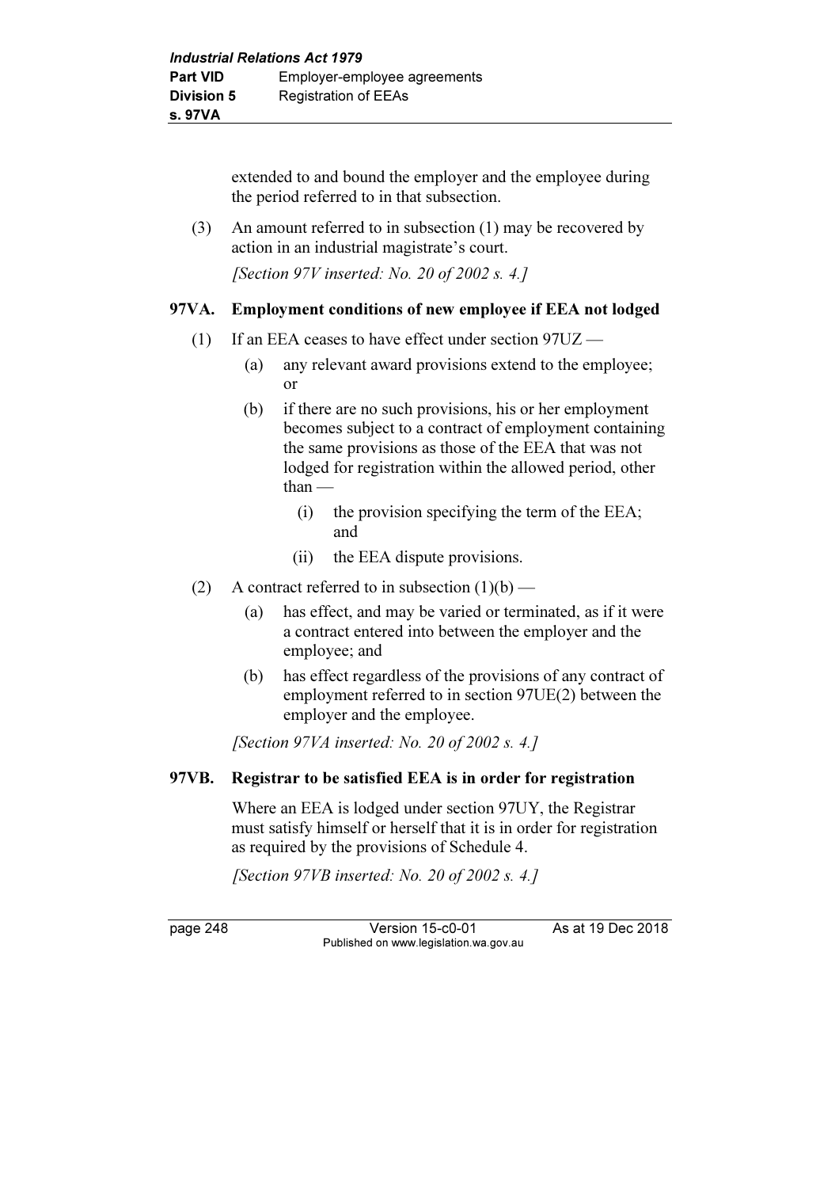extended to and bound the employer and the employee during the period referred to in that subsection.

(3) An amount referred to in subsection (1) may be recovered by action in an industrial magistrate's court.

*[Section 97V inserted: No. 20 of 2002 s. 4.]*

### 97VA. Employment conditions of new employee if EEA not lodged

(1) If an EEA ceases to have effect under section 97UZ —

- (a) any relevant award provisions extend to the employee; or
- (b) if there are no such provisions, his or her employment becomes subject to a contract of employment containing the same provisions as those of the EEA that was not lodged for registration within the allowed period, other than —
  - (i) the provision specifying the term of the EEA; and
  - (ii) the EEA dispute provisions.

(2) A contract referred to in subsection (1)(b) —

- (a) has effect, and may be varied or terminated, as if it were a contract entered into between the employer and the employee; and
- (b) has effect regardless of the provisions of any contract of employment referred to in section 97UE(2) between the employer and the employee.

*[Section 97VA inserted: No. 20 of 2002 s. 4.]*

### 97VB. Registrar to be satisfied EEA is in order for registration

Where an EEA is lodged under section 97UY, the Registrar must satisfy himself or herself that it is in order for registration as required by the provisions of Schedule 4.

*[Section 97VB inserted: No. 20 of 2002 s. 4.]*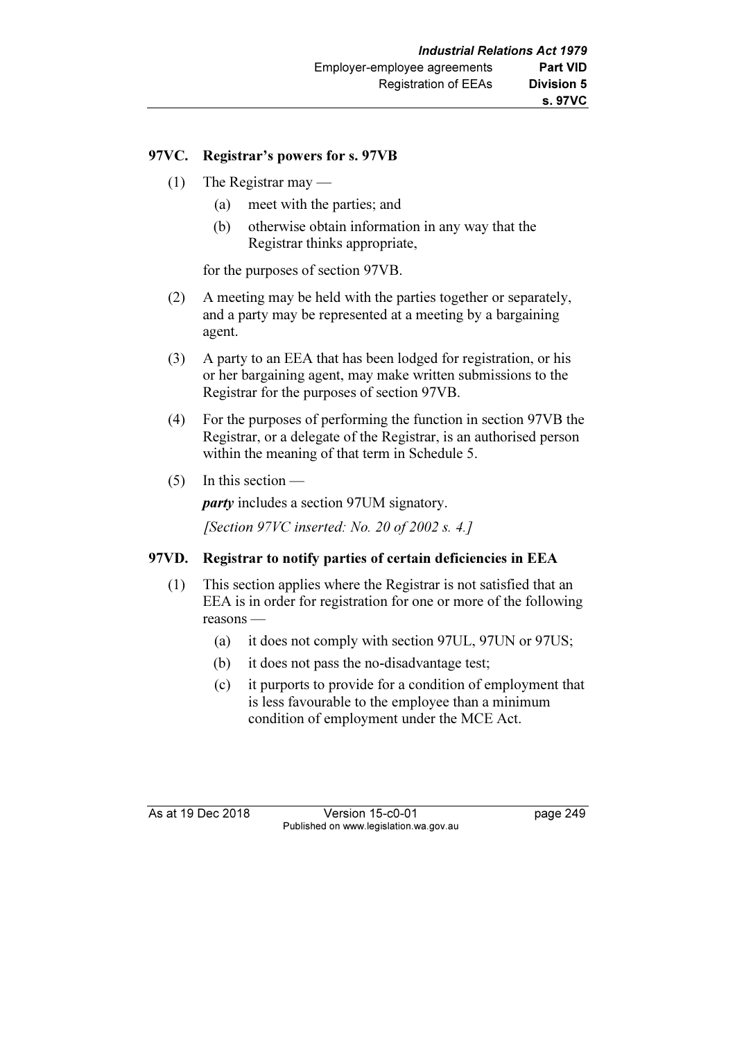## 97VC. Registrar's powers for s. 97VB

(1) The Registrar may —

(a) meet with the parties; and

(b) otherwise obtain information in any way that the Registrar thinks appropriate,

for the purposes of section 97VB.

(2) A meeting may be held with the parties together or separately, and a party may be represented at a meeting by a bargaining agent.

(3) A party to an EEA that has been lodged for registration, or his or her bargaining agent, may make written submissions to the Registrar for the purposes of section 97VB.

(4) For the purposes of performing the function in section 97VB the Registrar, or a delegate of the Registrar, is an authorised person within the meaning of that term in Schedule 5.

(5) In this section —

***party*** includes a section 97UM signatory.

*[Section 97VC inserted: No. 20 of 2002 s. 4.]*

## 97VD. Registrar to notify parties of certain deficiencies in EEA

(1) This section applies where the Registrar is not satisfied that an EEA is in order for registration for one or more of the following reasons —

(a) it does not comply with section 97UL, 97UN or 97US;

(b) it does not pass the no-disadvantage test;

(c) it purports to provide for a condition of employment that is less favourable to the employee than a minimum condition of employment under the MCE Act.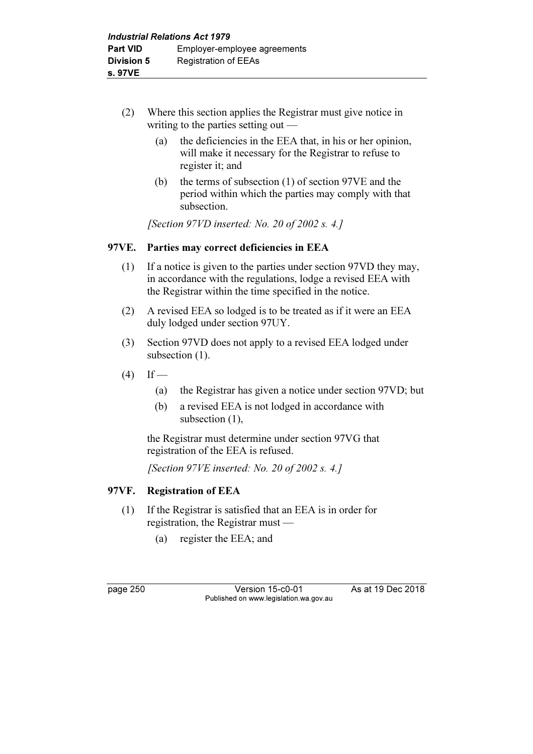(2) Where this section applies the Registrar must give notice in writing to the parties setting out —

(a) the deficiencies in the EEA that, in his or her opinion, will make it necessary for the Registrar to refuse to register it; and

(b) the terms of subsection (1) of section 97VE and the period within which the parties may comply with that subsection.

*[Section 97VD inserted: No. 20 of 2002 s. 4.]*

**97VE. Parties may correct deficiencies in EEA**

(1) If a notice is given to the parties under section 97VD they may, in accordance with the regulations, lodge a revised EEA with the Registrar within the time specified in the notice.

(2) A revised EEA so lodged is to be treated as if it were an EEA duly lodged under section 97UY.

(3) Section 97VD does not apply to a revised EEA lodged under subsection (1).

(4) If —

(a) the Registrar has given a notice under section 97VD; but

(b) a revised EEA is not lodged in accordance with subsection (1),

the Registrar must determine under section 97VG that registration of the EEA is refused.

*[Section 97VE inserted: No. 20 of 2002 s. 4.]*

**97VF. Registration of EEA**

(1) If the Registrar is satisfied that an EEA is in order for registration, the Registrar must —

(a) register the EEA; and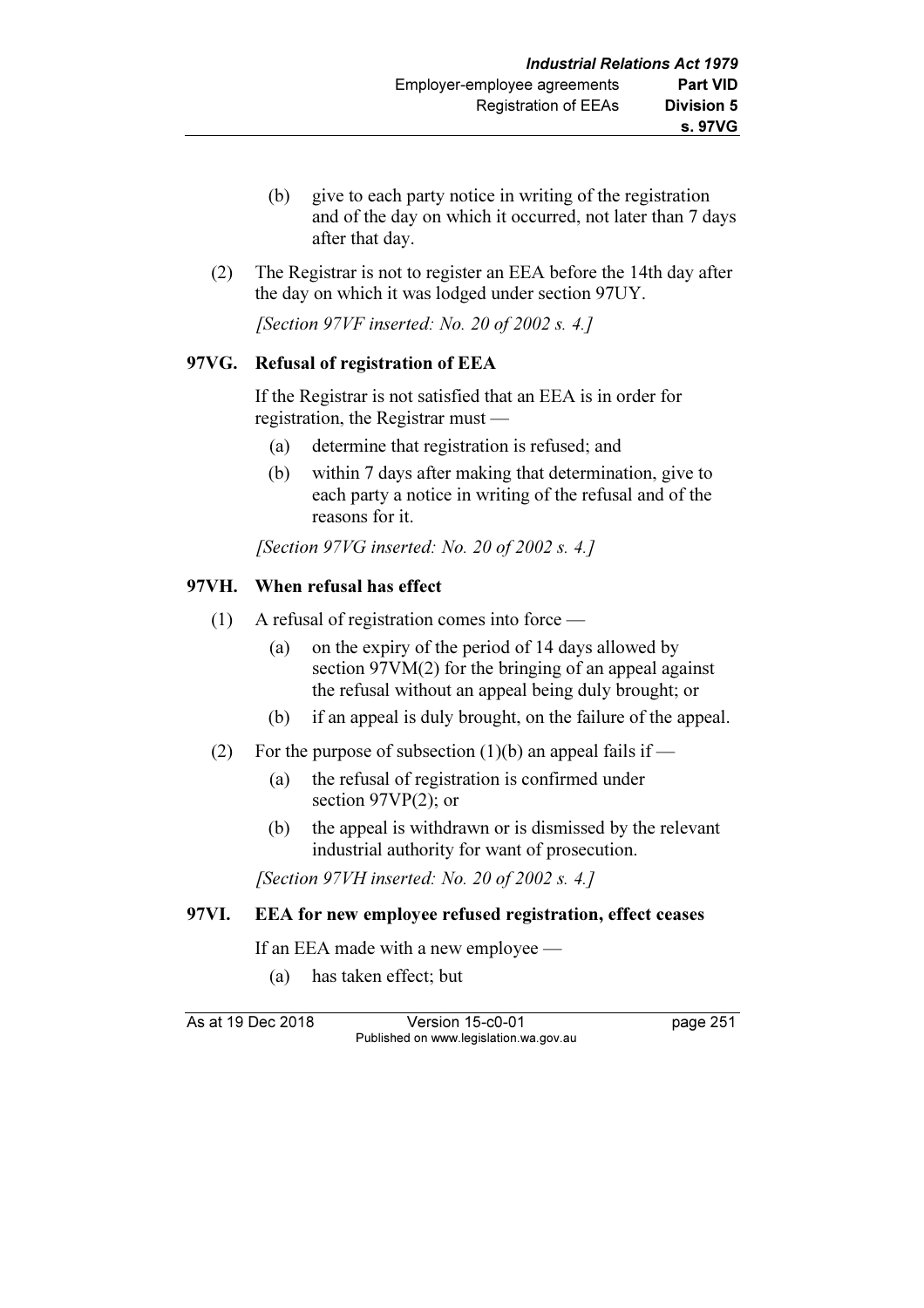(b) give to each party notice in writing of the registration and of the day on which it occurred, not later than 7 days after that day.

(2) The Registrar is not to register an EEA before the 14th day after the day on which it was lodged under section 97UY.

*[Section 97VF inserted: No. 20 of 2002 s. 4.]*

### 97VG. Refusal of registration of EEA

If the Registrar is not satisfied that an EEA is in order for registration, the Registrar must —

(a) determine that registration is refused; and

(b) within 7 days after making that determination, give to each party a notice in writing of the refusal and of the reasons for it.

*[Section 97VG inserted: No. 20 of 2002 s. 4.]*

### 97VH. When refusal has effect

(1) A refusal of registration comes into force —

(a) on the expiry of the period of 14 days allowed by section 97VM(2) for the bringing of an appeal against the refusal without an appeal being duly brought; or

(b) if an appeal is duly brought, on the failure of the appeal.

(2) For the purpose of subsection (1)(b) an appeal fails if —

(a) the refusal of registration is confirmed under section 97VP(2); or

(b) the appeal is withdrawn or is dismissed by the relevant industrial authority for want of prosecution.

*[Section 97VH inserted: No. 20 of 2002 s. 4.]*

### 97VI. EEA for new employee refused registration, effect ceases

If an EEA made with a new employee —

(a) has taken effect; but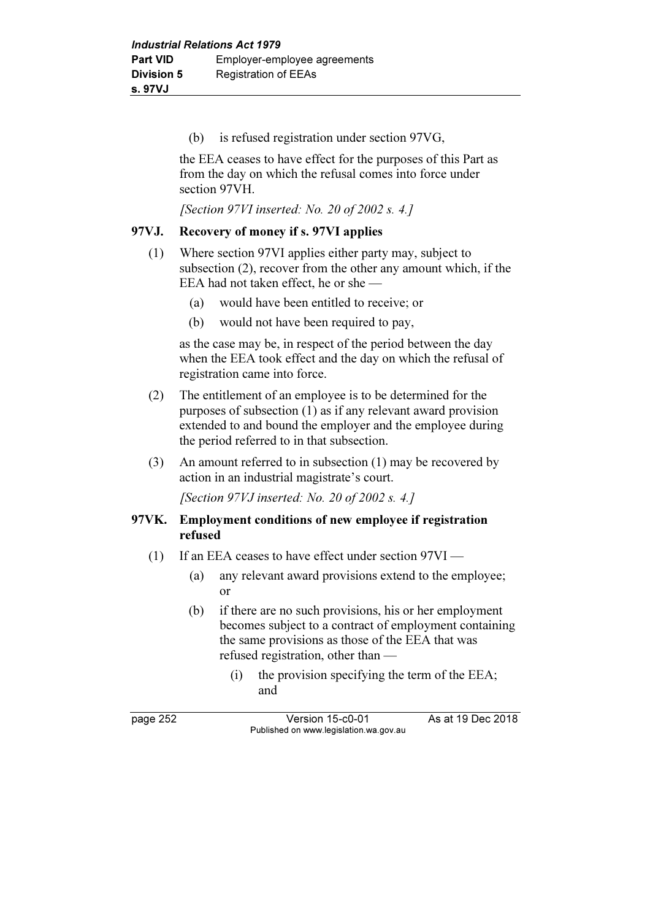(b) is refused registration under section 97VG,

the EEA ceases to have effect for the purposes of this Part as from the day on which the refusal comes into force under section 97VH.

*[Section 97VI inserted: No. 20 of 2002 s. 4.]*

### 97VJ. Recovery of money if s. 97VI applies

(1) Where section 97VI applies either party may, subject to subsection (2), recover from the other any amount which, if the EEA had not taken effect, he or she —

(a) would have been entitled to receive; or

(b) would not have been required to pay,

as the case may be, in respect of the period between the day when the EEA took effect and the day on which the refusal of registration came into force.

(2) The entitlement of an employee is to be determined for the purposes of subsection (1) as if any relevant award provision extended to and bound the employer and the employee during the period referred to in that subsection.

(3) An amount referred to in subsection (1) may be recovered by action in an industrial magistrate's court.

*[Section 97VJ inserted: No. 20 of 2002 s. 4.]*

### 97VK. Employment conditions of new employee if registration refused

(1) If an EEA ceases to have effect under section 97VI —

(a) any relevant award provisions extend to the employee; or

(b) if there are no such provisions, his or her employment becomes subject to a contract of employment containing the same provisions as those of the EEA that was refused registration, other than —

(i) the provision specifying the term of the EEA; and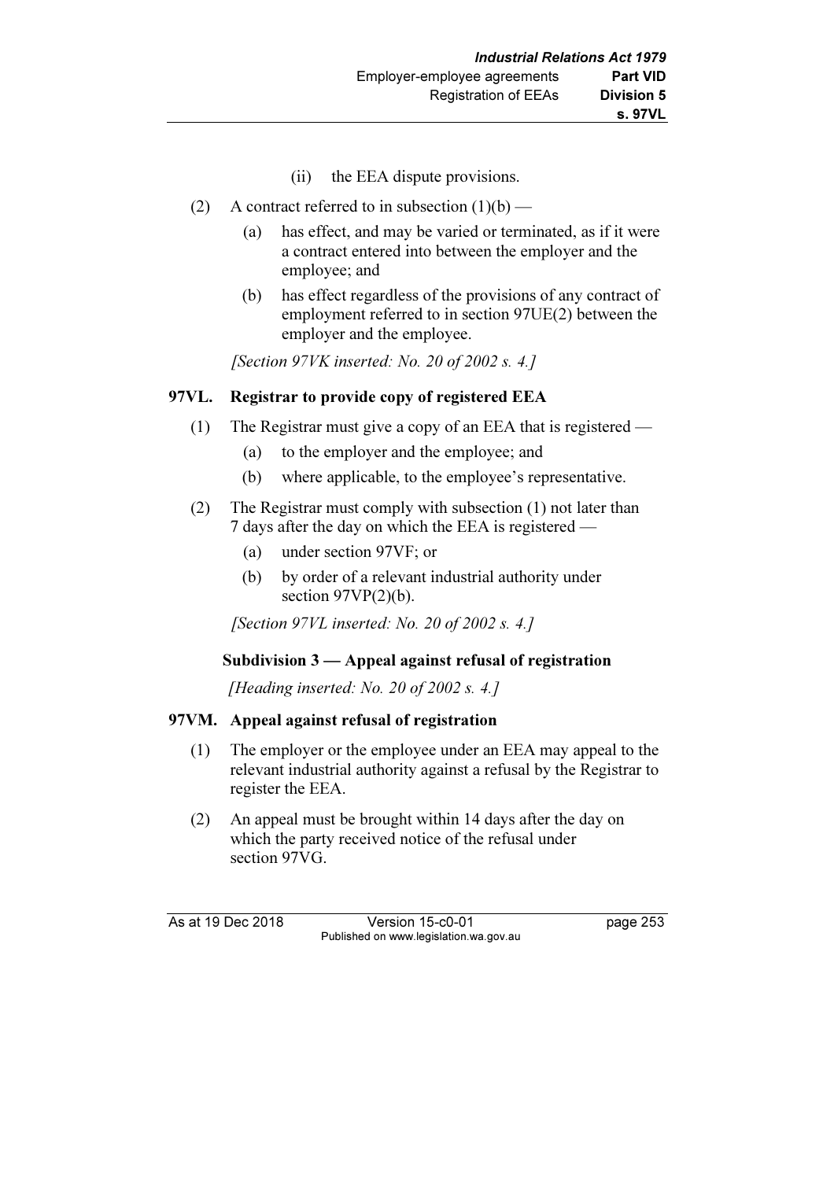(ii) the EEA dispute provisions.

(2) A contract referred to in subsection (1)(b) —

(a) has effect, and may be varied or terminated, as if it were a contract entered into between the employer and the employee; and

(b) has effect regardless of the provisions of any contract of employment referred to in section 97UE(2) between the employer and the employee.

*[Section 97VK inserted: No. 20 of 2002 s. 4.]*

### 97VL. Registrar to provide copy of registered EEA

(1) The Registrar must give a copy of an EEA that is registered —

(a) to the employer and the employee; and

(b) where applicable, to the employee's representative.

(2) The Registrar must comply with subsection (1) not later than 7 days after the day on which the EEA is registered —

(a) under section 97VF; or

(b) by order of a relevant industrial authority under section 97VP(2)(b).

*[Section 97VL inserted: No. 20 of 2002 s. 4.]*

## Subdivision 3 — Appeal against refusal of registration

*[Heading inserted: No. 20 of 2002 s. 4.]*

### 97VM. Appeal against refusal of registration

(1) The employer or the employee under an EEA may appeal to the relevant industrial authority against a refusal by the Registrar to register the EEA.

(2) An appeal must be brought within 14 days after the day on which the party received notice of the refusal under section 97VG.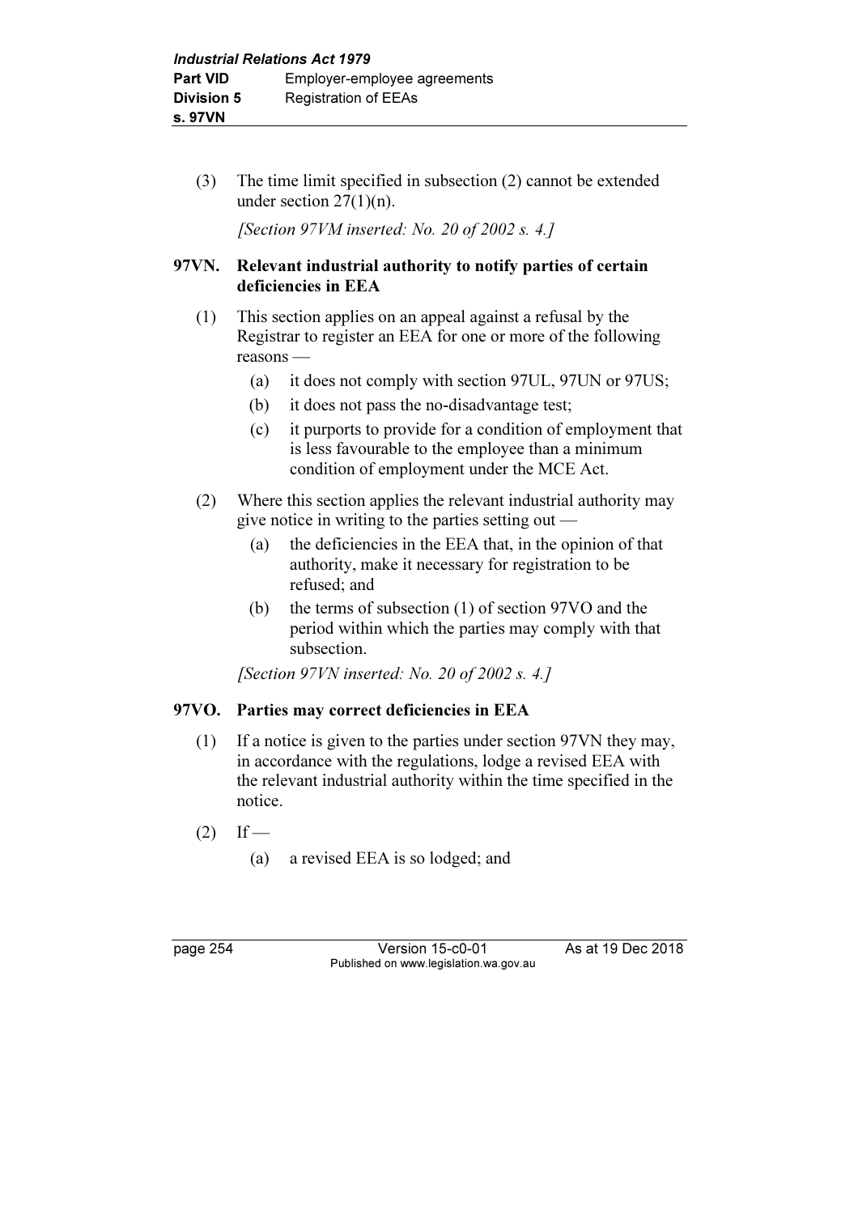(3) The time limit specified in subsection (2) cannot be extended under section 27(1)(n).

*[Section 97VM inserted: No. 20 of 2002 s. 4.]*

### 97VN. Relevant industrial authority to notify parties of certain deficiencies in EEA

(1) This section applies on an appeal against a refusal by the Registrar to register an EEA for one or more of the following reasons —

(a) it does not comply with section 97UL, 97UN or 97US;

(b) it does not pass the no-disadvantage test;

(c) it purports to provide for a condition of employment that is less favourable to the employee than a minimum condition of employment under the MCE Act.

(2) Where this section applies the relevant industrial authority may give notice in writing to the parties setting out —

(a) the deficiencies in the EEA that, in the opinion of that authority, make it necessary for registration to be refused; and

(b) the terms of subsection (1) of section 97VO and the period within which the parties may comply with that subsection.

*[Section 97VN inserted: No. 20 of 2002 s. 4.]*

### 97VO. Parties may correct deficiencies in EEA

(1) If a notice is given to the parties under section 97VN they may, in accordance with the regulations, lodge a revised EEA with the relevant industrial authority within the time specified in the notice.

(2) If —

(a) a revised EEA is so lodged; and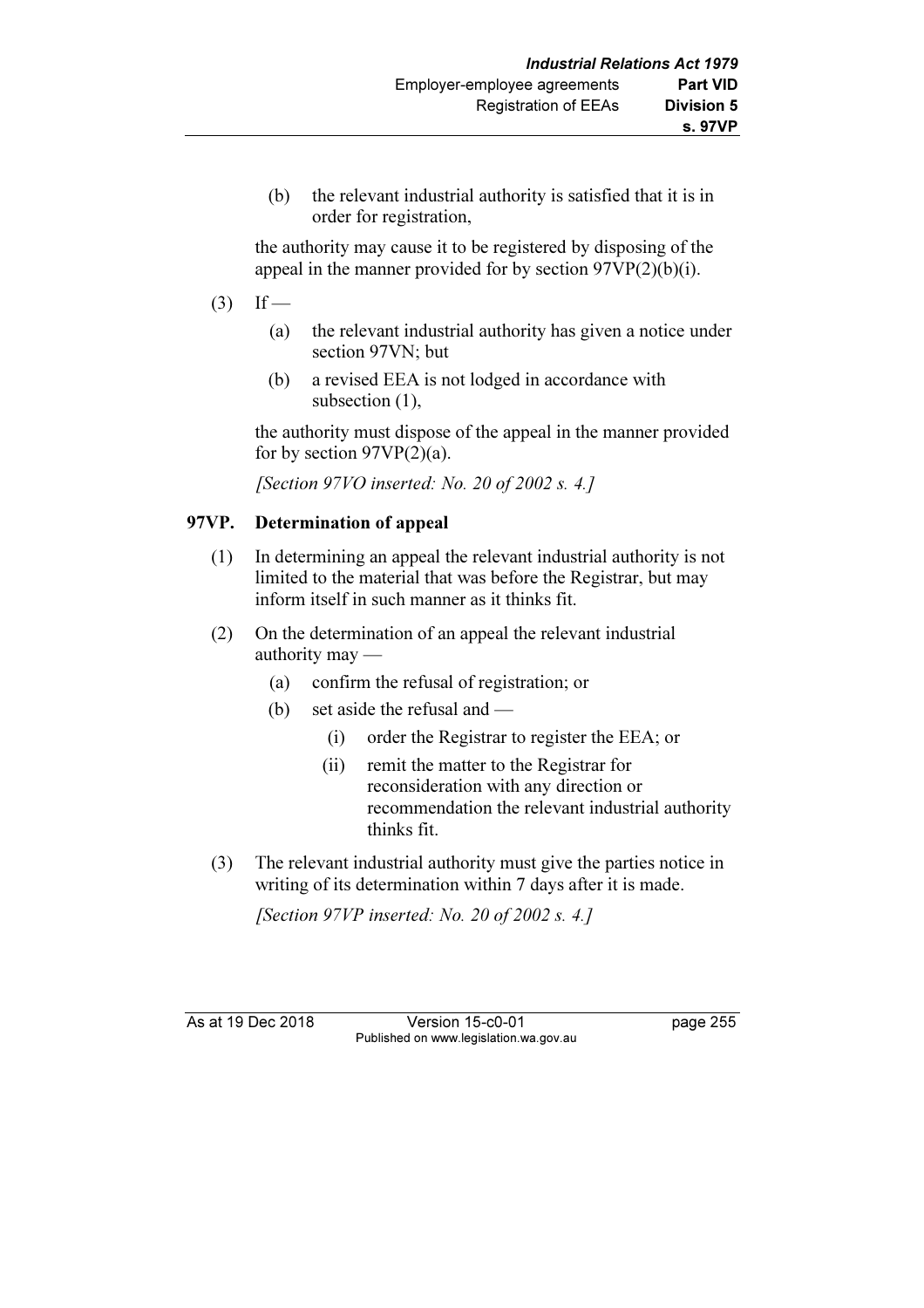(b) the relevant industrial authority is satisfied that it is in order for registration,

the authority may cause it to be registered by disposing of the appeal in the manner provided for by section 97VP(2)(b)(i).

(3) If —

(a) the relevant industrial authority has given a notice under section 97VN; but

(b) a revised EEA is not lodged in accordance with subsection (1),

the authority must dispose of the appeal in the manner provided for by section 97VP(2)(a).

*[Section 97VO inserted: No. 20 of 2002 s. 4.]*

### 97VP. Determination of appeal

(1) In determining an appeal the relevant industrial authority is not limited to the material that was before the Registrar, but may inform itself in such manner as it thinks fit.

(2) On the determination of an appeal the relevant industrial authority may —

(a) confirm the refusal of registration; or

(b) set aside the refusal and —

(i) order the Registrar to register the EEA; or

(ii) remit the matter to the Registrar for reconsideration with any direction or recommendation the relevant industrial authority thinks fit.

(3) The relevant industrial authority must give the parties notice in writing of its determination within 7 days after it is made.

*[Section 97VP inserted: No. 20 of 2002 s. 4.]*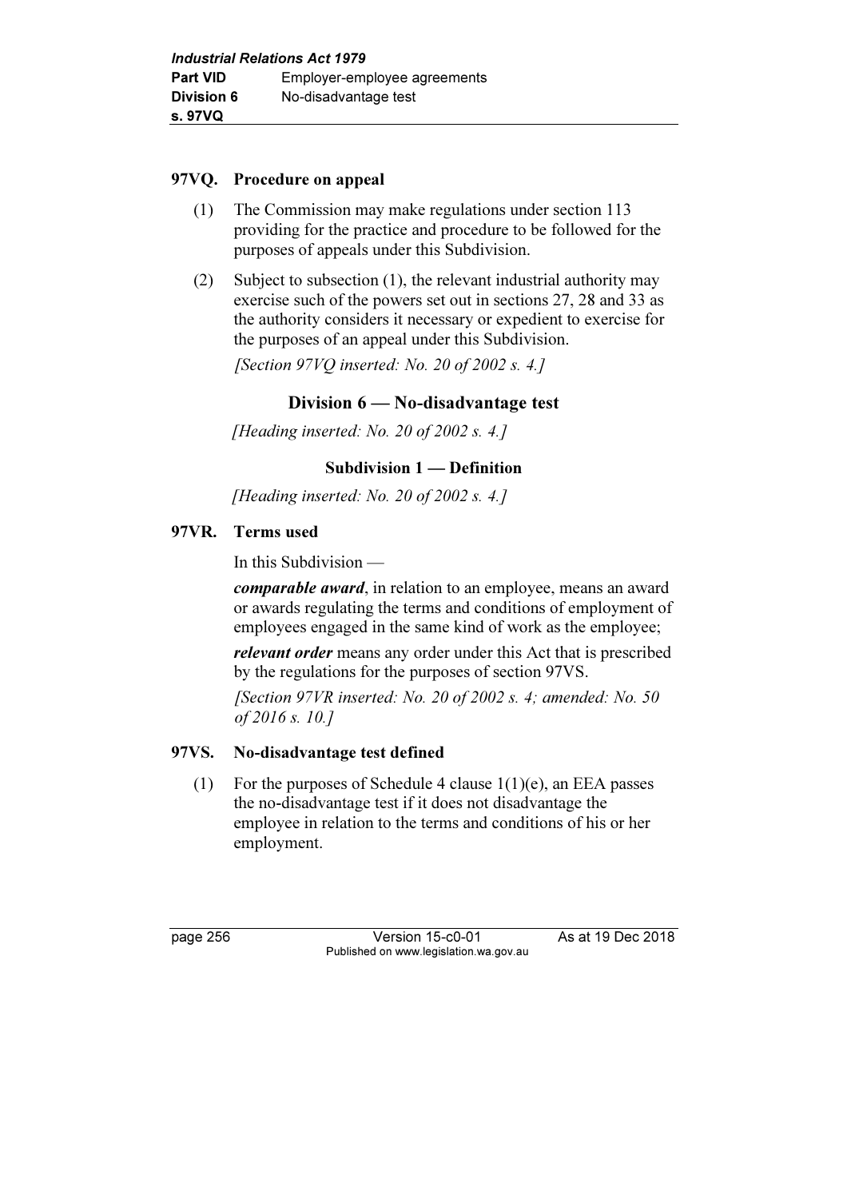### 97VQ. Procedure on appeal

(1) The Commission may make regulations under section 113 providing for the practice and procedure to be followed for the purposes of appeals under this Subdivision.

(2) Subject to subsection (1), the relevant industrial authority may exercise such of the powers set out in sections 27, 28 and 33 as the authority considers it necessary or expedient to exercise for the purposes of an appeal under this Subdivision.

*[Section 97VQ inserted: No. 20 of 2002 s. 4.]*

## Division 6 — No-disadvantage test

*[Heading inserted: No. 20 of 2002 s. 4.]*

## Subdivision 1 — Definition

*[Heading inserted: No. 20 of 2002 s. 4.]*

### 97VR. Terms used

In this Subdivision —

***comparable award***, in relation to an employee, means an award or awards regulating the terms and conditions of employment of employees engaged in the same kind of work as the employee;

***relevant order*** means any order under this Act that is prescribed by the regulations for the purposes of section 97VS.

*[Section 97VR inserted: No. 20 of 2002 s. 4; amended: No. 50 of 2016 s. 10.]*

### 97VS. No-disadvantage test defined

(1) For the purposes of Schedule 4 clause 1(1)(e), an EEA passes the no-disadvantage test if it does not disadvantage the employee in relation to the terms and conditions of his or her employment.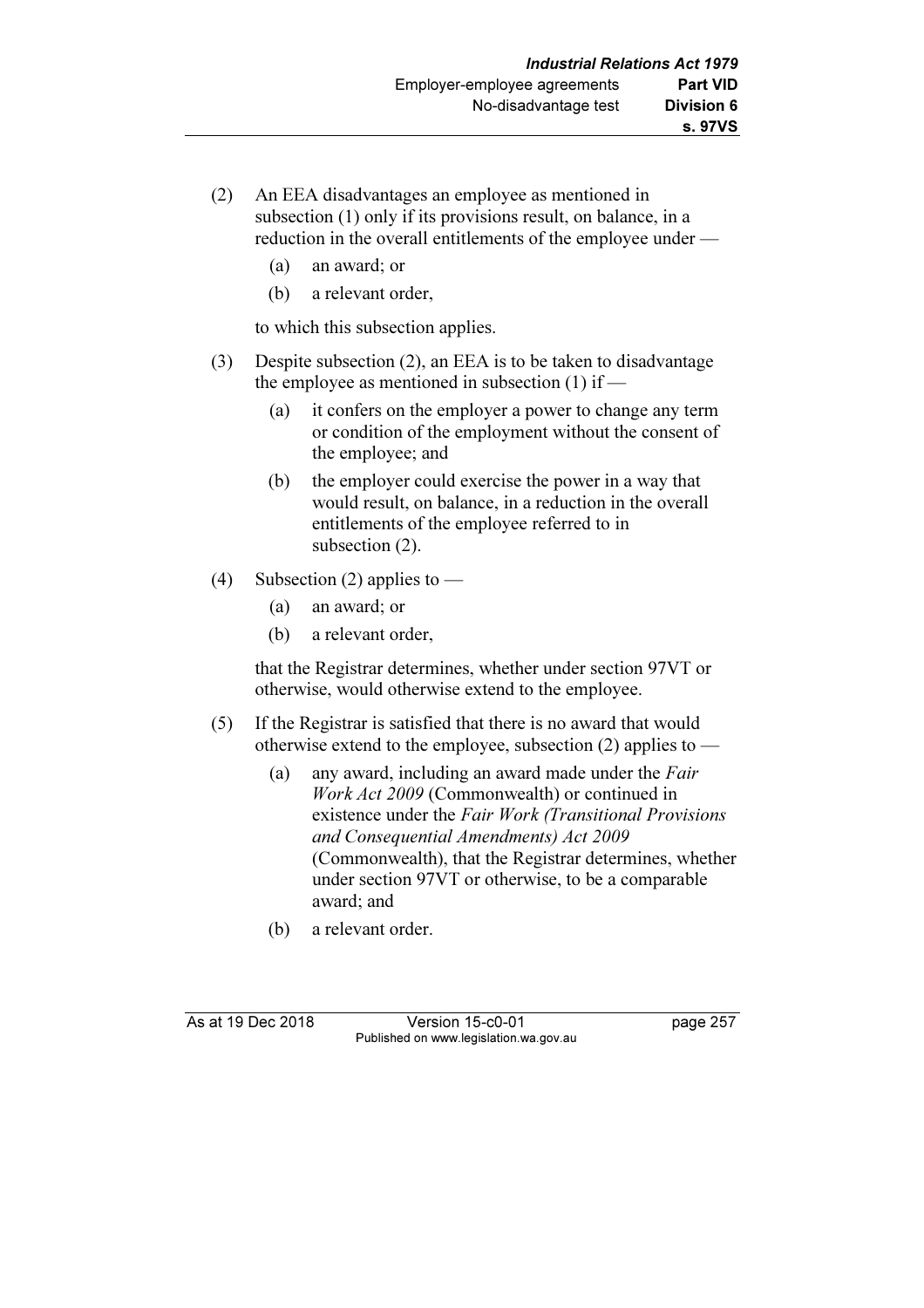(2) An EEA disadvantages an employee as mentioned in subsection (1) only if its provisions result, on balance, in a reduction in the overall entitlements of the employee under —

  (a) an award; or

  (b) a relevant order,

to which this subsection applies.

(3) Despite subsection (2), an EEA is to be taken to disadvantage the employee as mentioned in subsection (1) if —

  (a) it confers on the employer a power to change any term or condition of the employment without the consent of the employee; and

  (b) the employer could exercise the power in a way that would result, on balance, in a reduction in the overall entitlements of the employee referred to in subsection (2).

(4) Subsection (2) applies to —

  (a) an award; or

  (b) a relevant order,

that the Registrar determines, whether under section 97VT or otherwise, would otherwise extend to the employee.

(5) If the Registrar is satisfied that there is no award that would otherwise extend to the employee, subsection (2) applies to —

  (a) any award, including an award made under the *Fair Work Act 2009* (Commonwealth) or continued in existence under the *Fair Work (Transitional Provisions and Consequential Amendments) Act 2009* (Commonwealth), that the Registrar determines, whether under section 97VT or otherwise, to be a comparable award; and

  (b) a relevant order.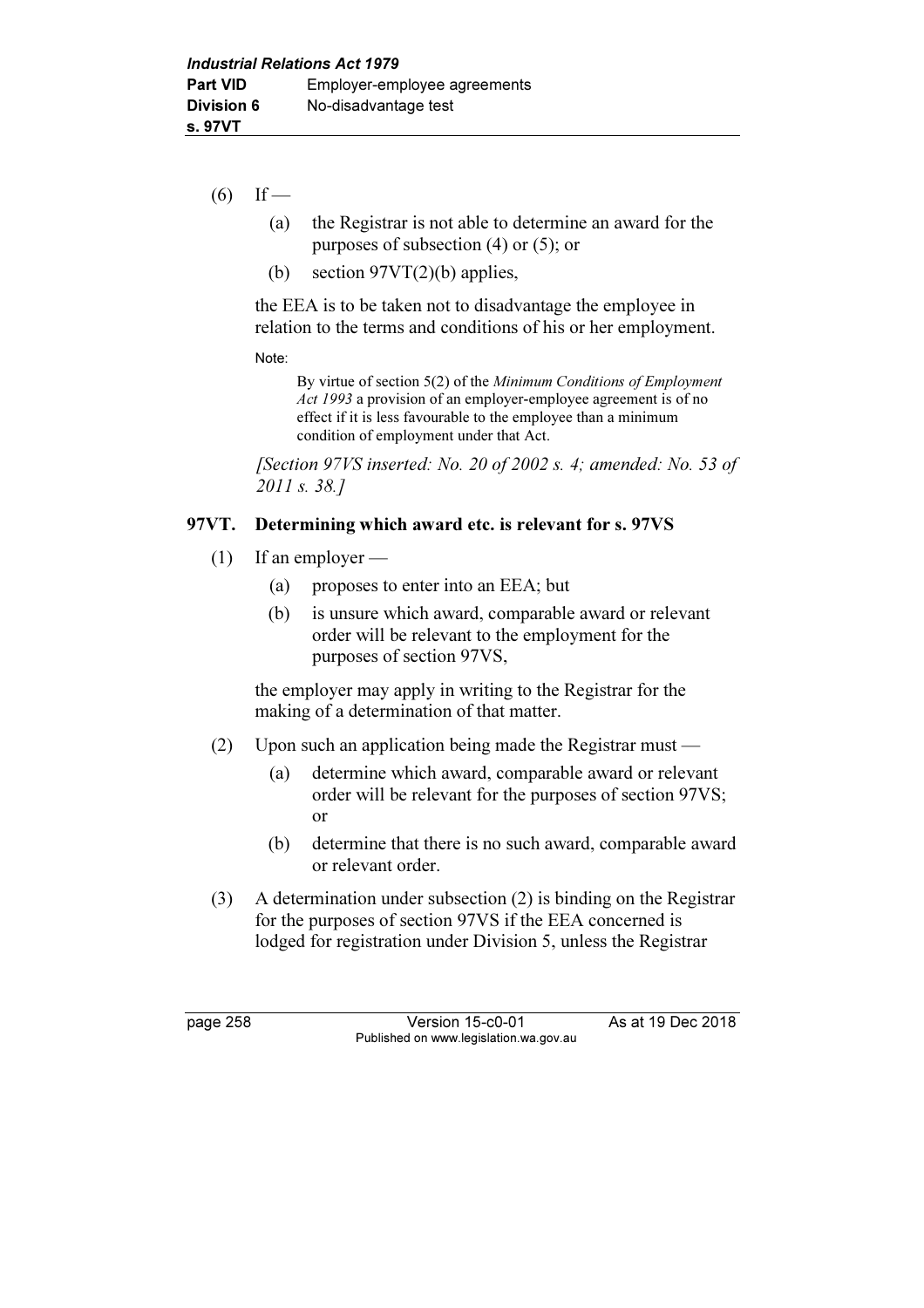(6) If —

  (a) the Registrar is not able to determine an award for the purposes of subsection (4) or (5); or

  (b) section 97VT(2)(b) applies,

  the EEA is to be taken not to disadvantage the employee in relation to the terms and conditions of his or her employment.

  Note:

    By virtue of section 5(2) of the *Minimum Conditions of Employment Act 1993* a provision of an employer-employee agreement is of no effect if it is less favourable to the employee than a minimum condition of employment under that Act.

  *[Section 97VS inserted: No. 20 of 2002 s. 4; amended: No. 53 of 2011 s. 38.]*

### 97VT. Determining which award etc. is relevant for s. 97VS

(1) If an employer —

  (a) proposes to enter into an EEA; but

  (b) is unsure which award, comparable award or relevant order will be relevant to the employment for the purposes of section 97VS,

  the employer may apply in writing to the Registrar for the making of a determination of that matter.

(2) Upon such an application being made the Registrar must —

  (a) determine which award, comparable award or relevant order will be relevant for the purposes of section 97VS; or

  (b) determine that there is no such award, comparable award or relevant order.

(3) A determination under subsection (2) is binding on the Registrar for the purposes of section 97VS if the EEA concerned is lodged for registration under Division 5, unless the Registrar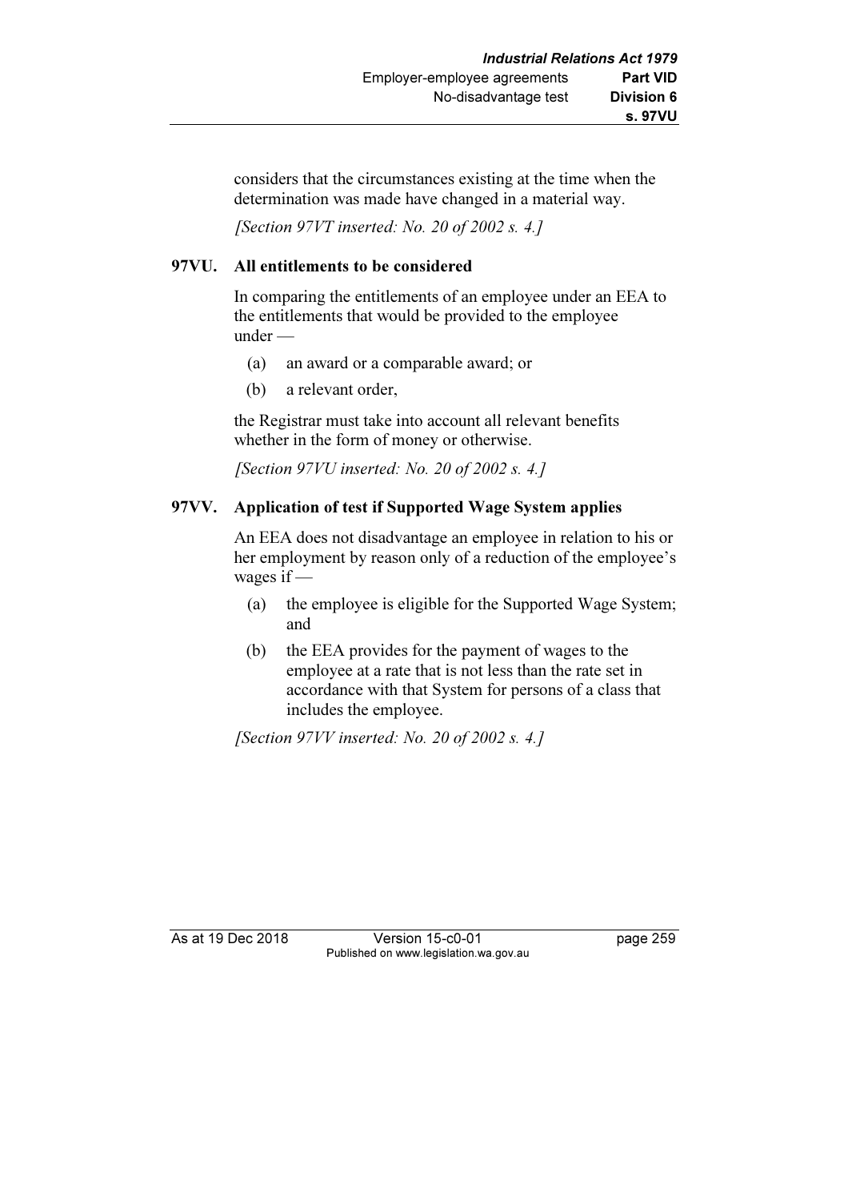considers that the circumstances existing at the time when the determination was made have changed in a material way.

*[Section 97VT inserted: No. 20 of 2002 s. 4.]*

### 97VU. All entitlements to be considered

In comparing the entitlements of an employee under an EEA to the entitlements that would be provided to the employee under —

(a) an award or a comparable award; or

(b) a relevant order,

the Registrar must take into account all relevant benefits whether in the form of money or otherwise.

*[Section 97VU inserted: No. 20 of 2002 s. 4.]*

### 97VV. Application of test if Supported Wage System applies

An EEA does not disadvantage an employee in relation to his or her employment by reason only of a reduction of the employee's wages if —

(a) the employee is eligible for the Supported Wage System; and

(b) the EEA provides for the payment of wages to the employee at a rate that is not less than the rate set in accordance with that System for persons of a class that includes the employee.

*[Section 97VV inserted: No. 20 of 2002 s. 4.]*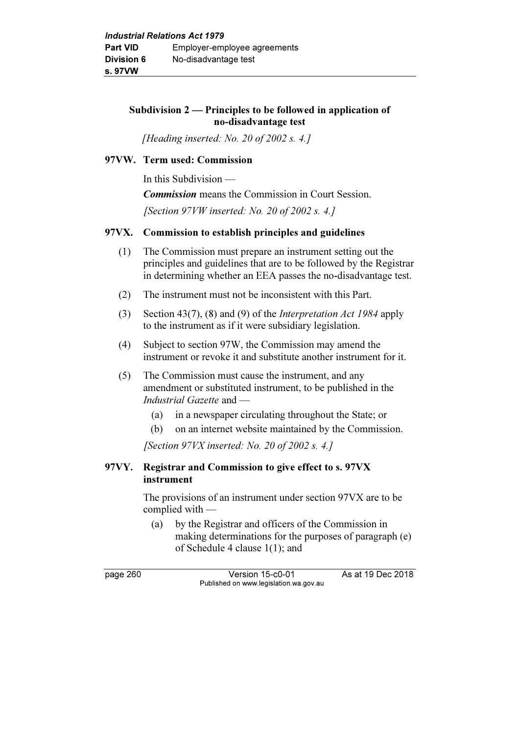### Subdivision 2 — Principles to be followed in application of no-disadvantage test

*[Heading inserted: No. 20 of 2002 s. 4.]*

#### 97VW. Term used: Commission

In this Subdivision —

***Commission*** means the Commission in Court Session.

*[Section 97VW inserted: No. 20 of 2002 s. 4.]*

#### 97VX. Commission to establish principles and guidelines

(1) The Commission must prepare an instrument setting out the principles and guidelines that are to be followed by the Registrar in determining whether an EEA passes the no-disadvantage test.

(2) The instrument must not be inconsistent with this Part.

(3) Section 43(7), (8) and (9) of the *Interpretation Act 1984* apply to the instrument as if it were subsidiary legislation.

(4) Subject to section 97W, the Commission may amend the instrument or revoke it and substitute another instrument for it.

(5) The Commission must cause the instrument, and any amendment or substituted instrument, to be published in the *Industrial Gazette* and —

(a) in a newspaper circulating throughout the State; or

(b) on an internet website maintained by the Commission.

*[Section 97VX inserted: No. 20 of 2002 s. 4.]*

#### 97VY. Registrar and Commission to give effect to s. 97VX instrument

The provisions of an instrument under section 97VX are to be complied with —

(a) by the Registrar and officers of the Commission in making determinations for the purposes of paragraph (e) of Schedule 4 clause 1(1); and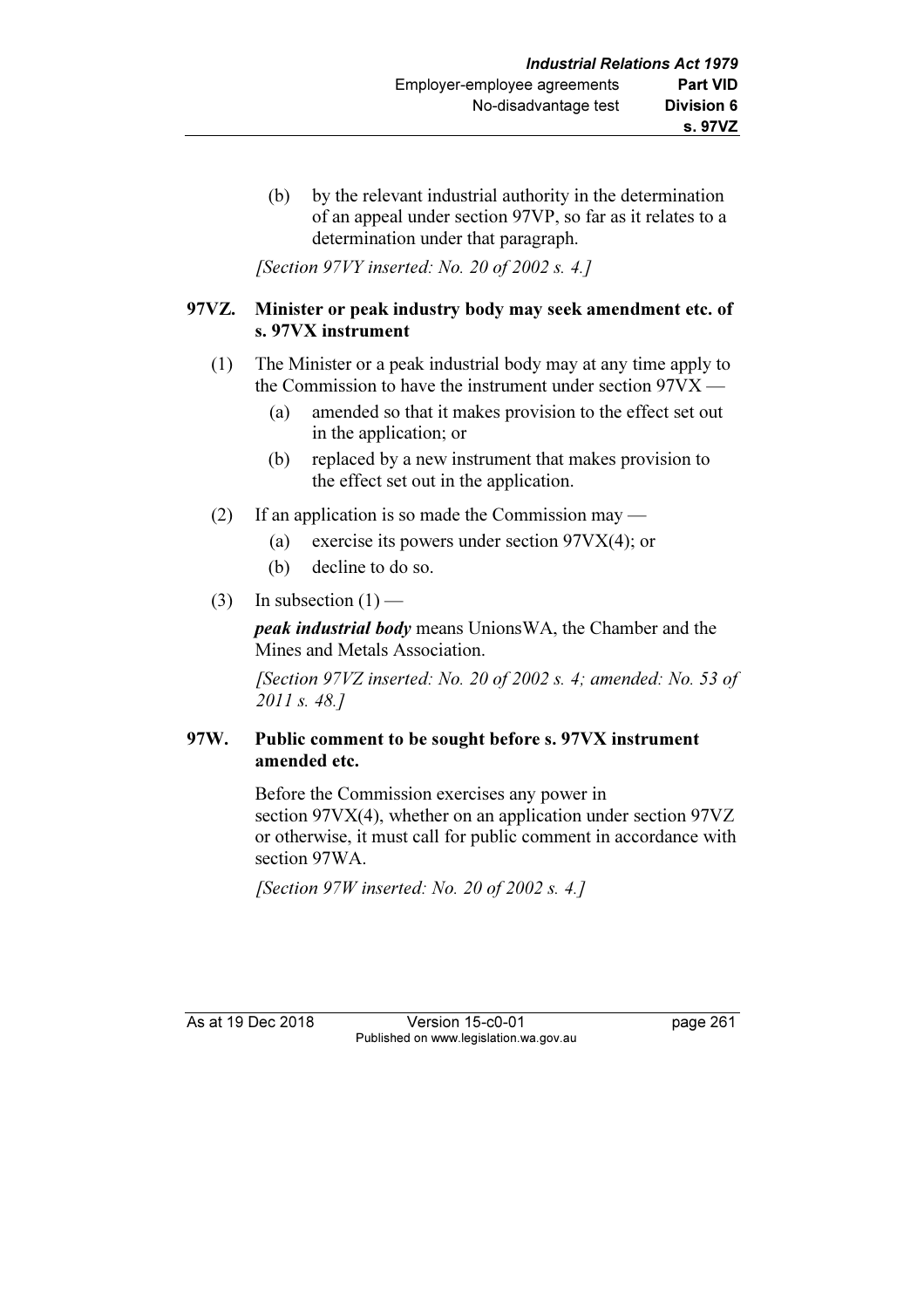(b) by the relevant industrial authority in the determination of an appeal under section 97VP, so far as it relates to a determination under that paragraph.

*[Section 97VY inserted: No. 20 of 2002 s. 4.]*

### 97VZ. Minister or peak industry body may seek amendment etc. of s. 97VX instrument

(1) The Minister or a peak industrial body may at any time apply to the Commission to have the instrument under section 97VX —

(a) amended so that it makes provision to the effect set out in the application; or

(b) replaced by a new instrument that makes provision to the effect set out in the application.

(2) If an application is so made the Commission may —

(a) exercise its powers under section 97VX(4); or

(b) decline to do so.

(3) In subsection (1) —

***peak industrial body*** means UnionsWA, the Chamber and the Mines and Metals Association.

*[Section 97VZ inserted: No. 20 of 2002 s. 4; amended: No. 53 of 2011 s. 48.]*

### 97W. Public comment to be sought before s. 97VX instrument amended etc.

Before the Commission exercises any power in section 97VX(4), whether on an application under section 97VZ or otherwise, it must call for public comment in accordance with section 97WA.

*[Section 97W inserted: No. 20 of 2002 s. 4.]*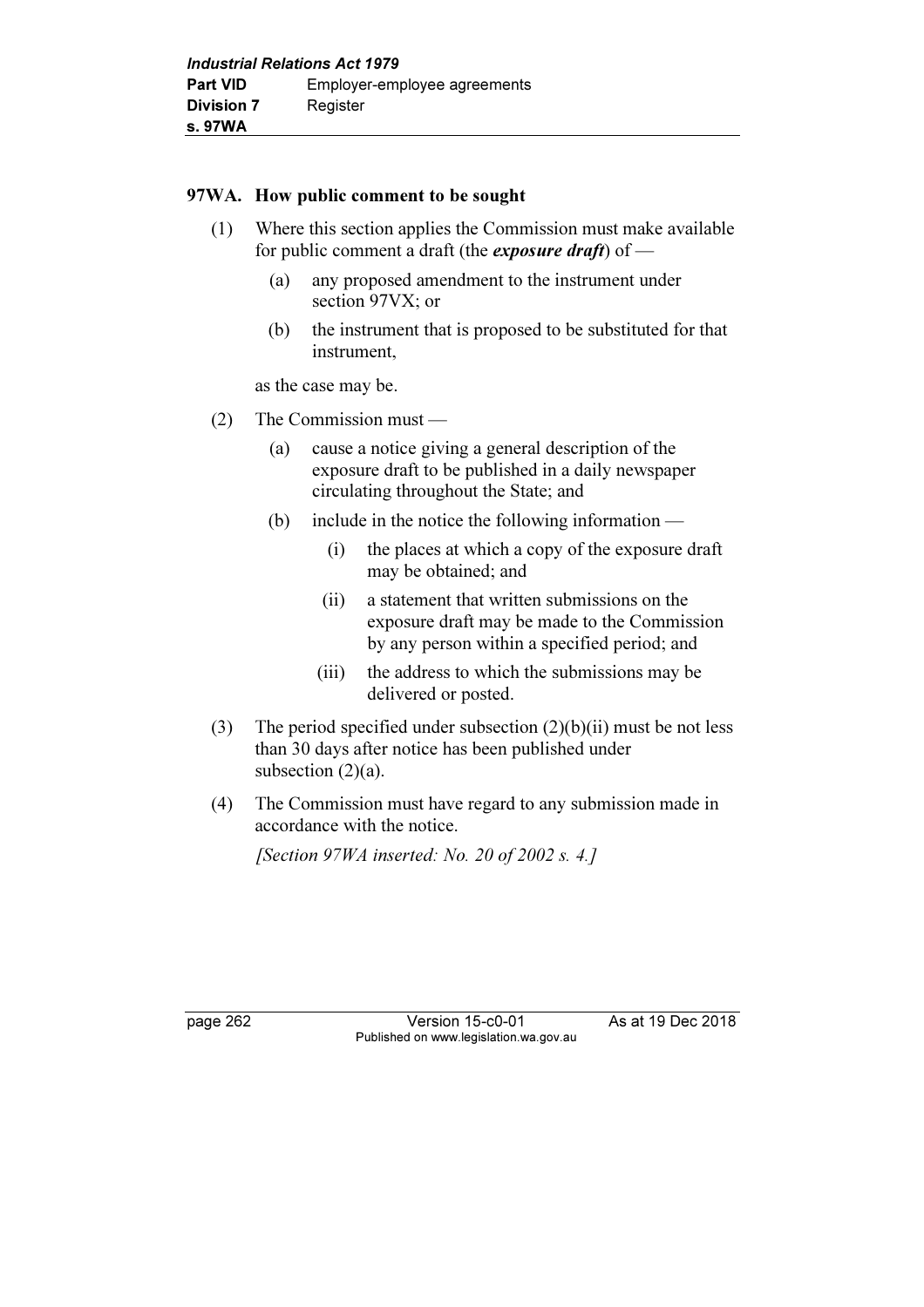### 97WA. How public comment to be sought

(1) Where this section applies the Commission must make available for public comment a draft (the ***exposure draft***) of —

  (a) any proposed amendment to the instrument under section 97VX; or

  (b) the instrument that is proposed to be substituted for that instrument,

as the case may be.

(2) The Commission must —

  (a) cause a notice giving a general description of the exposure draft to be published in a daily newspaper circulating throughout the State; and

  (b) include in the notice the following information —

    (i) the places at which a copy of the exposure draft may be obtained; and

    (ii) a statement that written submissions on the exposure draft may be made to the Commission by any person within a specified period; and

    (iii) the address to which the submissions may be delivered or posted.

(3) The period specified under subsection (2)(b)(ii) must be not less than 30 days after notice has been published under subsection (2)(a).

(4) The Commission must have regard to any submission made in accordance with the notice.

*[Section 97WA inserted: No. 20 of 2002 s. 4.]*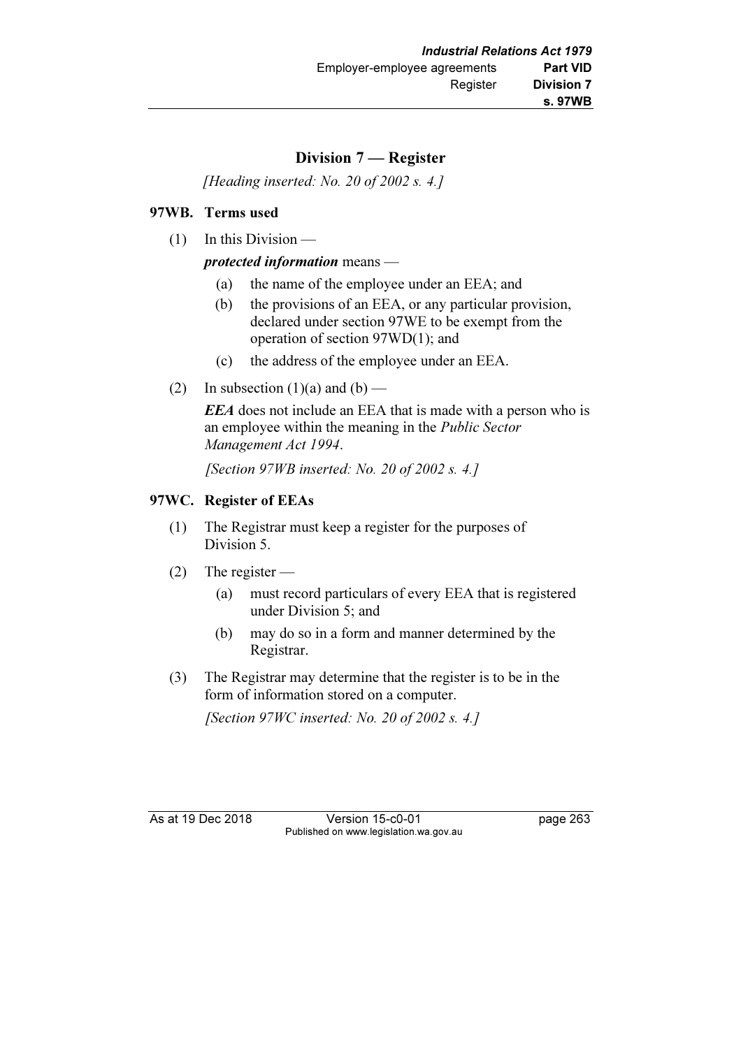## Division 7 — Register

*[Heading inserted: No. 20 of 2002 s. 4.]*

### 97WB. Terms used

(1) In this Division —

***protected information*** means —

(a) the name of the employee under an EEA; and

(b) the provisions of an EEA, or any particular provision, declared under section 97WE to be exempt from the operation of section 97WD(1); and

(c) the address of the employee under an EEA.

(2) In subsection (1)(a) and (b) —

***EEA*** does not include an EEA that is made with a person who is an employee within the meaning in the *Public Sector Management Act 1994*.

*[Section 97WB inserted: No. 20 of 2002 s. 4.]*

### 97WC. Register of EEAs

(1) The Registrar must keep a register for the purposes of Division 5.

(2) The register —

(a) must record particulars of every EEA that is registered under Division 5; and

(b) may do so in a form and manner determined by the Registrar.

(3) The Registrar may determine that the register is to be in the form of information stored on a computer.

*[Section 97WC inserted: No. 20 of 2002 s. 4.]*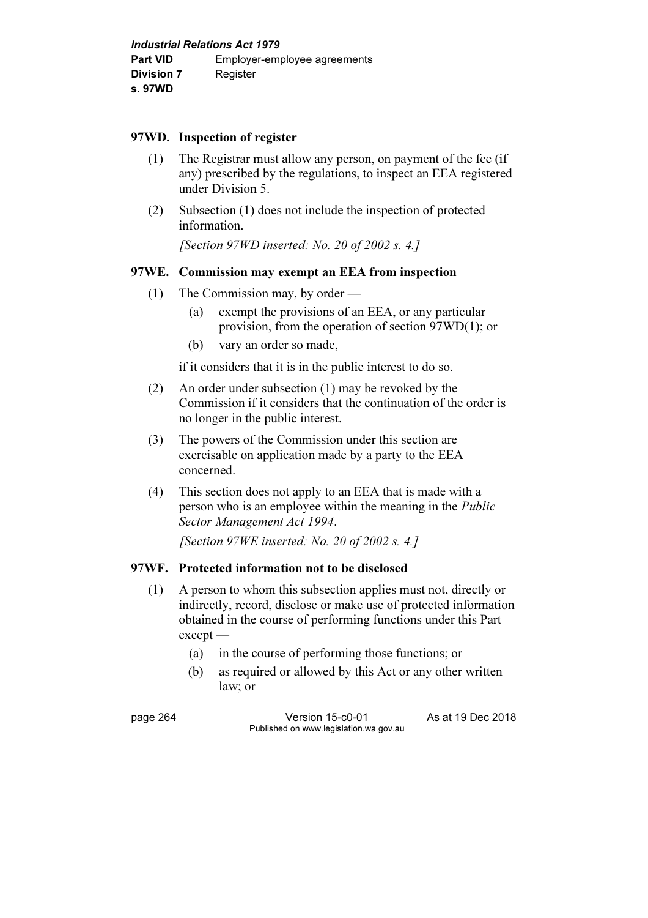### 97WD. Inspection of register

(1) The Registrar must allow any person, on payment of the fee (if any) prescribed by the regulations, to inspect an EEA registered under Division 5.

(2) Subsection (1) does not include the inspection of protected information.

*[Section 97WD inserted: No. 20 of 2002 s. 4.]*

### 97WE. Commission may exempt an EEA from inspection

(1) The Commission may, by order —

(a) exempt the provisions of an EEA, or any particular provision, from the operation of section 97WD(1); or

(b) vary an order so made,

if it considers that it is in the public interest to do so.

(2) An order under subsection (1) may be revoked by the Commission if it considers that the continuation of the order is no longer in the public interest.

(3) The powers of the Commission under this section are exercisable on application made by a party to the EEA concerned.

(4) This section does not apply to an EEA that is made with a person who is an employee within the meaning in the *Public Sector Management Act 1994*.

*[Section 97WE inserted: No. 20 of 2002 s. 4.]*

### 97WF. Protected information not to be disclosed

(1) A person to whom this subsection applies must not, directly or indirectly, record, disclose or make use of protected information obtained in the course of performing functions under this Part except —

(a) in the course of performing those functions; or

(b) as required or allowed by this Act or any other written law; or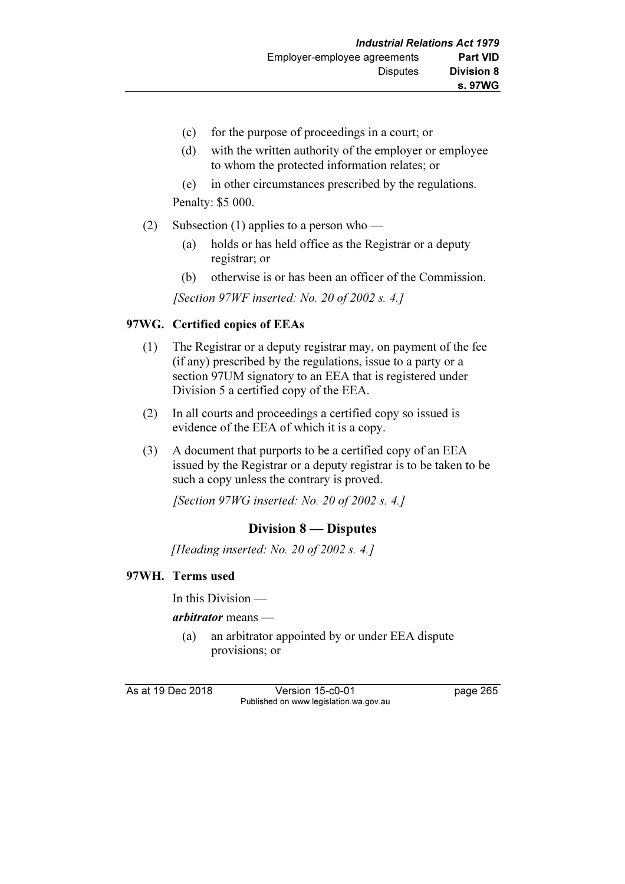(c) for the purpose of proceedings in a court; or

(d) with the written authority of the employer or employee to whom the protected information relates; or

(e) in other circumstances prescribed by the regulations.

Penalty: $5 000.

(2) Subsection (1) applies to a person who —

(a) holds or has held office as the Registrar or a deputy registrar; or

(b) otherwise is or has been an officer of the Commission.

*[Section 97WF inserted: No. 20 of 2002 s. 4.]*

### 97WG. Certified copies of EEAs

(1) The Registrar or a deputy registrar may, on payment of the fee (if any) prescribed by the regulations, issue to a party or a section 97UM signatory to an EEA that is registered under Division 5 a certified copy of the EEA.

(2) In all courts and proceedings a certified copy so issued is evidence of the EEA of which it is a copy.

(3) A document that purports to be a certified copy of an EEA issued by the Registrar or a deputy registrar is to be taken to be such a copy unless the contrary is proved.

*[Section 97WG inserted: No. 20 of 2002 s. 4.]*

## Division 8 — Disputes

*[Heading inserted: No. 20 of 2002 s. 4.]*

### 97WH. Terms used

In this Division —

***arbitrator*** means —

(a) an arbitrator appointed by or under EEA dispute provisions; or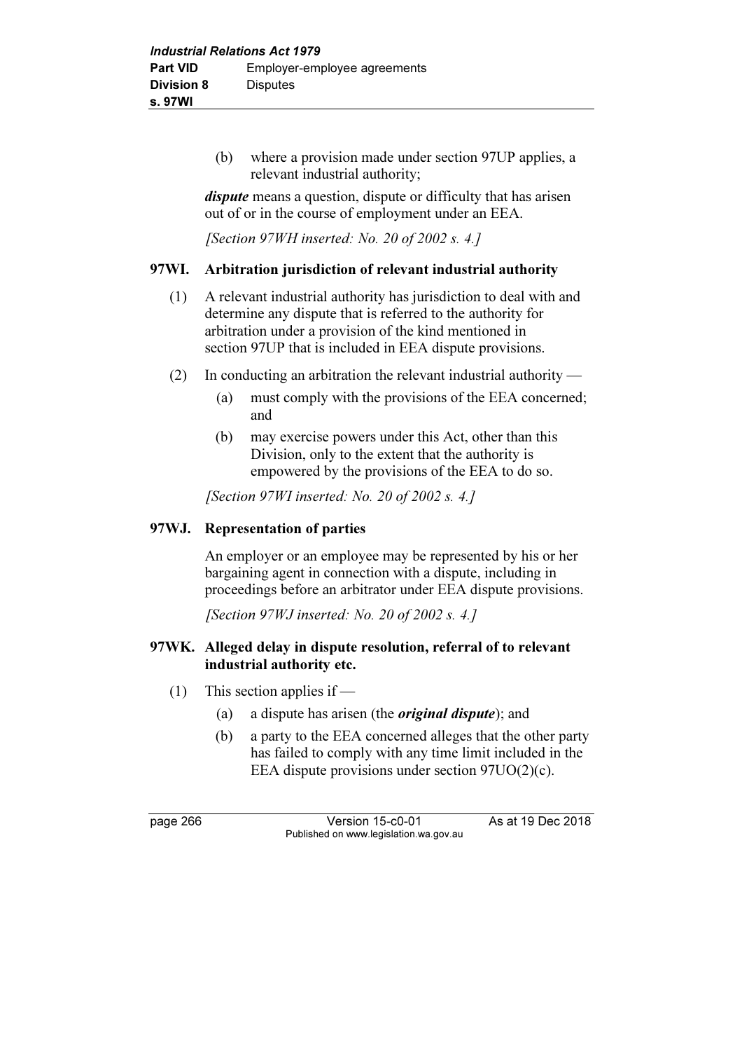(b) where a provision made under section 97UP applies, a relevant industrial authority;

***dispute*** means a question, dispute or difficulty that has arisen out of or in the course of employment under an EEA.

*[Section 97WH inserted: No. 20 of 2002 s. 4.]*

### 97WI. Arbitration jurisdiction of relevant industrial authority

(1) A relevant industrial authority has jurisdiction to deal with and determine any dispute that is referred to the authority for arbitration under a provision of the kind mentioned in section 97UP that is included in EEA dispute provisions.

(2) In conducting an arbitration the relevant industrial authority —

(a) must comply with the provisions of the EEA concerned; and

(b) may exercise powers under this Act, other than this Division, only to the extent that the authority is empowered by the provisions of the EEA to do so.

*[Section 97WI inserted: No. 20 of 2002 s. 4.]*

### 97WJ. Representation of parties

An employer or an employee may be represented by his or her bargaining agent in connection with a dispute, including in proceedings before an arbitrator under EEA dispute provisions.

*[Section 97WJ inserted: No. 20 of 2002 s. 4.]*

### 97WK. Alleged delay in dispute resolution, referral of to relevant industrial authority etc.

(1) This section applies if —

(a) a dispute has arisen (the ***original dispute***); and

(b) a party to the EEA concerned alleges that the other party has failed to comply with any time limit included in the EEA dispute provisions under section 97UO(2)(c).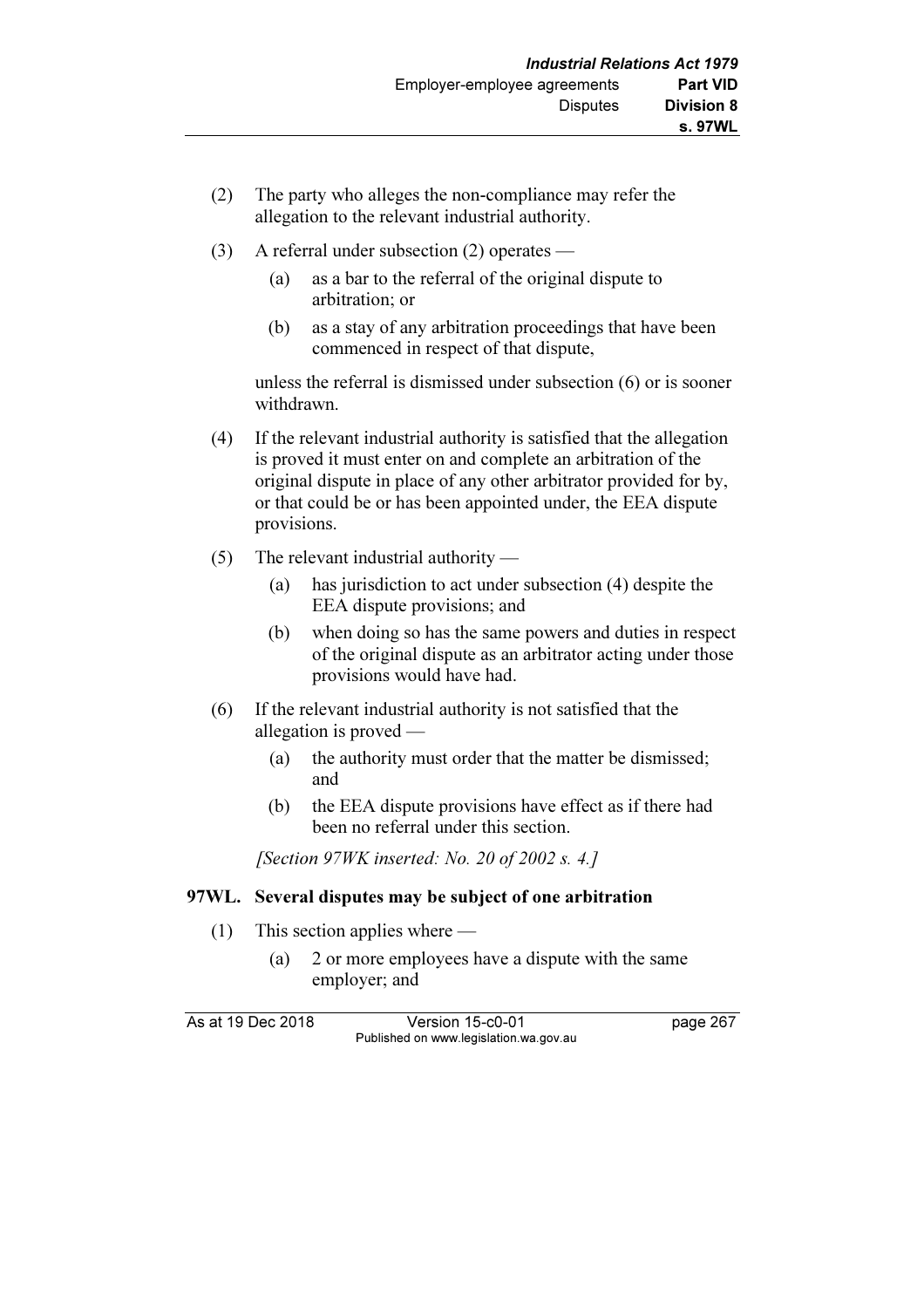(2) The party who alleges the non-compliance may refer the allegation to the relevant industrial authority.

(3) A referral under subsection (2) operates —

(a) as a bar to the referral of the original dispute to arbitration; or

(b) as a stay of any arbitration proceedings that have been commenced in respect of that dispute,

unless the referral is dismissed under subsection (6) or is sooner withdrawn.

(4) If the relevant industrial authority is satisfied that the allegation is proved it must enter on and complete an arbitration of the original dispute in place of any other arbitrator provided for by, or that could be or has been appointed under, the EEA dispute provisions.

(5) The relevant industrial authority —

(a) has jurisdiction to act under subsection (4) despite the EEA dispute provisions; and

(b) when doing so has the same powers and duties in respect of the original dispute as an arbitrator acting under those provisions would have had.

(6) If the relevant industrial authority is not satisfied that the allegation is proved —

(a) the authority must order that the matter be dismissed; and

(b) the EEA dispute provisions have effect as if there had been no referral under this section.

*[Section 97WK inserted: No. 20 of 2002 s. 4.]*

### 97WL. Several disputes may be subject of one arbitration

(1) This section applies where —

(a) 2 or more employees have a dispute with the same employer; and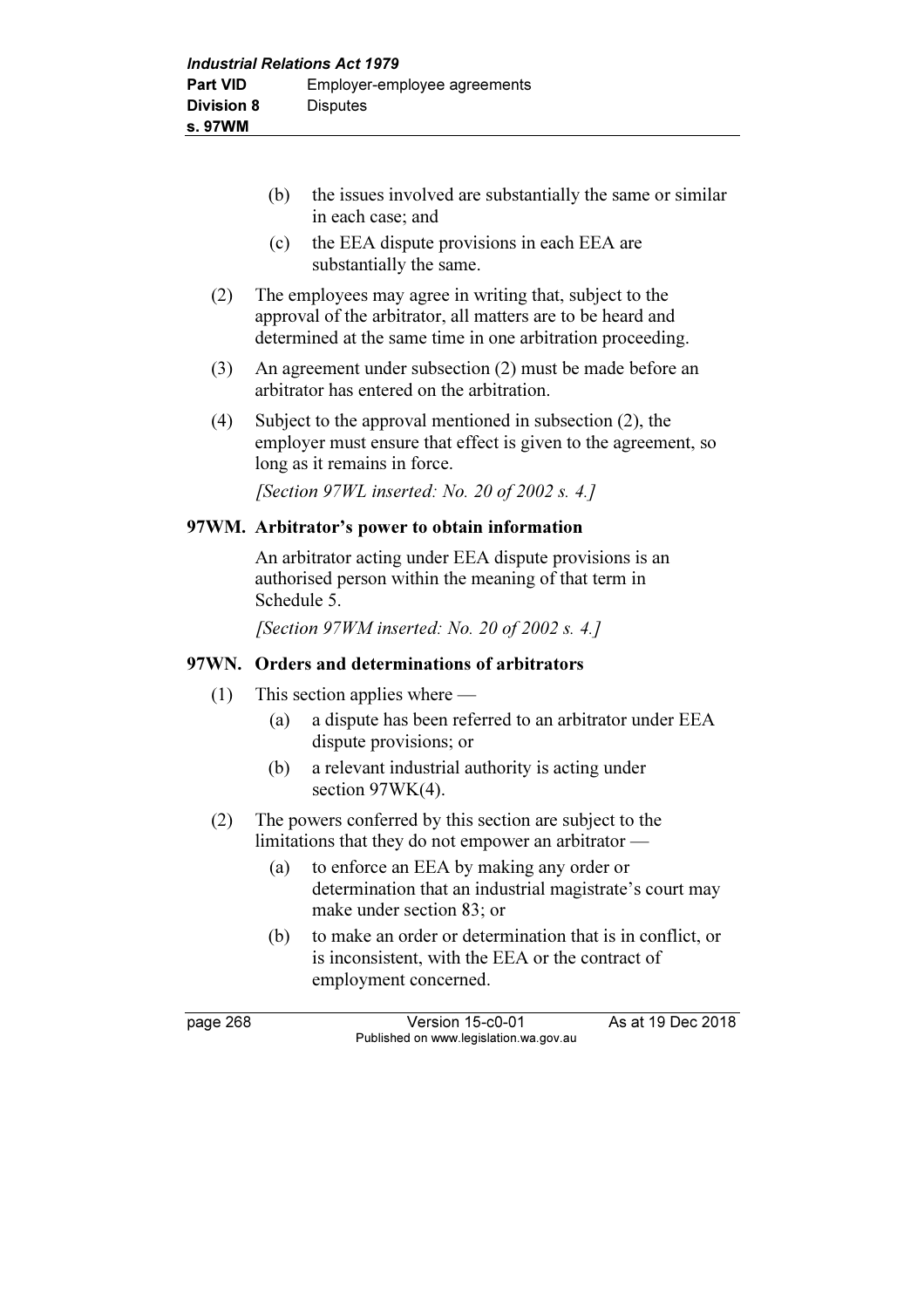(b) the issues involved are substantially the same or similar in each case; and

(c) the EEA dispute provisions in each EEA are substantially the same.

(2) The employees may agree in writing that, subject to the approval of the arbitrator, all matters are to be heard and determined at the same time in one arbitration proceeding.

(3) An agreement under subsection (2) must be made before an arbitrator has entered on the arbitration.

(4) Subject to the approval mentioned in subsection (2), the employer must ensure that effect is given to the agreement, so long as it remains in force.

*[Section 97WL inserted: No. 20 of 2002 s. 4.]*

### 97WM. Arbitrator's power to obtain information

An arbitrator acting under EEA dispute provisions is an authorised person within the meaning of that term in Schedule 5.

*[Section 97WM inserted: No. 20 of 2002 s. 4.]*

### 97WN. Orders and determinations of arbitrators

(1) This section applies where —

(a) a dispute has been referred to an arbitrator under EEA dispute provisions; or

(b) a relevant industrial authority is acting under section 97WK(4).

(2) The powers conferred by this section are subject to the limitations that they do not empower an arbitrator —

(a) to enforce an EEA by making any order or determination that an industrial magistrate's court may make under section 83; or

(b) to make an order or determination that is in conflict, or is inconsistent, with the EEA or the contract of employment concerned.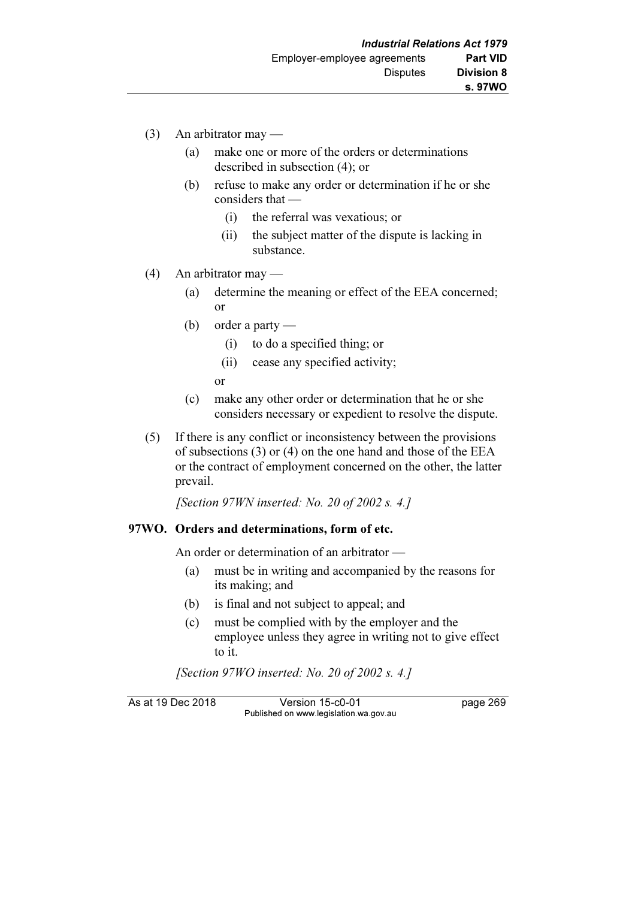(3) An arbitrator may —

(a) make one or more of the orders or determinations described in subsection (4); or

(b) refuse to make any order or determination if he or she considers that —

(i) the referral was vexatious; or

(ii) the subject matter of the dispute is lacking in substance.

(4) An arbitrator may —

(a) determine the meaning or effect of the EEA concerned; or

(b) order a party —

(i) to do a specified thing; or

(ii) cease any specified activity;

or

(c) make any other order or determination that he or she considers necessary or expedient to resolve the dispute.

(5) If there is any conflict or inconsistency between the provisions of subsections (3) or (4) on the one hand and those of the EEA or the contract of employment concerned on the other, the latter prevail.

*[Section 97WN inserted: No. 20 of 2002 s. 4.]*

**97WO. Orders and determinations, form of etc.**

An order or determination of an arbitrator —

(a) must be in writing and accompanied by the reasons for its making; and

(b) is final and not subject to appeal; and

(c) must be complied with by the employer and the employee unless they agree in writing not to give effect to it.

*[Section 97WO inserted: No. 20 of 2002 s. 4.]*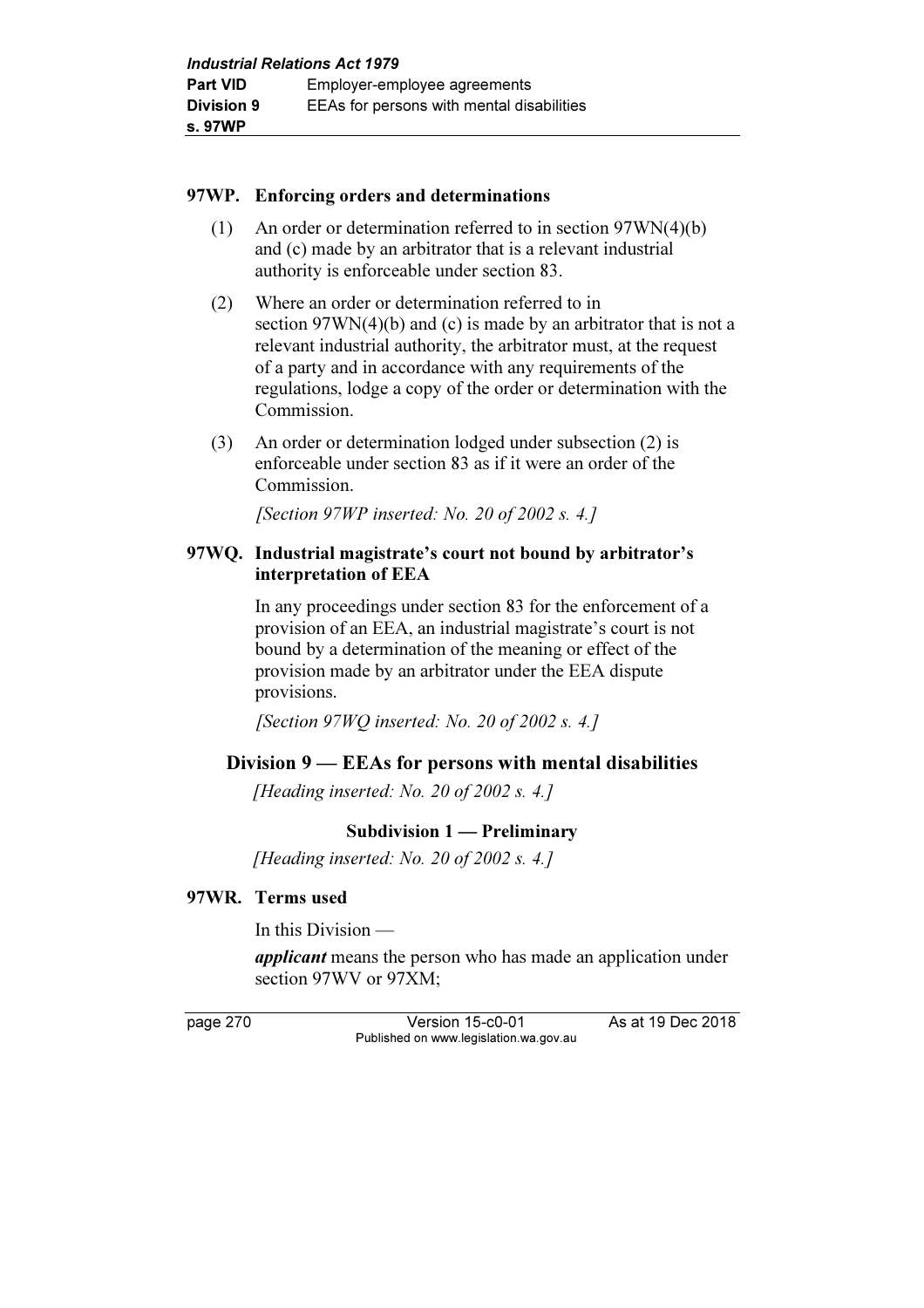### 97WP. Enforcing orders and determinations

(1) An order or determination referred to in section 97WN(4)(b) and (c) made by an arbitrator that is a relevant industrial authority is enforceable under section 83.

(2) Where an order or determination referred to in section 97WN(4)(b) and (c) is made by an arbitrator that is not a relevant industrial authority, the arbitrator must, at the request of a party and in accordance with any requirements of the regulations, lodge a copy of the order or determination with the Commission.

(3) An order or determination lodged under subsection (2) is enforceable under section 83 as if it were an order of the Commission.

*[Section 97WP inserted: No. 20 of 2002 s. 4.]*

### 97WQ. Industrial magistrate's court not bound by arbitrator's interpretation of EEA

In any proceedings under section 83 for the enforcement of a provision of an EEA, an industrial magistrate's court is not bound by a determination of the meaning or effect of the provision made by an arbitrator under the EEA dispute provisions.

*[Section 97WQ inserted: No. 20 of 2002 s. 4.]*

## Division 9 — EEAs for persons with mental disabilities

*[Heading inserted: No. 20 of 2002 s. 4.]*

## Subdivision 1 — Preliminary

*[Heading inserted: No. 20 of 2002 s. 4.]*

### 97WR. Terms used

In this Division —

***applicant*** means the person who has made an application under section 97WV or 97XM;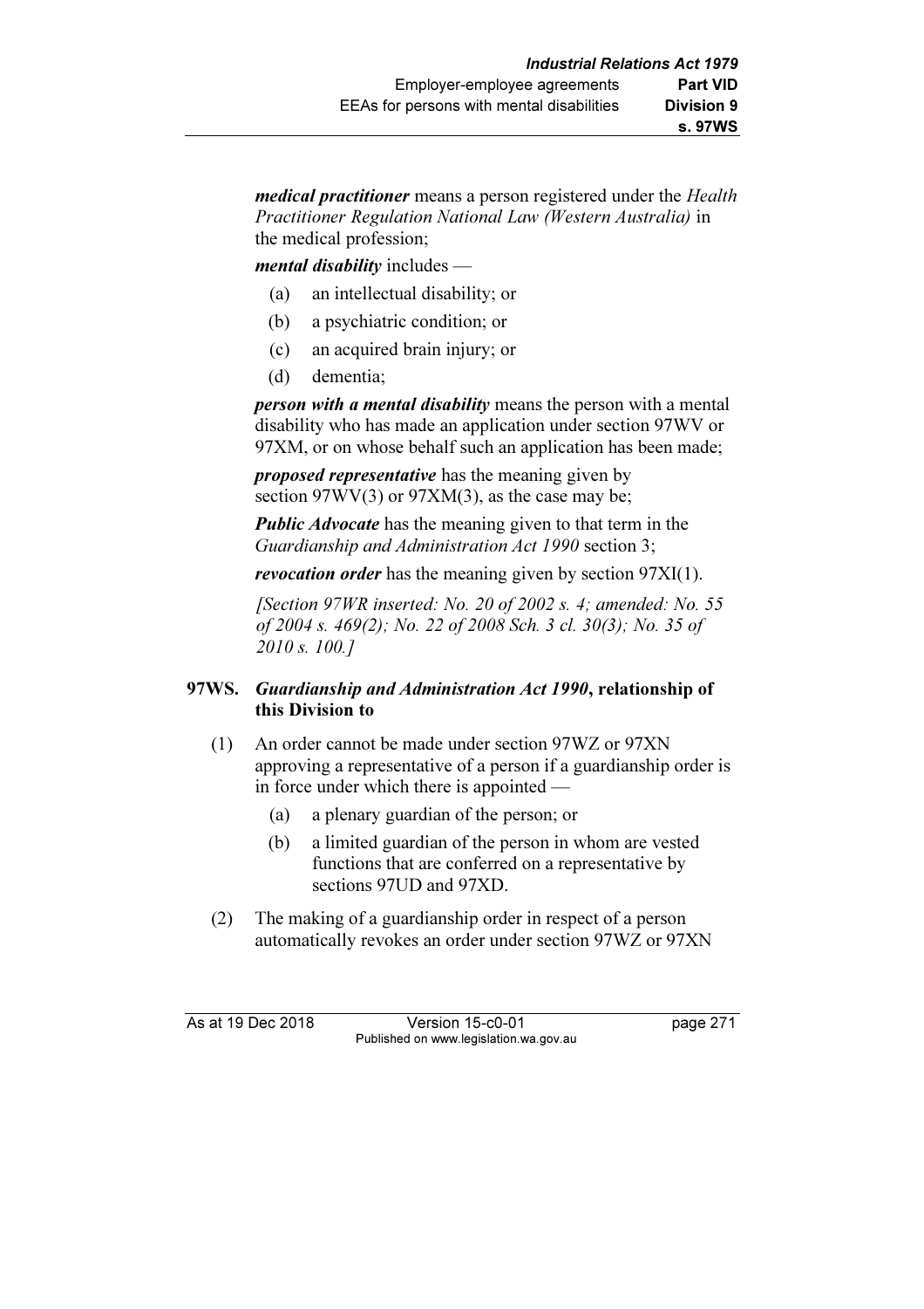***medical practitioner*** means a person registered under the *Health Practitioner Regulation National Law (Western Australia)* in the medical profession;

***mental disability*** includes —

(a) an intellectual disability; or

(b) a psychiatric condition; or

(c) an acquired brain injury; or

(d) dementia;

***person with a mental disability*** means the person with a mental disability who has made an application under section 97WV or 97XM, or on whose behalf such an application has been made;

***proposed representative*** has the meaning given by section 97WV(3) or 97XM(3), as the case may be;

***Public Advocate*** has the meaning given to that term in the *Guardianship and Administration Act 1990* section 3;

***revocation order*** has the meaning given by section 97XI(1).

*[Section 97WR inserted: No. 20 of 2002 s. 4; amended: No. 55 of 2004 s. 469(2); No. 22 of 2008 Sch. 3 cl. 30(3); No. 35 of 2010 s. 100.]*

### 97WS. *Guardianship and Administration Act 1990*, relationship of this Division to

(1) An order cannot be made under section 97WZ or 97XN approving a representative of a person if a guardianship order is in force under which there is appointed —

(a) a plenary guardian of the person; or

(b) a limited guardian of the person in whom are vested functions that are conferred on a representative by sections 97UD and 97XD.

(2) The making of a guardianship order in respect of a person automatically revokes an order under section 97WZ or 97XN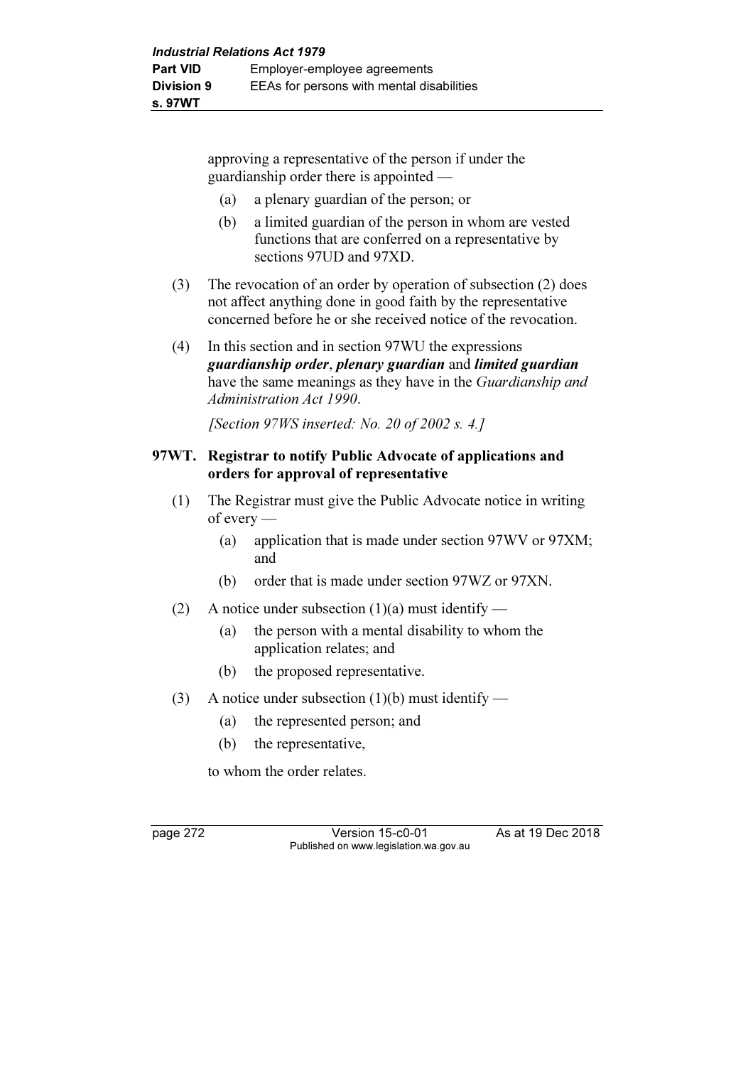approving a representative of the person if under the guardianship order there is appointed —

(a) a plenary guardian of the person; or

(b) a limited guardian of the person in whom are vested functions that are conferred on a representative by sections 97UD and 97XD.

(3) The revocation of an order by operation of subsection (2) does not affect anything done in good faith by the representative concerned before he or she received notice of the revocation.

(4) In this section and in section 97WU the expressions ***guardianship order***, ***plenary guardian*** and ***limited guardian*** have the same meanings as they have in the *Guardianship and Administration Act 1990*.

*[Section 97WS inserted: No. 20 of 2002 s. 4.]*

### 97WT. Registrar to notify Public Advocate of applications and orders for approval of representative

(1) The Registrar must give the Public Advocate notice in writing of every —

(a) application that is made under section 97WV or 97XM; and

(b) order that is made under section 97WZ or 97XN.

(2) A notice under subsection (1)(a) must identify —

(a) the person with a mental disability to whom the application relates; and

(b) the proposed representative.

(3) A notice under subsection (1)(b) must identify —

(a) the represented person; and

(b) the representative,

to whom the order relates.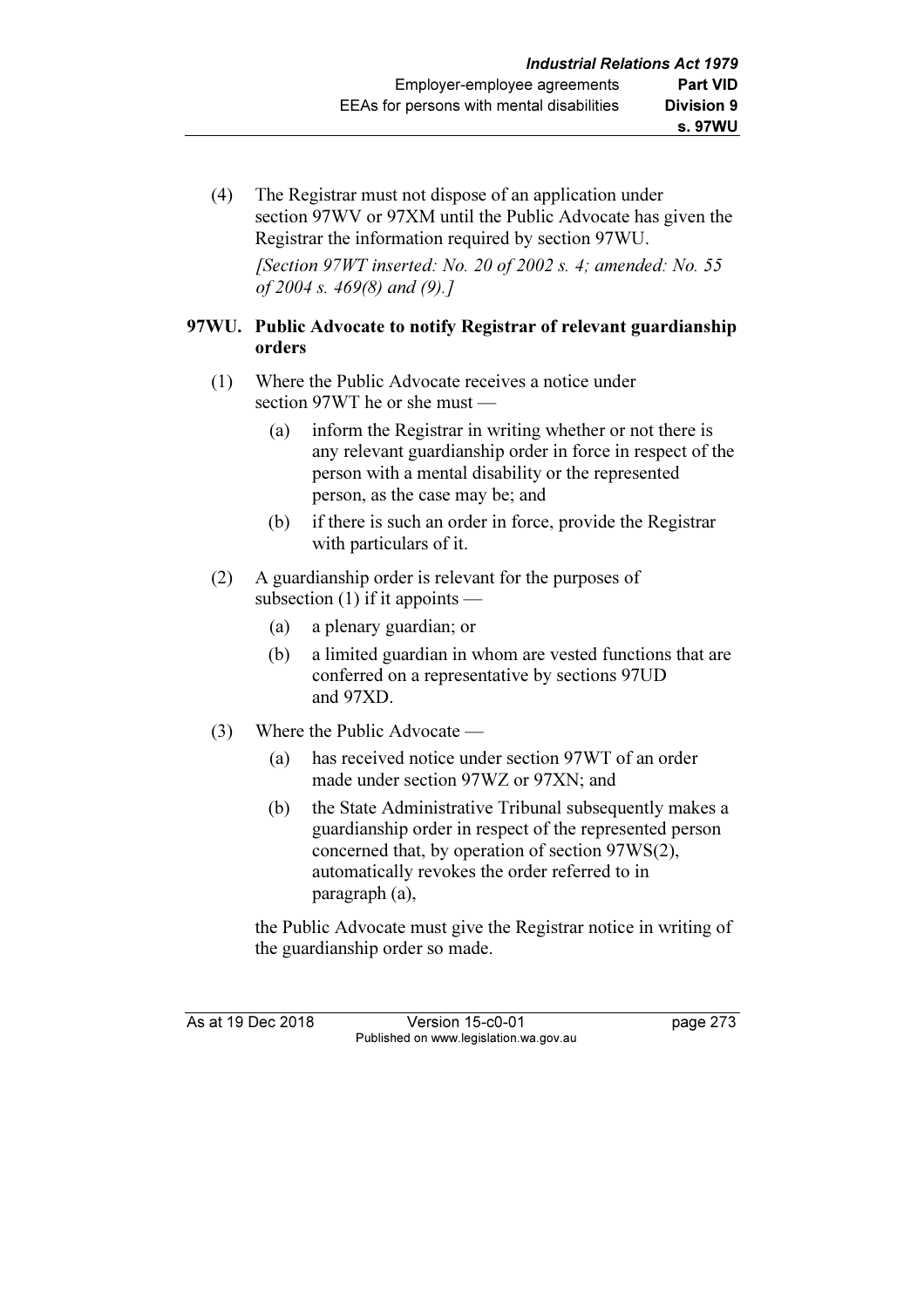(4) The Registrar must not dispose of an application under section 97WV or 97XM until the Public Advocate has given the Registrar the information required by section 97WU.

*[Section 97WT inserted: No. 20 of 2002 s. 4; amended: No. 55 of 2004 s. 469(8) and (9).]*

### 97WU. Public Advocate to notify Registrar of relevant guardianship orders

(1) Where the Public Advocate receives a notice under section 97WT he or she must —

(a) inform the Registrar in writing whether or not there is any relevant guardianship order in force in respect of the person with a mental disability or the represented person, as the case may be; and

(b) if there is such an order in force, provide the Registrar with particulars of it.

(2) A guardianship order is relevant for the purposes of subsection (1) if it appoints —

(a) a plenary guardian; or

(b) a limited guardian in whom are vested functions that are conferred on a representative by sections 97UD and 97XD.

(3) Where the Public Advocate —

(a) has received notice under section 97WT of an order made under section 97WZ or 97XN; and

(b) the State Administrative Tribunal subsequently makes a guardianship order in respect of the represented person concerned that, by operation of section 97WS(2), automatically revokes the order referred to in paragraph (a),

the Public Advocate must give the Registrar notice in writing of the guardianship order so made.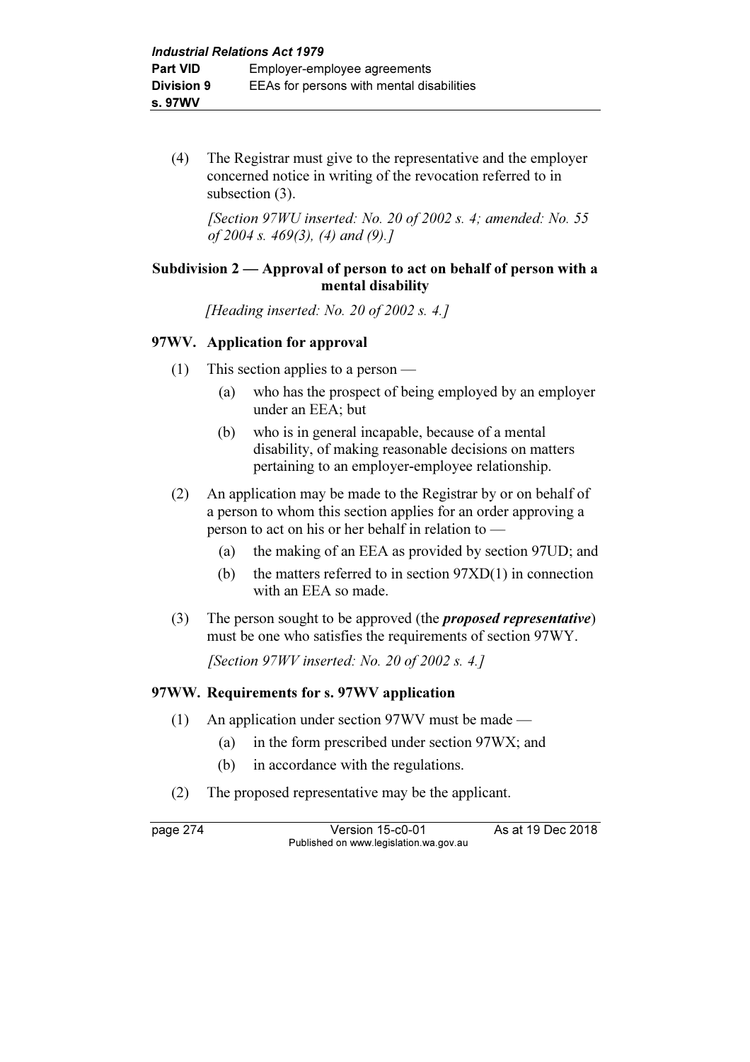(4) The Registrar must give to the representative and the employer concerned notice in writing of the revocation referred to in subsection (3).

*[Section 97WU inserted: No. 20 of 2002 s. 4; amended: No. 55 of 2004 s. 469(3), (4) and (9).]*

### Subdivision 2 — Approval of person to act on behalf of person with a mental disability

*[Heading inserted: No. 20 of 2002 s. 4.]*

#### 97WV. Application for approval

(1) This section applies to a person —

- (a) who has the prospect of being employed by an employer under an EEA; but
- (b) who is in general incapable, because of a mental disability, of making reasonable decisions on matters pertaining to an employer-employee relationship.

(2) An application may be made to the Registrar by or on behalf of a person to whom this section applies for an order approving a person to act on his or her behalf in relation to —

- (a) the making of an EEA as provided by section 97UD; and
- (b) the matters referred to in section 97XD(1) in connection with an EEA so made.

(3) The person sought to be approved (the ***proposed representative***) must be one who satisfies the requirements of section 97WY.

*[Section 97WV inserted: No. 20 of 2002 s. 4.]*

#### 97WW. Requirements for s. 97WV application

(1) An application under section 97WV must be made —

- (a) in the form prescribed under section 97WX; and
- (b) in accordance with the regulations.

(2) The proposed representative may be the applicant.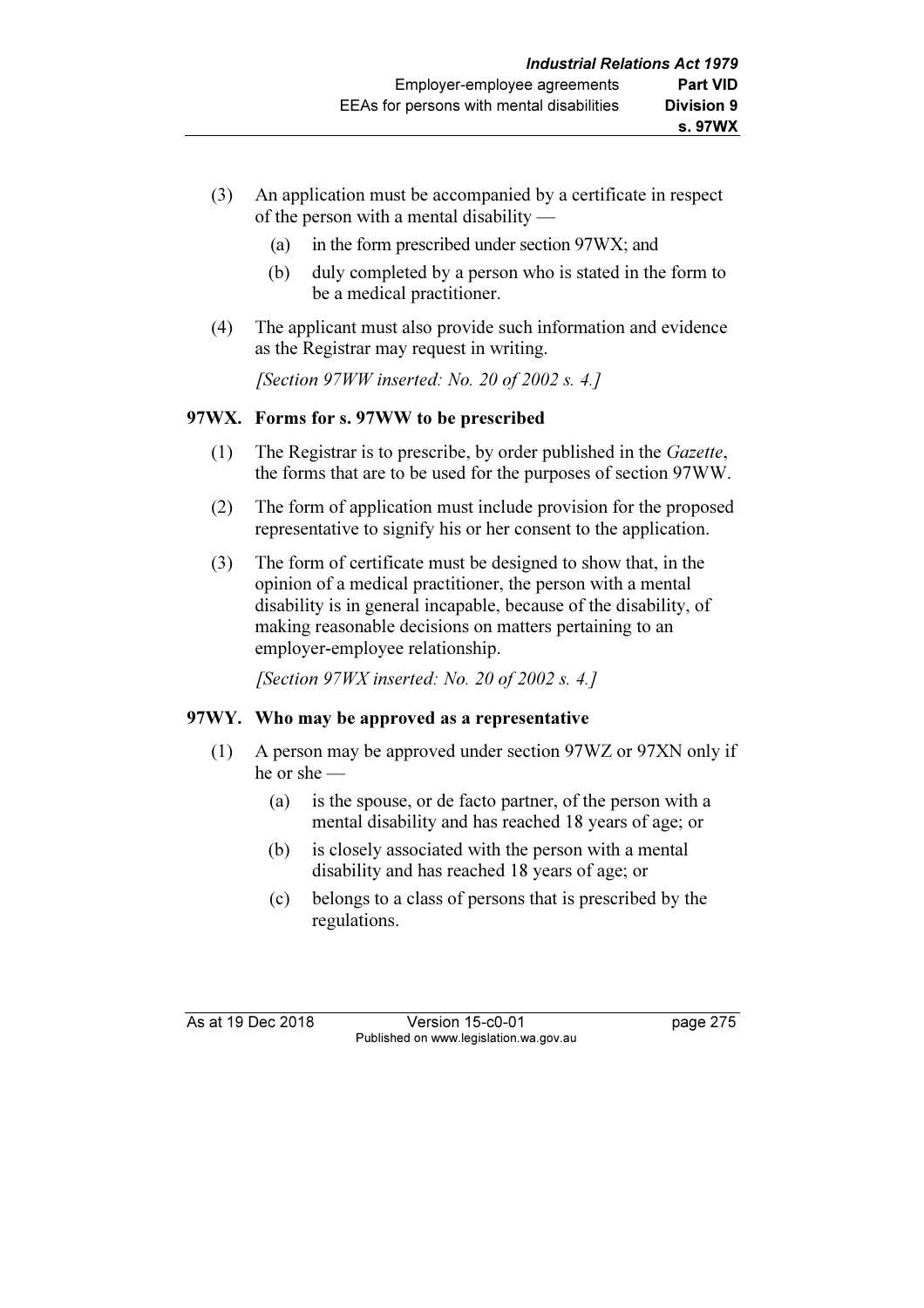(3) An application must be accompanied by a certificate in respect of the person with a mental disability —

  (a) in the form prescribed under section 97WX; and

  (b) duly completed by a person who is stated in the form to be a medical practitioner.

(4) The applicant must also provide such information and evidence as the Registrar may request in writing.

*[Section 97WW inserted: No. 20 of 2002 s. 4.]*

### 97WX. Forms for s. 97WW to be prescribed

(1) The Registrar is to prescribe, by order published in the *Gazette*, the forms that are to be used for the purposes of section 97WW.

(2) The form of application must include provision for the proposed representative to signify his or her consent to the application.

(3) The form of certificate must be designed to show that, in the opinion of a medical practitioner, the person with a mental disability is in general incapable, because of the disability, of making reasonable decisions on matters pertaining to an employer-employee relationship.

*[Section 97WX inserted: No. 20 of 2002 s. 4.]*

### 97WY. Who may be approved as a representative

(1) A person may be approved under section 97WZ or 97XN only if he or she —

  (a) is the spouse, or de facto partner, of the person with a mental disability and has reached 18 years of age; or

  (b) is closely associated with the person with a mental disability and has reached 18 years of age; or

  (c) belongs to a class of persons that is prescribed by the regulations.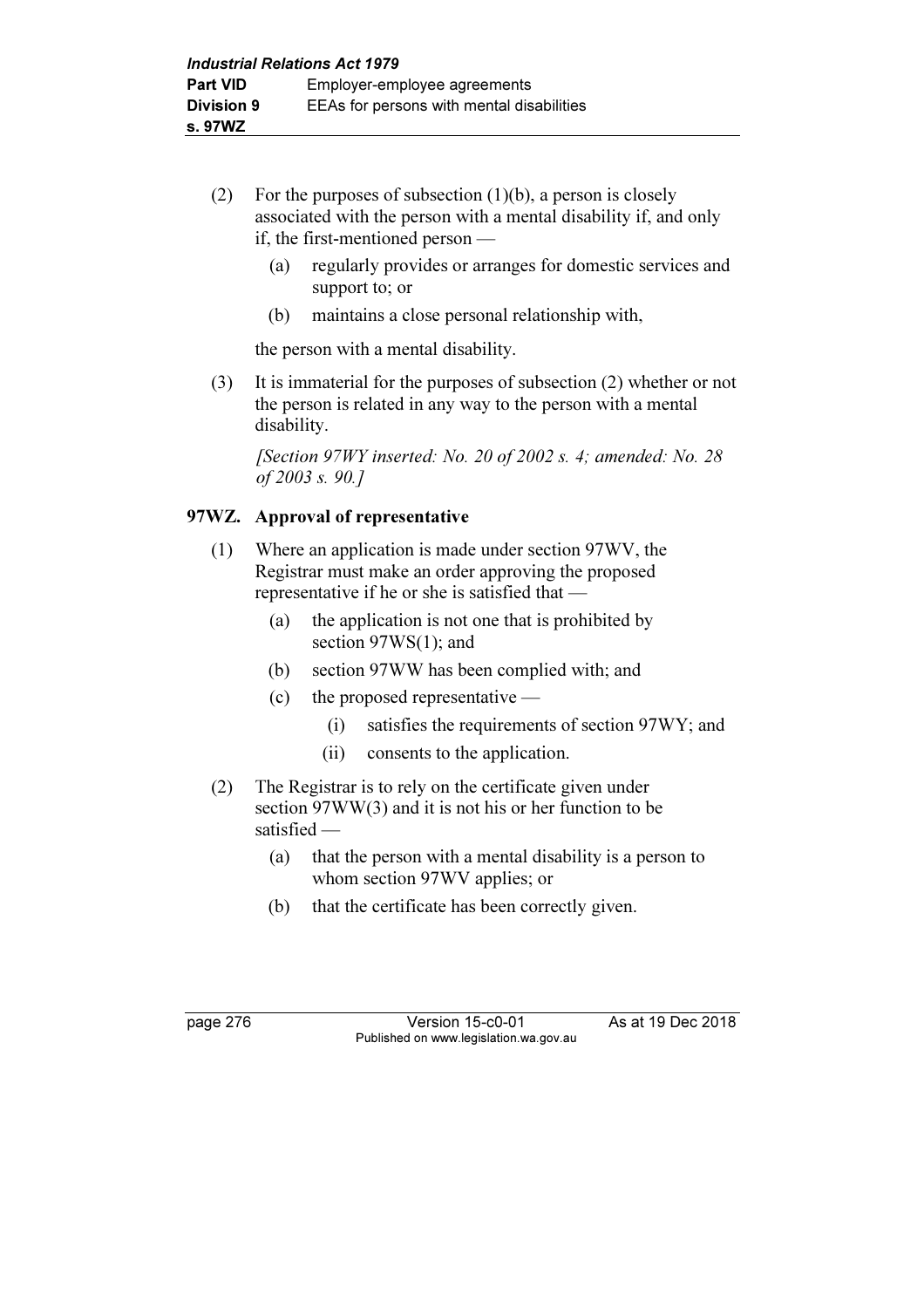(2) For the purposes of subsection (1)(b), a person is closely associated with the person with a mental disability if, and only if, the first-mentioned person —

  (a) regularly provides or arranges for domestic services and support to; or

  (b) maintains a close personal relationship with,

the person with a mental disability.

(3) It is immaterial for the purposes of subsection (2) whether or not the person is related in any way to the person with a mental disability.

*[Section 97WY inserted: No. 20 of 2002 s. 4; amended: No. 28 of 2003 s. 90.]*

### 97WZ. Approval of representative

(1) Where an application is made under section 97WV, the Registrar must make an order approving the proposed representative if he or she is satisfied that —

  (a) the application is not one that is prohibited by section 97WS(1); and

  (b) section 97WW has been complied with; and

  (c) the proposed representative —

    (i) satisfies the requirements of section 97WY; and

    (ii) consents to the application.

(2) The Registrar is to rely on the certificate given under section 97WW(3) and it is not his or her function to be satisfied —

  (a) that the person with a mental disability is a person to whom section 97WV applies; or

  (b) that the certificate has been correctly given.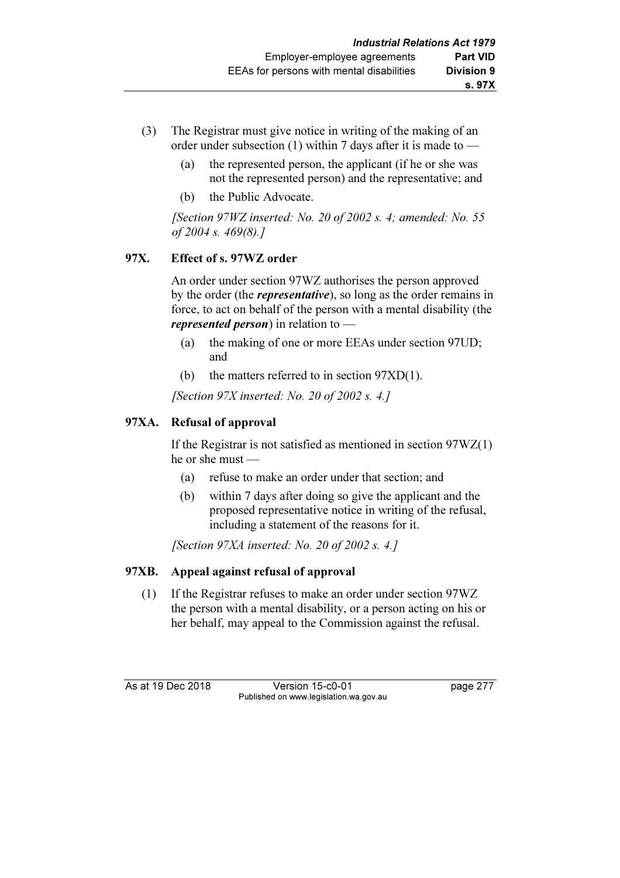(3) The Registrar must give notice in writing of the making of an order under subsection (1) within 7 days after it is made to —

(a) the represented person, the applicant (if he or she was not the represented person) and the representative; and

(b) the Public Advocate.

*[Section 97WZ inserted: No. 20 of 2002 s. 4; amended: No. 55 of 2004 s. 469(8).]*

### 97X. Effect of s. 97WZ order

An order under section 97WZ authorises the person approved by the order (the ***representative***), so long as the order remains in force, to act on behalf of the person with a mental disability (the ***represented person***) in relation to —

(a) the making of one or more EEAs under section 97UD; and

(b) the matters referred to in section 97XD(1).

*[Section 97X inserted: No. 20 of 2002 s. 4.]*

### 97XA. Refusal of approval

If the Registrar is not satisfied as mentioned in section 97WZ(1) he or she must —

(a) refuse to make an order under that section; and

(b) within 7 days after doing so give the applicant and the proposed representative notice in writing of the refusal, including a statement of the reasons for it.

*[Section 97XA inserted: No. 20 of 2002 s. 4.]*

### 97XB. Appeal against refusal of approval

(1) If the Registrar refuses to make an order under section 97WZ the person with a mental disability, or a person acting on his or her behalf, may appeal to the Commission against the refusal.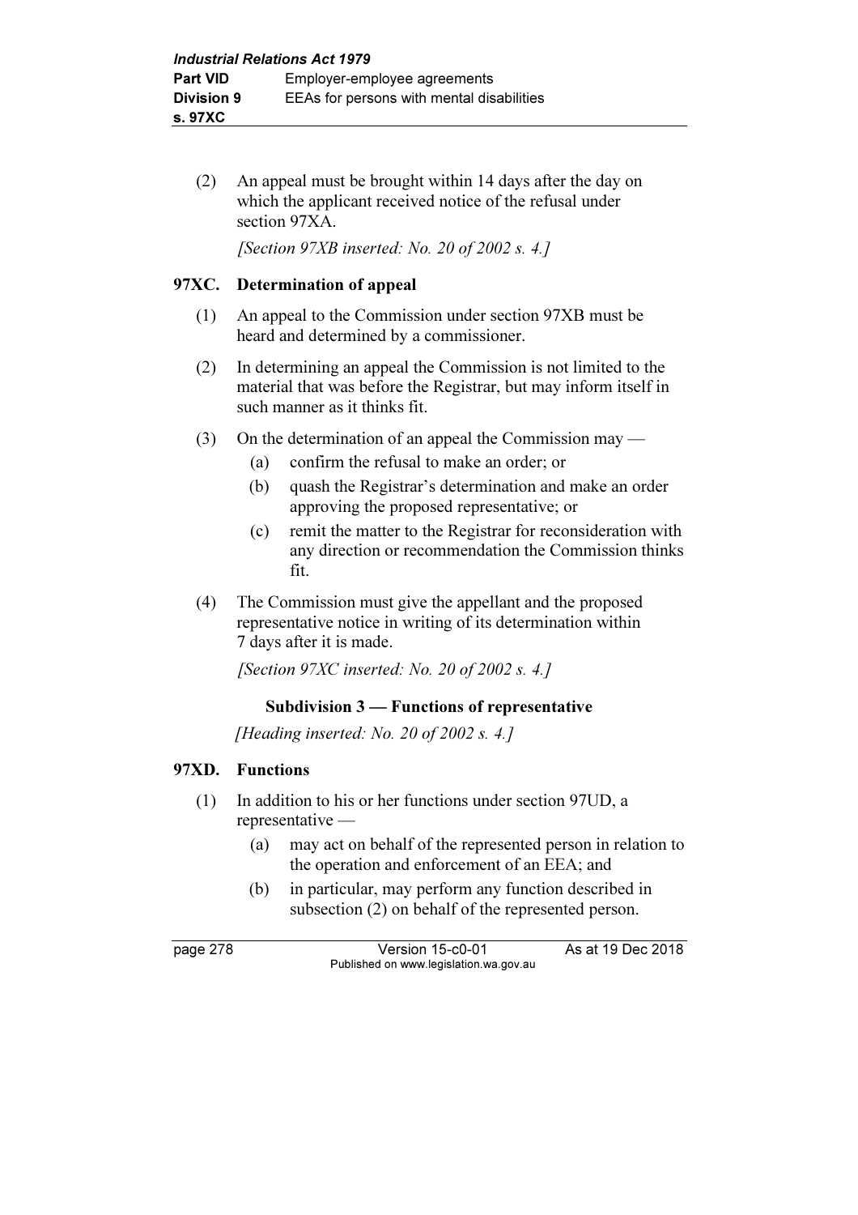(2) An appeal must be brought within 14 days after the day on which the applicant received notice of the refusal under section 97XA.

*[Section 97XB inserted: No. 20 of 2002 s. 4.]*

## 97XC. Determination of appeal

(1) An appeal to the Commission under section 97XB must be heard and determined by a commissioner.

(2) In determining an appeal the Commission is not limited to the material that was before the Registrar, but may inform itself in such manner as it thinks fit.

(3) On the determination of an appeal the Commission may —

- (a) confirm the refusal to make an order; or
- (b) quash the Registrar's determination and make an order approving the proposed representative; or
- (c) remit the matter to the Registrar for reconsideration with any direction or recommendation the Commission thinks fit.

(4) The Commission must give the appellant and the proposed representative notice in writing of its determination within 7 days after it is made.

*[Section 97XC inserted: No. 20 of 2002 s. 4.]*

### Subdivision 3 — Functions of representative

*[Heading inserted: No. 20 of 2002 s. 4.]*

## 97XD. Functions

(1) In addition to his or her functions under section 97UD, a representative —

- (a) may act on behalf of the represented person in relation to the operation and enforcement of an EEA; and
- (b) in particular, may perform any function described in subsection (2) on behalf of the represented person.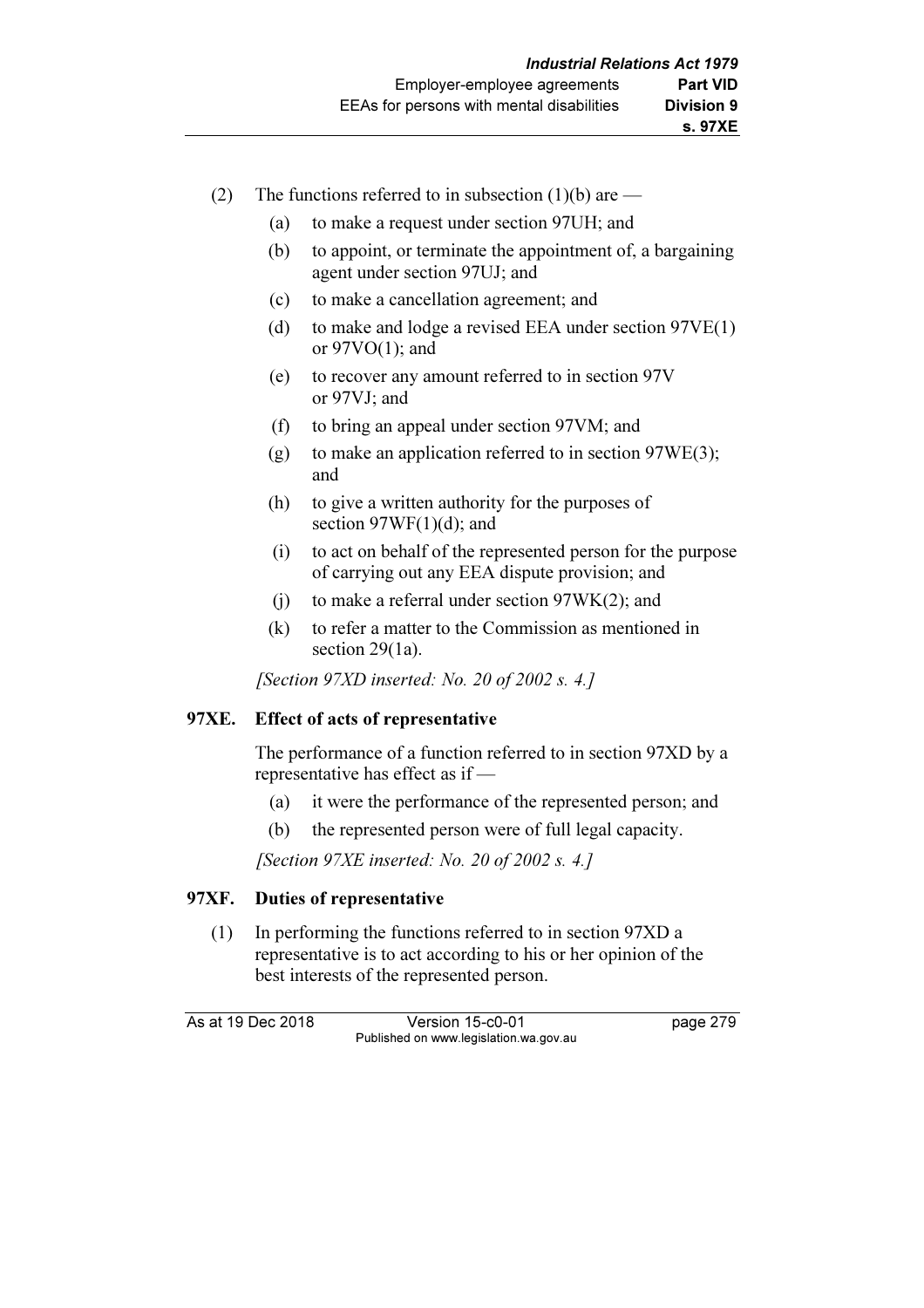(2) The functions referred to in subsection (1)(b) are —

(a) to make a request under section 97UH; and

(b) to appoint, or terminate the appointment of, a bargaining agent under section 97UJ; and

(c) to make a cancellation agreement; and

(d) to make and lodge a revised EEA under section 97VE(1) or 97VO(1); and

(e) to recover any amount referred to in section 97V or 97VJ; and

(f) to bring an appeal under section 97VM; and

(g) to make an application referred to in section 97WE(3); and

(h) to give a written authority for the purposes of section 97WF(1)(d); and

(i) to act on behalf of the represented person for the purpose of carrying out any EEA dispute provision; and

(j) to make a referral under section 97WK(2); and

(k) to refer a matter to the Commission as mentioned in section 29(1a).

*[Section 97XD inserted: No. 20 of 2002 s. 4.]*

### 97XE. Effect of acts of representative

The performance of a function referred to in section 97XD by a representative has effect as if —

(a) it were the performance of the represented person; and

(b) the represented person were of full legal capacity.

*[Section 97XE inserted: No. 20 of 2002 s. 4.]*

### 97XF. Duties of representative

(1) In performing the functions referred to in section 97XD a representative is to act according to his or her opinion of the best interests of the represented person.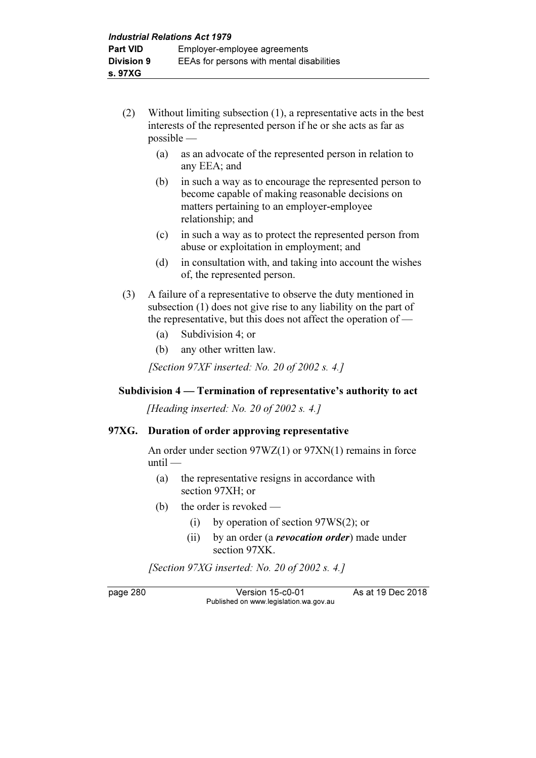(2) Without limiting subsection (1), a representative acts in the best interests of the represented person if he or she acts as far as possible —

(a) as an advocate of the represented person in relation to any EEA; and

(b) in such a way as to encourage the represented person to become capable of making reasonable decisions on matters pertaining to an employer-employee relationship; and

(c) in such a way as to protect the represented person from abuse or exploitation in employment; and

(d) in consultation with, and taking into account the wishes of, the represented person.

(3) A failure of a representative to observe the duty mentioned in subsection (1) does not give rise to any liability on the part of the representative, but this does not affect the operation of —

(a) Subdivision 4; or

(b) any other written law.

*[Section 97XF inserted: No. 20 of 2002 s. 4.]*

## Subdivision 4 — Termination of representative's authority to act

*[Heading inserted: No. 20 of 2002 s. 4.]*

### 97XG. Duration of order approving representative

An order under section 97WZ(1) or 97XN(1) remains in force until —

(a) the representative resigns in accordance with section 97XH; or

(b) the order is revoked —

(i) by operation of section 97WS(2); or

(ii) by an order (a ***revocation order***) made under section 97XK.

*[Section 97XG inserted: No. 20 of 2002 s. 4.]*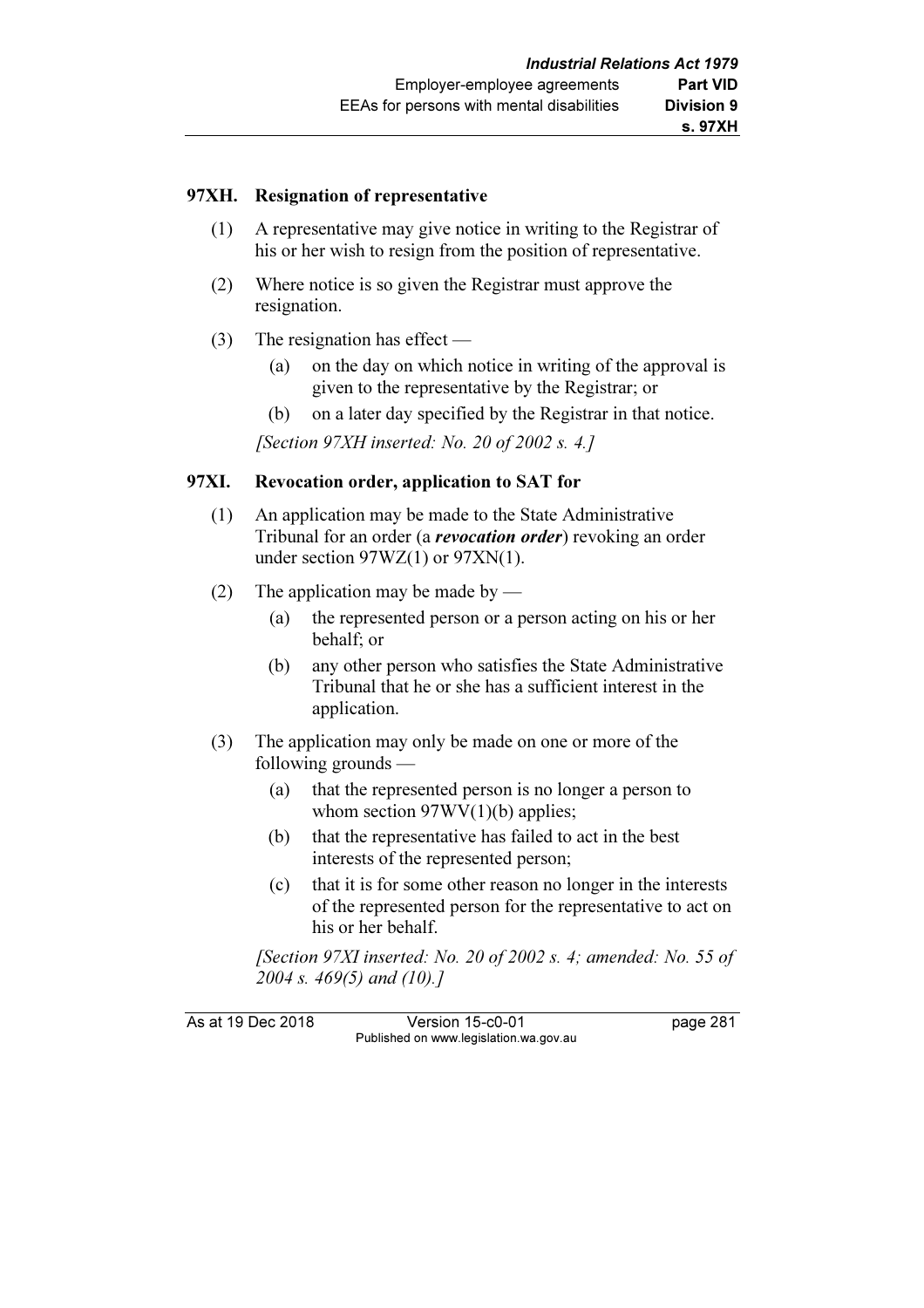## 97XH. Resignation of representative

(1) A representative may give notice in writing to the Registrar of his or her wish to resign from the position of representative.

(2) Where notice is so given the Registrar must approve the resignation.

(3) The resignation has effect —

(a) on the day on which notice in writing of the approval is given to the representative by the Registrar; or

(b) on a later day specified by the Registrar in that notice.

*[Section 97XH inserted: No. 20 of 2002 s. 4.]*

## 97XI. Revocation order, application to SAT for

(1) An application may be made to the State Administrative Tribunal for an order (a ***revocation order***) revoking an order under section 97WZ(1) or 97XN(1).

(2) The application may be made by —

(a) the represented person or a person acting on his or her behalf; or

(b) any other person who satisfies the State Administrative Tribunal that he or she has a sufficient interest in the application.

(3) The application may only be made on one or more of the following grounds —

(a) that the represented person is no longer a person to whom section 97WV(1)(b) applies;

(b) that the representative has failed to act in the best interests of the represented person;

(c) that it is for some other reason no longer in the interests of the represented person for the representative to act on his or her behalf.

*[Section 97XI inserted: No. 20 of 2002 s. 4; amended: No. 55 of 2004 s. 469(5) and (10).]*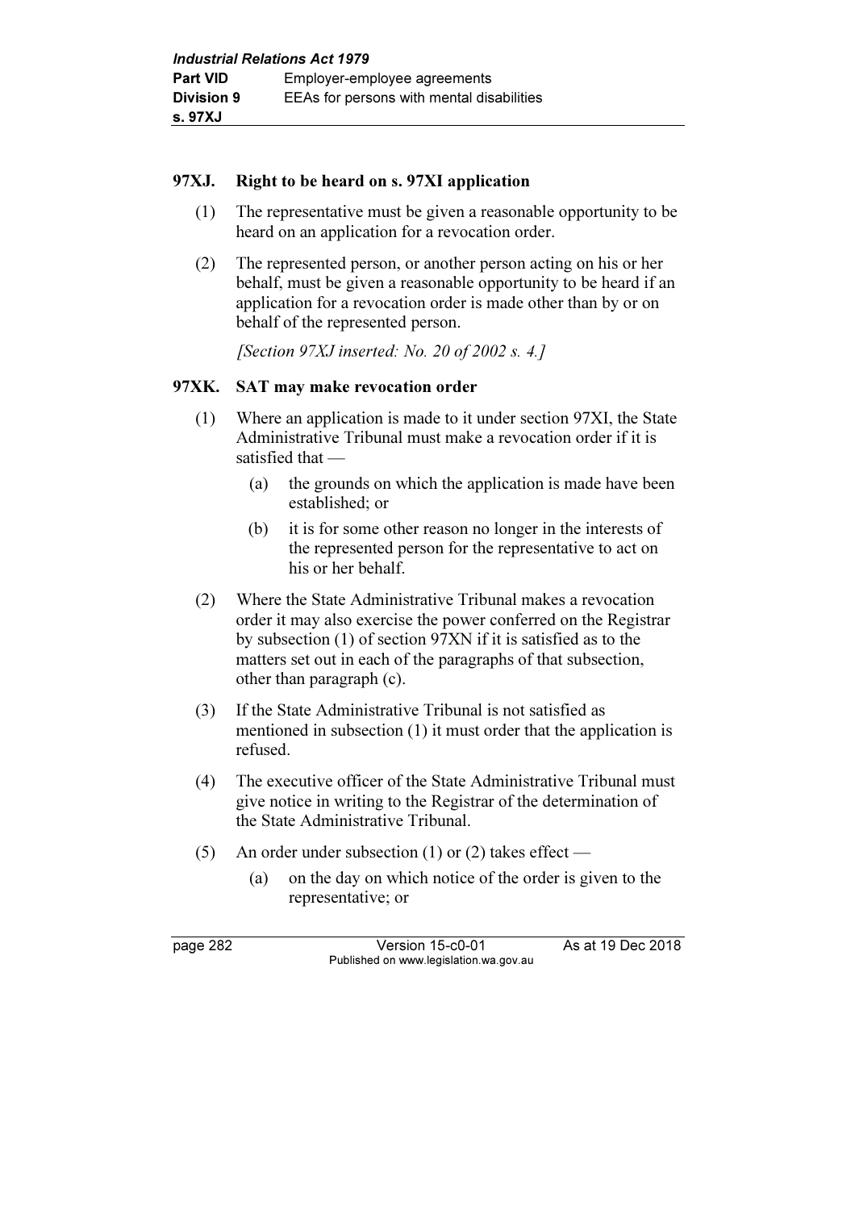### 97XJ. Right to be heard on s. 97XI application

(1) The representative must be given a reasonable opportunity to be heard on an application for a revocation order.

(2) The represented person, or another person acting on his or her behalf, must be given a reasonable opportunity to be heard if an application for a revocation order is made other than by or on behalf of the represented person.

*[Section 97XJ inserted: No. 20 of 2002 s. 4.]*

### 97XK. SAT may make revocation order

(1) Where an application is made to it under section 97XI, the State Administrative Tribunal must make a revocation order if it is satisfied that —

- (a) the grounds on which the application is made have been established; or
- (b) it is for some other reason no longer in the interests of the represented person for the representative to act on his or her behalf.

(2) Where the State Administrative Tribunal makes a revocation order it may also exercise the power conferred on the Registrar by subsection (1) of section 97XN if it is satisfied as to the matters set out in each of the paragraphs of that subsection, other than paragraph (c).

(3) If the State Administrative Tribunal is not satisfied as mentioned in subsection (1) it must order that the application is refused.

(4) The executive officer of the State Administrative Tribunal must give notice in writing to the Registrar of the determination of the State Administrative Tribunal.

(5) An order under subsection (1) or (2) takes effect —

- (a) on the day on which notice of the order is given to the representative; or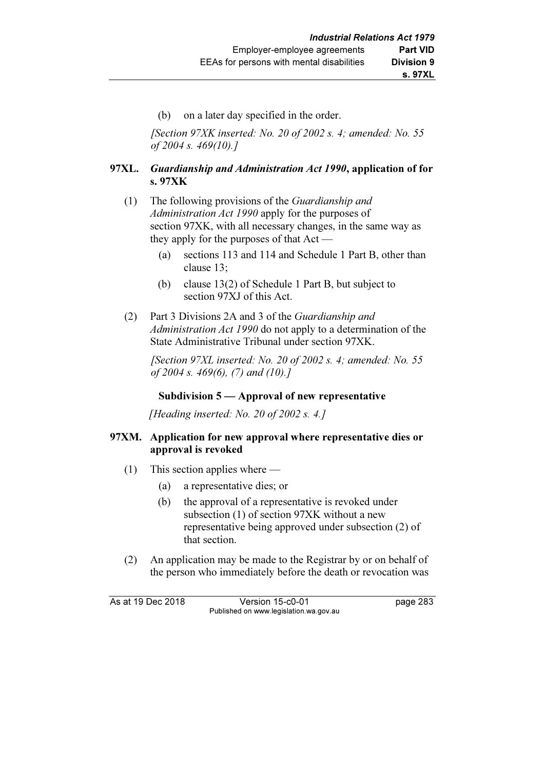(b) on a later day specified in the order.

*[Section 97XK inserted: No. 20 of 2002 s. 4; amended: No. 55 of 2004 s. 469(10).]*

**97XL. *Guardianship and Administration Act 1990*, application of for s. 97XK**

(1) The following provisions of the *Guardianship and Administration Act 1990* apply for the purposes of section 97XK, with all necessary changes, in the same way as they apply for the purposes of that Act —

(a) sections 113 and 114 and Schedule 1 Part B, other than clause 13;

(b) clause 13(2) of Schedule 1 Part B, but subject to section 97XJ of this Act.

(2) Part 3 Divisions 2A and 3 of the *Guardianship and Administration Act 1990* do not apply to a determination of the State Administrative Tribunal under section 97XK.

*[Section 97XL inserted: No. 20 of 2002 s. 4; amended: No. 55 of 2004 s. 469(6), (7) and (10).]*

### Subdivision 5 — Approval of new representative

*[Heading inserted: No. 20 of 2002 s. 4.]*

**97XM. Application for new approval where representative dies or approval is revoked**

(1) This section applies where —

(a) a representative dies; or

(b) the approval of a representative is revoked under subsection (1) of section 97XK without a new representative being approved under subsection (2) of that section.

(2) An application may be made to the Registrar by or on behalf of the person who immediately before the death or revocation was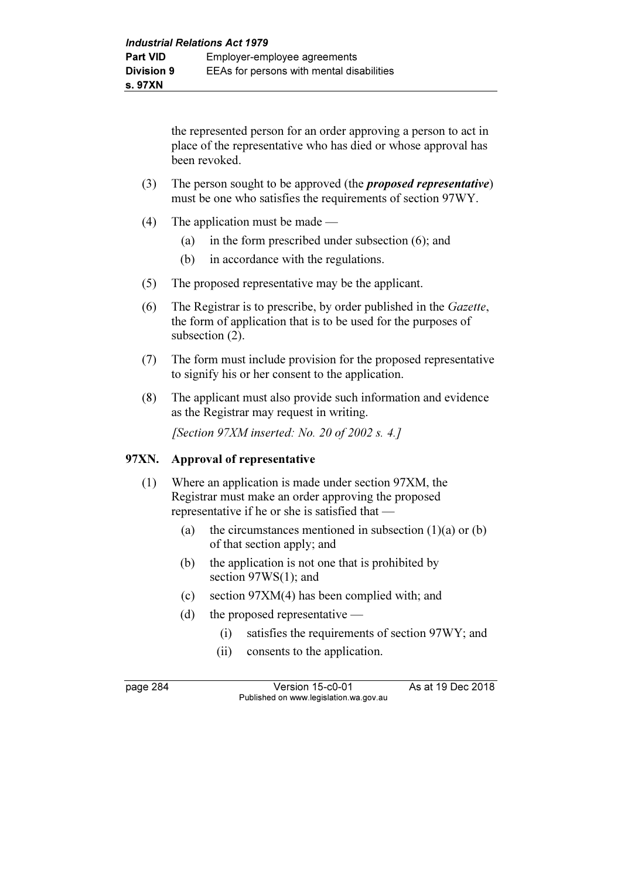the represented person for an order approving a person to act in place of the representative who has died or whose approval has been revoked.

(3) The person sought to be approved (the ***proposed representative***) must be one who satisfies the requirements of section 97WY.

(4) The application must be made —

(a) in the form prescribed under subsection (6); and

(b) in accordance with the regulations.

(5) The proposed representative may be the applicant.

(6) The Registrar is to prescribe, by order published in the *Gazette*, the form of application that is to be used for the purposes of subsection (2).

(7) The form must include provision for the proposed representative to signify his or her consent to the application.

(8) The applicant must also provide such information and evidence as the Registrar may request in writing.

*[Section 97XM inserted: No. 20 of 2002 s. 4.]*

### 97XN. Approval of representative

(1) Where an application is made under section 97XM, the Registrar must make an order approving the proposed representative if he or she is satisfied that —

(a) the circumstances mentioned in subsection (1)(a) or (b) of that section apply; and

(b) the application is not one that is prohibited by section 97WS(1); and

(c) section 97XM(4) has been complied with; and

(d) the proposed representative —

(i) satisfies the requirements of section 97WY; and

(ii) consents to the application.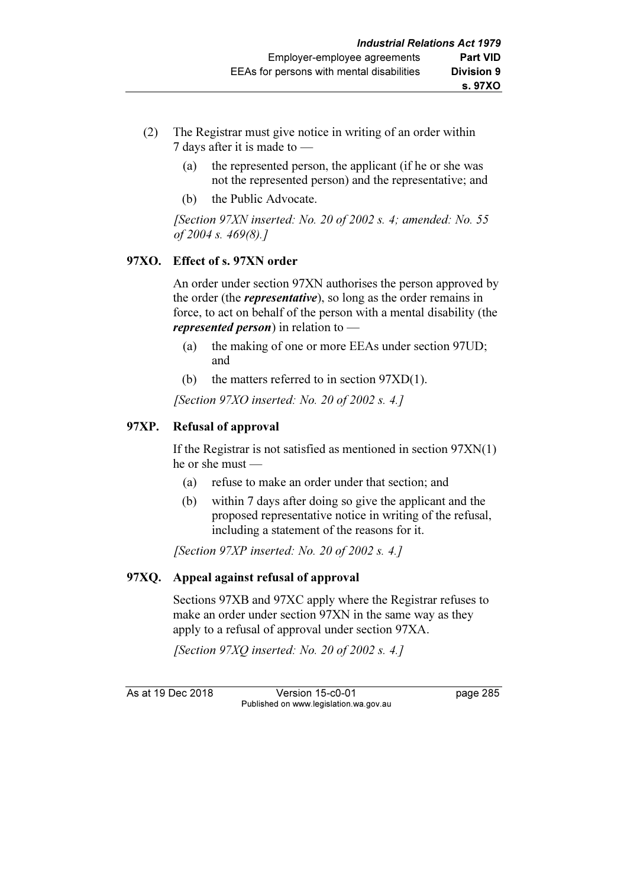(2) The Registrar must give notice in writing of an order within 7 days after it is made to —

  (a) the represented person, the applicant (if he or she was not the represented person) and the representative; and

  (b) the Public Advocate.

*[Section 97XN inserted: No. 20 of 2002 s. 4; amended: No. 55 of 2004 s. 469(8).]*

### 97XO. Effect of s. 97XN order

An order under section 97XN authorises the person approved by the order (the ***representative***), so long as the order remains in force, to act on behalf of the person with a mental disability (the ***represented person***) in relation to —

  (a) the making of one or more EEAs under section 97UD; and

  (b) the matters referred to in section 97XD(1).

*[Section 97XO inserted: No. 20 of 2002 s. 4.]*

### 97XP. Refusal of approval

If the Registrar is not satisfied as mentioned in section 97XN(1) he or she must —

  (a) refuse to make an order under that section; and

  (b) within 7 days after doing so give the applicant and the proposed representative notice in writing of the refusal, including a statement of the reasons for it.

*[Section 97XP inserted: No. 20 of 2002 s. 4.]*

### 97XQ. Appeal against refusal of approval

Sections 97XB and 97XC apply where the Registrar refuses to make an order under section 97XN in the same way as they apply to a refusal of approval under section 97XA.

*[Section 97XQ inserted: No. 20 of 2002 s. 4.]*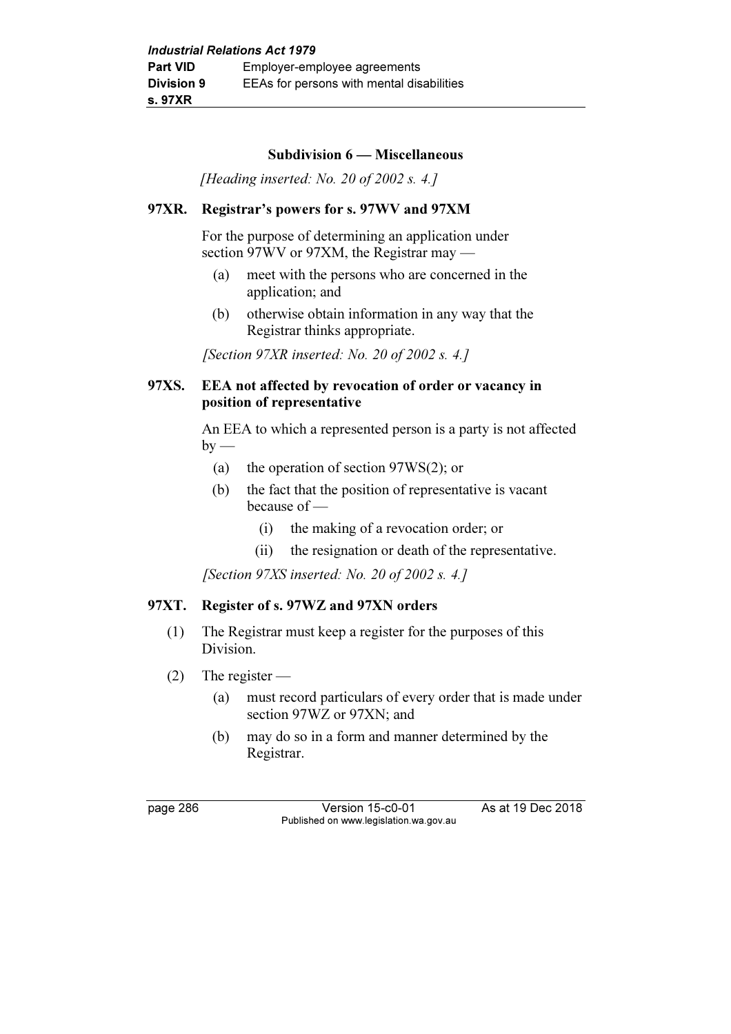### Subdivision 6 — Miscellaneous

*[Heading inserted: No. 20 of 2002 s. 4.]*

**97XR. Registrar's powers for s. 97WV and 97XM**

For the purpose of determining an application under section 97WV or 97XM, the Registrar may —

(a) meet with the persons who are concerned in the application; and

(b) otherwise obtain information in any way that the Registrar thinks appropriate.

*[Section 97XR inserted: No. 20 of 2002 s. 4.]*

**97XS. EEA not affected by revocation of order or vacancy in position of representative**

An EEA to which a represented person is a party is not affected by —

(a) the operation of section 97WS(2); or

(b) the fact that the position of representative is vacant because of —

  (i) the making of a revocation order; or

  (ii) the resignation or death of the representative.

*[Section 97XS inserted: No. 20 of 2002 s. 4.]*

**97XT. Register of s. 97WZ and 97XN orders**

(1) The Registrar must keep a register for the purposes of this Division.

(2) The register —

(a) must record particulars of every order that is made under section 97WZ or 97XN; and

(b) may do so in a form and manner determined by the Registrar.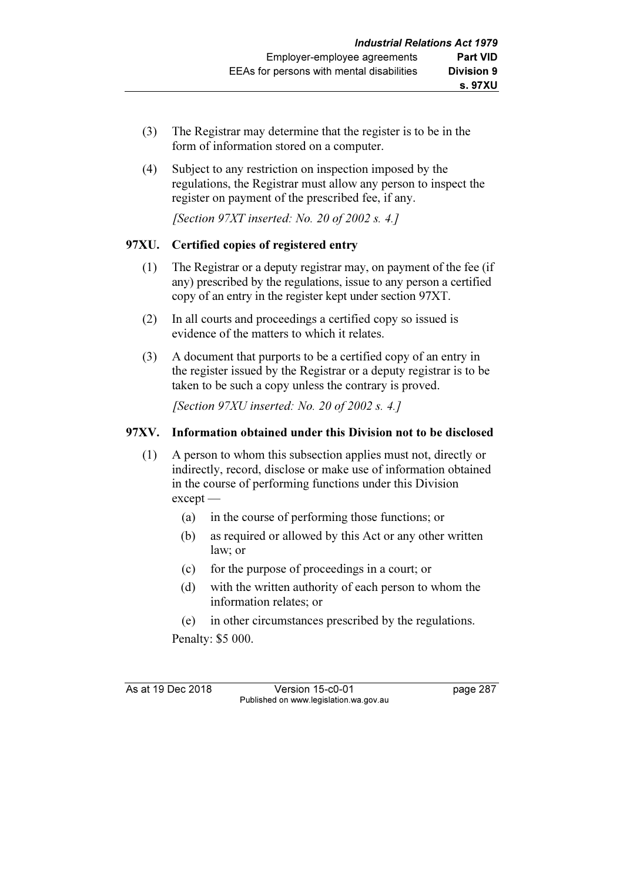(3) The Registrar may determine that the register is to be in the form of information stored on a computer.

(4) Subject to any restriction on inspection imposed by the regulations, the Registrar must allow any person to inspect the register on payment of the prescribed fee, if any.

*[Section 97XT inserted: No. 20 of 2002 s. 4.]*

### 97XU. Certified copies of registered entry

(1) The Registrar or a deputy registrar may, on payment of the fee (if any) prescribed by the regulations, issue to any person a certified copy of an entry in the register kept under section 97XT.

(2) In all courts and proceedings a certified copy so issued is evidence of the matters to which it relates.

(3) A document that purports to be a certified copy of an entry in the register issued by the Registrar or a deputy registrar is to be taken to be such a copy unless the contrary is proved.

*[Section 97XU inserted: No. 20 of 2002 s. 4.]*

### 97XV. Information obtained under this Division not to be disclosed

(1) A person to whom this subsection applies must not, directly or indirectly, record, disclose or make use of information obtained in the course of performing functions under this Division except —

(a) in the course of performing those functions; or

(b) as required or allowed by this Act or any other written law; or

(c) for the purpose of proceedings in a court; or

(d) with the written authority of each person to whom the information relates; or

(e) in other circumstances prescribed by the regulations.

Penalty: $5 000.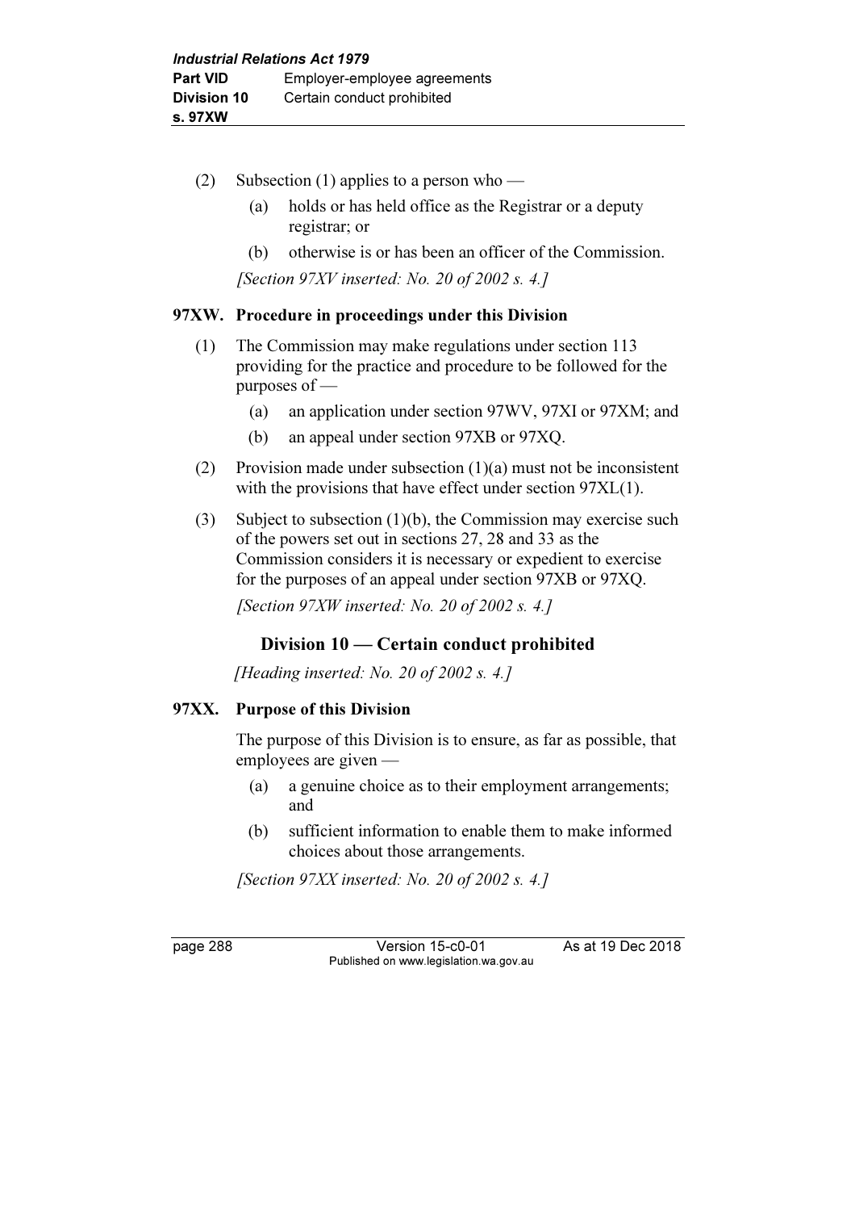(2) Subsection (1) applies to a person who —

(a) holds or has held office as the Registrar or a deputy registrar; or

(b) otherwise is or has been an officer of the Commission.

*[Section 97XV inserted: No. 20 of 2002 s. 4.]*

### 97XW. Procedure in proceedings under this Division

(1) The Commission may make regulations under section 113 providing for the practice and procedure to be followed for the purposes of —

(a) an application under section 97WV, 97XI or 97XM; and

(b) an appeal under section 97XB or 97XQ.

(2) Provision made under subsection (1)(a) must not be inconsistent with the provisions that have effect under section 97XL(1).

(3) Subject to subsection (1)(b), the Commission may exercise such of the powers set out in sections 27, 28 and 33 as the Commission considers it is necessary or expedient to exercise for the purposes of an appeal under section 97XB or 97XQ.

*[Section 97XW inserted: No. 20 of 2002 s. 4.]*

## Division 10 — Certain conduct prohibited

*[Heading inserted: No. 20 of 2002 s. 4.]*

### 97XX. Purpose of this Division

The purpose of this Division is to ensure, as far as possible, that employees are given —

(a) a genuine choice as to their employment arrangements; and

(b) sufficient information to enable them to make informed choices about those arrangements.

*[Section 97XX inserted: No. 20 of 2002 s. 4.]*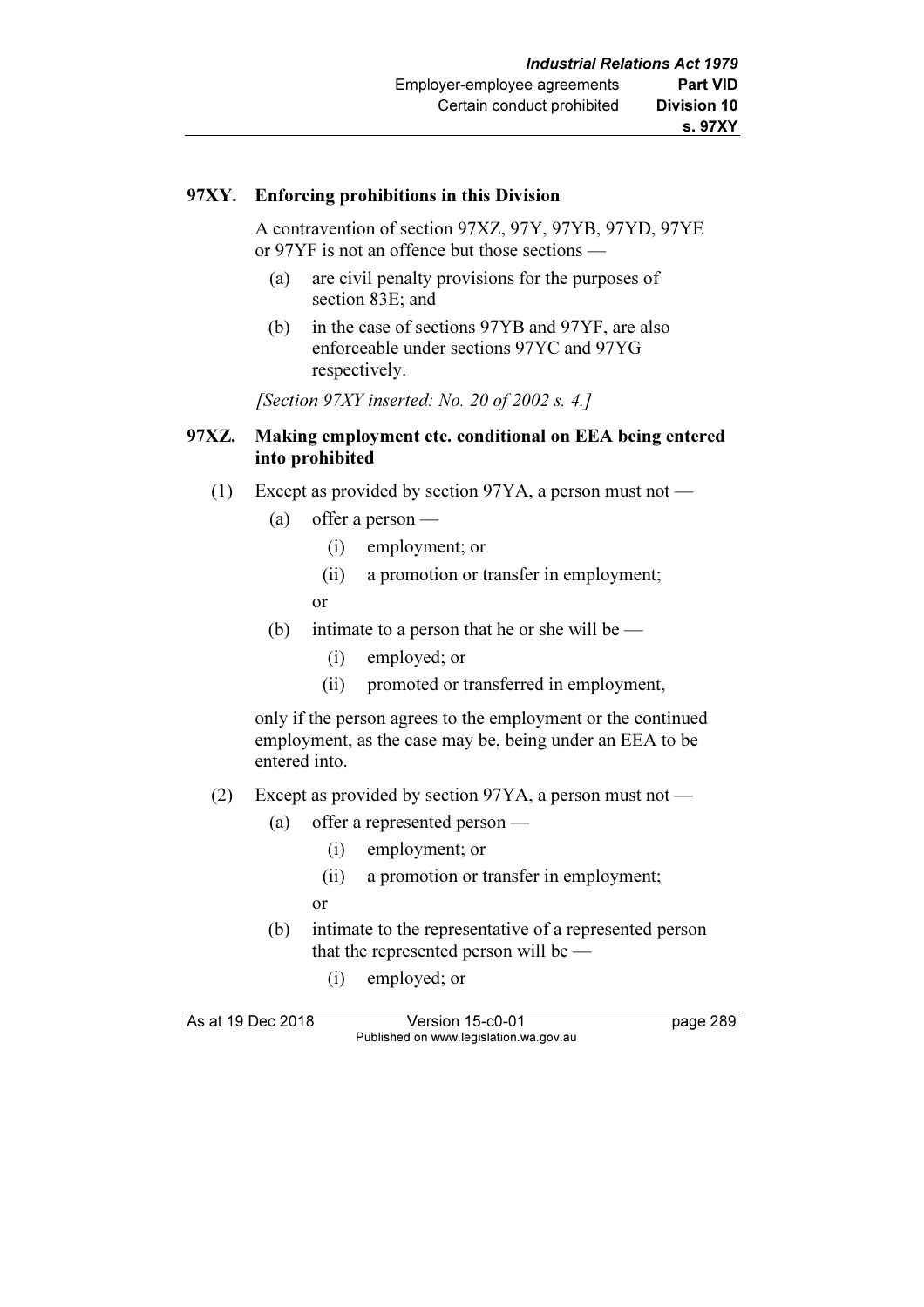### 97XY. Enforcing prohibitions in this Division

A contravention of section 97XZ, 97Y, 97YB, 97YD, 97YE or 97YF is not an offence but those sections —

- (a) are civil penalty provisions for the purposes of section 83E; and
- (b) in the case of sections 97YB and 97YF, are also enforceable under sections 97YC and 97YG respectively.

*[Section 97XY inserted: No. 20 of 2002 s. 4.]*

### 97XZ. Making employment etc. conditional on EEA being entered into prohibited

(1) Except as provided by section 97YA, a person must not —

- (a) offer a person —
  - (i) employment; or
  - (ii) a promotion or transfer in employment;

  or
- (b) intimate to a person that he or she will be —
  - (i) employed; or
  - (ii) promoted or transferred in employment,

only if the person agrees to the employment or the continued employment, as the case may be, being under an EEA to be entered into.

(2) Except as provided by section 97YA, a person must not —

- (a) offer a represented person —
  - (i) employment; or
  - (ii) a promotion or transfer in employment;

  or
- (b) intimate to the representative of a represented person that the represented person will be —
  - (i) employed; or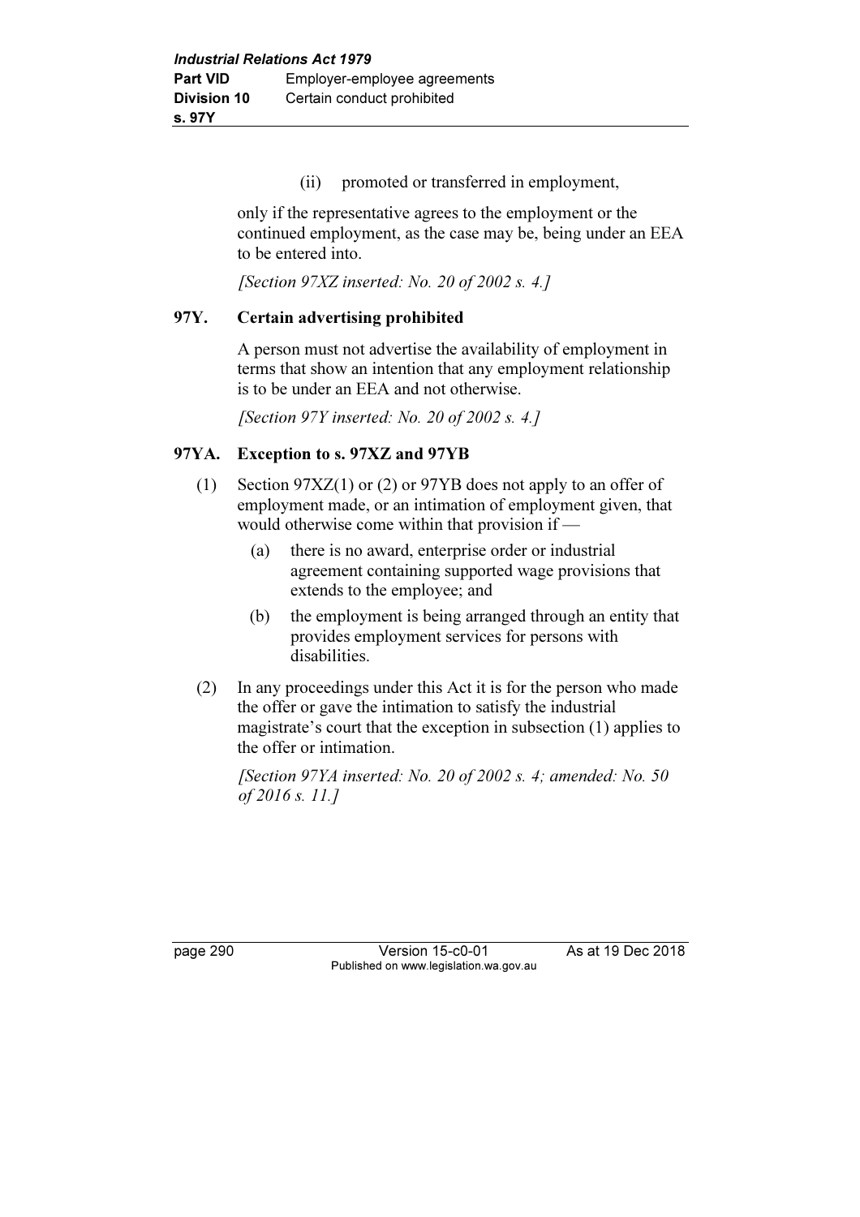(ii) promoted or transferred in employment,

only if the representative agrees to the employment or the continued employment, as the case may be, being under an EEA to be entered into.

*[Section 97XZ inserted: No. 20 of 2002 s. 4.]*

## 97Y. Certain advertising prohibited

A person must not advertise the availability of employment in terms that show an intention that any employment relationship is to be under an EEA and not otherwise.

*[Section 97Y inserted: No. 20 of 2002 s. 4.]*

## 97YA. Exception to s. 97XZ and 97YB

(1) Section 97XZ(1) or (2) or 97YB does not apply to an offer of employment made, or an intimation of employment given, that would otherwise come within that provision if —

(a) there is no award, enterprise order or industrial agreement containing supported wage provisions that extends to the employee; and

(b) the employment is being arranged through an entity that provides employment services for persons with disabilities.

(2) In any proceedings under this Act it is for the person who made the offer or gave the intimation to satisfy the industrial magistrate's court that the exception in subsection (1) applies to the offer or intimation.

*[Section 97YA inserted: No. 20 of 2002 s. 4; amended: No. 50 of 2016 s. 11.]*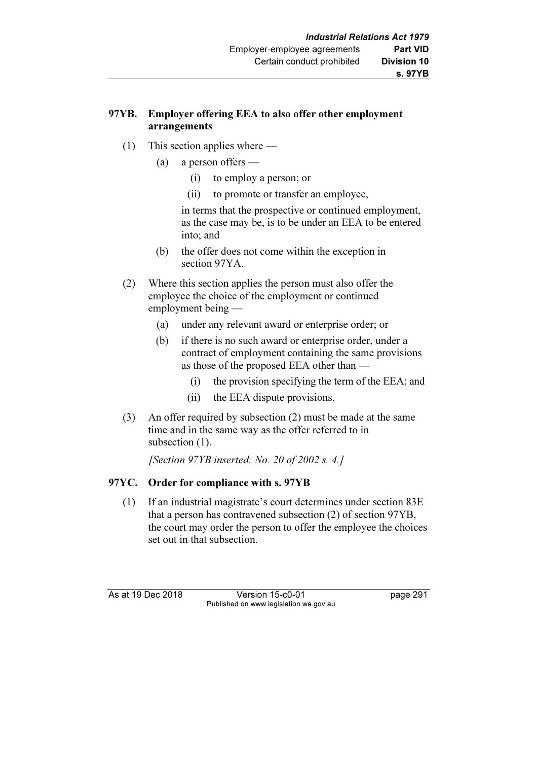### 97YB. Employer offering EEA to also offer other employment arrangements

(1) This section applies where —

(a) a person offers —

(i) to employ a person; or

(ii) to promote or transfer an employee,

in terms that the prospective or continued employment, as the case may be, is to be under an EEA to be entered into; and

(b) the offer does not come within the exception in section 97YA.

(2) Where this section applies the person must also offer the employee the choice of the employment or continued employment being —

(a) under any relevant award or enterprise order; or

(b) if there is no such award or enterprise order, under a contract of employment containing the same provisions as those of the proposed EEA other than —

(i) the provision specifying the term of the EEA; and

(ii) the EEA dispute provisions.

(3) An offer required by subsection (2) must be made at the same time and in the same way as the offer referred to in subsection (1).

*[Section 97YB inserted: No. 20 of 2002 s. 4.]*

### 97YC. Order for compliance with s. 97YB

(1) If an industrial magistrate's court determines under section 83E that a person has contravened subsection (2) of section 97YB, the court may order the person to offer the employee the choices set out in that subsection.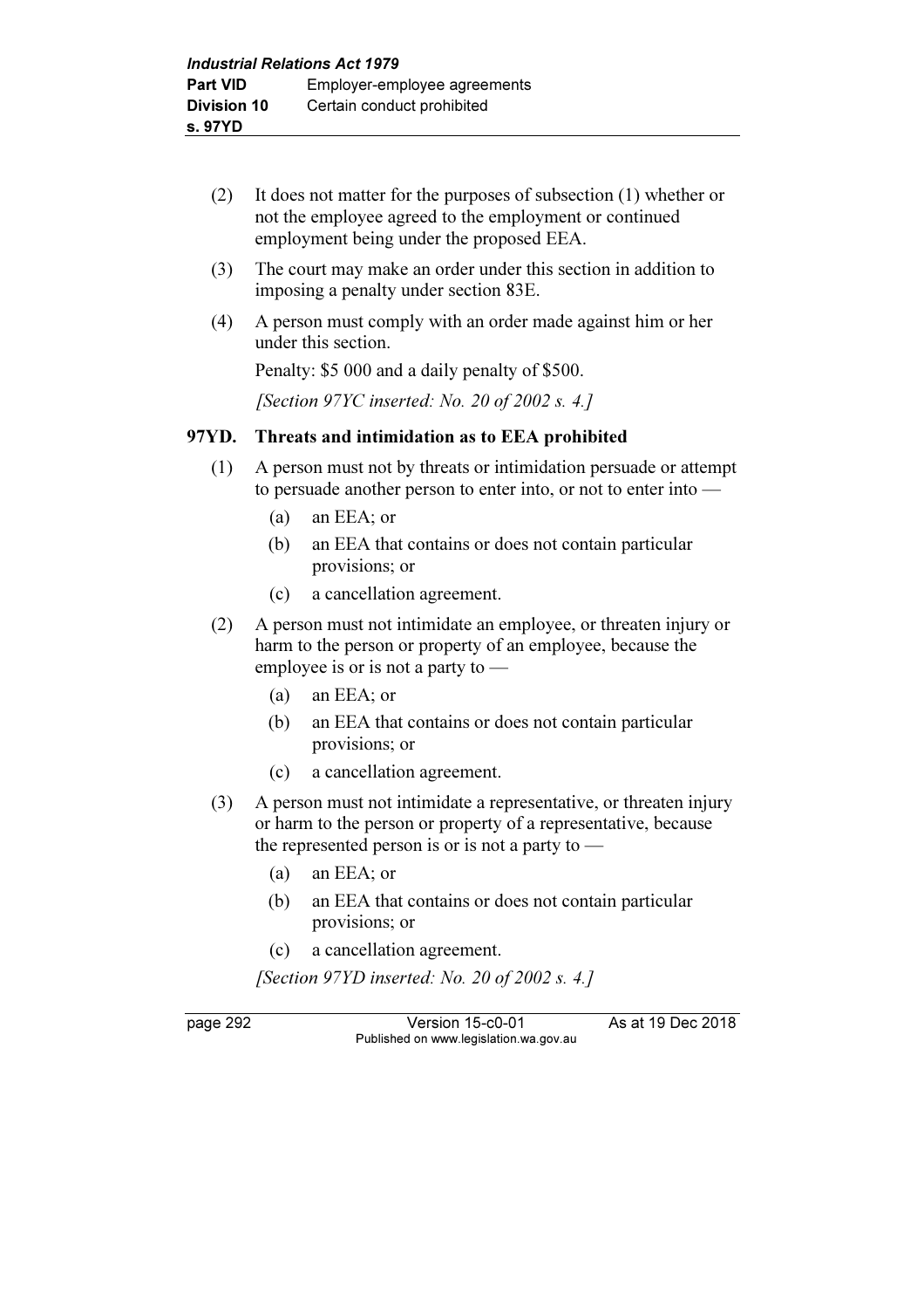(2) It does not matter for the purposes of subsection (1) whether or not the employee agreed to the employment or continued employment being under the proposed EEA.

(3) The court may make an order under this section in addition to imposing a penalty under section 83E.

(4) A person must comply with an order made against him or her under this section.

Penalty: $5 000 and a daily penalty of $500.

*[Section 97YC inserted: No. 20 of 2002 s. 4.]*

### 97YD. Threats and intimidation as to EEA prohibited

(1) A person must not by threats or intimidation persuade or attempt to persuade another person to enter into, or not to enter into —

- (a) an EEA; or
- (b) an EEA that contains or does not contain particular provisions; or
- (c) a cancellation agreement.

(2) A person must not intimidate an employee, or threaten injury or harm to the person or property of an employee, because the employee is or is not a party to —

- (a) an EEA; or
- (b) an EEA that contains or does not contain particular provisions; or
- (c) a cancellation agreement.

(3) A person must not intimidate a representative, or threaten injury or harm to the person or property of a representative, because the represented person is or is not a party to —

- (a) an EEA; or
- (b) an EEA that contains or does not contain particular provisions; or
- (c) a cancellation agreement.

*[Section 97YD inserted: No. 20 of 2002 s. 4.]*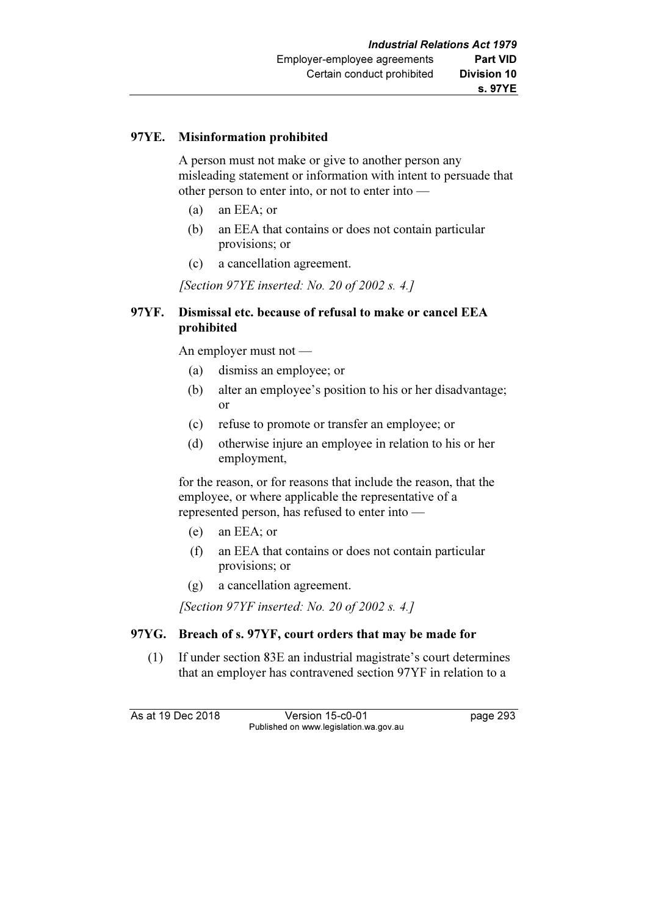### 97YE. Misinformation prohibited

A person must not make or give to another person any misleading statement or information with intent to persuade that other person to enter into, or not to enter into —

(a) an EEA; or

(b) an EEA that contains or does not contain particular provisions; or

(c) a cancellation agreement.

*[Section 97YE inserted: No. 20 of 2002 s. 4.]*

### 97YF. Dismissal etc. because of refusal to make or cancel EEA prohibited

An employer must not —

(a) dismiss an employee; or

(b) alter an employee's position to his or her disadvantage; or

(c) refuse to promote or transfer an employee; or

(d) otherwise injure an employee in relation to his or her employment,

for the reason, or for reasons that include the reason, that the employee, or where applicable the representative of a represented person, has refused to enter into —

(e) an EEA; or

(f) an EEA that contains or does not contain particular provisions; or

(g) a cancellation agreement.

*[Section 97YF inserted: No. 20 of 2002 s. 4.]*

### 97YG. Breach of s. 97YF, court orders that may be made for

(1) If under section 83E an industrial magistrate's court determines that an employer has contravened section 97YF in relation to a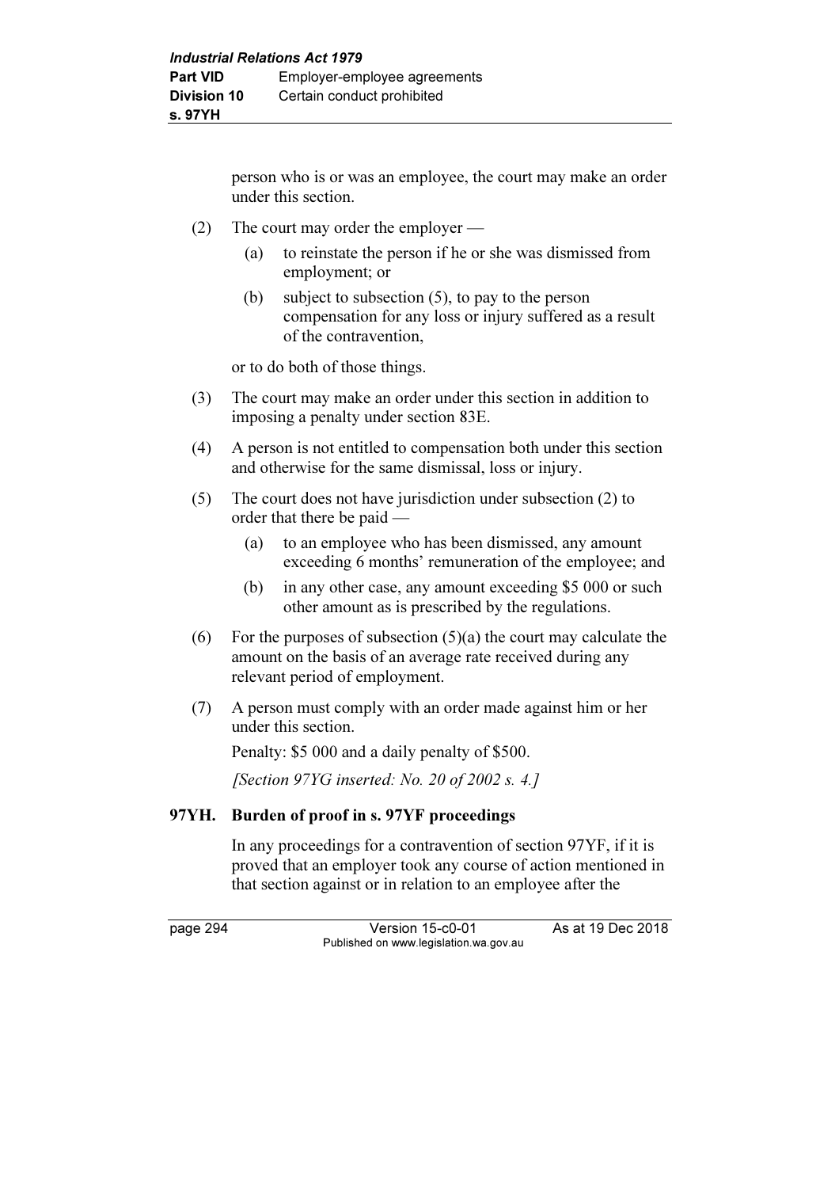person who is or was an employee, the court may make an order under this section.

(2) The court may order the employer —

(a) to reinstate the person if he or she was dismissed from employment; or

(b) subject to subsection (5), to pay to the person compensation for any loss or injury suffered as a result of the contravention,

or to do both of those things.

(3) The court may make an order under this section in addition to imposing a penalty under section 83E.

(4) A person is not entitled to compensation both under this section and otherwise for the same dismissal, loss or injury.

(5) The court does not have jurisdiction under subsection (2) to order that there be paid —

(a) to an employee who has been dismissed, any amount exceeding 6 months' remuneration of the employee; and

(b) in any other case, any amount exceeding $5 000 or such other amount as is prescribed by the regulations.

(6) For the purposes of subsection (5)(a) the court may calculate the amount on the basis of an average rate received during any relevant period of employment.

(7) A person must comply with an order made against him or her under this section.

Penalty: $5 000 and a daily penalty of $500.

*[Section 97YG inserted: No. 20 of 2002 s. 4.]*

### 97YH. Burden of proof in s. 97YF proceedings

In any proceedings for a contravention of section 97YF, if it is proved that an employer took any course of action mentioned in that section against or in relation to an employee after the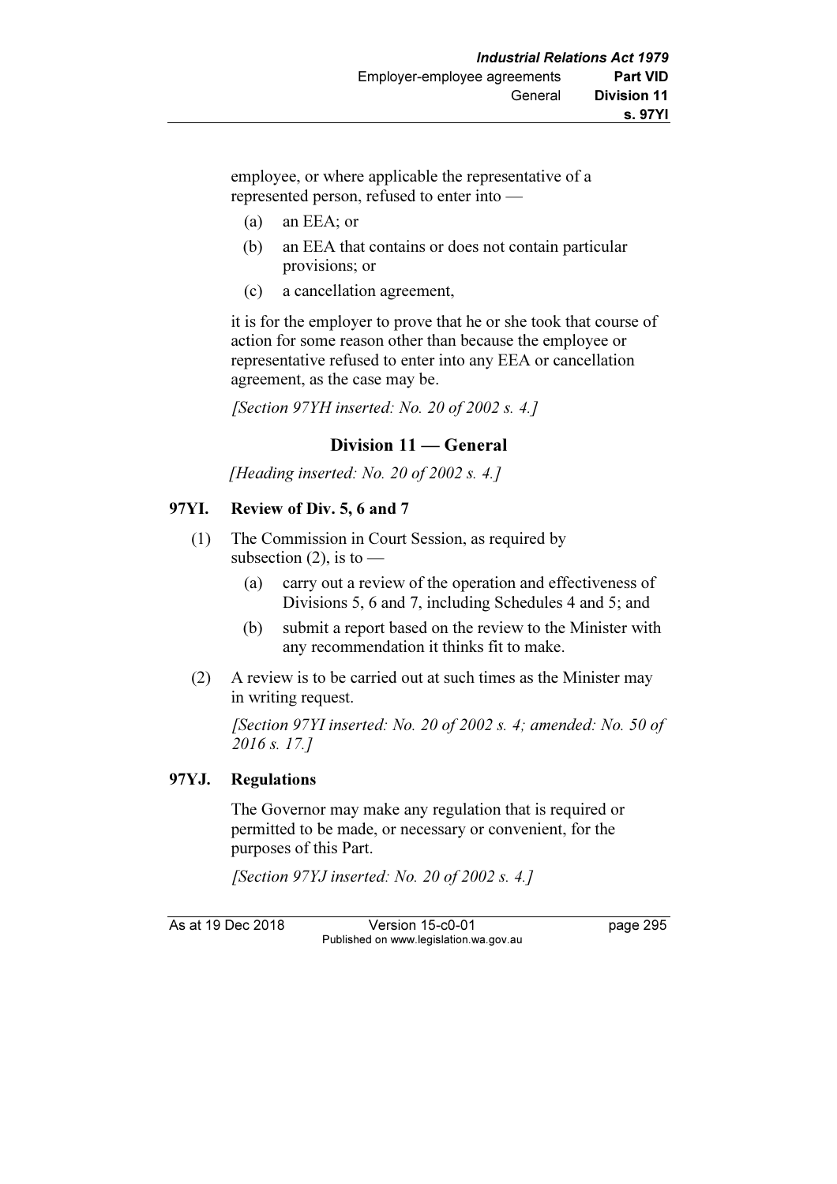employee, or where applicable the representative of a represented person, refused to enter into —

(a) an EEA; or

(b) an EEA that contains or does not contain particular provisions; or

(c) a cancellation agreement,

it is for the employer to prove that he or she took that course of action for some reason other than because the employee or representative refused to enter into any EEA or cancellation agreement, as the case may be.

*[Section 97YH inserted: No. 20 of 2002 s. 4.]*

## Division 11 — General

*[Heading inserted: No. 20 of 2002 s. 4.]*

### 97YI. Review of Div. 5, 6 and 7

(1) The Commission in Court Session, as required by subsection (2), is to —

(a) carry out a review of the operation and effectiveness of Divisions 5, 6 and 7, including Schedules 4 and 5; and

(b) submit a report based on the review to the Minister with any recommendation it thinks fit to make.

(2) A review is to be carried out at such times as the Minister may in writing request.

*[Section 97YI inserted: No. 20 of 2002 s. 4; amended: No. 50 of 2016 s. 17.]*

### 97YJ. Regulations

The Governor may make any regulation that is required or permitted to be made, or necessary or convenient, for the purposes of this Part.

*[Section 97YJ inserted: No. 20 of 2002 s. 4.]*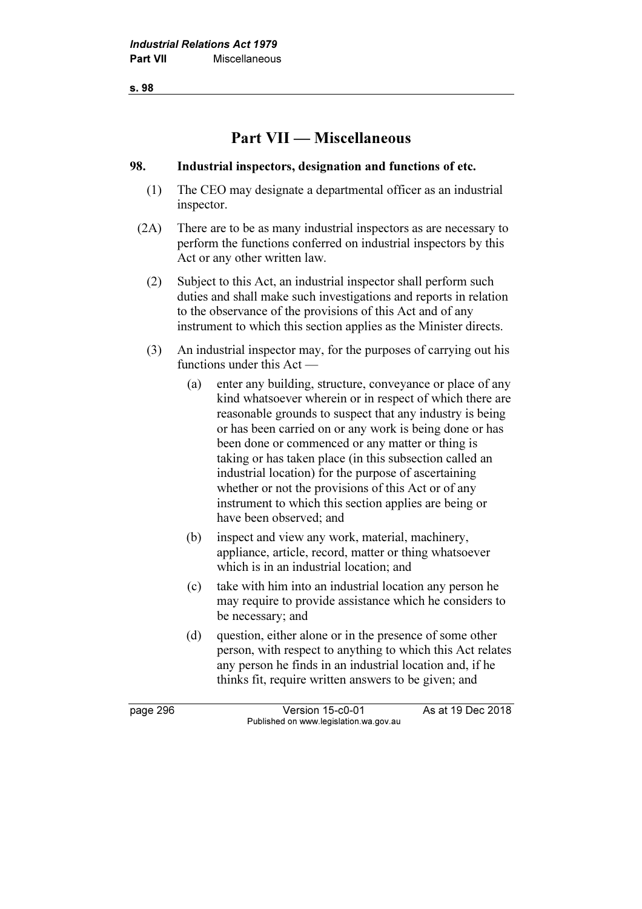# Part VII — Miscellaneous

## 98. Industrial inspectors, designation and functions of etc.

(1) The CEO may designate a departmental officer as an industrial inspector.

(2A) There are to be as many industrial inspectors as are necessary to perform the functions conferred on industrial inspectors by this Act or any other written law.

(2) Subject to this Act, an industrial inspector shall perform such duties and shall make such investigations and reports in relation to the observance of the provisions of this Act and of any instrument to which this section applies as the Minister directs.

(3) An industrial inspector may, for the purposes of carrying out his functions under this Act —

- (a) enter any building, structure, conveyance or place of any kind whatsoever wherein or in respect of which there are reasonable grounds to suspect that any industry is being or has been carried on or any work is being done or has been done or commenced or any matter or thing is taking or has taken place (in this subsection called an industrial location) for the purpose of ascertaining whether or not the provisions of this Act or of any instrument to which this section applies are being or have been observed; and
- (b) inspect and view any work, material, machinery, appliance, article, record, matter or thing whatsoever which is in an industrial location; and
- (c) take with him into an industrial location any person he may require to provide assistance which he considers to be necessary; and
- (d) question, either alone or in the presence of some other person, with respect to anything to which this Act relates any person he finds in an industrial location and, if he thinks fit, require written answers to be given; and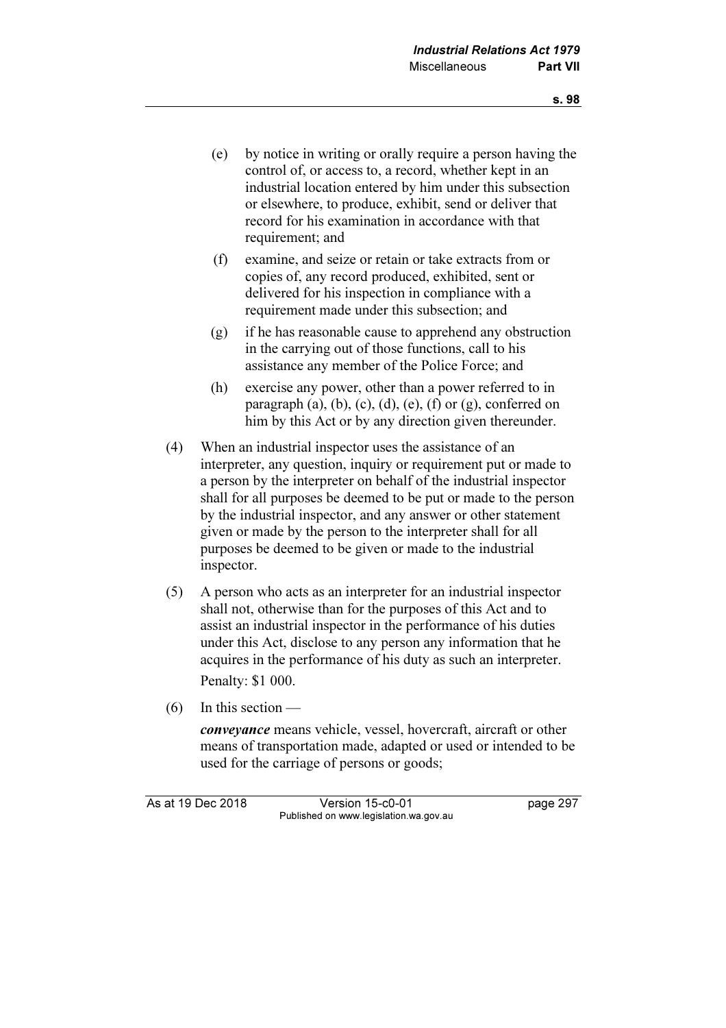(e) by notice in writing or orally require a person having the control of, or access to, a record, whether kept in an industrial location entered by him under this subsection or elsewhere, to produce, exhibit, send or deliver that record for his examination in accordance with that requirement; and

(f) examine, and seize or retain or take extracts from or copies of, any record produced, exhibited, sent or delivered for his inspection in compliance with a requirement made under this subsection; and

(g) if he has reasonable cause to apprehend any obstruction in the carrying out of those functions, call to his assistance any member of the Police Force; and

(h) exercise any power, other than a power referred to in paragraph (a), (b), (c), (d), (e), (f) or (g), conferred on him by this Act or by any direction given thereunder.

(4) When an industrial inspector uses the assistance of an interpreter, any question, inquiry or requirement put or made to a person by the interpreter on behalf of the industrial inspector shall for all purposes be deemed to be put or made to the person by the industrial inspector, and any answer or other statement given or made by the person to the interpreter shall for all purposes be deemed to be given or made to the industrial inspector.

(5) A person who acts as an interpreter for an industrial inspector shall not, otherwise than for the purposes of this Act and to assist an industrial inspector in the performance of his duties under this Act, disclose to any person any information that he acquires in the performance of his duty as such an interpreter.

Penalty: $1 000.

(6) In this section —

***conveyance*** means vehicle, vessel, hovercraft, aircraft or other means of transportation made, adapted or used or intended to be used for the carriage of persons or goods;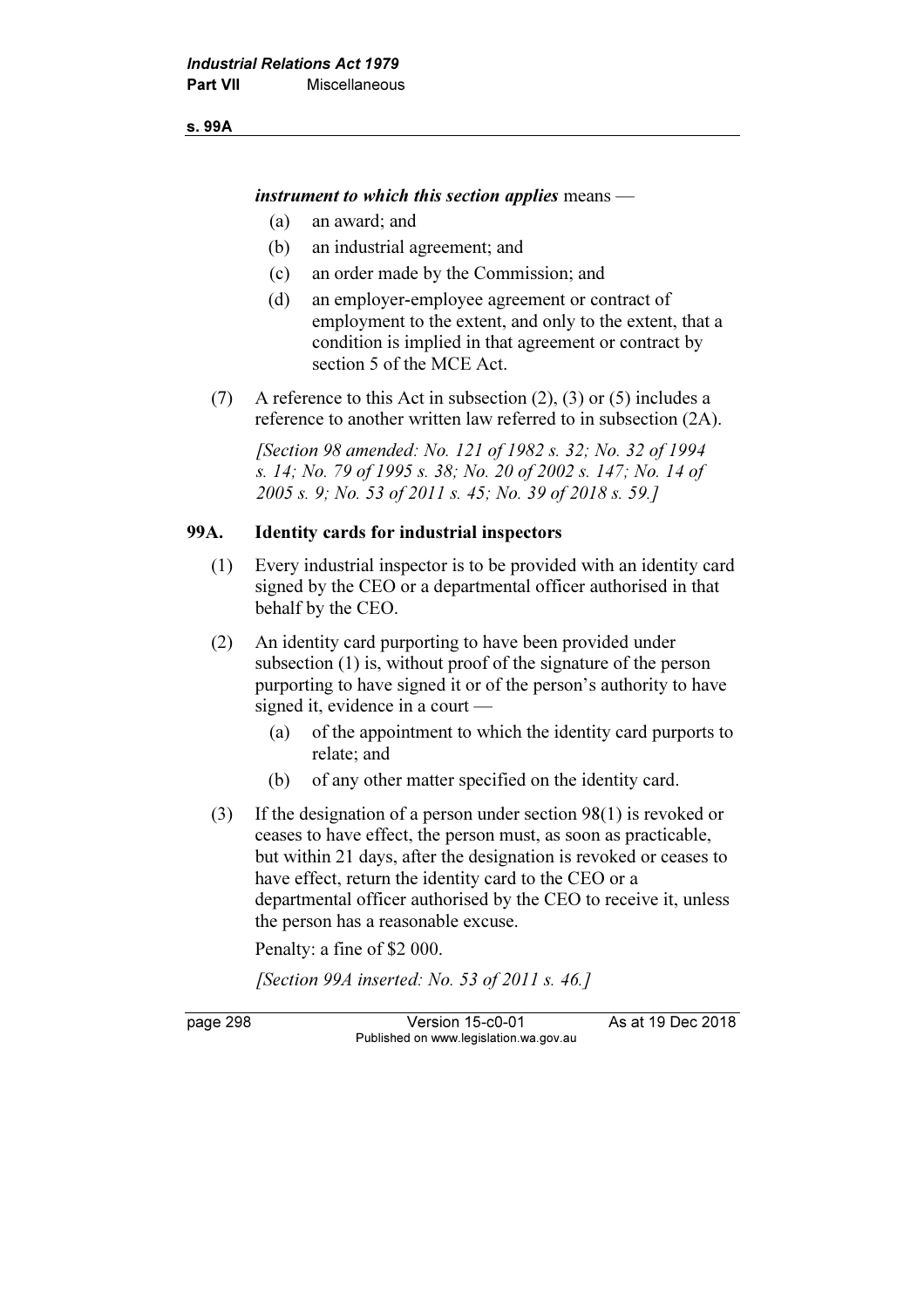***instrument to which this section applies*** means —

(a) an award; and

(b) an industrial agreement; and

(c) an order made by the Commission; and

(d) an employer-employee agreement or contract of employment to the extent, and only to the extent, that a condition is implied in that agreement or contract by section 5 of the MCE Act.

(7) A reference to this Act in subsection (2), (3) or (5) includes a reference to another written law referred to in subsection (2A).

*[Section 98 amended: No. 121 of 1982 s. 32; No. 32 of 1994 s. 14; No. 79 of 1995 s. 38; No. 20 of 2002 s. 147; No. 14 of 2005 s. 9; No. 53 of 2011 s. 45; No. 39 of 2018 s. 59.]*

## 99A. Identity cards for industrial inspectors

(1) Every industrial inspector is to be provided with an identity card signed by the CEO or a departmental officer authorised in that behalf by the CEO.

(2) An identity card purporting to have been provided under subsection (1) is, without proof of the signature of the person purporting to have signed it or of the person's authority to have signed it, evidence in a court —

(a) of the appointment to which the identity card purports to relate; and

(b) of any other matter specified on the identity card.

(3) If the designation of a person under section 98(1) is revoked or ceases to have effect, the person must, as soon as practicable, but within 21 days, after the designation is revoked or ceases to have effect, return the identity card to the CEO or a departmental officer authorised by the CEO to receive it, unless the person has a reasonable excuse.

Penalty: a fine of $2 000.

*[Section 99A inserted: No. 53 of 2011 s. 46.]*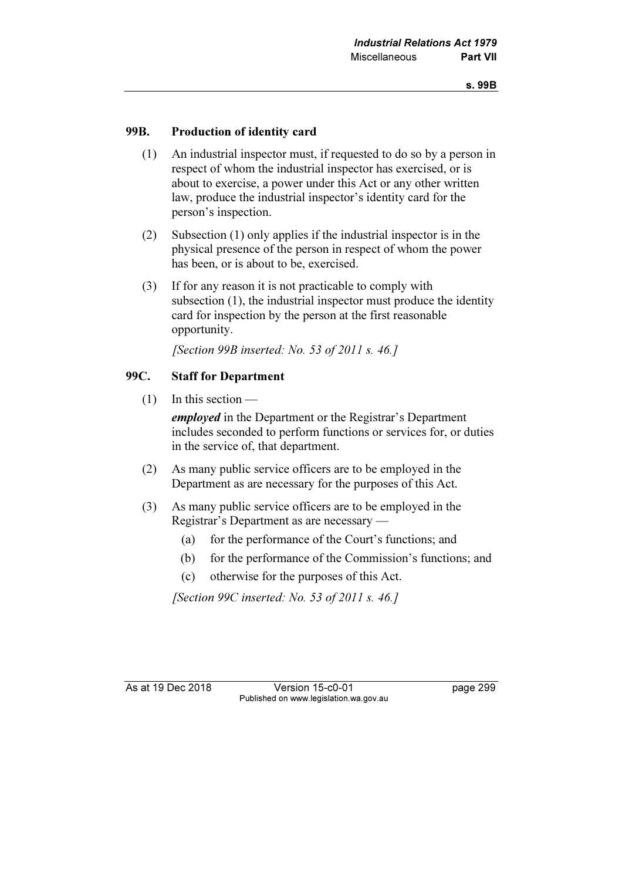### 99B. Production of identity card

(1) An industrial inspector must, if requested to do so by a person in respect of whom the industrial inspector has exercised, or is about to exercise, a power under this Act or any other written law, produce the industrial inspector's identity card for the person's inspection.

(2) Subsection (1) only applies if the industrial inspector is in the physical presence of the person in respect of whom the power has been, or is about to be, exercised.

(3) If for any reason it is not practicable to comply with subsection (1), the industrial inspector must produce the identity card for inspection by the person at the first reasonable opportunity.

*[Section 99B inserted: No. 53 of 2011 s. 46.]*

### 99C. Staff for Department

(1) In this section —

***employed*** in the Department or the Registrar's Department includes seconded to perform functions or services for, or duties in the service of, that department.

(2) As many public service officers are to be employed in the Department as are necessary for the purposes of this Act.

(3) As many public service officers are to be employed in the Registrar's Department as are necessary —

(a) for the performance of the Court's functions; and

(b) for the performance of the Commission's functions; and

(c) otherwise for the purposes of this Act.

*[Section 99C inserted: No. 53 of 2011 s. 46.]*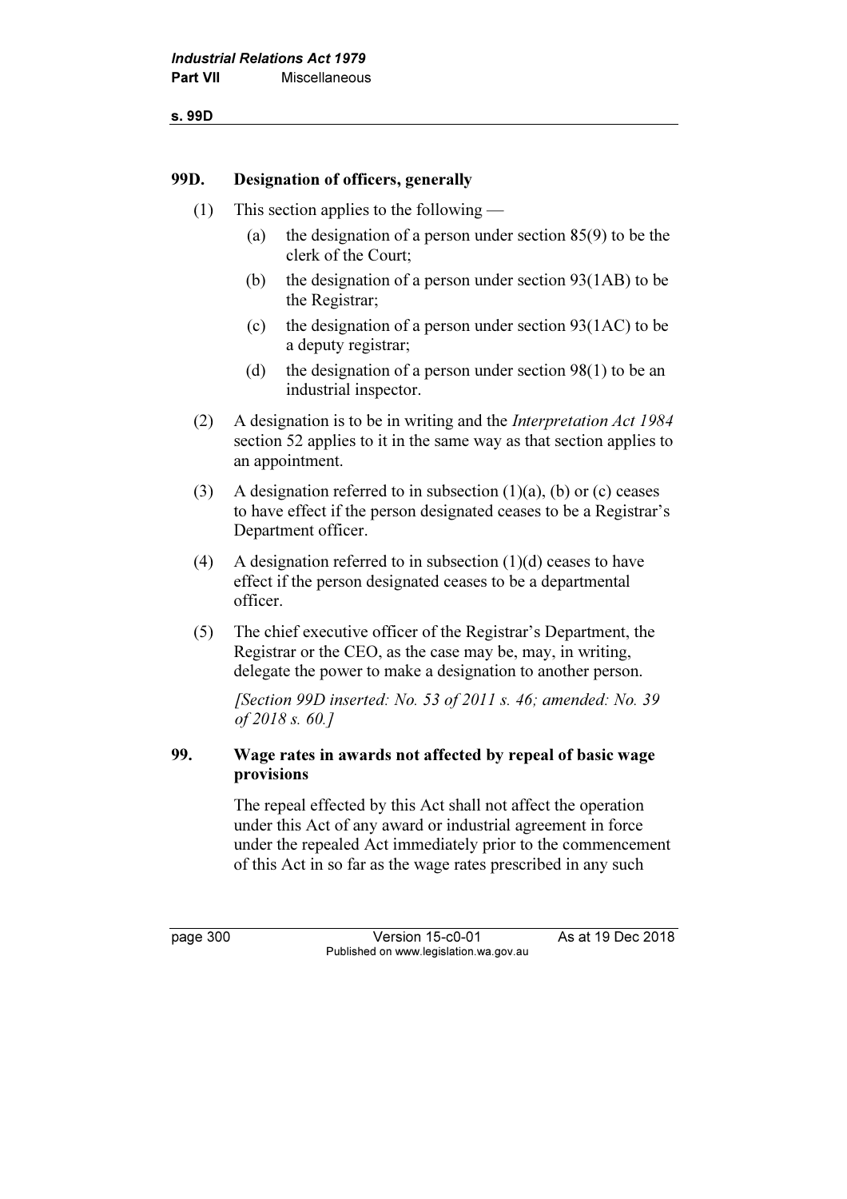### 99D. Designation of officers, generally

(1) This section applies to the following —

(a) the designation of a person under section 85(9) to be the clerk of the Court;

(b) the designation of a person under section 93(1AB) to be the Registrar;

(c) the designation of a person under section 93(1AC) to be a deputy registrar;

(d) the designation of a person under section 98(1) to be an industrial inspector.

(2) A designation is to be in writing and the *Interpretation Act 1984* section 52 applies to it in the same way as that section applies to an appointment.

(3) A designation referred to in subsection (1)(a), (b) or (c) ceases to have effect if the person designated ceases to be a Registrar's Department officer.

(4) A designation referred to in subsection (1)(d) ceases to have effect if the person designated ceases to be a departmental officer.

(5) The chief executive officer of the Registrar's Department, the Registrar or the CEO, as the case may be, may, in writing, delegate the power to make a designation to another person.

*[Section 99D inserted: No. 53 of 2011 s. 46; amended: No. 39 of 2018 s. 60.]*

### 99. Wage rates in awards not affected by repeal of basic wage provisions

The repeal effected by this Act shall not affect the operation under this Act of any award or industrial agreement in force under the repealed Act immediately prior to the commencement of this Act in so far as the wage rates prescribed in any such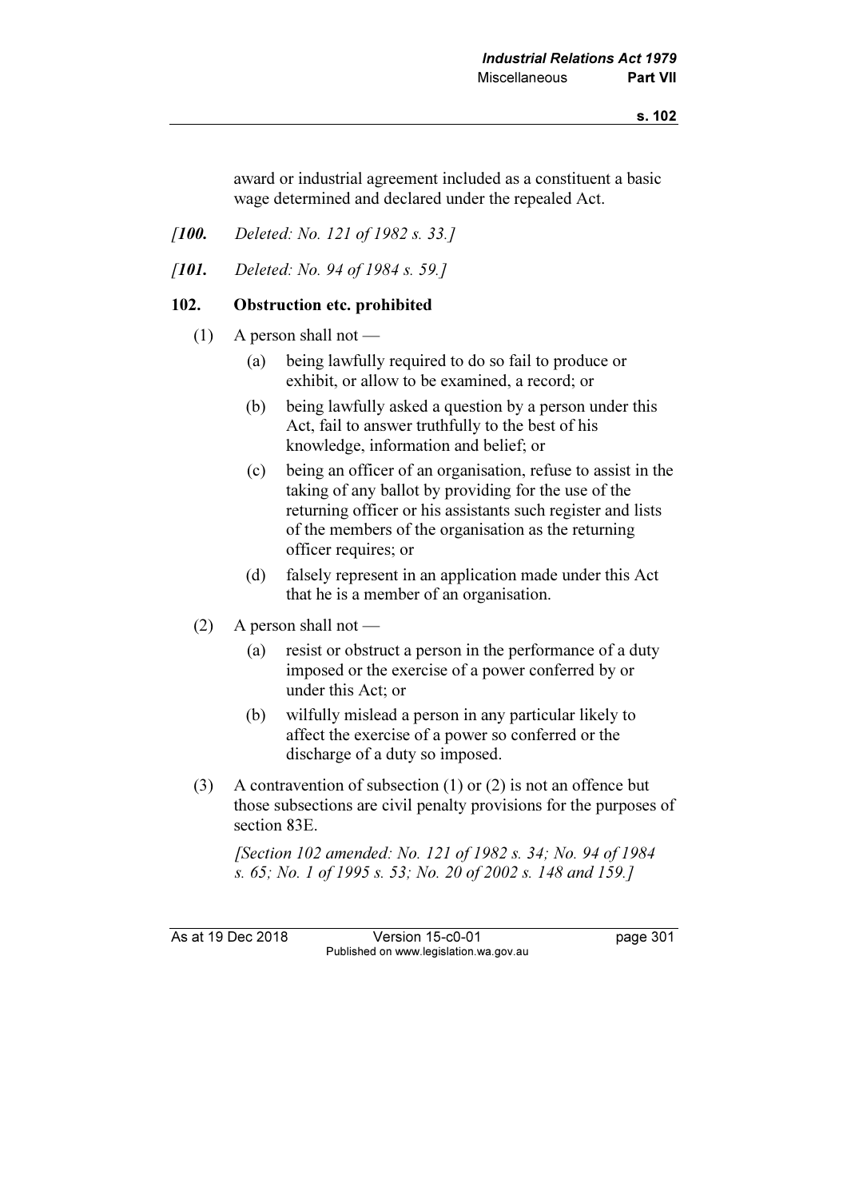award or industrial agreement included as a constituent a basic wage determined and declared under the repealed Act.

*[**100.** Deleted: No. 121 of 1982 s. 33.]*

*[**101.** Deleted: No. 94 of 1984 s. 59.]*

### 102. Obstruction etc. prohibited

(1) A person shall not —

- (a) being lawfully required to do so fail to produce or exhibit, or allow to be examined, a record; or
- (b) being lawfully asked a question by a person under this Act, fail to answer truthfully to the best of his knowledge, information and belief; or
- (c) being an officer of an organisation, refuse to assist in the taking of any ballot by providing for the use of the returning officer or his assistants such register and lists of the members of the organisation as the returning officer requires; or
- (d) falsely represent in an application made under this Act that he is a member of an organisation.

(2) A person shall not —

- (a) resist or obstruct a person in the performance of a duty imposed or the exercise of a power conferred by or under this Act; or
- (b) wilfully mislead a person in any particular likely to affect the exercise of a power so conferred or the discharge of a duty so imposed.

(3) A contravention of subsection (1) or (2) is not an offence but those subsections are civil penalty provisions for the purposes of section 83E.

*[Section 102 amended: No. 121 of 1982 s. 34; No. 94 of 1984 s. 65; No. 1 of 1995 s. 53; No. 20 of 2002 s. 148 and 159.]*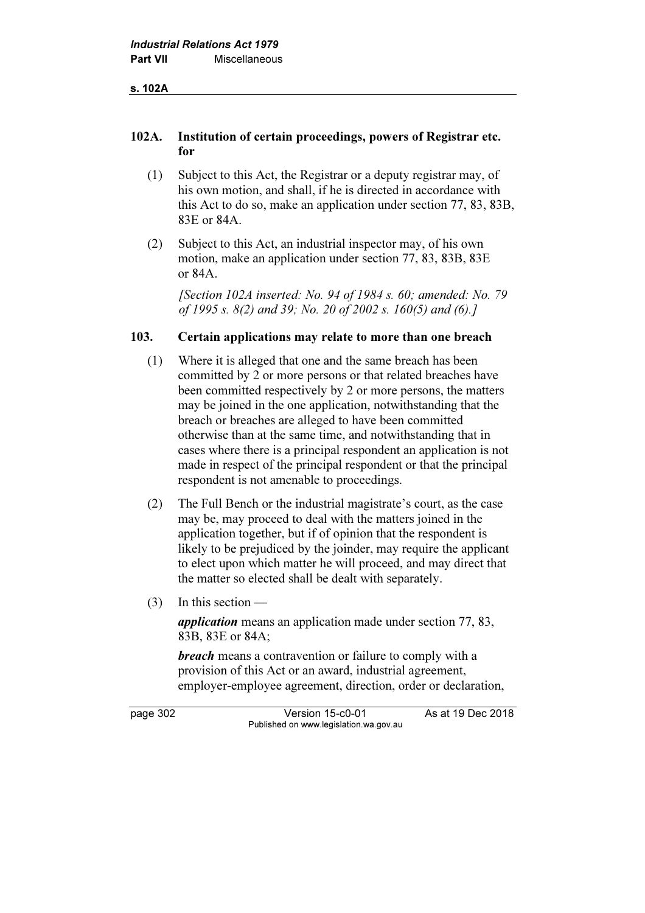### 102A. Institution of certain proceedings, powers of Registrar etc. for

(1) Subject to this Act, the Registrar or a deputy registrar may, of his own motion, and shall, if he is directed in accordance with this Act to do so, make an application under section 77, 83, 83B, 83E or 84A.

(2) Subject to this Act, an industrial inspector may, of his own motion, make an application under section 77, 83, 83B, 83E or 84A.

*[Section 102A inserted: No. 94 of 1984 s. 60; amended: No. 79 of 1995 s. 8(2) and 39; No. 20 of 2002 s. 160(5) and (6).]*

### 103. Certain applications may relate to more than one breach

(1) Where it is alleged that one and the same breach has been committed by 2 or more persons or that related breaches have been committed respectively by 2 or more persons, the matters may be joined in the one application, notwithstanding that the breach or breaches are alleged to have been committed otherwise than at the same time, and notwithstanding that in cases where there is a principal respondent an application is not made in respect of the principal respondent or that the principal respondent is not amenable to proceedings.

(2) The Full Bench or the industrial magistrate's court, as the case may be, may proceed to deal with the matters joined in the application together, but if of opinion that the respondent is likely to be prejudiced by the joinder, may require the applicant to elect upon which matter he will proceed, and may direct that the matter so elected shall be dealt with separately.

(3) In this section —

***application*** means an application made under section 77, 83, 83B, 83E or 84A;

***breach*** means a contravention or failure to comply with a provision of this Act or an award, industrial agreement, employer-employee agreement, direction, order or declaration,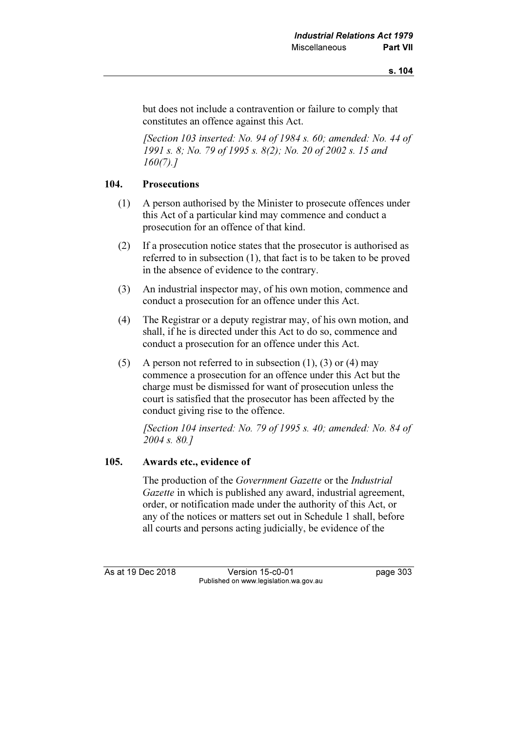but does not include a contravention or failure to comply that constitutes an offence against this Act.

*[Section 103 inserted: No. 94 of 1984 s. 60; amended: No. 44 of 1991 s. 8; No. 79 of 1995 s. 8(2); No. 20 of 2002 s. 15 and 160(7).]*

### 104. Prosecutions

(1) A person authorised by the Minister to prosecute offences under this Act of a particular kind may commence and conduct a prosecution for an offence of that kind.

(2) If a prosecution notice states that the prosecutor is authorised as referred to in subsection (1), that fact is to be taken to be proved in the absence of evidence to the contrary.

(3) An industrial inspector may, of his own motion, commence and conduct a prosecution for an offence under this Act.

(4) The Registrar or a deputy registrar may, of his own motion, and shall, if he is directed under this Act to do so, commence and conduct a prosecution for an offence under this Act.

(5) A person not referred to in subsection (1), (3) or (4) may commence a prosecution for an offence under this Act but the charge must be dismissed for want of prosecution unless the court is satisfied that the prosecutor has been affected by the conduct giving rise to the offence.

*[Section 104 inserted: No. 79 of 1995 s. 40; amended: No. 84 of 2004 s. 80.]*

### 105. Awards etc., evidence of

The production of the *Government Gazette* or the *Industrial Gazette* in which is published any award, industrial agreement, order, or notification made under the authority of this Act, or any of the notices or matters set out in Schedule 1 shall, before all courts and persons acting judicially, be evidence of the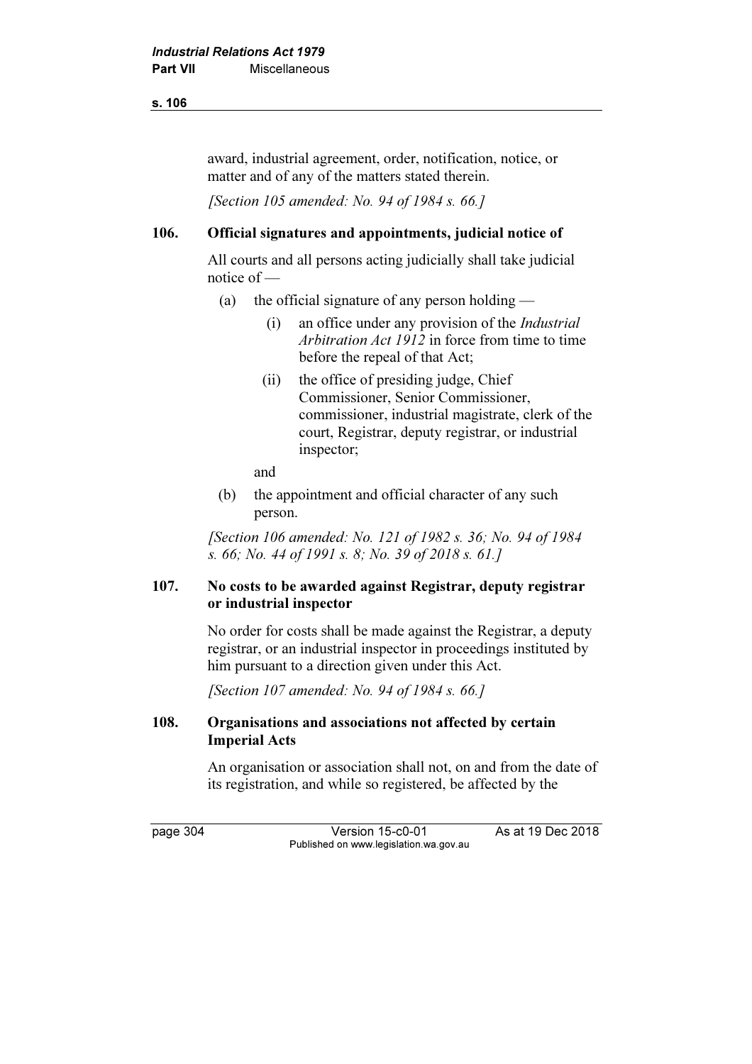award, industrial agreement, order, notification, notice, or matter and of any of the matters stated therein.

*[Section 105 amended: No. 94 of 1984 s. 66.]*

**106. Official signatures and appointments, judicial notice of**

All courts and all persons acting judicially shall take judicial notice of —

(a) the official signature of any person holding —

(i) an office under any provision of the *Industrial Arbitration Act 1912* in force from time to time before the repeal of that Act;

(ii) the office of presiding judge, Chief Commissioner, Senior Commissioner, commissioner, industrial magistrate, clerk of the court, Registrar, deputy registrar, or industrial inspector;

and

(b) the appointment and official character of any such person.

*[Section 106 amended: No. 121 of 1982 s. 36; No. 94 of 1984 s. 66; No. 44 of 1991 s. 8; No. 39 of 2018 s. 61.]*

**107. No costs to be awarded against Registrar, deputy registrar or industrial inspector**

No order for costs shall be made against the Registrar, a deputy registrar, or an industrial inspector in proceedings instituted by him pursuant to a direction given under this Act.

*[Section 107 amended: No. 94 of 1984 s. 66.]*

**108. Organisations and associations not affected by certain Imperial Acts**

An organisation or association shall not, on and from the date of its registration, and while so registered, be affected by the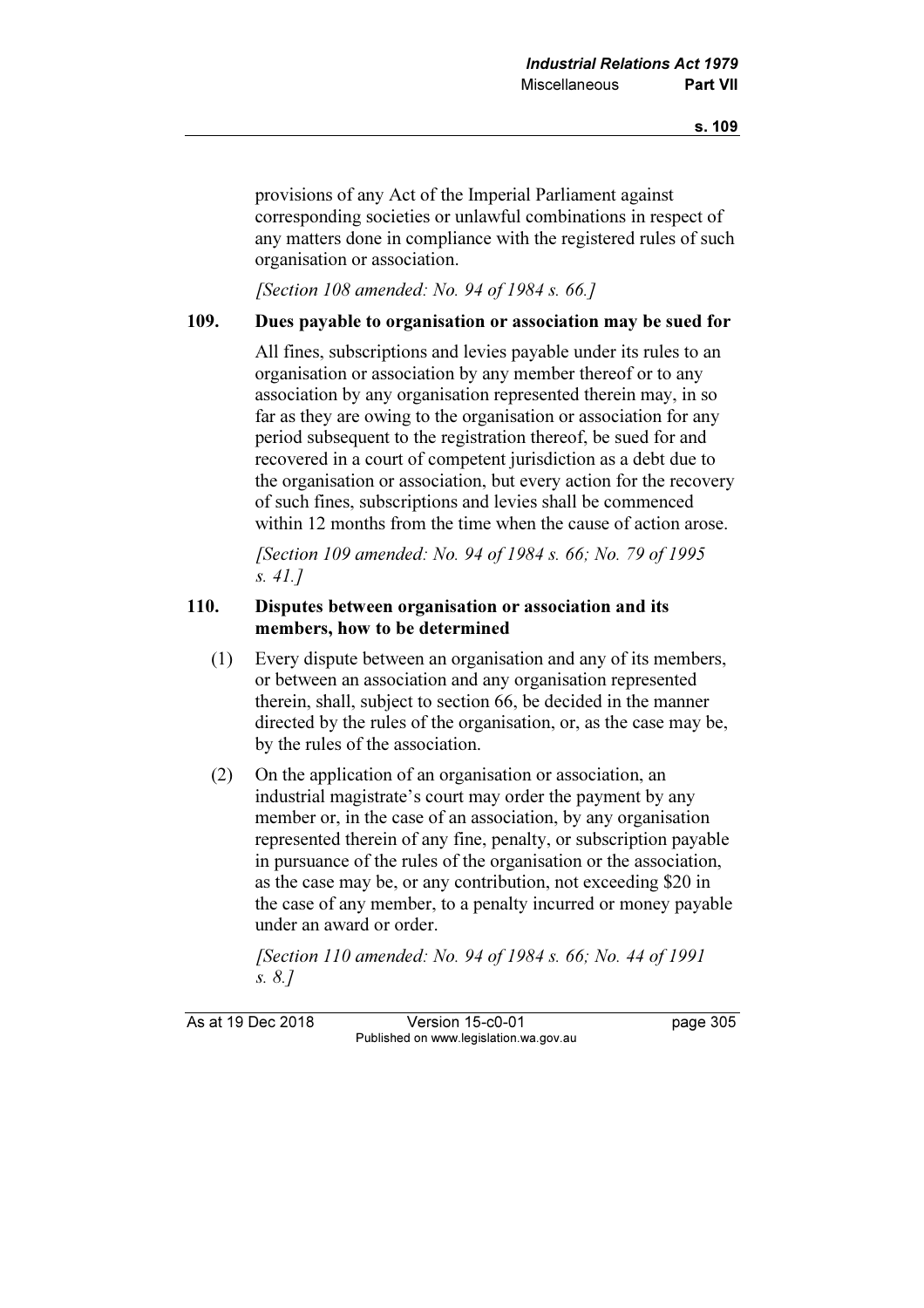provisions of any Act of the Imperial Parliament against corresponding societies or unlawful combinations in respect of any matters done in compliance with the registered rules of such organisation or association.

*[Section 108 amended: No. 94 of 1984 s. 66.]*

### 109. Dues payable to organisation or association may be sued for

All fines, subscriptions and levies payable under its rules to an organisation or association by any member thereof or to any association by any organisation represented therein may, in so far as they are owing to the organisation or association for any period subsequent to the registration thereof, be sued for and recovered in a court of competent jurisdiction as a debt due to the organisation or association, but every action for the recovery of such fines, subscriptions and levies shall be commenced within 12 months from the time when the cause of action arose.

*[Section 109 amended: No. 94 of 1984 s. 66; No. 79 of 1995 s. 41.]*

### 110. Disputes between organisation or association and its members, how to be determined

(1) Every dispute between an organisation and any of its members, or between an association and any organisation represented therein, shall, subject to section 66, be decided in the manner directed by the rules of the organisation, or, as the case may be, by the rules of the association.

(2) On the application of an organisation or association, an industrial magistrate's court may order the payment by any member or, in the case of an association, by any organisation represented therein of any fine, penalty, or subscription payable in pursuance of the rules of the organisation or the association, as the case may be, or any contribution, not exceeding $20 in the case of any member, to a penalty incurred or money payable under an award or order.

*[Section 110 amended: No. 94 of 1984 s. 66; No. 44 of 1991 s. 8.]*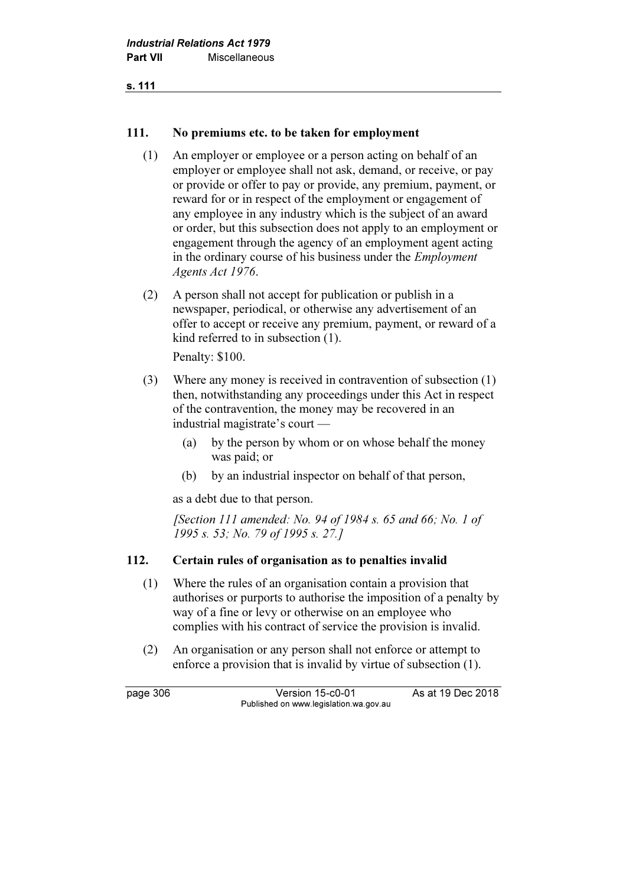### 111. No premiums etc. to be taken for employment

(1) An employer or employee or a person acting on behalf of an employer or employee shall not ask, demand, or receive, or pay or provide or offer to pay or provide, any premium, payment, or reward for or in respect of the employment or engagement of any employee in any industry which is the subject of an award or order, but this subsection does not apply to an employment or engagement through the agency of an employment agent acting in the ordinary course of his business under the *Employment Agents Act 1976*.

(2) A person shall not accept for publication or publish in a newspaper, periodical, or otherwise any advertisement of an offer to accept or receive any premium, payment, or reward of a kind referred to in subsection (1).

Penalty: $100.

(3) Where any money is received in contravention of subsection (1) then, notwithstanding any proceedings under this Act in respect of the contravention, the money may be recovered in an industrial magistrate's court —

- (a) by the person by whom or on whose behalf the money was paid; or
- (b) by an industrial inspector on behalf of that person,

as a debt due to that person.

*[Section 111 amended: No. 94 of 1984 s. 65 and 66; No. 1 of 1995 s. 53; No. 79 of 1995 s. 27.]*

### 112. Certain rules of organisation as to penalties invalid

(1) Where the rules of an organisation contain a provision that authorises or purports to authorise the imposition of a penalty by way of a fine or levy or otherwise on an employee who complies with his contract of service the provision is invalid.

(2) An organisation or any person shall not enforce or attempt to enforce a provision that is invalid by virtue of subsection (1).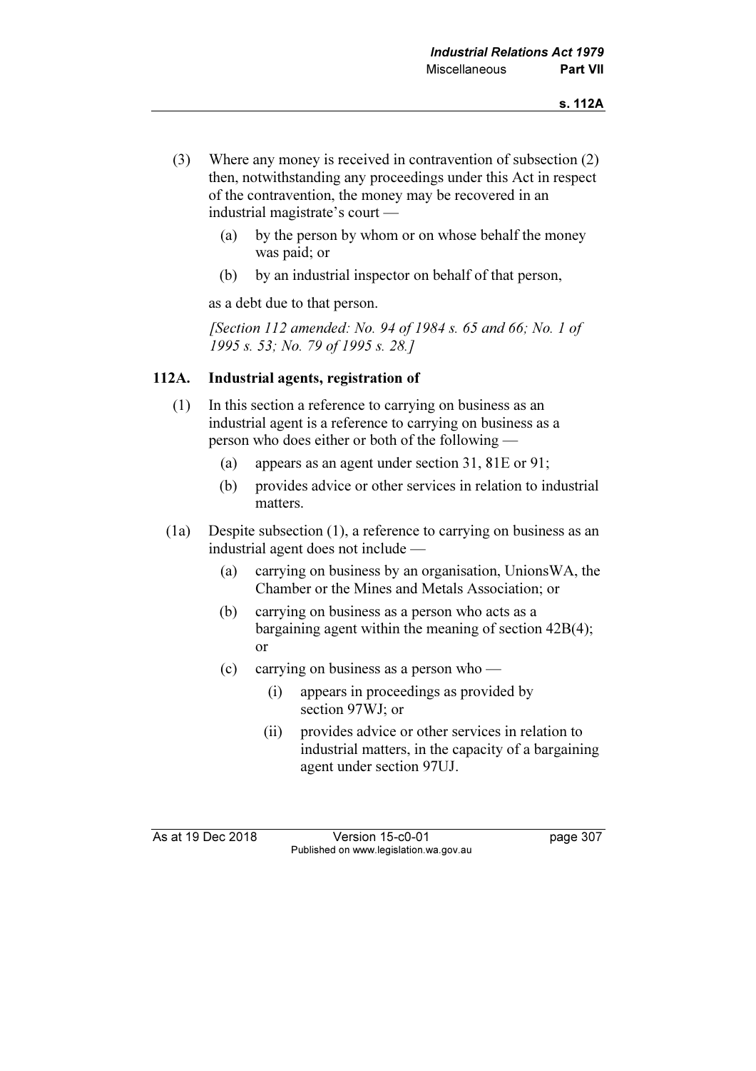(3) Where any money is received in contravention of subsection (2) then, notwithstanding any proceedings under this Act in respect of the contravention, the money may be recovered in an industrial magistrate's court —

(a) by the person by whom or on whose behalf the money was paid; or

(b) by an industrial inspector on behalf of that person,

as a debt due to that person.

*[Section 112 amended: No. 94 of 1984 s. 65 and 66; No. 1 of 1995 s. 53; No. 79 of 1995 s. 28.]*

## 112A. Industrial agents, registration of

(1) In this section a reference to carrying on business as an industrial agent is a reference to carrying on business as a person who does either or both of the following —

(a) appears as an agent under section 31, 81E or 91;

(b) provides advice or other services in relation to industrial matters.

(1a) Despite subsection (1), a reference to carrying on business as an industrial agent does not include —

(a) carrying on business by an organisation, UnionsWA, the Chamber or the Mines and Metals Association; or

(b) carrying on business as a person who acts as a bargaining agent within the meaning of section 42B(4); or

(c) carrying on business as a person who —

(i) appears in proceedings as provided by section 97WJ; or

(ii) provides advice or other services in relation to industrial matters, in the capacity of a bargaining agent under section 97UJ.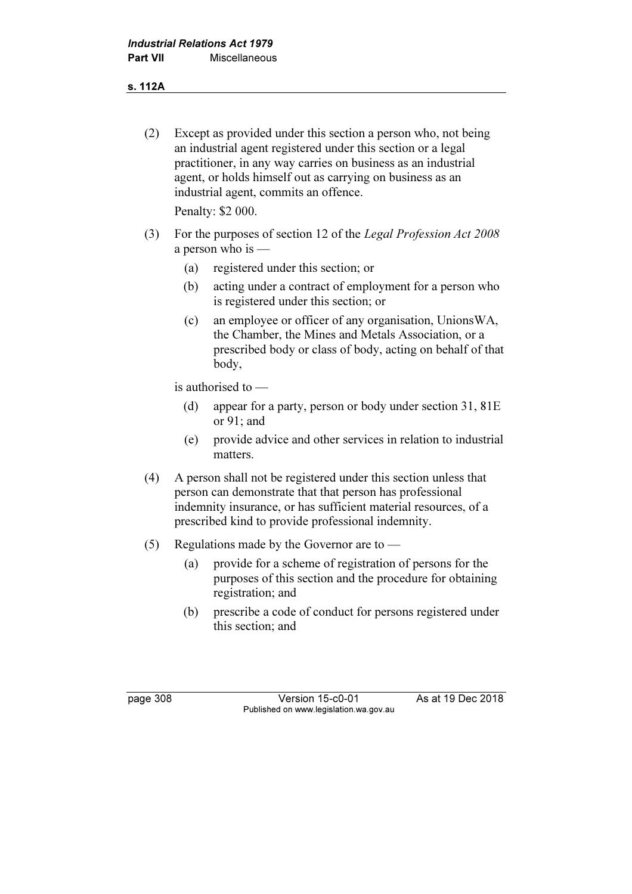(2) Except as provided under this section a person who, not being an industrial agent registered under this section or a legal practitioner, in any way carries on business as an industrial agent, or holds himself out as carrying on business as an industrial agent, commits an offence.

Penalty: $2 000.

(3) For the purposes of section 12 of the *Legal Profession Act 2008* a person who is —

(a) registered under this section; or

(b) acting under a contract of employment for a person who is registered under this section; or

(c) an employee or officer of any organisation, UnionsWA, the Chamber, the Mines and Metals Association, or a prescribed body or class of body, acting on behalf of that body,

is authorised to —

(d) appear for a party, person or body under section 31, 81E or 91; and

(e) provide advice and other services in relation to industrial matters.

(4) A person shall not be registered under this section unless that person can demonstrate that that person has professional indemnity insurance, or has sufficient material resources, of a prescribed kind to provide professional indemnity.

(5) Regulations made by the Governor are to —

(a) provide for a scheme of registration of persons for the purposes of this section and the procedure for obtaining registration; and

(b) prescribe a code of conduct for persons registered under this section; and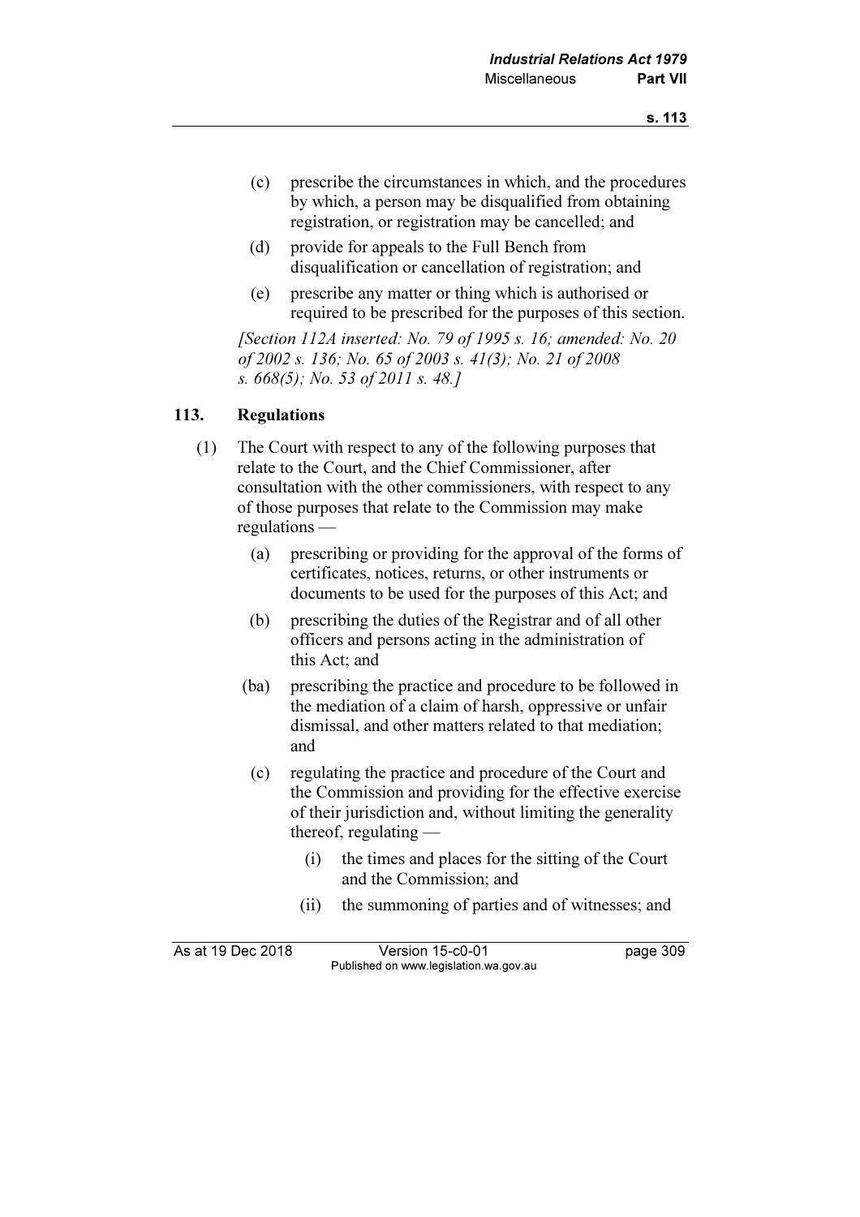(c) prescribe the circumstances in which, and the procedures by which, a person may be disqualified from obtaining registration, or registration may be cancelled; and

(d) provide for appeals to the Full Bench from disqualification or cancellation of registration; and

(e) prescribe any matter or thing which is authorised or required to be prescribed for the purposes of this section.

*[Section 112A inserted: No. 79 of 1995 s. 16; amended: No. 20 of 2002 s. 136; No. 65 of 2003 s. 41(3); No. 21 of 2008 s. 668(5); No. 53 of 2011 s. 48.]*

## 113. Regulations

(1) The Court with respect to any of the following purposes that relate to the Court, and the Chief Commissioner, after consultation with the other commissioners, with respect to any of those purposes that relate to the Commission may make regulations —

(a) prescribing or providing for the approval of the forms of certificates, notices, returns, or other instruments or documents to be used for the purposes of this Act; and

(b) prescribing the duties of the Registrar and of all other officers and persons acting in the administration of this Act; and

(ba) prescribing the practice and procedure to be followed in the mediation of a claim of harsh, oppressive or unfair dismissal, and other matters related to that mediation; and

(c) regulating the practice and procedure of the Court and the Commission and providing for the effective exercise of their jurisdiction and, without limiting the generality thereof, regulating —

(i) the times and places for the sitting of the Court and the Commission; and

(ii) the summoning of parties and of witnesses; and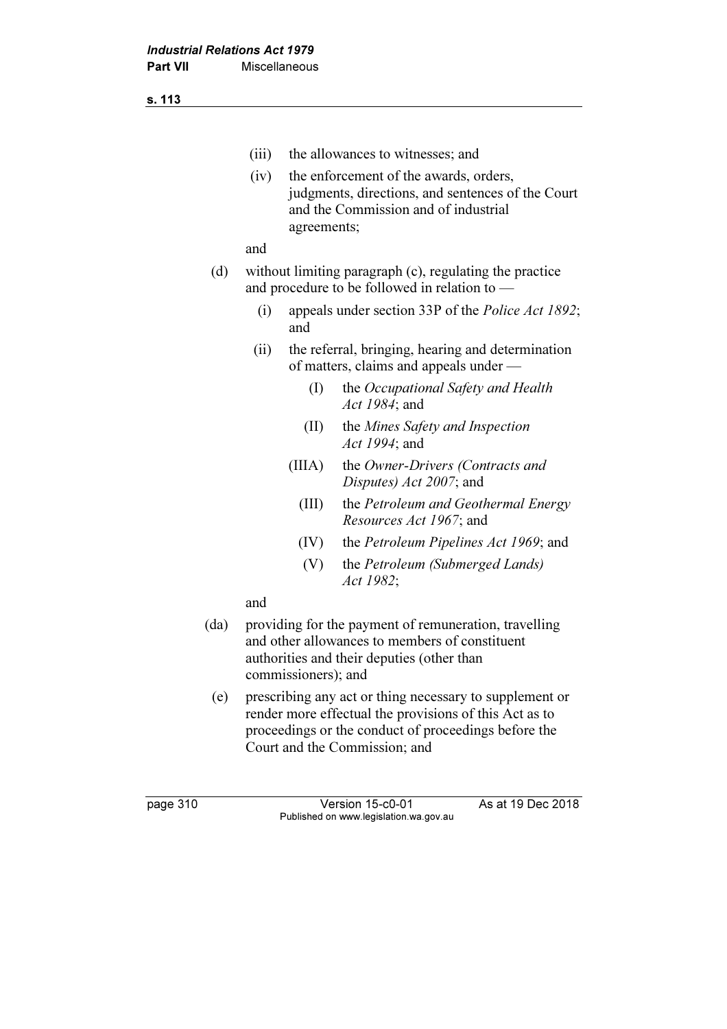(iii) the allowances to witnesses; and

(iv) the enforcement of the awards, orders, judgments, directions, and sentences of the Court and the Commission and of industrial agreements;

and

(d) without limiting paragraph (c), regulating the practice and procedure to be followed in relation to —

(i) appeals under section 33P of the *Police Act 1892*; and

(ii) the referral, bringing, hearing and determination of matters, claims and appeals under —

(I) the *Occupational Safety and Health Act 1984*; and

(II) the *Mines Safety and Inspection Act 1994*; and

(IIIA) the *Owner-Drivers (Contracts and Disputes) Act 2007*; and

(III) the *Petroleum and Geothermal Energy Resources Act 1967*; and

(IV) the *Petroleum Pipelines Act 1969*; and

(V) the *Petroleum (Submerged Lands) Act 1982*;

and

(da) providing for the payment of remuneration, travelling and other allowances to members of constituent authorities and their deputies (other than commissioners); and

(e) prescribing any act or thing necessary to supplement or render more effectual the provisions of this Act as to proceedings or the conduct of proceedings before the Court and the Commission; and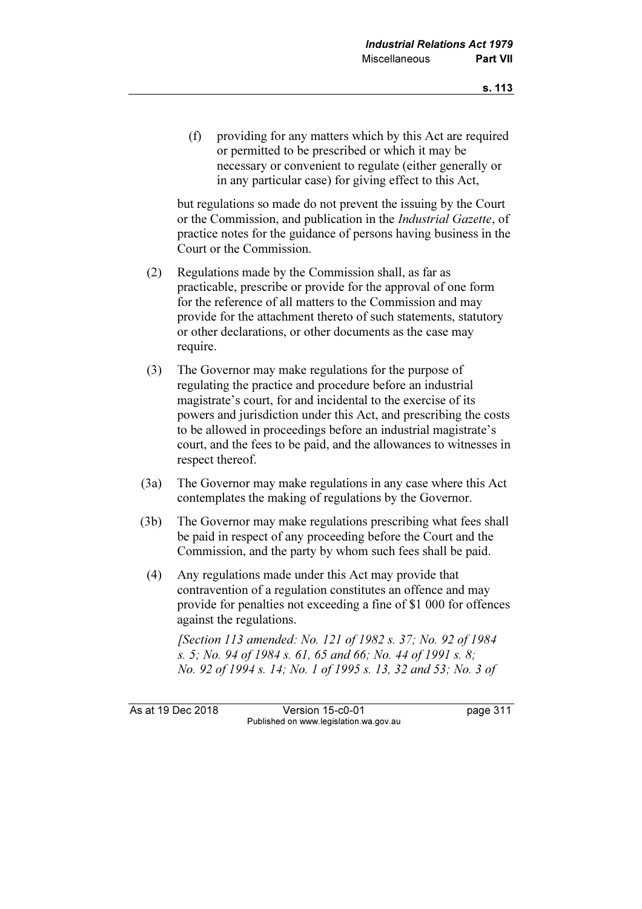(f) providing for any matters which by this Act are required or permitted to be prescribed or which it may be necessary or convenient to regulate (either generally or in any particular case) for giving effect to this Act,

but regulations so made do not prevent the issuing by the Court or the Commission, and publication in the *Industrial Gazette*, of practice notes for the guidance of persons having business in the Court or the Commission.

(2) Regulations made by the Commission shall, as far as practicable, prescribe or provide for the approval of one form for the reference of all matters to the Commission and may provide for the attachment thereto of such statements, statutory or other declarations, or other documents as the case may require.

(3) The Governor may make regulations for the purpose of regulating the practice and procedure before an industrial magistrate's court, for and incidental to the exercise of its powers and jurisdiction under this Act, and prescribing the costs to be allowed in proceedings before an industrial magistrate's court, and the fees to be paid, and the allowances to witnesses in respect thereof.

(3a) The Governor may make regulations in any case where this Act contemplates the making of regulations by the Governor.

(3b) The Governor may make regulations prescribing what fees shall be paid in respect of any proceeding before the Court and the Commission, and the party by whom such fees shall be paid.

(4) Any regulations made under this Act may provide that contravention of a regulation constitutes an offence and may provide for penalties not exceeding a fine of $1 000 for offences against the regulations.

*[Section 113 amended: No. 121 of 1982 s. 37; No. 92 of 1984 s. 5; No. 94 of 1984 s. 61, 65 and 66; No. 44 of 1991 s. 8; No. 92 of 1994 s. 14; No. 1 of 1995 s. 13, 32 and 53; No. 3 of*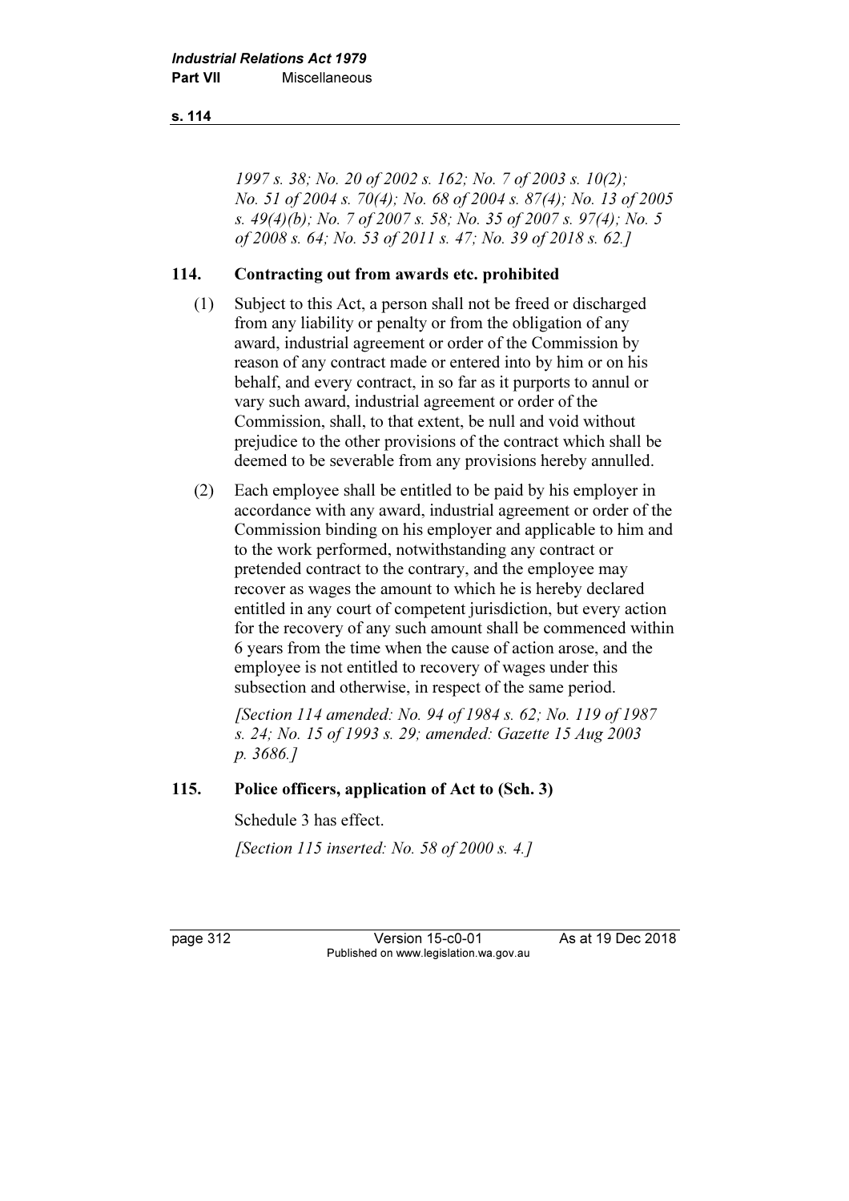*1997 s. 38; No. 20 of 2002 s. 162; No. 7 of 2003 s. 10(2); No. 51 of 2004 s. 70(4); No. 68 of 2004 s. 87(4); No. 13 of 2005 s. 49(4)(b); No. 7 of 2007 s. 58; No. 35 of 2007 s. 97(4); No. 5 of 2008 s. 64; No. 53 of 2011 s. 47; No. 39 of 2018 s. 62.]*

## 114. Contracting out from awards etc. prohibited

(1) Subject to this Act, a person shall not be freed or discharged from any liability or penalty or from the obligation of any award, industrial agreement or order of the Commission by reason of any contract made or entered into by him or on his behalf, and every contract, in so far as it purports to annul or vary such award, industrial agreement or order of the Commission, shall, to that extent, be null and void without prejudice to the other provisions of the contract which shall be deemed to be severable from any provisions hereby annulled.

(2) Each employee shall be entitled to be paid by his employer in accordance with any award, industrial agreement or order of the Commission binding on his employer and applicable to him and to the work performed, notwithstanding any contract or pretended contract to the contrary, and the employee may recover as wages the amount to which he is hereby declared entitled in any court of competent jurisdiction, but every action for the recovery of any such amount shall be commenced within 6 years from the time when the cause of action arose, and the employee is not entitled to recovery of wages under this subsection and otherwise, in respect of the same period.

*[Section 114 amended: No. 94 of 1984 s. 62; No. 119 of 1987 s. 24; No. 15 of 1993 s. 29; amended: Gazette 15 Aug 2003 p. 3686.]*

## 115. Police officers, application of Act to (Sch. 3)

Schedule 3 has effect.

*[Section 115 inserted: No. 58 of 2000 s. 4.]*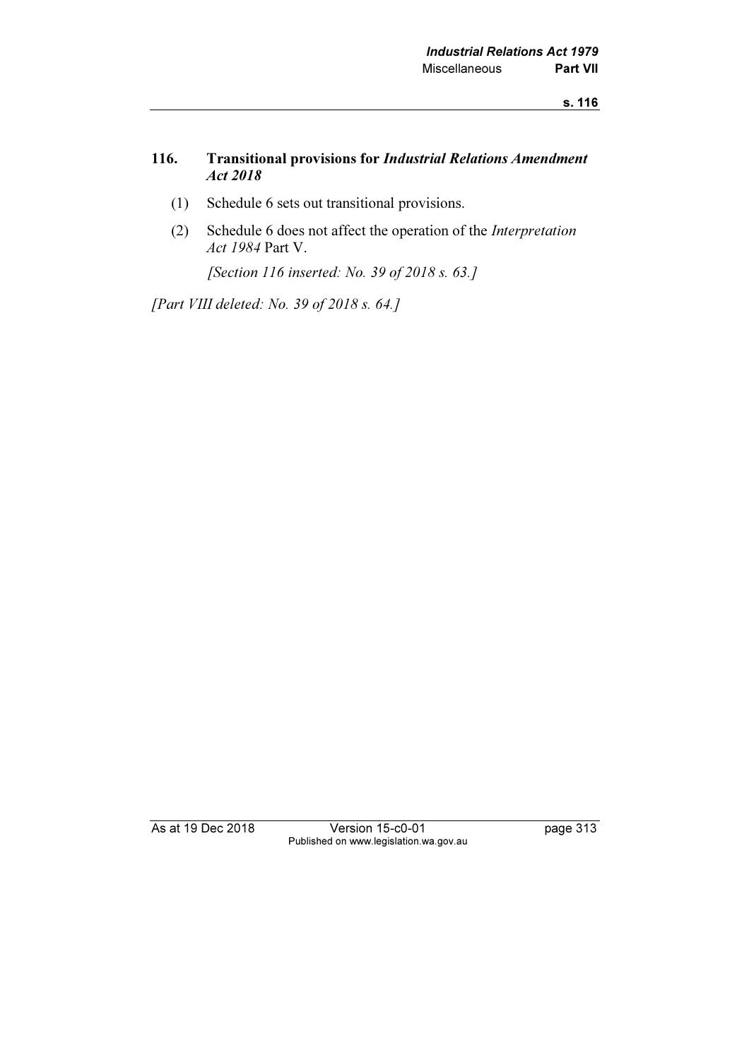### 116. Transitional provisions for *Industrial Relations Amendment Act 2018*

(1) Schedule 6 sets out transitional provisions.

(2) Schedule 6 does not affect the operation of the *Interpretation Act 1984* Part V.

*[Section 116 inserted: No. 39 of 2018 s. 63.]*

*[Part VIII deleted: No. 39 of 2018 s. 64.]*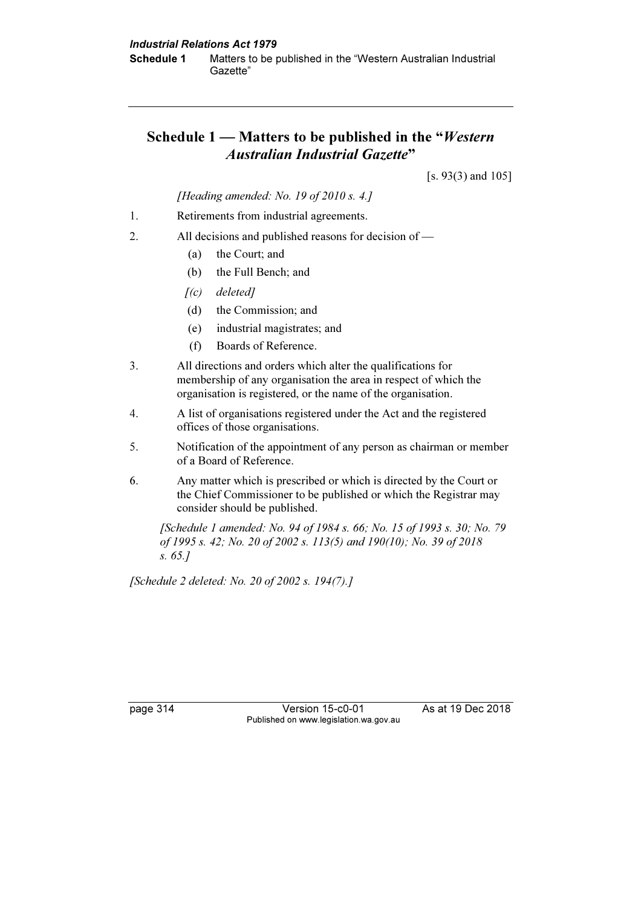# Schedule 1 — Matters to be published in the "*Western Australian Industrial Gazette*"

[s. 93(3) and 105]

*[Heading amended: No. 19 of 2010 s. 4.]*

1. Retirements from industrial agreements.

2. All decisions and published reasons for decision of —

   (a) the Court; and

   (b) the Full Bench; and

   *[(c) deleted]*

   (d) the Commission; and

   (e) industrial magistrates; and

   (f) Boards of Reference.

3. All directions and orders which alter the qualifications for membership of any organisation the area in respect of which the organisation is registered, or the name of the organisation.

4. A list of organisations registered under the Act and the registered offices of those organisations.

5. Notification of the appointment of any person as chairman or member of a Board of Reference.

6. Any matter which is prescribed or which is directed by the Court or the Chief Commissioner to be published or which the Registrar may consider should be published.

*[Schedule 1 amended: No. 94 of 1984 s. 66; No. 15 of 1993 s. 30; No. 79 of 1995 s. 42; No. 20 of 2002 s. 113(5) and 190(10); No. 39 of 2018 s. 65.]*

*[Schedule 2 deleted: No. 20 of 2002 s. 194(7).]*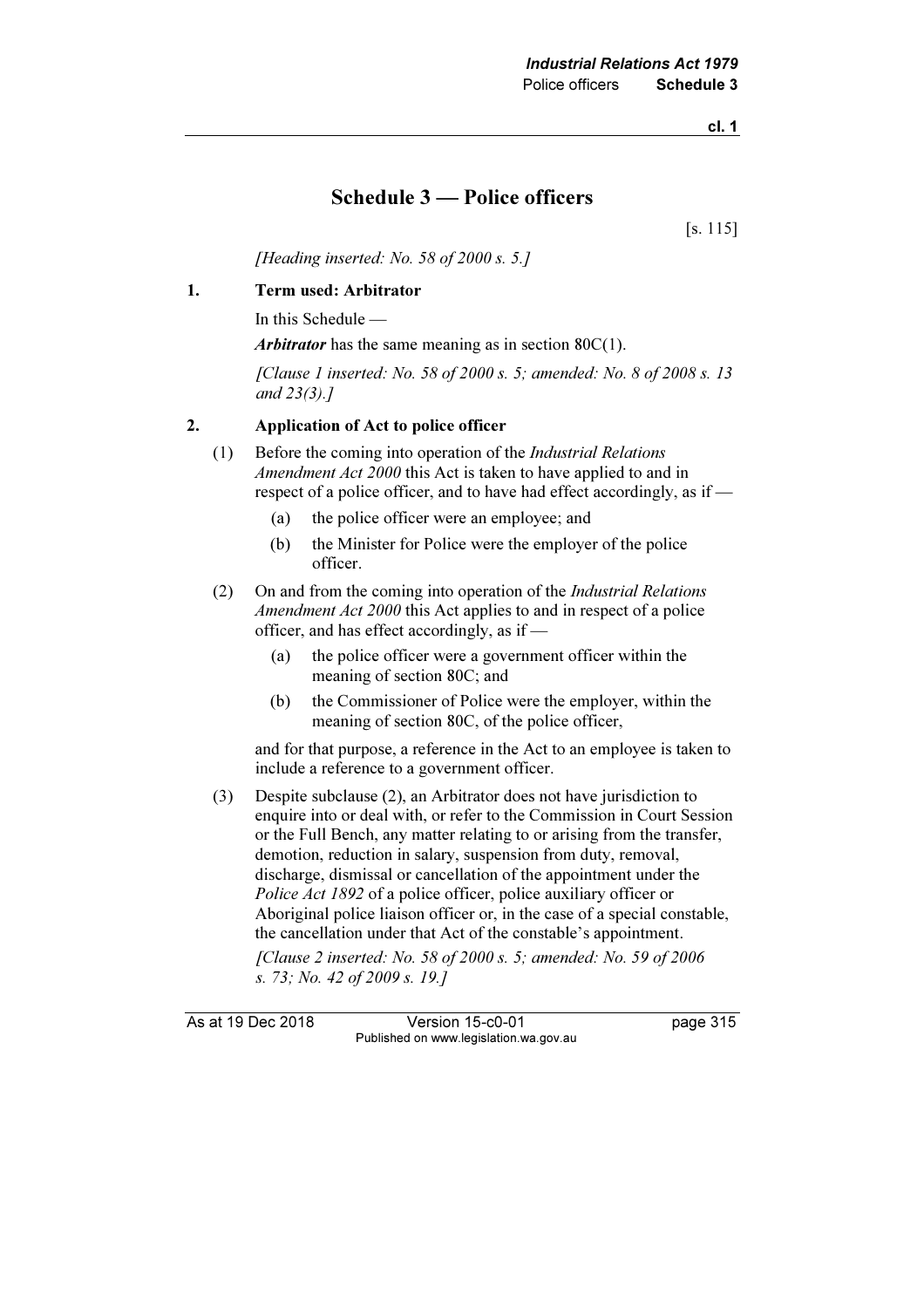# Schedule 3 — Police officers

[s. 115]

*[Heading inserted: No. 58 of 2000 s. 5.]*

## 1. Term used: Arbitrator

In this Schedule —

***Arbitrator*** has the same meaning as in section 80C(1).

*[Clause 1 inserted: No. 58 of 2000 s. 5; amended: No. 8 of 2008 s. 13 and 23(3).]*

## 2. Application of Act to police officer

(1) Before the coming into operation of the *Industrial Relations Amendment Act 2000* this Act is taken to have applied to and in respect of a police officer, and to have had effect accordingly, as if —

- (a) the police officer were an employee; and
- (b) the Minister for Police were the employer of the police officer.

(2) On and from the coming into operation of the *Industrial Relations Amendment Act 2000* this Act applies to and in respect of a police officer, and has effect accordingly, as if —

- (a) the police officer were a government officer within the meaning of section 80C; and
- (b) the Commissioner of Police were the employer, within the meaning of section 80C, of the police officer,

and for that purpose, a reference in the Act to an employee is taken to include a reference to a government officer.

(3) Despite subclause (2), an Arbitrator does not have jurisdiction to enquire into or deal with, or refer to the Commission in Court Session or the Full Bench, any matter relating to or arising from the transfer, demotion, reduction in salary, suspension from duty, removal, discharge, dismissal or cancellation of the appointment under the *Police Act 1892* of a police officer, police auxiliary officer or Aboriginal police liaison officer or, in the case of a special constable, the cancellation under that Act of the constable's appointment.

*[Clause 2 inserted: No. 58 of 2000 s. 5; amended: No. 59 of 2006 s. 73; No. 42 of 2009 s. 19.]*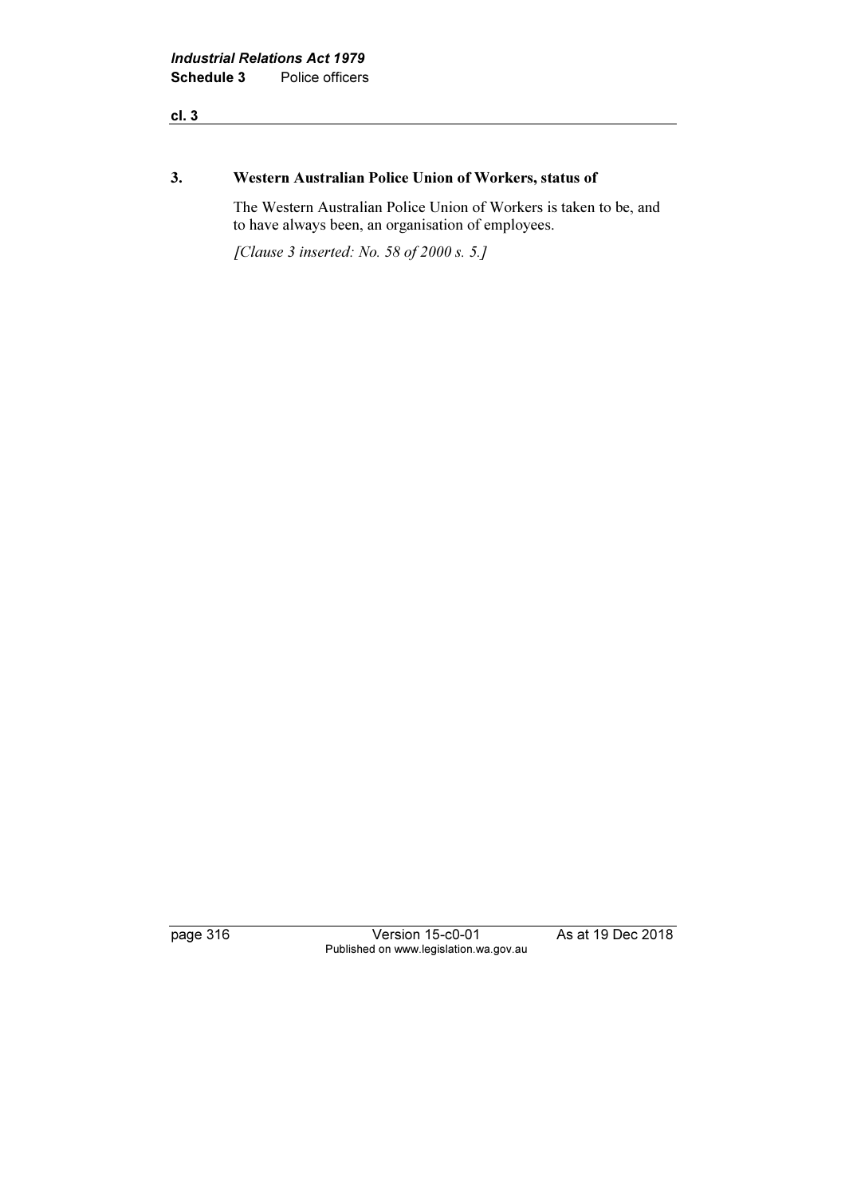### 3. Western Australian Police Union of Workers, status of

The Western Australian Police Union of Workers is taken to be, and to have always been, an organisation of employees.

*[Clause 3 inserted: No. 58 of 2000 s. 5.]*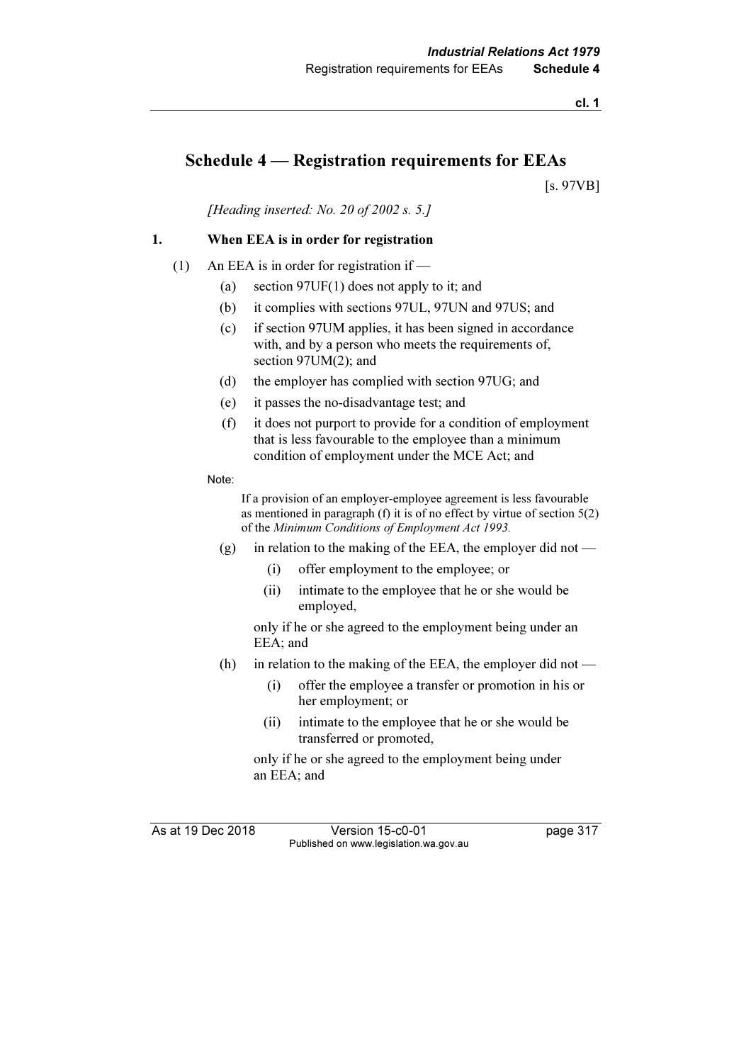# Schedule 4 — Registration requirements for EEAs

[s. 97VB]

*[Heading inserted: No. 20 of 2002 s. 5.]*

## 1. When EEA is in order for registration

(1) An EEA is in order for registration if —

(a) section 97UF(1) does not apply to it; and

(b) it complies with sections 97UL, 97UN and 97US; and

(c) if section 97UM applies, it has been signed in accordance with, and by a person who meets the requirements of, section 97UM(2); and

(d) the employer has complied with section 97UG; and

(e) it passes the no-disadvantage test; and

(f) it does not purport to provide for a condition of employment that is less favourable to the employee than a minimum condition of employment under the MCE Act; and

Note:

If a provision of an employer-employee agreement is less favourable as mentioned in paragraph (f) it is of no effect by virtue of section 5(2) of the *Minimum Conditions of Employment Act 1993.*

(g) in relation to the making of the EEA, the employer did not —

(i) offer employment to the employee; or

(ii) intimate to the employee that he or she would be employed,

only if he or she agreed to the employment being under an EEA; and

(h) in relation to the making of the EEA, the employer did not —

(i) offer the employee a transfer or promotion in his or her employment; or

(ii) intimate to the employee that he or she would be transferred or promoted,

only if he or she agreed to the employment being under an EEA; and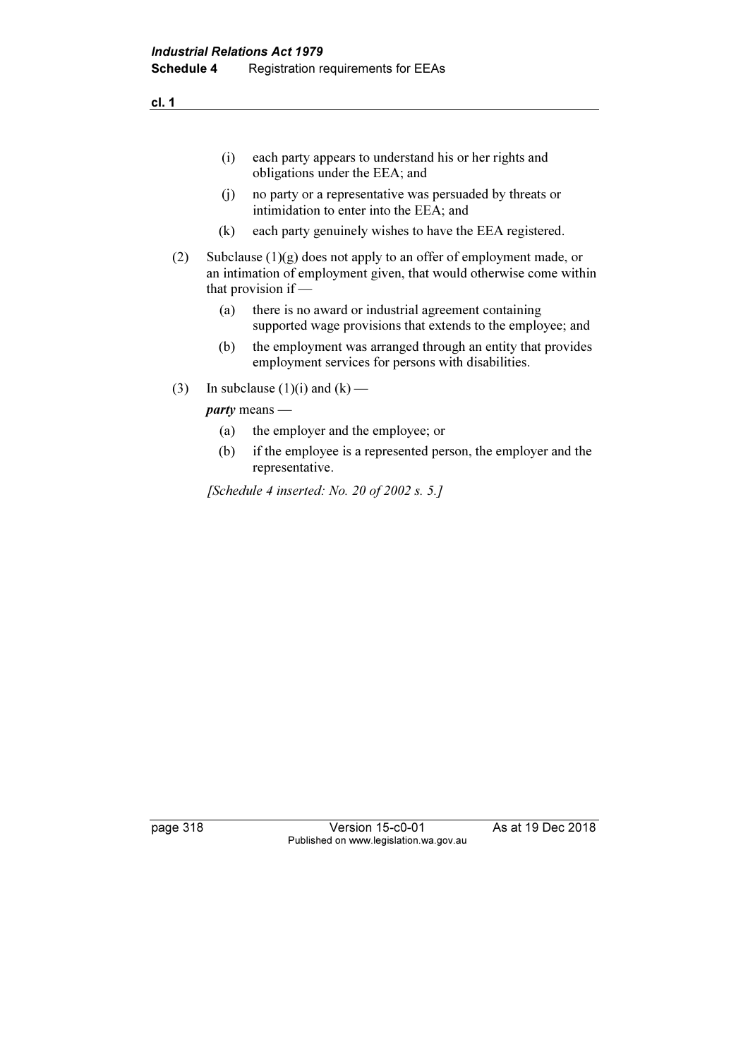(i) each party appears to understand his or her rights and obligations under the EEA; and

(j) no party or a representative was persuaded by threats or intimidation to enter into the EEA; and

(k) each party genuinely wishes to have the EEA registered.

(2) Subclause (1)(g) does not apply to an offer of employment made, or an intimation of employment given, that would otherwise come within that provision if —

(a) there is no award or industrial agreement containing supported wage provisions that extends to the employee; and

(b) the employment was arranged through an entity that provides employment services for persons with disabilities.

(3) In subclause (1)(i) and (k) —

***party*** means —

(a) the employer and the employee; or

(b) if the employee is a represented person, the employer and the representative.

*[Schedule 4 inserted: No. 20 of 2002 s. 5.]*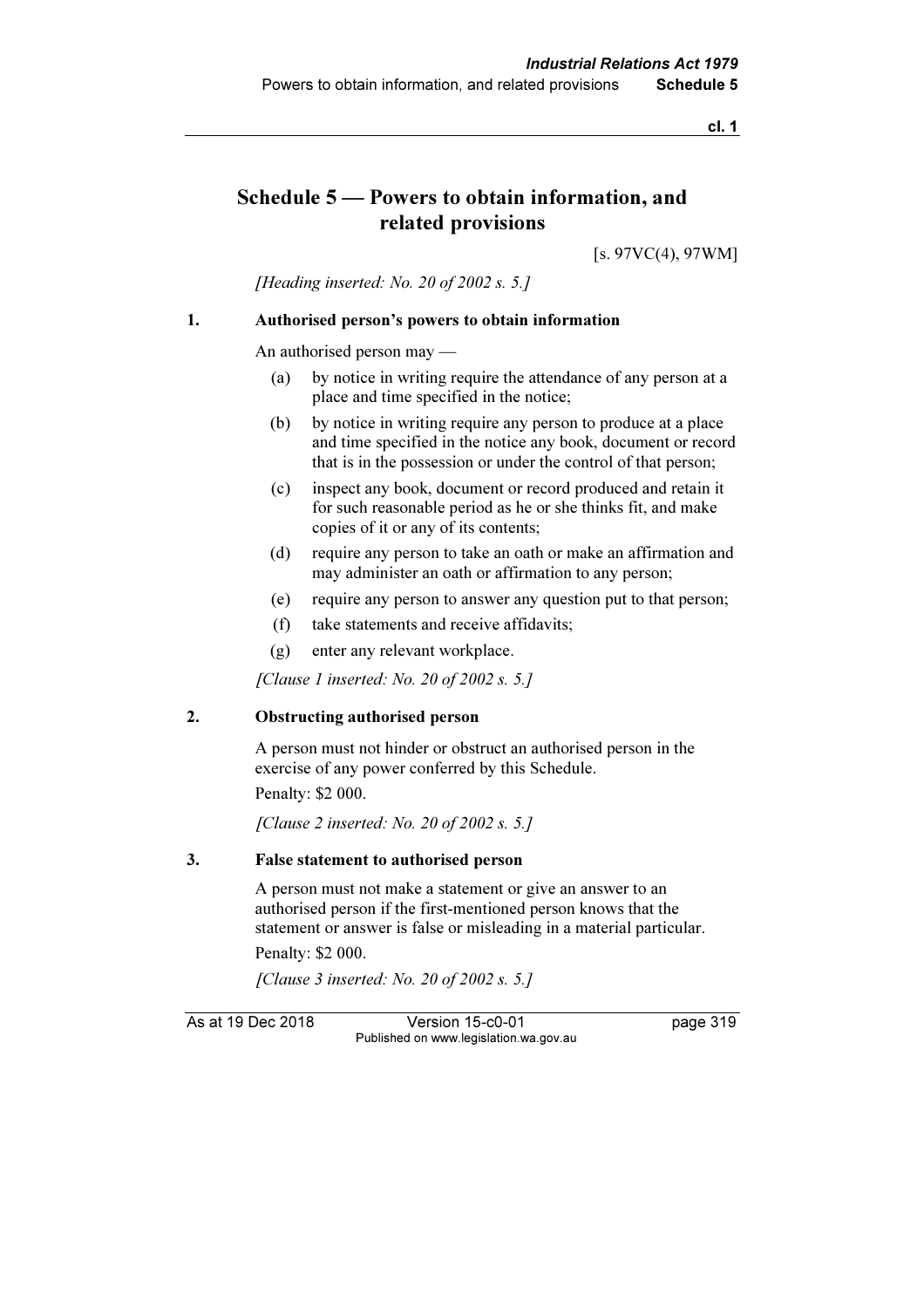# Schedule 5 — Powers to obtain information, and related provisions

[s. 97VC(4), 97WM]

*[Heading inserted: No. 20 of 2002 s. 5.]*

### 1. Authorised person's powers to obtain information

An authorised person may —

(a) by notice in writing require the attendance of any person at a place and time specified in the notice;

(b) by notice in writing require any person to produce at a place and time specified in the notice any book, document or record that is in the possession or under the control of that person;

(c) inspect any book, document or record produced and retain it for such reasonable period as he or she thinks fit, and make copies of it or any of its contents;

(d) require any person to take an oath or make an affirmation and may administer an oath or affirmation to any person;

(e) require any person to answer any question put to that person;

(f) take statements and receive affidavits;

(g) enter any relevant workplace.

*[Clause 1 inserted: No. 20 of 2002 s. 5.]*

### 2. Obstructing authorised person

A person must not hinder or obstruct an authorised person in the exercise of any power conferred by this Schedule.

Penalty: $2 000.

*[Clause 2 inserted: No. 20 of 2002 s. 5.]*

### 3. False statement to authorised person

A person must not make a statement or give an answer to an authorised person if the first-mentioned person knows that the statement or answer is false or misleading in a material particular.

Penalty: $2 000.

*[Clause 3 inserted: No. 20 of 2002 s. 5.]*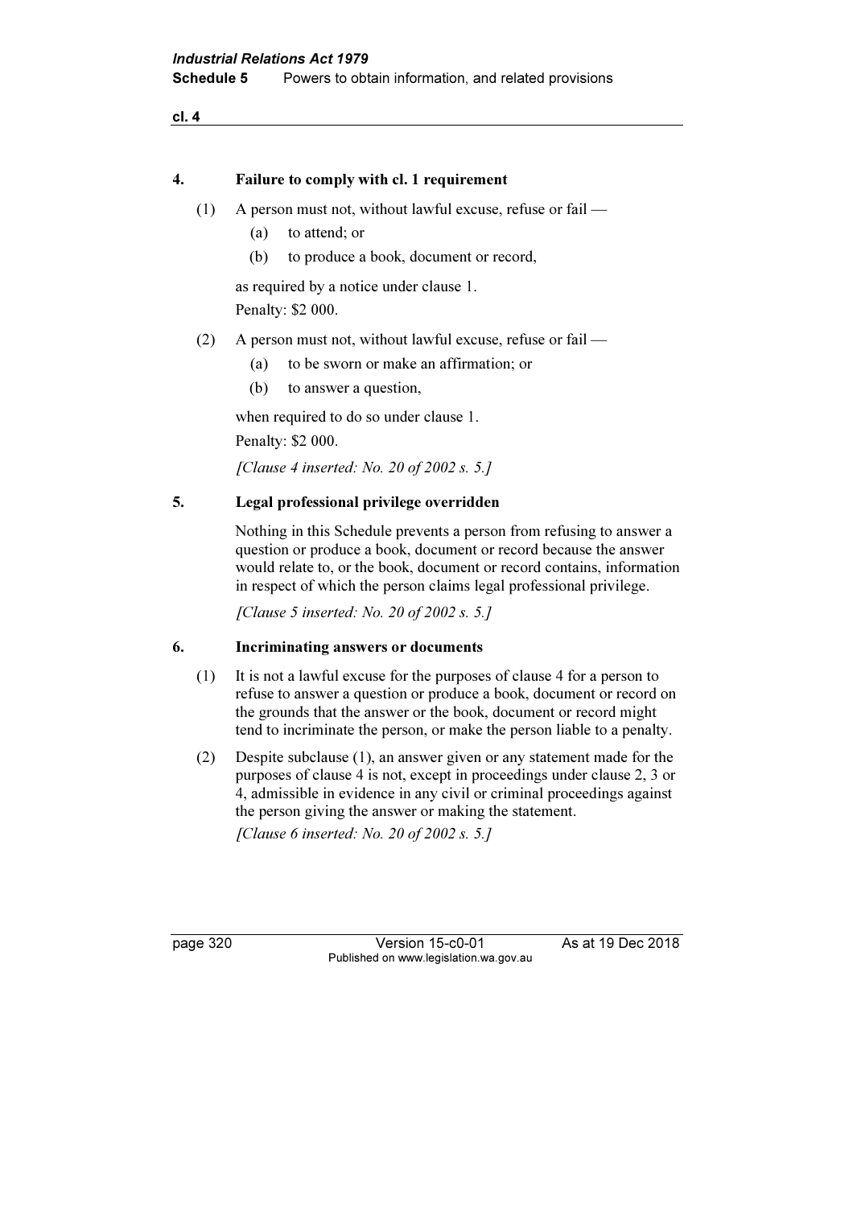#### 4. Failure to comply with cl. 1 requirement

(1) A person must not, without lawful excuse, refuse or fail —

(a) to attend; or

(b) to produce a book, document or record,

as required by a notice under clause 1.

Penalty: $2 000.

(2) A person must not, without lawful excuse, refuse or fail —

(a) to be sworn or make an affirmation; or

(b) to answer a question,

when required to do so under clause 1.

Penalty: $2 000.

*[Clause 4 inserted: No. 20 of 2002 s. 5.]*

#### 5. Legal professional privilege overridden

Nothing in this Schedule prevents a person from refusing to answer a question or produce a book, document or record because the answer would relate to, or the book, document or record contains, information in respect of which the person claims legal professional privilege.

*[Clause 5 inserted: No. 20 of 2002 s. 5.]*

#### 6. Incriminating answers or documents

(1) It is not a lawful excuse for the purposes of clause 4 for a person to refuse to answer a question or produce a book, document or record on the grounds that the answer or the book, document or record might tend to incriminate the person, or make the person liable to a penalty.

(2) Despite subclause (1), an answer given or any statement made for the purposes of clause 4 is not, except in proceedings under clause 2, 3 or 4, admissible in evidence in any civil or criminal proceedings against the person giving the answer or making the statement.

*[Clause 6 inserted: No. 20 of 2002 s. 5.]*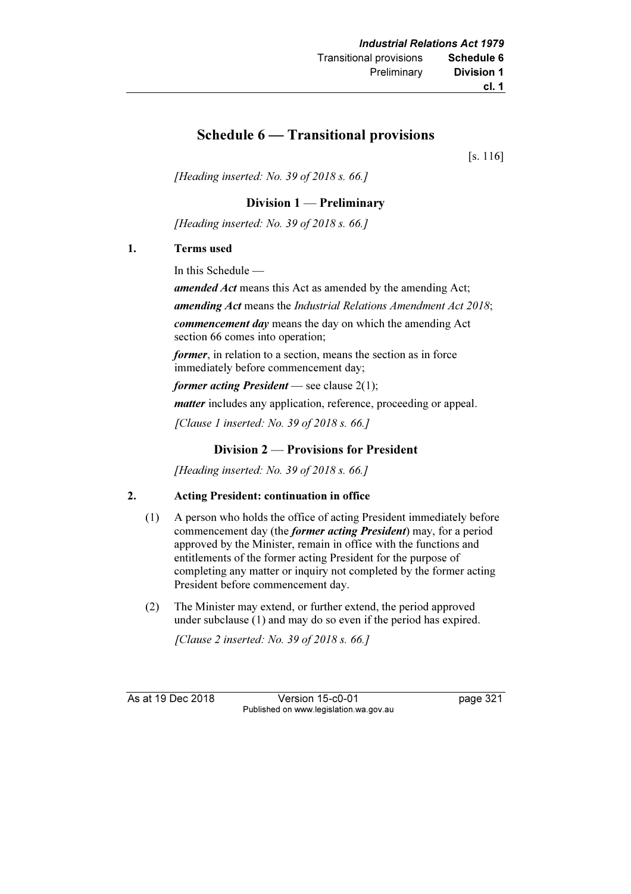# Schedule 6 — Transitional provisions

[s. 116]

*[Heading inserted: No. 39 of 2018 s. 66.]*

## Division 1 — Preliminary

*[Heading inserted: No. 39 of 2018 s. 66.]*

### 1. Terms used

In this Schedule —

***amended Act*** means this Act as amended by the amending Act;

***amending Act*** means the *Industrial Relations Amendment Act 2018*;

***commencement day*** means the day on which the amending Act section 66 comes into operation;

***former***, in relation to a section, means the section as in force immediately before commencement day;

***former acting President*** — see clause 2(1);

***matter*** includes any application, reference, proceeding or appeal.

*[Clause 1 inserted: No. 39 of 2018 s. 66.]*

## Division 2 — Provisions for President

*[Heading inserted: No. 39 of 2018 s. 66.]*

### 2. Acting President: continuation in office

(1) A person who holds the office of acting President immediately before commencement day (the ***former acting President***) may, for a period approved by the Minister, remain in office with the functions and entitlements of the former acting President for the purpose of completing any matter or inquiry not completed by the former acting President before commencement day.

(2) The Minister may extend, or further extend, the period approved under subclause (1) and may do so even if the period has expired.

*[Clause 2 inserted: No. 39 of 2018 s. 66.]*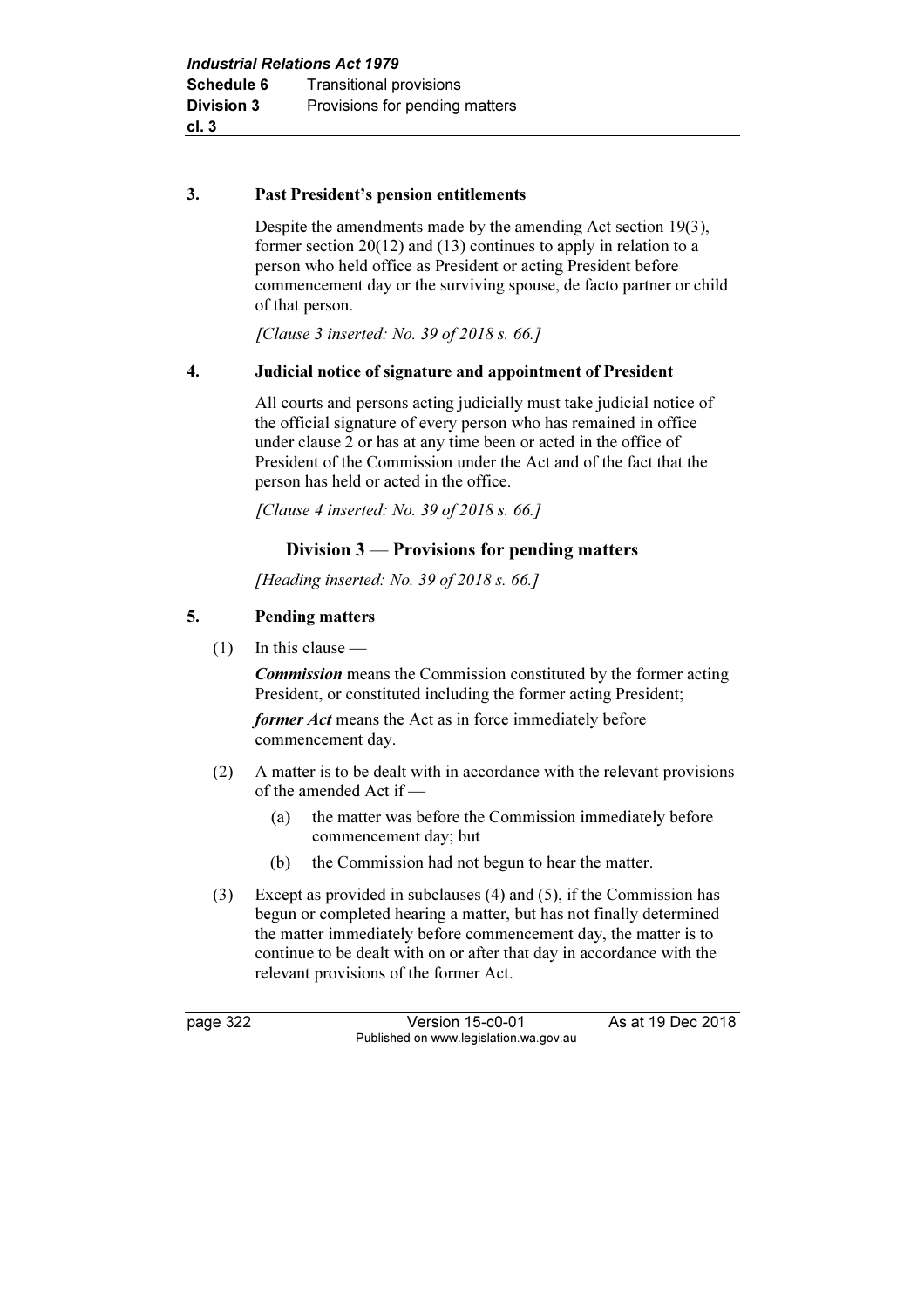**3. Past President's pension entitlements**

Despite the amendments made by the amending Act section 19(3), former section 20(12) and (13) continues to apply in relation to a person who held office as President or acting President before commencement day or the surviving spouse, de facto partner or child of that person.

*[Clause 3 inserted: No. 39 of 2018 s. 66.]*

**4. Judicial notice of signature and appointment of President**

All courts and persons acting judicially must take judicial notice of the official signature of every person who has remained in office under clause 2 or has at any time been or acted in the office of President of the Commission under the Act and of the fact that the person has held or acted in the office.

*[Clause 4 inserted: No. 39 of 2018 s. 66.]*

## Division 3 — Provisions for pending matters

*[Heading inserted: No. 39 of 2018 s. 66.]*

**5. Pending matters**

(1) In this clause —

***Commission*** means the Commission constituted by the former acting President, or constituted including the former acting President;

***former Act*** means the Act as in force immediately before commencement day.

(2) A matter is to be dealt with in accordance with the relevant provisions of the amended Act if —

(a) the matter was before the Commission immediately before commencement day; but

(b) the Commission had not begun to hear the matter.

(3) Except as provided in subclauses (4) and (5), if the Commission has begun or completed hearing a matter, but has not finally determined the matter immediately before commencement day, the matter is to continue to be dealt with on or after that day in accordance with the relevant provisions of the former Act.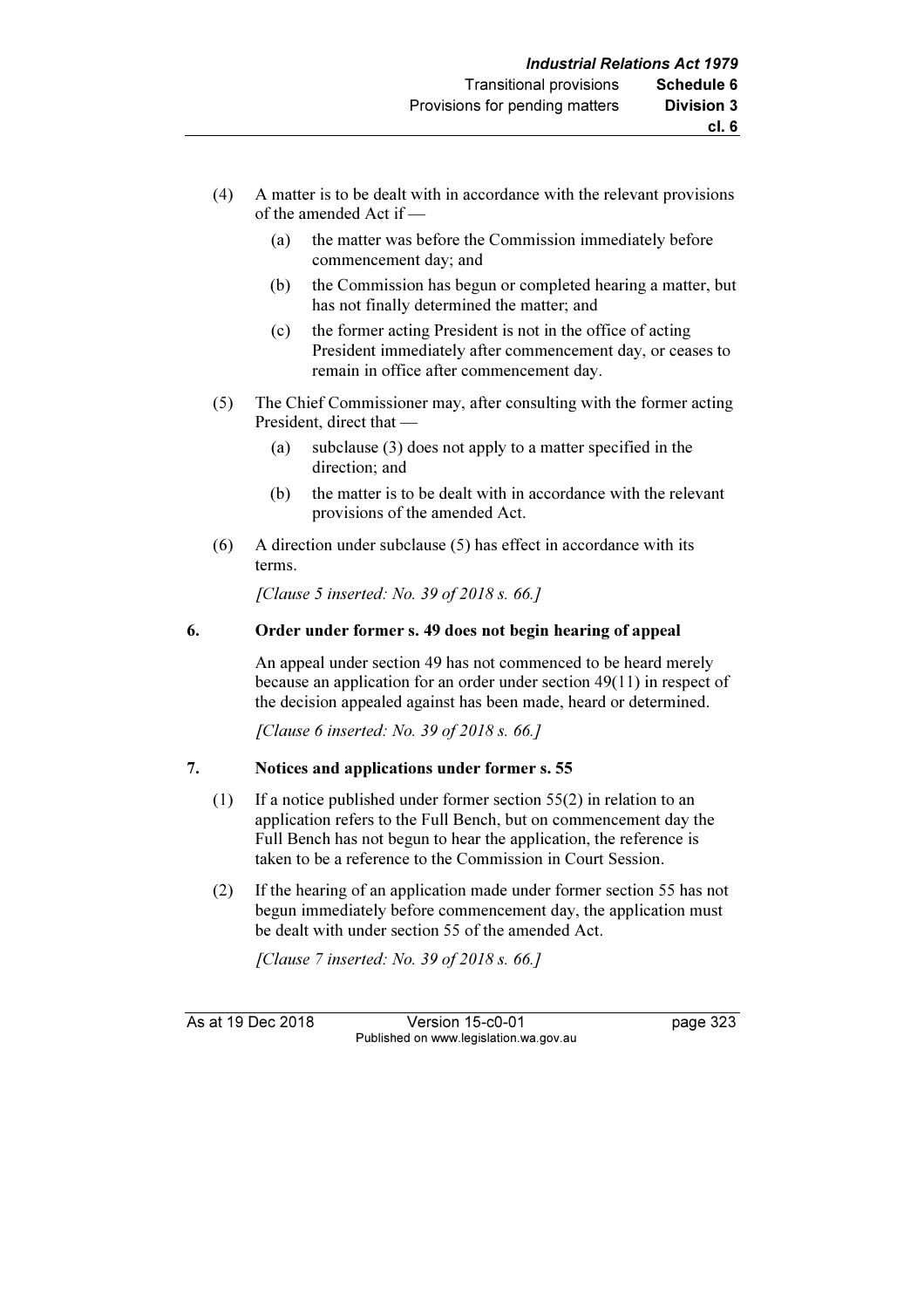(4) A matter is to be dealt with in accordance with the relevant provisions of the amended Act if —

(a) the matter was before the Commission immediately before commencement day; and

(b) the Commission has begun or completed hearing a matter, but has not finally determined the matter; and

(c) the former acting President is not in the office of acting President immediately after commencement day, or ceases to remain in office after commencement day.

(5) The Chief Commissioner may, after consulting with the former acting President, direct that —

(a) subclause (3) does not apply to a matter specified in the direction; and

(b) the matter is to be dealt with in accordance with the relevant provisions of the amended Act.

(6) A direction under subclause (5) has effect in accordance with its terms.

*[Clause 5 inserted: No. 39 of 2018 s. 66.]*

### 6. Order under former s. 49 does not begin hearing of appeal

An appeal under section 49 has not commenced to be heard merely because an application for an order under section 49(11) in respect of the decision appealed against has been made, heard or determined.

*[Clause 6 inserted: No. 39 of 2018 s. 66.]*

### 7. Notices and applications under former s. 55

(1) If a notice published under former section 55(2) in relation to an application refers to the Full Bench, but on commencement day the Full Bench has not begun to hear the application, the reference is taken to be a reference to the Commission in Court Session.

(2) If the hearing of an application made under former section 55 has not begun immediately before commencement day, the application must be dealt with under section 55 of the amended Act.

*[Clause 7 inserted: No. 39 of 2018 s. 66.]*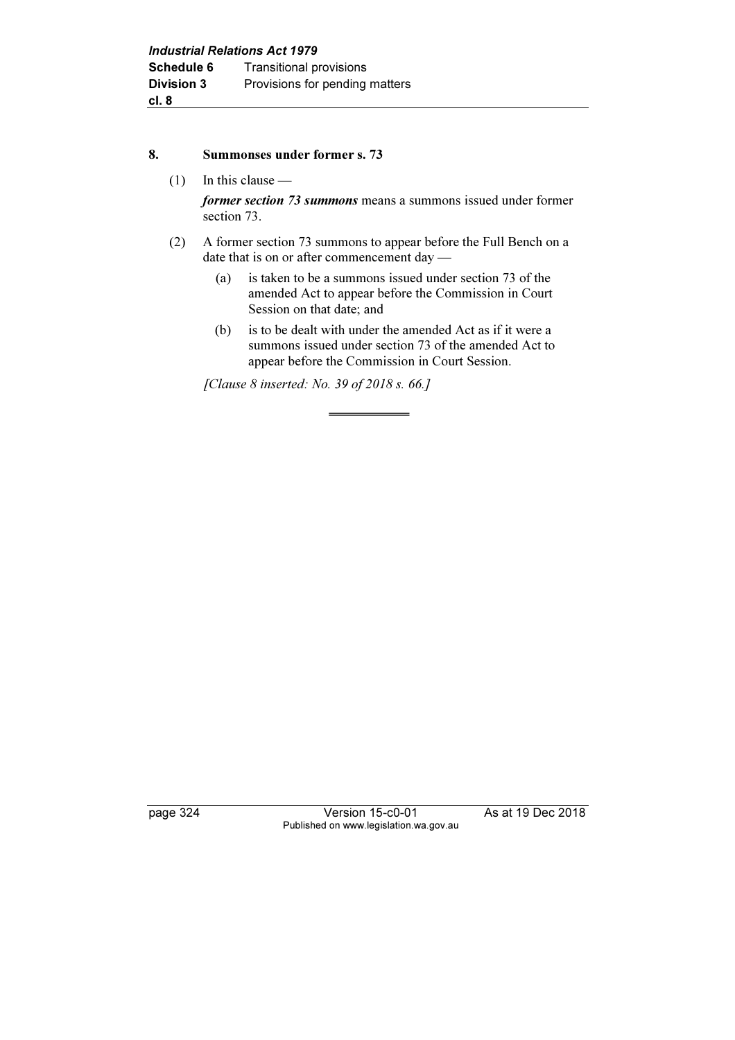### 8. Summonses under former s. 73

(1) In this clause —

***former section 73 summons*** means a summons issued under former section 73.

(2) A former section 73 summons to appear before the Full Bench on a date that is on or after commencement day —

(a) is taken to be a summons issued under section 73 of the amended Act to appear before the Commission in Court Session on that date; and

(b) is to be dealt with under the amended Act as if it were a summons issued under section 73 of the amended Act to appear before the Commission in Court Session.

*[Clause 8 inserted: No. 39 of 2018 s. 66.]*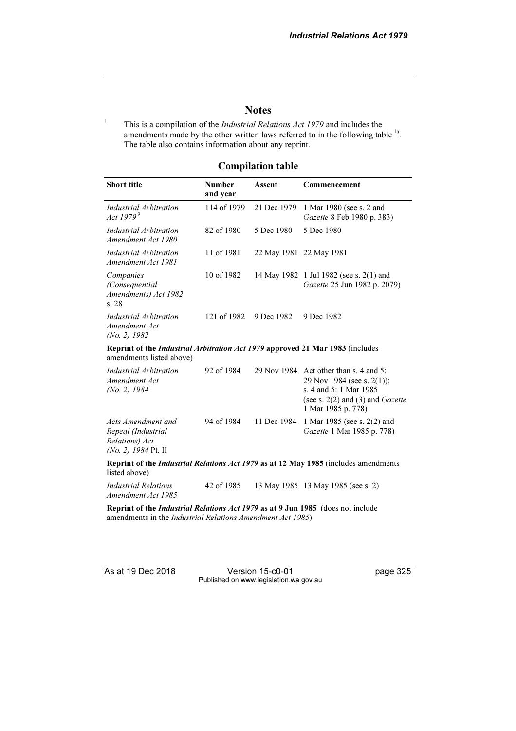## Notes

[1] This is a compilation of the *Industrial Relations Act 1979* and includes the amendments made by the other written laws referred to in the following table [1a]. The table also contains information about any reprint.

### Compilation table

| Short title | Number and year | Assent | Commencement |
|---|---|---|---|
| *Industrial Arbitration Act 1979* [9] | 114 of 1979 | 21 Dec 1979 | 1 Mar 1980 (see s. 2 and *Gazette* 8 Feb 1980 p. 383) |
| *Industrial Arbitration Amendment Act 1980* | 82 of 1980 | 5 Dec 1980 | 5 Dec 1980 |
| *Industrial Arbitration Amendment Act 1981* | 11 of 1981 | 22 May 1981 | 22 May 1981 |
| *Companies (Consequential Amendments) Act 1982* s. 28 | 10 of 1982 | 14 May 1982 | 1 Jul 1982 (see s. 2(1) and *Gazette* 25 Jun 1982 p. 2079) |
| *Industrial Arbitration Amendment Act (No. 2) 1982* | 121 of 1982 | 9 Dec 1982 | 9 Dec 1982 |
| **Reprint of the *Industrial Arbitration Act 1979* approved 21 Mar 1983** (includes amendments listed above) | | | |
| *Industrial Arbitration Amendment Act (No. 2) 1984* | 92 of 1984 | 29 Nov 1984 | Act other than s. 4 and 5: 29 Nov 1984 (see s. 2(1)); s. 4 and 5: 1 Mar 1985 (see s. 2(2) and (3) and *Gazette* 1 Mar 1985 p. 778) |
| *Acts Amendment and Repeal (Industrial Relations) Act (No. 2) 1984* Pt. II | 94 of 1984 | 11 Dec 1984 | 1 Mar 1985 (see s. 2(2) and *Gazette* 1 Mar 1985 p. 778) |
| **Reprint of the *Industrial Relations Act 1979* as at 12 May 1985** (includes amendments listed above) | | | |
| *Industrial Relations Amendment Act 1985* | 42 of 1985 | 13 May 1985 | 13 May 1985 (see s. 2) |
| **Reprint of the *Industrial Relations Act 1979* as at 9 Jun 1985** (does not include amendments in the *Industrial Relations Amendment Act 1985*) | | | |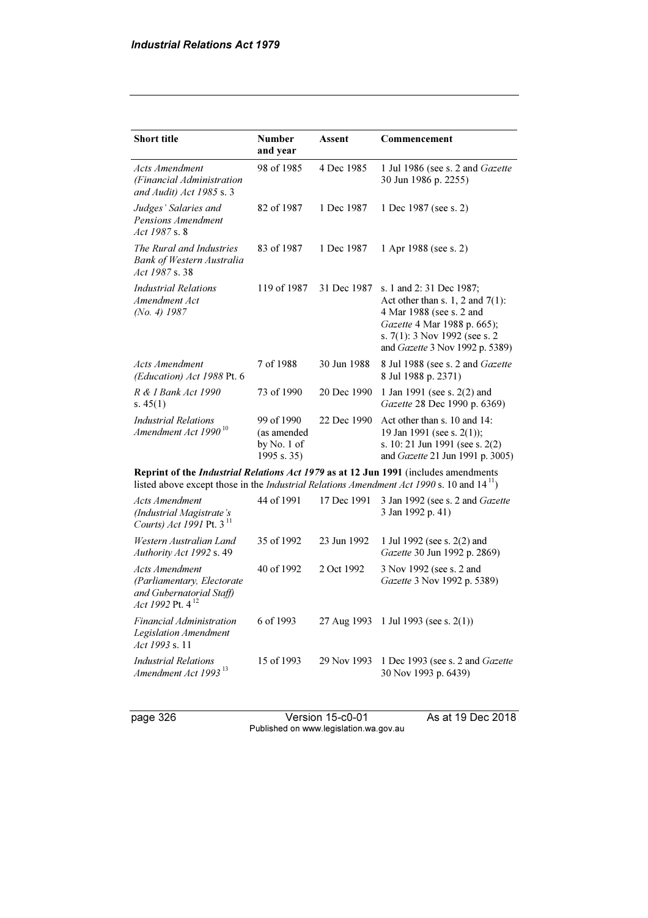| Short title | Number and year | Assent | Commencement |
|---|---|---|---|
| *Acts Amendment (Financial Administration and Audit) Act 1985* s. 3 | 98 of 1985 | 4 Dec 1985 | 1 Jul 1986 (see s. 2 and *Gazette* 30 Jun 1986 p. 2255) |
| *Judges' Salaries and Pensions Amendment Act 1987* s. 8 | 82 of 1987 | 1 Dec 1987 | 1 Dec 1987 (see s. 2) |
| *The Rural and Industries Bank of Western Australia Act 1987* s. 38 | 83 of 1987 | 1 Dec 1987 | 1 Apr 1988 (see s. 2) |
| *Industrial Relations Amendment Act (No. 4) 1987* | 119 of 1987 | 31 Dec 1987 | s. 1 and 2: 31 Dec 1987; Act other than s. 1, 2 and 7(1): 4 Mar 1988 (see s. 2 and *Gazette* 4 Mar 1988 p. 665); s. 7(1): 3 Nov 1992 (see s. 2 and *Gazette* 3 Nov 1992 p. 5389) |
| *Acts Amendment (Education) Act 1988* Pt. 6 | 7 of 1988 | 30 Jun 1988 | 8 Jul 1988 (see s. 2 and *Gazette* 8 Jul 1988 p. 2371) |
| *R & I Bank Act 1990* s. 45(1) | 73 of 1990 | 20 Dec 1990 | 1 Jan 1991 (see s. 2(2) and *Gazette* 28 Dec 1990 p. 6369) |
| *Industrial Relations Amendment Act 1990* [10] | 99 of 1990 (as amended by No. 1 of 1995 s. 35) | 22 Dec 1990 | Act other than s. 10 and 14: 19 Jan 1991 (see s. 2(1)); s. 10: 21 Jun 1991 (see s. 2(2) and *Gazette* 21 Jun 1991 p. 3005) |
| **Reprint of the *Industrial Relations Act 1979* as at 12 Jun 1991** (includes amendments listed above except those in the *Industrial Relations Amendment Act 1990* s. 10 and 14 [11]) | | | |
| *Acts Amendment (Industrial Magistrate's Courts) Act 1991* Pt. 3 [11] | 44 of 1991 | 17 Dec 1991 | 3 Jan 1992 (see s. 2 and *Gazette* 3 Jan 1992 p. 41) |
| *Western Australian Land Authority Act 1992* s. 49 | 35 of 1992 | 23 Jun 1992 | 1 Jul 1992 (see s. 2(2) and *Gazette* 30 Jun 1992 p. 2869) |
| *Acts Amendment (Parliamentary, Electorate and Gubernatorial Staff) Act 1992* Pt. 4 [12] | 40 of 1992 | 2 Oct 1992 | 3 Nov 1992 (see s. 2 and *Gazette* 3 Nov 1992 p. 5389) |
| *Financial Administration Legislation Amendment Act 1993* s. 11 | 6 of 1993 | 27 Aug 1993 | 1 Jul 1993 (see s. 2(1)) |
| *Industrial Relations Amendment Act 1993* [13] | 15 of 1993 | 29 Nov 1993 | 1 Dec 1993 (see s. 2 and *Gazette* 30 Nov 1993 p. 6439) |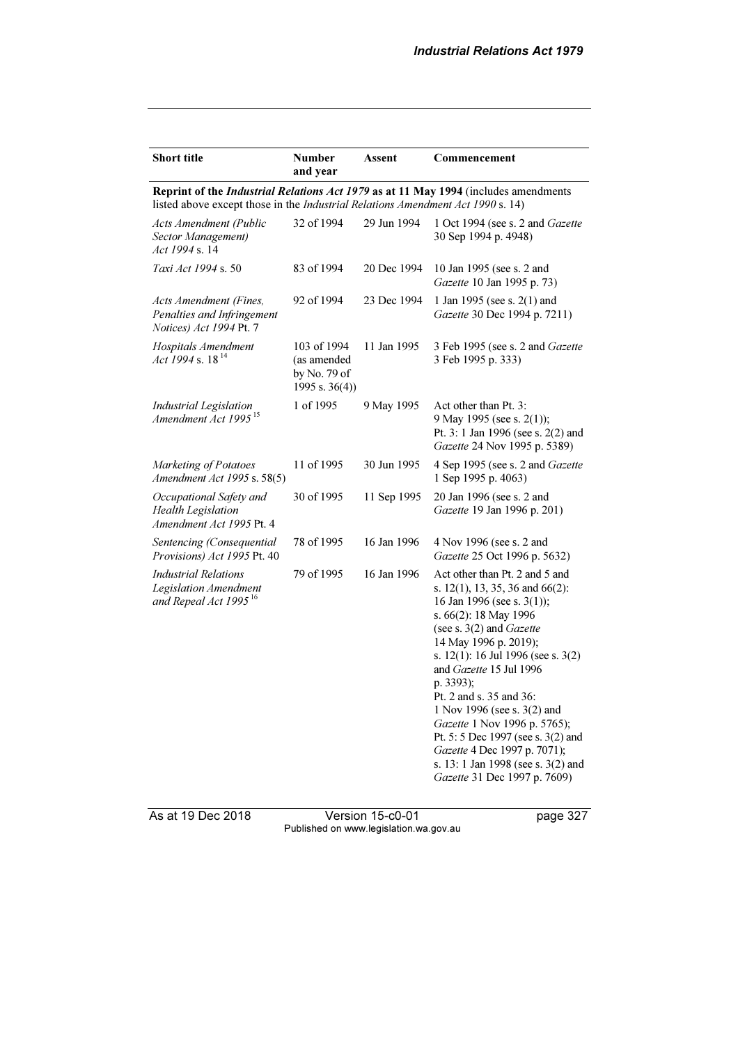| Short title | Number and year | Assent | Commencement |
|---|---|---|---|
| **Reprint of the *Industrial Relations Act 1979* as at 11 May 1994** (includes amendments listed above except those in the *Industrial Relations Amendment Act 1990* s. 14) | | | |
| *Acts Amendment (Public Sector Management) Act 1994* s. 14 | 32 of 1994 | 29 Jun 1994 | 1 Oct 1994 (see s. 2 and *Gazette* 30 Sep 1994 p. 4948) |
| *Taxi Act 1994* s. 50 | 83 of 1994 | 20 Dec 1994 | 10 Jan 1995 (see s. 2 and *Gazette* 10 Jan 1995 p. 73) |
| *Acts Amendment (Fines, Penalties and Infringement Notices) Act 1994* Pt. 7 | 92 of 1994 | 23 Dec 1994 | 1 Jan 1995 (see s. 2(1) and *Gazette* 30 Dec 1994 p. 7211) |
| *Hospitals Amendment Act 1994* s. 18 [14] | 103 of 1994 (as amended by No. 79 of 1995 s. 36(4)) | 11 Jan 1995 | 3 Feb 1995 (see s. 2 and *Gazette* 3 Feb 1995 p. 333) |
| *Industrial Legislation Amendment Act 1995* [15] | 1 of 1995 | 9 May 1995 | Act other than Pt. 3: 9 May 1995 (see s. 2(1)); Pt. 3: 1 Jan 1996 (see s. 2(2) and *Gazette* 24 Nov 1995 p. 5389) |
| *Marketing of Potatoes Amendment Act 1995* s. 58(5) | 11 of 1995 | 30 Jun 1995 | 4 Sep 1995 (see s. 2 and *Gazette* 1 Sep 1995 p. 4063) |
| *Occupational Safety and Health Legislation Amendment Act 1995* Pt. 4 | 30 of 1995 | 11 Sep 1995 | 20 Jan 1996 (see s. 2 and *Gazette* 19 Jan 1996 p. 201) |
| *Sentencing (Consequential Provisions) Act 1995* Pt. 40 | 78 of 1995 | 16 Jan 1996 | 4 Nov 1996 (see s. 2 and *Gazette* 25 Oct 1996 p. 5632) |
| *Industrial Relations Legislation Amendment and Repeal Act 1995* [16] | 79 of 1995 | 16 Jan 1996 | Act other than Pt. 2 and 5 and s. 12(1), 13, 35, 36 and 66(2): 16 Jan 1996 (see s. 3(1)); s. 66(2): 18 May 1996 (see s. 3(2) and *Gazette* 14 May 1996 p. 2019); s. 12(1): 16 Jul 1996 (see s. 3(2) and *Gazette* 15 Jul 1996 p. 3393); Pt. 2 and s. 35 and 36: 1 Nov 1996 (see s. 3(2) and *Gazette* 1 Nov 1996 p. 5765); Pt. 5: 5 Dec 1997 (see s. 3(2) and *Gazette* 4 Dec 1997 p. 7071); s. 13: 1 Jan 1998 (see s. 3(2) and *Gazette* 31 Dec 1997 p. 7609) |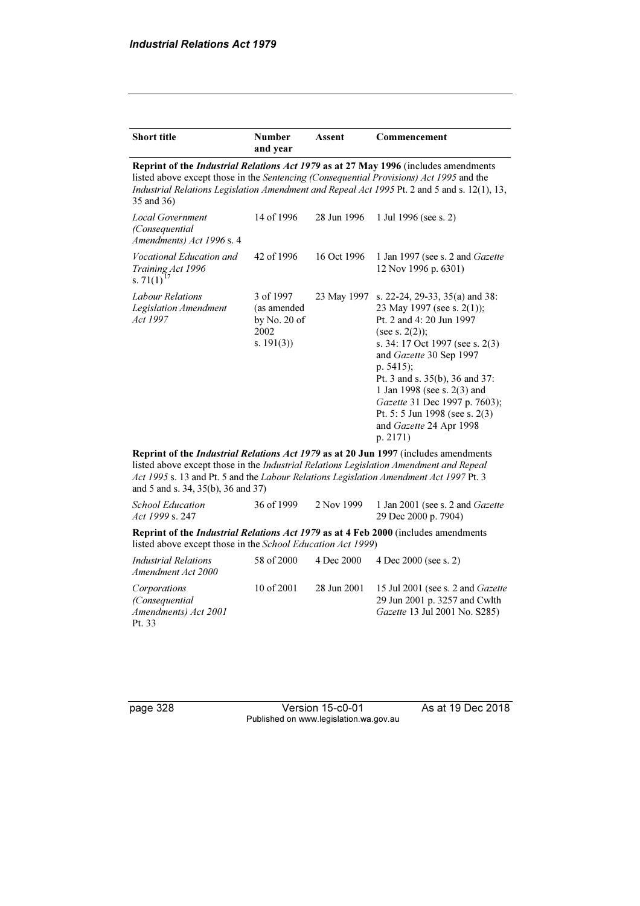| Short title | Number and year | Assent | Commencement |
|---|---|---|---|
| **Reprint of the *Industrial Relations Act 1979* as at 27 May 1996** (includes amendments listed above except those in the *Sentencing (Consequential Provisions) Act 1995* and the *Industrial Relations Legislation Amendment and Repeal Act 1995* Pt. 2 and 5 and s. 12(1), 13, 35 and 36) | | | |
| *Local Government (Consequential Amendments) Act 1996* s. 4 | 14 of 1996 | 28 Jun 1996 | 1 Jul 1996 (see s. 2) |
| *Vocational Education and Training Act 1996* s. 71(1) [17] | 42 of 1996 | 16 Oct 1996 | 1 Jan 1997 (see s. 2 and *Gazette* 12 Nov 1996 p. 6301) |
| *Labour Relations Legislation Amendment Act 1997* | 3 of 1997 (as amended by No. 20 of 2002 s. 191(3)) | 23 May 1997 | s. 22-24, 29-33, 35(a) and 38: 23 May 1997 (see s. 2(1)); Pt. 2 and 4: 20 Jun 1997 (see s. 2(2)); s. 34: 17 Oct 1997 (see s. 2(3) and *Gazette* 30 Sep 1997 p. 5415); Pt. 3 and s. 35(b), 36 and 37: 1 Jan 1998 (see s. 2(3) and *Gazette* 31 Dec 1997 p. 7603); Pt. 5: 5 Jun 1998 (see s. 2(3) and *Gazette* 24 Apr 1998 p. 2171) |
| **Reprint of the *Industrial Relations Act 1979* as at 20 Jun 1997** (includes amendments listed above except those in the *Industrial Relations Legislation Amendment and Repeal Act 1995* s. 13 and Pt. 5 and the *Labour Relations Legislation Amendment Act 1997* Pt. 3 and 5 and s. 34, 35(b), 36 and 37) | | | |
| *School Education Act 1999* s. 247 | 36 of 1999 | 2 Nov 1999 | 1 Jan 2001 (see s. 2 and *Gazette* 29 Dec 2000 p. 7904) |
| **Reprint of the *Industrial Relations Act 1979* as at 4 Feb 2000** (includes amendments listed above except those in the *School Education Act 1999*) | | | |
| *Industrial Relations Amendment Act 2000* | 58 of 2000 | 4 Dec 2000 | 4 Dec 2000 (see s. 2) |
| *Corporations (Consequential Amendments) Act 2001* Pt. 33 | 10 of 2001 | 28 Jun 2001 | 15 Jul 2001 (see s. 2 and *Gazette* 29 Jun 2001 p. 3257 and Cwlth *Gazette* 13 Jul 2001 No. S285) |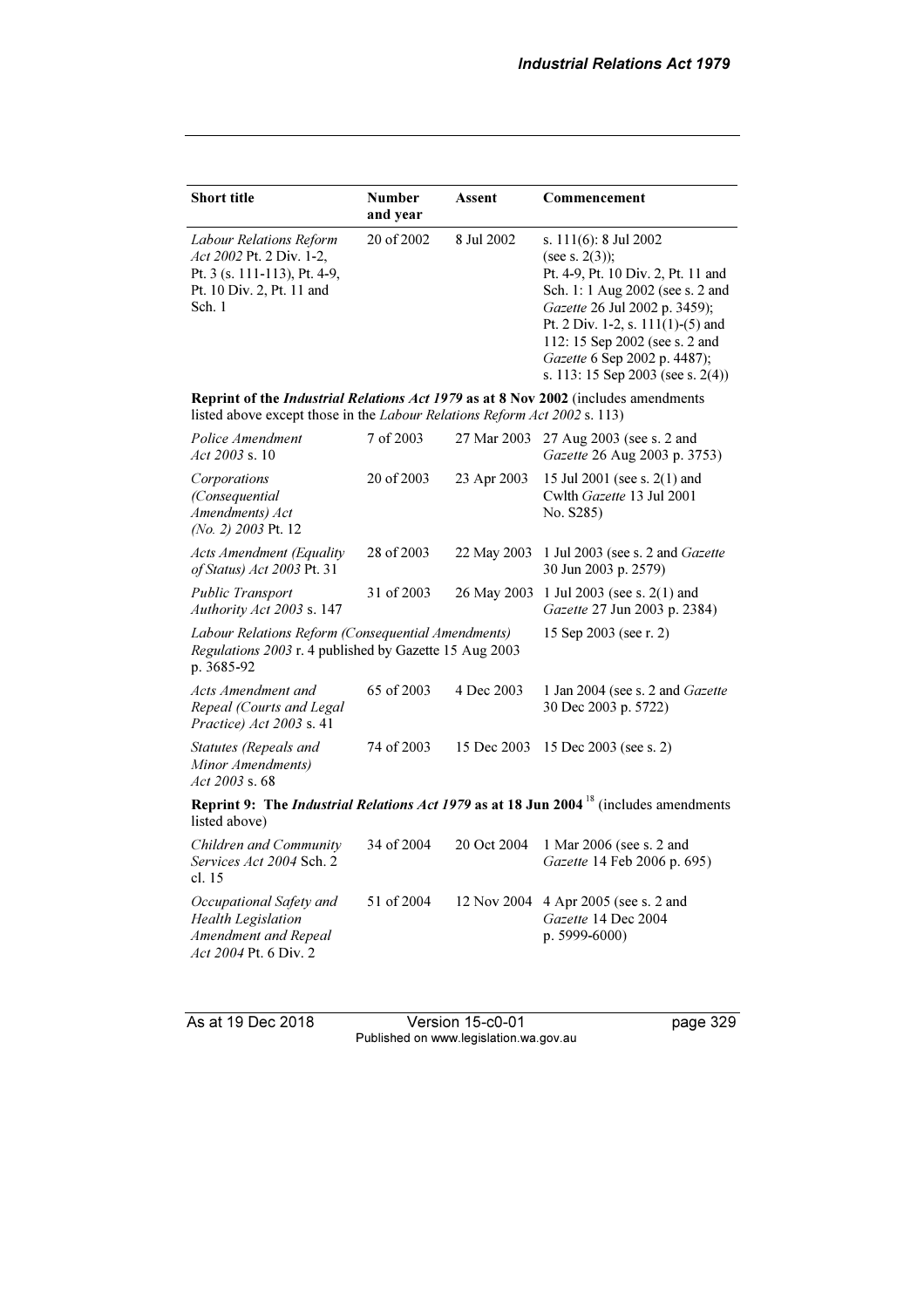| Short title | Number and year | Assent | Commencement |
|---|---|---|---|
| *Labour Relations Reform Act 2002* Pt. 2 Div. 1-2, Pt. 3 (s. 111-113), Pt. 4-9, Pt. 10 Div. 2, Pt. 11 and Sch. 1 | 20 of 2002 | 8 Jul 2002 | s. 111(6): 8 Jul 2002 (see s. 2(3)); Pt. 4-9, Pt. 10 Div. 2, Pt. 11 and Sch. 1: 1 Aug 2002 (see s. 2 and *Gazette* 26 Jul 2002 p. 3459); Pt. 2 Div. 1-2, s. 111(1)-(5) and 112: 15 Sep 2002 (see s. 2 and *Gazette* 6 Sep 2002 p. 4487); s. 113: 15 Sep 2003 (see s. 2(4)) |
| **Reprint of the *Industrial Relations Act 1979* as at 8 Nov 2002** (includes amendments listed above except those in the *Labour Relations Reform Act 2002* s. 113) | | | |
| *Police Amendment Act 2003* s. 10 | 7 of 2003 | 27 Mar 2003 | 27 Aug 2003 (see s. 2 and *Gazette* 26 Aug 2003 p. 3753) |
| *Corporations (Consequential Amendments) Act (No. 2) 2003* Pt. 12 | 20 of 2003 | 23 Apr 2003 | 15 Jul 2001 (see s. 2(1) and Cwlth *Gazette* 13 Jul 2001 No. S285) |
| *Acts Amendment (Equality of Status) Act 2003* Pt. 31 | 28 of 2003 | 22 May 2003 | 1 Jul 2003 (see s. 2 and *Gazette* 30 Jun 2003 p. 2579) |
| *Public Transport Authority Act 2003* s. 147 | 31 of 2003 | 26 May 2003 | 1 Jul 2003 (see s. 2(1) and *Gazette* 27 Jun 2003 p. 2384) |
| *Labour Relations Reform (Consequential Amendments) Regulations 2003* r. 4 published by Gazette 15 Aug 2003 p. 3685-92 | | | 15 Sep 2003 (see r. 2) |
| *Acts Amendment and Repeal (Courts and Legal Practice) Act 2003* s. 41 | 65 of 2003 | 4 Dec 2003 | 1 Jan 2004 (see s. 2 and *Gazette* 30 Dec 2003 p. 5722) |
| *Statutes (Repeals and Minor Amendments) Act 2003* s. 68 | 74 of 2003 | 15 Dec 2003 | 15 Dec 2003 (see s. 2) |
| **Reprint 9: The *Industrial Relations Act 1979* as at 18 Jun 2004** [18] (includes amendments listed above) | | | |
| *Children and Community Services Act 2004* Sch. 2 cl. 15 | 34 of 2004 | 20 Oct 2004 | 1 Mar 2006 (see s. 2 and *Gazette* 14 Feb 2006 p. 695) |
| *Occupational Safety and Health Legislation Amendment and Repeal Act 2004* Pt. 6 Div. 2 | 51 of 2004 | 12 Nov 2004 | 4 Apr 2005 (see s. 2 and *Gazette* 14 Dec 2004 p. 5999-6000) |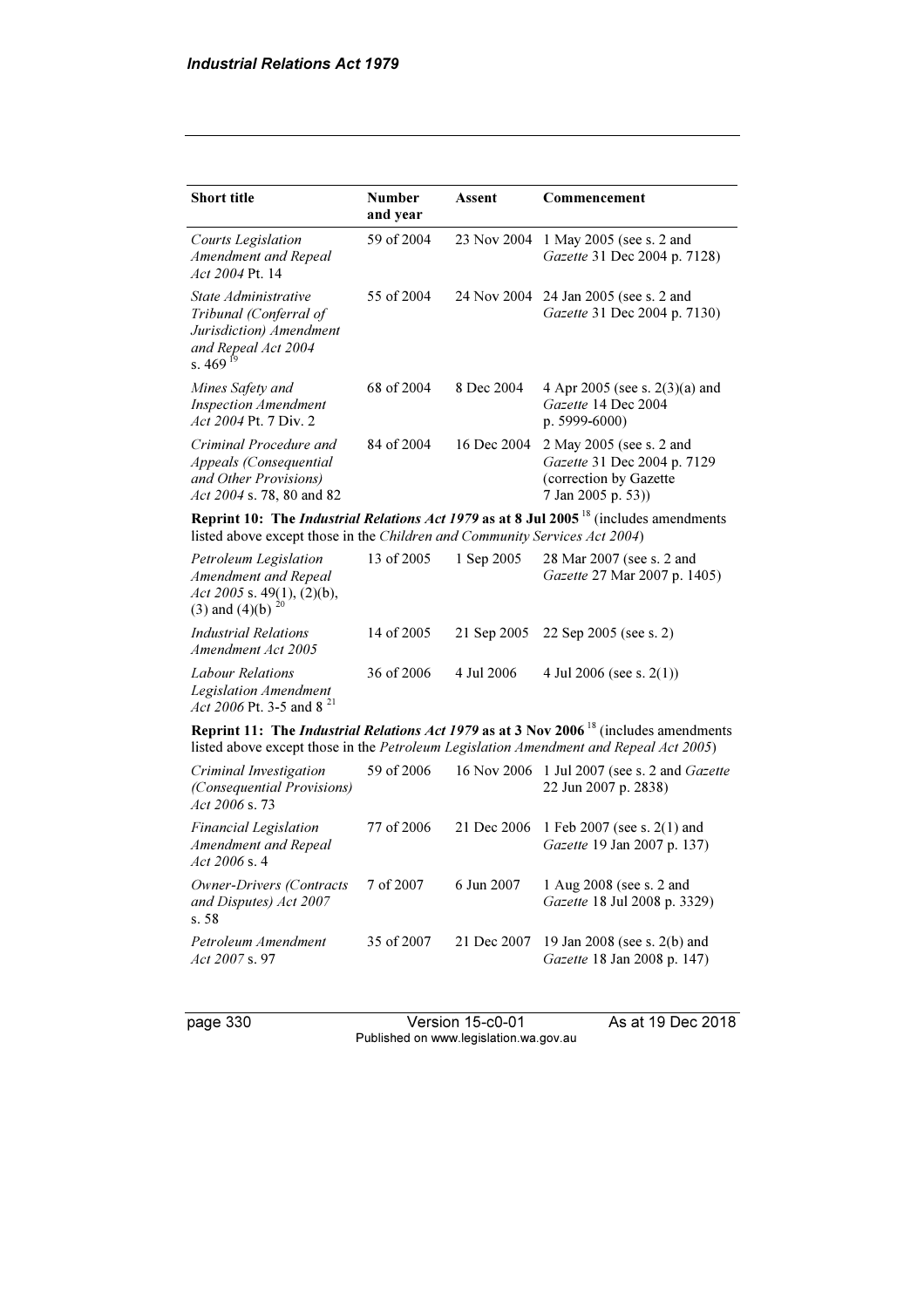| Short title | Number and year | Assent | Commencement |
|---|---|---|---|
| *Courts Legislation Amendment and Repeal Act 2004* Pt. 14 | 59 of 2004 | 23 Nov 2004 | 1 May 2005 (see s. 2 and *Gazette* 31 Dec 2004 p. 7128) |
| *State Administrative Tribunal (Conferral of Jurisdiction) Amendment and Repeal Act 2004* s. 469 [19] | 55 of 2004 | 24 Nov 2004 | 24 Jan 2005 (see s. 2 and *Gazette* 31 Dec 2004 p. 7130) |
| *Mines Safety and Inspection Amendment Act 2004* Pt. 7 Div. 2 | 68 of 2004 | 8 Dec 2004 | 4 Apr 2005 (see s. 2(3)(a) and *Gazette* 14 Dec 2004 p. 5999-6000) |
| *Criminal Procedure and Appeals (Consequential and Other Provisions) Act 2004* s. 78, 80 and 82 | 84 of 2004 | 16 Dec 2004 | 2 May 2005 (see s. 2 and *Gazette* 31 Dec 2004 p. 7129 (correction by Gazette 7 Jan 2005 p. 53)) |
| **Reprint 10: The *Industrial Relations Act 1979* as at 8 Jul 2005** [18] (includes amendments listed above except those in the *Children and Community Services Act 2004*) | | | |
| *Petroleum Legislation Amendment and Repeal Act 2005* s. 49(1), (2)(b), (3) and (4)(b) [20] | 13 of 2005 | 1 Sep 2005 | 28 Mar 2007 (see s. 2 and *Gazette* 27 Mar 2007 p. 1405) |
| *Industrial Relations Amendment Act 2005* | 14 of 2005 | 21 Sep 2005 | 22 Sep 2005 (see s. 2) |
| *Labour Relations Legislation Amendment Act 2006* Pt. 3-5 and 8 [21] | 36 of 2006 | 4 Jul 2006 | 4 Jul 2006 (see s. 2(1)) |
| **Reprint 11: The *Industrial Relations Act 1979* as at 3 Nov 2006** [18] (includes amendments listed above except those in the *Petroleum Legislation Amendment and Repeal Act 2005*) | | | |
| *Criminal Investigation (Consequential Provisions) Act 2006* s. 73 | 59 of 2006 | 16 Nov 2006 | 1 Jul 2007 (see s. 2 and *Gazette* 22 Jun 2007 p. 2838) |
| *Financial Legislation Amendment and Repeal Act 2006* s. 4 | 77 of 2006 | 21 Dec 2006 | 1 Feb 2007 (see s. 2(1) and *Gazette* 19 Jan 2007 p. 137) |
| *Owner-Drivers (Contracts and Disputes) Act 2007* s. 58 | 7 of 2007 | 6 Jun 2007 | 1 Aug 2008 (see s. 2 and *Gazette* 18 Jul 2008 p. 3329) |
| *Petroleum Amendment Act 2007* s. 97 | 35 of 2007 | 21 Dec 2007 | 19 Jan 2008 (see s. 2(b) and *Gazette* 18 Jan 2008 p. 147) |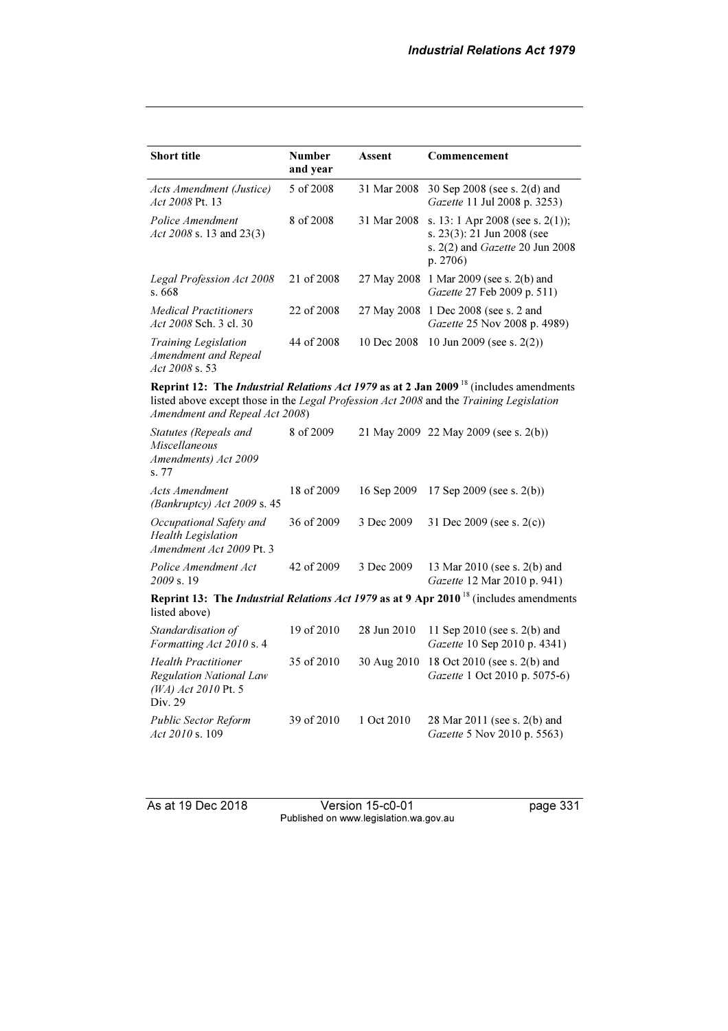| Short title | Number and year | Assent | Commencement |
|---|---|---|---|
| *Acts Amendment (Justice) Act 2008* Pt. 13 | 5 of 2008 | 31 Mar 2008 | 30 Sep 2008 (see s. 2(d) and *Gazette* 11 Jul 2008 p. 3253) |
| *Police Amendment Act 2008* s. 13 and 23(3) | 8 of 2008 | 31 Mar 2008 | s. 13: 1 Apr 2008 (see s. 2(1)); s. 23(3): 21 Jun 2008 (see s. 2(2) and *Gazette* 20 Jun 2008 p. 2706) |
| *Legal Profession Act 2008* s. 668 | 21 of 2008 | 27 May 2008 | 1 Mar 2009 (see s. 2(b) and *Gazette* 27 Feb 2009 p. 511) |
| *Medical Practitioners Act 2008* Sch. 3 cl. 30 | 22 of 2008 | 27 May 2008 | 1 Dec 2008 (see s. 2 and *Gazette* 25 Nov 2008 p. 4989) |
| *Training Legislation Amendment and Repeal Act 2008* s. 53 | 44 of 2008 | 10 Dec 2008 | 10 Jun 2009 (see s. 2(2)) |
| **Reprint 12: The *Industrial Relations Act 1979* as at 2 Jan 2009** [18] (includes amendments listed above except those in the *Legal Profession Act 2008* and the *Training Legislation Amendment and Repeal Act 2008*) | | | |
| *Statutes (Repeals and Miscellaneous Amendments) Act 2009* s. 77 | 8 of 2009 | 21 May 2009 | 22 May 2009 (see s. 2(b)) |
| *Acts Amendment (Bankruptcy) Act 2009* s. 45 | 18 of 2009 | 16 Sep 2009 | 17 Sep 2009 (see s. 2(b)) |
| *Occupational Safety and Health Legislation Amendment Act 2009* Pt. 3 | 36 of 2009 | 3 Dec 2009 | 31 Dec 2009 (see s. 2(c)) |
| *Police Amendment Act 2009* s. 19 | 42 of 2009 | 3 Dec 2009 | 13 Mar 2010 (see s. 2(b) and *Gazette* 12 Mar 2010 p. 941) |
| **Reprint 13: The *Industrial Relations Act 1979* as at 9 Apr 2010** [18] (includes amendments listed above) | | | |
| *Standardisation of Formatting Act 2010* s. 4 | 19 of 2010 | 28 Jun 2010 | 11 Sep 2010 (see s. 2(b) and *Gazette* 10 Sep 2010 p. 4341) |
| *Health Practitioner Regulation National Law (WA) Act 2010* Pt. 5 Div. 29 | 35 of 2010 | 30 Aug 2010 | 18 Oct 2010 (see s. 2(b) and *Gazette* 1 Oct 2010 p. 5075-6) |
| *Public Sector Reform Act 2010* s. 109 | 39 of 2010 | 1 Oct 2010 | 28 Mar 2011 (see s. 2(b) and *Gazette* 5 Nov 2010 p. 5563) |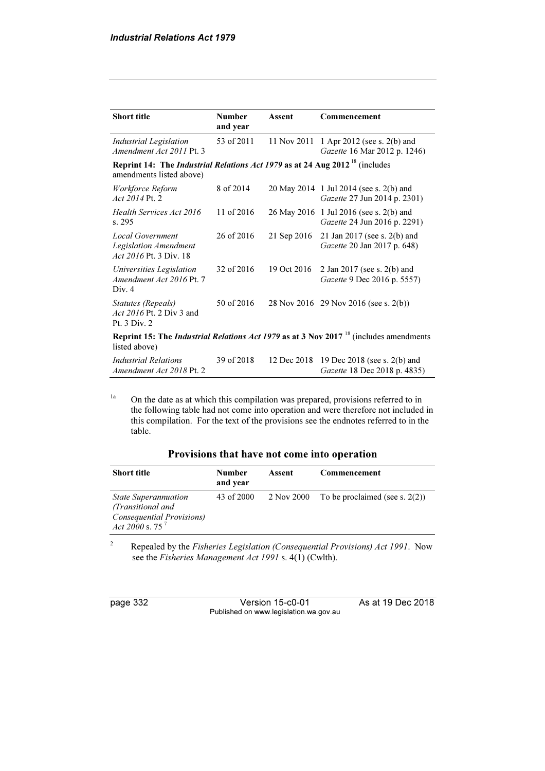| Short title | Number and year | Assent | Commencement |
|---|---|---|---|
| *Industrial Legislation Amendment Act 2011* Pt. 3 | 53 of 2011 | 11 Nov 2011 | 1 Apr 2012 (see s. 2(b) and *Gazette* 16 Mar 2012 p. 1246) |
| **Reprint 14: The *Industrial Relations Act 1979* as at 24 Aug 2012** [18] (includes amendments listed above) | | | |
| *Workforce Reform Act 2014* Pt. 2 | 8 of 2014 | 20 May 2014 | 1 Jul 2014 (see s. 2(b) and *Gazette* 27 Jun 2014 p. 2301) |
| *Health Services Act 2016* s. 295 | 11 of 2016 | 26 May 2016 | 1 Jul 2016 (see s. 2(b) and *Gazette* 24 Jun 2016 p. 2291) |
| *Local Government Legislation Amendment Act 2016* Pt. 3 Div. 18 | 26 of 2016 | 21 Sep 2016 | 21 Jan 2017 (see s. 2(b) and *Gazette* 20 Jan 2017 p. 648) |
| *Universities Legislation Amendment Act 2016* Pt. 7 Div. 4 | 32 of 2016 | 19 Oct 2016 | 2 Jan 2017 (see s. 2(b) and *Gazette* 9 Dec 2016 p. 5557) |
| *Statutes (Repeals) Act 2016* Pt. 2 Div 3 and Pt. 3 Div. 2 | 50 of 2016 | 28 Nov 2016 | 29 Nov 2016 (see s. 2(b)) |
| **Reprint 15: The *Industrial Relations Act 1979* as at 3 Nov 2017** [18] (includes amendments listed above) | | | |
| *Industrial Relations Amendment Act 2018* Pt. 2 | 39 of 2018 | 12 Dec 2018 | 19 Dec 2018 (see s. 2(b) and *Gazette* 18 Dec 2018 p. 4835) |

[1a] On the date as at which this compilation was prepared, provisions referred to in the following table had not come into operation and were therefore not included in this compilation. For the text of the provisions see the endnotes referred to in the table.

## Provisions that have not come into operation

| Short title | Number and year | Assent | Commencement |
|---|---|---|---|
| *State Superannuation (Transitional and Consequential Provisions) Act 2000* s. 75 [7] | 43 of 2000 | 2 Nov 2000 | To be proclaimed (see s. 2(2)) |

[2] Repealed by the *Fisheries Legislation (Consequential Provisions) Act 1991*. Now see the *Fisheries Management Act 1991* s. 4(1) (Cwlth).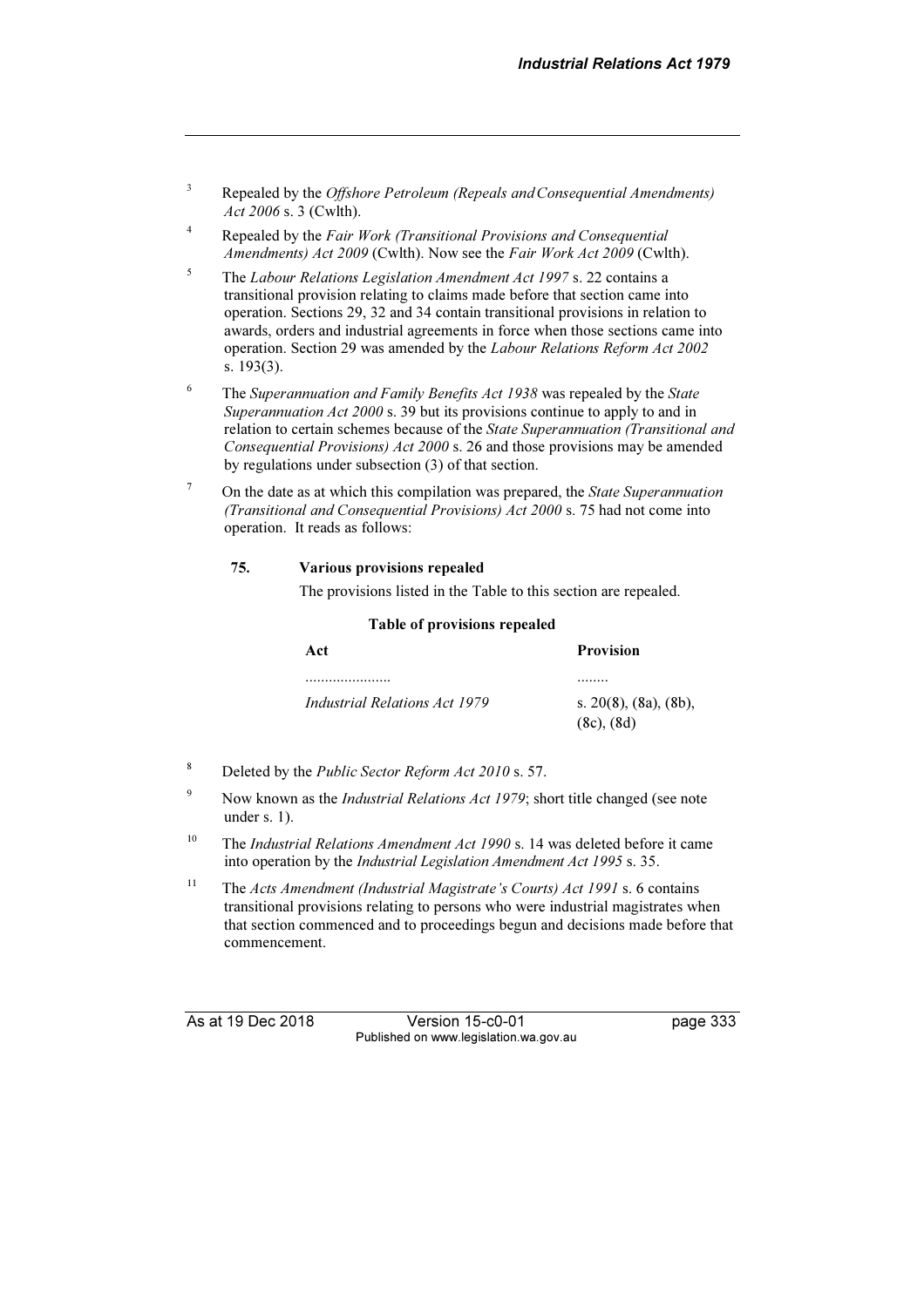[3] Repealed by the *Offshore Petroleum (Repeals and Consequential Amendments) Act 2006* s. 3 (Cwlth).

[4] Repealed by the *Fair Work (Transitional Provisions and Consequential Amendments) Act 2009* (Cwlth). Now see the *Fair Work Act 2009* (Cwlth).

[5] The *Labour Relations Legislation Amendment Act 1997* s. 22 contains a transitional provision relating to claims made before that section came into operation. Sections 29, 32 and 34 contain transitional provisions in relation to awards, orders and industrial agreements in force when those sections came into operation. Section 29 was amended by the *Labour Relations Reform Act 2002* s. 193(3).

[6] The *Superannuation and Family Benefits Act 1938* was repealed by the *State Superannuation Act 2000* s. 39 but its provisions continue to apply to and in relation to certain schemes because of the *State Superannuation (Transitional and Consequential Provisions) Act 2000* s. 26 and those provisions may be amended by regulations under subsection (3) of that section.

[7] On the date as at which this compilation was prepared, the *State Superannuation (Transitional and Consequential Provisions) Act 2000* s. 75 had not come into operation. It reads as follows:

**75. Various provisions repealed**

The provisions listed in the Table to this section are repealed.

**Table of provisions repealed**

| Act | Provision |
|---|---|
| ..................... | ........ |
| *Industrial Relations Act 1979* | s. 20(8), (8a), (8b), (8c), (8d) |

[8] Deleted by the *Public Sector Reform Act 2010* s. 57.

[9] Now known as the *Industrial Relations Act 1979*; short title changed (see note under s. 1).

[10] The *Industrial Relations Amendment Act 1990* s. 14 was deleted before it came into operation by the *Industrial Legislation Amendment Act 1995* s. 35.

[11] The *Acts Amendment (Industrial Magistrate's Courts) Act 1991* s. 6 contains transitional provisions relating to persons who were industrial magistrates when that section commenced and to proceedings begun and decisions made before that commencement.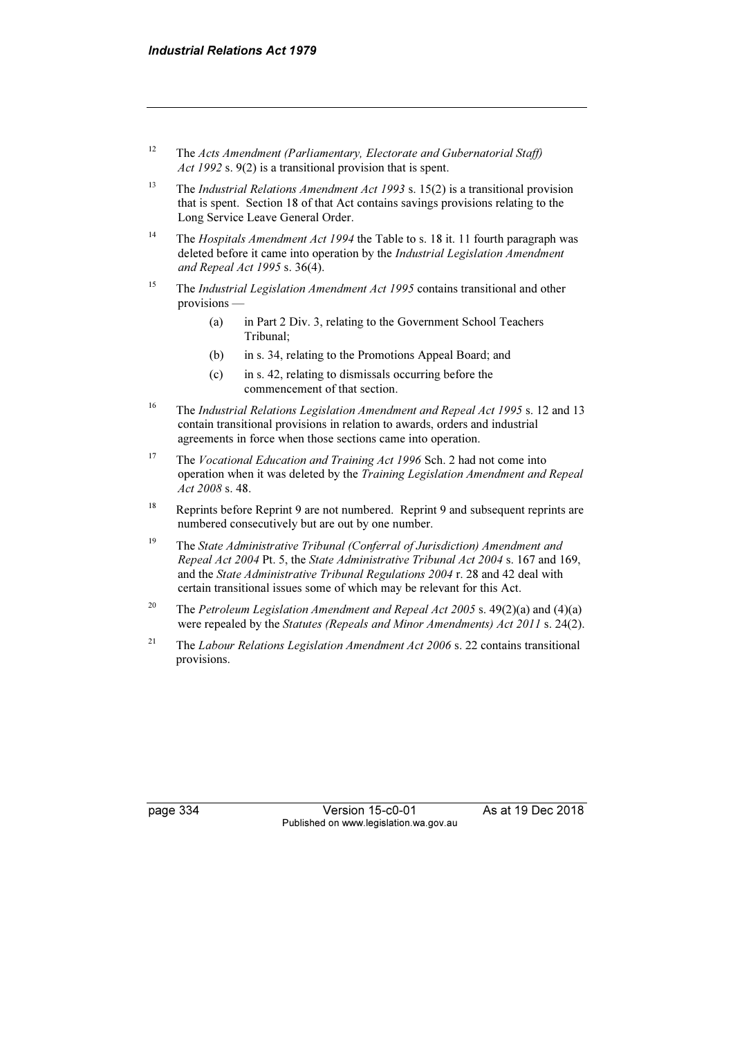[12] The *Acts Amendment (Parliamentary, Electorate and Gubernatorial Staff) Act 1992* s. 9(2) is a transitional provision that is spent.

[13] The *Industrial Relations Amendment Act 1993* s. 15(2) is a transitional provision that is spent. Section 18 of that Act contains savings provisions relating to the Long Service Leave General Order.

[14] The *Hospitals Amendment Act 1994* the Table to s. 18 it. 11 fourth paragraph was deleted before it came into operation by the *Industrial Legislation Amendment and Repeal Act 1995* s. 36(4).

[15] The *Industrial Legislation Amendment Act 1995* contains transitional and other provisions —

(a) in Part 2 Div. 3, relating to the Government School Teachers Tribunal;

(b) in s. 34, relating to the Promotions Appeal Board; and

(c) in s. 42, relating to dismissals occurring before the commencement of that section.

[16] The *Industrial Relations Legislation Amendment and Repeal Act 1995* s. 12 and 13 contain transitional provisions in relation to awards, orders and industrial agreements in force when those sections came into operation.

[17] The *Vocational Education and Training Act 1996* Sch. 2 had not come into operation when it was deleted by the *Training Legislation Amendment and Repeal Act 2008* s. 48.

[18] Reprints before Reprint 9 are not numbered. Reprint 9 and subsequent reprints are numbered consecutively but are out by one number.

[19] The *State Administrative Tribunal (Conferral of Jurisdiction) Amendment and Repeal Act 2004* Pt. 5, the *State Administrative Tribunal Act 2004* s. 167 and 169, and the *State Administrative Tribunal Regulations 2004* r. 28 and 42 deal with certain transitional issues some of which may be relevant for this Act.

[20] The *Petroleum Legislation Amendment and Repeal Act 2005* s. 49(2)(a) and (4)(a) were repealed by the *Statutes (Repeals and Minor Amendments) Act 2011* s. 24(2).

[21] The *Labour Relations Legislation Amendment Act 2006* s. 22 contains transitional provisions.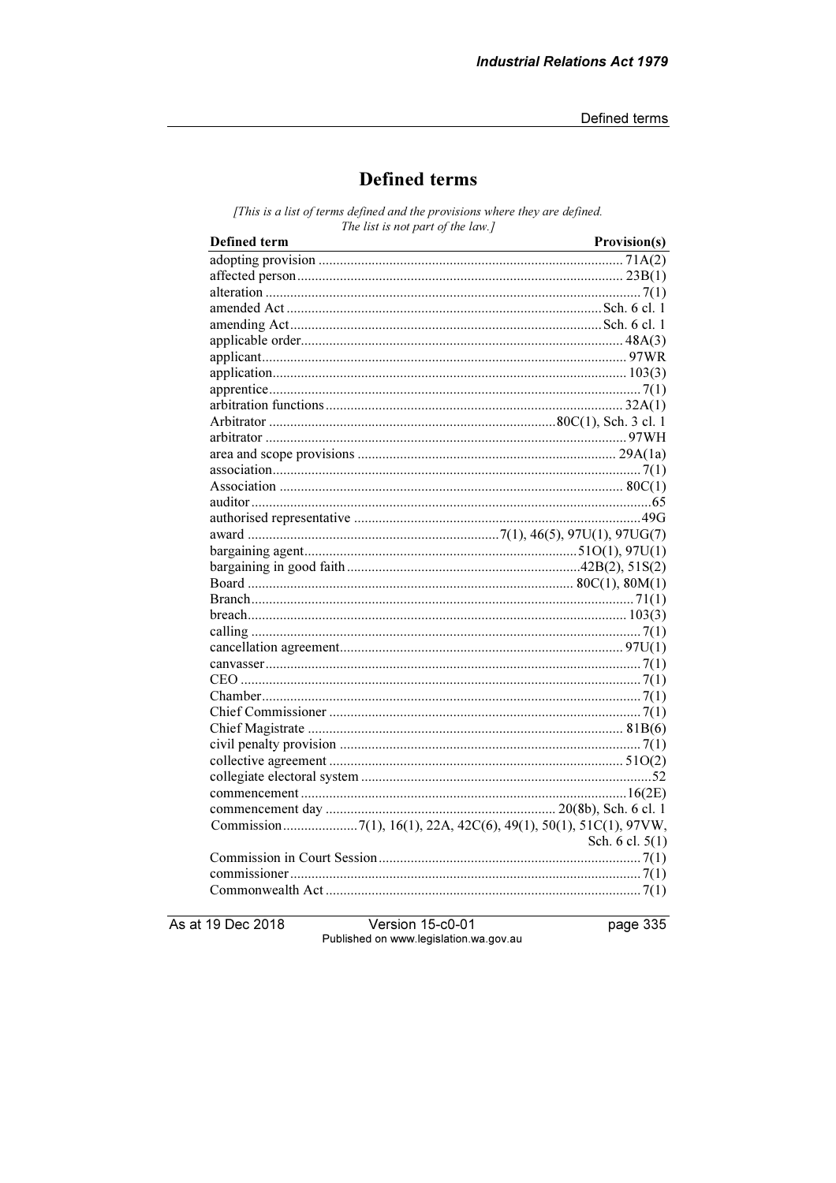# Defined terms

*[This is a list of terms defined and the provisions where they are defined. The list is not part of the law.]*

| Defined term | Provision(s) |
|---|---|
| adopting provision | 71A(2) |
| affected person | 23B(1) |
| alteration | 7(1) |
| amended Act | Sch. 6 cl. 1 |
| amending Act | Sch. 6 cl. 1 |
| applicable order | 48A(3) |
| applicant | 97WR |
| application | 103(3) |
| apprentice | 7(1) |
| arbitration functions | 32A(1) |
| Arbitrator | 80C(1), Sch. 3 cl. 1 |
| arbitrator | 97WH |
| area and scope provisions | 29A(1a) |
| association | 7(1) |
| Association | 80C(1) |
| auditor | 65 |
| authorised representative | 49G |
| award | 7(1), 46(5), 97U(1), 97UG(7) |
| bargaining agent | 51O(1), 97U(1) |
| bargaining in good faith | 42B(2), 51S(2) |
| Board | 80C(1), 80M(1) |
| Branch | 71(1) |
| breach | 103(3) |
| calling | 7(1) |
| cancellation agreement | 97U(1) |
| canvasser | 7(1) |
| CEO | 7(1) |
| Chamber | 7(1) |
| Chief Commissioner | 7(1) |
| Chief Magistrate | 81B(6) |
| civil penalty provision | 7(1) |
| collective agreement | 51O(2) |
| collegiate electoral system | 52 |
| commencement | 16(2E) |
| commencement day | 20(8b), Sch. 6 cl. 1 |
| Commission | 7(1), 16(1), 22A, 42C(6), 49(1), 50(1), 51C(1), 97VW, Sch. 6 cl. 5(1) |
| Commission in Court Session | 7(1) |
| commissioner | 7(1) |
| Commonwealth Act | 7(1) |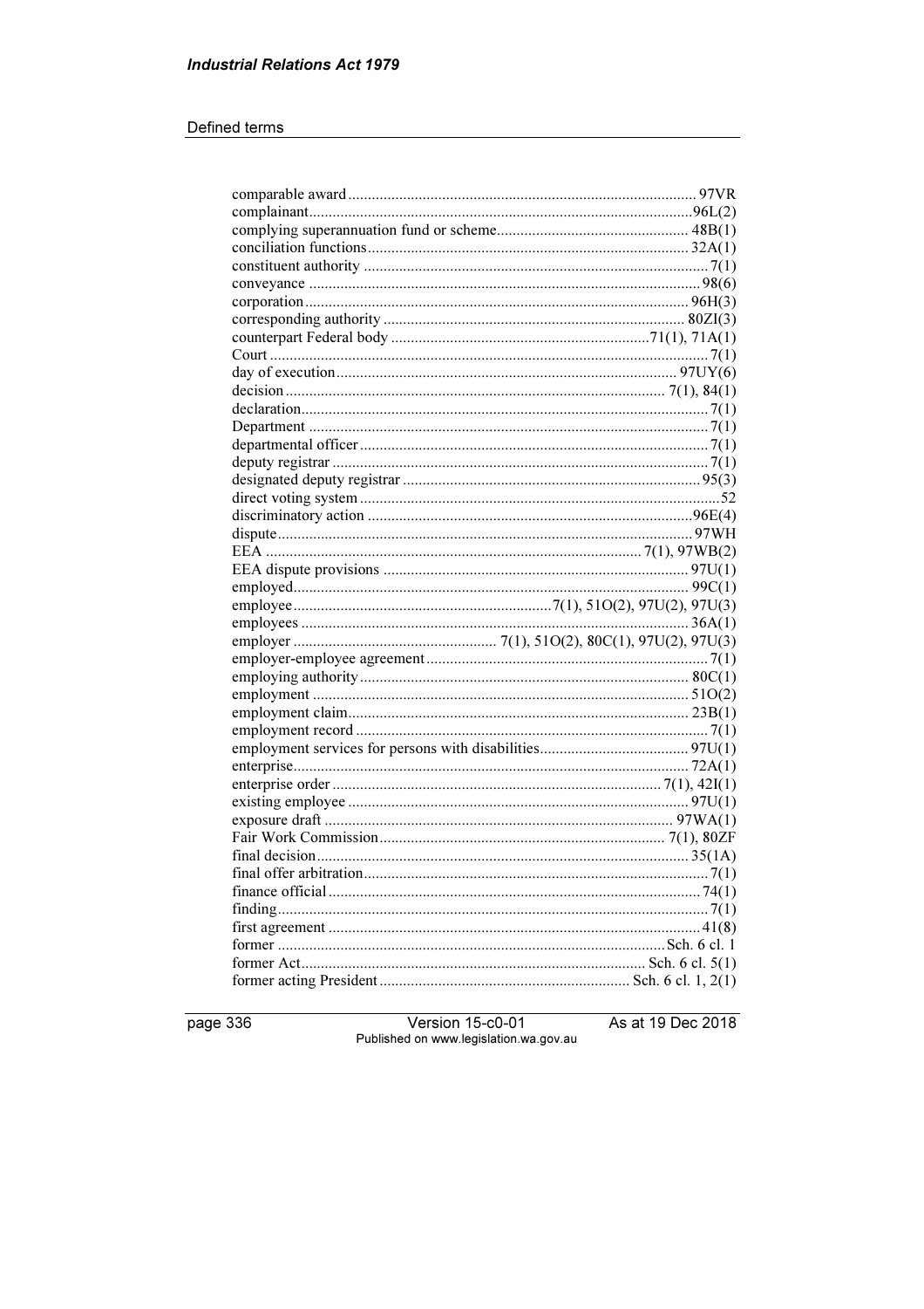Defined terms

| | |
|---|---|
| comparable award | 97VR |
| complainant | 96L(2) |
| complying superannuation fund or scheme | 48B(1) |
| conciliation functions | 32A(1) |
| constituent authority | 7(1) |
| conveyance | 98(6) |
| corporation | 96H(3) |
| corresponding authority | 80ZI(3) |
| counterpart Federal body | 71(1), 71A(1) |
| Court | 7(1) |
| day of execution | 97UY(6) |
| decision | 7(1), 84(1) |
| declaration | 7(1) |
| Department | 7(1) |
| departmental officer | 7(1) |
| deputy registrar | 7(1) |
| designated deputy registrar | 95(3) |
| direct voting system | 52 |
| discriminatory action | 96E(4) |
| dispute | 97WH |
| EEA | 7(1), 97WB(2) |
| EEA dispute provisions | 97U(1) |
| employed | 99C(1) |
| employee | 7(1), 51O(2), 97U(2), 97U(3) |
| employees | 36A(1) |
| employer | 7(1), 51O(2), 80C(1), 97U(2), 97U(3) |
| employer-employee agreement | 7(1) |
| employing authority | 80C(1) |
| employment | 51O(2) |
| employment claim | 23B(1) |
| employment record | 7(1) |
| employment services for persons with disabilities | 97U(1) |
| enterprise | 72A(1) |
| enterprise order | 7(1), 42I(1) |
| existing employee | 97U(1) |
| exposure draft | 97WA(1) |
| Fair Work Commission | 7(1), 80ZF |
| final decision | 35(1A) |
| final offer arbitration | 7(1) |
| finance official | 74(1) |
| finding | 7(1) |
| first agreement | 41(8) |
| former | Sch. 6 cl. 1 |
| former Act | Sch. 6 cl. 5(1) |
| former acting President | Sch. 6 cl. 1, 2(1) |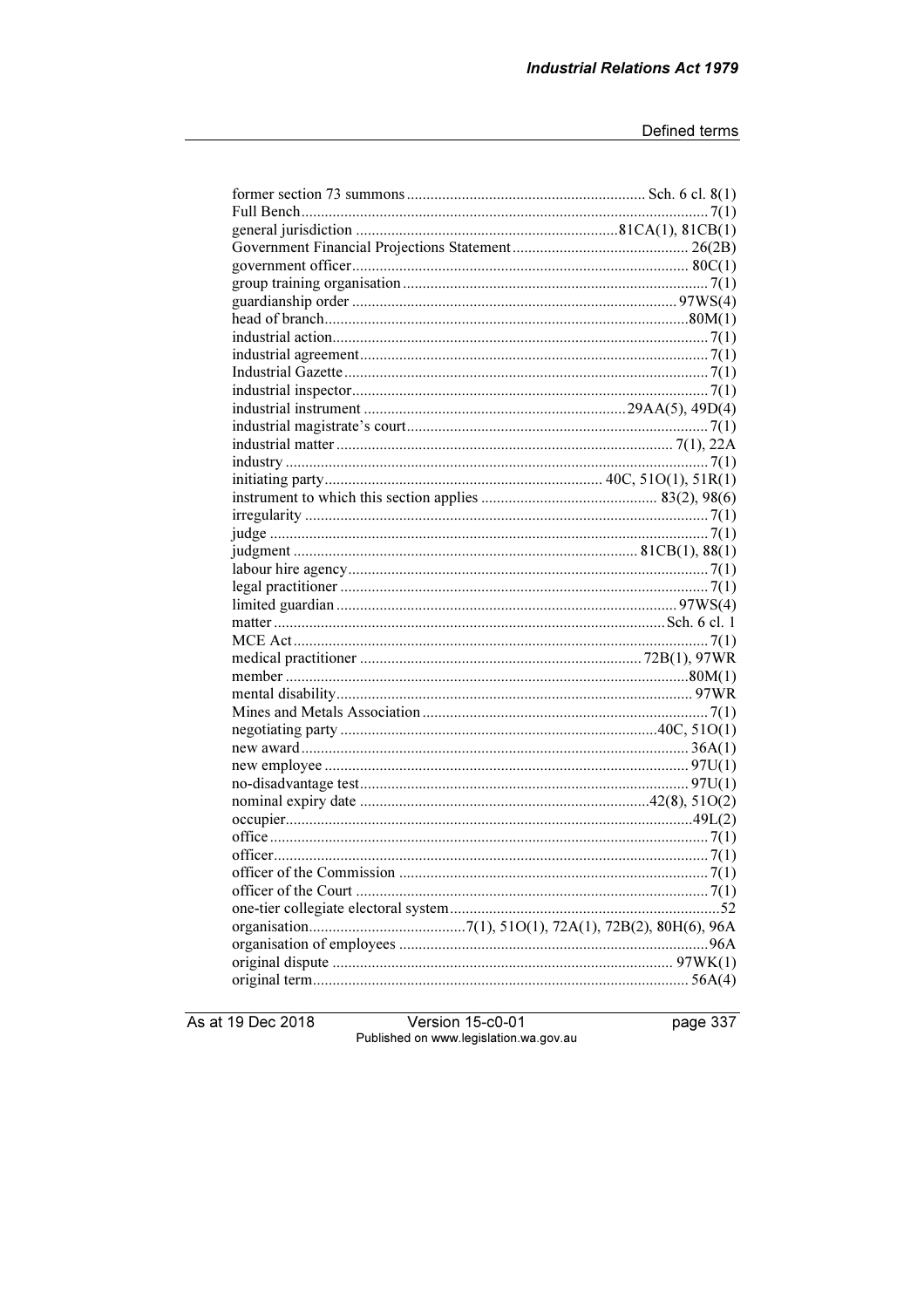| | |
|---|---|
| former section 73 summons | Sch. 6 cl. 8(1) |
| Full Bench | 7(1) |
| general jurisdiction | 81CA(1), 81CB(1) |
| Government Financial Projections Statement | 26(2B) |
| government officer | 80C(1) |
| group training organisation | 7(1) |
| guardianship order | 97WS(4) |
| head of branch | 80M(1) |
| industrial action | 7(1) |
| industrial agreement | 7(1) |
| Industrial Gazette | 7(1) |
| industrial inspector | 7(1) |
| industrial instrument | 29AA(5), 49D(4) |
| industrial magistrate's court | 7(1) |
| industrial matter | 7(1), 22A |
| industry | 7(1) |
| initiating party | 40C, 51O(1), 51R(1) |
| instrument to which this section applies | 83(2), 98(6) |
| irregularity | 7(1) |
| judge | 7(1) |
| judgment | 81CB(1), 88(1) |
| labour hire agency | 7(1) |
| legal practitioner | 7(1) |
| limited guardian | 97WS(4) |
| matter | Sch. 6 cl. 1 |
| MCE Act | 7(1) |
| medical practitioner | 72B(1), 97WR |
| member | 80M(1) |
| mental disability | 97WR |
| Mines and Metals Association | 7(1) |
| negotiating party | 40C, 51O(1) |
| new award | 36A(1) |
| new employee | 97U(1) |
| no-disadvantage test | 97U(1) |
| nominal expiry date | 42(8), 51O(2) |
| occupier | 49L(2) |
| office | 7(1) |
| officer | 7(1) |
| officer of the Commission | 7(1) |
| officer of the Court | 7(1) |
| one-tier collegiate electoral system | 52 |
| organisation | 7(1), 51O(1), 72A(1), 72B(2), 80H(6), 96A |
| organisation of employees | 96A |
| original dispute | 97WK(1) |
| original term | 56A(4) |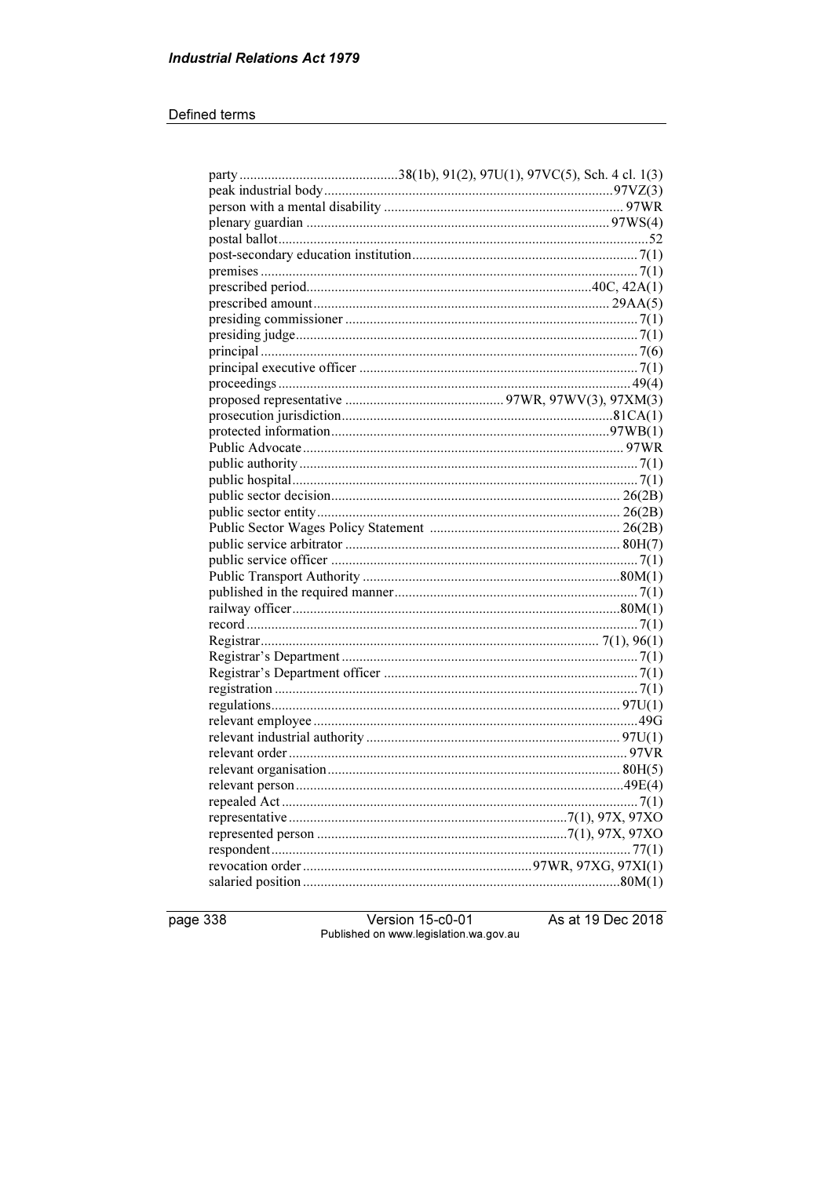## Defined terms

| | |
|---|---|
| party | 38(1b), 91(2), 97U(1), 97VC(5), Sch. 4 cl. 1(3) |
| peak industrial body | 97VZ(3) |
| person with a mental disability | 97WR |
| plenary guardian | 97WS(4) |
| postal ballot | 52 |
| post-secondary education institution | 7(1) |
| premises | 7(1) |
| prescribed period | 40C, 42A(1) |
| prescribed amount | 29AA(5) |
| presiding commissioner | 7(1) |
| presiding judge | 7(1) |
| principal | 7(6) |
| principal executive officer | 7(1) |
| proceedings | 49(4) |
| proposed representative | 97WR, 97WV(3), 97XM(3) |
| prosecution jurisdiction | 81CA(1) |
| protected information | 97WB(1) |
| Public Advocate | 97WR |
| public authority | 7(1) |
| public hospital | 7(1) |
| public sector decision | 26(2B) |
| public sector entity | 26(2B) |
| Public Sector Wages Policy Statement | 26(2B) |
| public service arbitrator | 80H(7) |
| public service officer | 7(1) |
| Public Transport Authority | 80M(1) |
| published in the required manner | 7(1) |
| railway officer | 80M(1) |
| record | 7(1) |
| Registrar | 7(1), 96(1) |
| Registrar's Department | 7(1) |
| Registrar's Department officer | 7(1) |
| registration | 7(1) |
| regulations | 97U(1) |
| relevant employee | 49G |
| relevant industrial authority | 97U(1) |
| relevant order | 97VR |
| relevant organisation | 80H(5) |
| relevant person | 49E(4) |
| repealed Act | 7(1) |
| representative | 7(1), 97X, 97XO |
| represented person | 7(1), 97X, 97XO |
| respondent | 77(1) |
| revocation order | 97WR, 97XG, 97XI(1) |
| salaried position | 80M(1) |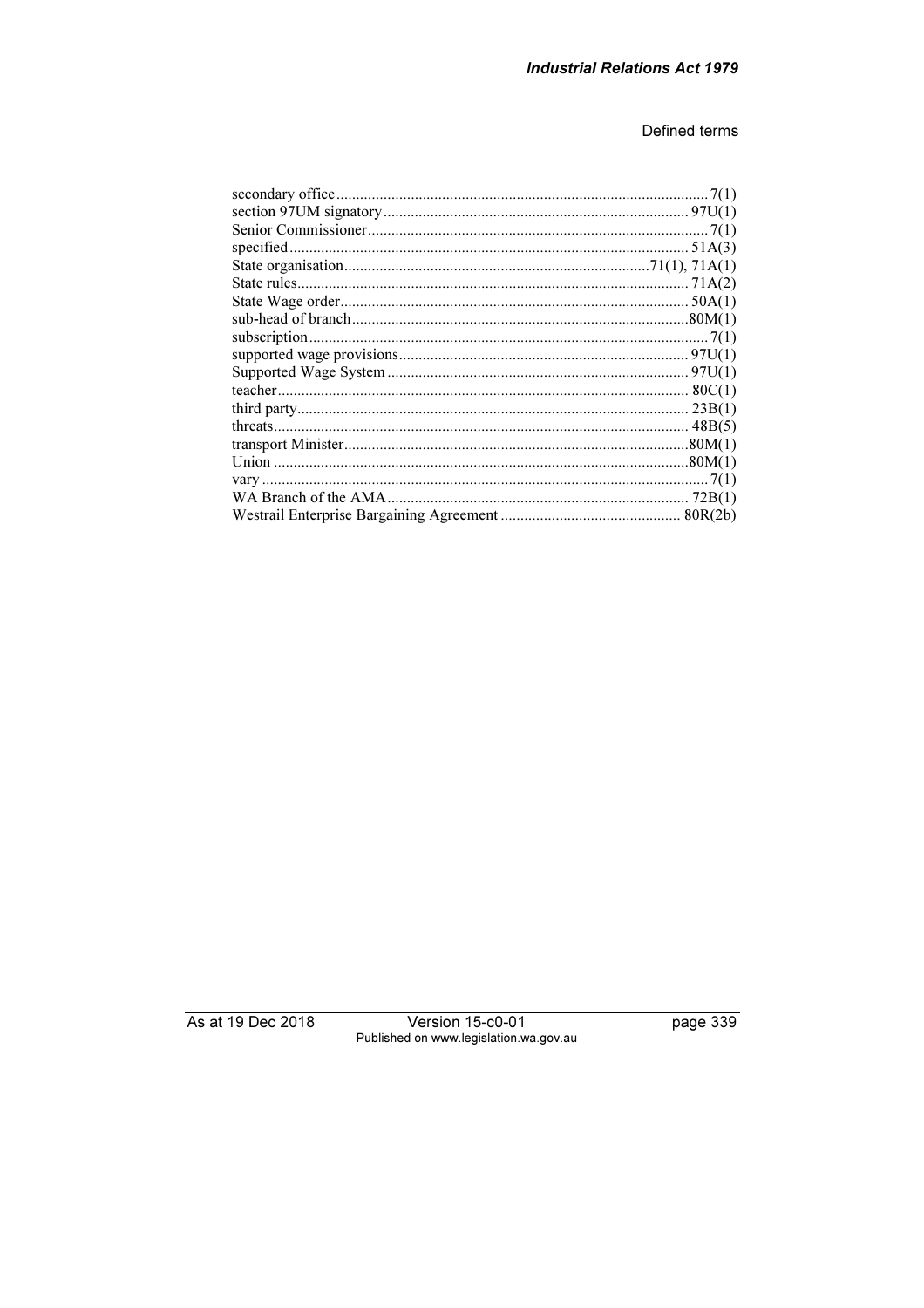secondary office ............................................................................................. 7(1)
section 97UM signatory ............................................................................. 97U(1)
Senior Commissioner .................................................................................... 7(1)
specified ..................................................................................................... 51A(3)
State organisation ............................................................................. 71(1), 71A(1)
State rules ................................................................................................... 71A(2)
State Wage order ......................................................................................... 50A(1)
sub-head of branch ...................................................................................... 80M(1)
subscription .................................................................................................... 7(1)
supported wage provisions ......................................................................... 97U(1)
Supported Wage System ............................................................................ 97U(1)
teacher ........................................................................................................ 80C(1)
third party ................................................................................................... 23B(1)
threats ......................................................................................................... 48B(5)
transport Minister ........................................................................................ 80M(1)
Union .......................................................................................................... 80M(1)
vary ............................................................................................................... 7(1)
WA Branch of the AMA ............................................................................. 72B(1)
Westrail Enterprise Bargaining Agreement .............................................. 80R(2b)